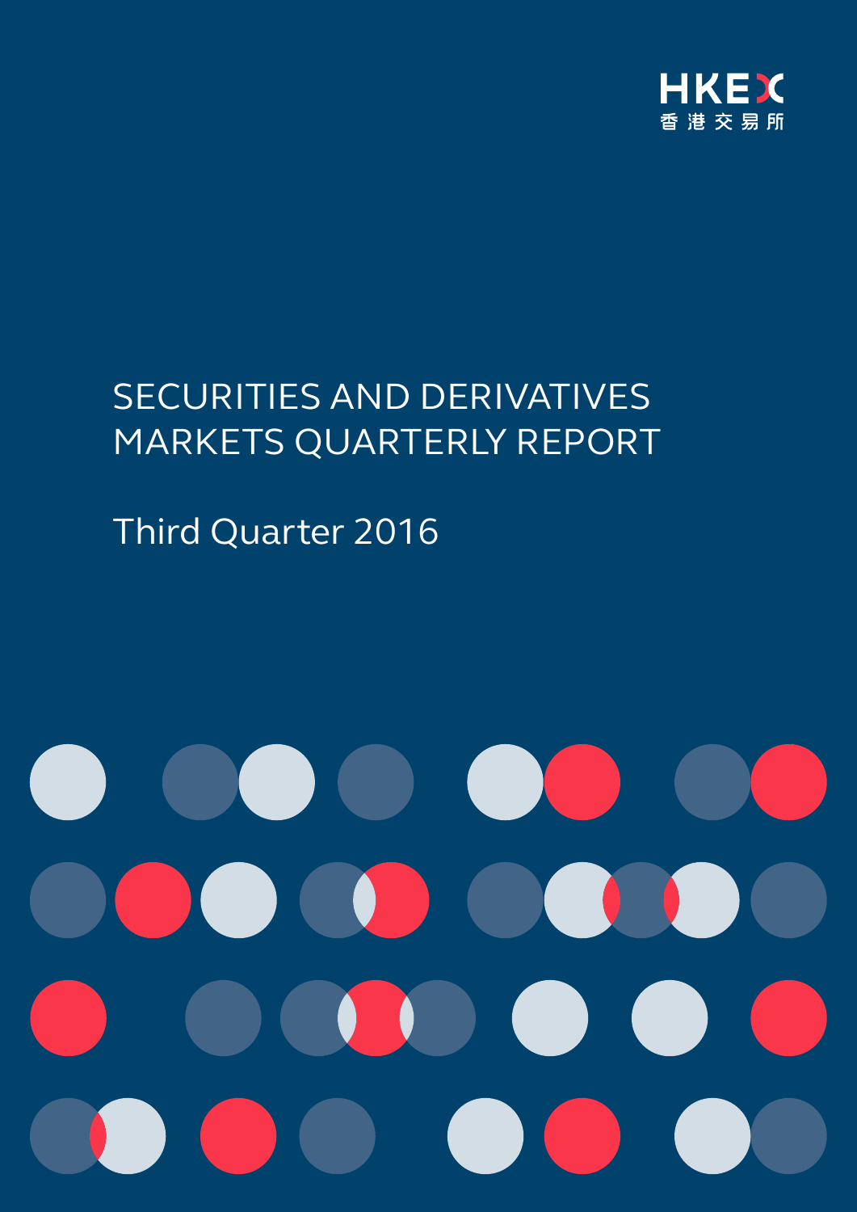HKEX
香港交易所

# SECURITIES AND DERIVATIVES MARKETS QUARTERLY REPORT

## Third Quarter 2016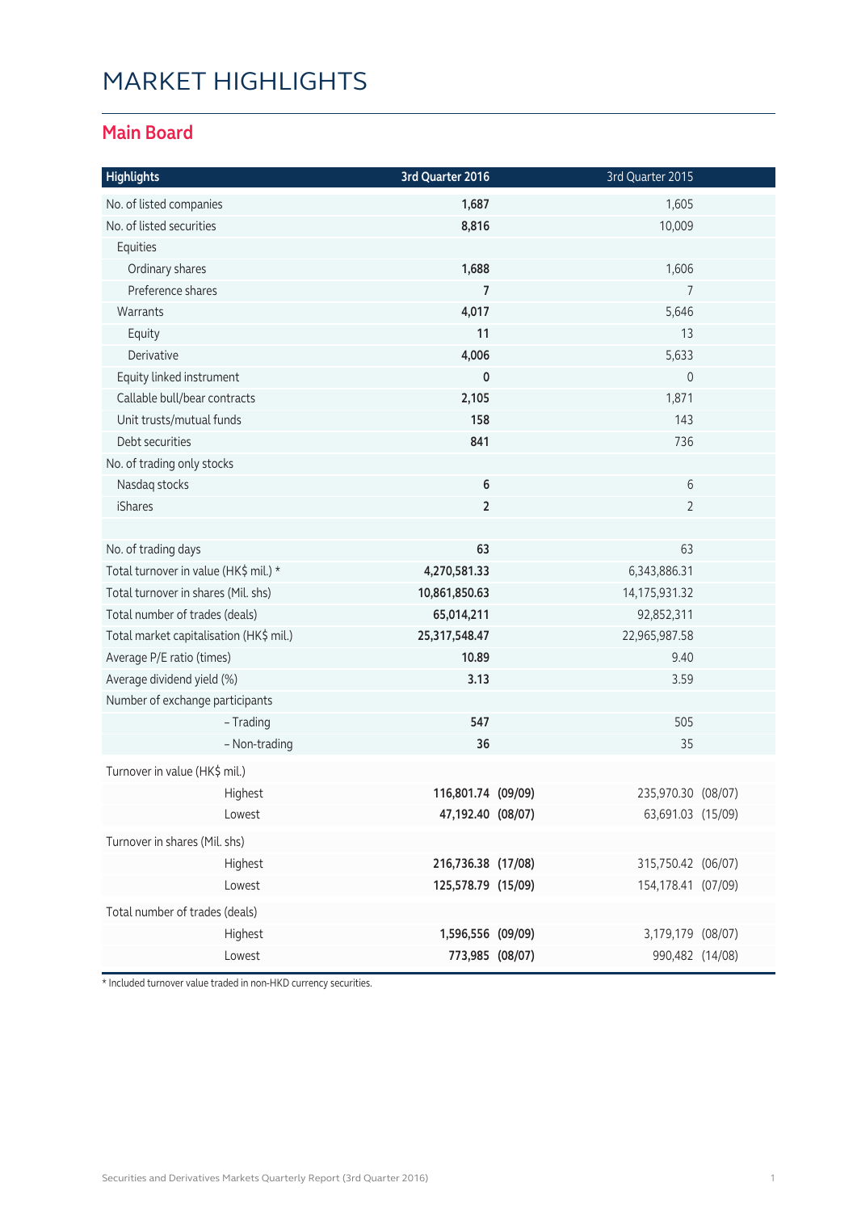# MARKET HIGHLIGHTS

## Main Board

| Highlights | 3rd Quarter 2016 | 3rd Quarter 2015 |
|---|---|---|
| No. of listed companies | **1,687** | 1,605 |
| No. of listed securities | **8,816** | 10,009 |
| Equities | | |
| Ordinary shares | **1,688** | 1,606 |
| Preference shares | **7** | 7 |
| Warrants | **4,017** | 5,646 |
| Equity | **11** | 13 |
| Derivative | **4,006** | 5,633 |
| Equity linked instrument | **0** | 0 |
| Callable bull/bear contracts | **2,105** | 1,871 |
| Unit trusts/mutual funds | **158** | 143 |
| Debt securities | **841** | 736 |
| No. of trading only stocks | | |
| Nasdaq stocks | **6** | 6 |
| iShares | **2** | 2 |
| | | |
| No. of trading days | **63** | 63 |
| Total turnover in value (HK$ mil.) * | **4,270,581.33** | 6,343,886.31 |
| Total turnover in shares (Mil. shs) | **10,861,850.63** | 14,175,931.32 |
| Total number of trades (deals) | **65,014,211** | 92,852,311 |
| Total market capitalisation (HK$ mil.) | **25,317,548.47** | 22,965,987.58 |
| Average P/E ratio (times) | **10.89** | 9.40 |
| Average dividend yield (%) | **3.13** | 3.59 |
| Number of exchange participants | | |
| – Trading | **547** | 505 |
| – Non-trading | **36** | 35 |
| Turnover in value (HK$ mil.) | | |
| Highest | **116,801.74 (09/09)** | 235,970.30 (08/07) |
| Lowest | **47,192.40 (08/07)** | 63,691.03 (15/09) |
| Turnover in shares (Mil. shs) | | |
| Highest | **216,736.38 (17/08)** | 315,750.42 (06/07) |
| Lowest | **125,578.79 (15/09)** | 154,178.41 (07/09) |
| Total number of trades (deals) | | |
| Highest | **1,596,556 (09/09)** | 3,179,179 (08/07) |
| Lowest | **773,985 (08/07)** | 990,482 (14/08) |

* Included turnover value traded in non-HKD currency securities.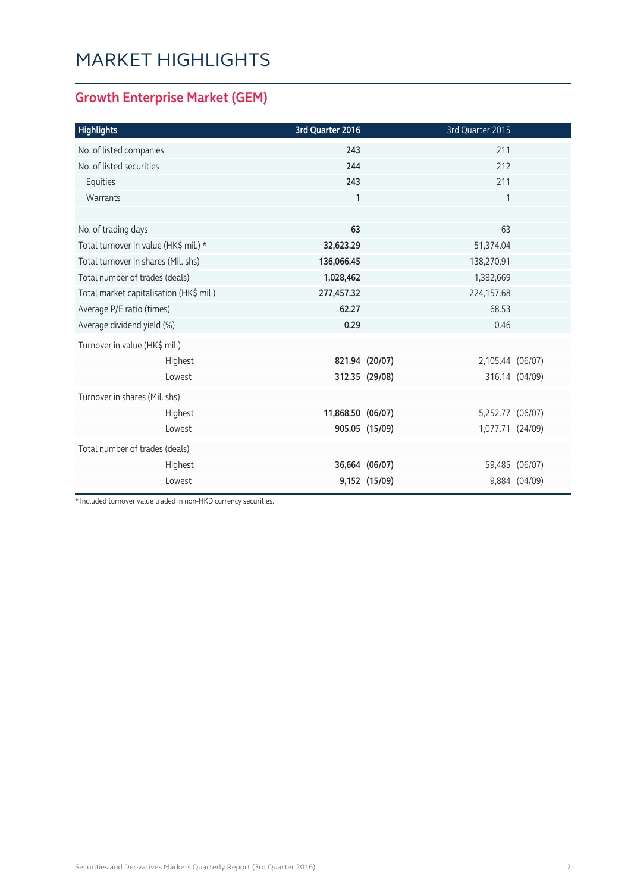# MARKET HIGHLIGHTS

## Growth Enterprise Market (GEM)

| Highlights | 3rd Quarter 2016 | | 3rd Quarter 2015 | |
|---|---|---|---|---|
| No. of listed companies | **243** | | 211 | |
| No. of listed securities | **244** | | 212 | |
| Equities | **243** | | 211 | |
| Warrants | **1** | | 1 | |
| | | | | |
| No. of trading days | **63** | | 63 | |
| Total turnover in value (HK$ mil.) * | **32,623.29** | | 51,374.04 | |
| Total turnover in shares (Mil. shs) | **136,066.45** | | 138,270.91 | |
| Total number of trades (deals) | **1,028,462** | | 1,382,669 | |
| Total market capitalisation (HK$ mil.) | **277,457.32** | | 224,157.68 | |
| Average P/E ratio (times) | **62.27** | | 68.53 | |
| Average dividend yield (%) | **0.29** | | 0.46 | |
| Turnover in value (HK$ mil.) | | | | |
| Highest | **821.94** | **(20/07)** | 2,105.44 | (06/07) |
| Lowest | **312.35** | **(29/08)** | 316.14 | (04/09) |
| Turnover in shares (Mil. shs) | | | | |
| Highest | **11,868.50** | **(06/07)** | 5,252.77 | (06/07) |
| Lowest | **905.05** | **(15/09)** | 1,077.71 | (24/09) |
| Total number of trades (deals) | | | | |
| Highest | **36,664** | **(06/07)** | 59,485 | (06/07) |
| Lowest | **9,152** | **(15/09)** | 9,884 | (04/09) |

* Included turnover value traded in non-HKD currency securities.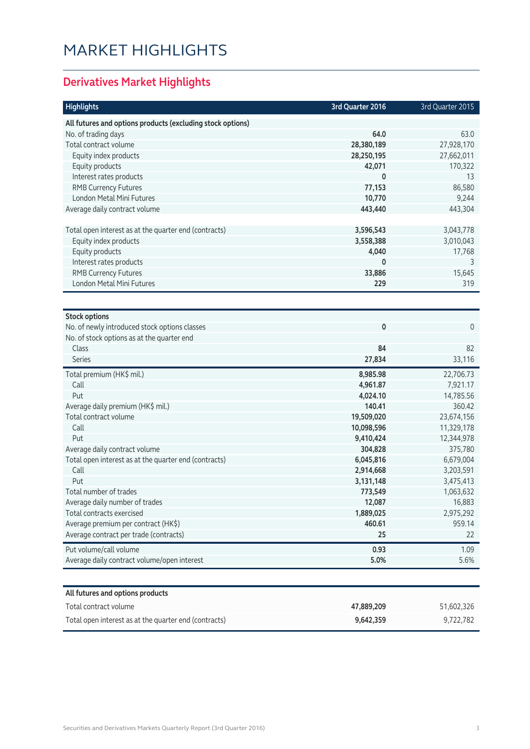# MARKET HIGHLIGHTS

## Derivatives Market Highlights

| Highlights | 3rd Quarter 2016 | 3rd Quarter 2015 |
|---|---|---|
| **All futures and options products (excluding stock options)** | | |
| No. of trading days | **64.0** | 63.0 |
| Total contract volume | **28,380,189** | 27,928,170 |
| Equity index products | **28,250,195** | 27,662,011 |
| Equity products | **42,071** | 170,322 |
| Interest rates products | **0** | 13 |
| RMB Currency Futures | **77,153** | 86,580 |
| London Metal Mini Futures | **10,770** | 9,244 |
| Average daily contract volume | **443,440** | 443,304 |
| | | |
| Total open interest as at the quarter end (contracts) | **3,596,543** | 3,043,778 |
| Equity index products | **3,558,388** | 3,010,043 |
| Equity products | **4,040** | 17,768 |
| Interest rates products | **0** | 3 |
| RMB Currency Futures | **33,886** | 15,645 |
| London Metal Mini Futures | **229** | 319 |

| Stock options | 3rd Quarter 2016 | 3rd Quarter 2015 |
|---|---|---|
| No. of newly introduced stock options classes | **0** | 0 |
| No. of stock options as at the quarter end | | |
| Class | **84** | 82 |
| Series | **27,834** | 33,116 |
| Total premium (HK$ mil.) | **8,985.98** | 22,706.73 |
| Call | **4,961.87** | 7,921.17 |
| Put | **4,024.10** | 14,785.56 |
| Average daily premium (HK$ mil.) | **140.41** | 360.42 |
| Total contract volume | **19,509,020** | 23,674,156 |
| Call | **10,098,596** | 11,329,178 |
| Put | **9,410,424** | 12,344,978 |
| Average daily contract volume | **304,828** | 375,780 |
| Total open interest as at the quarter end (contracts) | **6,045,816** | 6,679,004 |
| Call | **2,914,668** | 3,203,591 |
| Put | **3,131,148** | 3,475,413 |
| Total number of trades | **773,549** | 1,063,632 |
| Average daily number of trades | **12,087** | 16,883 |
| Total contracts exercised | **1,889,025** | 2,975,292 |
| Average premium per contract (HK$) | **460.61** | 959.14 |
| Average contract per trade (contracts) | **25** | 22 |
| Put volume/call volume | **0.93** | 1.09 |
| Average daily contract volume/open interest | **5.0%** | 5.6% |

| All futures and options products | 3rd Quarter 2016 | 3rd Quarter 2015 |
|---|---|---|
| Total contract volume | **47,889,209** | 51,602,326 |
| Total open interest as at the quarter end (contracts) | **9,642,359** | 9,722,782 |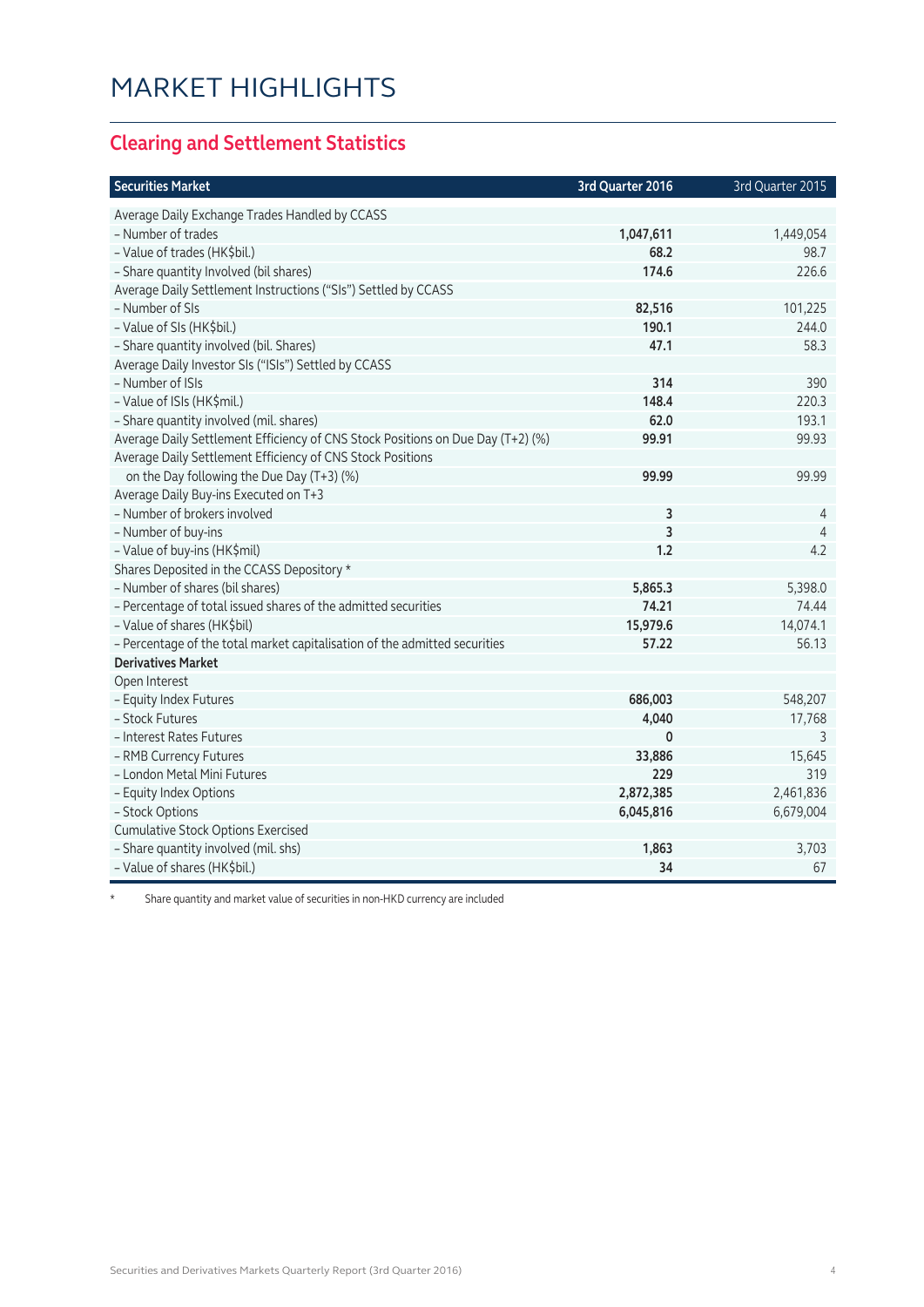# MARKET HIGHLIGHTS

## Clearing and Settlement Statistics

| Securities Market | 3rd Quarter 2016 | 3rd Quarter 2015 |
|---|---|---|
| Average Daily Exchange Trades Handled by CCASS | | |
| – Number of trades | **1,047,611** | 1,449,054 |
| – Value of trades (HK$bil.) | **68.2** | 98.7 |
| – Share quantity Involved (bil shares) | **174.6** | 226.6 |
| Average Daily Settlement Instructions ("SIs") Settled by CCASS | | |
| – Number of SIs | **82,516** | 101,225 |
| – Value of SIs (HK$bil.) | **190.1** | 244.0 |
| – Share quantity involved (bil. Shares) | **47.1** | 58.3 |
| Average Daily Investor SIs ("ISIs") Settled by CCASS | | |
| – Number of ISIs | **314** | 390 |
| – Value of ISIs (HK$mil.) | **148.4** | 220.3 |
| – Share quantity involved (mil. shares) | **62.0** | 193.1 |
| Average Daily Settlement Efficiency of CNS Stock Positions on Due Day (T+2) (%) | **99.91** | 99.93 |
| Average Daily Settlement Efficiency of CNS Stock Positions on the Day following the Due Day (T+3) (%) | **99.99** | 99.99 |
| Average Daily Buy-ins Executed on T+3 | | |
| – Number of brokers involved | **3** | 4 |
| – Number of buy-ins | **3** | 4 |
| – Value of buy-ins (HK$mil) | **1.2** | 4.2 |
| Shares Deposited in the CCASS Depository * | | |
| – Number of shares (bil shares) | **5,865.3** | 5,398.0 |
| – Percentage of total issued shares of the admitted securities | **74.21** | 74.44 |
| – Value of shares (HK$bil) | **15,979.6** | 14,074.1 |
| – Percentage of the total market capitalisation of the admitted securities | **57.22** | 56.13 |
| **Derivatives Market** | | |
| Open Interest | | |
| – Equity Index Futures | **686,003** | 548,207 |
| – Stock Futures | **4,040** | 17,768 |
| – Interest Rates Futures | **0** | 3 |
| – RMB Currency Futures | **33,886** | 15,645 |
| – London Metal Mini Futures | **229** | 319 |
| – Equity Index Options | **2,872,385** | 2,461,836 |
| – Stock Options | **6,045,816** | 6,679,004 |
| Cumulative Stock Options Exercised | | |
| – Share quantity involved (mil. shs) | **1,863** | 3,703 |
| – Value of shares (HK$bil.) | **34** | 67 |

\* Share quantity and market value of securities in non-HKD currency are included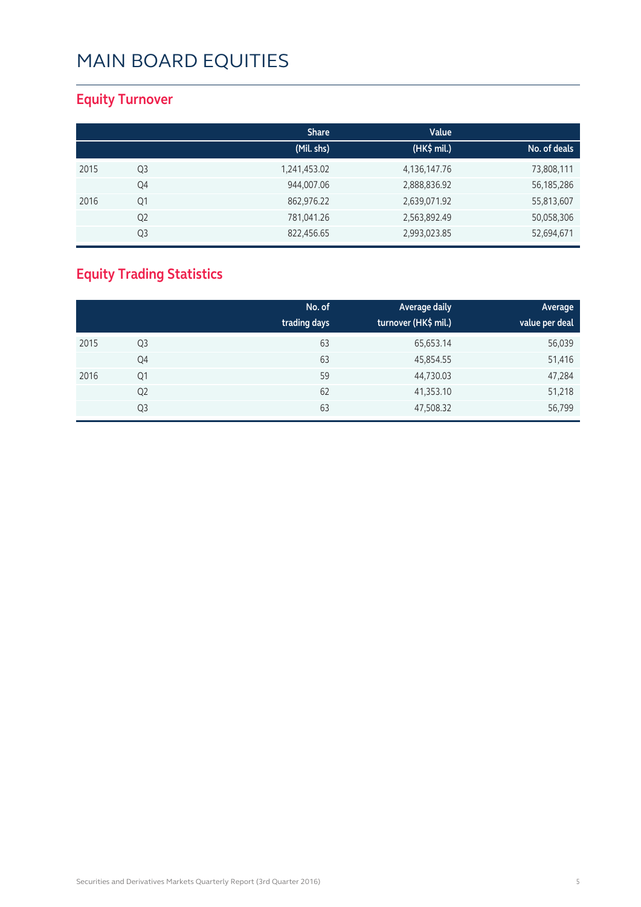# MAIN BOARD EQUITIES

## Equity Turnover

| | | Share (Mil. shs) | Value (HK$ mil.) | No. of deals |
|---|---|---|---|---|
| 2015 | Q3 | 1,241,453.02 | 4,136,147.76 | 73,808,111 |
| | Q4 | 944,007.06 | 2,888,836.92 | 56,185,286 |
| 2016 | Q1 | 862,976.22 | 2,639,071.92 | 55,813,607 |
| | Q2 | 781,041.26 | 2,563,892.49 | 50,058,306 |
| | Q3 | 822,456.65 | 2,993,023.85 | 52,694,671 |

## Equity Trading Statistics

| | | No. of trading days | Average daily turnover (HK$ mil.) | Average value per deal |
|---|---|---|---|---|
| 2015 | Q3 | 63 | 65,653.14 | 56,039 |
| | Q4 | 63 | 45,854.55 | 51,416 |
| 2016 | Q1 | 59 | 44,730.03 | 47,284 |
| | Q2 | 62 | 41,353.10 | 51,218 |
| | Q3 | 63 | 47,508.32 | 56,799 |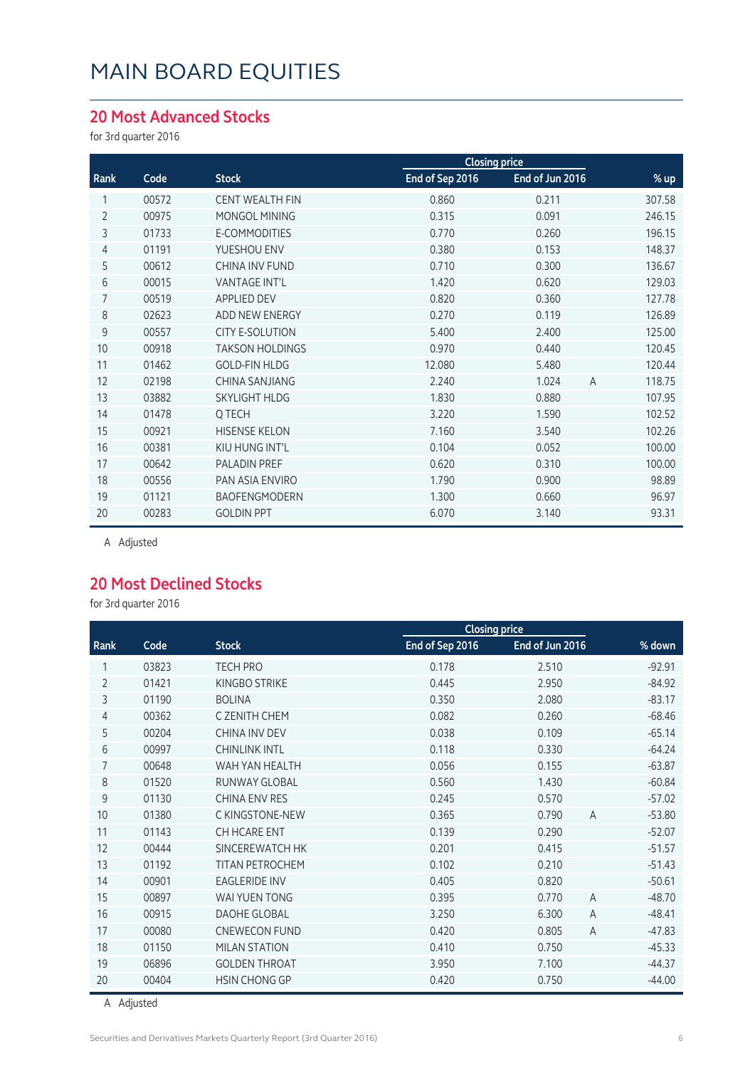# MAIN BOARD EQUITIES

## 20 Most Advanced Stocks

for 3rd quarter 2016

| | | | Closing price | | | |
|---|---|---|---|---|---|---|
| Rank | Code | Stock | End of Sep 2016 | End of Jun 2016 | | % up |
| 1 | 00572 | CENT WEALTH FIN | 0.860 | 0.211 | | 307.58 |
| 2 | 00975 | MONGOL MINING | 0.315 | 0.091 | | 246.15 |
| 3 | 01733 | E-COMMODITIES | 0.770 | 0.260 | | 196.15 |
| 4 | 01191 | YUESHOU ENV | 0.380 | 0.153 | | 148.37 |
| 5 | 00612 | CHINA INV FUND | 0.710 | 0.300 | | 136.67 |
| 6 | 00015 | VANTAGE INT'L | 1.420 | 0.620 | | 129.03 |
| 7 | 00519 | APPLIED DEV | 0.820 | 0.360 | | 127.78 |
| 8 | 02623 | ADD NEW ENERGY | 0.270 | 0.119 | | 126.89 |
| 9 | 00557 | CITY E-SOLUTION | 5.400 | 2.400 | | 125.00 |
| 10 | 00918 | TAKSON HOLDINGS | 0.970 | 0.440 | | 120.45 |
| 11 | 01462 | GOLD-FIN HLDG | 12.080 | 5.480 | | 120.44 |
| 12 | 02198 | CHINA SANJIANG | 2.240 | 1.024 | A | 118.75 |
| 13 | 03882 | SKYLIGHT HLDG | 1.830 | 0.880 | | 107.95 |
| 14 | 01478 | Q TECH | 3.220 | 1.590 | | 102.52 |
| 15 | 00921 | HISENSE KELON | 7.160 | 3.540 | | 102.26 |
| 16 | 00381 | KIU HUNG INT'L | 0.104 | 0.052 | | 100.00 |
| 17 | 00642 | PALADIN PREF | 0.620 | 0.310 | | 100.00 |
| 18 | 00556 | PAN ASIA ENVIRO | 1.790 | 0.900 | | 98.89 |
| 19 | 01121 | BAOFENGMODERN | 1.300 | 0.660 | | 96.97 |
| 20 | 00283 | GOLDIN PPT | 6.070 | 3.140 | | 93.31 |

A Adjusted

## 20 Most Declined Stocks

for 3rd quarter 2016

| | | | Closing price | | | |
|---|---|---|---|---|---|---|
| Rank | Code | Stock | End of Sep 2016 | End of Jun 2016 | | % down |
| 1 | 03823 | TECH PRO | 0.178 | 2.510 | | -92.91 |
| 2 | 01421 | KINGBO STRIKE | 0.445 | 2.950 | | -84.92 |
| 3 | 01190 | BOLINA | 0.350 | 2.080 | | -83.17 |
| 4 | 00362 | C ZENITH CHEM | 0.082 | 0.260 | | -68.46 |
| 5 | 00204 | CHINA INV DEV | 0.038 | 0.109 | | -65.14 |
| 6 | 00997 | CHINLINK INTL | 0.118 | 0.330 | | -64.24 |
| 7 | 00648 | WAH YAN HEALTH | 0.056 | 0.155 | | -63.87 |
| 8 | 01520 | RUNWAY GLOBAL | 0.560 | 1.430 | | -60.84 |
| 9 | 01130 | CHINA ENV RES | 0.245 | 0.570 | | -57.02 |
| 10 | 01380 | C KINGSTONE-NEW | 0.365 | 0.790 | A | -53.80 |
| 11 | 01143 | CH HCARE ENT | 0.139 | 0.290 | | -52.07 |
| 12 | 00444 | SINCEREWATCH HK | 0.201 | 0.415 | | -51.57 |
| 13 | 01192 | TITAN PETROCHEM | 0.102 | 0.210 | | -51.43 |
| 14 | 00901 | EAGLERIDE INV | 0.405 | 0.820 | | -50.61 |
| 15 | 00897 | WAI YUEN TONG | 0.395 | 0.770 | A | -48.70 |
| 16 | 00915 | DAOHE GLOBAL | 3.250 | 6.300 | A | -48.41 |
| 17 | 00080 | CNEWECON FUND | 0.420 | 0.805 | A | -47.83 |
| 18 | 01150 | MILAN STATION | 0.410 | 0.750 | | -45.33 |
| 19 | 06896 | GOLDEN THROAT | 3.950 | 7.100 | | -44.37 |
| 20 | 00404 | HSIN CHONG GP | 0.420 | 0.750 | | -44.00 |

A Adjusted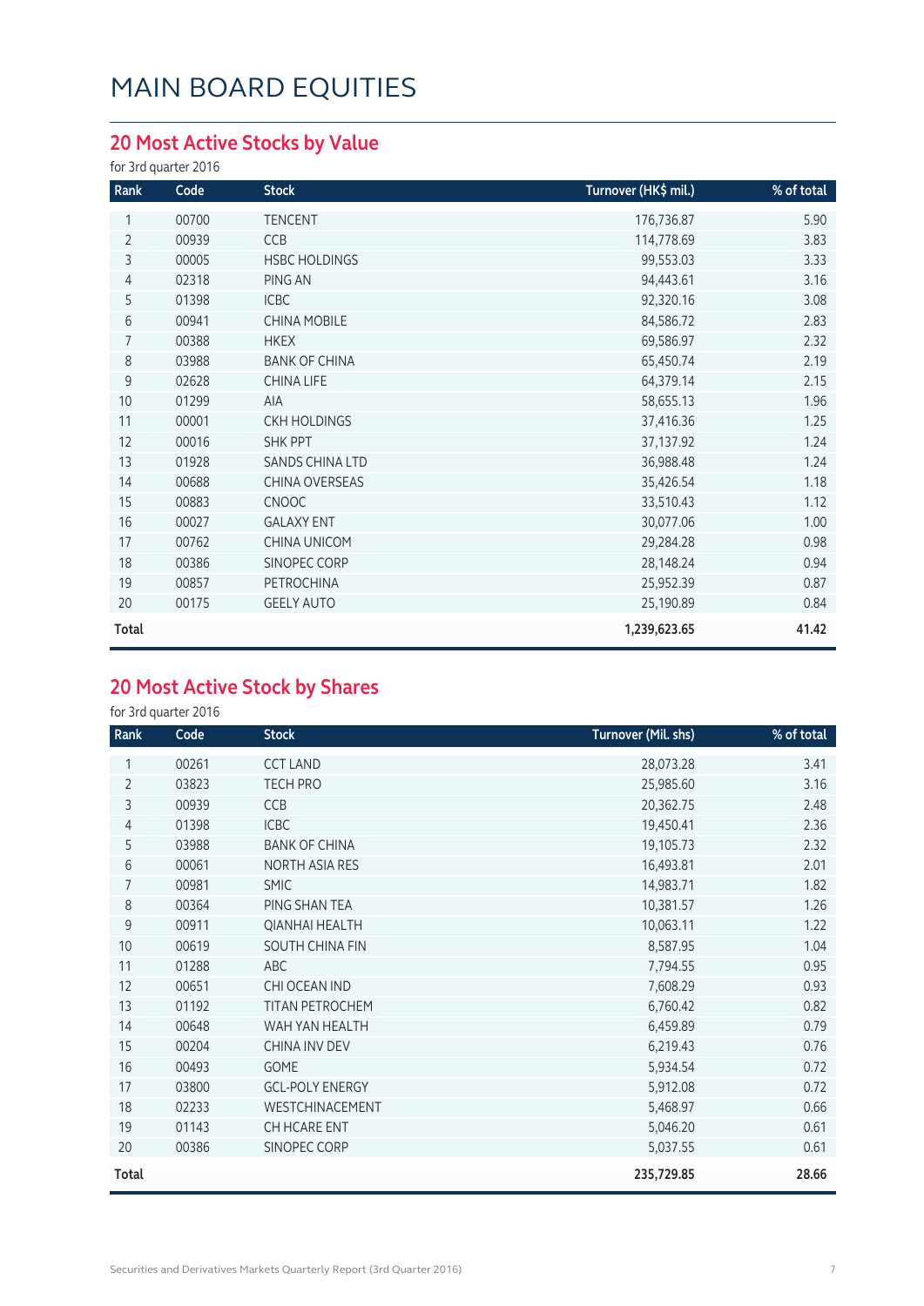# MAIN BOARD EQUITIES

## 20 Most Active Stocks by Value

for 3rd quarter 2016

| Rank | Code | Stock | Turnover (HK$ mil.) | % of total |
|---|---|---|---|---|
| 1 | 00700 | TENCENT | 176,736.87 | 5.90 |
| 2 | 00939 | CCB | 114,778.69 | 3.83 |
| 3 | 00005 | HSBC HOLDINGS | 99,553.03 | 3.33 |
| 4 | 02318 | PING AN | 94,443.61 | 3.16 |
| 5 | 01398 | ICBC | 92,320.16 | 3.08 |
| 6 | 00941 | CHINA MOBILE | 84,586.72 | 2.83 |
| 7 | 00388 | HKEX | 69,586.97 | 2.32 |
| 8 | 03988 | BANK OF CHINA | 65,450.74 | 2.19 |
| 9 | 02628 | CHINA LIFE | 64,379.14 | 2.15 |
| 10 | 01299 | AIA | 58,655.13 | 1.96 |
| 11 | 00001 | CKH HOLDINGS | 37,416.36 | 1.25 |
| 12 | 00016 | SHK PPT | 37,137.92 | 1.24 |
| 13 | 01928 | SANDS CHINA LTD | 36,988.48 | 1.24 |
| 14 | 00688 | CHINA OVERSEAS | 35,426.54 | 1.18 |
| 15 | 00883 | CNOOC | 33,510.43 | 1.12 |
| 16 | 00027 | GALAXY ENT | 30,077.06 | 1.00 |
| 17 | 00762 | CHINA UNICOM | 29,284.28 | 0.98 |
| 18 | 00386 | SINOPEC CORP | 28,148.24 | 0.94 |
| 19 | 00857 | PETROCHINA | 25,952.39 | 0.87 |
| 20 | 00175 | GEELY AUTO | 25,190.89 | 0.84 |
| **Total** | | | **1,239,623.65** | **41.42** |

## 20 Most Active Stock by Shares

for 3rd quarter 2016

| Rank | Code | Stock | Turnover (Mil. shs) | % of total |
|---|---|---|---|---|
| 1 | 00261 | CCT LAND | 28,073.28 | 3.41 |
| 2 | 03823 | TECH PRO | 25,985.60 | 3.16 |
| 3 | 00939 | CCB | 20,362.75 | 2.48 |
| 4 | 01398 | ICBC | 19,450.41 | 2.36 |
| 5 | 03988 | BANK OF CHINA | 19,105.73 | 2.32 |
| 6 | 00061 | NORTH ASIA RES | 16,493.81 | 2.01 |
| 7 | 00981 | SMIC | 14,983.71 | 1.82 |
| 8 | 00364 | PING SHAN TEA | 10,381.57 | 1.26 |
| 9 | 00911 | QIANHAI HEALTH | 10,063.11 | 1.22 |
| 10 | 00619 | SOUTH CHINA FIN | 8,587.95 | 1.04 |
| 11 | 01288 | ABC | 7,794.55 | 0.95 |
| 12 | 00651 | CHI OCEAN IND | 7,608.29 | 0.93 |
| 13 | 01192 | TITAN PETROCHEM | 6,760.42 | 0.82 |
| 14 | 00648 | WAH YAN HEALTH | 6,459.89 | 0.79 |
| 15 | 00204 | CHINA INV DEV | 6,219.43 | 0.76 |
| 16 | 00493 | GOME | 5,934.54 | 0.72 |
| 17 | 03800 | GCL-POLY ENERGY | 5,912.08 | 0.72 |
| 18 | 02233 | WESTCHINACEMENT | 5,468.97 | 0.66 |
| 19 | 01143 | CH HCARE ENT | 5,046.20 | 0.61 |
| 20 | 00386 | SINOPEC CORP | 5,037.55 | 0.61 |
| **Total** | | | **235,729.85** | **28.66** |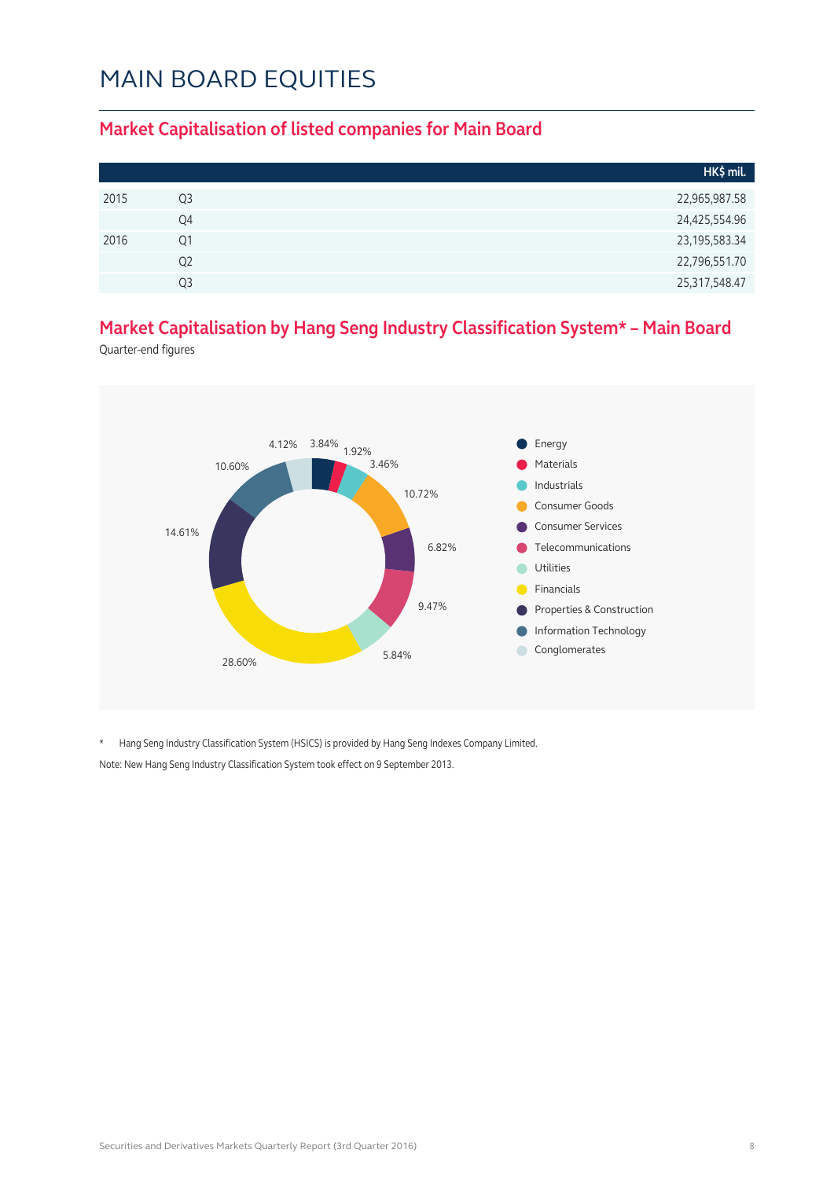# MAIN BOARD EQUITIES

## Market Capitalisation of listed companies for Main Board

| | | HK$ mil. |
|---|---|---|
| 2015 | Q3 | 22,965,987.58 |
| | Q4 | 24,425,554.96 |
| 2016 | Q1 | 23,195,583.34 |
| | Q2 | 22,796,551.70 |
| | Q3 | 25,317,548.47 |

## Market Capitalisation by Hang Seng Industry Classification System* – Main Board

Quarter-end figures

| Industry | % |
|---|---|
| Energy | 3.84% |
| Materials | 1.92% |
| Industrials | 3.46% |
| Consumer Goods | 10.72% |
| Consumer Services | 6.82% |
| Telecommunications | 9.47% |
| Utilities | 5.84% |
| Financials | 28.60% |
| Properties & Construction | 14.61% |
| Information Technology | 10.60% |
| Conglomerates | 4.12% |

\* Hang Seng Industry Classification System (HSICS) is provided by Hang Seng Indexes Company Limited.

Note: New Hang Seng Industry Classification System took effect on 9 September 2013.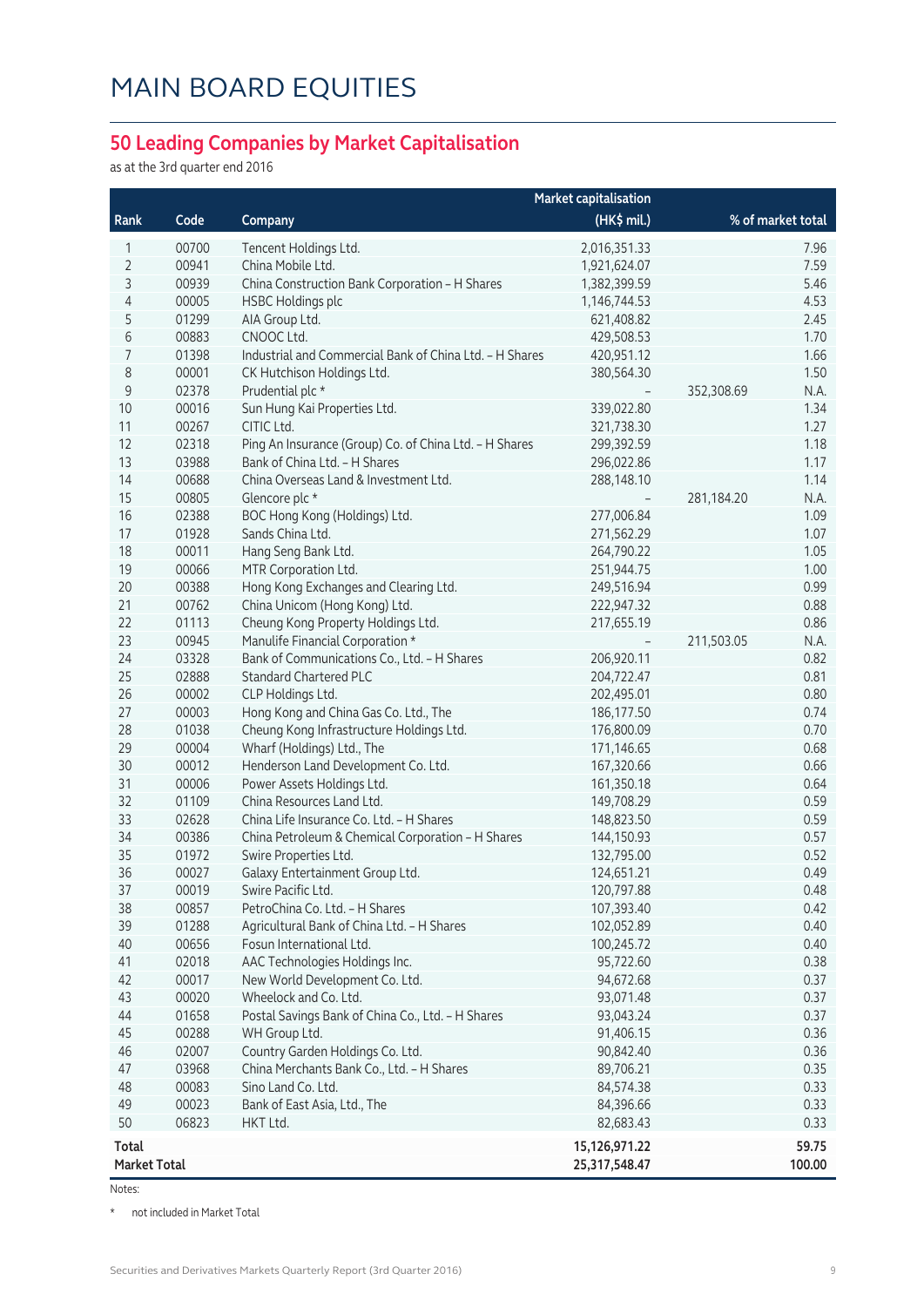# MAIN BOARD EQUITIES

## 50 Leading Companies by Market Capitalisation

as at the 3rd quarter end 2016

| Rank | Code | Company | Market capitalisation (HK$ mil.) | | % of market total |
|---|---|---|---|---|---|
| 1 | 00700 | Tencent Holdings Ltd. | 2,016,351.33 | | 7.96 |
| 2 | 00941 | China Mobile Ltd. | 1,921,624.07 | | 7.59 |
| 3 | 00939 | China Construction Bank Corporation - H Shares | 1,382,399.59 | | 5.46 |
| 4 | 00005 | HSBC Holdings plc | 1,146,744.53 | | 4.53 |
| 5 | 01299 | AIA Group Ltd. | 621,408.82 | | 2.45 |
| 6 | 00883 | CNOOC Ltd. | 429,508.53 | | 1.70 |
| 7 | 01398 | Industrial and Commercial Bank of China Ltd. - H Shares | 420,951.12 | | 1.66 |
| 8 | 00001 | CK Hutchison Holdings Ltd. | 380,564.30 | | 1.50 |
| 9 | 02378 | Prudential plc * | - | 352,308.69 | N.A. |
| 10 | 00016 | Sun Hung Kai Properties Ltd. | 339,022.80 | | 1.34 |
| 11 | 00267 | CITIC Ltd. | 321,738.30 | | 1.27 |
| 12 | 02318 | Ping An Insurance (Group) Co. of China Ltd. - H Shares | 299,392.59 | | 1.18 |
| 13 | 03988 | Bank of China Ltd. - H Shares | 296,022.86 | | 1.17 |
| 14 | 00688 | China Overseas Land & Investment Ltd. | 288,148.10 | | 1.14 |
| 15 | 00805 | Glencore plc * | - | 281,184.20 | N.A. |
| 16 | 02388 | BOC Hong Kong (Holdings) Ltd. | 277,006.84 | | 1.09 |
| 17 | 01928 | Sands China Ltd. | 271,562.29 | | 1.07 |
| 18 | 00011 | Hang Seng Bank Ltd. | 264,790.22 | | 1.05 |
| 19 | 00066 | MTR Corporation Ltd. | 251,944.75 | | 1.00 |
| 20 | 00388 | Hong Kong Exchanges and Clearing Ltd. | 249,516.94 | | 0.99 |
| 21 | 00762 | China Unicom (Hong Kong) Ltd. | 222,947.32 | | 0.88 |
| 22 | 01113 | Cheung Kong Property Holdings Ltd. | 217,655.19 | | 0.86 |
| 23 | 00945 | Manulife Financial Corporation * | - | 211,503.05 | N.A. |
| 24 | 03328 | Bank of Communications Co., Ltd. - H Shares | 206,920.11 | | 0.82 |
| 25 | 02888 | Standard Chartered PLC | 204,722.47 | | 0.81 |
| 26 | 00002 | CLP Holdings Ltd. | 202,495.01 | | 0.80 |
| 27 | 00003 | Hong Kong and China Gas Co. Ltd., The | 186,177.50 | | 0.74 |
| 28 | 01038 | Cheung Kong Infrastructure Holdings Ltd. | 176,800.09 | | 0.70 |
| 29 | 00004 | Wharf (Holdings) Ltd., The | 171,146.65 | | 0.68 |
| 30 | 00012 | Henderson Land Development Co. Ltd. | 167,320.66 | | 0.66 |
| 31 | 00006 | Power Assets Holdings Ltd. | 161,350.18 | | 0.64 |
| 32 | 01109 | China Resources Land Ltd. | 149,708.29 | | 0.59 |
| 33 | 02628 | China Life Insurance Co. Ltd. - H Shares | 148,823.50 | | 0.59 |
| 34 | 00386 | China Petroleum & Chemical Corporation - H Shares | 144,150.93 | | 0.57 |
| 35 | 01972 | Swire Properties Ltd. | 132,795.00 | | 0.52 |
| 36 | 00027 | Galaxy Entertainment Group Ltd. | 124,651.21 | | 0.49 |
| 37 | 00019 | Swire Pacific Ltd. | 120,797.88 | | 0.48 |
| 38 | 00857 | PetroChina Co. Ltd. - H Shares | 107,393.40 | | 0.42 |
| 39 | 01288 | Agricultural Bank of China Ltd. - H Shares | 102,052.89 | | 0.40 |
| 40 | 00656 | Fosun International Ltd. | 100,245.72 | | 0.40 |
| 41 | 02018 | AAC Technologies Holdings Inc. | 95,722.60 | | 0.38 |
| 42 | 00017 | New World Development Co. Ltd. | 94,672.68 | | 0.37 |
| 43 | 00020 | Wheelock and Co. Ltd. | 93,071.48 | | 0.37 |
| 44 | 01658 | Postal Savings Bank of China Co., Ltd. - H Shares | 93,043.24 | | 0.37 |
| 45 | 00288 | WH Group Ltd. | 91,406.15 | | 0.36 |
| 46 | 02007 | Country Garden Holdings Co. Ltd. | 90,842.40 | | 0.36 |
| 47 | 03968 | China Merchants Bank Co., Ltd. - H Shares | 89,706.21 | | 0.35 |
| 48 | 00083 | Sino Land Co. Ltd. | 84,574.38 | | 0.33 |
| 49 | 00023 | Bank of East Asia, Ltd., The | 84,396.66 | | 0.33 |
| 50 | 06823 | HKT Ltd. | 82,683.43 | | 0.33 |
| **Total** | | | **15,126,971.22** | | **59.75** |
| **Market Total** | | | **25,317,548.47** | | **100.00** |

Notes:

\* not included in Market Total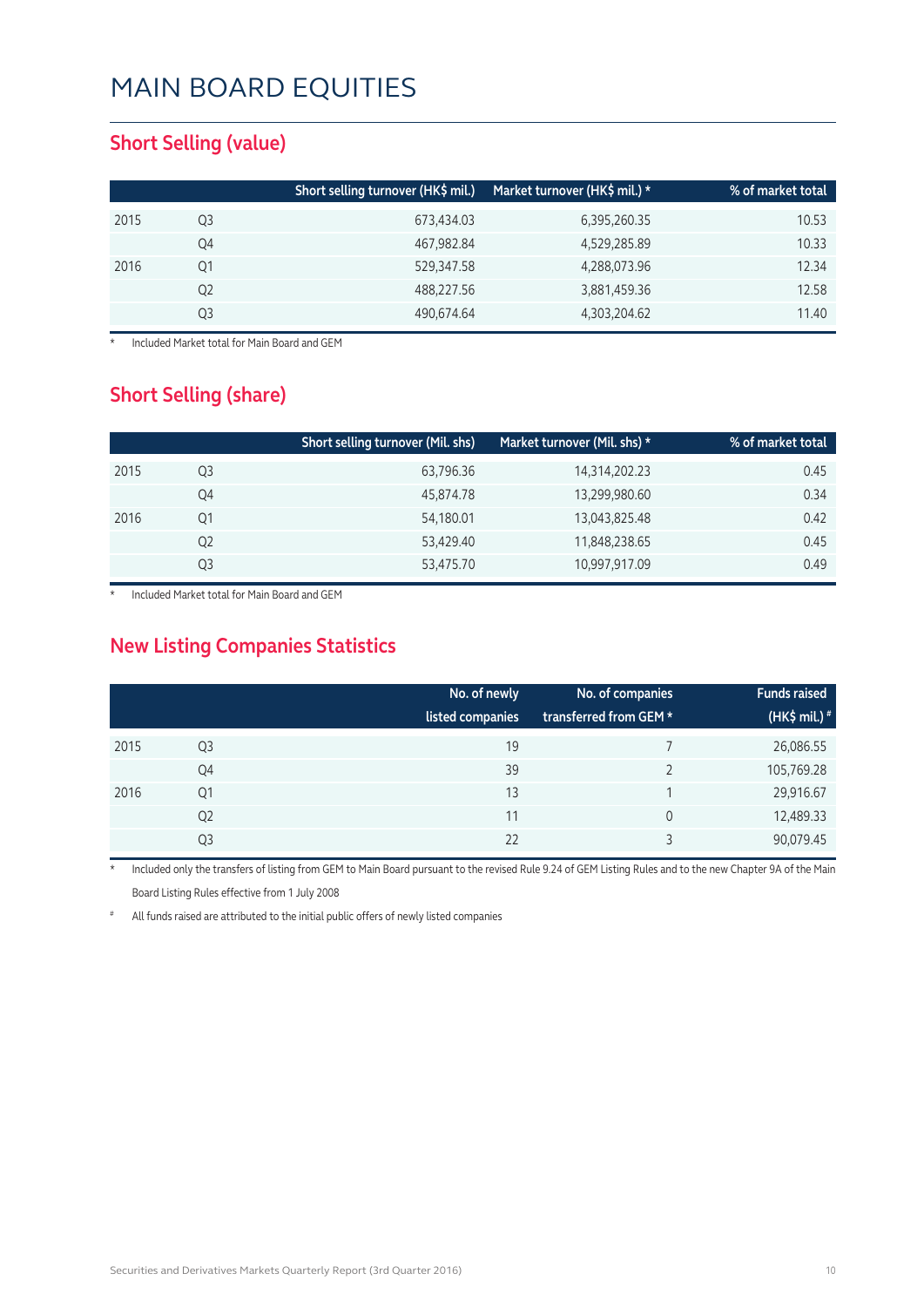# MAIN BOARD EQUITIES

## Short Selling (value)

| | | Short selling turnover (HK$ mil.) | Market turnover (HK$ mil.) * | % of market total |
|---|---|---|---|---|
| 2015 | Q3 | 673,434.03 | 6,395,260.35 | 10.53 |
| | Q4 | 467,982.84 | 4,529,285.89 | 10.33 |
| 2016 | Q1 | 529,347.58 | 4,288,073.96 | 12.34 |
| | Q2 | 488,227.56 | 3,881,459.36 | 12.58 |
| | Q3 | 490,674.64 | 4,303,204.62 | 11.40 |

\* Included Market total for Main Board and GEM

## Short Selling (share)

| | | Short selling turnover (Mil. shs) | Market turnover (Mil. shs) * | % of market total |
|---|---|---|---|---|
| 2015 | Q3 | 63,796.36 | 14,314,202.23 | 0.45 |
| | Q4 | 45,874.78 | 13,299,980.60 | 0.34 |
| 2016 | Q1 | 54,180.01 | 13,043,825.48 | 0.42 |
| | Q2 | 53,429.40 | 11,848,238.65 | 0.45 |
| | Q3 | 53,475.70 | 10,997,917.09 | 0.49 |

\* Included Market total for Main Board and GEM

## New Listing Companies Statistics

| | | No. of newly listed companies | No. of companies transferred from GEM * | Funds raised (HK$ mil.) # |
|---|---|---|---|---|
| 2015 | Q3 | 19 | 7 | 26,086.55 |
| | Q4 | 39 | 2 | 105,769.28 |
| 2016 | Q1 | 13 | 1 | 29,916.67 |
| | Q2 | 11 | 0 | 12,489.33 |
| | Q3 | 22 | 3 | 90,079.45 |

\* Included only the transfers of listing from GEM to Main Board pursuant to the revised Rule 9.24 of GEM Listing Rules and to the new Chapter 9A of the Main Board Listing Rules effective from 1 July 2008

\# All funds raised are attributed to the initial public offers of newly listed companies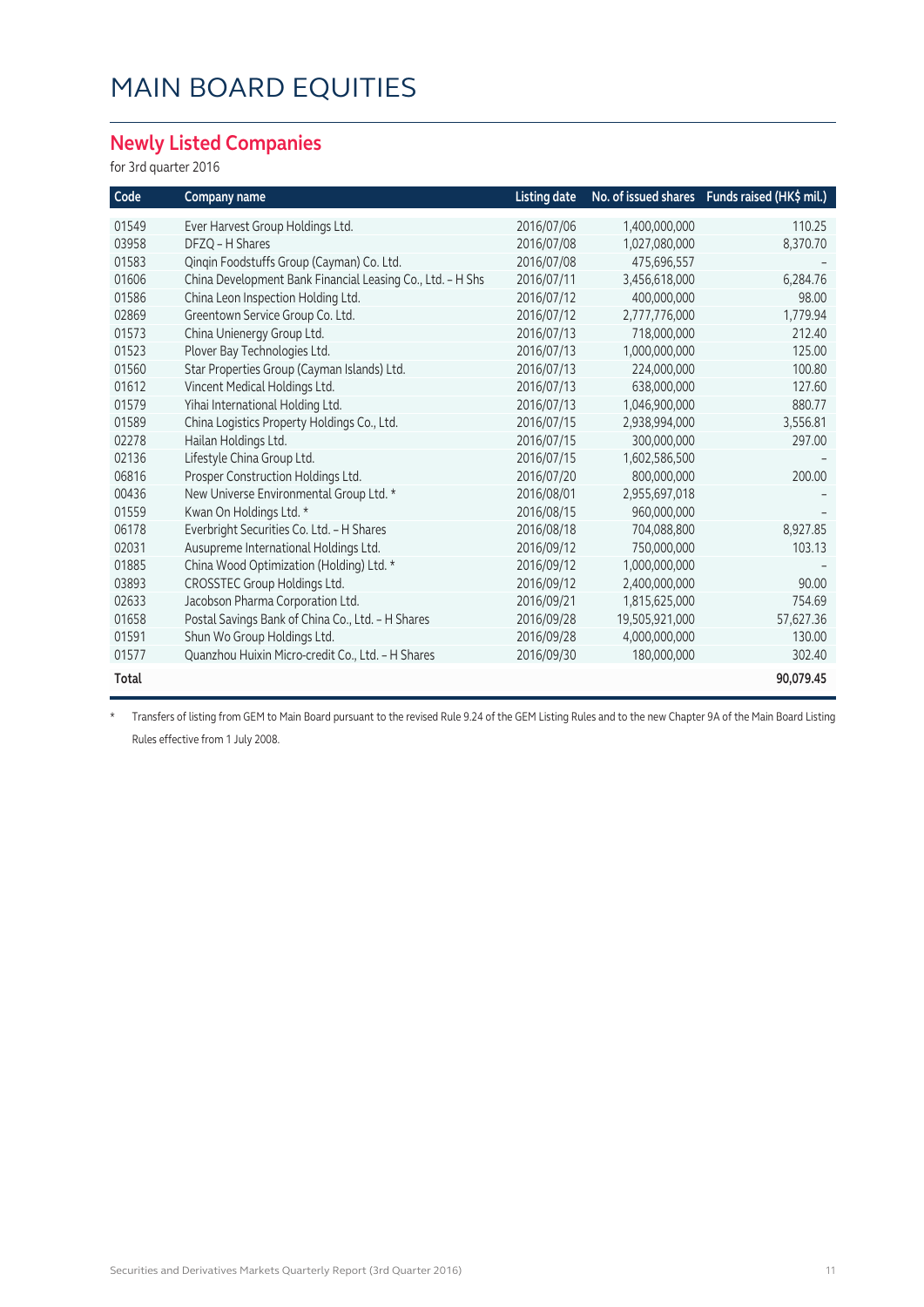# MAIN BOARD EQUITIES

## Newly Listed Companies

for 3rd quarter 2016

| Code | Company name | Listing date | No. of issued shares | Funds raised (HK$ mil.) |
|---|---|---|---|---|
| 01549 | Ever Harvest Group Holdings Ltd. | 2016/07/06 | 1,400,000,000 | 110.25 |
| 03958 | DFZQ – H Shares | 2016/07/08 | 1,027,080,000 | 8,370.70 |
| 01583 | Qinqin Foodstuffs Group (Cayman) Co. Ltd. | 2016/07/08 | 475,696,557 | – |
| 01606 | China Development Bank Financial Leasing Co., Ltd. – H Shs | 2016/07/11 | 3,456,618,000 | 6,284.76 |
| 01586 | China Leon Inspection Holding Ltd. | 2016/07/12 | 400,000,000 | 98.00 |
| 02869 | Greentown Service Group Co. Ltd. | 2016/07/12 | 2,777,776,000 | 1,779.94 |
| 01573 | China Unienergy Group Ltd. | 2016/07/13 | 718,000,000 | 212.40 |
| 01523 | Plover Bay Technologies Ltd. | 2016/07/13 | 1,000,000,000 | 125.00 |
| 01560 | Star Properties Group (Cayman Islands) Ltd. | 2016/07/13 | 224,000,000 | 100.80 |
| 01612 | Vincent Medical Holdings Ltd. | 2016/07/13 | 638,000,000 | 127.60 |
| 01579 | Yihai International Holding Ltd. | 2016/07/13 | 1,046,900,000 | 880.77 |
| 01589 | China Logistics Property Holdings Co., Ltd. | 2016/07/15 | 2,938,994,000 | 3,556.81 |
| 02278 | Hailan Holdings Ltd. | 2016/07/15 | 300,000,000 | 297.00 |
| 02136 | Lifestyle China Group Ltd. | 2016/07/15 | 1,602,586,500 | – |
| 06816 | Prosper Construction Holdings Ltd. | 2016/07/20 | 800,000,000 | 200.00 |
| 00436 | New Universe Environmental Group Ltd. * | 2016/08/01 | 2,955,697,018 | – |
| 01559 | Kwan On Holdings Ltd. * | 2016/08/15 | 960,000,000 | – |
| 06178 | Everbright Securities Co. Ltd. – H Shares | 2016/08/18 | 704,088,800 | 8,927.85 |
| 02031 | Ausupreme International Holdings Ltd. | 2016/09/12 | 750,000,000 | 103.13 |
| 01885 | China Wood Optimization (Holding) Ltd. * | 2016/09/12 | 1,000,000,000 | – |
| 03893 | CROSSTEC Group Holdings Ltd. | 2016/09/12 | 2,400,000,000 | 90.00 |
| 02633 | Jacobson Pharma Corporation Ltd. | 2016/09/21 | 1,815,625,000 | 754.69 |
| 01658 | Postal Savings Bank of China Co., Ltd. – H Shares | 2016/09/28 | 19,505,921,000 | 57,627.36 |
| 01591 | Shun Wo Group Holdings Ltd. | 2016/09/28 | 4,000,000,000 | 130.00 |
| 01577 | Quanzhou Huixin Micro-credit Co., Ltd. – H Shares | 2016/09/30 | 180,000,000 | 302.40 |
| **Total** | | | | **90,079.45** |

\* Transfers of listing from GEM to Main Board pursuant to the revised Rule 9.24 of the GEM Listing Rules and to the new Chapter 9A of the Main Board Listing Rules effective from 1 July 2008.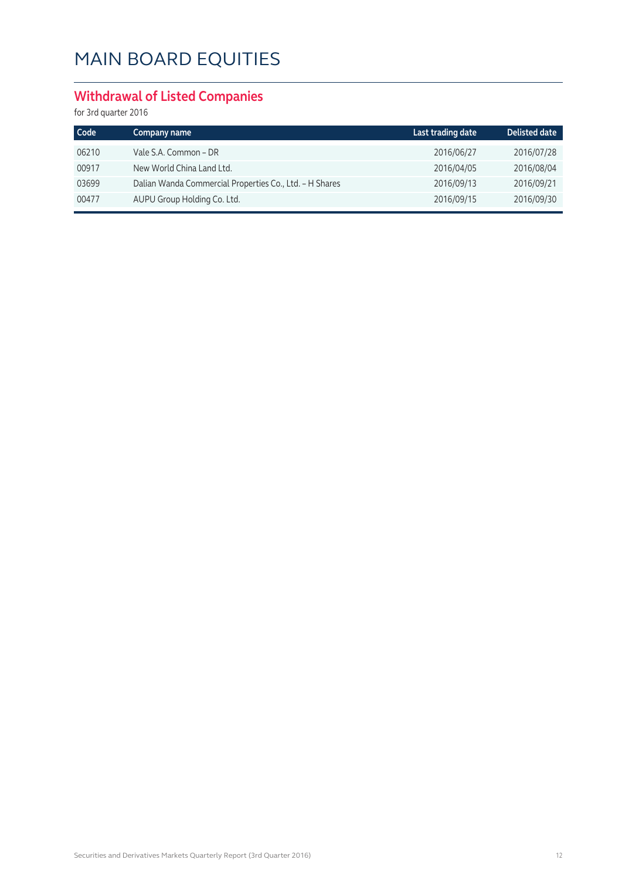# MAIN BOARD EQUITIES

## Withdrawal of Listed Companies

for 3rd quarter 2016

| Code | Company name | Last trading date | Delisted date |
|---|---|---|---|
| 06210 | Vale S.A. Common – DR | 2016/06/27 | 2016/07/28 |
| 00917 | New World China Land Ltd. | 2016/04/05 | 2016/08/04 |
| 03699 | Dalian Wanda Commercial Properties Co., Ltd. – H Shares | 2016/09/13 | 2016/09/21 |
| 00477 | AUPU Group Holding Co. Ltd. | 2016/09/15 | 2016/09/30 |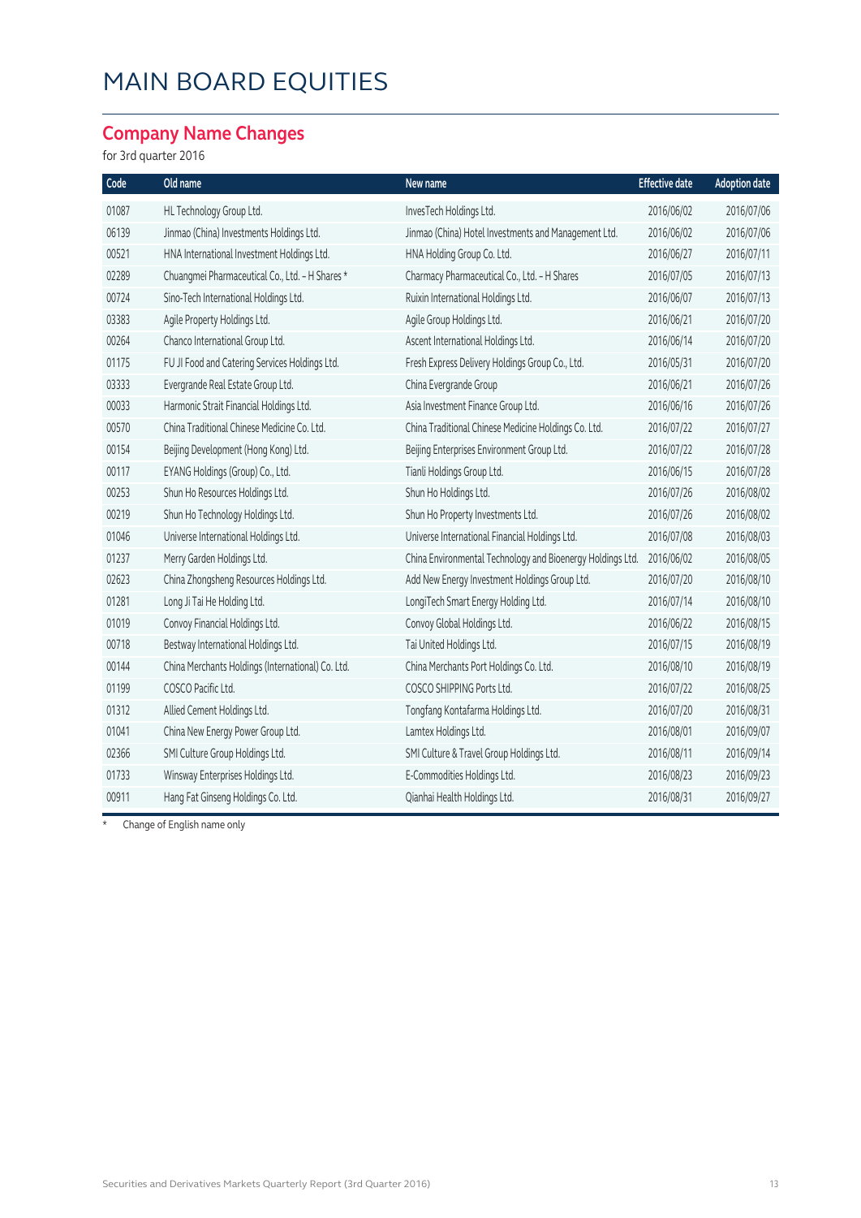# MAIN BOARD EQUITIES

## Company Name Changes

for 3rd quarter 2016

| Code | Old name | New name | Effective date | Adoption date |
|---|---|---|---|---|
| 01087 | HL Technology Group Ltd. | InvesTech Holdings Ltd. | 2016/06/02 | 2016/07/06 |
| 06139 | Jinmao (China) Investments Holdings Ltd. | Jinmao (China) Hotel Investments and Management Ltd. | 2016/06/02 | 2016/07/06 |
| 00521 | HNA International Investment Holdings Ltd. | HNA Holding Group Co. Ltd. | 2016/06/27 | 2016/07/11 |
| 02289 | Chuangmei Pharmaceutical Co., Ltd. - H Shares * | Charmacy Pharmaceutical Co., Ltd. - H Shares | 2016/07/05 | 2016/07/13 |
| 00724 | Sino-Tech International Holdings Ltd. | Ruixin International Holdings Ltd. | 2016/06/07 | 2016/07/13 |
| 03383 | Agile Property Holdings Ltd. | Agile Group Holdings Ltd. | 2016/06/21 | 2016/07/20 |
| 00264 | Chanco International Group Ltd. | Ascent International Holdings Ltd. | 2016/06/14 | 2016/07/20 |
| 01175 | FU JI Food and Catering Services Holdings Ltd. | Fresh Express Delivery Holdings Group Co., Ltd. | 2016/05/31 | 2016/07/20 |
| 03333 | Evergrande Real Estate Group Ltd. | China Evergrande Group | 2016/06/21 | 2016/07/26 |
| 00033 | Harmonic Strait Financial Holdings Ltd. | Asia Investment Finance Group Ltd. | 2016/06/16 | 2016/07/26 |
| 00570 | China Traditional Chinese Medicine Co. Ltd. | China Traditional Chinese Medicine Holdings Co. Ltd. | 2016/07/22 | 2016/07/27 |
| 00154 | Beijing Development (Hong Kong) Ltd. | Beijing Enterprises Environment Group Ltd. | 2016/07/22 | 2016/07/28 |
| 00117 | EYANG Holdings (Group) Co., Ltd. | Tianli Holdings Group Ltd. | 2016/06/15 | 2016/07/28 |
| 00253 | Shun Ho Resources Holdings Ltd. | Shun Ho Holdings Ltd. | 2016/07/26 | 2016/08/02 |
| 00219 | Shun Ho Technology Holdings Ltd. | Shun Ho Property Investments Ltd. | 2016/07/26 | 2016/08/02 |
| 01046 | Universe International Holdings Ltd. | Universe International Financial Holdings Ltd. | 2016/07/08 | 2016/08/03 |
| 01237 | Merry Garden Holdings Ltd. | China Environmental Technology and Bioenergy Holdings Ltd. | 2016/06/02 | 2016/08/05 |
| 02623 | China Zhongsheng Resources Holdings Ltd. | Add New Energy Investment Holdings Group Ltd. | 2016/07/20 | 2016/08/10 |
| 01281 | Long Ji Tai He Holding Ltd. | LongiTech Smart Energy Holding Ltd. | 2016/07/14 | 2016/08/10 |
| 01019 | Convoy Financial Holdings Ltd. | Convoy Global Holdings Ltd. | 2016/06/22 | 2016/08/15 |
| 00718 | Bestway International Holdings Ltd. | Tai United Holdings Ltd. | 2016/07/15 | 2016/08/19 |
| 00144 | China Merchants Holdings (International) Co. Ltd. | China Merchants Port Holdings Co. Ltd. | 2016/08/10 | 2016/08/19 |
| 01199 | COSCO Pacific Ltd. | COSCO SHIPPING Ports Ltd. | 2016/07/22 | 2016/08/25 |
| 01312 | Allied Cement Holdings Ltd. | Tongfang Kontafarma Holdings Ltd. | 2016/07/20 | 2016/08/31 |
| 01041 | China New Energy Power Group Ltd. | Lamtex Holdings Ltd. | 2016/08/01 | 2016/09/07 |
| 02366 | SMI Culture Group Holdings Ltd. | SMI Culture & Travel Group Holdings Ltd. | 2016/08/11 | 2016/09/14 |
| 01733 | Winsway Enterprises Holdings Ltd. | E-Commodities Holdings Ltd. | 2016/08/23 | 2016/09/23 |
| 00911 | Hang Fat Ginseng Holdings Co. Ltd. | Qianhai Health Holdings Ltd. | 2016/08/31 | 2016/09/27 |

\* Change of English name only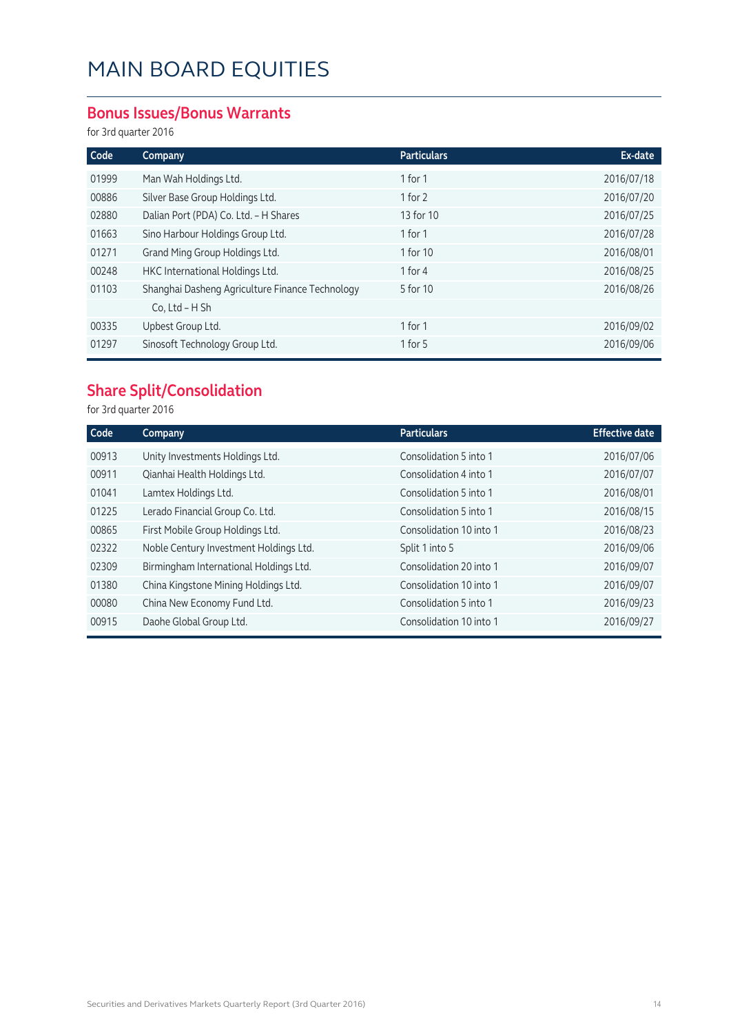# MAIN BOARD EQUITIES

## Bonus Issues/Bonus Warrants

for 3rd quarter 2016

| Code | Company | Particulars | Ex-date |
|---|---|---|---|
| 01999 | Man Wah Holdings Ltd. | 1 for 1 | 2016/07/18 |
| 00886 | Silver Base Group Holdings Ltd. | 1 for 2 | 2016/07/20 |
| 02880 | Dalian Port (PDA) Co. Ltd. – H Shares | 13 for 10 | 2016/07/25 |
| 01663 | Sino Harbour Holdings Group Ltd. | 1 for 1 | 2016/07/28 |
| 01271 | Grand Ming Group Holdings Ltd. | 1 for 10 | 2016/08/01 |
| 00248 | HKC International Holdings Ltd. | 1 for 4 | 2016/08/25 |
| 01103 | Shanghai Dasheng Agriculture Finance Technology Co, Ltd – H Sh | 5 for 10 | 2016/08/26 |
| 00335 | Upbest Group Ltd. | 1 for 1 | 2016/09/02 |
| 01297 | Sinosoft Technology Group Ltd. | 1 for 5 | 2016/09/06 |

## Share Split/Consolidation

for 3rd quarter 2016

| Code | Company | Particulars | Effective date |
|---|---|---|---|
| 00913 | Unity Investments Holdings Ltd. | Consolidation 5 into 1 | 2016/07/06 |
| 00911 | Qianhai Health Holdings Ltd. | Consolidation 4 into 1 | 2016/07/07 |
| 01041 | Lamtex Holdings Ltd. | Consolidation 5 into 1 | 2016/08/01 |
| 01225 | Lerado Financial Group Co. Ltd. | Consolidation 5 into 1 | 2016/08/15 |
| 00865 | First Mobile Group Holdings Ltd. | Consolidation 10 into 1 | 2016/08/23 |
| 02322 | Noble Century Investment Holdings Ltd. | Split 1 into 5 | 2016/09/06 |
| 02309 | Birmingham International Holdings Ltd. | Consolidation 20 into 1 | 2016/09/07 |
| 01380 | China Kingstone Mining Holdings Ltd. | Consolidation 10 into 1 | 2016/09/07 |
| 00080 | China New Economy Fund Ltd. | Consolidation 5 into 1 | 2016/09/23 |
| 00915 | Daohe Global Group Ltd. | Consolidation 10 into 1 | 2016/09/27 |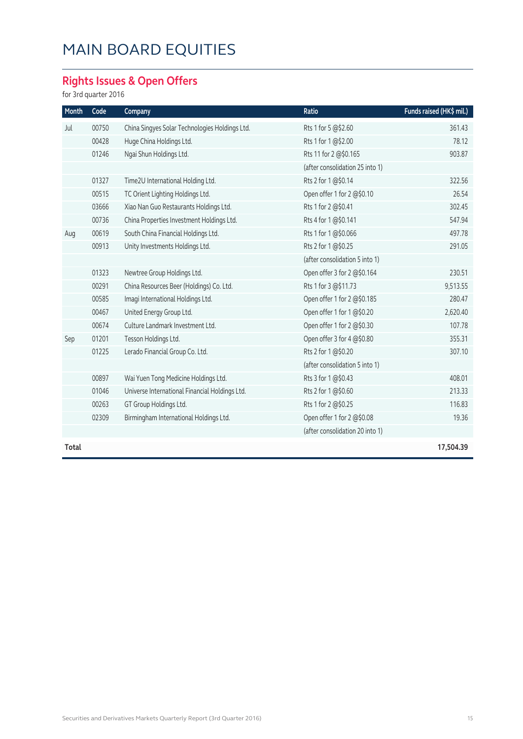# MAIN BOARD EQUITIES

## Rights Issues & Open Offers

for 3rd quarter 2016

| Month | Code | Company | Ratio | Funds raised (HK$ mil.) |
|---|---|---|---|---|
| Jul | 00750 | China Singyes Solar Technologies Holdings Ltd. | Rts 1 for 5 @$2.60 | 361.43 |
| | 00428 | Huge China Holdings Ltd. | Rts 1 for 1 @$2.00 | 78.12 |
| | 01246 | Ngai Shun Holdings Ltd. | Rts 11 for 2 @$0.165 | 903.87 |
| | | | (after consolidation 25 into 1) | |
| | 01327 | Time2U International Holding Ltd. | Rts 2 for 1 @$0.14 | 322.56 |
| | 00515 | TC Orient Lighting Holdings Ltd. | Open offer 1 for 2 @$0.10 | 26.54 |
| | 03666 | Xiao Nan Guo Restaurants Holdings Ltd. | Rts 1 for 2 @$0.41 | 302.45 |
| | 00736 | China Properties Investment Holdings Ltd. | Rts 4 for 1 @$0.141 | 547.94 |
| Aug | 00619 | South China Financial Holdings Ltd. | Rts 1 for 1 @$0.066 | 497.78 |
| | 00913 | Unity Investments Holdings Ltd. | Rts 2 for 1 @$0.25 | 291.05 |
| | | | (after consolidation 5 into 1) | |
| | 01323 | Newtree Group Holdings Ltd. | Open offer 3 for 2 @$0.164 | 230.51 |
| | 00291 | China Resources Beer (Holdings) Co. Ltd. | Rts 1 for 3 @$11.73 | 9,513.55 |
| | 00585 | Imagi International Holdings Ltd. | Open offer 1 for 2 @$0.185 | 280.47 |
| | 00467 | United Energy Group Ltd. | Open offer 1 for 1 @$0.20 | 2,620.40 |
| | 00674 | Culture Landmark Investment Ltd. | Open offer 1 for 2 @$0.30 | 107.78 |
| Sep | 01201 | Tesson Holdings Ltd. | Open offer 3 for 4 @$0.80 | 355.31 |
| | 01225 | Lerado Financial Group Co. Ltd. | Rts 2 for 1 @$0.20 | 307.10 |
| | | | (after consolidation 5 into 1) | |
| | 00897 | Wai Yuen Tong Medicine Holdings Ltd. | Rts 3 for 1 @$0.43 | 408.01 |
| | 01046 | Universe International Financial Holdings Ltd. | Rts 2 for 1 @$0.60 | 213.33 |
| | 00263 | GT Group Holdings Ltd. | Rts 1 for 2 @$0.25 | 116.83 |
| | 02309 | Birmingham International Holdings Ltd. | Open offer 1 for 2 @$0.08 | 19.36 |
| | | | (after consolidation 20 into 1) | |
| **Total** | | | | **17,504.39** |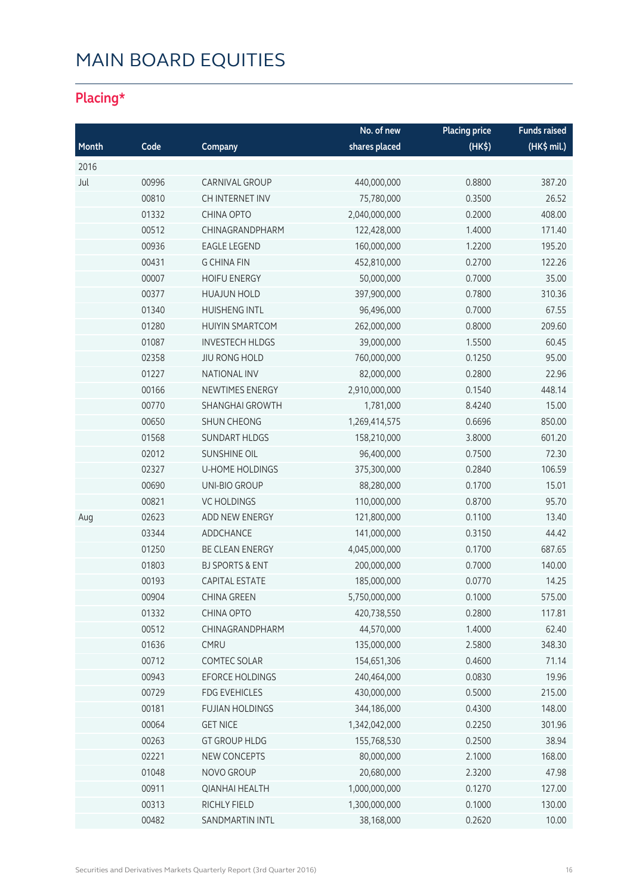# MAIN BOARD EQUITIES

## Placing*

| Month | Code | Company | No. of new shares placed | Placing price (HK$) | Funds raised (HK$ mil.) |
|---|---|---|---|---|---|
| 2016 | | | | | |
| Jul | 00996 | CARNIVAL GROUP | 440,000,000 | 0.8800 | 387.20 |
| | 00810 | CH INTERNET INV | 75,780,000 | 0.3500 | 26.52 |
| | 01332 | CHINA OPTO | 2,040,000,000 | 0.2000 | 408.00 |
| | 00512 | CHINAGRANDPHARM | 122,428,000 | 1.4000 | 171.40 |
| | 00936 | EAGLE LEGEND | 160,000,000 | 1.2200 | 195.20 |
| | 00431 | G CHINA FIN | 452,810,000 | 0.2700 | 122.26 |
| | 00007 | HOIFU ENERGY | 50,000,000 | 0.7000 | 35.00 |
| | 00377 | HUAJUN HOLD | 397,900,000 | 0.7800 | 310.36 |
| | 01340 | HUISHENG INTL | 96,496,000 | 0.7000 | 67.55 |
| | 01280 | HUIYIN SMARTCOM | 262,000,000 | 0.8000 | 209.60 |
| | 01087 | INVESTECH HLDGS | 39,000,000 | 1.5500 | 60.45 |
| | 02358 | JIU RONG HOLD | 760,000,000 | 0.1250 | 95.00 |
| | 01227 | NATIONAL INV | 82,000,000 | 0.2800 | 22.96 |
| | 00166 | NEWTIMES ENERGY | 2,910,000,000 | 0.1540 | 448.14 |
| | 00770 | SHANGHAI GROWTH | 1,781,000 | 8.4240 | 15.00 |
| | 00650 | SHUN CHEONG | 1,269,414,575 | 0.6696 | 850.00 |
| | 01568 | SUNDART HLDGS | 158,210,000 | 3.8000 | 601.20 |
| | 02012 | SUNSHINE OIL | 96,400,000 | 0.7500 | 72.30 |
| | 02327 | U-HOME HOLDINGS | 375,300,000 | 0.2840 | 106.59 |
| | 00690 | UNI-BIO GROUP | 88,280,000 | 0.1700 | 15.01 |
| | 00821 | VC HOLDINGS | 110,000,000 | 0.8700 | 95.70 |
| Aug | 02623 | ADD NEW ENERGY | 121,800,000 | 0.1100 | 13.40 |
| | 03344 | ADDCHANCE | 141,000,000 | 0.3150 | 44.42 |
| | 01250 | BE CLEAN ENERGY | 4,045,000,000 | 0.1700 | 687.65 |
| | 01803 | BJ SPORTS & ENT | 200,000,000 | 0.7000 | 140.00 |
| | 00193 | CAPITAL ESTATE | 185,000,000 | 0.0770 | 14.25 |
| | 00904 | CHINA GREEN | 5,750,000,000 | 0.1000 | 575.00 |
| | 01332 | CHINA OPTO | 420,738,550 | 0.2800 | 117.81 |
| | 00512 | CHINAGRANDPHARM | 44,570,000 | 1.4000 | 62.40 |
| | 01636 | CMRU | 135,000,000 | 2.5800 | 348.30 |
| | 00712 | COMTEC SOLAR | 154,651,306 | 0.4600 | 71.14 |
| | 00943 | EFORCE HOLDINGS | 240,464,000 | 0.0830 | 19.96 |
| | 00729 | FDG EVEHICLES | 430,000,000 | 0.5000 | 215.00 |
| | 00181 | FUJIAN HOLDINGS | 344,186,000 | 0.4300 | 148.00 |
| | 00064 | GET NICE | 1,342,042,000 | 0.2250 | 301.96 |
| | 00263 | GT GROUP HLDG | 155,768,530 | 0.2500 | 38.94 |
| | 02221 | NEW CONCEPTS | 80,000,000 | 2.1000 | 168.00 |
| | 01048 | NOVO GROUP | 20,680,000 | 2.3200 | 47.98 |
| | 00911 | QIANHAI HEALTH | 1,000,000,000 | 0.1270 | 127.00 |
| | 00313 | RICHLY FIELD | 1,300,000,000 | 0.1000 | 130.00 |
| | 00482 | SANDMARTIN INTL | 38,168,000 | 0.2620 | 10.00 |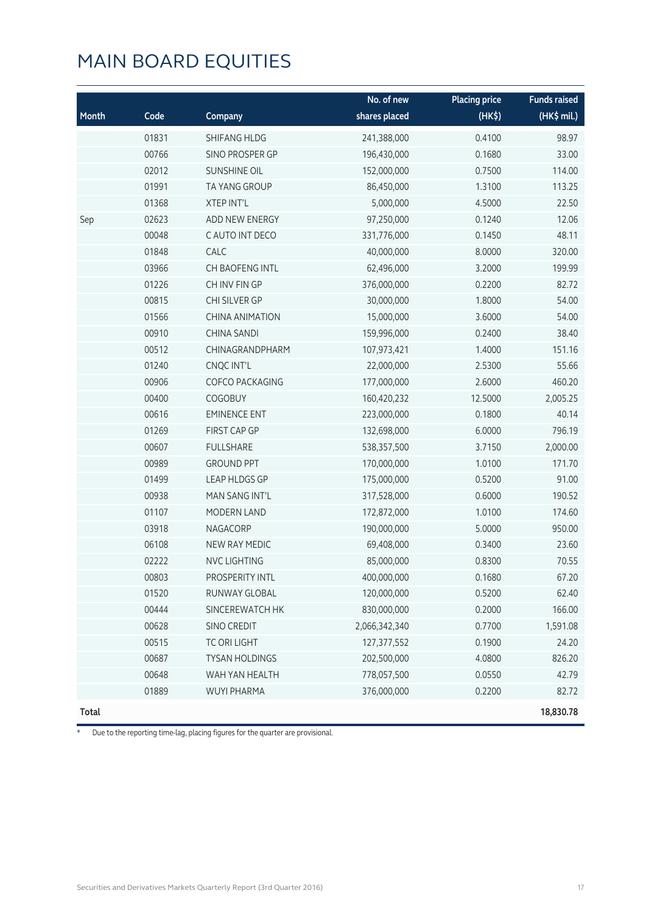# MAIN BOARD EQUITIES

| Month | Code | Company | No. of new shares placed | Placing price (HK$) | Funds raised (HK$ mil.) |
|---|---|---|---|---|---|
| | 01831 | SHIFANG HLDG | 241,388,000 | 0.4100 | 98.97 |
| | 00766 | SINO PROSPER GP | 196,430,000 | 0.1680 | 33.00 |
| | 02012 | SUNSHINE OIL | 152,000,000 | 0.7500 | 114.00 |
| | 01991 | TA YANG GROUP | 86,450,000 | 1.3100 | 113.25 |
| | 01368 | XTEP INT'L | 5,000,000 | 4.5000 | 22.50 |
| Sep | 02623 | ADD NEW ENERGY | 97,250,000 | 0.1240 | 12.06 |
| | 00048 | C AUTO INT DECO | 331,776,000 | 0.1450 | 48.11 |
| | 01848 | CALC | 40,000,000 | 8.0000 | 320.00 |
| | 03966 | CH BAOFENG INTL | 62,496,000 | 3.2000 | 199.99 |
| | 01226 | CH INV FIN GP | 376,000,000 | 0.2200 | 82.72 |
| | 00815 | CHI SILVER GP | 30,000,000 | 1.8000 | 54.00 |
| | 01566 | CHINA ANIMATION | 15,000,000 | 3.6000 | 54.00 |
| | 00910 | CHINA SANDI | 159,996,000 | 0.2400 | 38.40 |
| | 00512 | CHINAGRANDPHARM | 107,973,421 | 1.4000 | 151.16 |
| | 01240 | CNQC INT'L | 22,000,000 | 2.5300 | 55.66 |
| | 00906 | COFCO PACKAGING | 177,000,000 | 2.6000 | 460.20 |
| | 00400 | COGOBUY | 160,420,232 | 12.5000 | 2,005.25 |
| | 00616 | EMINENCE ENT | 223,000,000 | 0.1800 | 40.14 |
| | 01269 | FIRST CAP GP | 132,698,000 | 6.0000 | 796.19 |
| | 00607 | FULLSHARE | 538,357,500 | 3.7150 | 2,000.00 |
| | 00989 | GROUND PPT | 170,000,000 | 1.0100 | 171.70 |
| | 01499 | LEAP HLDGS GP | 175,000,000 | 0.5200 | 91.00 |
| | 00938 | MAN SANG INT'L | 317,528,000 | 0.6000 | 190.52 |
| | 01107 | MODERN LAND | 172,872,000 | 1.0100 | 174.60 |
| | 03918 | NAGACORP | 190,000,000 | 5.0000 | 950.00 |
| | 06108 | NEW RAY MEDIC | 69,408,000 | 0.3400 | 23.60 |
| | 02222 | NVC LIGHTING | 85,000,000 | 0.8300 | 70.55 |
| | 00803 | PROSPERITY INTL | 400,000,000 | 0.1680 | 67.20 |
| | 01520 | RUNWAY GLOBAL | 120,000,000 | 0.5200 | 62.40 |
| | 00444 | SINCEREWATCH HK | 830,000,000 | 0.2000 | 166.00 |
| | 00628 | SINO CREDIT | 2,066,342,340 | 0.7700 | 1,591.08 |
| | 00515 | TC ORI LIGHT | 127,377,552 | 0.1900 | 24.20 |
| | 00687 | TYSAN HOLDINGS | 202,500,000 | 4.0800 | 826.20 |
| | 00648 | WAH YAN HEALTH | 778,057,500 | 0.0550 | 42.79 |
| | 01889 | WUYI PHARMA | 376,000,000 | 0.2200 | 82.72 |
| **Total** | | | | | **18,830.78** |

\* Due to the reporting time-lag, placing figures for the quarter are provisional.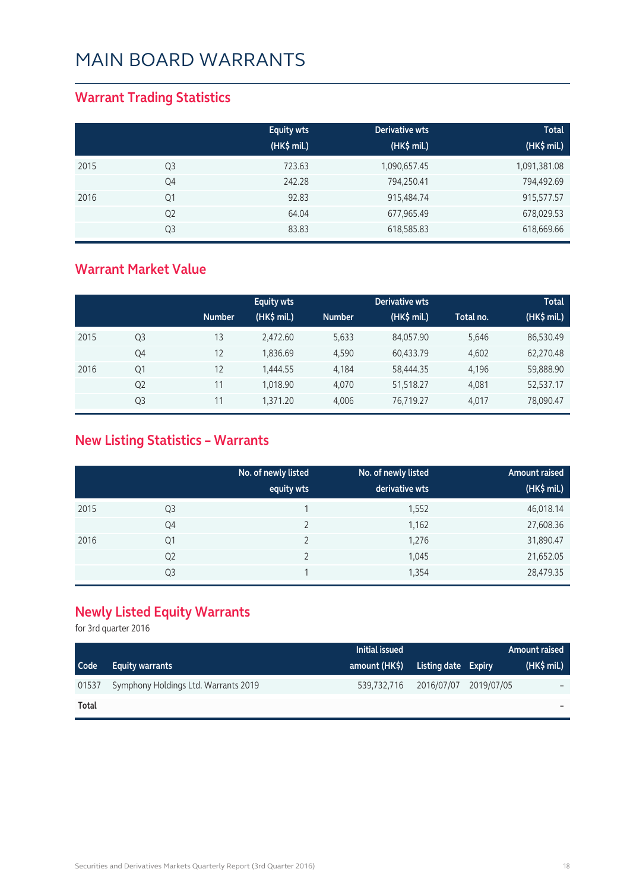# MAIN BOARD WARRANTS

## Warrant Trading Statistics

| | | Equity wts (HK$ mil.) | Derivative wts (HK$ mil.) | Total (HK$ mil.) |
|---|---|---|---|---|
| 2015 | Q3 | 723.63 | 1,090,657.45 | 1,091,381.08 |
| | Q4 | 242.28 | 794,250.41 | 794,492.69 |
| 2016 | Q1 | 92.83 | 915,484.74 | 915,577.57 |
| | Q2 | 64.04 | 677,965.49 | 678,029.53 |
| | Q3 | 83.83 | 618,585.83 | 618,669.66 |

## Warrant Market Value

| | | Equity wts | | Derivative wts | | | Total |
|---|---|---|---|---|---|---|---|
| | | Number | (HK$ mil.) | Number | (HK$ mil.) | Total no. | (HK$ mil.) |
| 2015 | Q3 | 13 | 2,472.60 | 5,633 | 84,057.90 | 5,646 | 86,530.49 |
| | Q4 | 12 | 1,836.69 | 4,590 | 60,433.79 | 4,602 | 62,270.48 |
| 2016 | Q1 | 12 | 1,444.55 | 4,184 | 58,444.35 | 4,196 | 59,888.90 |
| | Q2 | 11 | 1,018.90 | 4,070 | 51,518.27 | 4,081 | 52,537.17 |
| | Q3 | 11 | 1,371.20 | 4,006 | 76,719.27 | 4,017 | 78,090.47 |

## New Listing Statistics – Warrants

| | | No. of newly listed equity wts | No. of newly listed derivative wts | Amount raised (HK$ mil.) |
|---|---|---|---|---|
| 2015 | Q3 | 1 | 1,552 | 46,018.14 |
| | Q4 | 2 | 1,162 | 27,608.36 |
| 2016 | Q1 | 2 | 1,276 | 31,890.47 |
| | Q2 | 2 | 1,045 | 21,652.05 |
| | Q3 | 1 | 1,354 | 28,479.35 |

## Newly Listed Equity Warrants

for 3rd quarter 2016

| Code | Equity warrants | Initial issued amount (HK$) | Listing date | Expiry | Amount raised (HK$ mil.) |
|---|---|---|---|---|---|
| 01537 | Symphony Holdings Ltd. Warrants 2019 | 539,732,716 | 2016/07/07 | 2019/07/05 | – |
| **Total** | | | | | **–** |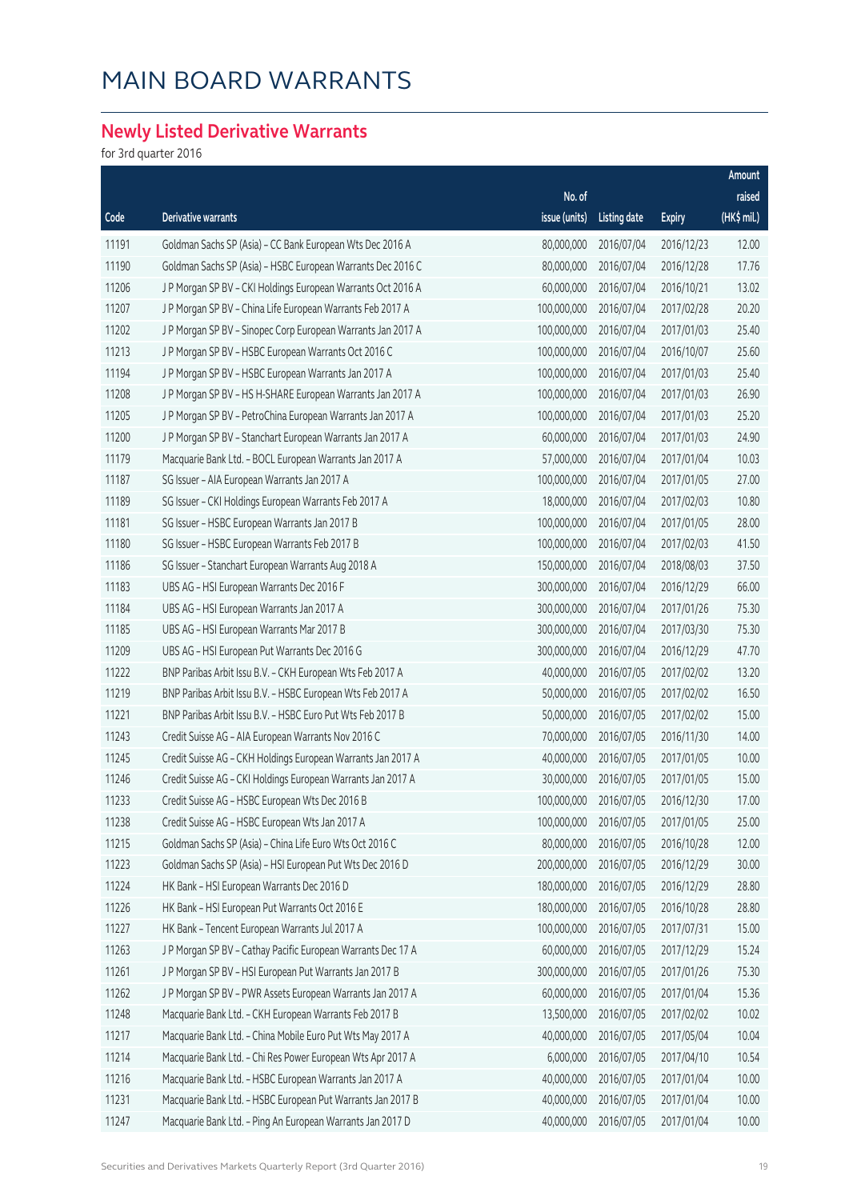# MAIN BOARD WARRANTS

## Newly Listed Derivative Warrants

for 3rd quarter 2016

| Code | Derivative warrants | No. of issue (units) | Listing date | Expiry | Amount raised (HK$ mil.) |
|---|---|---|---|---|---|
| 11191 | Goldman Sachs SP (Asia) – CC Bank European Wts Dec 2016 A | 80,000,000 | 2016/07/04 | 2016/12/23 | 12.00 |
| 11190 | Goldman Sachs SP (Asia) – HSBC European Warrants Dec 2016 C | 80,000,000 | 2016/07/04 | 2016/12/28 | 17.76 |
| 11206 | J P Morgan SP BV – CKI Holdings European Warrants Oct 2016 A | 60,000,000 | 2016/07/04 | 2016/10/21 | 13.02 |
| 11207 | J P Morgan SP BV – China Life European Warrants Feb 2017 A | 100,000,000 | 2016/07/04 | 2017/02/28 | 20.20 |
| 11202 | J P Morgan SP BV – Sinopec Corp European Warrants Jan 2017 A | 100,000,000 | 2016/07/04 | 2017/01/03 | 25.40 |
| 11213 | J P Morgan SP BV – HSBC European Warrants Oct 2016 C | 100,000,000 | 2016/07/04 | 2016/10/07 | 25.60 |
| 11194 | J P Morgan SP BV – HSBC European Warrants Jan 2017 A | 100,000,000 | 2016/07/04 | 2017/01/03 | 25.40 |
| 11208 | J P Morgan SP BV – HS H-SHARE European Warrants Jan 2017 A | 100,000,000 | 2016/07/04 | 2017/01/03 | 26.90 |
| 11205 | J P Morgan SP BV – PetroChina European Warrants Jan 2017 A | 100,000,000 | 2016/07/04 | 2017/01/03 | 25.20 |
| 11200 | J P Morgan SP BV – Stanchart European Warrants Jan 2017 A | 60,000,000 | 2016/07/04 | 2017/01/03 | 24.90 |
| 11179 | Macquarie Bank Ltd. – BOCL European Warrants Jan 2017 A | 57,000,000 | 2016/07/04 | 2017/01/04 | 10.03 |
| 11187 | SG Issuer – AIA European Warrants Jan 2017 A | 100,000,000 | 2016/07/04 | 2017/01/05 | 27.00 |
| 11189 | SG Issuer – CKI Holdings European Warrants Feb 2017 A | 18,000,000 | 2016/07/04 | 2017/02/03 | 10.80 |
| 11181 | SG Issuer – HSBC European Warrants Jan 2017 B | 100,000,000 | 2016/07/04 | 2017/01/05 | 28.00 |
| 11180 | SG Issuer – HSBC European Warrants Feb 2017 B | 100,000,000 | 2016/07/04 | 2017/02/03 | 41.50 |
| 11186 | SG Issuer – Stanchart European Warrants Aug 2018 A | 150,000,000 | 2016/07/04 | 2018/08/03 | 37.50 |
| 11183 | UBS AG – HSI European Warrants Dec 2016 F | 300,000,000 | 2016/07/04 | 2016/12/29 | 66.00 |
| 11184 | UBS AG – HSI European Warrants Jan 2017 A | 300,000,000 | 2016/07/04 | 2017/01/26 | 75.30 |
| 11185 | UBS AG – HSI European Warrants Mar 2017 B | 300,000,000 | 2016/07/04 | 2017/03/30 | 75.30 |
| 11209 | UBS AG – HSI European Put Warrants Dec 2016 G | 300,000,000 | 2016/07/04 | 2016/12/29 | 47.70 |
| 11222 | BNP Paribas Arbit Issu B.V. – CKH European Wts Feb 2017 A | 40,000,000 | 2016/07/05 | 2017/02/02 | 13.20 |
| 11219 | BNP Paribas Arbit Issu B.V. – HSBC European Wts Feb 2017 A | 50,000,000 | 2016/07/05 | 2017/02/02 | 16.50 |
| 11221 | BNP Paribas Arbit Issu B.V. – HSBC Euro Put Wts Feb 2017 B | 50,000,000 | 2016/07/05 | 2017/02/02 | 15.00 |
| 11243 | Credit Suisse AG – AIA European Warrants Nov 2016 C | 70,000,000 | 2016/07/05 | 2016/11/30 | 14.00 |
| 11245 | Credit Suisse AG – CKH Holdings European Warrants Jan 2017 A | 40,000,000 | 2016/07/05 | 2017/01/05 | 10.00 |
| 11246 | Credit Suisse AG – CKI Holdings European Warrants Jan 2017 A | 30,000,000 | 2016/07/05 | 2017/01/05 | 15.00 |
| 11233 | Credit Suisse AG – HSBC European Wts Dec 2016 B | 100,000,000 | 2016/07/05 | 2016/12/30 | 17.00 |
| 11238 | Credit Suisse AG – HSBC European Wts Jan 2017 A | 100,000,000 | 2016/07/05 | 2017/01/05 | 25.00 |
| 11215 | Goldman Sachs SP (Asia) – China Life Euro Wts Oct 2016 C | 80,000,000 | 2016/07/05 | 2016/10/28 | 12.00 |
| 11223 | Goldman Sachs SP (Asia) – HSI European Put Wts Dec 2016 D | 200,000,000 | 2016/07/05 | 2016/12/29 | 30.00 |
| 11224 | HK Bank – HSI European Warrants Dec 2016 D | 180,000,000 | 2016/07/05 | 2016/12/29 | 28.80 |
| 11226 | HK Bank – HSI European Put Warrants Oct 2016 E | 180,000,000 | 2016/07/05 | 2016/10/28 | 28.80 |
| 11227 | HK Bank – Tencent European Warrants Jul 2017 A | 100,000,000 | 2016/07/05 | 2017/07/31 | 15.00 |
| 11263 | J P Morgan SP BV – Cathay Pacific European Warrants Dec 17 A | 60,000,000 | 2016/07/05 | 2017/12/29 | 15.24 |
| 11261 | J P Morgan SP BV – HSI European Put Warrants Jan 2017 B | 300,000,000 | 2016/07/05 | 2017/01/26 | 75.30 |
| 11262 | J P Morgan SP BV – PWR Assets European Warrants Jan 2017 A | 60,000,000 | 2016/07/05 | 2017/01/04 | 15.36 |
| 11248 | Macquarie Bank Ltd. – CKH European Warrants Feb 2017 B | 13,500,000 | 2016/07/05 | 2017/02/02 | 10.02 |
| 11217 | Macquarie Bank Ltd. – China Mobile Euro Put Wts May 2017 A | 40,000,000 | 2016/07/05 | 2017/05/04 | 10.04 |
| 11214 | Macquarie Bank Ltd. – Chi Res Power European Wts Apr 2017 A | 6,000,000 | 2016/07/05 | 2017/04/10 | 10.54 |
| 11216 | Macquarie Bank Ltd. – HSBC European Warrants Jan 2017 A | 40,000,000 | 2016/07/05 | 2017/01/04 | 10.00 |
| 11231 | Macquarie Bank Ltd. – HSBC European Put Warrants Jan 2017 B | 40,000,000 | 2016/07/05 | 2017/01/04 | 10.00 |
| 11247 | Macquarie Bank Ltd. – Ping An European Warrants Jan 2017 D | 40,000,000 | 2016/07/05 | 2017/01/04 | 10.00 |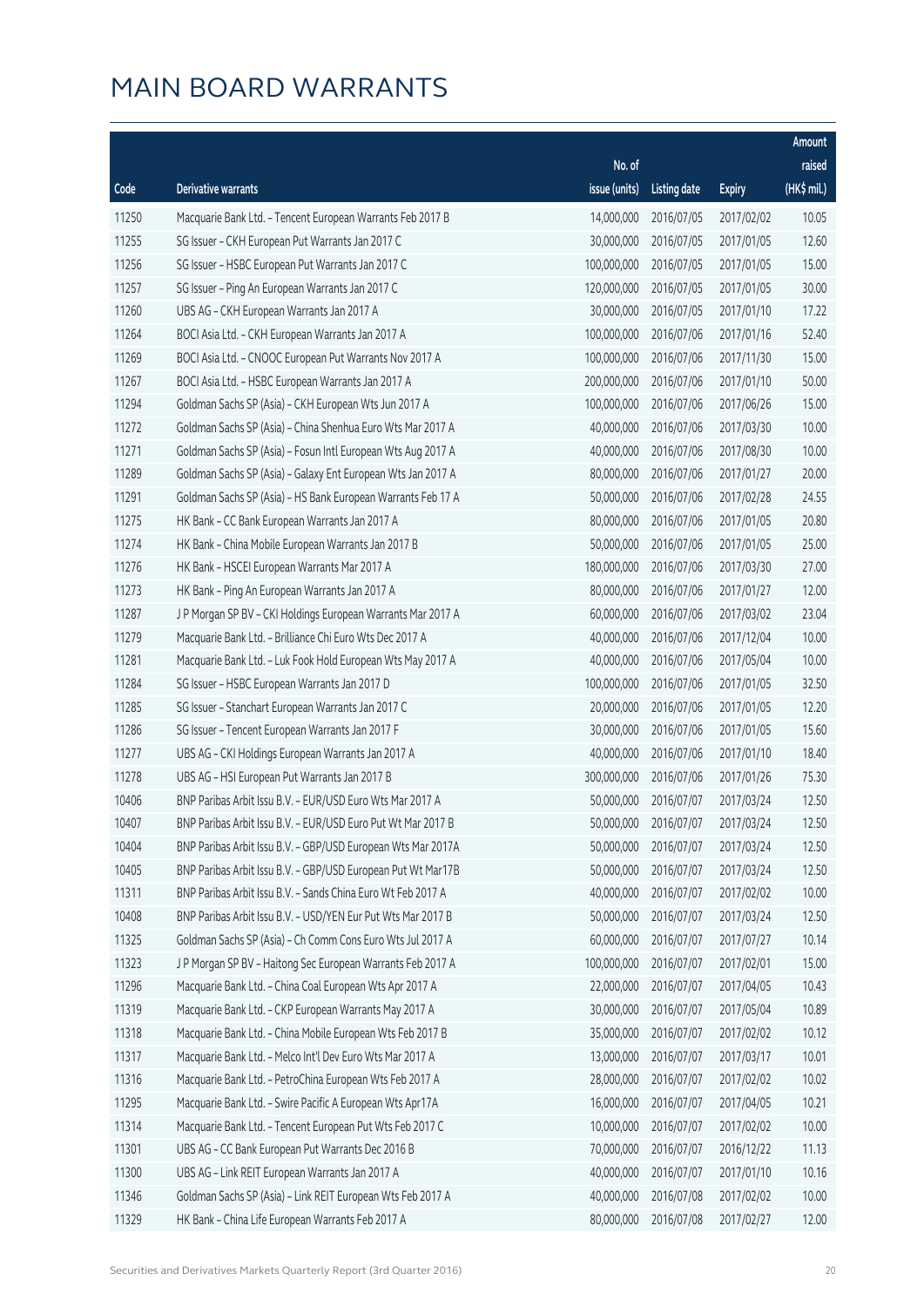# MAIN BOARD WARRANTS

| Code | Derivative warrants | No. of issue (units) | Listing date | Expiry | Amount raised (HK$ mil.) |
|---|---|---|---|---|---|
| 11250 | Macquarie Bank Ltd. - Tencent European Warrants Feb 2017 B | 14,000,000 | 2016/07/05 | 2017/02/02 | 10.05 |
| 11255 | SG Issuer - CKH European Put Warrants Jan 2017 C | 30,000,000 | 2016/07/05 | 2017/01/05 | 12.60 |
| 11256 | SG Issuer - HSBC European Put Warrants Jan 2017 C | 100,000,000 | 2016/07/05 | 2017/01/05 | 15.00 |
| 11257 | SG Issuer - Ping An European Warrants Jan 2017 C | 120,000,000 | 2016/07/05 | 2017/01/05 | 30.00 |
| 11260 | UBS AG - CKH European Warrants Jan 2017 A | 30,000,000 | 2016/07/05 | 2017/01/10 | 17.22 |
| 11264 | BOCI Asia Ltd. - CKH European Warrants Jan 2017 A | 100,000,000 | 2016/07/06 | 2017/01/16 | 52.40 |
| 11269 | BOCI Asia Ltd. - CNOOC European Put Warrants Nov 2017 A | 100,000,000 | 2016/07/06 | 2017/11/30 | 15.00 |
| 11267 | BOCI Asia Ltd. - HSBC European Warrants Jan 2017 A | 200,000,000 | 2016/07/06 | 2017/01/10 | 50.00 |
| 11294 | Goldman Sachs SP (Asia) - CKH European Wts Jun 2017 A | 100,000,000 | 2016/07/06 | 2017/06/26 | 15.00 |
| 11272 | Goldman Sachs SP (Asia) - China Shenhua Euro Wts Mar 2017 A | 40,000,000 | 2016/07/06 | 2017/03/30 | 10.00 |
| 11271 | Goldman Sachs SP (Asia) - Fosun Intl European Wts Aug 2017 A | 40,000,000 | 2016/07/06 | 2017/08/30 | 10.00 |
| 11289 | Goldman Sachs SP (Asia) - Galaxy Ent European Wts Jan 2017 A | 80,000,000 | 2016/07/06 | 2017/01/27 | 20.00 |
| 11291 | Goldman Sachs SP (Asia) - HS Bank European Warrants Feb 17 A | 50,000,000 | 2016/07/06 | 2017/02/28 | 24.55 |
| 11275 | HK Bank - CC Bank European Warrants Jan 2017 A | 80,000,000 | 2016/07/06 | 2017/01/05 | 20.80 |
| 11274 | HK Bank - China Mobile European Warrants Jan 2017 B | 50,000,000 | 2016/07/06 | 2017/01/05 | 25.00 |
| 11276 | HK Bank - HSCEI European Warrants Mar 2017 A | 180,000,000 | 2016/07/06 | 2017/03/30 | 27.00 |
| 11273 | HK Bank - Ping An European Warrants Jan 2017 A | 80,000,000 | 2016/07/06 | 2017/01/27 | 12.00 |
| 11287 | J P Morgan SP BV - CKI Holdings European Warrants Mar 2017 A | 60,000,000 | 2016/07/06 | 2017/03/02 | 23.04 |
| 11279 | Macquarie Bank Ltd. - Brilliance Chi Euro Wts Dec 2017 A | 40,000,000 | 2016/07/06 | 2017/12/04 | 10.00 |
| 11281 | Macquarie Bank Ltd. - Luk Fook Hold European Wts May 2017 A | 40,000,000 | 2016/07/06 | 2017/05/04 | 10.00 |
| 11284 | SG Issuer - HSBC European Warrants Jan 2017 D | 100,000,000 | 2016/07/06 | 2017/01/05 | 32.50 |
| 11285 | SG Issuer - Stanchart European Warrants Jan 2017 C | 20,000,000 | 2016/07/06 | 2017/01/05 | 12.20 |
| 11286 | SG Issuer - Tencent European Warrants Jan 2017 F | 30,000,000 | 2016/07/06 | 2017/01/05 | 15.60 |
| 11277 | UBS AG - CKI Holdings European Warrants Jan 2017 A | 40,000,000 | 2016/07/06 | 2017/01/10 | 18.40 |
| 11278 | UBS AG - HSI European Put Warrants Jan 2017 B | 300,000,000 | 2016/07/06 | 2017/01/26 | 75.30 |
| 10406 | BNP Paribas Arbit Issu B.V. - EUR/USD Euro Wts Mar 2017 A | 50,000,000 | 2016/07/07 | 2017/03/24 | 12.50 |
| 10407 | BNP Paribas Arbit Issu B.V. - EUR/USD Euro Put Wt Mar 2017 B | 50,000,000 | 2016/07/07 | 2017/03/24 | 12.50 |
| 10404 | BNP Paribas Arbit Issu B.V. - GBP/USD European Wts Mar 2017A | 50,000,000 | 2016/07/07 | 2017/03/24 | 12.50 |
| 10405 | BNP Paribas Arbit Issu B.V. - GBP/USD European Put Wt Mar17B | 50,000,000 | 2016/07/07 | 2017/03/24 | 12.50 |
| 11311 | BNP Paribas Arbit Issu B.V. - Sands China Euro Wt Feb 2017 A | 40,000,000 | 2016/07/07 | 2017/02/02 | 10.00 |
| 10408 | BNP Paribas Arbit Issu B.V. - USD/YEN Eur Put Wts Mar 2017 B | 50,000,000 | 2016/07/07 | 2017/03/24 | 12.50 |
| 11325 | Goldman Sachs SP (Asia) - Ch Comm Cons Euro Wts Jul 2017 A | 60,000,000 | 2016/07/07 | 2017/07/27 | 10.14 |
| 11323 | J P Morgan SP BV - Haitong Sec European Warrants Feb 2017 A | 100,000,000 | 2016/07/07 | 2017/02/01 | 15.00 |
| 11296 | Macquarie Bank Ltd. - China Coal European Wts Apr 2017 A | 22,000,000 | 2016/07/07 | 2017/04/05 | 10.43 |
| 11319 | Macquarie Bank Ltd. - CKP European Warrants May 2017 A | 30,000,000 | 2016/07/07 | 2017/05/04 | 10.89 |
| 11318 | Macquarie Bank Ltd. - China Mobile European Wts Feb 2017 B | 35,000,000 | 2016/07/07 | 2017/02/02 | 10.12 |
| 11317 | Macquarie Bank Ltd. - Melco Int'l Dev Euro Wts Mar 2017 A | 13,000,000 | 2016/07/07 | 2017/03/17 | 10.01 |
| 11316 | Macquarie Bank Ltd. - PetroChina European Wts Feb 2017 A | 28,000,000 | 2016/07/07 | 2017/02/02 | 10.02 |
| 11295 | Macquarie Bank Ltd. - Swire Pacific A European Wts Apr17A | 16,000,000 | 2016/07/07 | 2017/04/05 | 10.21 |
| 11314 | Macquarie Bank Ltd. - Tencent European Put Wts Feb 2017 C | 10,000,000 | 2016/07/07 | 2017/02/02 | 10.00 |
| 11301 | UBS AG - CC Bank European Put Warrants Dec 2016 B | 70,000,000 | 2016/07/07 | 2016/12/22 | 11.13 |
| 11300 | UBS AG - Link REIT European Warrants Jan 2017 A | 40,000,000 | 2016/07/07 | 2017/01/10 | 10.16 |
| 11346 | Goldman Sachs SP (Asia) - Link REIT European Wts Feb 2017 A | 40,000,000 | 2016/07/08 | 2017/02/02 | 10.00 |
| 11329 | HK Bank - China Life European Warrants Feb 2017 A | 80,000,000 | 2016/07/08 | 2017/02/27 | 12.00 |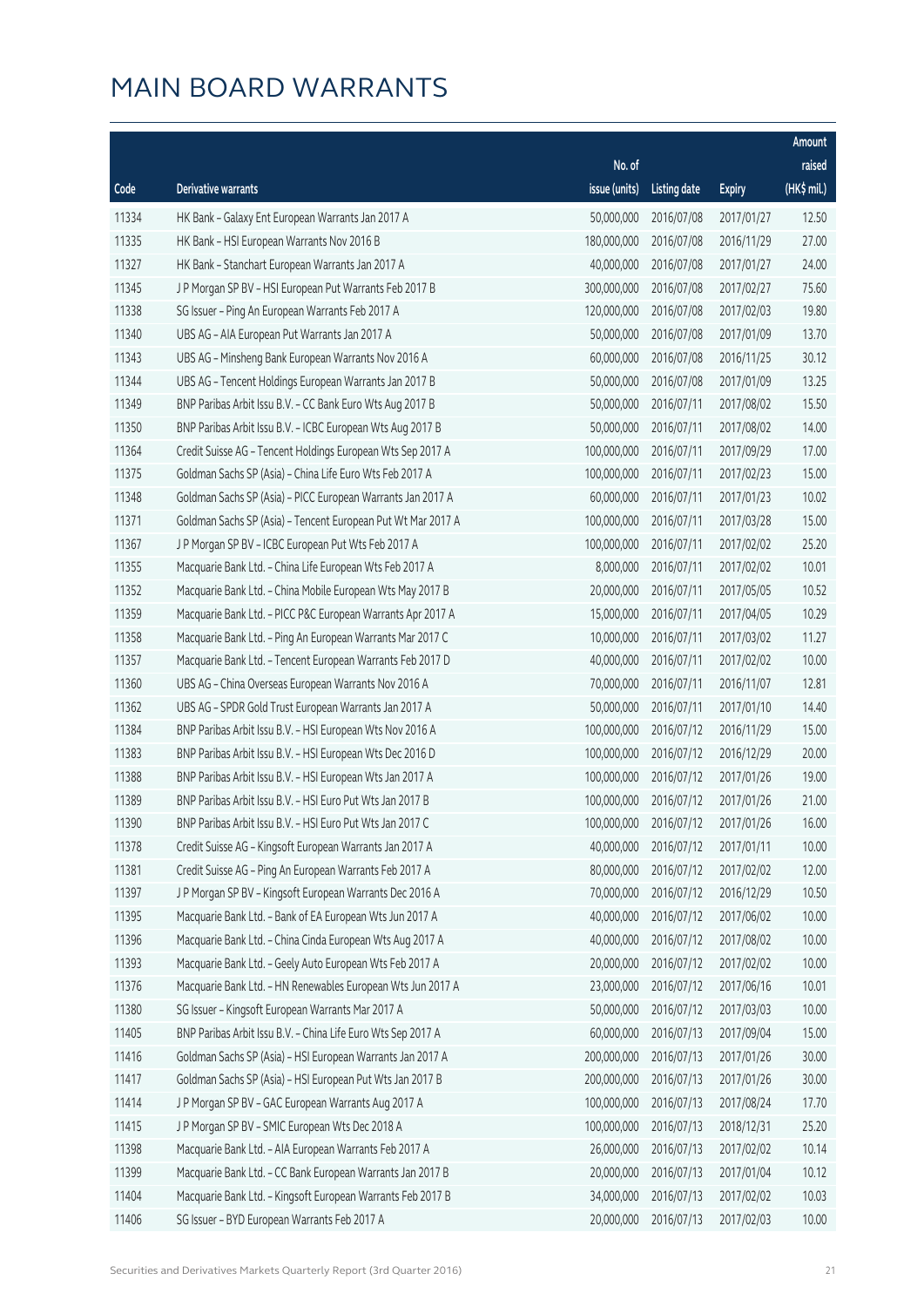# MAIN BOARD WARRANTS

| Code | Derivative warrants | No. of issue (units) | Listing date | Expiry | Amount raised (HK$ mil.) |
|---|---|---|---|---|---|
| 11334 | HK Bank – Galaxy Ent European Warrants Jan 2017 A | 50,000,000 | 2016/07/08 | 2017/01/27 | 12.50 |
| 11335 | HK Bank – HSI European Warrants Nov 2016 B | 180,000,000 | 2016/07/08 | 2016/11/29 | 27.00 |
| 11327 | HK Bank – Stanchart European Warrants Jan 2017 A | 40,000,000 | 2016/07/08 | 2017/01/27 | 24.00 |
| 11345 | J P Morgan SP BV – HSI European Put Warrants Feb 2017 B | 300,000,000 | 2016/07/08 | 2017/02/27 | 75.60 |
| 11338 | SG Issuer – Ping An European Warrants Feb 2017 A | 120,000,000 | 2016/07/08 | 2017/02/03 | 19.80 |
| 11340 | UBS AG – AIA European Put Warrants Jan 2017 A | 50,000,000 | 2016/07/08 | 2017/01/09 | 13.70 |
| 11343 | UBS AG – Minsheng Bank European Warrants Nov 2016 A | 60,000,000 | 2016/07/08 | 2016/11/25 | 30.12 |
| 11344 | UBS AG – Tencent Holdings European Warrants Jan 2017 B | 50,000,000 | 2016/07/08 | 2017/01/09 | 13.25 |
| 11349 | BNP Paribas Arbit Issu B.V. – CC Bank Euro Wts Aug 2017 B | 50,000,000 | 2016/07/11 | 2017/08/02 | 15.50 |
| 11350 | BNP Paribas Arbit Issu B.V. – ICBC European Wts Aug 2017 B | 50,000,000 | 2016/07/11 | 2017/08/02 | 14.00 |
| 11364 | Credit Suisse AG – Tencent Holdings European Wts Sep 2017 A | 100,000,000 | 2016/07/11 | 2017/09/29 | 17.00 |
| 11375 | Goldman Sachs SP (Asia) – China Life Euro Wts Feb 2017 A | 100,000,000 | 2016/07/11 | 2017/02/23 | 15.00 |
| 11348 | Goldman Sachs SP (Asia) – PICC European Warrants Jan 2017 A | 60,000,000 | 2016/07/11 | 2017/01/23 | 10.02 |
| 11371 | Goldman Sachs SP (Asia) – Tencent European Put Wt Mar 2017 A | 100,000,000 | 2016/07/11 | 2017/03/28 | 15.00 |
| 11367 | J P Morgan SP BV – ICBC European Put Wts Feb 2017 A | 100,000,000 | 2016/07/11 | 2017/02/02 | 25.20 |
| 11355 | Macquarie Bank Ltd. – China Life European Wts Feb 2017 A | 8,000,000 | 2016/07/11 | 2017/02/02 | 10.01 |
| 11352 | Macquarie Bank Ltd. – China Mobile European Wts May 2017 B | 20,000,000 | 2016/07/11 | 2017/05/05 | 10.52 |
| 11359 | Macquarie Bank Ltd. – PICC P&C European Warrants Apr 2017 A | 15,000,000 | 2016/07/11 | 2017/04/05 | 10.29 |
| 11358 | Macquarie Bank Ltd. – Ping An European Warrants Mar 2017 C | 10,000,000 | 2016/07/11 | 2017/03/02 | 11.27 |
| 11357 | Macquarie Bank Ltd. – Tencent European Warrants Feb 2017 D | 40,000,000 | 2016/07/11 | 2017/02/02 | 10.00 |
| 11360 | UBS AG – China Overseas European Warrants Nov 2016 A | 70,000,000 | 2016/07/11 | 2016/11/07 | 12.81 |
| 11362 | UBS AG – SPDR Gold Trust European Warrants Jan 2017 A | 50,000,000 | 2016/07/11 | 2017/01/10 | 14.40 |
| 11384 | BNP Paribas Arbit Issu B.V. – HSI European Wts Nov 2016 A | 100,000,000 | 2016/07/12 | 2016/11/29 | 15.00 |
| 11383 | BNP Paribas Arbit Issu B.V. – HSI European Wts Dec 2016 D | 100,000,000 | 2016/07/12 | 2016/12/29 | 20.00 |
| 11388 | BNP Paribas Arbit Issu B.V. – HSI European Wts Jan 2017 A | 100,000,000 | 2016/07/12 | 2017/01/26 | 19.00 |
| 11389 | BNP Paribas Arbit Issu B.V. – HSI Euro Put Wts Jan 2017 B | 100,000,000 | 2016/07/12 | 2017/01/26 | 21.00 |
| 11390 | BNP Paribas Arbit Issu B.V. – HSI Euro Put Wts Jan 2017 C | 100,000,000 | 2016/07/12 | 2017/01/26 | 16.00 |
| 11378 | Credit Suisse AG – Kingsoft European Warrants Jan 2017 A | 40,000,000 | 2016/07/12 | 2017/01/11 | 10.00 |
| 11381 | Credit Suisse AG – Ping An European Warrants Feb 2017 A | 80,000,000 | 2016/07/12 | 2017/02/02 | 12.00 |
| 11397 | J P Morgan SP BV – Kingsoft European Warrants Dec 2016 A | 70,000,000 | 2016/07/12 | 2016/12/29 | 10.50 |
| 11395 | Macquarie Bank Ltd. – Bank of EA European Wts Jun 2017 A | 40,000,000 | 2016/07/12 | 2017/06/02 | 10.00 |
| 11396 | Macquarie Bank Ltd. – China Cinda European Wts Aug 2017 A | 40,000,000 | 2016/07/12 | 2017/08/02 | 10.00 |
| 11393 | Macquarie Bank Ltd. – Geely Auto European Wts Feb 2017 A | 20,000,000 | 2016/07/12 | 2017/02/02 | 10.00 |
| 11376 | Macquarie Bank Ltd. – HN Renewables European Wts Jun 2017 A | 23,000,000 | 2016/07/12 | 2017/06/16 | 10.01 |
| 11380 | SG Issuer – Kingsoft European Warrants Mar 2017 A | 50,000,000 | 2016/07/12 | 2017/03/03 | 10.00 |
| 11405 | BNP Paribas Arbit Issu B.V. – China Life Euro Wts Sep 2017 A | 60,000,000 | 2016/07/13 | 2017/09/04 | 15.00 |
| 11416 | Goldman Sachs SP (Asia) – HSI European Warrants Jan 2017 A | 200,000,000 | 2016/07/13 | 2017/01/26 | 30.00 |
| 11417 | Goldman Sachs SP (Asia) – HSI European Put Wts Jan 2017 B | 200,000,000 | 2016/07/13 | 2017/01/26 | 30.00 |
| 11414 | J P Morgan SP BV – GAC European Warrants Aug 2017 A | 100,000,000 | 2016/07/13 | 2017/08/24 | 17.70 |
| 11415 | J P Morgan SP BV – SMIC European Wts Dec 2018 A | 100,000,000 | 2016/07/13 | 2018/12/31 | 25.20 |
| 11398 | Macquarie Bank Ltd. – AIA European Warrants Feb 2017 A | 26,000,000 | 2016/07/13 | 2017/02/02 | 10.14 |
| 11399 | Macquarie Bank Ltd. – CC Bank European Warrants Jan 2017 B | 20,000,000 | 2016/07/13 | 2017/01/04 | 10.12 |
| 11404 | Macquarie Bank Ltd. – Kingsoft European Warrants Feb 2017 B | 34,000,000 | 2016/07/13 | 2017/02/02 | 10.03 |
| 11406 | SG Issuer – BYD European Warrants Feb 2017 A | 20,000,000 | 2016/07/13 | 2017/02/03 | 10.00 |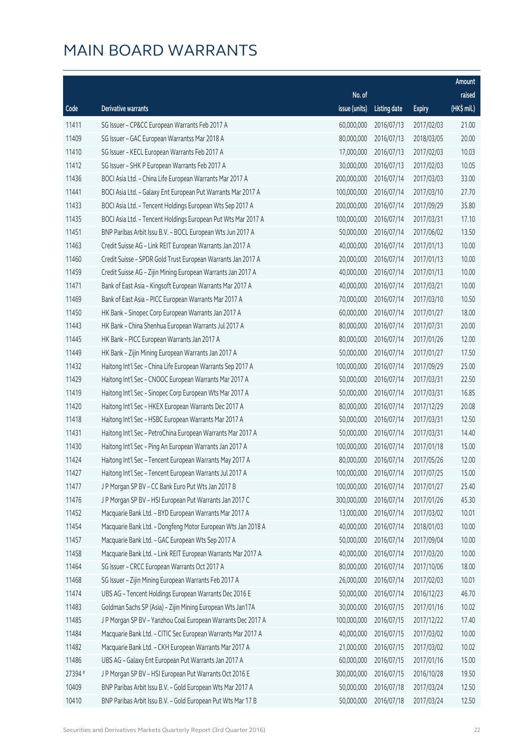# MAIN BOARD WARRANTS

| Code | Derivative warrants | No. of issue (units) | Listing date | Expiry | Amount raised (HK$ mil.) |
|---|---|---|---|---|---|
| 11411 | SG Issuer – CP&CC European Warrants Feb 2017 A | 60,000,000 | 2016/07/13 | 2017/02/03 | 21.00 |
| 11409 | SG Issuer – GAC European Warrantss Mar 2018 A | 80,000,000 | 2016/07/13 | 2018/03/05 | 20.00 |
| 11410 | SG Issuer – KECL European Warrants Feb 2017 A | 17,000,000 | 2016/07/13 | 2017/02/03 | 10.03 |
| 11412 | SG Issuer – SHK P European Warrants Feb 2017 A | 30,000,000 | 2016/07/13 | 2017/02/03 | 10.05 |
| 11436 | BOCI Asia Ltd. – China Life European Warrants Mar 2017 A | 200,000,000 | 2016/07/14 | 2017/03/03 | 33.00 |
| 11441 | BOCI Asia Ltd. – Galaxy Ent European Put Warrants Mar 2017 A | 100,000,000 | 2016/07/14 | 2017/03/10 | 27.70 |
| 11433 | BOCI Asia Ltd. – Tencent Holdings European Wts Sep 2017 A | 200,000,000 | 2016/07/14 | 2017/09/29 | 35.80 |
| 11435 | BOCI Asia Ltd. – Tencent Holdings European Put Wts Mar 2017 A | 100,000,000 | 2016/07/14 | 2017/03/31 | 17.10 |
| 11451 | BNP Paribas Arbit Issu B.V. – BOCL European Wts Jun 2017 A | 50,000,000 | 2016/07/14 | 2017/06/02 | 13.50 |
| 11463 | Credit Suisse AG – Link REIT European Warrants Jan 2017 A | 40,000,000 | 2016/07/14 | 2017/01/13 | 10.00 |
| 11460 | Credit Suisse – SPDR Gold Trust European Warrants Jan 2017 A | 20,000,000 | 2016/07/14 | 2017/01/13 | 10.00 |
| 11459 | Credit Suisse AG – Zijin Mining European Warrants Jan 2017 A | 40,000,000 | 2016/07/14 | 2017/01/13 | 10.00 |
| 11471 | Bank of East Asia – Kingsoft European Warrants Mar 2017 A | 40,000,000 | 2016/07/14 | 2017/03/21 | 10.00 |
| 11469 | Bank of East Asia – PICC European Warrants Mar 2017 A | 70,000,000 | 2016/07/14 | 2017/03/10 | 10.50 |
| 11450 | HK Bank – Sinopec Corp European Warrants Jan 2017 A | 60,000,000 | 2016/07/14 | 2017/01/27 | 18.00 |
| 11443 | HK Bank – China Shenhua European Warrants Jul 2017 A | 80,000,000 | 2016/07/14 | 2017/07/31 | 20.00 |
| 11445 | HK Bank – PICC European Warrants Jan 2017 A | 80,000,000 | 2016/07/14 | 2017/01/26 | 12.00 |
| 11449 | HK Bank – Zijin Mining European Warrants Jan 2017 A | 50,000,000 | 2016/07/14 | 2017/01/27 | 17.50 |
| 11432 | Haitong Int'l Sec – China Life European Warrants Sep 2017 A | 100,000,000 | 2016/07/14 | 2017/09/29 | 25.00 |
| 11429 | Haitong Int'l Sec – CNOOC European Warrants Mar 2017 A | 50,000,000 | 2016/07/14 | 2017/03/31 | 22.50 |
| 11419 | Haitong Int'l Sec – Sinopec Corp European Wts Mar 2017 A | 50,000,000 | 2016/07/14 | 2017/03/31 | 16.85 |
| 11420 | Haitong Int'l Sec – HKEX European Warrants Dec 2017 A | 80,000,000 | 2016/07/14 | 2017/12/29 | 20.08 |
| 11418 | Haitong Int'l Sec – HSBC European Warrants Mar 2017 A | 50,000,000 | 2016/07/14 | 2017/03/31 | 12.50 |
| 11431 | Haitong Int'l Sec – PetroChina European Warrants Mar 2017 A | 50,000,000 | 2016/07/14 | 2017/03/31 | 14.40 |
| 11430 | Haitong Int'l Sec – Ping An European Warrants Jan 2017 A | 100,000,000 | 2016/07/14 | 2017/01/18 | 15.00 |
| 11424 | Haitong Int'l Sec – Tencent European Warrants May 2017 A | 80,000,000 | 2016/07/14 | 2017/05/26 | 12.00 |
| 11427 | Haitong Int'l Sec – Tencent European Warrants Jul 2017 A | 100,000,000 | 2016/07/14 | 2017/07/25 | 15.00 |
| 11477 | J P Morgan SP BV – CC Bank Euro Put Wts Jan 2017 B | 100,000,000 | 2016/07/14 | 2017/01/27 | 25.40 |
| 11476 | J P Morgan SP BV – HSI European Put Warrants Jan 2017 C | 300,000,000 | 2016/07/14 | 2017/01/26 | 45.30 |
| 11452 | Macquarie Bank Ltd. – BYD European Warrants Mar 2017 A | 13,000,000 | 2016/07/14 | 2017/03/02 | 10.01 |
| 11454 | Macquarie Bank Ltd. – Dongfeng Motor European Wts Jan 2018 A | 40,000,000 | 2016/07/14 | 2018/01/03 | 10.00 |
| 11457 | Macquarie Bank Ltd. – GAC European Wts Sep 2017 A | 50,000,000 | 2016/07/14 | 2017/09/04 | 10.00 |
| 11458 | Macquarie Bank Ltd. – Link REIT European Warrants Mar 2017 A | 40,000,000 | 2016/07/14 | 2017/03/20 | 10.00 |
| 11464 | SG Issuer – CRCC European Warrants Oct 2017 A | 80,000,000 | 2016/07/14 | 2017/10/06 | 18.00 |
| 11468 | SG Issuer – Zijin Mining European Warrants Feb 2017 A | 26,000,000 | 2016/07/14 | 2017/02/03 | 10.01 |
| 11474 | UBS AG – Tencent Holdings European Warrants Dec 2016 E | 50,000,000 | 2016/07/14 | 2016/12/23 | 46.70 |
| 11483 | Goldman Sachs SP (Asia) – Zijin Mining European Wts Jan17A | 30,000,000 | 2016/07/15 | 2017/01/16 | 10.02 |
| 11485 | J P Morgan SP BV – Yanzhou Coal European Warrants Dec 2017 A | 100,000,000 | 2016/07/15 | 2017/12/22 | 17.40 |
| 11484 | Macquarie Bank Ltd. – CITIC Sec European Warrants Mar 2017 A | 40,000,000 | 2016/07/15 | 2017/03/02 | 10.00 |
| 11482 | Macquarie Bank Ltd. – CKH European Warrants Mar 2017 A | 21,000,000 | 2016/07/15 | 2017/03/02 | 10.02 |
| 11486 | UBS AG – Galaxy Ent European Put Warrants Jan 2017 A | 60,000,000 | 2016/07/15 | 2017/01/16 | 15.00 |
| 27394 # | J P Morgan SP BV – HSI European Put Warrants Oct 2016 E | 300,000,000 | 2016/07/15 | 2016/10/28 | 19.50 |
| 10409 | BNP Paribas Arbit Issu B.V. – Gold European Wts Mar 2017 A | 50,000,000 | 2016/07/18 | 2017/03/24 | 12.50 |
| 10410 | BNP Paribas Arbit Issu B.V. – Gold European Put Wts Mar 17 B | 50,000,000 | 2016/07/18 | 2017/03/24 | 12.50 |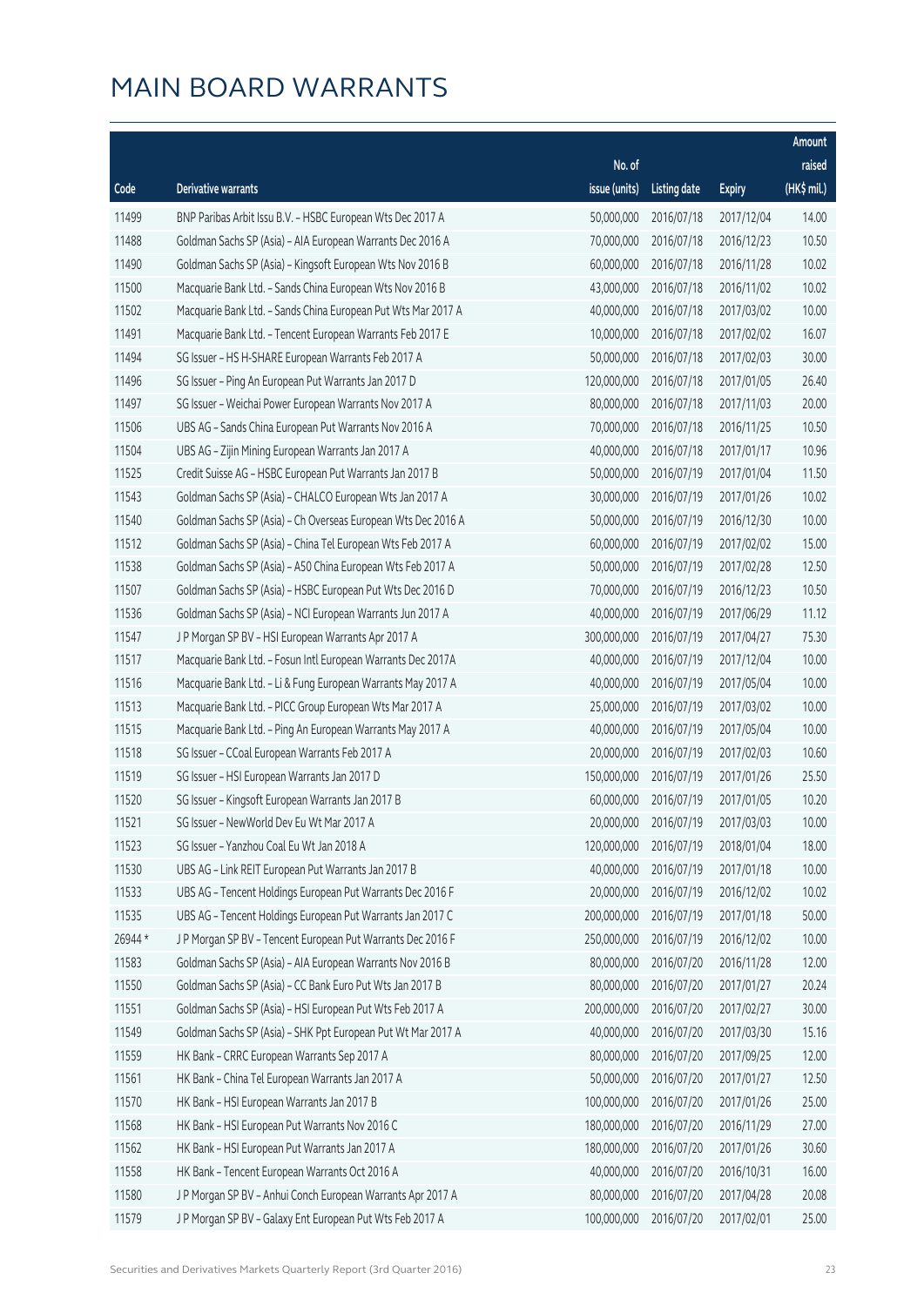# MAIN BOARD WARRANTS

| Code | Derivative warrants | No. of issue (units) | Listing date | Expiry | Amount raised (HK$ mil.) |
|---|---|---|---|---|---|
| 11499 | BNP Paribas Arbit Issu B.V. - HSBC European Wts Dec 2017 A | 50,000,000 | 2016/07/18 | 2017/12/04 | 14.00 |
| 11488 | Goldman Sachs SP (Asia) - AIA European Warrants Dec 2016 A | 70,000,000 | 2016/07/18 | 2016/12/23 | 10.50 |
| 11490 | Goldman Sachs SP (Asia) - Kingsoft European Wts Nov 2016 B | 60,000,000 | 2016/07/18 | 2016/11/28 | 10.02 |
| 11500 | Macquarie Bank Ltd. - Sands China European Wts Nov 2016 B | 43,000,000 | 2016/07/18 | 2016/11/02 | 10.02 |
| 11502 | Macquarie Bank Ltd. - Sands China European Put Wts Mar 2017 A | 40,000,000 | 2016/07/18 | 2017/03/02 | 10.00 |
| 11491 | Macquarie Bank Ltd. - Tencent European Warrants Feb 2017 E | 10,000,000 | 2016/07/18 | 2017/02/02 | 16.07 |
| 11494 | SG Issuer - HS H-SHARE European Warrants Feb 2017 A | 50,000,000 | 2016/07/18 | 2017/02/03 | 30.00 |
| 11496 | SG Issuer - Ping An European Put Warrants Jan 2017 D | 120,000,000 | 2016/07/18 | 2017/01/05 | 26.40 |
| 11497 | SG Issuer - Weichai Power European Warrants Nov 2017 A | 80,000,000 | 2016/07/18 | 2017/11/03 | 20.00 |
| 11506 | UBS AG - Sands China European Put Warrants Nov 2016 A | 70,000,000 | 2016/07/18 | 2016/11/25 | 10.50 |
| 11504 | UBS AG - Zijin Mining European Warrants Jan 2017 A | 40,000,000 | 2016/07/18 | 2017/01/17 | 10.96 |
| 11525 | Credit Suisse AG - HSBC European Put Warrants Jan 2017 B | 50,000,000 | 2016/07/19 | 2017/01/04 | 11.50 |
| 11543 | Goldman Sachs SP (Asia) - CHALCO European Wts Jan 2017 A | 30,000,000 | 2016/07/19 | 2017/01/26 | 10.02 |
| 11540 | Goldman Sachs SP (Asia) - Ch Overseas European Wts Dec 2016 A | 50,000,000 | 2016/07/19 | 2016/12/30 | 10.00 |
| 11512 | Goldman Sachs SP (Asia) - China Tel European Wts Feb 2017 A | 60,000,000 | 2016/07/19 | 2017/02/02 | 15.00 |
| 11538 | Goldman Sachs SP (Asia) - A50 China European Wts Feb 2017 A | 50,000,000 | 2016/07/19 | 2017/02/28 | 12.50 |
| 11507 | Goldman Sachs SP (Asia) - HSBC European Put Wts Dec 2016 D | 70,000,000 | 2016/07/19 | 2016/12/23 | 10.50 |
| 11536 | Goldman Sachs SP (Asia) - NCI European Warrants Jun 2017 A | 40,000,000 | 2016/07/19 | 2017/06/29 | 11.12 |
| 11547 | J P Morgan SP BV - HSI European Warrants Apr 2017 A | 300,000,000 | 2016/07/19 | 2017/04/27 | 75.30 |
| 11517 | Macquarie Bank Ltd. - Fosun Intl European Warrants Dec 2017A | 40,000,000 | 2016/07/19 | 2017/12/04 | 10.00 |
| 11516 | Macquarie Bank Ltd. - Li & Fung European Warrants May 2017 A | 40,000,000 | 2016/07/19 | 2017/05/04 | 10.00 |
| 11513 | Macquarie Bank Ltd. - PICC Group European Wts Mar 2017 A | 25,000,000 | 2016/07/19 | 2017/03/02 | 10.00 |
| 11515 | Macquarie Bank Ltd. - Ping An European Warrants May 2017 A | 40,000,000 | 2016/07/19 | 2017/05/04 | 10.00 |
| 11518 | SG Issuer - CCoal European Warrants Feb 2017 A | 20,000,000 | 2016/07/19 | 2017/02/03 | 10.60 |
| 11519 | SG Issuer - HSI European Warrants Jan 2017 D | 150,000,000 | 2016/07/19 | 2017/01/26 | 25.50 |
| 11520 | SG Issuer - Kingsoft European Warrants Jan 2017 B | 60,000,000 | 2016/07/19 | 2017/01/05 | 10.20 |
| 11521 | SG Issuer - NewWorld Dev Eu Wt Mar 2017 A | 20,000,000 | 2016/07/19 | 2017/03/03 | 10.00 |
| 11523 | SG Issuer - Yanzhou Coal Eu Wt Jan 2018 A | 120,000,000 | 2016/07/19 | 2018/01/04 | 18.00 |
| 11530 | UBS AG - Link REIT European Put Warrants Jan 2017 B | 40,000,000 | 2016/07/19 | 2017/01/18 | 10.00 |
| 11533 | UBS AG - Tencent Holdings European Put Warrants Dec 2016 F | 20,000,000 | 2016/07/19 | 2016/12/02 | 10.02 |
| 11535 | UBS AG - Tencent Holdings European Put Warrants Jan 2017 C | 200,000,000 | 2016/07/19 | 2017/01/18 | 50.00 |
| 26944 * | J P Morgan SP BV - Tencent European Put Warrants Dec 2016 F | 250,000,000 | 2016/07/19 | 2016/12/02 | 10.00 |
| 11583 | Goldman Sachs SP (Asia) - AIA European Warrants Nov 2016 B | 80,000,000 | 2016/07/20 | 2016/11/28 | 12.00 |
| 11550 | Goldman Sachs SP (Asia) - CC Bank Euro Put Wts Jan 2017 B | 80,000,000 | 2016/07/20 | 2017/01/27 | 20.24 |
| 11551 | Goldman Sachs SP (Asia) - HSI European Put Wts Feb 2017 A | 200,000,000 | 2016/07/20 | 2017/02/27 | 30.00 |
| 11549 | Goldman Sachs SP (Asia) - SHK Ppt European Put Wt Mar 2017 A | 40,000,000 | 2016/07/20 | 2017/03/30 | 15.16 |
| 11559 | HK Bank - CRRC European Warrants Sep 2017 A | 80,000,000 | 2016/07/20 | 2017/09/25 | 12.00 |
| 11561 | HK Bank - China Tel European Warrants Jan 2017 A | 50,000,000 | 2016/07/20 | 2017/01/27 | 12.50 |
| 11570 | HK Bank - HSI European Warrants Jan 2017 B | 100,000,000 | 2016/07/20 | 2017/01/26 | 25.00 |
| 11568 | HK Bank - HSI European Put Warrants Nov 2016 C | 180,000,000 | 2016/07/20 | 2016/11/29 | 27.00 |
| 11562 | HK Bank - HSI European Put Warrants Jan 2017 A | 180,000,000 | 2016/07/20 | 2017/01/26 | 30.60 |
| 11558 | HK Bank - Tencent European Warrants Oct 2016 A | 40,000,000 | 2016/07/20 | 2016/10/31 | 16.00 |
| 11580 | J P Morgan SP BV - Anhui Conch European Warrants Apr 2017 A | 80,000,000 | 2016/07/20 | 2017/04/28 | 20.08 |
| 11579 | J P Morgan SP BV - Galaxy Ent European Put Wts Feb 2017 A | 100,000,000 | 2016/07/20 | 2017/02/01 | 25.00 |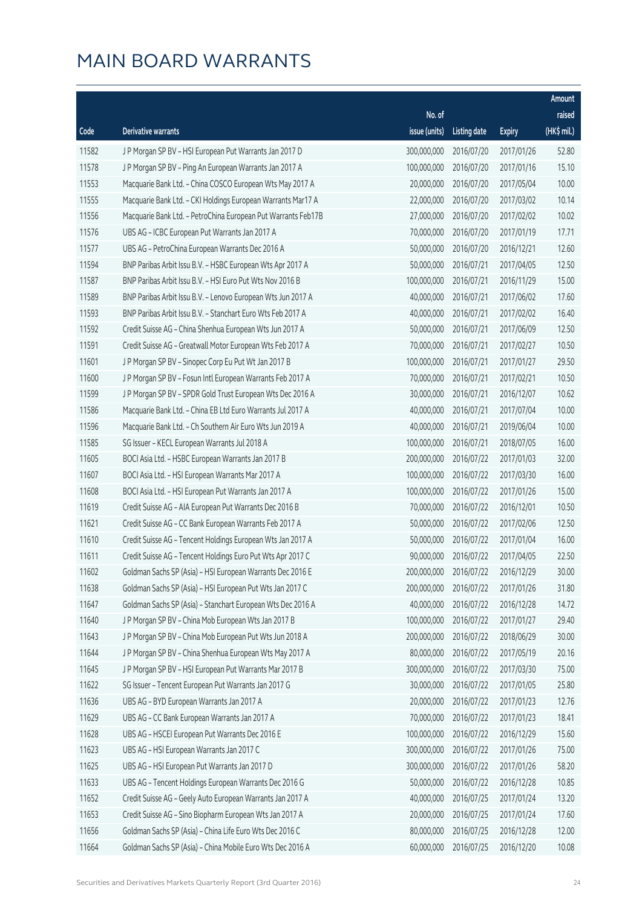# MAIN BOARD WARRANTS

| Code | Derivative warrants | No. of issue (units) | Listing date | Expiry | Amount raised (HK$ mil.) |
|---|---|---|---|---|---|
| 11582 | J P Morgan SP BV - HSI European Put Warrants Jan 2017 D | 300,000,000 | 2016/07/20 | 2017/01/26 | 52.80 |
| 11578 | J P Morgan SP BV - Ping An European Warrants Jan 2017 A | 100,000,000 | 2016/07/20 | 2017/01/16 | 15.10 |
| 11553 | Macquarie Bank Ltd. - China COSCO European Wts May 2017 A | 20,000,000 | 2016/07/20 | 2017/05/04 | 10.00 |
| 11555 | Macquarie Bank Ltd. - CKI Holdings European Warrants Mar17 A | 22,000,000 | 2016/07/20 | 2017/03/02 | 10.14 |
| 11556 | Macquarie Bank Ltd. - PetroChina European Put Warrants Feb17B | 27,000,000 | 2016/07/20 | 2017/02/02 | 10.02 |
| 11576 | UBS AG - ICBC European Put Warrants Jan 2017 A | 70,000,000 | 2016/07/20 | 2017/01/19 | 17.71 |
| 11577 | UBS AG - PetroChina European Warrants Dec 2016 A | 50,000,000 | 2016/07/20 | 2016/12/21 | 12.60 |
| 11594 | BNP Paribas Arbit Issu B.V. - HSBC European Wts Apr 2017 A | 50,000,000 | 2016/07/21 | 2017/04/05 | 12.50 |
| 11587 | BNP Paribas Arbit Issu B.V. - HSI Euro Put Wts Nov 2016 B | 100,000,000 | 2016/07/21 | 2016/11/29 | 15.00 |
| 11589 | BNP Paribas Arbit Issu B.V. - Lenovo European Wts Jun 2017 A | 40,000,000 | 2016/07/21 | 2017/06/02 | 17.60 |
| 11593 | BNP Paribas Arbit Issu B.V. - Stanchart Euro Wts Feb 2017 A | 40,000,000 | 2016/07/21 | 2017/02/02 | 16.40 |
| 11592 | Credit Suisse AG - China Shenhua European Wts Jun 2017 A | 50,000,000 | 2016/07/21 | 2017/06/09 | 12.50 |
| 11591 | Credit Suisse AG - Greatwall Motor European Wts Feb 2017 A | 70,000,000 | 2016/07/21 | 2017/02/27 | 10.50 |
| 11601 | J P Morgan SP BV - Sinopec Corp Eu Put Wt Jan 2017 B | 100,000,000 | 2016/07/21 | 2017/01/27 | 29.50 |
| 11600 | J P Morgan SP BV - Fosun Intl European Warrants Feb 2017 A | 70,000,000 | 2016/07/21 | 2017/02/21 | 10.50 |
| 11599 | J P Morgan SP BV - SPDR Gold Trust European Wts Dec 2016 A | 30,000,000 | 2016/07/21 | 2016/12/07 | 10.62 |
| 11586 | Macquarie Bank Ltd. - China EB Ltd Euro Warrants Jul 2017 A | 40,000,000 | 2016/07/21 | 2017/07/04 | 10.00 |
| 11596 | Macquarie Bank Ltd. - Ch Southern Air Euro Wts Jun 2019 A | 40,000,000 | 2016/07/21 | 2019/06/04 | 10.00 |
| 11585 | SG Issuer - KECL European Warrants Jul 2018 A | 100,000,000 | 2016/07/21 | 2018/07/05 | 16.00 |
| 11605 | BOCI Asia Ltd. - HSBC European Warrants Jan 2017 B | 200,000,000 | 2016/07/22 | 2017/01/03 | 32.00 |
| 11607 | BOCI Asia Ltd. - HSI European Warrants Mar 2017 A | 100,000,000 | 2016/07/22 | 2017/03/30 | 16.00 |
| 11608 | BOCI Asia Ltd. - HSI European Put Warrants Jan 2017 A | 100,000,000 | 2016/07/22 | 2017/01/26 | 15.00 |
| 11619 | Credit Suisse AG - AIA European Put Warrants Dec 2016 B | 70,000,000 | 2016/07/22 | 2016/12/01 | 10.50 |
| 11621 | Credit Suisse AG - CC Bank European Warrants Feb 2017 A | 50,000,000 | 2016/07/22 | 2017/02/06 | 12.50 |
| 11610 | Credit Suisse AG - Tencent Holdings European Wts Jan 2017 A | 50,000,000 | 2016/07/22 | 2017/01/04 | 16.00 |
| 11611 | Credit Suisse AG - Tencent Holdings Euro Put Wts Apr 2017 C | 90,000,000 | 2016/07/22 | 2017/04/05 | 22.50 |
| 11602 | Goldman Sachs SP (Asia) - HSI European Warrants Dec 2016 E | 200,000,000 | 2016/07/22 | 2016/12/29 | 30.00 |
| 11638 | Goldman Sachs SP (Asia) - HSI European Put Wts Jan 2017 C | 200,000,000 | 2016/07/22 | 2017/01/26 | 31.80 |
| 11647 | Goldman Sachs SP (Asia) - Stanchart European Wts Dec 2016 A | 40,000,000 | 2016/07/22 | 2016/12/28 | 14.72 |
| 11640 | J P Morgan SP BV - China Mob European Wts Jan 2017 B | 100,000,000 | 2016/07/22 | 2017/01/27 | 29.40 |
| 11643 | J P Morgan SP BV - China Mob European Put Wts Jun 2018 A | 200,000,000 | 2016/07/22 | 2018/06/29 | 30.00 |
| 11644 | J P Morgan SP BV - China Shenhua European Wts May 2017 A | 80,000,000 | 2016/07/22 | 2017/05/19 | 20.16 |
| 11645 | J P Morgan SP BV - HSI European Put Warrants Mar 2017 B | 300,000,000 | 2016/07/22 | 2017/03/30 | 75.00 |
| 11622 | SG Issuer - Tencent European Put Warrants Jan 2017 G | 30,000,000 | 2016/07/22 | 2017/01/05 | 25.80 |
| 11636 | UBS AG - BYD European Warrants Jan 2017 A | 20,000,000 | 2016/07/22 | 2017/01/23 | 12.76 |
| 11629 | UBS AG - CC Bank European Warrants Jan 2017 A | 70,000,000 | 2016/07/22 | 2017/01/23 | 18.41 |
| 11628 | UBS AG - HSCEI European Put Warrants Dec 2016 E | 100,000,000 | 2016/07/22 | 2016/12/29 | 15.60 |
| 11623 | UBS AG - HSI European Warrants Jan 2017 C | 300,000,000 | 2016/07/22 | 2017/01/26 | 75.00 |
| 11625 | UBS AG - HSI European Put Warrants Jan 2017 D | 300,000,000 | 2016/07/22 | 2017/01/26 | 58.20 |
| 11633 | UBS AG - Tencent Holdings European Warrants Dec 2016 G | 50,000,000 | 2016/07/22 | 2016/12/28 | 10.85 |
| 11652 | Credit Suisse AG - Geely Auto European Warrants Jan 2017 A | 40,000,000 | 2016/07/25 | 2017/01/24 | 13.20 |
| 11653 | Credit Suisse AG - Sino Biopharm European Wts Jan 2017 A | 20,000,000 | 2016/07/25 | 2017/01/24 | 17.60 |
| 11656 | Goldman Sachs SP (Asia) - China Life Euro Wts Dec 2016 C | 80,000,000 | 2016/07/25 | 2016/12/28 | 12.00 |
| 11664 | Goldman Sachs SP (Asia) - China Mobile Euro Wts Dec 2016 A | 60,000,000 | 2016/07/25 | 2016/12/20 | 10.08 |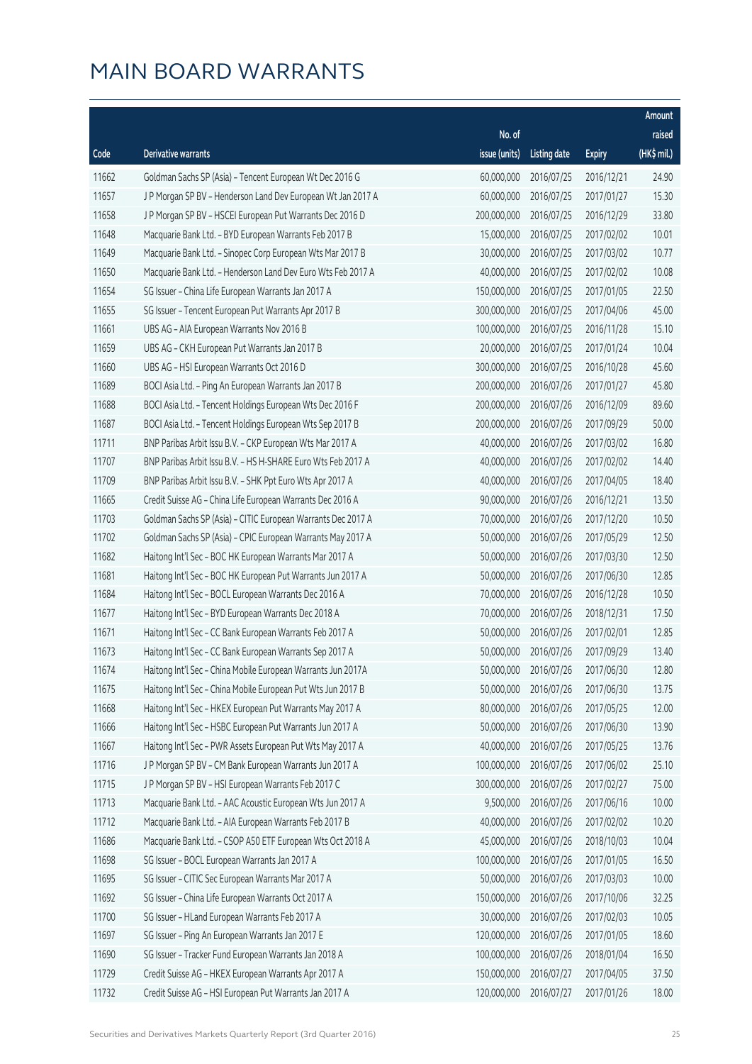# MAIN BOARD WARRANTS

| Code | Derivative warrants | No. of issue (units) | Listing date | Expiry | Amount raised (HK$ mil.) |
|---|---|---|---|---|---|
| 11662 | Goldman Sachs SP (Asia) – Tencent European Wt Dec 2016 G | 60,000,000 | 2016/07/25 | 2016/12/21 | 24.90 |
| 11657 | J P Morgan SP BV – Henderson Land Dev European Wt Jan 2017 A | 60,000,000 | 2016/07/25 | 2017/01/27 | 15.30 |
| 11658 | J P Morgan SP BV – HSCEI European Put Warrants Dec 2016 D | 200,000,000 | 2016/07/25 | 2016/12/29 | 33.80 |
| 11648 | Macquarie Bank Ltd. – BYD European Warrants Feb 2017 B | 15,000,000 | 2016/07/25 | 2017/02/02 | 10.01 |
| 11649 | Macquarie Bank Ltd. – Sinopec Corp European Wts Mar 2017 B | 30,000,000 | 2016/07/25 | 2017/03/02 | 10.77 |
| 11650 | Macquarie Bank Ltd. – Henderson Land Dev Euro Wts Feb 2017 A | 40,000,000 | 2016/07/25 | 2017/02/02 | 10.08 |
| 11654 | SG Issuer – China Life European Warrants Jan 2017 A | 150,000,000 | 2016/07/25 | 2017/01/05 | 22.50 |
| 11655 | SG Issuer – Tencent European Put Warrants Apr 2017 B | 300,000,000 | 2016/07/25 | 2017/04/06 | 45.00 |
| 11661 | UBS AG – AIA European Warrants Nov 2016 B | 100,000,000 | 2016/07/25 | 2016/11/28 | 15.10 |
| 11659 | UBS AG – CKH European Put Warrants Jan 2017 B | 20,000,000 | 2016/07/25 | 2017/01/24 | 10.04 |
| 11660 | UBS AG – HSI European Warrants Oct 2016 D | 300,000,000 | 2016/07/25 | 2016/10/28 | 45.60 |
| 11689 | BOCI Asia Ltd. – Ping An European Warrants Jan 2017 B | 200,000,000 | 2016/07/26 | 2017/01/27 | 45.80 |
| 11688 | BOCI Asia Ltd. – Tencent Holdings European Wts Dec 2016 F | 200,000,000 | 2016/07/26 | 2016/12/09 | 89.60 |
| 11687 | BOCI Asia Ltd. – Tencent Holdings European Wts Sep 2017 B | 200,000,000 | 2016/07/26 | 2017/09/29 | 50.00 |
| 11711 | BNP Paribas Arbit Issu B.V. – CKP European Wts Mar 2017 A | 40,000,000 | 2016/07/26 | 2017/03/02 | 16.80 |
| 11707 | BNP Paribas Arbit Issu B.V. – HS H-SHARE Euro Wts Feb 2017 A | 40,000,000 | 2016/07/26 | 2017/02/02 | 14.40 |
| 11709 | BNP Paribas Arbit Issu B.V. – SHK Ppt Euro Wts Apr 2017 A | 40,000,000 | 2016/07/26 | 2017/04/05 | 18.40 |
| 11665 | Credit Suisse AG – China Life European Warrants Dec 2016 A | 90,000,000 | 2016/07/26 | 2016/12/21 | 13.50 |
| 11703 | Goldman Sachs SP (Asia) – CITIC European Warrants Dec 2017 A | 70,000,000 | 2016/07/26 | 2017/12/20 | 10.50 |
| 11702 | Goldman Sachs SP (Asia) – CPIC European Warrants May 2017 A | 50,000,000 | 2016/07/26 | 2017/05/29 | 12.50 |
| 11682 | Haitong Int'l Sec – BOC HK European Warrants Mar 2017 A | 50,000,000 | 2016/07/26 | 2017/03/30 | 12.50 |
| 11681 | Haitong Int'l Sec – BOC HK European Put Warrants Jun 2017 A | 50,000,000 | 2016/07/26 | 2017/06/30 | 12.85 |
| 11684 | Haitong Int'l Sec – BOCL European Warrants Dec 2016 A | 70,000,000 | 2016/07/26 | 2016/12/28 | 10.50 |
| 11677 | Haitong Int'l Sec – BYD European Warrants Dec 2018 A | 70,000,000 | 2016/07/26 | 2018/12/31 | 17.50 |
| 11671 | Haitong Int'l Sec – CC Bank European Warrants Feb 2017 A | 50,000,000 | 2016/07/26 | 2017/02/01 | 12.85 |
| 11673 | Haitong Int'l Sec – CC Bank European Warrants Sep 2017 A | 50,000,000 | 2016/07/26 | 2017/09/29 | 13.40 |
| 11674 | Haitong Int'l Sec – China Mobile European Warrants Jun 2017A | 50,000,000 | 2016/07/26 | 2017/06/30 | 12.80 |
| 11675 | Haitong Int'l Sec – China Mobile European Put Wts Jun 2017 B | 50,000,000 | 2016/07/26 | 2017/06/30 | 13.75 |
| 11668 | Haitong Int'l Sec – HKEX European Put Warrants May 2017 A | 80,000,000 | 2016/07/26 | 2017/05/25 | 12.00 |
| 11666 | Haitong Int'l Sec – HSBC European Put Warrants Jun 2017 A | 50,000,000 | 2016/07/26 | 2017/06/30 | 13.90 |
| 11667 | Haitong Int'l Sec – PWR Assets European Put Wts May 2017 A | 40,000,000 | 2016/07/26 | 2017/05/25 | 13.76 |
| 11716 | J P Morgan SP BV – CM Bank European Warrants Jun 2017 A | 100,000,000 | 2016/07/26 | 2017/06/02 | 25.10 |
| 11715 | J P Morgan SP BV – HSI European Warrants Feb 2017 C | 300,000,000 | 2016/07/26 | 2017/02/27 | 75.00 |
| 11713 | Macquarie Bank Ltd. – AAC Acoustic European Wts Jun 2017 A | 9,500,000 | 2016/07/26 | 2017/06/16 | 10.00 |
| 11712 | Macquarie Bank Ltd. – AIA European Warrants Feb 2017 B | 40,000,000 | 2016/07/26 | 2017/02/02 | 10.20 |
| 11686 | Macquarie Bank Ltd. – CSOP A50 ETF European Wts Oct 2018 A | 45,000,000 | 2016/07/26 | 2018/10/03 | 10.04 |
| 11698 | SG Issuer – BOCL European Warrants Jan 2017 A | 100,000,000 | 2016/07/26 | 2017/01/05 | 16.50 |
| 11695 | SG Issuer – CITIC Sec European Warrants Mar 2017 A | 50,000,000 | 2016/07/26 | 2017/03/03 | 10.00 |
| 11692 | SG Issuer – China Life European Warrants Oct 2017 A | 150,000,000 | 2016/07/26 | 2017/10/06 | 32.25 |
| 11700 | SG Issuer – HLand European Warrants Feb 2017 A | 30,000,000 | 2016/07/26 | 2017/02/03 | 10.05 |
| 11697 | SG Issuer – Ping An European Warrants Jan 2017 E | 120,000,000 | 2016/07/26 | 2017/01/05 | 18.60 |
| 11690 | SG Issuer – Tracker Fund European Warrants Jan 2018 A | 100,000,000 | 2016/07/26 | 2018/01/04 | 16.50 |
| 11729 | Credit Suisse AG – HKEX European Warrants Apr 2017 A | 150,000,000 | 2016/07/27 | 2017/04/05 | 37.50 |
| 11732 | Credit Suisse AG – HSI European Put Warrants Jan 2017 A | 120,000,000 | 2016/07/27 | 2017/01/26 | 18.00 |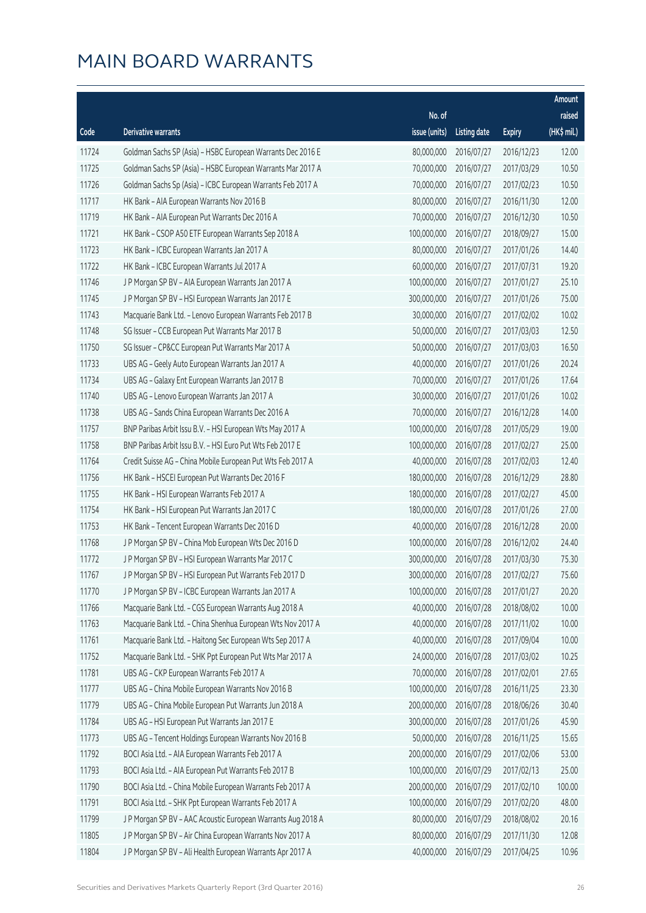# MAIN BOARD WARRANTS

| Code | Derivative warrants | No. of issue (units) | Listing date | Expiry | Amount raised (HK$ mil.) |
|---|---|---|---|---|---|
| 11724 | Goldman Sachs SP (Asia) – HSBC European Warrants Dec 2016 E | 80,000,000 | 2016/07/27 | 2016/12/23 | 12.00 |
| 11725 | Goldman Sachs SP (Asia) – HSBC European Warrants Mar 2017 A | 70,000,000 | 2016/07/27 | 2017/03/29 | 10.50 |
| 11726 | Goldman Sachs Sp (Asia) – ICBC European Warrants Feb 2017 A | 70,000,000 | 2016/07/27 | 2017/02/23 | 10.50 |
| 11717 | HK Bank – AIA European Warrants Nov 2016 B | 80,000,000 | 2016/07/27 | 2016/11/30 | 12.00 |
| 11719 | HK Bank – AIA European Put Warrants Dec 2016 A | 70,000,000 | 2016/07/27 | 2016/12/30 | 10.50 |
| 11721 | HK Bank – CSOP A50 ETF European Warrants Sep 2018 A | 100,000,000 | 2016/07/27 | 2018/09/27 | 15.00 |
| 11723 | HK Bank – ICBC European Warrants Jan 2017 A | 80,000,000 | 2016/07/27 | 2017/01/26 | 14.40 |
| 11722 | HK Bank – ICBC European Warrants Jul 2017 A | 60,000,000 | 2016/07/27 | 2017/07/31 | 19.20 |
| 11746 | J P Morgan SP BV – AIA European Warrants Jan 2017 A | 100,000,000 | 2016/07/27 | 2017/01/27 | 25.10 |
| 11745 | J P Morgan SP BV – HSI European Warrants Jan 2017 E | 300,000,000 | 2016/07/27 | 2017/01/26 | 75.00 |
| 11743 | Macquarie Bank Ltd. – Lenovo European Warrants Feb 2017 B | 30,000,000 | 2016/07/27 | 2017/02/02 | 10.02 |
| 11748 | SG Issuer – CCB European Put Warrants Mar 2017 B | 50,000,000 | 2016/07/27 | 2017/03/03 | 12.50 |
| 11750 | SG Issuer – CP&CC European Put Warrants Mar 2017 A | 50,000,000 | 2016/07/27 | 2017/03/03 | 16.50 |
| 11733 | UBS AG – Geely Auto European Warrants Jan 2017 A | 40,000,000 | 2016/07/27 | 2017/01/26 | 20.24 |
| 11734 | UBS AG – Galaxy Ent European Warrants Jan 2017 B | 70,000,000 | 2016/07/27 | 2017/01/26 | 17.64 |
| 11740 | UBS AG – Lenovo European Warrants Jan 2017 A | 30,000,000 | 2016/07/27 | 2017/01/26 | 10.02 |
| 11738 | UBS AG – Sands China European Warrants Dec 2016 A | 70,000,000 | 2016/07/27 | 2016/12/28 | 14.00 |
| 11757 | BNP Paribas Arbit Issu B.V. – HSI European Wts May 2017 A | 100,000,000 | 2016/07/28 | 2017/05/29 | 19.00 |
| 11758 | BNP Paribas Arbit Issu B.V. – HSI Euro Put Wts Feb 2017 E | 100,000,000 | 2016/07/28 | 2017/02/27 | 25.00 |
| 11764 | Credit Suisse AG – China Mobile European Put Wts Feb 2017 A | 40,000,000 | 2016/07/28 | 2017/02/03 | 12.40 |
| 11756 | HK Bank – HSCEI European Put Warrants Dec 2016 F | 180,000,000 | 2016/07/28 | 2016/12/29 | 28.80 |
| 11755 | HK Bank – HSI European Warrants Feb 2017 A | 180,000,000 | 2016/07/28 | 2017/02/27 | 45.00 |
| 11754 | HK Bank – HSI European Put Warrants Jan 2017 C | 180,000,000 | 2016/07/28 | 2017/01/26 | 27.00 |
| 11753 | HK Bank – Tencent European Warrants Dec 2016 D | 40,000,000 | 2016/07/28 | 2016/12/28 | 20.00 |
| 11768 | J P Morgan SP BV – China Mob European Wts Dec 2016 D | 100,000,000 | 2016/07/28 | 2016/12/02 | 24.40 |
| 11772 | J P Morgan SP BV – HSI European Warrants Mar 2017 C | 300,000,000 | 2016/07/28 | 2017/03/30 | 75.30 |
| 11767 | J P Morgan SP BV – HSI European Put Warrants Feb 2017 D | 300,000,000 | 2016/07/28 | 2017/02/27 | 75.60 |
| 11770 | J P Morgan SP BV – ICBC European Warrants Jan 2017 A | 100,000,000 | 2016/07/28 | 2017/01/27 | 20.20 |
| 11766 | Macquarie Bank Ltd. – CGS European Warrants Aug 2018 A | 40,000,000 | 2016/07/28 | 2018/08/02 | 10.00 |
| 11763 | Macquarie Bank Ltd. – China Shenhua European Wts Nov 2017 A | 40,000,000 | 2016/07/28 | 2017/11/02 | 10.00 |
| 11761 | Macquarie Bank Ltd. – Haitong Sec European Wts Sep 2017 A | 40,000,000 | 2016/07/28 | 2017/09/04 | 10.00 |
| 11752 | Macquarie Bank Ltd. – SHK Ppt European Put Wts Mar 2017 A | 24,000,000 | 2016/07/28 | 2017/03/02 | 10.25 |
| 11781 | UBS AG – CKP European Warrants Feb 2017 A | 70,000,000 | 2016/07/28 | 2017/02/01 | 27.65 |
| 11777 | UBS AG – China Mobile European Warrants Nov 2016 B | 100,000,000 | 2016/07/28 | 2016/11/25 | 23.30 |
| 11779 | UBS AG – China Mobile European Put Warrants Jun 2018 A | 200,000,000 | 2016/07/28 | 2018/06/26 | 30.40 |
| 11784 | UBS AG – HSI European Put Warrants Jan 2017 E | 300,000,000 | 2016/07/28 | 2017/01/26 | 45.90 |
| 11773 | UBS AG – Tencent Holdings European Warrants Nov 2016 B | 50,000,000 | 2016/07/28 | 2016/11/25 | 15.65 |
| 11792 | BOCI Asia Ltd. – AIA European Warrants Feb 2017 A | 200,000,000 | 2016/07/29 | 2017/02/06 | 53.00 |
| 11793 | BOCI Asia Ltd. – AIA European Put Warrants Feb 2017 B | 100,000,000 | 2016/07/29 | 2017/02/13 | 25.00 |
| 11790 | BOCI Asia Ltd. – China Mobile European Warrants Feb 2017 A | 200,000,000 | 2016/07/29 | 2017/02/10 | 100.00 |
| 11791 | BOCI Asia Ltd. – SHK Ppt European Warrants Feb 2017 A | 100,000,000 | 2016/07/29 | 2017/02/20 | 48.00 |
| 11799 | J P Morgan SP BV – AAC Acoustic European Warrants Aug 2018 A | 80,000,000 | 2016/07/29 | 2018/08/02 | 20.16 |
| 11805 | J P Morgan SP BV – Air China European Warrants Nov 2017 A | 80,000,000 | 2016/07/29 | 2017/11/30 | 12.08 |
| 11804 | J P Morgan SP BV – Ali Health European Warrants Apr 2017 A | 40,000,000 | 2016/07/29 | 2017/04/25 | 10.96 |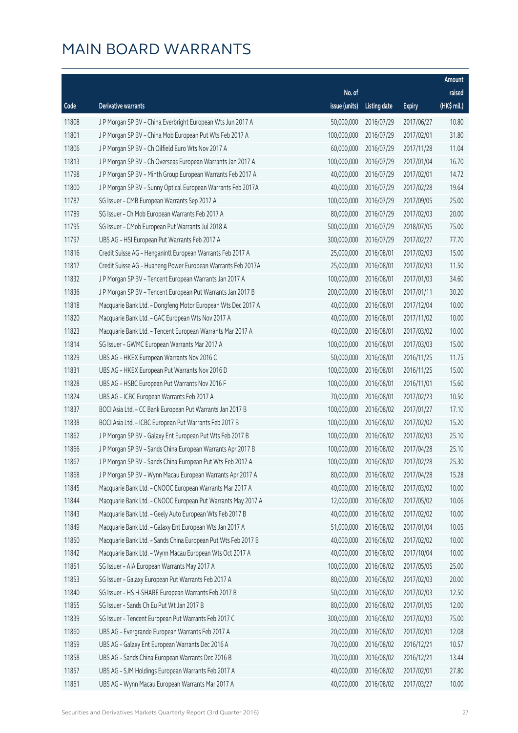# MAIN BOARD WARRANTS

| Code | Derivative warrants | No. of issue (units) | Listing date | Expiry | Amount raised (HK$ mil.) |
|---|---|---|---|---|---|
| 11808 | J P Morgan SP BV – China Everbright European Wts Jun 2017 A | 50,000,000 | 2016/07/29 | 2017/06/27 | 10.80 |
| 11801 | J P Morgan SP BV – China Mob European Put Wts Feb 2017 A | 100,000,000 | 2016/07/29 | 2017/02/01 | 31.80 |
| 11806 | J P Morgan SP BV – Ch Oilfield Euro Wts Nov 2017 A | 60,000,000 | 2016/07/29 | 2017/11/28 | 11.04 |
| 11813 | J P Morgan SP BV – Ch Overseas European Warrants Jan 2017 A | 100,000,000 | 2016/07/29 | 2017/01/04 | 16.70 |
| 11798 | J P Morgan SP BV – Minth Group European Warrants Feb 2017 A | 40,000,000 | 2016/07/29 | 2017/02/01 | 14.72 |
| 11800 | J P Morgan SP BV – Sunny Optical European Warrants Feb 2017A | 40,000,000 | 2016/07/29 | 2017/02/28 | 19.64 |
| 11787 | SG Issuer – CMB European Warrants Sep 2017 A | 100,000,000 | 2016/07/29 | 2017/09/05 | 25.00 |
| 11789 | SG Issuer – Ch Mob European Warrants Feb 2017 A | 80,000,000 | 2016/07/29 | 2017/02/03 | 20.00 |
| 11795 | SG Issuer – CMob European Put Warrants Jul 2018 A | 500,000,000 | 2016/07/29 | 2018/07/05 | 75.00 |
| 11797 | UBS AG – HSI European Put Warrants Feb 2017 A | 300,000,000 | 2016/07/29 | 2017/02/27 | 77.70 |
| 11816 | Credit Suisse AG – Henganintl European Warrants Feb 2017 A | 25,000,000 | 2016/08/01 | 2017/02/03 | 15.00 |
| 11817 | Credit Suisse AG – Huaneng Power European Warrants Feb 2017A | 25,000,000 | 2016/08/01 | 2017/02/03 | 11.50 |
| 11832 | J P Morgan SP BV – Tencent European Warrants Jan 2017 A | 100,000,000 | 2016/08/01 | 2017/01/03 | 34.60 |
| 11836 | J P Morgan SP BV – Tencent European Put Warrants Jan 2017 B | 200,000,000 | 2016/08/01 | 2017/01/11 | 30.20 |
| 11818 | Macquarie Bank Ltd. – Dongfeng Motor European Wts Dec 2017 A | 40,000,000 | 2016/08/01 | 2017/12/04 | 10.00 |
| 11820 | Macquarie Bank Ltd. – GAC European Wts Nov 2017 A | 40,000,000 | 2016/08/01 | 2017/11/02 | 10.00 |
| 11823 | Macquarie Bank Ltd. – Tencent European Warrants Mar 2017 A | 40,000,000 | 2016/08/01 | 2017/03/02 | 10.00 |
| 11814 | SG Issuer – GWMC European Warrants Mar 2017 A | 100,000,000 | 2016/08/01 | 2017/03/03 | 15.00 |
| 11829 | UBS AG – HKEX European Warrants Nov 2016 C | 50,000,000 | 2016/08/01 | 2016/11/25 | 11.75 |
| 11831 | UBS AG – HKEX European Put Warrants Nov 2016 D | 100,000,000 | 2016/08/01 | 2016/11/25 | 15.00 |
| 11828 | UBS AG – HSBC European Put Warrants Nov 2016 F | 100,000,000 | 2016/08/01 | 2016/11/01 | 15.60 |
| 11824 | UBS AG – ICBC European Warrants Feb 2017 A | 70,000,000 | 2016/08/01 | 2017/02/23 | 10.50 |
| 11837 | BOCI Asia Ltd. – CC Bank European Put Warrants Jan 2017 B | 100,000,000 | 2016/08/02 | 2017/01/27 | 17.10 |
| 11838 | BOCI Asia Ltd. – ICBC European Put Warrants Feb 2017 B | 100,000,000 | 2016/08/02 | 2017/02/02 | 15.20 |
| 11862 | J P Morgan SP BV – Galaxy Ent European Put Wts Feb 2017 B | 100,000,000 | 2016/08/02 | 2017/02/03 | 25.10 |
| 11866 | J P Morgan SP BV – Sands China European Warrants Apr 2017 B | 100,000,000 | 2016/08/02 | 2017/04/28 | 25.10 |
| 11867 | J P Morgan SP BV – Sands China European Put Wts Feb 2017 A | 100,000,000 | 2016/08/02 | 2017/02/28 | 25.30 |
| 11868 | J P Morgan SP BV – Wynn Macau European Warrants Apr 2017 A | 80,000,000 | 2016/08/02 | 2017/04/28 | 15.28 |
| 11845 | Macquarie Bank Ltd. – CNOOC European Warrants Mar 2017 A | 40,000,000 | 2016/08/02 | 2017/03/02 | 10.00 |
| 11844 | Macquarie Bank Ltd. – CNOOC European Put Warrants May 2017 A | 12,000,000 | 2016/08/02 | 2017/05/02 | 10.06 |
| 11843 | Macquarie Bank Ltd. – Geely Auto European Wts Feb 2017 B | 40,000,000 | 2016/08/02 | 2017/02/02 | 10.00 |
| 11849 | Macquarie Bank Ltd. – Galaxy Ent European Wts Jan 2017 A | 51,000,000 | 2016/08/02 | 2017/01/04 | 10.05 |
| 11850 | Macquarie Bank Ltd. – Sands China European Put Wts Feb 2017 B | 40,000,000 | 2016/08/02 | 2017/02/02 | 10.00 |
| 11842 | Macquarie Bank Ltd. – Wynn Macau European Wts Oct 2017 A | 40,000,000 | 2016/08/02 | 2017/10/04 | 10.00 |
| 11851 | SG Issuer – AIA European Warrants May 2017 A | 100,000,000 | 2016/08/02 | 2017/05/05 | 25.00 |
| 11853 | SG Issuer – Galaxy European Put Warrants Feb 2017 A | 80,000,000 | 2016/08/02 | 2017/02/03 | 20.00 |
| 11840 | SG Issuer – HS H-SHARE European Warrants Feb 2017 B | 50,000,000 | 2016/08/02 | 2017/02/03 | 12.50 |
| 11855 | SG Issuer – Sands Ch Eu Put Wt Jan 2017 B | 80,000,000 | 2016/08/02 | 2017/01/05 | 12.00 |
| 11839 | SG Issuer – Tencent European Put Warrants Feb 2017 C | 300,000,000 | 2016/08/02 | 2017/02/03 | 75.00 |
| 11860 | UBS AG – Evergrande European Warrants Feb 2017 A | 20,000,000 | 2016/08/02 | 2017/02/01 | 12.08 |
| 11859 | UBS AG – Galaxy Ent European Warrants Dec 2016 A | 70,000,000 | 2016/08/02 | 2016/12/21 | 10.57 |
| 11858 | UBS AG – Sands China European Warrants Dec 2016 B | 70,000,000 | 2016/08/02 | 2016/12/21 | 13.44 |
| 11857 | UBS AG – SJM Holdings European Warrants Feb 2017 A | 40,000,000 | 2016/08/02 | 2017/02/01 | 27.80 |
| 11861 | UBS AG – Wynn Macau European Warrants Mar 2017 A | 40,000,000 | 2016/08/02 | 2017/03/27 | 10.00 |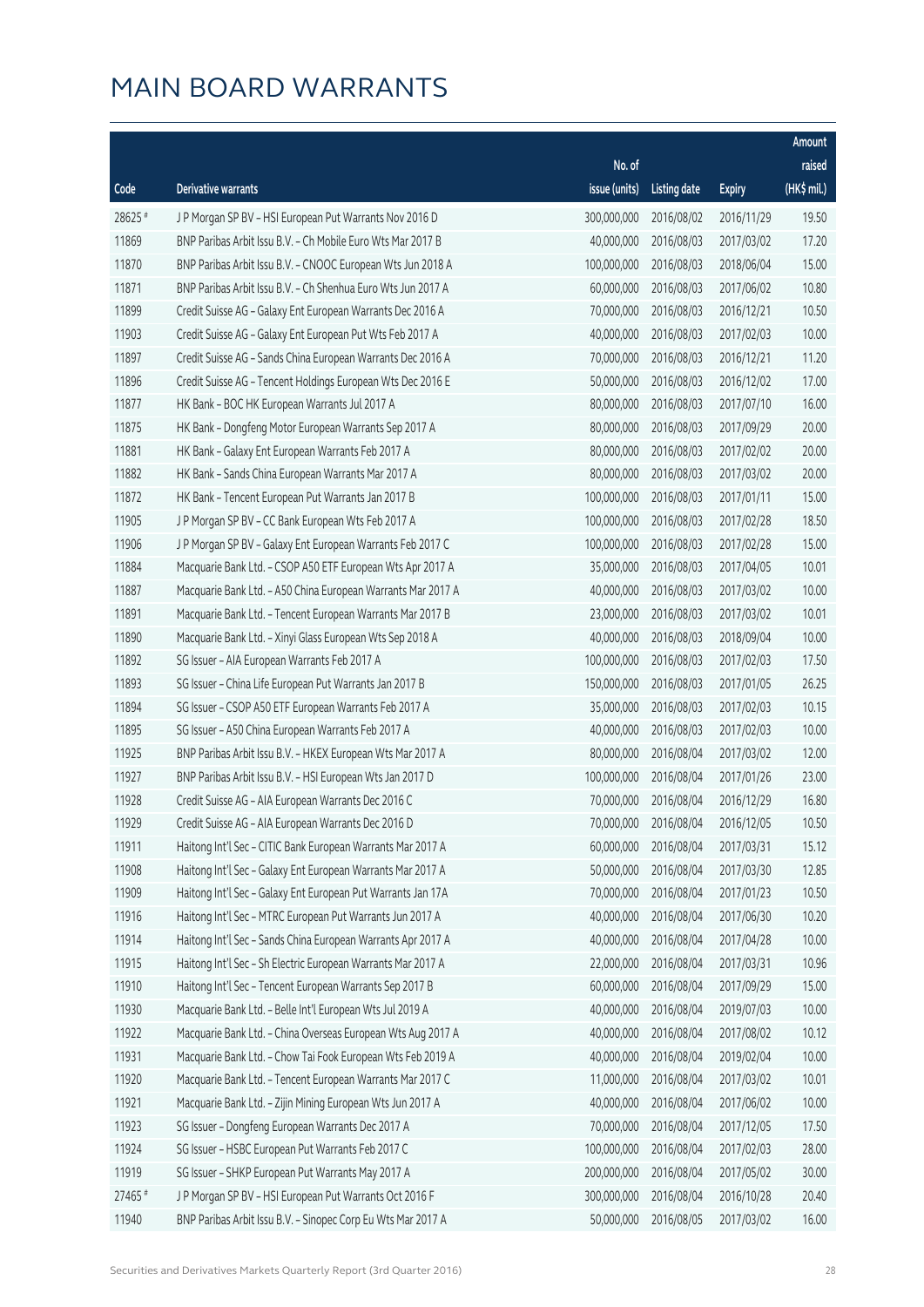# MAIN BOARD WARRANTS

| Code | Derivative warrants | No. of issue (units) | Listing date | Expiry | Amount raised (HK$ mil.) |
|---|---|---|---|---|---|
| 28625 # | J P Morgan SP BV - HSI European Put Warrants Nov 2016 D | 300,000,000 | 2016/08/02 | 2016/11/29 | 19.50 |
| 11869 | BNP Paribas Arbit Issu B.V. - Ch Mobile Euro Wts Mar 2017 B | 40,000,000 | 2016/08/03 | 2017/03/02 | 17.20 |
| 11870 | BNP Paribas Arbit Issu B.V. - CNOOC European Wts Jun 2018 A | 100,000,000 | 2016/08/03 | 2018/06/04 | 15.00 |
| 11871 | BNP Paribas Arbit Issu B.V. - Ch Shenhua Euro Wts Jun 2017 A | 60,000,000 | 2016/08/03 | 2017/06/02 | 10.80 |
| 11899 | Credit Suisse AG - Galaxy Ent European Warrants Dec 2016 A | 70,000,000 | 2016/08/03 | 2016/12/21 | 10.50 |
| 11903 | Credit Suisse AG - Galaxy Ent European Put Wts Feb 2017 A | 40,000,000 | 2016/08/03 | 2017/02/03 | 10.00 |
| 11897 | Credit Suisse AG - Sands China European Warrants Dec 2016 A | 70,000,000 | 2016/08/03 | 2016/12/21 | 11.20 |
| 11896 | Credit Suisse AG - Tencent Holdings European Wts Dec 2016 E | 50,000,000 | 2016/08/03 | 2016/12/02 | 17.00 |
| 11877 | HK Bank - BOC HK European Warrants Jul 2017 A | 80,000,000 | 2016/08/03 | 2017/07/10 | 16.00 |
| 11875 | HK Bank - Dongfeng Motor European Warrants Sep 2017 A | 80,000,000 | 2016/08/03 | 2017/09/29 | 20.00 |
| 11881 | HK Bank - Galaxy Ent European Warrants Feb 2017 A | 80,000,000 | 2016/08/03 | 2017/02/02 | 20.00 |
| 11882 | HK Bank - Sands China European Warrants Mar 2017 A | 80,000,000 | 2016/08/03 | 2017/03/02 | 20.00 |
| 11872 | HK Bank - Tencent European Put Warrants Jan 2017 B | 100,000,000 | 2016/08/03 | 2017/01/11 | 15.00 |
| 11905 | J P Morgan SP BV - CC Bank European Wts Feb 2017 A | 100,000,000 | 2016/08/03 | 2017/02/28 | 18.50 |
| 11906 | J P Morgan SP BV - Galaxy Ent European Warrants Feb 2017 C | 100,000,000 | 2016/08/03 | 2017/02/28 | 15.00 |
| 11884 | Macquarie Bank Ltd. - CSOP A50 ETF European Wts Apr 2017 A | 35,000,000 | 2016/08/03 | 2017/04/05 | 10.01 |
| 11887 | Macquarie Bank Ltd. - A50 China European Warrants Mar 2017 A | 40,000,000 | 2016/08/03 | 2017/03/02 | 10.00 |
| 11891 | Macquarie Bank Ltd. - Tencent European Warrants Mar 2017 B | 23,000,000 | 2016/08/03 | 2017/03/02 | 10.01 |
| 11890 | Macquarie Bank Ltd. - Xinyi Glass European Wts Sep 2018 A | 40,000,000 | 2016/08/03 | 2018/09/04 | 10.00 |
| 11892 | SG Issuer - AIA European Warrants Feb 2017 A | 100,000,000 | 2016/08/03 | 2017/02/03 | 17.50 |
| 11893 | SG Issuer - China Life European Put Warrants Jan 2017 B | 150,000,000 | 2016/08/03 | 2017/01/05 | 26.25 |
| 11894 | SG Issuer - CSOP A50 ETF European Warrants Feb 2017 A | 35,000,000 | 2016/08/03 | 2017/02/03 | 10.15 |
| 11895 | SG Issuer - A50 China European Warrants Feb 2017 A | 40,000,000 | 2016/08/03 | 2017/02/03 | 10.00 |
| 11925 | BNP Paribas Arbit Issu B.V. - HKEX European Wts Mar 2017 A | 80,000,000 | 2016/08/04 | 2017/03/02 | 12.00 |
| 11927 | BNP Paribas Arbit Issu B.V. - HSI European Wts Jan 2017 D | 100,000,000 | 2016/08/04 | 2017/01/26 | 23.00 |
| 11928 | Credit Suisse AG - AIA European Warrants Dec 2016 C | 70,000,000 | 2016/08/04 | 2016/12/29 | 16.80 |
| 11929 | Credit Suisse AG - AIA European Warrants Dec 2016 D | 70,000,000 | 2016/08/04 | 2016/12/05 | 10.50 |
| 11911 | Haitong Int'l Sec - CITIC Bank European Warrants Mar 2017 A | 60,000,000 | 2016/08/04 | 2017/03/31 | 15.12 |
| 11908 | Haitong Int'l Sec - Galaxy Ent European Warrants Mar 2017 A | 50,000,000 | 2016/08/04 | 2017/03/30 | 12.85 |
| 11909 | Haitong Int'l Sec - Galaxy Ent European Put Warrants Jan 17A | 70,000,000 | 2016/08/04 | 2017/01/23 | 10.50 |
| 11916 | Haitong Int'l Sec - MTRC European Put Warrants Jun 2017 A | 40,000,000 | 2016/08/04 | 2017/06/30 | 10.20 |
| 11914 | Haitong Int'l Sec - Sands China European Warrants Apr 2017 A | 40,000,000 | 2016/08/04 | 2017/04/28 | 10.00 |
| 11915 | Haitong Int'l Sec - Sh Electric European Warrants Mar 2017 A | 22,000,000 | 2016/08/04 | 2017/03/31 | 10.96 |
| 11910 | Haitong Int'l Sec - Tencent European Warrants Sep 2017 B | 60,000,000 | 2016/08/04 | 2017/09/29 | 15.00 |
| 11930 | Macquarie Bank Ltd. - Belle Int'l European Wts Jul 2019 A | 40,000,000 | 2016/08/04 | 2019/07/03 | 10.00 |
| 11922 | Macquarie Bank Ltd. - China Overseas European Wts Aug 2017 A | 40,000,000 | 2016/08/04 | 2017/08/02 | 10.12 |
| 11931 | Macquarie Bank Ltd. - Chow Tai Fook European Wts Feb 2019 A | 40,000,000 | 2016/08/04 | 2019/02/04 | 10.00 |
| 11920 | Macquarie Bank Ltd. - Tencent European Warrants Mar 2017 C | 11,000,000 | 2016/08/04 | 2017/03/02 | 10.01 |
| 11921 | Macquarie Bank Ltd. - Zijin Mining European Wts Jun 2017 A | 40,000,000 | 2016/08/04 | 2017/06/02 | 10.00 |
| 11923 | SG Issuer - Dongfeng European Warrants Dec 2017 A | 70,000,000 | 2016/08/04 | 2017/12/05 | 17.50 |
| 11924 | SG Issuer - HSBC European Put Warrants Feb 2017 C | 100,000,000 | 2016/08/04 | 2017/02/03 | 28.00 |
| 11919 | SG Issuer - SHKP European Put Warrants May 2017 A | 200,000,000 | 2016/08/04 | 2017/05/02 | 30.00 |
| 27465 # | J P Morgan SP BV - HSI European Put Warrants Oct 2016 F | 300,000,000 | 2016/08/04 | 2016/10/28 | 20.40 |
| 11940 | BNP Paribas Arbit Issu B.V. - Sinopec Corp Eu Wts Mar 2017 A | 50,000,000 | 2016/08/05 | 2017/03/02 | 16.00 |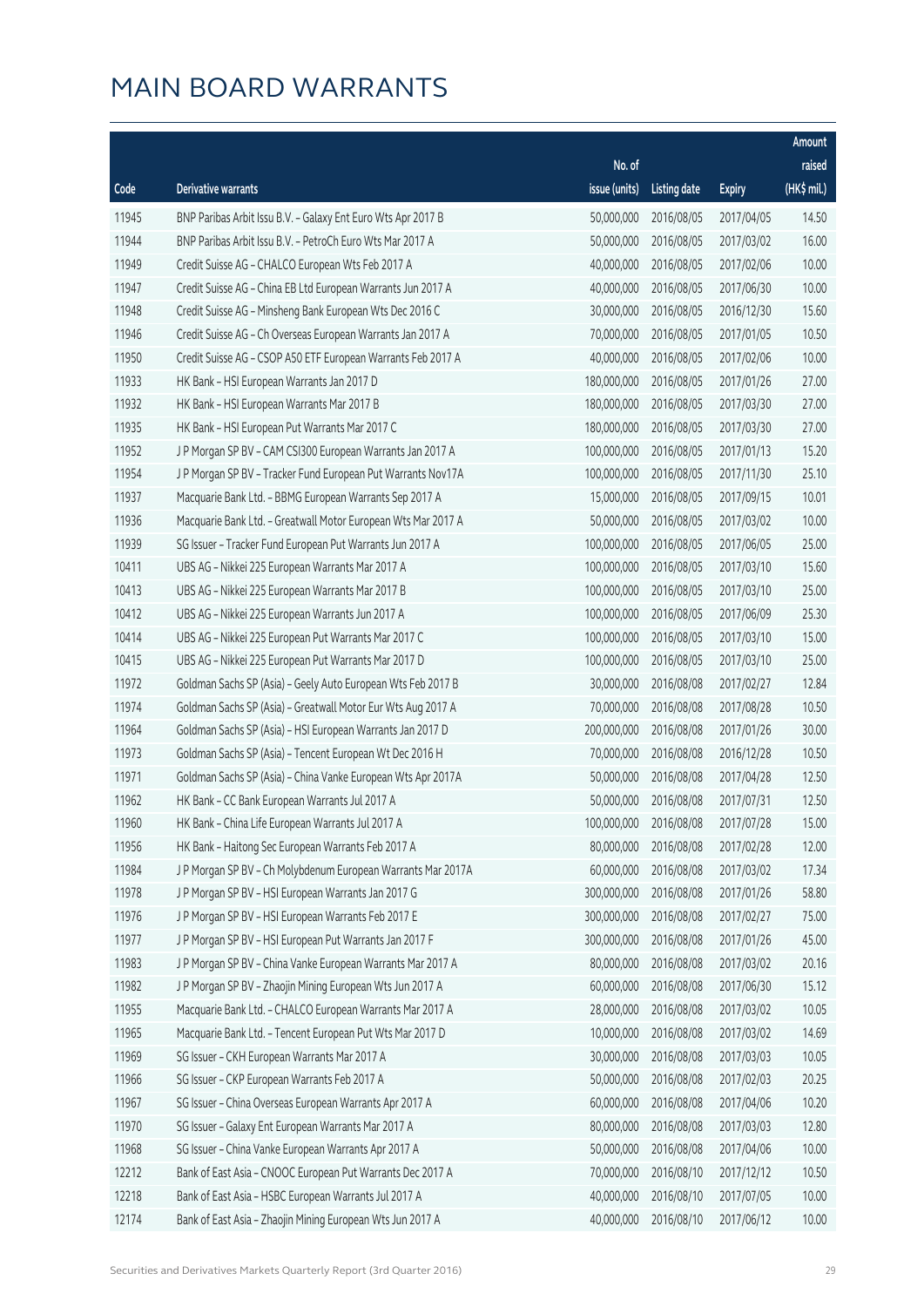# MAIN BOARD WARRANTS

| Code | Derivative warrants | No. of issue (units) | Listing date | Expiry | Amount raised (HK$ mil.) |
|---|---|---|---|---|---|
| 11945 | BNP Paribas Arbit Issu B.V. - Galaxy Ent Euro Wts Apr 2017 B | 50,000,000 | 2016/08/05 | 2017/04/05 | 14.50 |
| 11944 | BNP Paribas Arbit Issu B.V. - PetroCh Euro Wts Mar 2017 A | 50,000,000 | 2016/08/05 | 2017/03/02 | 16.00 |
| 11949 | Credit Suisse AG - CHALCO European Wts Feb 2017 A | 40,000,000 | 2016/08/05 | 2017/02/06 | 10.00 |
| 11947 | Credit Suisse AG - China EB Ltd European Warrants Jun 2017 A | 40,000,000 | 2016/08/05 | 2017/06/30 | 10.00 |
| 11948 | Credit Suisse AG - Minsheng Bank European Wts Dec 2016 C | 30,000,000 | 2016/08/05 | 2016/12/30 | 15.60 |
| 11946 | Credit Suisse AG - Ch Overseas European Warrants Jan 2017 A | 70,000,000 | 2016/08/05 | 2017/01/05 | 10.50 |
| 11950 | Credit Suisse AG - CSOP A50 ETF European Warrants Feb 2017 A | 40,000,000 | 2016/08/05 | 2017/02/06 | 10.00 |
| 11933 | HK Bank - HSI European Warrants Jan 2017 D | 180,000,000 | 2016/08/05 | 2017/01/26 | 27.00 |
| 11932 | HK Bank - HSI European Warrants Mar 2017 B | 180,000,000 | 2016/08/05 | 2017/03/30 | 27.00 |
| 11935 | HK Bank - HSI European Put Warrants Mar 2017 C | 180,000,000 | 2016/08/05 | 2017/03/30 | 27.00 |
| 11952 | J P Morgan SP BV - CAM CSI300 European Warrants Jan 2017 A | 100,000,000 | 2016/08/05 | 2017/01/13 | 15.20 |
| 11954 | J P Morgan SP BV - Tracker Fund European Put Warrants Nov17A | 100,000,000 | 2016/08/05 | 2017/11/30 | 25.10 |
| 11937 | Macquarie Bank Ltd. - BBMG European Warrants Sep 2017 A | 15,000,000 | 2016/08/05 | 2017/09/15 | 10.01 |
| 11936 | Macquarie Bank Ltd. - Greatwall Motor European Wts Mar 2017 A | 50,000,000 | 2016/08/05 | 2017/03/02 | 10.00 |
| 11939 | SG Issuer - Tracker Fund European Put Warrants Jun 2017 A | 100,000,000 | 2016/08/05 | 2017/06/05 | 25.00 |
| 10411 | UBS AG - Nikkei 225 European Warrants Mar 2017 A | 100,000,000 | 2016/08/05 | 2017/03/10 | 15.60 |
| 10413 | UBS AG - Nikkei 225 European Warrants Mar 2017 B | 100,000,000 | 2016/08/05 | 2017/03/10 | 25.00 |
| 10412 | UBS AG - Nikkei 225 European Warrants Jun 2017 A | 100,000,000 | 2016/08/05 | 2017/06/09 | 25.30 |
| 10414 | UBS AG - Nikkei 225 European Put Warrants Mar 2017 C | 100,000,000 | 2016/08/05 | 2017/03/10 | 15.00 |
| 10415 | UBS AG - Nikkei 225 European Put Warrants Mar 2017 D | 100,000,000 | 2016/08/05 | 2017/03/10 | 25.00 |
| 11972 | Goldman Sachs SP (Asia) - Geely Auto European Wts Feb 2017 B | 30,000,000 | 2016/08/08 | 2017/02/27 | 12.84 |
| 11974 | Goldman Sachs SP (Asia) - Greatwall Motor Eur Wts Aug 2017 A | 70,000,000 | 2016/08/08 | 2017/08/28 | 10.50 |
| 11964 | Goldman Sachs SP (Asia) - HSI European Warrants Jan 2017 D | 200,000,000 | 2016/08/08 | 2017/01/26 | 30.00 |
| 11973 | Goldman Sachs SP (Asia) - Tencent European Wt Dec 2016 H | 70,000,000 | 2016/08/08 | 2016/12/28 | 10.50 |
| 11971 | Goldman Sachs SP (Asia) - China Vanke European Wts Apr 2017A | 50,000,000 | 2016/08/08 | 2017/04/28 | 12.50 |
| 11962 | HK Bank - CC Bank European Warrants Jul 2017 A | 50,000,000 | 2016/08/08 | 2017/07/31 | 12.50 |
| 11960 | HK Bank - China Life European Warrants Jul 2017 A | 100,000,000 | 2016/08/08 | 2017/07/28 | 15.00 |
| 11956 | HK Bank - Haitong Sec European Warrants Feb 2017 A | 80,000,000 | 2016/08/08 | 2017/02/28 | 12.00 |
| 11984 | J P Morgan SP BV - Ch Molybdenum European Warrants Mar 2017A | 60,000,000 | 2016/08/08 | 2017/03/02 | 17.34 |
| 11978 | J P Morgan SP BV - HSI European Warrants Jan 2017 G | 300,000,000 | 2016/08/08 | 2017/01/26 | 58.80 |
| 11976 | J P Morgan SP BV - HSI European Warrants Feb 2017 E | 300,000,000 | 2016/08/08 | 2017/02/27 | 75.00 |
| 11977 | J P Morgan SP BV - HSI European Put Warrants Jan 2017 F | 300,000,000 | 2016/08/08 | 2017/01/26 | 45.00 |
| 11983 | J P Morgan SP BV - China Vanke European Warrants Mar 2017 A | 80,000,000 | 2016/08/08 | 2017/03/02 | 20.16 |
| 11982 | J P Morgan SP BV - Zhaojin Mining European Wts Jun 2017 A | 60,000,000 | 2016/08/08 | 2017/06/30 | 15.12 |
| 11955 | Macquarie Bank Ltd. - CHALCO European Warrants Mar 2017 A | 28,000,000 | 2016/08/08 | 2017/03/02 | 10.05 |
| 11965 | Macquarie Bank Ltd. - Tencent European Put Wts Mar 2017 D | 10,000,000 | 2016/08/08 | 2017/03/02 | 14.69 |
| 11969 | SG Issuer - CKH European Warrants Mar 2017 A | 30,000,000 | 2016/08/08 | 2017/03/03 | 10.05 |
| 11966 | SG Issuer - CKP European Warrants Feb 2017 A | 50,000,000 | 2016/08/08 | 2017/02/03 | 20.25 |
| 11967 | SG Issuer - China Overseas European Warrants Apr 2017 A | 60,000,000 | 2016/08/08 | 2017/04/06 | 10.20 |
| 11970 | SG Issuer - Galaxy Ent European Warrants Mar 2017 A | 80,000,000 | 2016/08/08 | 2017/03/03 | 12.80 |
| 11968 | SG Issuer - China Vanke European Warrants Apr 2017 A | 50,000,000 | 2016/08/08 | 2017/04/06 | 10.00 |
| 12212 | Bank of East Asia - CNOOC European Put Warrants Dec 2017 A | 70,000,000 | 2016/08/10 | 2017/12/12 | 10.50 |
| 12218 | Bank of East Asia - HSBC European Warrants Jul 2017 A | 40,000,000 | 2016/08/10 | 2017/07/05 | 10.00 |
| 12174 | Bank of East Asia - Zhaojin Mining European Wts Jun 2017 A | 40,000,000 | 2016/08/10 | 2017/06/12 | 10.00 |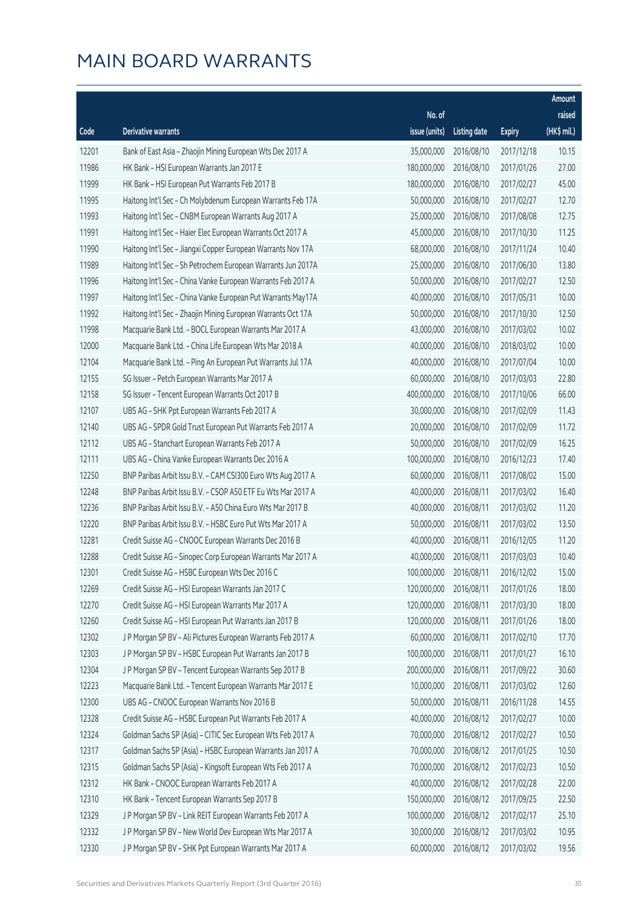# MAIN BOARD WARRANTS

| Code | Derivative warrants | No. of issue (units) | Listing date | Expiry | Amount raised (HK$ mil.) |
|---|---|---|---|---|---|
| 12201 | Bank of East Asia – Zhaojin Mining European Wts Dec 2017 A | 35,000,000 | 2016/08/10 | 2017/12/18 | 10.15 |
| 11986 | HK Bank – HSI European Warrants Jan 2017 E | 180,000,000 | 2016/08/10 | 2017/01/26 | 27.00 |
| 11999 | HK Bank – HSI European Put Warrants Feb 2017 B | 180,000,000 | 2016/08/10 | 2017/02/27 | 45.00 |
| 11995 | Haitong Int'l Sec – Ch Molybdenum European Warrants Feb 17A | 50,000,000 | 2016/08/10 | 2017/02/27 | 12.70 |
| 11993 | Haitong Int'l Sec – CNBM European Warrants Aug 2017 A | 25,000,000 | 2016/08/10 | 2017/08/08 | 12.75 |
| 11991 | Haitong Int'l Sec – Haier Elec European Warrants Oct 2017 A | 45,000,000 | 2016/08/10 | 2017/10/30 | 11.25 |
| 11990 | Haitong Int'l Sec – Jiangxi Copper European Warrants Nov 17A | 68,000,000 | 2016/08/10 | 2017/11/24 | 10.40 |
| 11989 | Haitong Int'l Sec – Sh Petrochem European Warrants Jun 2017A | 25,000,000 | 2016/08/10 | 2017/06/30 | 13.80 |
| 11996 | Haitong Int'l Sec – China Vanke European Warrants Feb 2017 A | 50,000,000 | 2016/08/10 | 2017/02/27 | 12.50 |
| 11997 | Haitong Int'l Sec – China Vanke European Put Warrants May17A | 40,000,000 | 2016/08/10 | 2017/05/31 | 10.00 |
| 11992 | Haitong Int'l Sec – Zhaojin Mining European Warrants Oct 17A | 50,000,000 | 2016/08/10 | 2017/10/30 | 12.50 |
| 11998 | Macquarie Bank Ltd. – BOCL European Warrants Mar 2017 A | 43,000,000 | 2016/08/10 | 2017/03/02 | 10.02 |
| 12000 | Macquarie Bank Ltd. – China Life European Wts Mar 2018 A | 40,000,000 | 2016/08/10 | 2018/03/02 | 10.00 |
| 12104 | Macquarie Bank Ltd. – Ping An European Put Warrants Jul 17A | 40,000,000 | 2016/08/10 | 2017/07/04 | 10.00 |
| 12155 | SG Issuer – Petch European Warrants Mar 2017 A | 60,000,000 | 2016/08/10 | 2017/03/03 | 22.80 |
| 12158 | SG Issuer – Tencent European Warrants Oct 2017 B | 400,000,000 | 2016/08/10 | 2017/10/06 | 66.00 |
| 12107 | UBS AG – SHK Ppt European Warrants Feb 2017 A | 30,000,000 | 2016/08/10 | 2017/02/09 | 11.43 |
| 12140 | UBS AG – SPDR Gold Trust European Put Warrants Feb 2017 A | 20,000,000 | 2016/08/10 | 2017/02/09 | 11.72 |
| 12112 | UBS AG – Stanchart European Warrants Feb 2017 A | 50,000,000 | 2016/08/10 | 2017/02/09 | 16.25 |
| 12111 | UBS AG – China Vanke European Warrants Dec 2016 A | 100,000,000 | 2016/08/10 | 2016/12/23 | 17.40 |
| 12250 | BNP Paribas Arbit Issu B.V. – CAM CSI300 Euro Wts Aug 2017 A | 60,000,000 | 2016/08/11 | 2017/08/02 | 15.00 |
| 12248 | BNP Paribas Arbit Issu B.V. – CSOP A50 ETF Eu Wts Mar 2017 A | 40,000,000 | 2016/08/11 | 2017/03/02 | 16.40 |
| 12236 | BNP Paribas Arbit Issu B.V. – A50 China Euro Wts Mar 2017 B | 40,000,000 | 2016/08/11 | 2017/03/02 | 11.20 |
| 12220 | BNP Paribas Arbit Issu B.V. – HSBC Euro Put Wts Mar 2017 A | 50,000,000 | 2016/08/11 | 2017/03/02 | 13.50 |
| 12281 | Credit Suisse AG – CNOOC European Warrants Dec 2016 B | 40,000,000 | 2016/08/11 | 2016/12/05 | 11.20 |
| 12288 | Credit Suisse AG – Sinopec Corp European Warrants Mar 2017 A | 40,000,000 | 2016/08/11 | 2017/03/03 | 10.40 |
| 12301 | Credit Suisse AG – HSBC European Wts Dec 2016 C | 100,000,000 | 2016/08/11 | 2016/12/02 | 15.00 |
| 12269 | Credit Suisse AG – HSI European Warrants Jan 2017 C | 120,000,000 | 2016/08/11 | 2017/01/26 | 18.00 |
| 12270 | Credit Suisse AG – HSI European Warrants Mar 2017 A | 120,000,000 | 2016/08/11 | 2017/03/30 | 18.00 |
| 12260 | Credit Suisse AG – HSI European Put Warrants Jan 2017 B | 120,000,000 | 2016/08/11 | 2017/01/26 | 18.00 |
| 12302 | J P Morgan SP BV – Ali Pictures European Warrants Feb 2017 A | 60,000,000 | 2016/08/11 | 2017/02/10 | 17.70 |
| 12303 | J P Morgan SP BV – HSBC European Put Warrants Jan 2017 B | 100,000,000 | 2016/08/11 | 2017/01/27 | 16.10 |
| 12304 | J P Morgan SP BV – Tencent European Warrants Sep 2017 B | 200,000,000 | 2016/08/11 | 2017/09/22 | 30.60 |
| 12223 | Macquarie Bank Ltd. – Tencent European Warrants Mar 2017 E | 10,000,000 | 2016/08/11 | 2017/03/02 | 12.60 |
| 12300 | UBS AG – CNOOC European Warrants Nov 2016 B | 50,000,000 | 2016/08/11 | 2016/11/28 | 14.55 |
| 12328 | Credit Suisse AG – HSBC European Put Warrants Feb 2017 A | 40,000,000 | 2016/08/12 | 2017/02/27 | 10.00 |
| 12324 | Goldman Sachs SP (Asia) – CITIC Sec European Wts Feb 2017 A | 70,000,000 | 2016/08/12 | 2017/02/27 | 10.50 |
| 12317 | Goldman Sachs SP (Asia) – HSBC European Warrants Jan 2017 A | 70,000,000 | 2016/08/12 | 2017/01/25 | 10.50 |
| 12315 | Goldman Sachs SP (Asia) – Kingsoft European Wts Feb 2017 A | 70,000,000 | 2016/08/12 | 2017/02/23 | 10.50 |
| 12312 | HK Bank – CNOOC European Warrants Feb 2017 A | 40,000,000 | 2016/08/12 | 2017/02/28 | 22.00 |
| 12310 | HK Bank – Tencent European Warrants Sep 2017 B | 150,000,000 | 2016/08/12 | 2017/09/25 | 22.50 |
| 12329 | J P Morgan SP BV – Link REIT European Warrants Feb 2017 A | 100,000,000 | 2016/08/12 | 2017/02/17 | 25.10 |
| 12332 | J P Morgan SP BV – New World Dev European Wts Mar 2017 A | 30,000,000 | 2016/08/12 | 2017/03/02 | 10.95 |
| 12330 | J P Morgan SP BV – SHK Ppt European Warrants Mar 2017 A | 60,000,000 | 2016/08/12 | 2017/03/02 | 19.56 |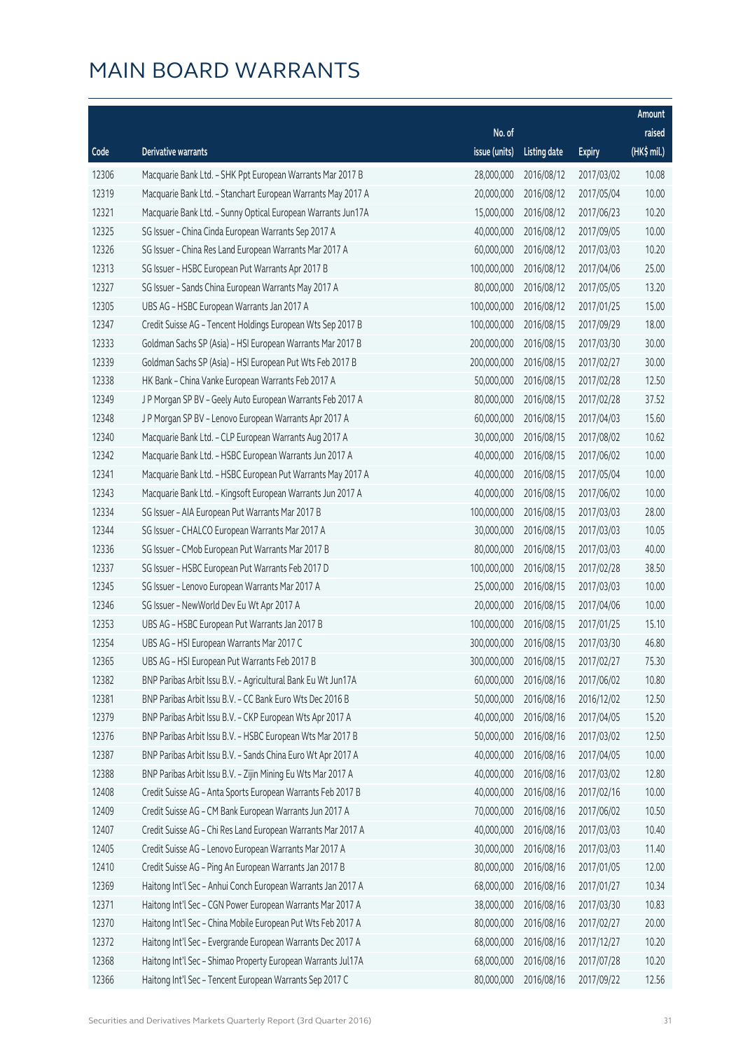# MAIN BOARD WARRANTS

| Code | Derivative warrants | No. of issue (units) | Listing date | Expiry | Amount raised (HK$ mil.) |
|---|---|---|---|---|---|
| 12306 | Macquarie Bank Ltd. - SHK Ppt European Warrants Mar 2017 B | 28,000,000 | 2016/08/12 | 2017/03/02 | 10.08 |
| 12319 | Macquarie Bank Ltd. - Stanchart European Warrants May 2017 A | 20,000,000 | 2016/08/12 | 2017/05/04 | 10.00 |
| 12321 | Macquarie Bank Ltd. - Sunny Optical European Warrants Jun17A | 15,000,000 | 2016/08/12 | 2017/06/23 | 10.20 |
| 12325 | SG Issuer - China Cinda European Warrants Sep 2017 A | 40,000,000 | 2016/08/12 | 2017/09/05 | 10.00 |
| 12326 | SG Issuer - China Res Land European Warrants Mar 2017 A | 60,000,000 | 2016/08/12 | 2017/03/03 | 10.20 |
| 12313 | SG Issuer - HSBC European Put Warrants Apr 2017 B | 100,000,000 | 2016/08/12 | 2017/04/06 | 25.00 |
| 12327 | SG Issuer - Sands China European Warrants May 2017 A | 80,000,000 | 2016/08/12 | 2017/05/05 | 13.20 |
| 12305 | UBS AG - HSBC European Warrants Jan 2017 A | 100,000,000 | 2016/08/12 | 2017/01/25 | 15.00 |
| 12347 | Credit Suisse AG - Tencent Holdings European Wts Sep 2017 B | 100,000,000 | 2016/08/15 | 2017/09/29 | 18.00 |
| 12333 | Goldman Sachs SP (Asia) - HSI European Warrants Mar 2017 B | 200,000,000 | 2016/08/15 | 2017/03/30 | 30.00 |
| 12339 | Goldman Sachs SP (Asia) - HSI European Put Wts Feb 2017 B | 200,000,000 | 2016/08/15 | 2017/02/27 | 30.00 |
| 12338 | HK Bank - China Vanke European Warrants Feb 2017 A | 50,000,000 | 2016/08/15 | 2017/02/28 | 12.50 |
| 12349 | J P Morgan SP BV - Geely Auto European Warrants Feb 2017 A | 80,000,000 | 2016/08/15 | 2017/02/28 | 37.52 |
| 12348 | J P Morgan SP BV - Lenovo European Warrants Apr 2017 A | 60,000,000 | 2016/08/15 | 2017/04/03 | 15.60 |
| 12340 | Macquarie Bank Ltd. - CLP European Warrants Aug 2017 A | 30,000,000 | 2016/08/15 | 2017/08/02 | 10.62 |
| 12342 | Macquarie Bank Ltd. - HSBC European Warrants Jun 2017 A | 40,000,000 | 2016/08/15 | 2017/06/02 | 10.00 |
| 12341 | Macquarie Bank Ltd. - HSBC European Put Warrants May 2017 A | 40,000,000 | 2016/08/15 | 2017/05/04 | 10.00 |
| 12343 | Macquarie Bank Ltd. - Kingsoft European Warrants Jun 2017 A | 40,000,000 | 2016/08/15 | 2017/06/02 | 10.00 |
| 12334 | SG Issuer - AIA European Put Warrants Mar 2017 B | 100,000,000 | 2016/08/15 | 2017/03/03 | 28.00 |
| 12344 | SG Issuer - CHALCO European Warrants Mar 2017 A | 30,000,000 | 2016/08/15 | 2017/03/03 | 10.05 |
| 12336 | SG Issuer - CMob European Put Warrants Mar 2017 B | 80,000,000 | 2016/08/15 | 2017/03/03 | 40.00 |
| 12337 | SG Issuer - HSBC European Put Warrants Feb 2017 D | 100,000,000 | 2016/08/15 | 2017/02/28 | 38.50 |
| 12345 | SG Issuer - Lenovo European Warrants Mar 2017 A | 25,000,000 | 2016/08/15 | 2017/03/03 | 10.00 |
| 12346 | SG Issuer - NewWorld Dev Eu Wt Apr 2017 A | 20,000,000 | 2016/08/15 | 2017/04/06 | 10.00 |
| 12353 | UBS AG - HSBC European Put Warrants Jan 2017 B | 100,000,000 | 2016/08/15 | 2017/01/25 | 15.10 |
| 12354 | UBS AG - HSI European Warrants Mar 2017 C | 300,000,000 | 2016/08/15 | 2017/03/30 | 46.80 |
| 12365 | UBS AG - HSI European Put Warrants Feb 2017 B | 300,000,000 | 2016/08/15 | 2017/02/27 | 75.30 |
| 12382 | BNP Paribas Arbit Issu B.V. - Agricultural Bank Eu Wt Jun17A | 60,000,000 | 2016/08/16 | 2017/06/02 | 10.80 |
| 12381 | BNP Paribas Arbit Issu B.V. - CC Bank Euro Wts Dec 2016 B | 50,000,000 | 2016/08/16 | 2016/12/02 | 12.50 |
| 12379 | BNP Paribas Arbit Issu B.V. - CKP European Wts Apr 2017 A | 40,000,000 | 2016/08/16 | 2017/04/05 | 15.20 |
| 12376 | BNP Paribas Arbit Issu B.V. - HSBC European Wts Mar 2017 B | 50,000,000 | 2016/08/16 | 2017/03/02 | 12.50 |
| 12387 | BNP Paribas Arbit Issu B.V. - Sands China Euro Wt Apr 2017 A | 40,000,000 | 2016/08/16 | 2017/04/05 | 10.00 |
| 12388 | BNP Paribas Arbit Issu B.V. - Zijin Mining Eu Wts Mar 2017 A | 40,000,000 | 2016/08/16 | 2017/03/02 | 12.80 |
| 12408 | Credit Suisse AG - Anta Sports European Warrants Feb 2017 B | 40,000,000 | 2016/08/16 | 2017/02/16 | 10.00 |
| 12409 | Credit Suisse AG - CM Bank European Warrants Jun 2017 A | 70,000,000 | 2016/08/16 | 2017/06/02 | 10.50 |
| 12407 | Credit Suisse AG - Chi Res Land European Warrants Mar 2017 A | 40,000,000 | 2016/08/16 | 2017/03/03 | 10.40 |
| 12405 | Credit Suisse AG - Lenovo European Warrants Mar 2017 A | 30,000,000 | 2016/08/16 | 2017/03/03 | 11.40 |
| 12410 | Credit Suisse AG - Ping An European Warrants Jan 2017 B | 80,000,000 | 2016/08/16 | 2017/01/05 | 12.00 |
| 12369 | Haitong Int'l Sec - Anhui Conch European Warrants Jan 2017 A | 68,000,000 | 2016/08/16 | 2017/01/27 | 10.34 |
| 12371 | Haitong Int'l Sec - CGN Power European Warrants Mar 2017 A | 38,000,000 | 2016/08/16 | 2017/03/30 | 10.83 |
| 12370 | Haitong Int'l Sec - China Mobile European Put Wts Feb 2017 A | 80,000,000 | 2016/08/16 | 2017/02/27 | 20.00 |
| 12372 | Haitong Int'l Sec - Evergrande European Warrants Dec 2017 A | 68,000,000 | 2016/08/16 | 2017/12/27 | 10.20 |
| 12368 | Haitong Int'l Sec - Shimao Property European Warrants Jul17A | 68,000,000 | 2016/08/16 | 2017/07/28 | 10.20 |
| 12366 | Haitong Int'l Sec - Tencent European Warrants Sep 2017 C | 80,000,000 | 2016/08/16 | 2017/09/22 | 12.56 |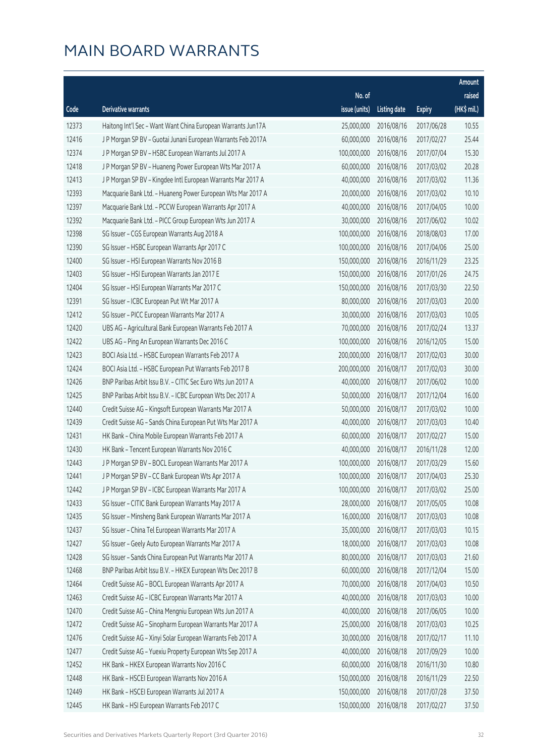# MAIN BOARD WARRANTS

| Code | Derivative warrants | No. of issue (units) | Listing date | Expiry | Amount raised (HK$ mil.) |
|---|---|---|---|---|---|
| 12373 | Haitong Int'l Sec - Want Want China European Warrants Jun17A | 25,000,000 | 2016/08/16 | 2017/06/28 | 10.55 |
| 12416 | J P Morgan SP BV - Guotai Junani European Warrants Feb 2017A | 60,000,000 | 2016/08/16 | 2017/02/27 | 25.44 |
| 12374 | J P Morgan SP BV - HSBC European Warrants Jul 2017 A | 100,000,000 | 2016/08/16 | 2017/07/04 | 15.30 |
| 12418 | J P Morgan SP BV - Huaneng Power European Wts Mar 2017 A | 60,000,000 | 2016/08/16 | 2017/03/02 | 20.28 |
| 12413 | J P Morgan SP BV - Kingdee Intl European Warrants Mar 2017 A | 40,000,000 | 2016/08/16 | 2017/03/02 | 11.36 |
| 12393 | Macquarie Bank Ltd. - Huaneng Power European Wts Mar 2017 A | 20,000,000 | 2016/08/16 | 2017/03/02 | 10.10 |
| 12397 | Macquarie Bank Ltd. - PCCW European Warrants Apr 2017 A | 40,000,000 | 2016/08/16 | 2017/04/05 | 10.00 |
| 12392 | Macquarie Bank Ltd. - PICC Group European Wts Jun 2017 A | 30,000,000 | 2016/08/16 | 2017/06/02 | 10.02 |
| 12398 | SG Issuer - CGS European Warrants Aug 2018 A | 100,000,000 | 2016/08/16 | 2018/08/03 | 17.00 |
| 12390 | SG Issuer - HSBC European Warrants Apr 2017 C | 100,000,000 | 2016/08/16 | 2017/04/06 | 25.00 |
| 12400 | SG Issuer - HSI European Warrants Nov 2016 B | 150,000,000 | 2016/08/16 | 2016/11/29 | 23.25 |
| 12403 | SG Issuer - HSI European Warrants Jan 2017 E | 150,000,000 | 2016/08/16 | 2017/01/26 | 24.75 |
| 12404 | SG Issuer - HSI European Warrants Mar 2017 C | 150,000,000 | 2016/08/16 | 2017/03/30 | 22.50 |
| 12391 | SG Issuer - ICBC European Put Wt Mar 2017 A | 80,000,000 | 2016/08/16 | 2017/03/03 | 20.00 |
| 12412 | SG Issuer - PICC European Warrants Mar 2017 A | 30,000,000 | 2016/08/16 | 2017/03/03 | 10.05 |
| 12420 | UBS AG - Agricultural Bank European Warrants Feb 2017 A | 70,000,000 | 2016/08/16 | 2017/02/24 | 13.37 |
| 12422 | UBS AG - Ping An European Warrants Dec 2016 C | 100,000,000 | 2016/08/16 | 2016/12/05 | 15.00 |
| 12423 | BOCI Asia Ltd. - HSBC European Warrants Feb 2017 A | 200,000,000 | 2016/08/17 | 2017/02/03 | 30.00 |
| 12424 | BOCI Asia Ltd. - HSBC European Put Warrants Feb 2017 B | 200,000,000 | 2016/08/17 | 2017/02/03 | 30.00 |
| 12426 | BNP Paribas Arbit Issu B.V. - CITIC Sec Euro Wts Jun 2017 A | 40,000,000 | 2016/08/17 | 2017/06/02 | 10.00 |
| 12425 | BNP Paribas Arbit Issu B.V. - ICBC European Wts Dec 2017 A | 50,000,000 | 2016/08/17 | 2017/12/04 | 16.00 |
| 12440 | Credit Suisse AG - Kingsoft European Warrants Mar 2017 A | 50,000,000 | 2016/08/17 | 2017/03/02 | 10.00 |
| 12439 | Credit Suisse AG - Sands China European Put Wts Mar 2017 A | 40,000,000 | 2016/08/17 | 2017/03/03 | 10.40 |
| 12431 | HK Bank - China Mobile European Warrants Feb 2017 A | 60,000,000 | 2016/08/17 | 2017/02/27 | 15.00 |
| 12430 | HK Bank - Tencent European Warrants Nov 2016 C | 40,000,000 | 2016/08/17 | 2016/11/28 | 12.00 |
| 12443 | J P Morgan SP BV - BOCL European Warrants Mar 2017 A | 100,000,000 | 2016/08/17 | 2017/03/29 | 15.60 |
| 12441 | J P Morgan SP BV - CC Bank European Wts Apr 2017 A | 100,000,000 | 2016/08/17 | 2017/04/03 | 25.30 |
| 12442 | J P Morgan SP BV - ICBC European Warrants Mar 2017 A | 100,000,000 | 2016/08/17 | 2017/03/02 | 25.00 |
| 12433 | SG Issuer - CITIC Bank European Warrants May 2017 A | 28,000,000 | 2016/08/17 | 2017/05/05 | 10.08 |
| 12435 | SG Issuer - Minsheng Bank European Warrants Mar 2017 A | 16,000,000 | 2016/08/17 | 2017/03/03 | 10.08 |
| 12437 | SG Issuer - China Tel European Warrants Mar 2017 A | 35,000,000 | 2016/08/17 | 2017/03/03 | 10.15 |
| 12427 | SG Issuer - Geely Auto European Warrants Mar 2017 A | 18,000,000 | 2016/08/17 | 2017/03/03 | 10.08 |
| 12428 | SG Issuer - Sands China European Put Warrants Mar 2017 A | 80,000,000 | 2016/08/17 | 2017/03/03 | 21.60 |
| 12468 | BNP Paribas Arbit Issu B.V. - HKEX European Wts Dec 2017 B | 60,000,000 | 2016/08/18 | 2017/12/04 | 15.00 |
| 12464 | Credit Suisse AG - BOCL European Warrants Apr 2017 A | 70,000,000 | 2016/08/18 | 2017/04/03 | 10.50 |
| 12463 | Credit Suisse AG - ICBC European Warrants Mar 2017 A | 40,000,000 | 2016/08/18 | 2017/03/03 | 10.00 |
| 12470 | Credit Suisse AG - China Mengniu European Wts Jun 2017 A | 40,000,000 | 2016/08/18 | 2017/06/05 | 10.00 |
| 12472 | Credit Suisse AG - Sinopharm European Warrants Mar 2017 A | 25,000,000 | 2016/08/18 | 2017/03/03 | 10.25 |
| 12476 | Credit Suisse AG - Xinyi Solar European Warrants Feb 2017 A | 30,000,000 | 2016/08/18 | 2017/02/17 | 11.10 |
| 12477 | Credit Suisse AG - Yuexiu Property European Wts Sep 2017 A | 40,000,000 | 2016/08/18 | 2017/09/29 | 10.00 |
| 12452 | HK Bank - HKEX European Warrants Nov 2016 C | 60,000,000 | 2016/08/18 | 2016/11/30 | 10.80 |
| 12448 | HK Bank - HSCEI European Warrants Nov 2016 A | 150,000,000 | 2016/08/18 | 2016/11/29 | 22.50 |
| 12449 | HK Bank - HSCEI European Warrants Jul 2017 A | 150,000,000 | 2016/08/18 | 2017/07/28 | 37.50 |
| 12445 | HK Bank - HSI European Warrants Feb 2017 C | 150,000,000 | 2016/08/18 | 2017/02/27 | 37.50 |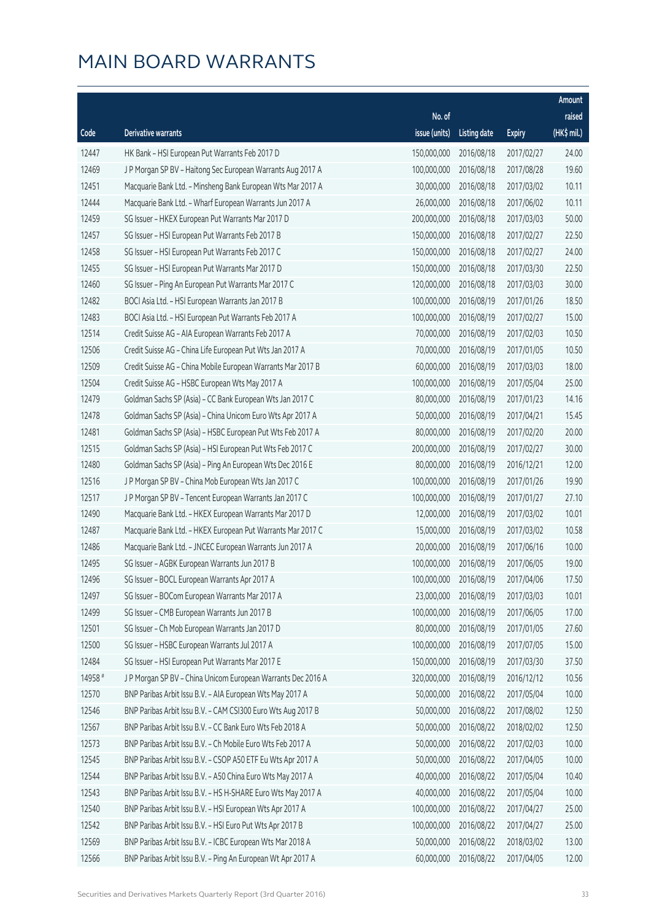# MAIN BOARD WARRANTS

| Code | Derivative warrants | No. of issue (units) | Listing date | Expiry | Amount raised (HK$ mil.) |
|---|---|---|---|---|---|
| 12447 | HK Bank – HSI European Put Warrants Feb 2017 D | 150,000,000 | 2016/08/18 | 2017/02/27 | 24.00 |
| 12469 | J P Morgan SP BV – Haitong Sec European Warrants Aug 2017 A | 100,000,000 | 2016/08/18 | 2017/08/28 | 19.60 |
| 12451 | Macquarie Bank Ltd. – Minsheng Bank European Wts Mar 2017 A | 30,000,000 | 2016/08/18 | 2017/03/02 | 10.11 |
| 12444 | Macquarie Bank Ltd. – Wharf European Warrants Jun 2017 A | 26,000,000 | 2016/08/18 | 2017/06/02 | 10.11 |
| 12459 | SG Issuer – HKEX European Put Warrants Mar 2017 D | 200,000,000 | 2016/08/18 | 2017/03/03 | 50.00 |
| 12457 | SG Issuer – HSI European Put Warrants Feb 2017 B | 150,000,000 | 2016/08/18 | 2017/02/27 | 22.50 |
| 12458 | SG Issuer – HSI European Put Warrants Feb 2017 C | 150,000,000 | 2016/08/18 | 2017/02/27 | 24.00 |
| 12455 | SG Issuer – HSI European Put Warrants Mar 2017 D | 150,000,000 | 2016/08/18 | 2017/03/30 | 22.50 |
| 12460 | SG Issuer – Ping An European Put Warrants Mar 2017 C | 120,000,000 | 2016/08/18 | 2017/03/03 | 30.00 |
| 12482 | BOCI Asia Ltd. – HSI European Warrants Jan 2017 B | 100,000,000 | 2016/08/19 | 2017/01/26 | 18.50 |
| 12483 | BOCI Asia Ltd. – HSI European Put Warrants Feb 2017 A | 100,000,000 | 2016/08/19 | 2017/02/27 | 15.00 |
| 12514 | Credit Suisse AG – AIA European Warrants Feb 2017 A | 70,000,000 | 2016/08/19 | 2017/02/03 | 10.50 |
| 12506 | Credit Suisse AG – China Life European Put Wts Jan 2017 A | 70,000,000 | 2016/08/19 | 2017/01/05 | 10.50 |
| 12509 | Credit Suisse AG – China Mobile European Warrants Mar 2017 B | 60,000,000 | 2016/08/19 | 2017/03/03 | 18.00 |
| 12504 | Credit Suisse AG – HSBC European Wts May 2017 A | 100,000,000 | 2016/08/19 | 2017/05/04 | 25.00 |
| 12479 | Goldman Sachs SP (Asia) – CC Bank European Wts Jan 2017 C | 80,000,000 | 2016/08/19 | 2017/01/23 | 14.16 |
| 12478 | Goldman Sachs SP (Asia) – China Unicom Euro Wts Apr 2017 A | 50,000,000 | 2016/08/19 | 2017/04/21 | 15.45 |
| 12481 | Goldman Sachs SP (Asia) – HSBC European Put Wts Feb 2017 A | 80,000,000 | 2016/08/19 | 2017/02/20 | 20.00 |
| 12515 | Goldman Sachs SP (Asia) – HSI European Put Wts Feb 2017 C | 200,000,000 | 2016/08/19 | 2017/02/27 | 30.00 |
| 12480 | Goldman Sachs SP (Asia) – Ping An European Wts Dec 2016 E | 80,000,000 | 2016/08/19 | 2016/12/21 | 12.00 |
| 12516 | J P Morgan SP BV – China Mob European Wts Jan 2017 C | 100,000,000 | 2016/08/19 | 2017/01/26 | 19.90 |
| 12517 | J P Morgan SP BV – Tencent European Warrants Jan 2017 C | 100,000,000 | 2016/08/19 | 2017/01/27 | 27.10 |
| 12490 | Macquarie Bank Ltd. – HKEX European Warrants Mar 2017 D | 12,000,000 | 2016/08/19 | 2017/03/02 | 10.01 |
| 12487 | Macquarie Bank Ltd. – HKEX European Put Warrants Mar 2017 C | 15,000,000 | 2016/08/19 | 2017/03/02 | 10.58 |
| 12486 | Macquarie Bank Ltd. – JNCEC European Warrants Jun 2017 A | 20,000,000 | 2016/08/19 | 2017/06/16 | 10.00 |
| 12495 | SG Issuer – AGBK European Warrants Jun 2017 B | 100,000,000 | 2016/08/19 | 2017/06/05 | 19.00 |
| 12496 | SG Issuer – BOCL European Warrants Apr 2017 A | 100,000,000 | 2016/08/19 | 2017/04/06 | 17.50 |
| 12497 | SG Issuer – BOCom European Warrants Mar 2017 A | 23,000,000 | 2016/08/19 | 2017/03/03 | 10.01 |
| 12499 | SG Issuer – CMB European Warrants Jun 2017 B | 100,000,000 | 2016/08/19 | 2017/06/05 | 17.00 |
| 12501 | SG Issuer – Ch Mob European Warrants Jan 2017 D | 80,000,000 | 2016/08/19 | 2017/01/05 | 27.60 |
| 12500 | SG Issuer – HSBC European Warrants Jul 2017 A | 100,000,000 | 2016/08/19 | 2017/07/05 | 15.00 |
| 12484 | SG Issuer – HSI European Put Warrants Mar 2017 E | 150,000,000 | 2016/08/19 | 2017/03/30 | 37.50 |
| 14958 # | J P Morgan SP BV – China Unicom European Warrants Dec 2016 A | 320,000,000 | 2016/08/19 | 2016/12/12 | 10.56 |
| 12570 | BNP Paribas Arbit Issu B.V. – AIA European Wts May 2017 A | 50,000,000 | 2016/08/22 | 2017/05/04 | 10.00 |
| 12546 | BNP Paribas Arbit Issu B.V. – CAM CSI300 Euro Wts Aug 2017 B | 50,000,000 | 2016/08/22 | 2017/08/02 | 12.50 |
| 12567 | BNP Paribas Arbit Issu B.V. – CC Bank Euro Wts Feb 2018 A | 50,000,000 | 2016/08/22 | 2018/02/02 | 12.50 |
| 12573 | BNP Paribas Arbit Issu B.V. – Ch Mobile Euro Wts Feb 2017 A | 50,000,000 | 2016/08/22 | 2017/02/03 | 10.00 |
| 12545 | BNP Paribas Arbit Issu B.V. – CSOP A50 ETF Eu Wts Apr 2017 A | 50,000,000 | 2016/08/22 | 2017/04/05 | 10.00 |
| 12544 | BNP Paribas Arbit Issu B.V. – A50 China Euro Wts May 2017 A | 40,000,000 | 2016/08/22 | 2017/05/04 | 10.40 |
| 12543 | BNP Paribas Arbit Issu B.V. – HS H-SHARE Euro Wts May 2017 A | 40,000,000 | 2016/08/22 | 2017/05/04 | 10.00 |
| 12540 | BNP Paribas Arbit Issu B.V. – HSI European Wts Apr 2017 A | 100,000,000 | 2016/08/22 | 2017/04/27 | 25.00 |
| 12542 | BNP Paribas Arbit Issu B.V. – HSI Euro Put Wts Apr 2017 B | 100,000,000 | 2016/08/22 | 2017/04/27 | 25.00 |
| 12569 | BNP Paribas Arbit Issu B.V. – ICBC European Wts Mar 2018 A | 50,000,000 | 2016/08/22 | 2018/03/02 | 13.00 |
| 12566 | BNP Paribas Arbit Issu B.V. – Ping An European Wt Apr 2017 A | 60,000,000 | 2016/08/22 | 2017/04/05 | 12.00 |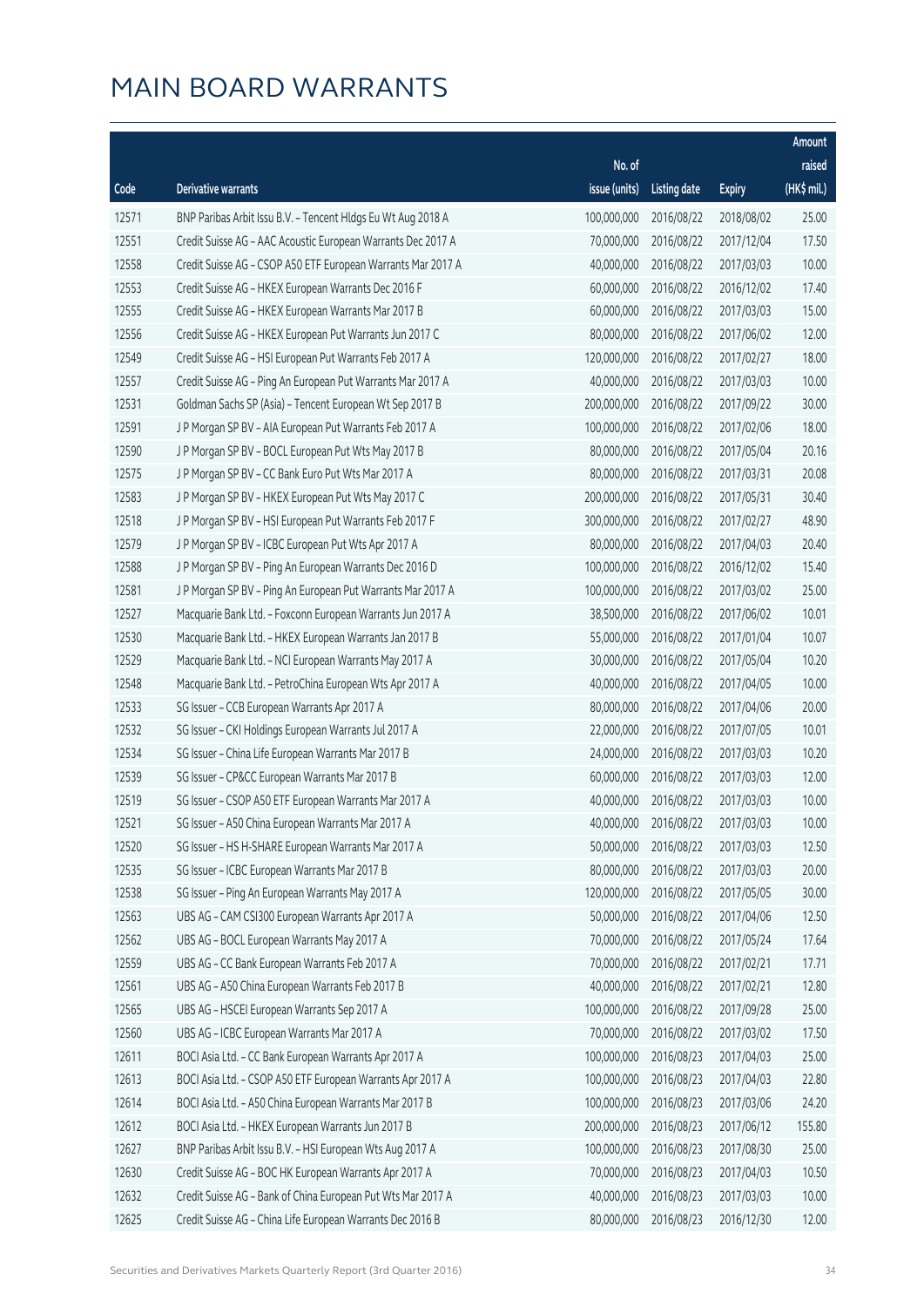# MAIN BOARD WARRANTS

| Code | Derivative warrants | No. of issue (units) | Listing date | Expiry | Amount raised (HK$ mil.) |
|---|---|---|---|---|---|
| 12571 | BNP Paribas Arbit Issu B.V. – Tencent Hldgs Eu Wt Aug 2018 A | 100,000,000 | 2016/08/22 | 2018/08/02 | 25.00 |
| 12551 | Credit Suisse AG – AAC Acoustic European Warrants Dec 2017 A | 70,000,000 | 2016/08/22 | 2017/12/04 | 17.50 |
| 12558 | Credit Suisse AG – CSOP A50 ETF European Warrants Mar 2017 A | 40,000,000 | 2016/08/22 | 2017/03/03 | 10.00 |
| 12553 | Credit Suisse AG – HKEX European Warrants Dec 2016 F | 60,000,000 | 2016/08/22 | 2016/12/02 | 17.40 |
| 12555 | Credit Suisse AG – HKEX European Warrants Mar 2017 B | 60,000,000 | 2016/08/22 | 2017/03/03 | 15.00 |
| 12556 | Credit Suisse AG – HKEX European Put Warrants Jun 2017 C | 80,000,000 | 2016/08/22 | 2017/06/02 | 12.00 |
| 12549 | Credit Suisse AG – HSI European Put Warrants Feb 2017 A | 120,000,000 | 2016/08/22 | 2017/02/27 | 18.00 |
| 12557 | Credit Suisse AG – Ping An European Put Warrants Mar 2017 A | 40,000,000 | 2016/08/22 | 2017/03/03 | 10.00 |
| 12531 | Goldman Sachs SP (Asia) – Tencent European Wt Sep 2017 B | 200,000,000 | 2016/08/22 | 2017/09/22 | 30.00 |
| 12591 | J P Morgan SP BV – AIA European Put Warrants Feb 2017 A | 100,000,000 | 2016/08/22 | 2017/02/06 | 18.00 |
| 12590 | J P Morgan SP BV – BOCL European Put Wts May 2017 B | 80,000,000 | 2016/08/22 | 2017/05/04 | 20.16 |
| 12575 | J P Morgan SP BV – CC Bank Euro Put Wts Mar 2017 A | 80,000,000 | 2016/08/22 | 2017/03/31 | 20.08 |
| 12583 | J P Morgan SP BV – HKEX European Put Wts May 2017 C | 200,000,000 | 2016/08/22 | 2017/05/31 | 30.40 |
| 12518 | J P Morgan SP BV – HSI European Put Warrants Feb 2017 F | 300,000,000 | 2016/08/22 | 2017/02/27 | 48.90 |
| 12579 | J P Morgan SP BV – ICBC European Put Wts Apr 2017 A | 80,000,000 | 2016/08/22 | 2017/04/03 | 20.40 |
| 12588 | J P Morgan SP BV – Ping An European Warrants Dec 2016 D | 100,000,000 | 2016/08/22 | 2016/12/02 | 15.40 |
| 12581 | J P Morgan SP BV – Ping An European Put Warrants Mar 2017 A | 100,000,000 | 2016/08/22 | 2017/03/02 | 25.00 |
| 12527 | Macquarie Bank Ltd. – Foxconn European Warrants Jun 2017 A | 38,500,000 | 2016/08/22 | 2017/06/02 | 10.01 |
| 12530 | Macquarie Bank Ltd. – HKEX European Warrants Jan 2017 B | 55,000,000 | 2016/08/22 | 2017/01/04 | 10.07 |
| 12529 | Macquarie Bank Ltd. – NCI European Warrants May 2017 A | 30,000,000 | 2016/08/22 | 2017/05/04 | 10.20 |
| 12548 | Macquarie Bank Ltd. – PetroChina European Wts Apr 2017 A | 40,000,000 | 2016/08/22 | 2017/04/05 | 10.00 |
| 12533 | SG Issuer – CCB European Warrants Apr 2017 A | 80,000,000 | 2016/08/22 | 2017/04/06 | 20.00 |
| 12532 | SG Issuer – CKI Holdings European Warrants Jul 2017 A | 22,000,000 | 2016/08/22 | 2017/07/05 | 10.01 |
| 12534 | SG Issuer – China Life European Warrants Mar 2017 B | 24,000,000 | 2016/08/22 | 2017/03/03 | 10.20 |
| 12539 | SG Issuer – CP&CC European Warrants Mar 2017 B | 60,000,000 | 2016/08/22 | 2017/03/03 | 12.00 |
| 12519 | SG Issuer – CSOP A50 ETF European Warrants Mar 2017 A | 40,000,000 | 2016/08/22 | 2017/03/03 | 10.00 |
| 12521 | SG Issuer – A50 China European Warrants Mar 2017 A | 40,000,000 | 2016/08/22 | 2017/03/03 | 10.00 |
| 12520 | SG Issuer – HS H-SHARE European Warrants Mar 2017 A | 50,000,000 | 2016/08/22 | 2017/03/03 | 12.50 |
| 12535 | SG Issuer – ICBC European Warrants Mar 2017 B | 80,000,000 | 2016/08/22 | 2017/03/03 | 20.00 |
| 12538 | SG Issuer – Ping An European Warrants May 2017 A | 120,000,000 | 2016/08/22 | 2017/05/05 | 30.00 |
| 12563 | UBS AG – CAM CSI300 European Warrants Apr 2017 A | 50,000,000 | 2016/08/22 | 2017/04/06 | 12.50 |
| 12562 | UBS AG – BOCL European Warrants May 2017 A | 70,000,000 | 2016/08/22 | 2017/05/24 | 17.64 |
| 12559 | UBS AG – CC Bank European Warrants Feb 2017 A | 70,000,000 | 2016/08/22 | 2017/02/21 | 17.71 |
| 12561 | UBS AG – A50 China European Warrants Feb 2017 B | 40,000,000 | 2016/08/22 | 2017/02/21 | 12.80 |
| 12565 | UBS AG – HSCEI European Warrants Sep 2017 A | 100,000,000 | 2016/08/22 | 2017/09/28 | 25.00 |
| 12560 | UBS AG – ICBC European Warrants Mar 2017 A | 70,000,000 | 2016/08/22 | 2017/03/02 | 17.50 |
| 12611 | BOCI Asia Ltd. – CC Bank European Warrants Apr 2017 A | 100,000,000 | 2016/08/23 | 2017/04/03 | 25.00 |
| 12613 | BOCI Asia Ltd. – CSOP A50 ETF European Warrants Apr 2017 A | 100,000,000 | 2016/08/23 | 2017/04/03 | 22.80 |
| 12614 | BOCI Asia Ltd. – A50 China European Warrants Mar 2017 B | 100,000,000 | 2016/08/23 | 2017/03/06 | 24.20 |
| 12612 | BOCI Asia Ltd. – HKEX European Warrants Jun 2017 B | 200,000,000 | 2016/08/23 | 2017/06/12 | 155.80 |
| 12627 | BNP Paribas Arbit Issu B.V. – HSI European Wts Aug 2017 A | 100,000,000 | 2016/08/23 | 2017/08/30 | 25.00 |
| 12630 | Credit Suisse AG – BOC HK European Warrants Apr 2017 A | 70,000,000 | 2016/08/23 | 2017/04/03 | 10.50 |
| 12632 | Credit Suisse AG – Bank of China European Put Wts Mar 2017 A | 40,000,000 | 2016/08/23 | 2017/03/03 | 10.00 |
| 12625 | Credit Suisse AG – China Life European Warrants Dec 2016 B | 80,000,000 | 2016/08/23 | 2016/12/30 | 12.00 |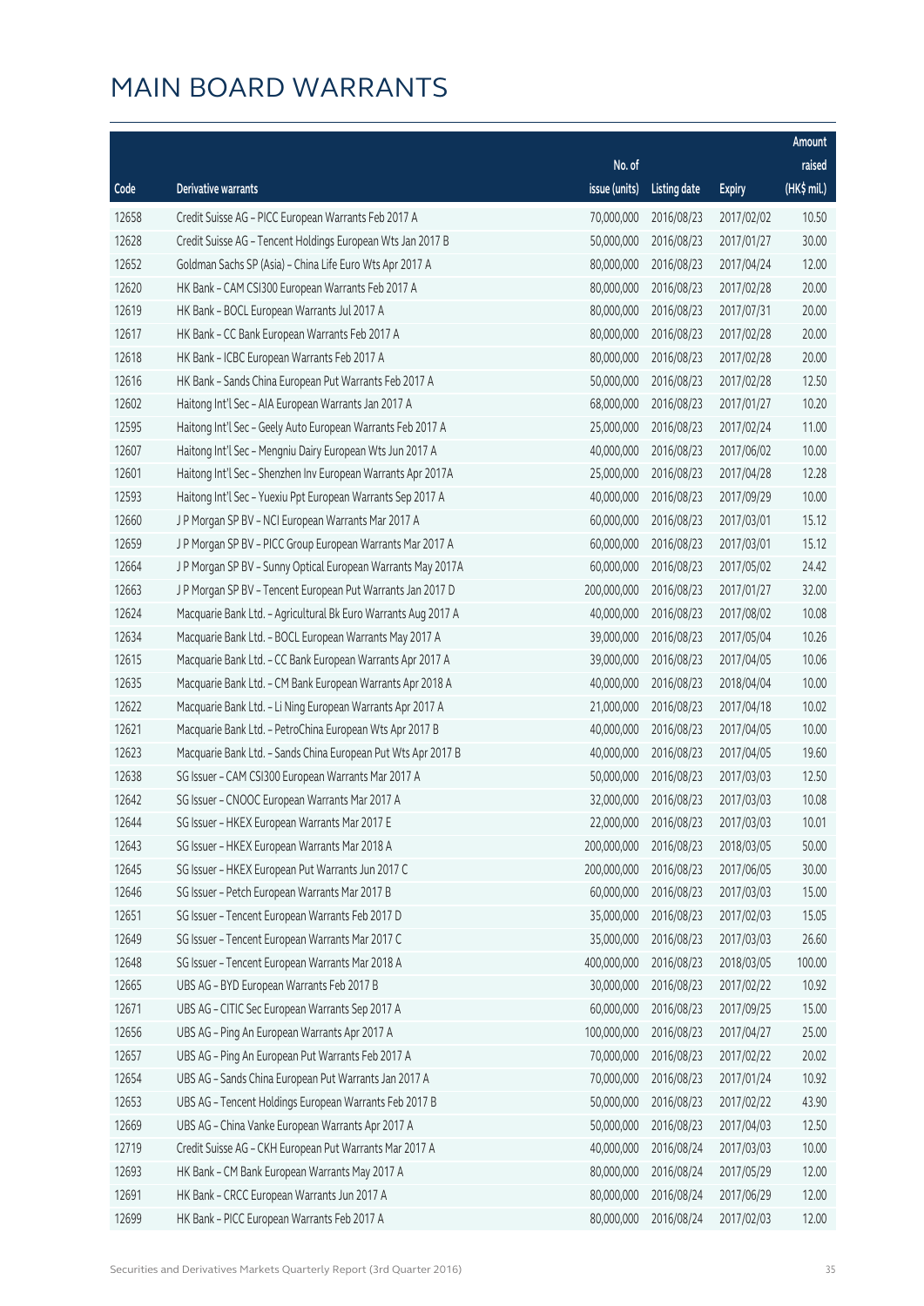# MAIN BOARD WARRANTS

| Code | Derivative warrants | No. of issue (units) | Listing date | Expiry | Amount raised (HK$ mil.) |
|---|---|---|---|---|---|
| 12658 | Credit Suisse AG - PICC European Warrants Feb 2017 A | 70,000,000 | 2016/08/23 | 2017/02/02 | 10.50 |
| 12628 | Credit Suisse AG - Tencent Holdings European Wts Jan 2017 B | 50,000,000 | 2016/08/23 | 2017/01/27 | 30.00 |
| 12652 | Goldman Sachs SP (Asia) - China Life Euro Wts Apr 2017 A | 80,000,000 | 2016/08/23 | 2017/04/24 | 12.00 |
| 12620 | HK Bank - CAM CSI300 European Warrants Feb 2017 A | 80,000,000 | 2016/08/23 | 2017/02/28 | 20.00 |
| 12619 | HK Bank - BOCL European Warrants Jul 2017 A | 80,000,000 | 2016/08/23 | 2017/07/31 | 20.00 |
| 12617 | HK Bank - CC Bank European Warrants Feb 2017 A | 80,000,000 | 2016/08/23 | 2017/02/28 | 20.00 |
| 12618 | HK Bank - ICBC European Warrants Feb 2017 A | 80,000,000 | 2016/08/23 | 2017/02/28 | 20.00 |
| 12616 | HK Bank - Sands China European Put Warrants Feb 2017 A | 50,000,000 | 2016/08/23 | 2017/02/28 | 12.50 |
| 12602 | Haitong Int'l Sec - AIA European Warrants Jan 2017 A | 68,000,000 | 2016/08/23 | 2017/01/27 | 10.20 |
| 12595 | Haitong Int'l Sec - Geely Auto European Warrants Feb 2017 A | 25,000,000 | 2016/08/23 | 2017/02/24 | 11.00 |
| 12607 | Haitong Int'l Sec - Mengniu Dairy European Wts Jun 2017 A | 40,000,000 | 2016/08/23 | 2017/06/02 | 10.00 |
| 12601 | Haitong Int'l Sec - Shenzhen Inv European Warrants Apr 2017A | 25,000,000 | 2016/08/23 | 2017/04/28 | 12.28 |
| 12593 | Haitong Int'l Sec - Yuexiu Ppt European Warrants Sep 2017 A | 40,000,000 | 2016/08/23 | 2017/09/29 | 10.00 |
| 12660 | J P Morgan SP BV - NCI European Warrants Mar 2017 A | 60,000,000 | 2016/08/23 | 2017/03/01 | 15.12 |
| 12659 | J P Morgan SP BV - PICC Group European Warrants Mar 2017 A | 60,000,000 | 2016/08/23 | 2017/03/01 | 15.12 |
| 12664 | J P Morgan SP BV - Sunny Optical European Warrants May 2017A | 60,000,000 | 2016/08/23 | 2017/05/02 | 24.42 |
| 12663 | J P Morgan SP BV - Tencent European Put Warrants Jan 2017 D | 200,000,000 | 2016/08/23 | 2017/01/27 | 32.00 |
| 12624 | Macquarie Bank Ltd. - Agricultural Bk Euro Warrants Aug 2017 A | 40,000,000 | 2016/08/23 | 2017/08/02 | 10.08 |
| 12634 | Macquarie Bank Ltd. - BOCL European Warrants May 2017 A | 39,000,000 | 2016/08/23 | 2017/05/04 | 10.26 |
| 12615 | Macquarie Bank Ltd. - CC Bank European Warrants Apr 2017 A | 39,000,000 | 2016/08/23 | 2017/04/05 | 10.06 |
| 12635 | Macquarie Bank Ltd. - CM Bank European Warrants Apr 2018 A | 40,000,000 | 2016/08/23 | 2018/04/04 | 10.00 |
| 12622 | Macquarie Bank Ltd. - Li Ning European Warrants Apr 2017 A | 21,000,000 | 2016/08/23 | 2017/04/18 | 10.02 |
| 12621 | Macquarie Bank Ltd. - PetroChina European Wts Apr 2017 B | 40,000,000 | 2016/08/23 | 2017/04/05 | 10.00 |
| 12623 | Macquarie Bank Ltd. - Sands China European Put Wts Apr 2017 B | 40,000,000 | 2016/08/23 | 2017/04/05 | 19.60 |
| 12638 | SG Issuer - CAM CSI300 European Warrants Mar 2017 A | 50,000,000 | 2016/08/23 | 2017/03/03 | 12.50 |
| 12642 | SG Issuer - CNOOC European Warrants Mar 2017 A | 32,000,000 | 2016/08/23 | 2017/03/03 | 10.08 |
| 12644 | SG Issuer - HKEX European Warrants Mar 2017 E | 22,000,000 | 2016/08/23 | 2017/03/03 | 10.01 |
| 12643 | SG Issuer - HKEX European Warrants Mar 2018 A | 200,000,000 | 2016/08/23 | 2018/03/05 | 50.00 |
| 12645 | SG Issuer - HKEX European Put Warrants Jun 2017 C | 200,000,000 | 2016/08/23 | 2017/06/05 | 30.00 |
| 12646 | SG Issuer - Petch European Warrants Mar 2017 B | 60,000,000 | 2016/08/23 | 2017/03/03 | 15.00 |
| 12651 | SG Issuer - Tencent European Warrants Feb 2017 D | 35,000,000 | 2016/08/23 | 2017/02/03 | 15.05 |
| 12649 | SG Issuer - Tencent European Warrants Mar 2017 C | 35,000,000 | 2016/08/23 | 2017/03/03 | 26.60 |
| 12648 | SG Issuer - Tencent European Warrants Mar 2018 A | 400,000,000 | 2016/08/23 | 2018/03/05 | 100.00 |
| 12665 | UBS AG - BYD European Warrants Feb 2017 B | 30,000,000 | 2016/08/23 | 2017/02/22 | 10.92 |
| 12671 | UBS AG - CITIC Sec European Warrants Sep 2017 A | 60,000,000 | 2016/08/23 | 2017/09/25 | 15.00 |
| 12656 | UBS AG - Ping An European Warrants Apr 2017 A | 100,000,000 | 2016/08/23 | 2017/04/27 | 25.00 |
| 12657 | UBS AG - Ping An European Put Warrants Feb 2017 A | 70,000,000 | 2016/08/23 | 2017/02/22 | 20.02 |
| 12654 | UBS AG - Sands China European Put Warrants Jan 2017 A | 70,000,000 | 2016/08/23 | 2017/01/24 | 10.92 |
| 12653 | UBS AG - Tencent Holdings European Warrants Feb 2017 B | 50,000,000 | 2016/08/23 | 2017/02/22 | 43.90 |
| 12669 | UBS AG - China Vanke European Warrants Apr 2017 A | 50,000,000 | 2016/08/23 | 2017/04/03 | 12.50 |
| 12719 | Credit Suisse AG - CKH European Put Warrants Mar 2017 A | 40,000,000 | 2016/08/24 | 2017/03/03 | 10.00 |
| 12693 | HK Bank - CM Bank European Warrants May 2017 A | 80,000,000 | 2016/08/24 | 2017/05/29 | 12.00 |
| 12691 | HK Bank - CRCC European Warrants Jun 2017 A | 80,000,000 | 2016/08/24 | 2017/06/29 | 12.00 |
| 12699 | HK Bank - PICC European Warrants Feb 2017 A | 80,000,000 | 2016/08/24 | 2017/02/03 | 12.00 |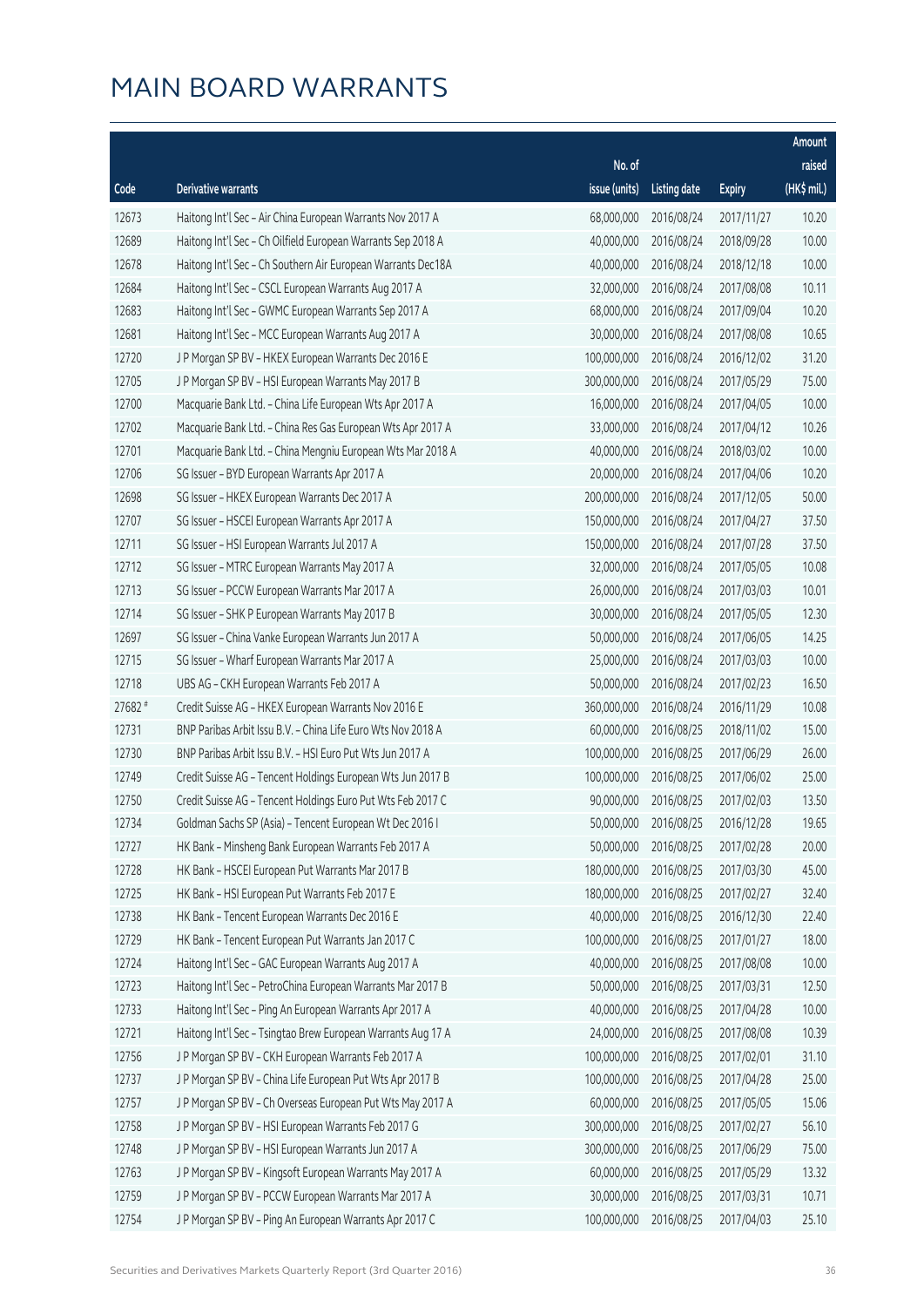# MAIN BOARD WARRANTS

| Code | Derivative warrants | No. of issue (units) | Listing date | Expiry | Amount raised (HK$ mil.) |
|---|---|---|---|---|---|
| 12673 | Haitong Int'l Sec – Air China European Warrants Nov 2017 A | 68,000,000 | 2016/08/24 | 2017/11/27 | 10.20 |
| 12689 | Haitong Int'l Sec – Ch Oilfield European Warrants Sep 2018 A | 40,000,000 | 2016/08/24 | 2018/09/28 | 10.00 |
| 12678 | Haitong Int'l Sec – Ch Southern Air European Warrants Dec18A | 40,000,000 | 2016/08/24 | 2018/12/18 | 10.00 |
| 12684 | Haitong Int'l Sec – CSCL European Warrants Aug 2017 A | 32,000,000 | 2016/08/24 | 2017/08/08 | 10.11 |
| 12683 | Haitong Int'l Sec – GWMC European Warrants Sep 2017 A | 68,000,000 | 2016/08/24 | 2017/09/04 | 10.20 |
| 12681 | Haitong Int'l Sec – MCC European Warrants Aug 2017 A | 30,000,000 | 2016/08/24 | 2017/08/08 | 10.65 |
| 12720 | J P Morgan SP BV – HKEX European Warrants Dec 2016 E | 100,000,000 | 2016/08/24 | 2016/12/02 | 31.20 |
| 12705 | J P Morgan SP BV – HSI European Warrants May 2017 B | 300,000,000 | 2016/08/24 | 2017/05/29 | 75.00 |
| 12700 | Macquarie Bank Ltd. – China Life European Wts Apr 2017 A | 16,000,000 | 2016/08/24 | 2017/04/05 | 10.00 |
| 12702 | Macquarie Bank Ltd. – China Res Gas European Wts Apr 2017 A | 33,000,000 | 2016/08/24 | 2017/04/12 | 10.26 |
| 12701 | Macquarie Bank Ltd. – China Mengniu European Wts Mar 2018 A | 40,000,000 | 2016/08/24 | 2018/03/02 | 10.00 |
| 12706 | SG Issuer – BYD European Warrants Apr 2017 A | 20,000,000 | 2016/08/24 | 2017/04/06 | 10.20 |
| 12698 | SG Issuer – HKEX European Warrants Dec 2017 A | 200,000,000 | 2016/08/24 | 2017/12/05 | 50.00 |
| 12707 | SG Issuer – HSCEI European Warrants Apr 2017 A | 150,000,000 | 2016/08/24 | 2017/04/27 | 37.50 |
| 12711 | SG Issuer – HSI European Warrants Jul 2017 A | 150,000,000 | 2016/08/24 | 2017/07/28 | 37.50 |
| 12712 | SG Issuer – MTRC European Warrants May 2017 A | 32,000,000 | 2016/08/24 | 2017/05/05 | 10.08 |
| 12713 | SG Issuer – PCCW European Warrants Mar 2017 A | 26,000,000 | 2016/08/24 | 2017/03/03 | 10.01 |
| 12714 | SG Issuer – SHK P European Warrants May 2017 B | 30,000,000 | 2016/08/24 | 2017/05/05 | 12.30 |
| 12697 | SG Issuer – China Vanke European Warrants Jun 2017 A | 50,000,000 | 2016/08/24 | 2017/06/05 | 14.25 |
| 12715 | SG Issuer – Wharf European Warrants Mar 2017 A | 25,000,000 | 2016/08/24 | 2017/03/03 | 10.00 |
| 12718 | UBS AG – CKH European Warrants Feb 2017 A | 50,000,000 | 2016/08/24 | 2017/02/23 | 16.50 |
| 27682 # | Credit Suisse AG – HKEX European Warrants Nov 2016 E | 360,000,000 | 2016/08/24 | 2016/11/29 | 10.08 |
| 12731 | BNP Paribas Arbit Issu B.V. – China Life Euro Wts Nov 2018 A | 60,000,000 | 2016/08/25 | 2018/11/02 | 15.00 |
| 12730 | BNP Paribas Arbit Issu B.V. – HSI Euro Put Wts Jun 2017 A | 100,000,000 | 2016/08/25 | 2017/06/29 | 26.00 |
| 12749 | Credit Suisse AG – Tencent Holdings European Wts Jun 2017 B | 100,000,000 | 2016/08/25 | 2017/06/02 | 25.00 |
| 12750 | Credit Suisse AG – Tencent Holdings Euro Put Wts Feb 2017 C | 90,000,000 | 2016/08/25 | 2017/02/03 | 13.50 |
| 12734 | Goldman Sachs SP (Asia) – Tencent European Wt Dec 2016 I | 50,000,000 | 2016/08/25 | 2016/12/28 | 19.65 |
| 12727 | HK Bank – Minsheng Bank European Warrants Feb 2017 A | 50,000,000 | 2016/08/25 | 2017/02/28 | 20.00 |
| 12728 | HK Bank – HSCEI European Put Warrants Mar 2017 B | 180,000,000 | 2016/08/25 | 2017/03/30 | 45.00 |
| 12725 | HK Bank – HSI European Put Warrants Feb 2017 E | 180,000,000 | 2016/08/25 | 2017/02/27 | 32.40 |
| 12738 | HK Bank – Tencent European Warrants Dec 2016 E | 40,000,000 | 2016/08/25 | 2016/12/30 | 22.40 |
| 12729 | HK Bank – Tencent European Put Warrants Jan 2017 C | 100,000,000 | 2016/08/25 | 2017/01/27 | 18.00 |
| 12724 | Haitong Int'l Sec – GAC European Warrants Aug 2017 A | 40,000,000 | 2016/08/25 | 2017/08/08 | 10.00 |
| 12723 | Haitong Int'l Sec – PetroChina European Warrants Mar 2017 B | 50,000,000 | 2016/08/25 | 2017/03/31 | 12.50 |
| 12733 | Haitong Int'l Sec – Ping An European Warrants Apr 2017 A | 40,000,000 | 2016/08/25 | 2017/04/28 | 10.00 |
| 12721 | Haitong Int'l Sec – Tsingtao Brew European Warrants Aug 17 A | 24,000,000 | 2016/08/25 | 2017/08/08 | 10.39 |
| 12756 | J P Morgan SP BV – CKH European Warrants Feb 2017 A | 100,000,000 | 2016/08/25 | 2017/02/01 | 31.10 |
| 12737 | J P Morgan SP BV – China Life European Put Wts Apr 2017 B | 100,000,000 | 2016/08/25 | 2017/04/28 | 25.00 |
| 12757 | J P Morgan SP BV – Ch Overseas European Put Wts May 2017 A | 60,000,000 | 2016/08/25 | 2017/05/05 | 15.06 |
| 12758 | J P Morgan SP BV – HSI European Warrants Feb 2017 G | 300,000,000 | 2016/08/25 | 2017/02/27 | 56.10 |
| 12748 | J P Morgan SP BV – HSI European Warrants Jun 2017 A | 300,000,000 | 2016/08/25 | 2017/06/29 | 75.00 |
| 12763 | J P Morgan SP BV – Kingsoft European Warrants May 2017 A | 60,000,000 | 2016/08/25 | 2017/05/29 | 13.32 |
| 12759 | J P Morgan SP BV – PCCW European Warrants Mar 2017 A | 30,000,000 | 2016/08/25 | 2017/03/31 | 10.71 |
| 12754 | J P Morgan SP BV – Ping An European Warrants Apr 2017 C | 100,000,000 | 2016/08/25 | 2017/04/03 | 25.10 |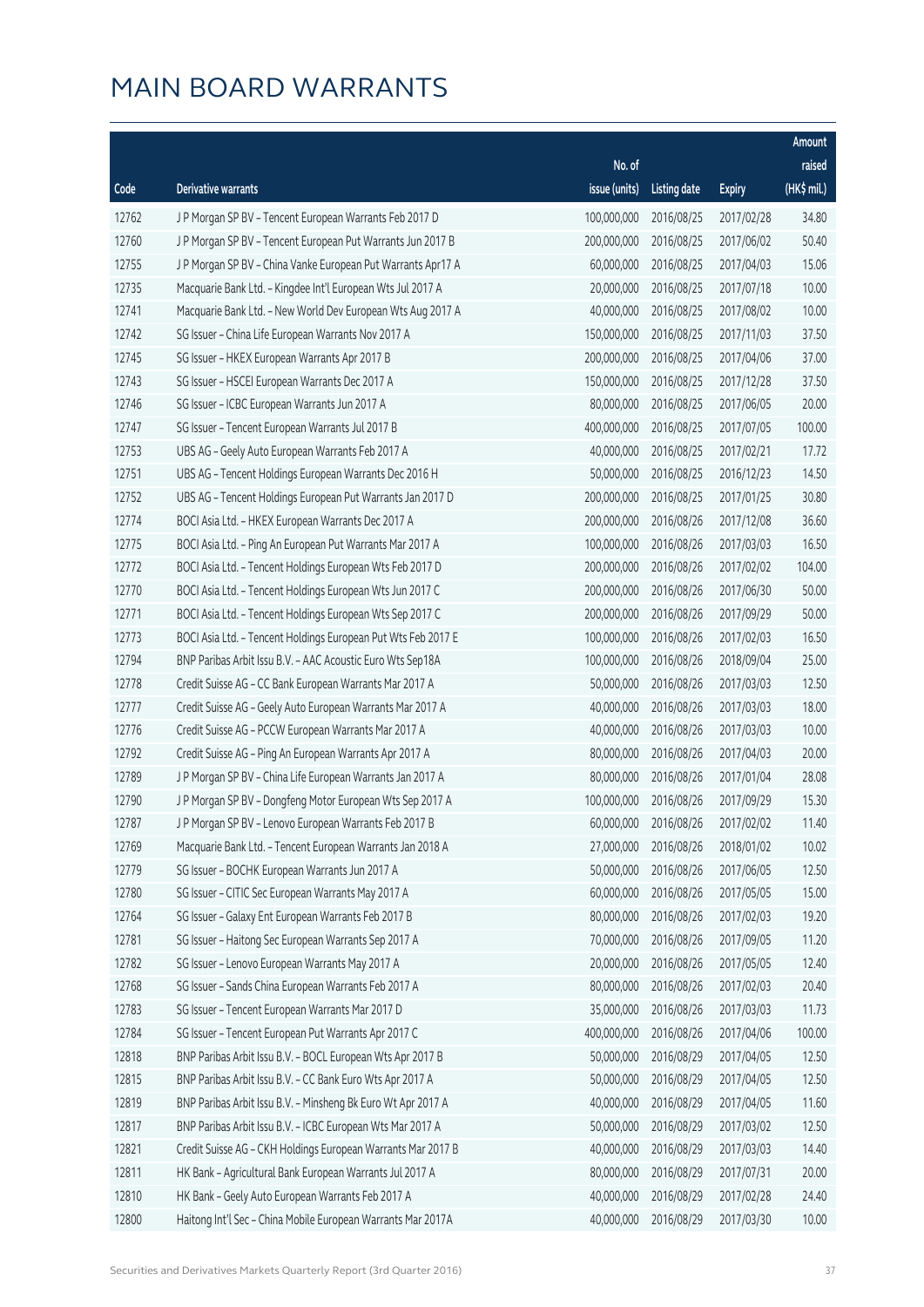# MAIN BOARD WARRANTS

| Code | Derivative warrants | No. of issue (units) | Listing date | Expiry | Amount raised (HK$ mil.) |
|---|---|---|---|---|---|
| 12762 | J P Morgan SP BV - Tencent European Warrants Feb 2017 D | 100,000,000 | 2016/08/25 | 2017/02/28 | 34.80 |
| 12760 | J P Morgan SP BV - Tencent European Put Warrants Jun 2017 B | 200,000,000 | 2016/08/25 | 2017/06/02 | 50.40 |
| 12755 | J P Morgan SP BV - China Vanke European Put Warrants Apr17 A | 60,000,000 | 2016/08/25 | 2017/04/03 | 15.06 |
| 12735 | Macquarie Bank Ltd. - Kingdee Int'l European Wts Jul 2017 A | 20,000,000 | 2016/08/25 | 2017/07/18 | 10.00 |
| 12741 | Macquarie Bank Ltd. - New World Dev European Wts Aug 2017 A | 40,000,000 | 2016/08/25 | 2017/08/02 | 10.00 |
| 12742 | SG Issuer - China Life European Warrants Nov 2017 A | 150,000,000 | 2016/08/25 | 2017/11/03 | 37.50 |
| 12745 | SG Issuer - HKEX European Warrants Apr 2017 B | 200,000,000 | 2016/08/25 | 2017/04/06 | 37.00 |
| 12743 | SG Issuer - HSCEI European Warrants Dec 2017 A | 150,000,000 | 2016/08/25 | 2017/12/28 | 37.50 |
| 12746 | SG Issuer - ICBC European Warrants Jun 2017 A | 80,000,000 | 2016/08/25 | 2017/06/05 | 20.00 |
| 12747 | SG Issuer - Tencent European Warrants Jul 2017 B | 400,000,000 | 2016/08/25 | 2017/07/05 | 100.00 |
| 12753 | UBS AG - Geely Auto European Warrants Feb 2017 A | 40,000,000 | 2016/08/25 | 2017/02/21 | 17.72 |
| 12751 | UBS AG - Tencent Holdings European Warrants Dec 2016 H | 50,000,000 | 2016/08/25 | 2016/12/23 | 14.50 |
| 12752 | UBS AG - Tencent Holdings European Put Warrants Jan 2017 D | 200,000,000 | 2016/08/25 | 2017/01/25 | 30.80 |
| 12774 | BOCI Asia Ltd. - HKEX European Warrants Dec 2017 A | 200,000,000 | 2016/08/26 | 2017/12/08 | 36.60 |
| 12775 | BOCI Asia Ltd. - Ping An European Put Warrants Mar 2017 A | 100,000,000 | 2016/08/26 | 2017/03/03 | 16.50 |
| 12772 | BOCI Asia Ltd. - Tencent Holdings European Wts Feb 2017 D | 200,000,000 | 2016/08/26 | 2017/02/02 | 104.00 |
| 12770 | BOCI Asia Ltd. - Tencent Holdings European Wts Jun 2017 C | 200,000,000 | 2016/08/26 | 2017/06/30 | 50.00 |
| 12771 | BOCI Asia Ltd. - Tencent Holdings European Wts Sep 2017 C | 200,000,000 | 2016/08/26 | 2017/09/29 | 50.00 |
| 12773 | BOCI Asia Ltd. - Tencent Holdings European Put Wts Feb 2017 E | 100,000,000 | 2016/08/26 | 2017/02/03 | 16.50 |
| 12794 | BNP Paribas Arbit Issu B.V. - AAC Acoustic Euro Wts Sep18A | 100,000,000 | 2016/08/26 | 2018/09/04 | 25.00 |
| 12778 | Credit Suisse AG - CC Bank European Warrants Mar 2017 A | 50,000,000 | 2016/08/26 | 2017/03/03 | 12.50 |
| 12777 | Credit Suisse AG - Geely Auto European Warrants Mar 2017 A | 40,000,000 | 2016/08/26 | 2017/03/03 | 18.00 |
| 12776 | Credit Suisse AG - PCCW European Warrants Mar 2017 A | 40,000,000 | 2016/08/26 | 2017/03/03 | 10.00 |
| 12792 | Credit Suisse AG - Ping An European Warrants Apr 2017 A | 80,000,000 | 2016/08/26 | 2017/04/03 | 20.00 |
| 12789 | J P Morgan SP BV - China Life European Warrants Jan 2017 A | 80,000,000 | 2016/08/26 | 2017/01/04 | 28.08 |
| 12790 | J P Morgan SP BV - Dongfeng Motor European Wts Sep 2017 A | 100,000,000 | 2016/08/26 | 2017/09/29 | 15.30 |
| 12787 | J P Morgan SP BV - Lenovo European Warrants Feb 2017 B | 60,000,000 | 2016/08/26 | 2017/02/02 | 11.40 |
| 12769 | Macquarie Bank Ltd. - Tencent European Warrants Jan 2018 A | 27,000,000 | 2016/08/26 | 2018/01/02 | 10.02 |
| 12779 | SG Issuer - BOCHK European Warrants Jun 2017 A | 50,000,000 | 2016/08/26 | 2017/06/05 | 12.50 |
| 12780 | SG Issuer - CITIC Sec European Warrants May 2017 A | 60,000,000 | 2016/08/26 | 2017/05/05 | 15.00 |
| 12764 | SG Issuer - Galaxy Ent European Warrants Feb 2017 B | 80,000,000 | 2016/08/26 | 2017/02/03 | 19.20 |
| 12781 | SG Issuer - Haitong Sec European Warrants Sep 2017 A | 70,000,000 | 2016/08/26 | 2017/09/05 | 11.20 |
| 12782 | SG Issuer - Lenovo European Warrants May 2017 A | 20,000,000 | 2016/08/26 | 2017/05/05 | 12.40 |
| 12768 | SG Issuer - Sands China European Warrants Feb 2017 A | 80,000,000 | 2016/08/26 | 2017/02/03 | 20.40 |
| 12783 | SG Issuer - Tencent European Warrants Mar 2017 D | 35,000,000 | 2016/08/26 | 2017/03/03 | 11.73 |
| 12784 | SG Issuer - Tencent European Put Warrants Apr 2017 C | 400,000,000 | 2016/08/26 | 2017/04/06 | 100.00 |
| 12818 | BNP Paribas Arbit Issu B.V. - BOCL European Wts Apr 2017 B | 50,000,000 | 2016/08/29 | 2017/04/05 | 12.50 |
| 12815 | BNP Paribas Arbit Issu B.V. - CC Bank Euro Wts Apr 2017 A | 50,000,000 | 2016/08/29 | 2017/04/05 | 12.50 |
| 12819 | BNP Paribas Arbit Issu B.V. - Minsheng Bk Euro Wt Apr 2017 A | 40,000,000 | 2016/08/29 | 2017/04/05 | 11.60 |
| 12817 | BNP Paribas Arbit Issu B.V. - ICBC European Wts Mar 2017 A | 50,000,000 | 2016/08/29 | 2017/03/02 | 12.50 |
| 12821 | Credit Suisse AG - CKH Holdings European Warrants Mar 2017 B | 40,000,000 | 2016/08/29 | 2017/03/03 | 14.40 |
| 12811 | HK Bank - Agricultural Bank European Warrants Jul 2017 A | 80,000,000 | 2016/08/29 | 2017/07/31 | 20.00 |
| 12810 | HK Bank - Geely Auto European Warrants Feb 2017 A | 40,000,000 | 2016/08/29 | 2017/02/28 | 24.40 |
| 12800 | Haitong Int'l Sec - China Mobile European Warrants Mar 2017A | 40,000,000 | 2016/08/29 | 2017/03/30 | 10.00 |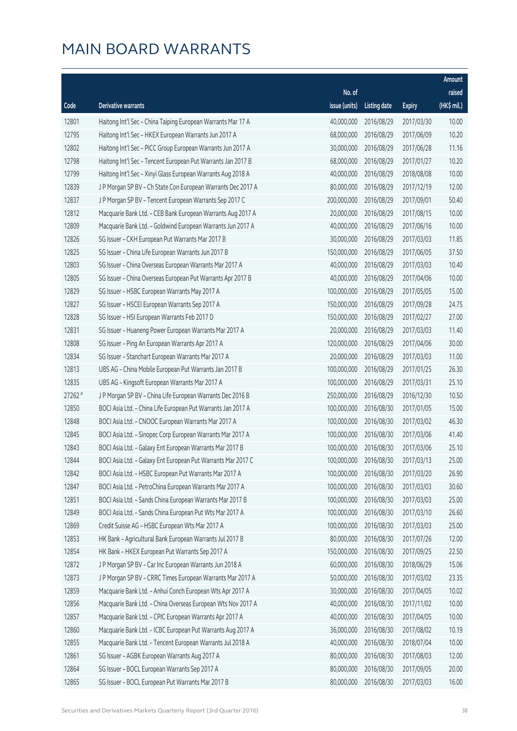# MAIN BOARD WARRANTS

| Code | Derivative warrants | No. of issue (units) | Listing date | Expiry | Amount raised (HK$ mil.) |
|---|---|---|---|---|---|
| 12801 | Haitong Int'l Sec - China Taiping European Warrants Mar 17 A | 40,000,000 | 2016/08/29 | 2017/03/30 | 10.00 |
| 12795 | Haitong Int'l Sec - HKEX European Warrants Jun 2017 A | 68,000,000 | 2016/08/29 | 2017/06/09 | 10.20 |
| 12802 | Haitong Int'l Sec - PICC Group European Warrants Jun 2017 A | 30,000,000 | 2016/08/29 | 2017/06/28 | 11.16 |
| 12798 | Haitong Int'l Sec - Tencent European Put Warrants Jan 2017 B | 68,000,000 | 2016/08/29 | 2017/01/27 | 10.20 |
| 12799 | Haitong Int'l Sec - Xinyi Glass European Warrants Aug 2018 A | 40,000,000 | 2016/08/29 | 2018/08/08 | 10.00 |
| 12839 | J P Morgan SP BV - Ch State Con European Warrants Dec 2017 A | 80,000,000 | 2016/08/29 | 2017/12/19 | 12.00 |
| 12837 | J P Morgan SP BV - Tencent European Warrants Sep 2017 C | 200,000,000 | 2016/08/29 | 2017/09/01 | 50.40 |
| 12812 | Macquarie Bank Ltd. - CEB Bank European Warrants Aug 2017 A | 20,000,000 | 2016/08/29 | 2017/08/15 | 10.00 |
| 12809 | Macquarie Bank Ltd. - Goldwind European Warrants Jun 2017 A | 40,000,000 | 2016/08/29 | 2017/06/16 | 10.00 |
| 12826 | SG Issuer - CKH European Put Warrants Mar 2017 B | 30,000,000 | 2016/08/29 | 2017/03/03 | 11.85 |
| 12825 | SG Issuer - China Life European Warrants Jun 2017 B | 150,000,000 | 2016/08/29 | 2017/06/05 | 37.50 |
| 12803 | SG Issuer - China Overseas European Warrants Mar 2017 A | 40,000,000 | 2016/08/29 | 2017/03/03 | 10.40 |
| 12805 | SG Issuer - China Overseas European Put Warrants Apr 2017 B | 40,000,000 | 2016/08/29 | 2017/04/06 | 10.00 |
| 12829 | SG Issuer - HSBC European Warrants May 2017 A | 100,000,000 | 2016/08/29 | 2017/05/05 | 15.00 |
| 12827 | SG Issuer - HSCEI European Warrants Sep 2017 A | 150,000,000 | 2016/08/29 | 2017/09/28 | 24.75 |
| 12828 | SG Issuer - HSI European Warrants Feb 2017 D | 150,000,000 | 2016/08/29 | 2017/02/27 | 27.00 |
| 12831 | SG Issuer - Huaneng Power European Warrants Mar 2017 A | 20,000,000 | 2016/08/29 | 2017/03/03 | 11.40 |
| 12808 | SG Issuer - Ping An European Warrants Apr 2017 A | 120,000,000 | 2016/08/29 | 2017/04/06 | 30.00 |
| 12834 | SG Issuer - Stanchart European Warrants Mar 2017 A | 20,000,000 | 2016/08/29 | 2017/03/03 | 11.00 |
| 12813 | UBS AG - China Mobile European Put Warrants Jan 2017 B | 100,000,000 | 2016/08/29 | 2017/01/25 | 26.30 |
| 12835 | UBS AG - Kingsoft European Warrants Mar 2017 A | 100,000,000 | 2016/08/29 | 2017/03/31 | 25.10 |
| 27262 # | J P Morgan SP BV - China Life European Warrants Dec 2016 B | 250,000,000 | 2016/08/29 | 2016/12/30 | 10.50 |
| 12850 | BOCI Asia Ltd. - China Life European Put Warrants Jan 2017 A | 100,000,000 | 2016/08/30 | 2017/01/05 | 15.00 |
| 12848 | BOCI Asia Ltd. - CNOOC European Warrants Mar 2017 A | 100,000,000 | 2016/08/30 | 2017/03/02 | 46.30 |
| 12845 | BOCI Asia Ltd. - Sinopec Corp European Warrants Mar 2017 A | 100,000,000 | 2016/08/30 | 2017/03/06 | 41.40 |
| 12843 | BOCI Asia Ltd. - Galaxy Ent European Warrants Mar 2017 B | 100,000,000 | 2016/08/30 | 2017/03/06 | 25.10 |
| 12844 | BOCI Asia Ltd. - Galaxy Ent European Put Warrants Mar 2017 C | 100,000,000 | 2016/08/30 | 2017/03/13 | 25.00 |
| 12842 | BOCI Asia Ltd. - HSBC European Put Warrants Mar 2017 A | 100,000,000 | 2016/08/30 | 2017/03/20 | 26.90 |
| 12847 | BOCI Asia Ltd. - PetroChina European Warrants Mar 2017 A | 100,000,000 | 2016/08/30 | 2017/03/03 | 30.60 |
| 12851 | BOCI Asia Ltd. - Sands China European Warrants Mar 2017 B | 100,000,000 | 2016/08/30 | 2017/03/03 | 25.00 |
| 12849 | BOCI Asia Ltd. - Sands China European Put Wts Mar 2017 A | 100,000,000 | 2016/08/30 | 2017/03/10 | 26.60 |
| 12869 | Credit Suisse AG - HSBC European Wts Mar 2017 A | 100,000,000 | 2016/08/30 | 2017/03/03 | 25.00 |
| 12853 | HK Bank - Agricultural Bank European Warrants Jul 2017 B | 80,000,000 | 2016/08/30 | 2017/07/26 | 12.00 |
| 12854 | HK Bank - HKEX European Put Warrants Sep 2017 A | 150,000,000 | 2016/08/30 | 2017/09/25 | 22.50 |
| 12872 | J P Morgan SP BV - Car Inc European Warrants Jun 2018 A | 60,000,000 | 2016/08/30 | 2018/06/29 | 15.06 |
| 12873 | J P Morgan SP BV - CRRC Times European Warrants Mar 2017 A | 50,000,000 | 2016/08/30 | 2017/03/02 | 23.35 |
| 12859 | Macquarie Bank Ltd. - Anhui Conch European Wts Apr 2017 A | 30,000,000 | 2016/08/30 | 2017/04/05 | 10.02 |
| 12856 | Macquarie Bank Ltd. - China Overseas European Wts Nov 2017 A | 40,000,000 | 2016/08/30 | 2017/11/02 | 10.00 |
| 12857 | Macquarie Bank Ltd. - CPIC European Warrants Apr 2017 A | 40,000,000 | 2016/08/30 | 2017/04/05 | 10.00 |
| 12860 | Macquarie Bank Ltd. - ICBC European Put Warrants Aug 2017 A | 36,000,000 | 2016/08/30 | 2017/08/02 | 10.19 |
| 12855 | Macquarie Bank Ltd. - Tencent European Warrants Jul 2018 A | 40,000,000 | 2016/08/30 | 2018/07/04 | 10.00 |
| 12861 | SG Issuer - AGBK European Warrants Aug 2017 A | 80,000,000 | 2016/08/30 | 2017/08/03 | 12.00 |
| 12864 | SG Issuer - BOCL European Warrants Sep 2017 A | 80,000,000 | 2016/08/30 | 2017/09/05 | 20.00 |
| 12865 | SG Issuer - BOCL European Put Warrants Mar 2017 B | 80,000,000 | 2016/08/30 | 2017/03/03 | 16.00 |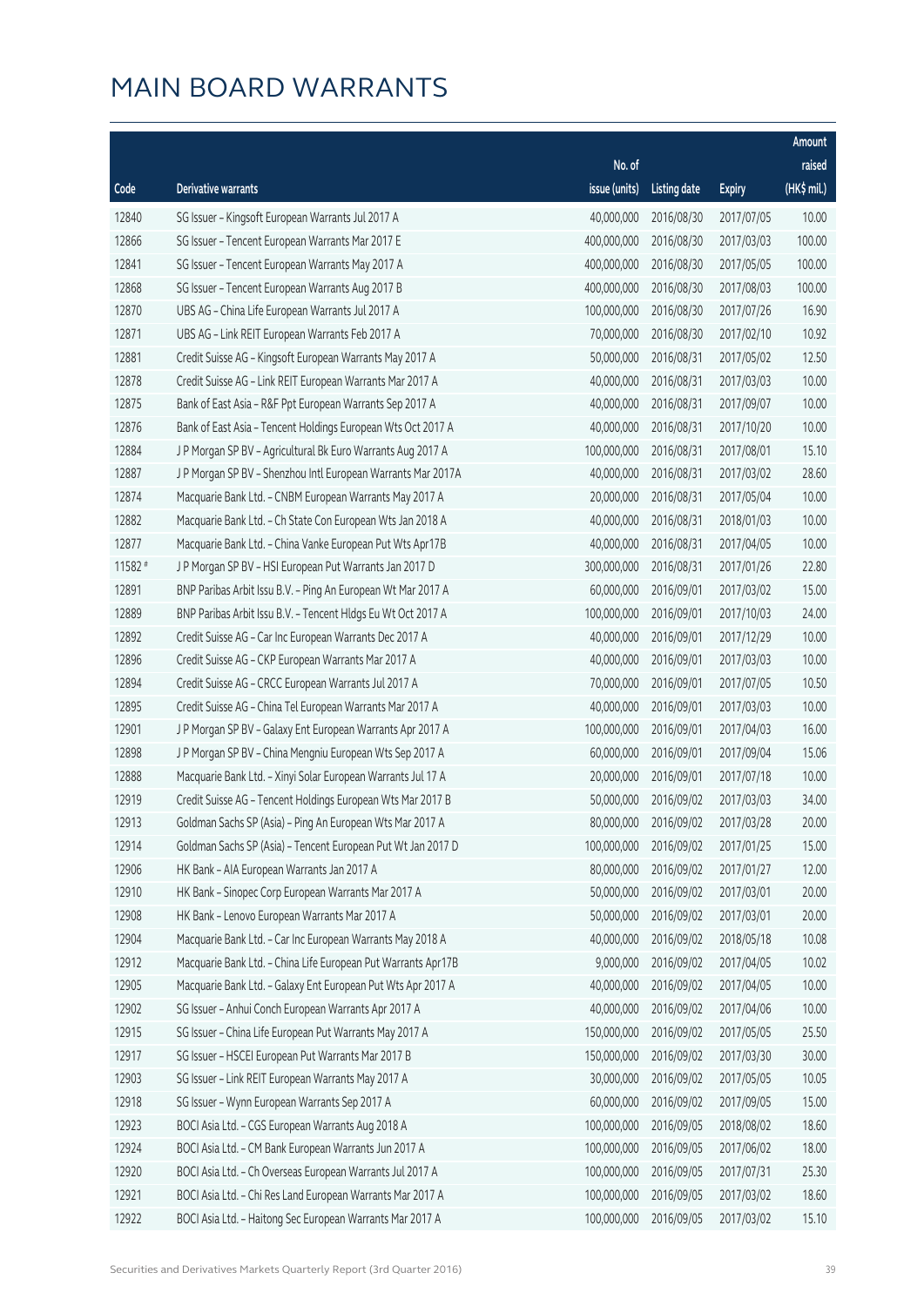# MAIN BOARD WARRANTS

| Code | Derivative warrants | No. of issue (units) | Listing date | Expiry | Amount raised (HK$ mil.) |
|---|---|---|---|---|---|
| 12840 | SG Issuer - Kingsoft European Warrants Jul 2017 A | 40,000,000 | 2016/08/30 | 2017/07/05 | 10.00 |
| 12866 | SG Issuer - Tencent European Warrants Mar 2017 E | 400,000,000 | 2016/08/30 | 2017/03/03 | 100.00 |
| 12841 | SG Issuer - Tencent European Warrants May 2017 A | 400,000,000 | 2016/08/30 | 2017/05/05 | 100.00 |
| 12868 | SG Issuer - Tencent European Warrants Aug 2017 B | 400,000,000 | 2016/08/30 | 2017/08/03 | 100.00 |
| 12870 | UBS AG - China Life European Warrants Jul 2017 A | 100,000,000 | 2016/08/30 | 2017/07/26 | 16.90 |
| 12871 | UBS AG - Link REIT European Warrants Feb 2017 A | 70,000,000 | 2016/08/30 | 2017/02/10 | 10.92 |
| 12881 | Credit Suisse AG - Kingsoft European Warrants May 2017 A | 50,000,000 | 2016/08/31 | 2017/05/02 | 12.50 |
| 12878 | Credit Suisse AG - Link REIT European Warrants Mar 2017 A | 40,000,000 | 2016/08/31 | 2017/03/03 | 10.00 |
| 12875 | Bank of East Asia - R&F Ppt European Warrants Sep 2017 A | 40,000,000 | 2016/08/31 | 2017/09/07 | 10.00 |
| 12876 | Bank of East Asia - Tencent Holdings European Wts Oct 2017 A | 40,000,000 | 2016/08/31 | 2017/10/20 | 10.00 |
| 12884 | J P Morgan SP BV - Agricultural Bk Euro Warrants Aug 2017 A | 100,000,000 | 2016/08/31 | 2017/08/01 | 15.10 |
| 12887 | J P Morgan SP BV - Shenzhou Intl European Warrants Mar 2017A | 40,000,000 | 2016/08/31 | 2017/03/02 | 28.60 |
| 12874 | Macquarie Bank Ltd. - CNBM European Warrants May 2017 A | 20,000,000 | 2016/08/31 | 2017/05/04 | 10.00 |
| 12882 | Macquarie Bank Ltd. - Ch State Con European Wts Jan 2018 A | 40,000,000 | 2016/08/31 | 2018/01/03 | 10.00 |
| 12877 | Macquarie Bank Ltd. - China Vanke European Put Wts Apr17B | 40,000,000 | 2016/08/31 | 2017/04/05 | 10.00 |
| 11582 # | J P Morgan SP BV - HSI European Put Warrants Jan 2017 D | 300,000,000 | 2016/08/31 | 2017/01/26 | 22.80 |
| 12891 | BNP Paribas Arbit Issu B.V. - Ping An European Wt Mar 2017 A | 60,000,000 | 2016/09/01 | 2017/03/02 | 15.00 |
| 12889 | BNP Paribas Arbit Issu B.V. - Tencent Hldgs Eu Wt Oct 2017 A | 100,000,000 | 2016/09/01 | 2017/10/03 | 24.00 |
| 12892 | Credit Suisse AG - Car Inc European Warrants Dec 2017 A | 40,000,000 | 2016/09/01 | 2017/12/29 | 10.00 |
| 12896 | Credit Suisse AG - CKP European Warrants Mar 2017 A | 40,000,000 | 2016/09/01 | 2017/03/03 | 10.00 |
| 12894 | Credit Suisse AG - CRCC European Warrants Jul 2017 A | 70,000,000 | 2016/09/01 | 2017/07/05 | 10.50 |
| 12895 | Credit Suisse AG - China Tel European Warrants Mar 2017 A | 40,000,000 | 2016/09/01 | 2017/03/03 | 10.00 |
| 12901 | J P Morgan SP BV - Galaxy Ent European Warrants Apr 2017 A | 100,000,000 | 2016/09/01 | 2017/04/03 | 16.00 |
| 12898 | J P Morgan SP BV - China Mengniu European Wts Sep 2017 A | 60,000,000 | 2016/09/01 | 2017/09/04 | 15.06 |
| 12888 | Macquarie Bank Ltd. - Xinyi Solar European Warrants Jul 17 A | 20,000,000 | 2016/09/01 | 2017/07/18 | 10.00 |
| 12919 | Credit Suisse AG - Tencent Holdings European Wts Mar 2017 B | 50,000,000 | 2016/09/02 | 2017/03/03 | 34.00 |
| 12913 | Goldman Sachs SP (Asia) - Ping An European Wts Mar 2017 A | 80,000,000 | 2016/09/02 | 2017/03/28 | 20.00 |
| 12914 | Goldman Sachs SP (Asia) - Tencent European Put Wt Jan 2017 D | 100,000,000 | 2016/09/02 | 2017/01/25 | 15.00 |
| 12906 | HK Bank - AIA European Warrants Jan 2017 A | 80,000,000 | 2016/09/02 | 2017/01/27 | 12.00 |
| 12910 | HK Bank - Sinopec Corp European Warrants Mar 2017 A | 50,000,000 | 2016/09/02 | 2017/03/01 | 20.00 |
| 12908 | HK Bank - Lenovo European Warrants Mar 2017 A | 50,000,000 | 2016/09/02 | 2017/03/01 | 20.00 |
| 12904 | Macquarie Bank Ltd. - Car Inc European Warrants May 2018 A | 40,000,000 | 2016/09/02 | 2018/05/18 | 10.08 |
| 12912 | Macquarie Bank Ltd. - China Life European Put Warrants Apr17B | 9,000,000 | 2016/09/02 | 2017/04/05 | 10.02 |
| 12905 | Macquarie Bank Ltd. - Galaxy Ent European Put Wts Apr 2017 A | 40,000,000 | 2016/09/02 | 2017/04/05 | 10.00 |
| 12902 | SG Issuer - Anhui Conch European Warrants Apr 2017 A | 40,000,000 | 2016/09/02 | 2017/04/06 | 10.00 |
| 12915 | SG Issuer - China Life European Put Warrants May 2017 A | 150,000,000 | 2016/09/02 | 2017/05/05 | 25.50 |
| 12917 | SG Issuer - HSCEI European Put Warrants Mar 2017 B | 150,000,000 | 2016/09/02 | 2017/03/30 | 30.00 |
| 12903 | SG Issuer - Link REIT European Warrants May 2017 A | 30,000,000 | 2016/09/02 | 2017/05/05 | 10.05 |
| 12918 | SG Issuer - Wynn European Warrants Sep 2017 A | 60,000,000 | 2016/09/02 | 2017/09/05 | 15.00 |
| 12923 | BOCI Asia Ltd. - CGS European Warrants Aug 2018 A | 100,000,000 | 2016/09/05 | 2018/08/02 | 18.60 |
| 12924 | BOCI Asia Ltd. - CM Bank European Warrants Jun 2017 A | 100,000,000 | 2016/09/05 | 2017/06/02 | 18.00 |
| 12920 | BOCI Asia Ltd. - Ch Overseas European Warrants Jul 2017 A | 100,000,000 | 2016/09/05 | 2017/07/31 | 25.30 |
| 12921 | BOCI Asia Ltd. - Chi Res Land European Warrants Mar 2017 A | 100,000,000 | 2016/09/05 | 2017/03/02 | 18.60 |
| 12922 | BOCI Asia Ltd. - Haitong Sec European Warrants Mar 2017 A | 100,000,000 | 2016/09/05 | 2017/03/02 | 15.10 |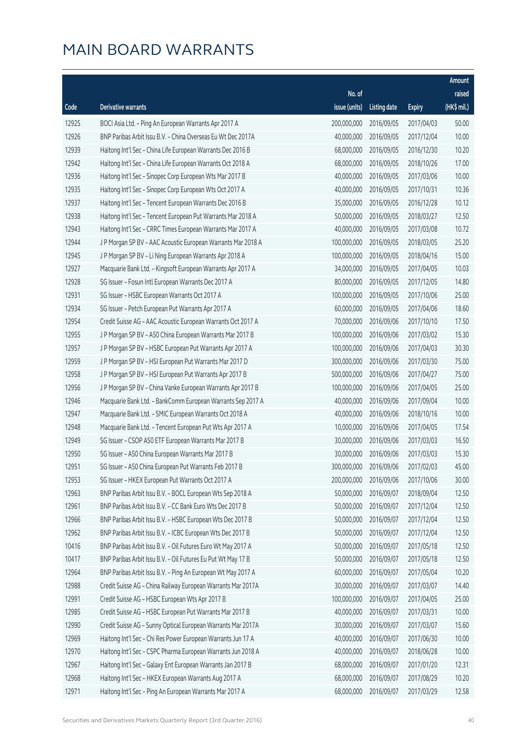# MAIN BOARD WARRANTS

| Code | Derivative warrants | No. of issue (units) | Listing date | Expiry | Amount raised (HK$ mil.) |
|---|---|---|---|---|---|
| 12925 | BOCI Asia Ltd. – Ping An European Warrants Apr 2017 A | 200,000,000 | 2016/09/05 | 2017/04/03 | 50.00 |
| 12926 | BNP Paribas Arbit Issu B.V. – China Overseas Eu Wt Dec 2017A | 40,000,000 | 2016/09/05 | 2017/12/04 | 10.00 |
| 12939 | Haitong Int'l Sec – China Life European Warrants Dec 2016 B | 68,000,000 | 2016/09/05 | 2016/12/30 | 10.20 |
| 12942 | Haitong Int'l Sec – China Life European Warrants Oct 2018 A | 68,000,000 | 2016/09/05 | 2018/10/26 | 17.00 |
| 12936 | Haitong Int'l Sec – Sinopec Corp European Wts Mar 2017 B | 40,000,000 | 2016/09/05 | 2017/03/06 | 10.00 |
| 12935 | Haitong Int'l Sec – Sinopec Corp European Wts Oct 2017 A | 40,000,000 | 2016/09/05 | 2017/10/31 | 10.36 |
| 12937 | Haitong Int'l Sec – Tencent European Warrants Dec 2016 B | 35,000,000 | 2016/09/05 | 2016/12/28 | 10.12 |
| 12938 | Haitong Int'l Sec – Tencent European Put Warrants Mar 2018 A | 50,000,000 | 2016/09/05 | 2018/03/27 | 12.50 |
| 12943 | Haitong Int'l Sec – CRRC Times European Warrants Mar 2017 A | 40,000,000 | 2016/09/05 | 2017/03/08 | 10.72 |
| 12944 | J P Morgan SP BV – AAC Acoustic European Warrants Mar 2018 A | 100,000,000 | 2016/09/05 | 2018/03/05 | 25.20 |
| 12945 | J P Morgan SP BV – Li Ning European Warrants Apr 2018 A | 100,000,000 | 2016/09/05 | 2018/04/16 | 15.00 |
| 12927 | Macquarie Bank Ltd. – Kingsoft European Warrants Apr 2017 A | 34,000,000 | 2016/09/05 | 2017/04/05 | 10.03 |
| 12928 | SG Issuer – Fosun Intl European Warrants Dec 2017 A | 80,000,000 | 2016/09/05 | 2017/12/05 | 14.80 |
| 12931 | SG Issuer – HSBC European Warrants Oct 2017 A | 100,000,000 | 2016/09/05 | 2017/10/06 | 25.00 |
| 12934 | SG Issuer – Petch European Put Warrants Apr 2017 A | 60,000,000 | 2016/09/05 | 2017/04/06 | 18.60 |
| 12954 | Credit Suisse AG – AAC Acoustic European Warrants Oct 2017 A | 70,000,000 | 2016/09/06 | 2017/10/10 | 17.50 |
| 12955 | J P Morgan SP BV – A50 China European Warrants Mar 2017 B | 100,000,000 | 2016/09/06 | 2017/03/02 | 15.30 |
| 12957 | J P Morgan SP BV – HSBC European Put Warrants Apr 2017 A | 100,000,000 | 2016/09/06 | 2017/04/03 | 30.30 |
| 12959 | J P Morgan SP BV – HSI European Put Warrants Mar 2017 D | 300,000,000 | 2016/09/06 | 2017/03/30 | 75.00 |
| 12958 | J P Morgan SP BV – HSI European Put Warrants Apr 2017 B | 500,000,000 | 2016/09/06 | 2017/04/27 | 75.00 |
| 12956 | J P Morgan SP BV – China Vanke European Warrants Apr 2017 B | 100,000,000 | 2016/09/06 | 2017/04/05 | 25.00 |
| 12946 | Macquarie Bank Ltd. – BankComm European Warrants Sep 2017 A | 40,000,000 | 2016/09/06 | 2017/09/04 | 10.00 |
| 12947 | Macquarie Bank Ltd. – SMIC European Warrants Oct 2018 A | 40,000,000 | 2016/09/06 | 2018/10/16 | 10.00 |
| 12948 | Macquarie Bank Ltd. – Tencent European Put Wts Apr 2017 A | 10,000,000 | 2016/09/06 | 2017/04/05 | 17.54 |
| 12949 | SG Issuer – CSOP A50 ETF European Warrants Mar 2017 B | 30,000,000 | 2016/09/06 | 2017/03/03 | 16.50 |
| 12950 | SG Issuer – A50 China European Warrants Mar 2017 B | 30,000,000 | 2016/09/06 | 2017/03/03 | 15.30 |
| 12951 | SG Issuer – A50 China European Put Warrants Feb 2017 B | 300,000,000 | 2016/09/06 | 2017/02/03 | 45.00 |
| 12953 | SG Issuer – HKEX European Put Warrants Oct 2017 A | 200,000,000 | 2016/09/06 | 2017/10/06 | 30.00 |
| 12963 | BNP Paribas Arbit Issu B.V. – BOCL European Wts Sep 2018 A | 50,000,000 | 2016/09/07 | 2018/09/04 | 12.50 |
| 12961 | BNP Paribas Arbit Issu B.V. – CC Bank Euro Wts Dec 2017 B | 50,000,000 | 2016/09/07 | 2017/12/04 | 12.50 |
| 12966 | BNP Paribas Arbit Issu B.V. – HSBC European Wts Dec 2017 B | 50,000,000 | 2016/09/07 | 2017/12/04 | 12.50 |
| 12962 | BNP Paribas Arbit Issu B.V. – ICBC European Wts Dec 2017 B | 50,000,000 | 2016/09/07 | 2017/12/04 | 12.50 |
| 10416 | BNP Paribas Arbit Issu B.V. – Oil Futures Euro Wt May 2017 A | 50,000,000 | 2016/09/07 | 2017/05/18 | 12.50 |
| 10417 | BNP Paribas Arbit Issu B.V. – Oil Futures Eu Put Wt May 17 B | 50,000,000 | 2016/09/07 | 2017/05/18 | 12.50 |
| 12964 | BNP Paribas Arbit Issu B.V. – Ping An European Wt May 2017 A | 60,000,000 | 2016/09/07 | 2017/05/04 | 10.20 |
| 12988 | Credit Suisse AG – China Railway European Warrants Mar 2017A | 30,000,000 | 2016/09/07 | 2017/03/07 | 14.40 |
| 12991 | Credit Suisse AG – HSBC European Wts Apr 2017 B | 100,000,000 | 2016/09/07 | 2017/04/05 | 25.00 |
| 12985 | Credit Suisse AG – HSBC European Put Warrants Mar 2017 B | 40,000,000 | 2016/09/07 | 2017/03/31 | 10.00 |
| 12990 | Credit Suisse AG – Sunny Optical European Warrants Mar 2017A | 30,000,000 | 2016/09/07 | 2017/03/07 | 15.60 |
| 12969 | Haitong Int'l Sec – Chi Res Power European Warrants Jun 17 A | 40,000,000 | 2016/09/07 | 2017/06/30 | 10.00 |
| 12970 | Haitong Int'l Sec – CSPC Pharma European Warrants Jun 2018 A | 40,000,000 | 2016/09/07 | 2018/06/28 | 10.00 |
| 12967 | Haitong Int'l Sec – Galaxy Ent European Warrants Jan 2017 B | 68,000,000 | 2016/09/07 | 2017/01/20 | 12.31 |
| 12968 | Haitong Int'l Sec – HKEX European Warrants Aug 2017 A | 68,000,000 | 2016/09/07 | 2017/08/29 | 10.20 |
| 12971 | Haitong Int'l Sec – Ping An European Warrants Mar 2017 A | 68,000,000 | 2016/09/07 | 2017/03/29 | 12.58 |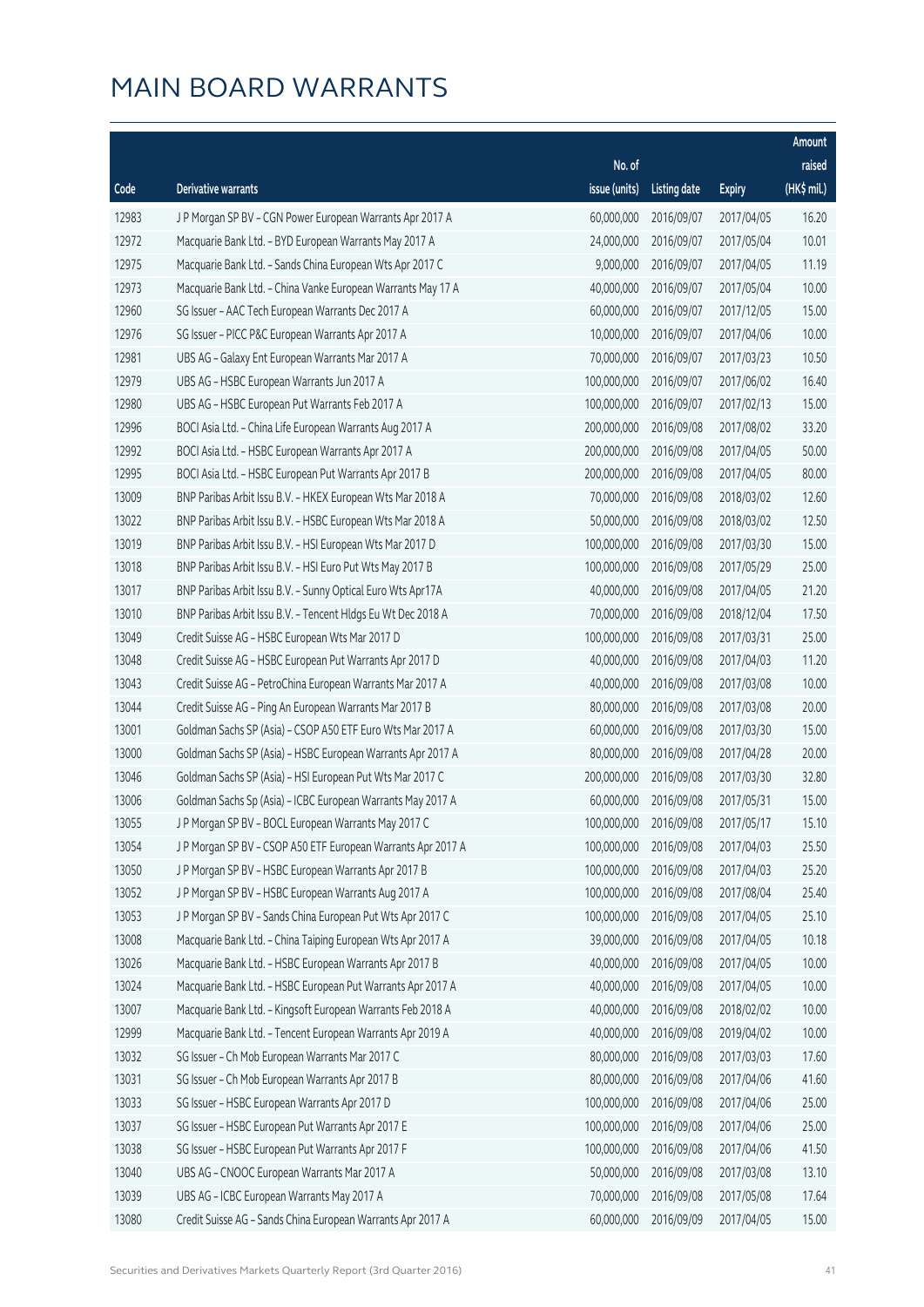# MAIN BOARD WARRANTS

| Code | Derivative warrants | No. of issue (units) | Listing date | Expiry | Amount raised (HK$ mil.) |
|---|---|---|---|---|---|
| 12983 | J P Morgan SP BV - CGN Power European Warrants Apr 2017 A | 60,000,000 | 2016/09/07 | 2017/04/05 | 16.20 |
| 12972 | Macquarie Bank Ltd. - BYD European Warrants May 2017 A | 24,000,000 | 2016/09/07 | 2017/05/04 | 10.01 |
| 12975 | Macquarie Bank Ltd. - Sands China European Wts Apr 2017 C | 9,000,000 | 2016/09/07 | 2017/04/05 | 11.19 |
| 12973 | Macquarie Bank Ltd. - China Vanke European Warrants May 17 A | 40,000,000 | 2016/09/07 | 2017/05/04 | 10.00 |
| 12960 | SG Issuer - AAC Tech European Warrants Dec 2017 A | 60,000,000 | 2016/09/07 | 2017/12/05 | 15.00 |
| 12976 | SG Issuer - PICC P&C European Warrants Apr 2017 A | 10,000,000 | 2016/09/07 | 2017/04/06 | 10.00 |
| 12981 | UBS AG - Galaxy Ent European Warrants Mar 2017 A | 70,000,000 | 2016/09/07 | 2017/03/23 | 10.50 |
| 12979 | UBS AG - HSBC European Warrants Jun 2017 A | 100,000,000 | 2016/09/07 | 2017/06/02 | 16.40 |
| 12980 | UBS AG - HSBC European Put Warrants Feb 2017 A | 100,000,000 | 2016/09/07 | 2017/02/13 | 15.00 |
| 12996 | BOCI Asia Ltd. - China Life European Warrants Aug 2017 A | 200,000,000 | 2016/09/08 | 2017/08/02 | 33.20 |
| 12992 | BOCI Asia Ltd. - HSBC European Warrants Apr 2017 A | 200,000,000 | 2016/09/08 | 2017/04/05 | 50.00 |
| 12995 | BOCI Asia Ltd. - HSBC European Put Warrants Apr 2017 B | 200,000,000 | 2016/09/08 | 2017/04/05 | 80.00 |
| 13009 | BNP Paribas Arbit Issu B.V. - HKEX European Wts Mar 2018 A | 70,000,000 | 2016/09/08 | 2018/03/02 | 12.60 |
| 13022 | BNP Paribas Arbit Issu B.V. - HSBC European Wts Mar 2018 A | 50,000,000 | 2016/09/08 | 2018/03/02 | 12.50 |
| 13019 | BNP Paribas Arbit Issu B.V. - HSI European Wts Mar 2017 D | 100,000,000 | 2016/09/08 | 2017/03/30 | 15.00 |
| 13018 | BNP Paribas Arbit Issu B.V. - HSI Euro Put Wts May 2017 B | 100,000,000 | 2016/09/08 | 2017/05/29 | 25.00 |
| 13017 | BNP Paribas Arbit Issu B.V. - Sunny Optical Euro Wts Apr17A | 40,000,000 | 2016/09/08 | 2017/04/05 | 21.20 |
| 13010 | BNP Paribas Arbit Issu B.V. - Tencent Hldgs Eu Wt Dec 2018 A | 70,000,000 | 2016/09/08 | 2018/12/04 | 17.50 |
| 13049 | Credit Suisse AG - HSBC European Wts Mar 2017 D | 100,000,000 | 2016/09/08 | 2017/03/31 | 25.00 |
| 13048 | Credit Suisse AG - HSBC European Put Warrants Apr 2017 D | 40,000,000 | 2016/09/08 | 2017/04/03 | 11.20 |
| 13043 | Credit Suisse AG - PetroChina European Warrants Mar 2017 A | 40,000,000 | 2016/09/08 | 2017/03/08 | 10.00 |
| 13044 | Credit Suisse AG - Ping An European Warrants Mar 2017 B | 80,000,000 | 2016/09/08 | 2017/03/08 | 20.00 |
| 13001 | Goldman Sachs SP (Asia) - CSOP A50 ETF Euro Wts Mar 2017 A | 60,000,000 | 2016/09/08 | 2017/03/30 | 15.00 |
| 13000 | Goldman Sachs SP (Asia) - HSBC European Warrants Apr 2017 A | 80,000,000 | 2016/09/08 | 2017/04/28 | 20.00 |
| 13046 | Goldman Sachs SP (Asia) - HSI European Put Wts Mar 2017 C | 200,000,000 | 2016/09/08 | 2017/03/30 | 32.80 |
| 13006 | Goldman Sachs Sp (Asia) - ICBC European Warrants May 2017 A | 60,000,000 | 2016/09/08 | 2017/05/31 | 15.00 |
| 13055 | J P Morgan SP BV - BOCL European Warrants May 2017 C | 100,000,000 | 2016/09/08 | 2017/05/17 | 15.10 |
| 13054 | J P Morgan SP BV - CSOP A50 ETF European Warrants Apr 2017 A | 100,000,000 | 2016/09/08 | 2017/04/03 | 25.50 |
| 13050 | J P Morgan SP BV - HSBC European Warrants Apr 2017 B | 100,000,000 | 2016/09/08 | 2017/04/03 | 25.20 |
| 13052 | J P Morgan SP BV - HSBC European Warrants Aug 2017 A | 100,000,000 | 2016/09/08 | 2017/08/04 | 25.40 |
| 13053 | J P Morgan SP BV - Sands China European Put Wts Apr 2017 C | 100,000,000 | 2016/09/08 | 2017/04/05 | 25.10 |
| 13008 | Macquarie Bank Ltd. - China Taiping European Wts Apr 2017 A | 39,000,000 | 2016/09/08 | 2017/04/05 | 10.18 |
| 13026 | Macquarie Bank Ltd. - HSBC European Warrants Apr 2017 B | 40,000,000 | 2016/09/08 | 2017/04/05 | 10.00 |
| 13024 | Macquarie Bank Ltd. - HSBC European Put Warrants Apr 2017 A | 40,000,000 | 2016/09/08 | 2017/04/05 | 10.00 |
| 13007 | Macquarie Bank Ltd. - Kingsoft European Warrants Feb 2018 A | 40,000,000 | 2016/09/08 | 2018/02/02 | 10.00 |
| 12999 | Macquarie Bank Ltd. - Tencent European Warrants Apr 2019 A | 40,000,000 | 2016/09/08 | 2019/04/02 | 10.00 |
| 13032 | SG Issuer - Ch Mob European Warrants Mar 2017 C | 80,000,000 | 2016/09/08 | 2017/03/03 | 17.60 |
| 13031 | SG Issuer - Ch Mob European Warrants Apr 2017 B | 80,000,000 | 2016/09/08 | 2017/04/06 | 41.60 |
| 13033 | SG Issuer - HSBC European Warrants Apr 2017 D | 100,000,000 | 2016/09/08 | 2017/04/06 | 25.00 |
| 13037 | SG Issuer - HSBC European Put Warrants Apr 2017 E | 100,000,000 | 2016/09/08 | 2017/04/06 | 25.00 |
| 13038 | SG Issuer - HSBC European Put Warrants Apr 2017 F | 100,000,000 | 2016/09/08 | 2017/04/06 | 41.50 |
| 13040 | UBS AG - CNOOC European Warrants Mar 2017 A | 50,000,000 | 2016/09/08 | 2017/03/08 | 13.10 |
| 13039 | UBS AG - ICBC European Warrants May 2017 A | 70,000,000 | 2016/09/08 | 2017/05/08 | 17.64 |
| 13080 | Credit Suisse AG - Sands China European Warrants Apr 2017 A | 60,000,000 | 2016/09/09 | 2017/04/05 | 15.00 |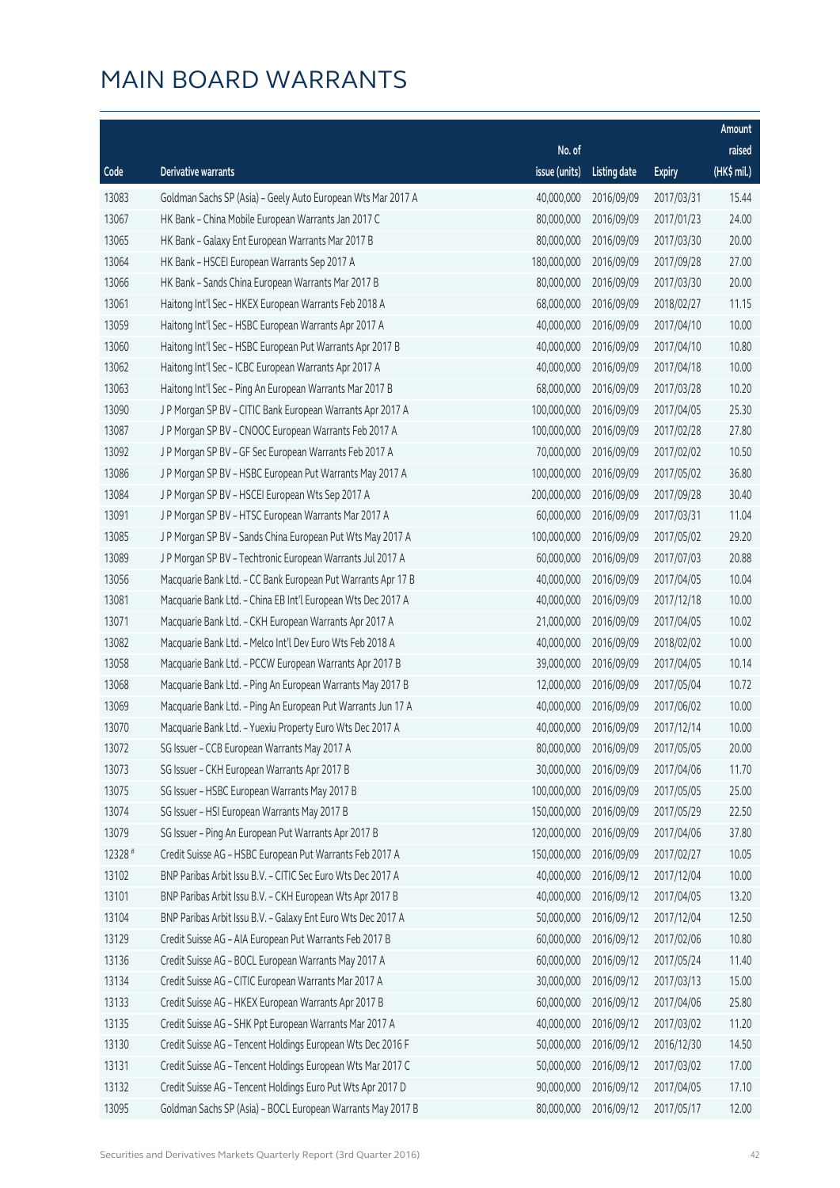# MAIN BOARD WARRANTS

| Code | Derivative warrants | No. of issue (units) | Listing date | Expiry | Amount raised (HK$ mil.) |
|---|---|---|---|---|---|
| 13083 | Goldman Sachs SP (Asia) - Geely Auto European Wts Mar 2017 A | 40,000,000 | 2016/09/09 | 2017/03/31 | 15.44 |
| 13067 | HK Bank – China Mobile European Warrants Jan 2017 C | 80,000,000 | 2016/09/09 | 2017/01/23 | 24.00 |
| 13065 | HK Bank – Galaxy Ent European Warrants Mar 2017 B | 80,000,000 | 2016/09/09 | 2017/03/30 | 20.00 |
| 13064 | HK Bank – HSCEI European Warrants Sep 2017 A | 180,000,000 | 2016/09/09 | 2017/09/28 | 27.00 |
| 13066 | HK Bank – Sands China European Warrants Mar 2017 B | 80,000,000 | 2016/09/09 | 2017/03/30 | 20.00 |
| 13061 | Haitong Int'l Sec – HKEX European Warrants Feb 2018 A | 68,000,000 | 2016/09/09 | 2018/02/27 | 11.15 |
| 13059 | Haitong Int'l Sec – HSBC European Warrants Apr 2017 A | 40,000,000 | 2016/09/09 | 2017/04/10 | 10.00 |
| 13060 | Haitong Int'l Sec – HSBC European Put Warrants Apr 2017 B | 40,000,000 | 2016/09/09 | 2017/04/10 | 10.80 |
| 13062 | Haitong Int'l Sec – ICBC European Warrants Apr 2017 A | 40,000,000 | 2016/09/09 | 2017/04/18 | 10.00 |
| 13063 | Haitong Int'l Sec – Ping An European Warrants Mar 2017 B | 68,000,000 | 2016/09/09 | 2017/03/28 | 10.20 |
| 13090 | J P Morgan SP BV – CITIC Bank European Warrants Apr 2017 A | 100,000,000 | 2016/09/09 | 2017/04/05 | 25.30 |
| 13087 | J P Morgan SP BV – CNOOC European Warrants Feb 2017 A | 100,000,000 | 2016/09/09 | 2017/02/28 | 27.80 |
| 13092 | J P Morgan SP BV – GF Sec European Warrants Feb 2017 A | 70,000,000 | 2016/09/09 | 2017/02/02 | 10.50 |
| 13086 | J P Morgan SP BV – HSBC European Put Warrants May 2017 A | 100,000,000 | 2016/09/09 | 2017/05/02 | 36.80 |
| 13084 | J P Morgan SP BV – HSCEI European Wts Sep 2017 A | 200,000,000 | 2016/09/09 | 2017/09/28 | 30.40 |
| 13091 | J P Morgan SP BV – HTSC European Warrants Mar 2017 A | 60,000,000 | 2016/09/09 | 2017/03/31 | 11.04 |
| 13085 | J P Morgan SP BV – Sands China European Put Wts May 2017 A | 100,000,000 | 2016/09/09 | 2017/05/02 | 29.20 |
| 13089 | J P Morgan SP BV – Techtronic European Warrants Jul 2017 A | 60,000,000 | 2016/09/09 | 2017/07/03 | 20.88 |
| 13056 | Macquarie Bank Ltd. – CC Bank European Put Warrants Apr 17 B | 40,000,000 | 2016/09/09 | 2017/04/05 | 10.04 |
| 13081 | Macquarie Bank Ltd. – China EB Int'l European Wts Dec 2017 A | 40,000,000 | 2016/09/09 | 2017/12/18 | 10.00 |
| 13071 | Macquarie Bank Ltd. – CKH European Warrants Apr 2017 A | 21,000,000 | 2016/09/09 | 2017/04/05 | 10.02 |
| 13082 | Macquarie Bank Ltd. – Melco Int'l Dev Euro Wts Feb 2018 A | 40,000,000 | 2016/09/09 | 2018/02/02 | 10.00 |
| 13058 | Macquarie Bank Ltd. – PCCW European Warrants Apr 2017 B | 39,000,000 | 2016/09/09 | 2017/04/05 | 10.14 |
| 13068 | Macquarie Bank Ltd. – Ping An European Warrants May 2017 B | 12,000,000 | 2016/09/09 | 2017/05/04 | 10.72 |
| 13069 | Macquarie Bank Ltd. – Ping An European Put Warrants Jun 17 A | 40,000,000 | 2016/09/09 | 2017/06/02 | 10.00 |
| 13070 | Macquarie Bank Ltd. – Yuexiu Property Euro Wts Dec 2017 A | 40,000,000 | 2016/09/09 | 2017/12/14 | 10.00 |
| 13072 | SG Issuer – CCB European Warrants May 2017 A | 80,000,000 | 2016/09/09 | 2017/05/05 | 20.00 |
| 13073 | SG Issuer – CKH European Warrants Apr 2017 B | 30,000,000 | 2016/09/09 | 2017/04/06 | 11.70 |
| 13075 | SG Issuer – HSBC European Warrants May 2017 B | 100,000,000 | 2016/09/09 | 2017/05/05 | 25.00 |
| 13074 | SG Issuer – HSI European Warrants May 2017 B | 150,000,000 | 2016/09/09 | 2017/05/29 | 22.50 |
| 13079 | SG Issuer – Ping An European Put Warrants Apr 2017 B | 120,000,000 | 2016/09/09 | 2017/04/06 | 37.80 |
| 12328 # | Credit Suisse AG – HSBC European Put Warrants Feb 2017 A | 150,000,000 | 2016/09/09 | 2017/02/27 | 10.05 |
| 13102 | BNP Paribas Arbit Issu B.V. – CITIC Sec Euro Wts Dec 2017 A | 40,000,000 | 2016/09/12 | 2017/12/04 | 10.00 |
| 13101 | BNP Paribas Arbit Issu B.V. – CKH European Wts Apr 2017 B | 40,000,000 | 2016/09/12 | 2017/04/05 | 13.20 |
| 13104 | BNP Paribas Arbit Issu B.V. – Galaxy Ent Euro Wts Dec 2017 A | 50,000,000 | 2016/09/12 | 2017/12/04 | 12.50 |
| 13129 | Credit Suisse AG – AIA European Put Warrants Feb 2017 B | 60,000,000 | 2016/09/12 | 2017/02/06 | 10.80 |
| 13136 | Credit Suisse AG – BOCL European Warrants May 2017 A | 60,000,000 | 2016/09/12 | 2017/05/24 | 11.40 |
| 13134 | Credit Suisse AG – CITIC European Warrants Mar 2017 A | 30,000,000 | 2016/09/12 | 2017/03/13 | 15.00 |
| 13133 | Credit Suisse AG – HKEX European Warrants Apr 2017 B | 60,000,000 | 2016/09/12 | 2017/04/06 | 25.80 |
| 13135 | Credit Suisse AG – SHK Ppt European Warrants Mar 2017 A | 40,000,000 | 2016/09/12 | 2017/03/02 | 11.20 |
| 13130 | Credit Suisse AG – Tencent Holdings European Wts Dec 2016 F | 50,000,000 | 2016/09/12 | 2016/12/30 | 14.50 |
| 13131 | Credit Suisse AG – Tencent Holdings European Wts Mar 2017 C | 50,000,000 | 2016/09/12 | 2017/03/02 | 17.00 |
| 13132 | Credit Suisse AG – Tencent Holdings Euro Put Wts Apr 2017 D | 90,000,000 | 2016/09/12 | 2017/04/05 | 17.10 |
| 13095 | Goldman Sachs SP (Asia) – BOCL European Warrants May 2017 B | 80,000,000 | 2016/09/12 | 2017/05/17 | 12.00 |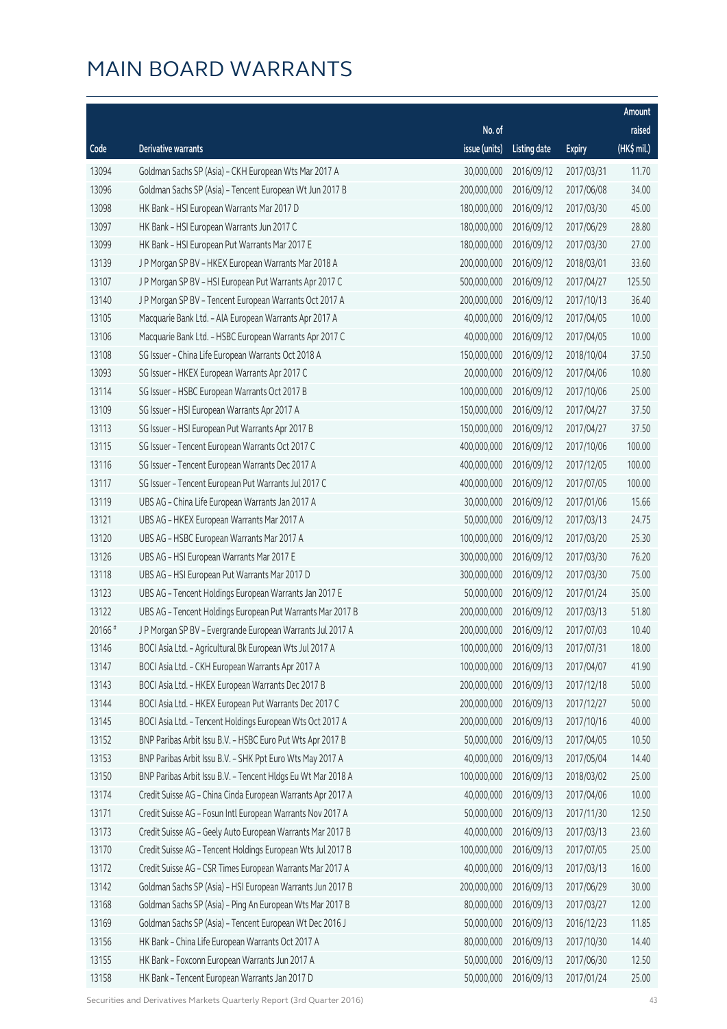# MAIN BOARD WARRANTS

| Code | Derivative warrants | No. of issue (units) | Listing date | Expiry | Amount raised (HK$ mil.) |
|---|---|---|---|---|---|
| 13094 | Goldman Sachs SP (Asia) – CKH European Wts Mar 2017 A | 30,000,000 | 2016/09/12 | 2017/03/31 | 11.70 |
| 13096 | Goldman Sachs SP (Asia) – Tencent European Wt Jun 2017 B | 200,000,000 | 2016/09/12 | 2017/06/08 | 34.00 |
| 13098 | HK Bank – HSI European Warrants Mar 2017 D | 180,000,000 | 2016/09/12 | 2017/03/30 | 45.00 |
| 13097 | HK Bank – HSI European Warrants Jun 2017 C | 180,000,000 | 2016/09/12 | 2017/06/29 | 28.80 |
| 13099 | HK Bank – HSI European Put Warrants Mar 2017 E | 180,000,000 | 2016/09/12 | 2017/03/30 | 27.00 |
| 13139 | J P Morgan SP BV – HKEX European Warrants Mar 2018 A | 200,000,000 | 2016/09/12 | 2018/03/01 | 33.60 |
| 13107 | J P Morgan SP BV – HSI European Put Warrants Apr 2017 C | 500,000,000 | 2016/09/12 | 2017/04/27 | 125.50 |
| 13140 | J P Morgan SP BV – Tencent European Warrants Oct 2017 A | 200,000,000 | 2016/09/12 | 2017/10/13 | 36.40 |
| 13105 | Macquarie Bank Ltd. – AIA European Warrants Apr 2017 A | 40,000,000 | 2016/09/12 | 2017/04/05 | 10.00 |
| 13106 | Macquarie Bank Ltd. – HSBC European Warrants Apr 2017 C | 40,000,000 | 2016/09/12 | 2017/04/05 | 10.00 |
| 13108 | SG Issuer – China Life European Warrants Oct 2018 A | 150,000,000 | 2016/09/12 | 2018/10/04 | 37.50 |
| 13093 | SG Issuer – HKEX European Warrants Apr 2017 C | 20,000,000 | 2016/09/12 | 2017/04/06 | 10.80 |
| 13114 | SG Issuer – HSBC European Warrants Oct 2017 B | 100,000,000 | 2016/09/12 | 2017/10/06 | 25.00 |
| 13109 | SG Issuer – HSI European Warrants Apr 2017 A | 150,000,000 | 2016/09/12 | 2017/04/27 | 37.50 |
| 13113 | SG Issuer – HSI European Put Warrants Apr 2017 B | 150,000,000 | 2016/09/12 | 2017/04/27 | 37.50 |
| 13115 | SG Issuer – Tencent European Warrants Oct 2017 C | 400,000,000 | 2016/09/12 | 2017/10/06 | 100.00 |
| 13116 | SG Issuer – Tencent European Warrants Dec 2017 A | 400,000,000 | 2016/09/12 | 2017/12/05 | 100.00 |
| 13117 | SG Issuer – Tencent European Put Warrants Jul 2017 C | 400,000,000 | 2016/09/12 | 2017/07/05 | 100.00 |
| 13119 | UBS AG – China Life European Warrants Jan 2017 A | 30,000,000 | 2016/09/12 | 2017/01/06 | 15.66 |
| 13121 | UBS AG – HKEX European Warrants Mar 2017 A | 50,000,000 | 2016/09/12 | 2017/03/13 | 24.75 |
| 13120 | UBS AG – HSBC European Warrants Mar 2017 A | 100,000,000 | 2016/09/12 | 2017/03/20 | 25.30 |
| 13126 | UBS AG – HSI European Warrants Mar 2017 E | 300,000,000 | 2016/09/12 | 2017/03/30 | 76.20 |
| 13118 | UBS AG – HSI European Put Warrants Mar 2017 D | 300,000,000 | 2016/09/12 | 2017/03/30 | 75.00 |
| 13123 | UBS AG – Tencent Holdings European Warrants Jan 2017 E | 50,000,000 | 2016/09/12 | 2017/01/24 | 35.00 |
| 13122 | UBS AG – Tencent Holdings European Put Warrants Mar 2017 B | 200,000,000 | 2016/09/12 | 2017/03/13 | 51.80 |
| 20166 # | J P Morgan SP BV – Evergrande European Warrants Jul 2017 A | 200,000,000 | 2016/09/12 | 2017/07/03 | 10.40 |
| 13146 | BOCI Asia Ltd. – Agricultural Bk European Wts Jul 2017 A | 100,000,000 | 2016/09/13 | 2017/07/31 | 18.00 |
| 13147 | BOCI Asia Ltd. – CKH European Warrants Apr 2017 A | 100,000,000 | 2016/09/13 | 2017/04/07 | 41.90 |
| 13143 | BOCI Asia Ltd. – HKEX European Warrants Dec 2017 B | 200,000,000 | 2016/09/13 | 2017/12/18 | 50.00 |
| 13144 | BOCI Asia Ltd. – HKEX European Put Warrants Dec 2017 C | 200,000,000 | 2016/09/13 | 2017/12/27 | 50.00 |
| 13145 | BOCI Asia Ltd. – Tencent Holdings European Wts Oct 2017 A | 200,000,000 | 2016/09/13 | 2017/10/16 | 40.00 |
| 13152 | BNP Paribas Arbit Issu B.V. – HSBC Euro Put Wts Apr 2017 B | 50,000,000 | 2016/09/13 | 2017/04/05 | 10.50 |
| 13153 | BNP Paribas Arbit Issu B.V. – SHK Ppt Euro Wts May 2017 A | 40,000,000 | 2016/09/13 | 2017/05/04 | 14.40 |
| 13150 | BNP Paribas Arbit Issu B.V. – Tencent Hldgs Eu Wt Mar 2018 A | 100,000,000 | 2016/09/13 | 2018/03/02 | 25.00 |
| 13174 | Credit Suisse AG – China Cinda European Warrants Apr 2017 A | 40,000,000 | 2016/09/13 | 2017/04/06 | 10.00 |
| 13171 | Credit Suisse AG – Fosun Intl European Warrants Nov 2017 A | 50,000,000 | 2016/09/13 | 2017/11/30 | 12.50 |
| 13173 | Credit Suisse AG – Geely Auto European Warrants Mar 2017 B | 40,000,000 | 2016/09/13 | 2017/03/13 | 23.60 |
| 13170 | Credit Suisse AG – Tencent Holdings European Wts Jul 2017 B | 100,000,000 | 2016/09/13 | 2017/07/05 | 25.00 |
| 13172 | Credit Suisse AG – CSR Times European Warrants Mar 2017 A | 40,000,000 | 2016/09/13 | 2017/03/13 | 16.00 |
| 13142 | Goldman Sachs SP (Asia) – HSI European Warrants Jun 2017 B | 200,000,000 | 2016/09/13 | 2017/06/29 | 30.00 |
| 13168 | Goldman Sachs SP (Asia) – Ping An European Wts Mar 2017 B | 80,000,000 | 2016/09/13 | 2017/03/27 | 12.00 |
| 13169 | Goldman Sachs SP (Asia) – Tencent European Wt Dec 2016 J | 50,000,000 | 2016/09/13 | 2016/12/23 | 11.85 |
| 13156 | HK Bank – China Life European Warrants Oct 2017 A | 80,000,000 | 2016/09/13 | 2017/10/30 | 14.40 |
| 13155 | HK Bank – Foxconn European Warrants Jun 2017 A | 50,000,000 | 2016/09/13 | 2017/06/30 | 12.50 |
| 13158 | HK Bank – Tencent European Warrants Jan 2017 D | 50,000,000 | 2016/09/13 | 2017/01/24 | 25.00 |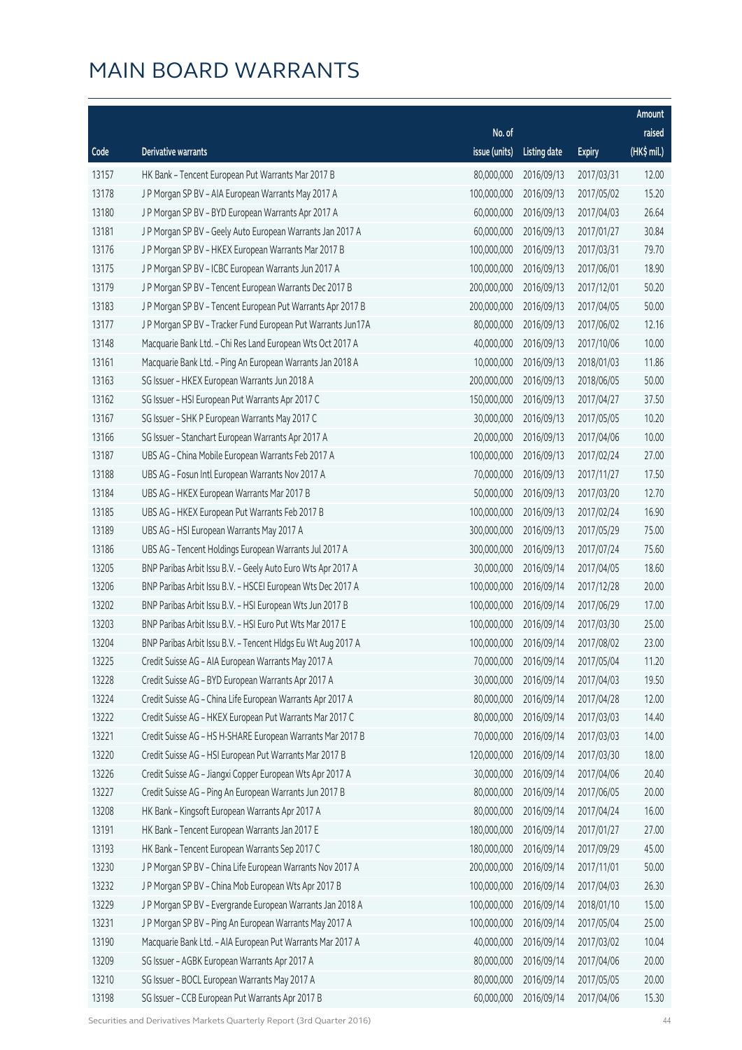# MAIN BOARD WARRANTS

| Code | Derivative warrants | No. of issue (units) | Listing date | Expiry | Amount raised (HK$ mil.) |
|---|---|---|---|---|---|
| 13157 | HK Bank – Tencent European Put Warrants Mar 2017 B | 80,000,000 | 2016/09/13 | 2017/03/31 | 12.00 |
| 13178 | J P Morgan SP BV – AIA European Warrants May 2017 A | 100,000,000 | 2016/09/13 | 2017/05/02 | 15.20 |
| 13180 | J P Morgan SP BV – BYD European Warrants Apr 2017 A | 60,000,000 | 2016/09/13 | 2017/04/03 | 26.64 |
| 13181 | J P Morgan SP BV – Geely Auto European Warrants Jan 2017 A | 60,000,000 | 2016/09/13 | 2017/01/27 | 30.84 |
| 13176 | J P Morgan SP BV – HKEX European Warrants Mar 2017 B | 100,000,000 | 2016/09/13 | 2017/03/31 | 79.70 |
| 13175 | J P Morgan SP BV – ICBC European Warrants Jun 2017 A | 100,000,000 | 2016/09/13 | 2017/06/01 | 18.90 |
| 13179 | J P Morgan SP BV – Tencent European Warrants Dec 2017 B | 200,000,000 | 2016/09/13 | 2017/12/01 | 50.20 |
| 13183 | J P Morgan SP BV – Tencent European Put Warrants Apr 2017 B | 200,000,000 | 2016/09/13 | 2017/04/05 | 50.00 |
| 13177 | J P Morgan SP BV – Tracker Fund European Put Warrants Jun17A | 80,000,000 | 2016/09/13 | 2017/06/02 | 12.16 |
| 13148 | Macquarie Bank Ltd. – Chi Res Land European Wts Oct 2017 A | 40,000,000 | 2016/09/13 | 2017/10/06 | 10.00 |
| 13161 | Macquarie Bank Ltd. – Ping An European Warrants Jan 2018 A | 10,000,000 | 2016/09/13 | 2018/01/03 | 11.86 |
| 13163 | SG Issuer – HKEX European Warrants Jun 2018 A | 200,000,000 | 2016/09/13 | 2018/06/05 | 50.00 |
| 13162 | SG Issuer – HSI European Put Warrants Apr 2017 C | 150,000,000 | 2016/09/13 | 2017/04/27 | 37.50 |
| 13167 | SG Issuer – SHK P European Warrants May 2017 C | 30,000,000 | 2016/09/13 | 2017/05/05 | 10.20 |
| 13166 | SG Issuer – Stanchart European Warrants Apr 2017 A | 20,000,000 | 2016/09/13 | 2017/04/06 | 10.00 |
| 13187 | UBS AG – China Mobile European Warrants Feb 2017 A | 100,000,000 | 2016/09/13 | 2017/02/24 | 27.00 |
| 13188 | UBS AG – Fosun Intl European Warrants Nov 2017 A | 70,000,000 | 2016/09/13 | 2017/11/27 | 17.50 |
| 13184 | UBS AG – HKEX European Warrants Mar 2017 B | 50,000,000 | 2016/09/13 | 2017/03/20 | 12.70 |
| 13185 | UBS AG – HKEX European Put Warrants Feb 2017 B | 100,000,000 | 2016/09/13 | 2017/02/24 | 16.90 |
| 13189 | UBS AG – HSI European Warrants May 2017 A | 300,000,000 | 2016/09/13 | 2017/05/29 | 75.00 |
| 13186 | UBS AG – Tencent Holdings European Warrants Jul 2017 A | 300,000,000 | 2016/09/13 | 2017/07/24 | 75.60 |
| 13205 | BNP Paribas Arbit Issu B.V. – Geely Auto Euro Wts Apr 2017 A | 30,000,000 | 2016/09/14 | 2017/04/05 | 18.60 |
| 13206 | BNP Paribas Arbit Issu B.V. – HSCEI European Wts Dec 2017 A | 100,000,000 | 2016/09/14 | 2017/12/28 | 20.00 |
| 13202 | BNP Paribas Arbit Issu B.V. – HSI European Wts Jun 2017 B | 100,000,000 | 2016/09/14 | 2017/06/29 | 17.00 |
| 13203 | BNP Paribas Arbit Issu B.V. – HSI Euro Put Wts Mar 2017 E | 100,000,000 | 2016/09/14 | 2017/03/30 | 25.00 |
| 13204 | BNP Paribas Arbit Issu B.V. – Tencent Hldgs Eu Wt Aug 2017 A | 100,000,000 | 2016/09/14 | 2017/08/02 | 23.00 |
| 13225 | Credit Suisse AG – AIA European Warrants May 2017 A | 70,000,000 | 2016/09/14 | 2017/05/04 | 11.20 |
| 13228 | Credit Suisse AG – BYD European Warrants Apr 2017 A | 30,000,000 | 2016/09/14 | 2017/04/03 | 19.50 |
| 13224 | Credit Suisse AG – China Life European Warrants Apr 2017 A | 80,000,000 | 2016/09/14 | 2017/04/28 | 12.00 |
| 13222 | Credit Suisse AG – HKEX European Put Warrants Mar 2017 C | 80,000,000 | 2016/09/14 | 2017/03/03 | 14.40 |
| 13221 | Credit Suisse AG – HS H-SHARE European Warrants Mar 2017 B | 70,000,000 | 2016/09/14 | 2017/03/03 | 14.00 |
| 13220 | Credit Suisse AG – HSI European Put Warrants Mar 2017 B | 120,000,000 | 2016/09/14 | 2017/03/30 | 18.00 |
| 13226 | Credit Suisse AG – Jiangxi Copper European Wts Apr 2017 A | 30,000,000 | 2016/09/14 | 2017/04/06 | 20.40 |
| 13227 | Credit Suisse AG – Ping An European Warrants Jun 2017 B | 80,000,000 | 2016/09/14 | 2017/06/05 | 20.00 |
| 13208 | HK Bank – Kingsoft European Warrants Apr 2017 A | 80,000,000 | 2016/09/14 | 2017/04/24 | 16.00 |
| 13191 | HK Bank – Tencent European Warrants Jan 2017 E | 180,000,000 | 2016/09/14 | 2017/01/27 | 27.00 |
| 13193 | HK Bank – Tencent European Warrants Sep 2017 C | 180,000,000 | 2016/09/14 | 2017/09/29 | 45.00 |
| 13230 | J P Morgan SP BV – China Life European Warrants Nov 2017 A | 200,000,000 | 2016/09/14 | 2017/11/01 | 50.00 |
| 13232 | J P Morgan SP BV – China Mob European Wts Apr 2017 B | 100,000,000 | 2016/09/14 | 2017/04/03 | 26.30 |
| 13229 | J P Morgan SP BV – Evergrande European Warrants Jan 2018 A | 100,000,000 | 2016/09/14 | 2018/01/10 | 15.00 |
| 13231 | J P Morgan SP BV – Ping An European Warrants May 2017 A | 100,000,000 | 2016/09/14 | 2017/05/04 | 25.00 |
| 13190 | Macquarie Bank Ltd. – AIA European Put Warrants Mar 2017 A | 40,000,000 | 2016/09/14 | 2017/03/02 | 10.04 |
| 13209 | SG Issuer – AGBK European Warrants Apr 2017 A | 80,000,000 | 2016/09/14 | 2017/04/06 | 20.00 |
| 13210 | SG Issuer – BOCL European Warrants May 2017 A | 80,000,000 | 2016/09/14 | 2017/05/05 | 20.00 |
| 13198 | SG Issuer – CCB European Put Warrants Apr 2017 B | 60,000,000 | 2016/09/14 | 2017/04/06 | 15.30 |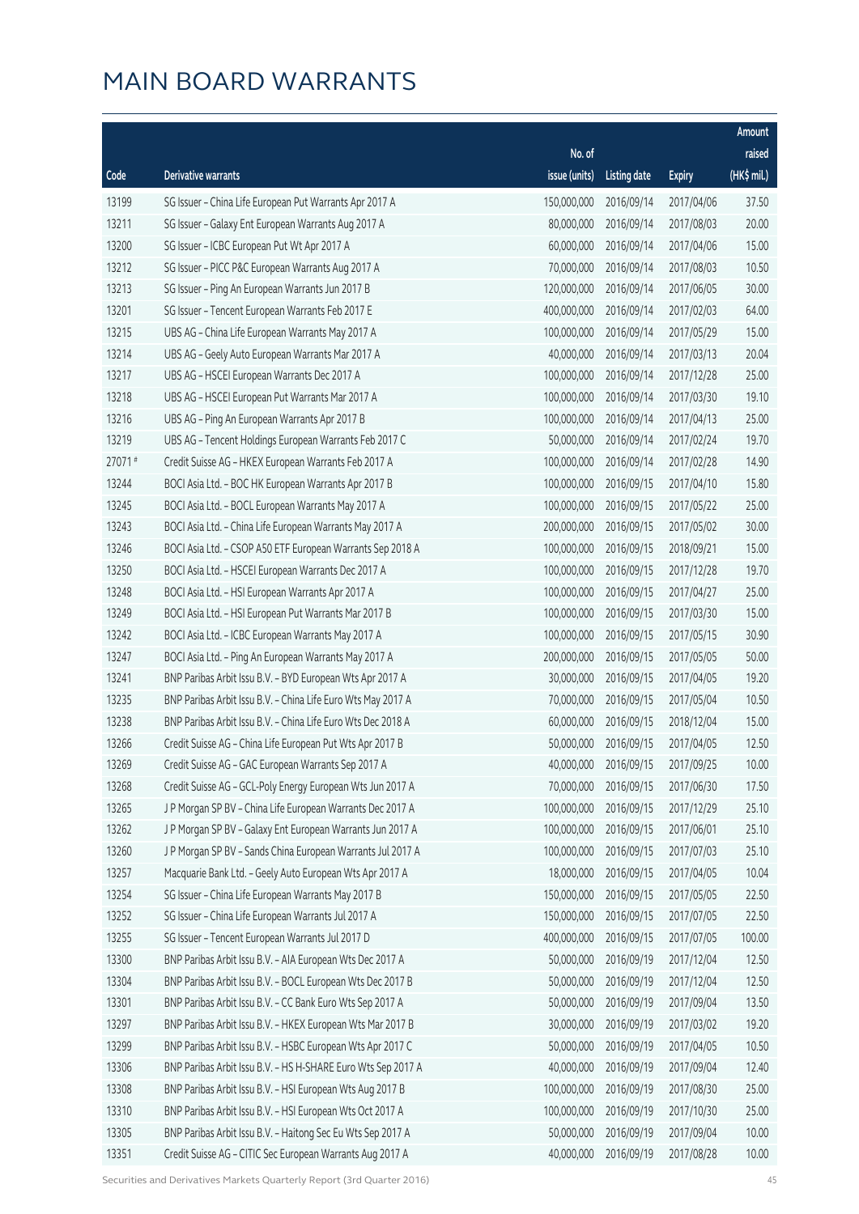# MAIN BOARD WARRANTS

| Code | Derivative warrants | No. of issue (units) | Listing date | Expiry | Amount raised (HK$ mil.) |
|---|---|---|---|---|---|
| 13199 | SG Issuer – China Life European Put Warrants Apr 2017 A | 150,000,000 | 2016/09/14 | 2017/04/06 | 37.50 |
| 13211 | SG Issuer – Galaxy Ent European Warrants Aug 2017 A | 80,000,000 | 2016/09/14 | 2017/08/03 | 20.00 |
| 13200 | SG Issuer – ICBC European Put Wt Apr 2017 A | 60,000,000 | 2016/09/14 | 2017/04/06 | 15.00 |
| 13212 | SG Issuer – PICC P&C European Warrants Aug 2017 A | 70,000,000 | 2016/09/14 | 2017/08/03 | 10.50 |
| 13213 | SG Issuer – Ping An European Warrants Jun 2017 B | 120,000,000 | 2016/09/14 | 2017/06/05 | 30.00 |
| 13201 | SG Issuer – Tencent European Warrants Feb 2017 E | 400,000,000 | 2016/09/14 | 2017/02/03 | 64.00 |
| 13215 | UBS AG – China Life European Warrants May 2017 A | 100,000,000 | 2016/09/14 | 2017/05/29 | 15.00 |
| 13214 | UBS AG – Geely Auto European Warrants Mar 2017 A | 40,000,000 | 2016/09/14 | 2017/03/13 | 20.04 |
| 13217 | UBS AG – HSCEI European Warrants Dec 2017 A | 100,000,000 | 2016/09/14 | 2017/12/28 | 25.00 |
| 13218 | UBS AG – HSCEI European Put Warrants Mar 2017 A | 100,000,000 | 2016/09/14 | 2017/03/30 | 19.10 |
| 13216 | UBS AG – Ping An European Warrants Apr 2017 B | 100,000,000 | 2016/09/14 | 2017/04/13 | 25.00 |
| 13219 | UBS AG – Tencent Holdings European Warrants Feb 2017 C | 50,000,000 | 2016/09/14 | 2017/02/24 | 19.70 |
| 27071 # | Credit Suisse AG – HKEX European Warrants Feb 2017 A | 100,000,000 | 2016/09/14 | 2017/02/28 | 14.90 |
| 13244 | BOCI Asia Ltd. – BOC HK European Warrants Apr 2017 B | 100,000,000 | 2016/09/15 | 2017/04/10 | 15.80 |
| 13245 | BOCI Asia Ltd. – BOCL European Warrants May 2017 A | 100,000,000 | 2016/09/15 | 2017/05/22 | 25.00 |
| 13243 | BOCI Asia Ltd. – China Life European Warrants May 2017 A | 200,000,000 | 2016/09/15 | 2017/05/02 | 30.00 |
| 13246 | BOCI Asia Ltd. – CSOP A50 ETF European Warrants Sep 2018 A | 100,000,000 | 2016/09/15 | 2018/09/21 | 15.00 |
| 13250 | BOCI Asia Ltd. – HSCEI European Warrants Dec 2017 A | 100,000,000 | 2016/09/15 | 2017/12/28 | 19.70 |
| 13248 | BOCI Asia Ltd. – HSI European Warrants Apr 2017 A | 100,000,000 | 2016/09/15 | 2017/04/27 | 25.00 |
| 13249 | BOCI Asia Ltd. – HSI European Put Warrants Mar 2017 B | 100,000,000 | 2016/09/15 | 2017/03/30 | 15.00 |
| 13242 | BOCI Asia Ltd. – ICBC European Warrants May 2017 A | 100,000,000 | 2016/09/15 | 2017/05/15 | 30.90 |
| 13247 | BOCI Asia Ltd. – Ping An European Warrants May 2017 A | 200,000,000 | 2016/09/15 | 2017/05/05 | 50.00 |
| 13241 | BNP Paribas Arbit Issu B.V. – BYD European Wts Apr 2017 A | 30,000,000 | 2016/09/15 | 2017/04/05 | 19.20 |
| 13235 | BNP Paribas Arbit Issu B.V. – China Life Euro Wts May 2017 A | 70,000,000 | 2016/09/15 | 2017/05/04 | 10.50 |
| 13238 | BNP Paribas Arbit Issu B.V. – China Life Euro Wts Dec 2018 A | 60,000,000 | 2016/09/15 | 2018/12/04 | 15.00 |
| 13266 | Credit Suisse AG – China Life European Put Wts Apr 2017 B | 50,000,000 | 2016/09/15 | 2017/04/05 | 12.50 |
| 13269 | Credit Suisse AG – GAC European Warrants Sep 2017 A | 40,000,000 | 2016/09/15 | 2017/09/25 | 10.00 |
| 13268 | Credit Suisse AG – GCL-Poly Energy European Wts Jun 2017 A | 70,000,000 | 2016/09/15 | 2017/06/30 | 17.50 |
| 13265 | J P Morgan SP BV – China Life European Warrants Dec 2017 A | 100,000,000 | 2016/09/15 | 2017/12/29 | 25.10 |
| 13262 | J P Morgan SP BV – Galaxy Ent European Warrants Jun 2017 A | 100,000,000 | 2016/09/15 | 2017/06/01 | 25.10 |
| 13260 | J P Morgan SP BV – Sands China European Warrants Jul 2017 A | 100,000,000 | 2016/09/15 | 2017/07/03 | 25.10 |
| 13257 | Macquarie Bank Ltd. – Geely Auto European Wts Apr 2017 A | 18,000,000 | 2016/09/15 | 2017/04/05 | 10.04 |
| 13254 | SG Issuer – China Life European Warrants May 2017 B | 150,000,000 | 2016/09/15 | 2017/05/05 | 22.50 |
| 13252 | SG Issuer – China Life European Warrants Jul 2017 A | 150,000,000 | 2016/09/15 | 2017/07/05 | 22.50 |
| 13255 | SG Issuer – Tencent European Warrants Jul 2017 D | 400,000,000 | 2016/09/15 | 2017/07/05 | 100.00 |
| 13300 | BNP Paribas Arbit Issu B.V. – AIA European Wts Dec 2017 A | 50,000,000 | 2016/09/19 | 2017/12/04 | 12.50 |
| 13304 | BNP Paribas Arbit Issu B.V. – BOCL European Wts Dec 2017 B | 50,000,000 | 2016/09/19 | 2017/12/04 | 12.50 |
| 13301 | BNP Paribas Arbit Issu B.V. – CC Bank Euro Wts Sep 2017 A | 50,000,000 | 2016/09/19 | 2017/09/04 | 13.50 |
| 13297 | BNP Paribas Arbit Issu B.V. – HKEX European Wts Mar 2017 B | 30,000,000 | 2016/09/19 | 2017/03/02 | 19.20 |
| 13299 | BNP Paribas Arbit Issu B.V. – HSBC European Wts Apr 2017 C | 50,000,000 | 2016/09/19 | 2017/04/05 | 10.50 |
| 13306 | BNP Paribas Arbit Issu B.V. – HS H-SHARE Euro Wts Sep 2017 A | 40,000,000 | 2016/09/19 | 2017/09/04 | 12.40 |
| 13308 | BNP Paribas Arbit Issu B.V. – HSI European Wts Aug 2017 B | 100,000,000 | 2016/09/19 | 2017/08/30 | 25.00 |
| 13310 | BNP Paribas Arbit Issu B.V. – HSI European Wts Oct 2017 A | 100,000,000 | 2016/09/19 | 2017/10/30 | 25.00 |
| 13305 | BNP Paribas Arbit Issu B.V. – Haitong Sec Eu Wts Sep 2017 A | 50,000,000 | 2016/09/19 | 2017/09/04 | 10.00 |
| 13351 | Credit Suisse AG – CITIC Sec European Warrants Aug 2017 A | 40,000,000 | 2016/09/19 | 2017/08/28 | 10.00 |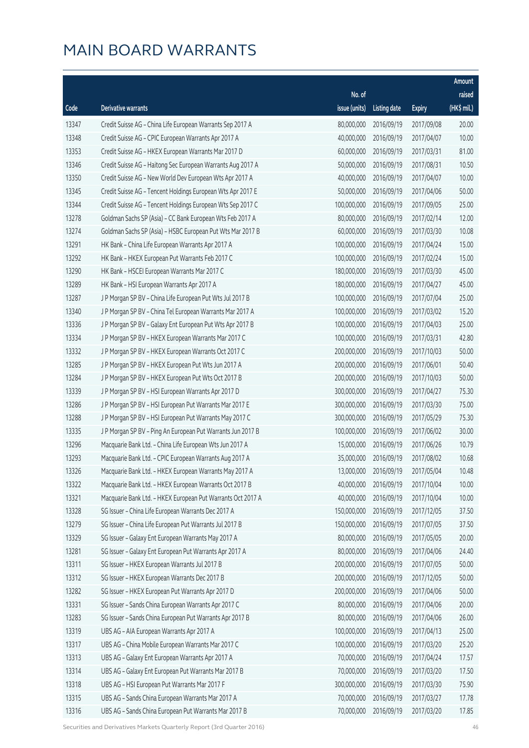# MAIN BOARD WARRANTS

| Code | Derivative warrants | No. of issue (units) | Listing date | Expiry | Amount raised (HK$ mil.) |
|---|---|---|---|---|---|
| 13347 | Credit Suisse AG - China Life European Warrants Sep 2017 A | 80,000,000 | 2016/09/19 | 2017/09/08 | 20.00 |
| 13348 | Credit Suisse AG - CPIC European Warrants Apr 2017 A | 40,000,000 | 2016/09/19 | 2017/04/07 | 10.00 |
| 13353 | Credit Suisse AG - HKEX European Warrants Mar 2017 D | 60,000,000 | 2016/09/19 | 2017/03/31 | 81.00 |
| 13346 | Credit Suisse AG - Haitong Sec European Warrants Aug 2017 A | 50,000,000 | 2016/09/19 | 2017/08/31 | 10.50 |
| 13350 | Credit Suisse AG - New World Dev European Wts Apr 2017 A | 40,000,000 | 2016/09/19 | 2017/04/07 | 10.00 |
| 13345 | Credit Suisse AG - Tencent Holdings European Wts Apr 2017 E | 50,000,000 | 2016/09/19 | 2017/04/06 | 50.00 |
| 13344 | Credit Suisse AG - Tencent Holdings European Wts Sep 2017 C | 100,000,000 | 2016/09/19 | 2017/09/05 | 25.00 |
| 13278 | Goldman Sachs SP (Asia) - CC Bank European Wts Feb 2017 A | 80,000,000 | 2016/09/19 | 2017/02/14 | 12.00 |
| 13274 | Goldman Sachs SP (Asia) - HSBC European Put Wts Mar 2017 B | 60,000,000 | 2016/09/19 | 2017/03/30 | 10.08 |
| 13291 | HK Bank - China Life European Warrants Apr 2017 A | 100,000,000 | 2016/09/19 | 2017/04/24 | 15.00 |
| 13292 | HK Bank - HKEX European Put Warrants Feb 2017 C | 100,000,000 | 2016/09/19 | 2017/02/24 | 15.00 |
| 13290 | HK Bank - HSCEI European Warrants Mar 2017 C | 180,000,000 | 2016/09/19 | 2017/03/30 | 45.00 |
| 13289 | HK Bank - HSI European Warrants Apr 2017 A | 180,000,000 | 2016/09/19 | 2017/04/27 | 45.00 |
| 13287 | J P Morgan SP BV - China Life European Put Wts Jul 2017 B | 100,000,000 | 2016/09/19 | 2017/07/04 | 25.00 |
| 13340 | J P Morgan SP BV - China Tel European Warrants Mar 2017 A | 100,000,000 | 2016/09/19 | 2017/03/02 | 15.20 |
| 13336 | J P Morgan SP BV - Galaxy Ent European Put Wts Apr 2017 B | 100,000,000 | 2016/09/19 | 2017/04/03 | 25.00 |
| 13334 | J P Morgan SP BV - HKEX European Warrants Mar 2017 C | 100,000,000 | 2016/09/19 | 2017/03/31 | 42.80 |
| 13332 | J P Morgan SP BV - HKEX European Warrants Oct 2017 C | 200,000,000 | 2016/09/19 | 2017/10/03 | 50.00 |
| 13285 | J P Morgan SP BV - HKEX European Put Wts Jun 2017 A | 200,000,000 | 2016/09/19 | 2017/06/01 | 50.40 |
| 13284 | J P Morgan SP BV - HKEX European Put Wts Oct 2017 B | 200,000,000 | 2016/09/19 | 2017/10/03 | 50.00 |
| 13339 | J P Morgan SP BV - HSI European Warrants Apr 2017 D | 300,000,000 | 2016/09/19 | 2017/04/27 | 75.30 |
| 13286 | J P Morgan SP BV - HSI European Put Warrants Mar 2017 E | 300,000,000 | 2016/09/19 | 2017/03/30 | 75.00 |
| 13288 | J P Morgan SP BV - HSI European Put Warrants May 2017 C | 300,000,000 | 2016/09/19 | 2017/05/29 | 75.30 |
| 13335 | J P Morgan SP BV - Ping An European Put Warrants Jun 2017 B | 100,000,000 | 2016/09/19 | 2017/06/02 | 30.00 |
| 13296 | Macquarie Bank Ltd. - China Life European Wts Jun 2017 A | 15,000,000 | 2016/09/19 | 2017/06/26 | 10.79 |
| 13293 | Macquarie Bank Ltd. - CPIC European Warrants Aug 2017 A | 35,000,000 | 2016/09/19 | 2017/08/02 | 10.68 |
| 13326 | Macquarie Bank Ltd. - HKEX European Warrants May 2017 A | 13,000,000 | 2016/09/19 | 2017/05/04 | 10.48 |
| 13322 | Macquarie Bank Ltd. - HKEX European Warrants Oct 2017 B | 40,000,000 | 2016/09/19 | 2017/10/04 | 10.00 |
| 13321 | Macquarie Bank Ltd. - HKEX European Put Warrants Oct 2017 A | 40,000,000 | 2016/09/19 | 2017/10/04 | 10.00 |
| 13328 | SG Issuer - China Life European Warrants Dec 2017 A | 150,000,000 | 2016/09/19 | 2017/12/05 | 37.50 |
| 13279 | SG Issuer - China Life European Put Warrants Jul 2017 B | 150,000,000 | 2016/09/19 | 2017/07/05 | 37.50 |
| 13329 | SG Issuer - Galaxy Ent European Warrants May 2017 A | 80,000,000 | 2016/09/19 | 2017/05/05 | 20.00 |
| 13281 | SG Issuer - Galaxy Ent European Put Warrants Apr 2017 A | 80,000,000 | 2016/09/19 | 2017/04/06 | 24.40 |
| 13311 | SG Issuer - HKEX European Warrants Jul 2017 B | 200,000,000 | 2016/09/19 | 2017/07/05 | 50.00 |
| 13312 | SG Issuer - HKEX European Warrants Dec 2017 B | 200,000,000 | 2016/09/19 | 2017/12/05 | 50.00 |
| 13282 | SG Issuer - HKEX European Put Warrants Apr 2017 D | 200,000,000 | 2016/09/19 | 2017/04/06 | 50.00 |
| 13331 | SG Issuer - Sands China European Warrants Apr 2017 C | 80,000,000 | 2016/09/19 | 2017/04/06 | 20.00 |
| 13283 | SG Issuer - Sands China European Put Warrants Apr 2017 B | 80,000,000 | 2016/09/19 | 2017/04/06 | 26.00 |
| 13319 | UBS AG - AIA European Warrants Apr 2017 A | 100,000,000 | 2016/09/19 | 2017/04/13 | 25.00 |
| 13317 | UBS AG - China Mobile European Warrants Mar 2017 C | 100,000,000 | 2016/09/19 | 2017/03/20 | 25.20 |
| 13313 | UBS AG - Galaxy Ent European Warrants Apr 2017 A | 70,000,000 | 2016/09/19 | 2017/04/24 | 17.57 |
| 13314 | UBS AG - Galaxy Ent European Put Warrants Mar 2017 B | 70,000,000 | 2016/09/19 | 2017/03/20 | 17.50 |
| 13318 | UBS AG - HSI European Put Warrants Mar 2017 F | 300,000,000 | 2016/09/19 | 2017/03/30 | 75.90 |
| 13315 | UBS AG - Sands China European Warrants Mar 2017 A | 70,000,000 | 2016/09/19 | 2017/03/27 | 17.78 |
| 13316 | UBS AG - Sands China European Put Warrants Mar 2017 B | 70,000,000 | 2016/09/19 | 2017/03/20 | 17.85 |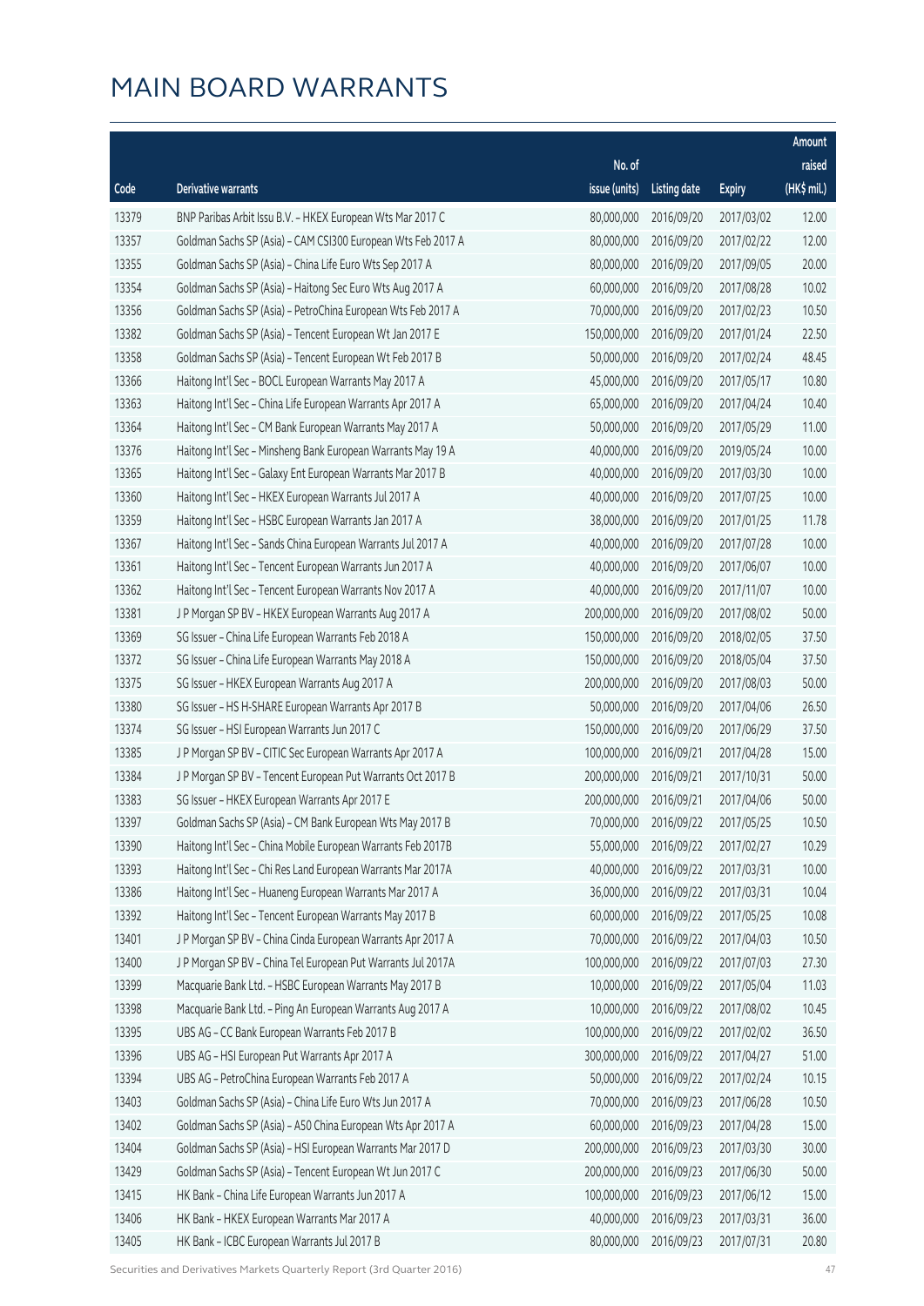# MAIN BOARD WARRANTS

| Code | Derivative warrants | No. of issue (units) | Listing date | Expiry | Amount raised (HK$ mil.) |
|---|---|---|---|---|---|
| 13379 | BNP Paribas Arbit Issu B.V. - HKEX European Wts Mar 2017 C | 80,000,000 | 2016/09/20 | 2017/03/02 | 12.00 |
| 13357 | Goldman Sachs SP (Asia) - CAM CSI300 European Wts Feb 2017 A | 80,000,000 | 2016/09/20 | 2017/02/22 | 12.00 |
| 13355 | Goldman Sachs SP (Asia) - China Life Euro Wts Sep 2017 A | 80,000,000 | 2016/09/20 | 2017/09/05 | 20.00 |
| 13354 | Goldman Sachs SP (Asia) - Haitong Sec Euro Wts Aug 2017 A | 60,000,000 | 2016/09/20 | 2017/08/28 | 10.02 |
| 13356 | Goldman Sachs SP (Asia) - PetroChina European Wts Feb 2017 A | 70,000,000 | 2016/09/20 | 2017/02/23 | 10.50 |
| 13382 | Goldman Sachs SP (Asia) - Tencent European Wt Jan 2017 E | 150,000,000 | 2016/09/20 | 2017/01/24 | 22.50 |
| 13358 | Goldman Sachs SP (Asia) - Tencent European Wt Feb 2017 B | 50,000,000 | 2016/09/20 | 2017/02/24 | 48.45 |
| 13366 | Haitong Int'l Sec - BOCL European Warrants May 2017 A | 45,000,000 | 2016/09/20 | 2017/05/17 | 10.80 |
| 13363 | Haitong Int'l Sec - China Life European Warrants Apr 2017 A | 65,000,000 | 2016/09/20 | 2017/04/24 | 10.40 |
| 13364 | Haitong Int'l Sec - CM Bank European Warrants May 2017 A | 50,000,000 | 2016/09/20 | 2017/05/29 | 11.00 |
| 13376 | Haitong Int'l Sec - Minsheng Bank European Warrants May 19 A | 40,000,000 | 2016/09/20 | 2019/05/24 | 10.00 |
| 13365 | Haitong Int'l Sec - Galaxy Ent European Warrants Mar 2017 B | 40,000,000 | 2016/09/20 | 2017/03/30 | 10.00 |
| 13360 | Haitong Int'l Sec - HKEX European Warrants Jul 2017 A | 40,000,000 | 2016/09/20 | 2017/07/25 | 10.00 |
| 13359 | Haitong Int'l Sec - HSBC European Warrants Jan 2017 A | 38,000,000 | 2016/09/20 | 2017/01/25 | 11.78 |
| 13367 | Haitong Int'l Sec - Sands China European Warrants Jul 2017 A | 40,000,000 | 2016/09/20 | 2017/07/28 | 10.00 |
| 13361 | Haitong Int'l Sec - Tencent European Warrants Jun 2017 A | 40,000,000 | 2016/09/20 | 2017/06/07 | 10.00 |
| 13362 | Haitong Int'l Sec - Tencent European Warrants Nov 2017 A | 40,000,000 | 2016/09/20 | 2017/11/07 | 10.00 |
| 13381 | J P Morgan SP BV - HKEX European Warrants Aug 2017 A | 200,000,000 | 2016/09/20 | 2017/08/02 | 50.00 |
| 13369 | SG Issuer - China Life European Warrants Feb 2018 A | 150,000,000 | 2016/09/20 | 2018/02/05 | 37.50 |
| 13372 | SG Issuer - China Life European Warrants May 2018 A | 150,000,000 | 2016/09/20 | 2018/05/04 | 37.50 |
| 13375 | SG Issuer - HKEX European Warrants Aug 2017 A | 200,000,000 | 2016/09/20 | 2017/08/03 | 50.00 |
| 13380 | SG Issuer - HS H-SHARE European Warrants Apr 2017 B | 50,000,000 | 2016/09/20 | 2017/04/06 | 26.50 |
| 13374 | SG Issuer - HSI European Warrants Jun 2017 C | 150,000,000 | 2016/09/20 | 2017/06/29 | 37.50 |
| 13385 | J P Morgan SP BV - CITIC Sec European Warrants Apr 2017 A | 100,000,000 | 2016/09/21 | 2017/04/28 | 15.00 |
| 13384 | J P Morgan SP BV - Tencent European Put Warrants Oct 2017 B | 200,000,000 | 2016/09/21 | 2017/10/31 | 50.00 |
| 13383 | SG Issuer - HKEX European Warrants Apr 2017 E | 200,000,000 | 2016/09/21 | 2017/04/06 | 50.00 |
| 13397 | Goldman Sachs SP (Asia) - CM Bank European Wts May 2017 B | 70,000,000 | 2016/09/22 | 2017/05/25 | 10.50 |
| 13390 | Haitong Int'l Sec - China Mobile European Warrants Feb 2017B | 55,000,000 | 2016/09/22 | 2017/02/27 | 10.29 |
| 13393 | Haitong Int'l Sec - Chi Res Land European Warrants Mar 2017A | 40,000,000 | 2016/09/22 | 2017/03/31 | 10.00 |
| 13386 | Haitong Int'l Sec - Huaneng European Warrants Mar 2017 A | 36,000,000 | 2016/09/22 | 2017/03/31 | 10.04 |
| 13392 | Haitong Int'l Sec - Tencent European Warrants May 2017 B | 60,000,000 | 2016/09/22 | 2017/05/25 | 10.08 |
| 13401 | J P Morgan SP BV - China Cinda European Warrants Apr 2017 A | 70,000,000 | 2016/09/22 | 2017/04/03 | 10.50 |
| 13400 | J P Morgan SP BV - China Tel European Put Warrants Jul 2017A | 100,000,000 | 2016/09/22 | 2017/07/03 | 27.30 |
| 13399 | Macquarie Bank Ltd. - HSBC European Warrants May 2017 B | 10,000,000 | 2016/09/22 | 2017/05/04 | 11.03 |
| 13398 | Macquarie Bank Ltd. - Ping An European Warrants Aug 2017 A | 10,000,000 | 2016/09/22 | 2017/08/02 | 10.45 |
| 13395 | UBS AG - CC Bank European Warrants Feb 2017 B | 100,000,000 | 2016/09/22 | 2017/02/02 | 36.50 |
| 13396 | UBS AG - HSI European Put Warrants Apr 2017 A | 300,000,000 | 2016/09/22 | 2017/04/27 | 51.00 |
| 13394 | UBS AG - PetroChina European Warrants Feb 2017 A | 50,000,000 | 2016/09/22 | 2017/02/24 | 10.15 |
| 13403 | Goldman Sachs SP (Asia) - China Life Euro Wts Jun 2017 A | 70,000,000 | 2016/09/23 | 2017/06/28 | 10.50 |
| 13402 | Goldman Sachs SP (Asia) - A50 China European Wts Apr 2017 A | 60,000,000 | 2016/09/23 | 2017/04/28 | 15.00 |
| 13404 | Goldman Sachs SP (Asia) - HSI European Warrants Mar 2017 D | 200,000,000 | 2016/09/23 | 2017/03/30 | 30.00 |
| 13429 | Goldman Sachs SP (Asia) - Tencent European Wt Jun 2017 C | 200,000,000 | 2016/09/23 | 2017/06/30 | 50.00 |
| 13415 | HK Bank - China Life European Warrants Jun 2017 A | 100,000,000 | 2016/09/23 | 2017/06/12 | 15.00 |
| 13406 | HK Bank - HKEX European Warrants Mar 2017 A | 40,000,000 | 2016/09/23 | 2017/03/31 | 36.00 |
| 13405 | HK Bank - ICBC European Warrants Jul 2017 B | 80,000,000 | 2016/09/23 | 2017/07/31 | 20.80 |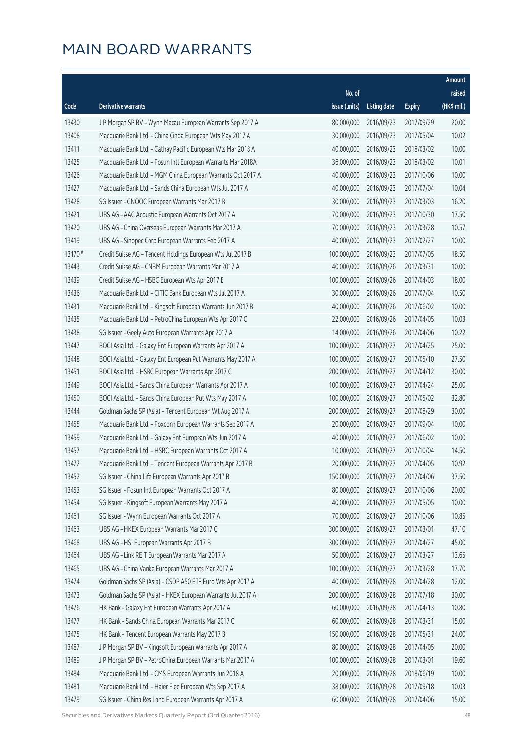# MAIN BOARD WARRANTS

| Code | Derivative warrants | No. of issue (units) | Listing date | Expiry | Amount raised (HK$ mil.) |
|---|---|---|---|---|---|
| 13430 | J P Morgan SP BV – Wynn Macau European Warrants Sep 2017 A | 80,000,000 | 2016/09/23 | 2017/09/29 | 20.00 |
| 13408 | Macquarie Bank Ltd. – China Cinda European Wts May 2017 A | 30,000,000 | 2016/09/23 | 2017/05/04 | 10.02 |
| 13411 | Macquarie Bank Ltd. – Cathay Pacific European Wts Mar 2018 A | 40,000,000 | 2016/09/23 | 2018/03/02 | 10.00 |
| 13425 | Macquarie Bank Ltd. – Fosun Intl European Warrants Mar 2018A | 36,000,000 | 2016/09/23 | 2018/03/02 | 10.01 |
| 13426 | Macquarie Bank Ltd. – MGM China European Warrants Oct 2017 A | 40,000,000 | 2016/09/23 | 2017/10/06 | 10.00 |
| 13427 | Macquarie Bank Ltd. – Sands China European Wts Jul 2017 A | 40,000,000 | 2016/09/23 | 2017/07/04 | 10.04 |
| 13428 | SG Issuer – CNOOC European Warrants Mar 2017 B | 30,000,000 | 2016/09/23 | 2017/03/03 | 16.20 |
| 13421 | UBS AG – AAC Acoustic European Warrants Oct 2017 A | 70,000,000 | 2016/09/23 | 2017/10/30 | 17.50 |
| 13420 | UBS AG – China Overseas European Warrants Mar 2017 A | 70,000,000 | 2016/09/23 | 2017/03/28 | 10.57 |
| 13419 | UBS AG – Sinopec Corp European Warrants Feb 2017 A | 40,000,000 | 2016/09/23 | 2017/02/27 | 10.00 |
| 13170 # | Credit Suisse AG – Tencent Holdings European Wts Jul 2017 B | 100,000,000 | 2016/09/23 | 2017/07/05 | 18.50 |
| 13443 | Credit Suisse AG – CNBM European Warrants Mar 2017 A | 40,000,000 | 2016/09/26 | 2017/03/31 | 10.00 |
| 13439 | Credit Suisse AG – HSBC European Wts Apr 2017 E | 100,000,000 | 2016/09/26 | 2017/04/03 | 18.00 |
| 13436 | Macquarie Bank Ltd. – CITIC Bank European Wts Jul 2017 A | 30,000,000 | 2016/09/26 | 2017/07/04 | 10.50 |
| 13431 | Macquarie Bank Ltd. – Kingsoft European Warrants Jun 2017 B | 40,000,000 | 2016/09/26 | 2017/06/02 | 10.00 |
| 13435 | Macquarie Bank Ltd. – PetroChina European Wts Apr 2017 C | 22,000,000 | 2016/09/26 | 2017/04/05 | 10.03 |
| 13438 | SG Issuer – Geely Auto European Warrants Apr 2017 A | 14,000,000 | 2016/09/26 | 2017/04/06 | 10.22 |
| 13447 | BOCI Asia Ltd. – Galaxy Ent European Warrants Apr 2017 A | 100,000,000 | 2016/09/27 | 2017/04/25 | 25.00 |
| 13448 | BOCI Asia Ltd. – Galaxy Ent European Put Warrants May 2017 A | 100,000,000 | 2016/09/27 | 2017/05/10 | 27.50 |
| 13451 | BOCI Asia Ltd. – HSBC European Warrants Apr 2017 C | 200,000,000 | 2016/09/27 | 2017/04/12 | 30.00 |
| 13449 | BOCI Asia Ltd. – Sands China European Warrants Apr 2017 A | 100,000,000 | 2016/09/27 | 2017/04/24 | 25.00 |
| 13450 | BOCI Asia Ltd. – Sands China European Put Wts May 2017 A | 100,000,000 | 2016/09/27 | 2017/05/02 | 32.80 |
| 13444 | Goldman Sachs SP (Asia) – Tencent European Wt Aug 2017 A | 200,000,000 | 2016/09/27 | 2017/08/29 | 30.00 |
| 13455 | Macquarie Bank Ltd. – Foxconn European Warrants Sep 2017 A | 20,000,000 | 2016/09/27 | 2017/09/04 | 10.00 |
| 13459 | Macquarie Bank Ltd. – Galaxy Ent European Wts Jun 2017 A | 40,000,000 | 2016/09/27 | 2017/06/02 | 10.00 |
| 13457 | Macquarie Bank Ltd. – HSBC European Warrants Oct 2017 A | 10,000,000 | 2016/09/27 | 2017/10/04 | 14.50 |
| 13472 | Macquarie Bank Ltd. – Tencent European Warrants Apr 2017 B | 20,000,000 | 2016/09/27 | 2017/04/05 | 10.92 |
| 13452 | SG Issuer – China Life European Warrants Apr 2017 B | 150,000,000 | 2016/09/27 | 2017/04/06 | 37.50 |
| 13453 | SG Issuer – Fosun Intl European Warrants Oct 2017 A | 80,000,000 | 2016/09/27 | 2017/10/06 | 20.00 |
| 13454 | SG Issuer – Kingsoft European Warrants May 2017 A | 40,000,000 | 2016/09/27 | 2017/05/05 | 10.00 |
| 13461 | SG Issuer – Wynn European Warrants Oct 2017 A | 70,000,000 | 2016/09/27 | 2017/10/06 | 10.85 |
| 13463 | UBS AG – HKEX European Warrants Mar 2017 C | 300,000,000 | 2016/09/27 | 2017/03/01 | 47.10 |
| 13468 | UBS AG – HSI European Warrants Apr 2017 B | 300,000,000 | 2016/09/27 | 2017/04/27 | 45.00 |
| 13464 | UBS AG – Link REIT European Warrants Mar 2017 A | 50,000,000 | 2016/09/27 | 2017/03/27 | 13.65 |
| 13465 | UBS AG – China Vanke European Warrants Mar 2017 A | 100,000,000 | 2016/09/27 | 2017/03/28 | 17.70 |
| 13474 | Goldman Sachs SP (Asia) – CSOP A50 ETF Euro Wts Apr 2017 A | 40,000,000 | 2016/09/28 | 2017/04/28 | 12.00 |
| 13473 | Goldman Sachs SP (Asia) – HKEX European Warrants Jul 2017 A | 200,000,000 | 2016/09/28 | 2017/07/18 | 30.00 |
| 13476 | HK Bank – Galaxy Ent European Warrants Apr 2017 A | 60,000,000 | 2016/09/28 | 2017/04/13 | 10.80 |
| 13477 | HK Bank – Sands China European Warrants Mar 2017 C | 60,000,000 | 2016/09/28 | 2017/03/31 | 15.00 |
| 13475 | HK Bank – Tencent European Warrants May 2017 B | 150,000,000 | 2016/09/28 | 2017/05/31 | 24.00 |
| 13487 | J P Morgan SP BV – Kingsoft European Warrants Apr 2017 A | 80,000,000 | 2016/09/28 | 2017/04/05 | 20.00 |
| 13489 | J P Morgan SP BV – PetroChina European Warrants Mar 2017 A | 100,000,000 | 2016/09/28 | 2017/03/01 | 19.60 |
| 13484 | Macquarie Bank Ltd. – CMS European Warrants Jun 2018 A | 20,000,000 | 2016/09/28 | 2018/06/19 | 10.00 |
| 13481 | Macquarie Bank Ltd. – Haier Elec European Wts Sep 2017 A | 38,000,000 | 2016/09/28 | 2017/09/18 | 10.03 |
| 13479 | SG Issuer – China Res Land European Warrants Apr 2017 A | 60,000,000 | 2016/09/28 | 2017/04/06 | 15.00 |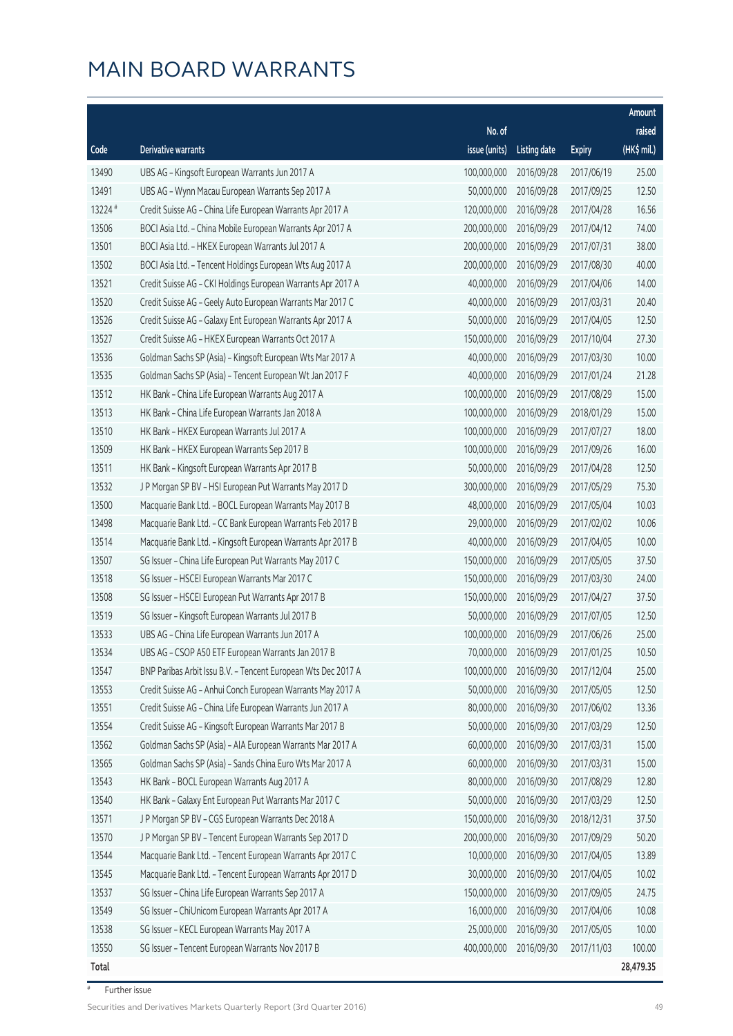# MAIN BOARD WARRANTS

| Code | Derivative warrants | No. of issue (units) | Listing date | Expiry | Amount raised (HK$ mil.) |
|---|---|---|---|---|---|
| 13490 | UBS AG – Kingsoft European Warrants Jun 2017 A | 100,000,000 | 2016/09/28 | 2017/06/19 | 25.00 |
| 13491 | UBS AG – Wynn Macau European Warrants Sep 2017 A | 50,000,000 | 2016/09/28 | 2017/09/25 | 12.50 |
| 13224 # | Credit Suisse AG – China Life European Warrants Apr 2017 A | 120,000,000 | 2016/09/28 | 2017/04/28 | 16.56 |
| 13506 | BOCI Asia Ltd. – China Mobile European Warrants Apr 2017 A | 200,000,000 | 2016/09/29 | 2017/04/12 | 74.00 |
| 13501 | BOCI Asia Ltd. – HKEX European Warrants Jul 2017 A | 200,000,000 | 2016/09/29 | 2017/07/31 | 38.00 |
| 13502 | BOCI Asia Ltd. – Tencent Holdings European Wts Aug 2017 A | 200,000,000 | 2016/09/29 | 2017/08/30 | 40.00 |
| 13521 | Credit Suisse AG – CKI Holdings European Warrants Apr 2017 A | 40,000,000 | 2016/09/29 | 2017/04/06 | 14.00 |
| 13520 | Credit Suisse AG – Geely Auto European Warrants Mar 2017 C | 40,000,000 | 2016/09/29 | 2017/03/31 | 20.40 |
| 13526 | Credit Suisse AG – Galaxy Ent European Warrants Apr 2017 A | 50,000,000 | 2016/09/29 | 2017/04/05 | 12.50 |
| 13527 | Credit Suisse AG – HKEX European Warrants Oct 2017 A | 150,000,000 | 2016/09/29 | 2017/10/04 | 27.30 |
| 13536 | Goldman Sachs SP (Asia) – Kingsoft European Wts Mar 2017 A | 40,000,000 | 2016/09/29 | 2017/03/30 | 10.00 |
| 13535 | Goldman Sachs SP (Asia) – Tencent European Wt Jan 2017 F | 40,000,000 | 2016/09/29 | 2017/01/24 | 21.28 |
| 13512 | HK Bank – China Life European Warrants Aug 2017 A | 100,000,000 | 2016/09/29 | 2017/08/29 | 15.00 |
| 13513 | HK Bank – China Life European Warrants Jan 2018 A | 100,000,000 | 2016/09/29 | 2018/01/29 | 15.00 |
| 13510 | HK Bank – HKEX European Warrants Jul 2017 A | 100,000,000 | 2016/09/29 | 2017/07/27 | 18.00 |
| 13509 | HK Bank – HKEX European Warrants Sep 2017 B | 100,000,000 | 2016/09/29 | 2017/09/26 | 16.00 |
| 13511 | HK Bank – Kingsoft European Warrants Apr 2017 B | 50,000,000 | 2016/09/29 | 2017/04/28 | 12.50 |
| 13532 | J P Morgan SP BV – HSI European Put Warrants May 2017 D | 300,000,000 | 2016/09/29 | 2017/05/29 | 75.30 |
| 13500 | Macquarie Bank Ltd. – BOCL European Warrants May 2017 B | 48,000,000 | 2016/09/29 | 2017/05/04 | 10.03 |
| 13498 | Macquarie Bank Ltd. – CC Bank European Warrants Feb 2017 B | 29,000,000 | 2016/09/29 | 2017/02/02 | 10.06 |
| 13514 | Macquarie Bank Ltd. – Kingsoft European Warrants Apr 2017 B | 40,000,000 | 2016/09/29 | 2017/04/05 | 10.00 |
| 13507 | SG Issuer – China Life European Put Warrants May 2017 C | 150,000,000 | 2016/09/29 | 2017/05/05 | 37.50 |
| 13518 | SG Issuer – HSCEI European Warrants Mar 2017 C | 150,000,000 | 2016/09/29 | 2017/03/30 | 24.00 |
| 13508 | SG Issuer – HSCEI European Put Warrants Apr 2017 B | 150,000,000 | 2016/09/29 | 2017/04/27 | 37.50 |
| 13519 | SG Issuer – Kingsoft European Warrants Jul 2017 B | 50,000,000 | 2016/09/29 | 2017/07/05 | 12.50 |
| 13533 | UBS AG – China Life European Warrants Jun 2017 A | 100,000,000 | 2016/09/29 | 2017/06/26 | 25.00 |
| 13534 | UBS AG – CSOP A50 ETF European Warrants Jan 2017 B | 70,000,000 | 2016/09/29 | 2017/01/25 | 10.50 |
| 13547 | BNP Paribas Arbit Issu B.V. – Tencent European Wts Dec 2017 A | 100,000,000 | 2016/09/30 | 2017/12/04 | 25.00 |
| 13553 | Credit Suisse AG – Anhui Conch European Warrants May 2017 A | 50,000,000 | 2016/09/30 | 2017/05/05 | 12.50 |
| 13551 | Credit Suisse AG – China Life European Warrants Jun 2017 A | 80,000,000 | 2016/09/30 | 2017/06/02 | 13.36 |
| 13554 | Credit Suisse AG – Kingsoft European Warrants Mar 2017 B | 50,000,000 | 2016/09/30 | 2017/03/29 | 12.50 |
| 13562 | Goldman Sachs SP (Asia) – AIA European Warrants Mar 2017 A | 60,000,000 | 2016/09/30 | 2017/03/31 | 15.00 |
| 13565 | Goldman Sachs SP (Asia) – Sands China Euro Wts Mar 2017 A | 60,000,000 | 2016/09/30 | 2017/03/31 | 15.00 |
| 13543 | HK Bank – BOCL European Warrants Aug 2017 A | 80,000,000 | 2016/09/30 | 2017/08/29 | 12.80 |
| 13540 | HK Bank – Galaxy Ent European Put Warrants Mar 2017 C | 50,000,000 | 2016/09/30 | 2017/03/29 | 12.50 |
| 13571 | J P Morgan SP BV – CGS European Warrants Dec 2018 A | 150,000,000 | 2016/09/30 | 2018/12/31 | 37.50 |
| 13570 | J P Morgan SP BV – Tencent European Warrants Sep 2017 D | 200,000,000 | 2016/09/30 | 2017/09/29 | 50.20 |
| 13544 | Macquarie Bank Ltd. – Tencent European Warrants Apr 2017 C | 10,000,000 | 2016/09/30 | 2017/04/05 | 13.89 |
| 13545 | Macquarie Bank Ltd. – Tencent European Warrants Apr 2017 D | 30,000,000 | 2016/09/30 | 2017/04/05 | 10.02 |
| 13537 | SG Issuer – China Life European Warrants Sep 2017 A | 150,000,000 | 2016/09/30 | 2017/09/05 | 24.75 |
| 13549 | SG Issuer – ChiUnicom European Warrants Apr 2017 A | 16,000,000 | 2016/09/30 | 2017/04/06 | 10.08 |
| 13538 | SG Issuer – KECL European Warrants May 2017 A | 25,000,000 | 2016/09/30 | 2017/05/05 | 10.00 |
| 13550 | SG Issuer – Tencent European Warrants Nov 2017 B | 400,000,000 | 2016/09/30 | 2017/11/03 | 100.00 |
| **Total** | | | | | **28,479.35** |

# Further issue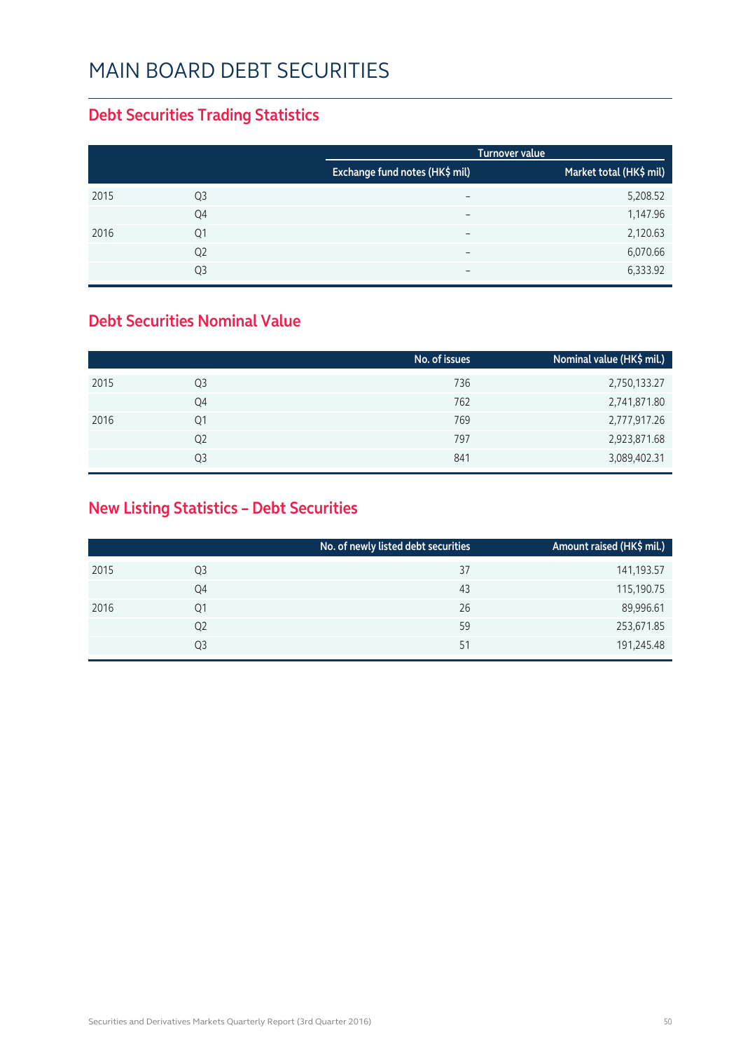# MAIN BOARD DEBT SECURITIES

## Debt Securities Trading Statistics

| | | Turnover value | |
|---|---|---|---|
| | | Exchange fund notes (HK$ mil) | Market total (HK$ mil) |
| 2015 | Q3 | – | 5,208.52 |
| | Q4 | – | 1,147.96 |
| 2016 | Q1 | – | 2,120.63 |
| | Q2 | – | 6,070.66 |
| | Q3 | – | 6,333.92 |

## Debt Securities Nominal Value

| | | No. of issues | Nominal value (HK$ mil.) |
|---|---|---|---|
| 2015 | Q3 | 736 | 2,750,133.27 |
| | Q4 | 762 | 2,741,871.80 |
| 2016 | Q1 | 769 | 2,777,917.26 |
| | Q2 | 797 | 2,923,871.68 |
| | Q3 | 841 | 3,089,402.31 |

## New Listing Statistics – Debt Securities

| | | No. of newly listed debt securities | Amount raised (HK$ mil.) |
|---|---|---|---|
| 2015 | Q3 | 37 | 141,193.57 |
| | Q4 | 43 | 115,190.75 |
| 2016 | Q1 | 26 | 89,996.61 |
| | Q2 | 59 | 253,671.85 |
| | Q3 | 51 | 191,245.48 |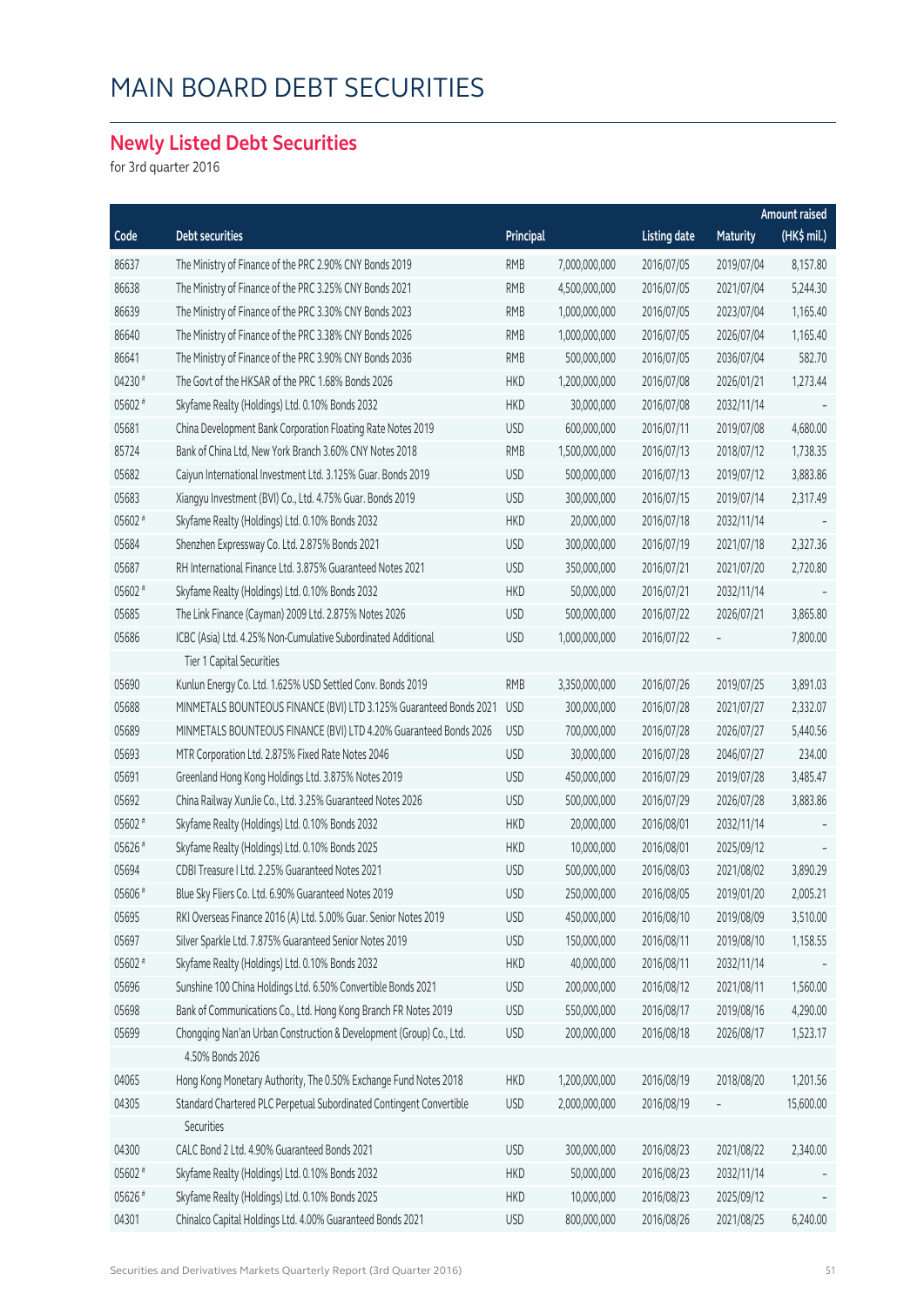# MAIN BOARD DEBT SECURITIES

## Newly Listed Debt Securities

for 3rd quarter 2016

| Code | Debt securities | Principal | | Listing date | Maturity | Amount raised (HK$ mil.) |
|---|---|---|---|---|---|---|
| 86637 | The Ministry of Finance of the PRC 2.90% CNY Bonds 2019 | RMB | 7,000,000,000 | 2016/07/05 | 2019/07/04 | 8,157.80 |
| 86638 | The Ministry of Finance of the PRC 3.25% CNY Bonds 2021 | RMB | 4,500,000,000 | 2016/07/05 | 2021/07/04 | 5,244.30 |
| 86639 | The Ministry of Finance of the PRC 3.30% CNY Bonds 2023 | RMB | 1,000,000,000 | 2016/07/05 | 2023/07/04 | 1,165.40 |
| 86640 | The Ministry of Finance of the PRC 3.38% CNY Bonds 2026 | RMB | 1,000,000,000 | 2016/07/05 | 2026/07/04 | 1,165.40 |
| 86641 | The Ministry of Finance of the PRC 3.90% CNY Bonds 2036 | RMB | 500,000,000 | 2016/07/05 | 2036/07/04 | 582.70 |
| 04230 # | The Govt of the HKSAR of the PRC 1.68% Bonds 2026 | HKD | 1,200,000,000 | 2016/07/08 | 2026/01/21 | 1,273.44 |
| 05602 # | Skyfame Realty (Holdings) Ltd. 0.10% Bonds 2032 | HKD | 30,000,000 | 2016/07/08 | 2032/11/14 | - |
| 05681 | China Development Bank Corporation Floating Rate Notes 2019 | USD | 600,000,000 | 2016/07/11 | 2019/07/08 | 4,680.00 |
| 85724 | Bank of China Ltd, New York Branch 3.60% CNY Notes 2018 | RMB | 1,500,000,000 | 2016/07/13 | 2018/07/12 | 1,738.35 |
| 05682 | Caiyun International Investment Ltd. 3.125% Guar. Bonds 2019 | USD | 500,000,000 | 2016/07/13 | 2019/07/12 | 3,883.86 |
| 05683 | Xiangyu Investment (BVI) Co., Ltd. 4.75% Guar. Bonds 2019 | USD | 300,000,000 | 2016/07/15 | 2019/07/14 | 2,317.49 |
| 05602 # | Skyfame Realty (Holdings) Ltd. 0.10% Bonds 2032 | HKD | 20,000,000 | 2016/07/18 | 2032/11/14 | - |
| 05684 | Shenzhen Expressway Co. Ltd. 2.875% Bonds 2021 | USD | 300,000,000 | 2016/07/19 | 2021/07/18 | 2,327.36 |
| 05687 | RH International Finance Ltd. 3.875% Guaranteed Notes 2021 | USD | 350,000,000 | 2016/07/21 | 2021/07/20 | 2,720.80 |
| 05602 # | Skyfame Realty (Holdings) Ltd. 0.10% Bonds 2032 | HKD | 50,000,000 | 2016/07/21 | 2032/11/14 | - |
| 05685 | The Link Finance (Cayman) 2009 Ltd. 2.875% Notes 2026 | USD | 500,000,000 | 2016/07/22 | 2026/07/21 | 3,865.80 |
| 05686 | ICBC (Asia) Ltd. 4.25% Non-Cumulative Subordinated Additional Tier 1 Capital Securities | USD | 1,000,000,000 | 2016/07/22 | - | 7,800.00 |
| 05690 | Kunlun Energy Co. Ltd. 1.625% USD Settled Conv. Bonds 2019 | RMB | 3,350,000,000 | 2016/07/26 | 2019/07/25 | 3,891.03 |
| 05688 | MINMETALS BOUNTEOUS FINANCE (BVI) LTD 3.125% Guaranteed Bonds 2021 | USD | 300,000,000 | 2016/07/28 | 2021/07/27 | 2,332.07 |
| 05689 | MINMETALS BOUNTEOUS FINANCE (BVI) LTD 4.20% Guaranteed Bonds 2026 | USD | 700,000,000 | 2016/07/28 | 2026/07/27 | 5,440.56 |
| 05693 | MTR Corporation Ltd. 2.875% Fixed Rate Notes 2046 | USD | 30,000,000 | 2016/07/28 | 2046/07/27 | 234.00 |
| 05691 | Greenland Hong Kong Holdings Ltd. 3.875% Notes 2019 | USD | 450,000,000 | 2016/07/29 | 2019/07/28 | 3,485.47 |
| 05692 | China Railway XunJie Co., Ltd. 3.25% Guaranteed Notes 2026 | USD | 500,000,000 | 2016/07/29 | 2026/07/28 | 3,883.86 |
| 05602 # | Skyfame Realty (Holdings) Ltd. 0.10% Bonds 2032 | HKD | 20,000,000 | 2016/08/01 | 2032/11/14 | - |
| 05626 # | Skyfame Realty (Holdings) Ltd. 0.10% Bonds 2025 | HKD | 10,000,000 | 2016/08/01 | 2025/09/12 | - |
| 05694 | CDBI Treasure I Ltd. 2.25% Guaranteed Notes 2021 | USD | 500,000,000 | 2016/08/03 | 2021/08/02 | 3,890.29 |
| 05606 # | Blue Sky Fliers Co. Ltd. 6.90% Guaranteed Notes 2019 | USD | 250,000,000 | 2016/08/05 | 2019/01/20 | 2,005.21 |
| 05695 | RKI Overseas Finance 2016 (A) Ltd. 5.00% Guar. Senior Notes 2019 | USD | 450,000,000 | 2016/08/10 | 2019/08/09 | 3,510.00 |
| 05697 | Silver Sparkle Ltd. 7.875% Guaranteed Senior Notes 2019 | USD | 150,000,000 | 2016/08/11 | 2019/08/10 | 1,158.55 |
| 05602 # | Skyfame Realty (Holdings) Ltd. 0.10% Bonds 2032 | HKD | 40,000,000 | 2016/08/11 | 2032/11/14 | - |
| 05696 | Sunshine 100 China Holdings Ltd. 6.50% Convertible Bonds 2021 | USD | 200,000,000 | 2016/08/12 | 2021/08/11 | 1,560.00 |
| 05698 | Bank of Communications Co., Ltd. Hong Kong Branch FR Notes 2019 | USD | 550,000,000 | 2016/08/17 | 2019/08/16 | 4,290.00 |
| 05699 | Chongqing Nan'an Urban Construction & Development (Group) Co., Ltd. 4.50% Bonds 2026 | USD | 200,000,000 | 2016/08/18 | 2026/08/17 | 1,523.17 |
| 04065 | Hong Kong Monetary Authority, The 0.50% Exchange Fund Notes 2018 | HKD | 1,200,000,000 | 2016/08/19 | 2018/08/20 | 1,201.56 |
| 04305 | Standard Chartered PLC Perpetual Subordinated Contingent Convertible Securities | USD | 2,000,000,000 | 2016/08/19 | - | 15,600.00 |
| 04300 | CALC Bond 2 Ltd. 4.90% Guaranteed Bonds 2021 | USD | 300,000,000 | 2016/08/23 | 2021/08/22 | 2,340.00 |
| 05602 # | Skyfame Realty (Holdings) Ltd. 0.10% Bonds 2032 | HKD | 50,000,000 | 2016/08/23 | 2032/11/14 | - |
| 05626 # | Skyfame Realty (Holdings) Ltd. 0.10% Bonds 2025 | HKD | 10,000,000 | 2016/08/23 | 2025/09/12 | - |
| 04301 | Chinalco Capital Holdings Ltd. 4.00% Guaranteed Bonds 2021 | USD | 800,000,000 | 2016/08/26 | 2021/08/25 | 6,240.00 |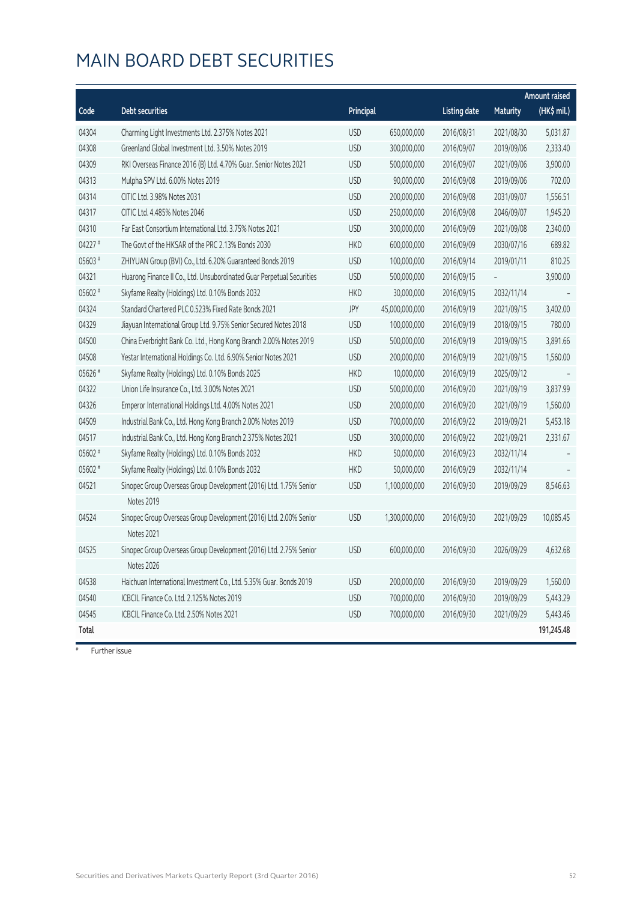# MAIN BOARD DEBT SECURITIES

| Code | Debt securities | Principal | | Listing date | Maturity | Amount raised (HK$ mil.) |
|---|---|---|---|---|---|---|
| 04304 | Charming Light Investments Ltd. 2.375% Notes 2021 | USD | 650,000,000 | 2016/08/31 | 2021/08/30 | 5,031.87 |
| 04308 | Greenland Global Investment Ltd. 3.50% Notes 2019 | USD | 300,000,000 | 2016/09/07 | 2019/09/06 | 2,333.40 |
| 04309 | RKI Overseas Finance 2016 (B) Ltd. 4.70% Guar. Senior Notes 2021 | USD | 500,000,000 | 2016/09/07 | 2021/09/06 | 3,900.00 |
| 04313 | Mulpha SPV Ltd. 6.00% Notes 2019 | USD | 90,000,000 | 2016/09/08 | 2019/09/06 | 702.00 |
| 04314 | CITIC Ltd. 3.98% Notes 2031 | USD | 200,000,000 | 2016/09/08 | 2031/09/07 | 1,556.51 |
| 04317 | CITIC Ltd. 4.485% Notes 2046 | USD | 250,000,000 | 2016/09/08 | 2046/09/07 | 1,945.20 |
| 04310 | Far East Consortium International Ltd. 3.75% Notes 2021 | USD | 300,000,000 | 2016/09/09 | 2021/09/08 | 2,340.00 |
| 04227 # | The Govt of the HKSAR of the PRC 2.13% Bonds 2030 | HKD | 600,000,000 | 2016/09/09 | 2030/07/16 | 689.82 |
| 05603 # | ZHIYUAN Group (BVI) Co., Ltd. 6.20% Guaranteed Bonds 2019 | USD | 100,000,000 | 2016/09/14 | 2019/01/11 | 810.25 |
| 04321 | Huarong Finance II Co., Ltd. Unsubordinated Guar Perpetual Securities | USD | 500,000,000 | 2016/09/15 | - | 3,900.00 |
| 05602 # | Skyfame Realty (Holdings) Ltd. 0.10% Bonds 2032 | HKD | 30,000,000 | 2016/09/15 | 2032/11/14 | - |
| 04324 | Standard Chartered PLC 0.523% Fixed Rate Bonds 2021 | JPY | 45,000,000,000 | 2016/09/19 | 2021/09/15 | 3,402.00 |
| 04329 | Jiayuan International Group Ltd. 9.75% Senior Secured Notes 2018 | USD | 100,000,000 | 2016/09/19 | 2018/09/15 | 780.00 |
| 04500 | China Everbright Bank Co. Ltd., Hong Kong Branch 2.00% Notes 2019 | USD | 500,000,000 | 2016/09/19 | 2019/09/15 | 3,891.66 |
| 04508 | Yestar International Holdings Co. Ltd. 6.90% Senior Notes 2021 | USD | 200,000,000 | 2016/09/19 | 2021/09/15 | 1,560.00 |
| 05626 # | Skyfame Realty (Holdings) Ltd. 0.10% Bonds 2025 | HKD | 10,000,000 | 2016/09/19 | 2025/09/12 | - |
| 04322 | Union Life Insurance Co., Ltd. 3.00% Notes 2021 | USD | 500,000,000 | 2016/09/20 | 2021/09/19 | 3,837.99 |
| 04326 | Emperor International Holdings Ltd. 4.00% Notes 2021 | USD | 200,000,000 | 2016/09/20 | 2021/09/19 | 1,560.00 |
| 04509 | Industrial Bank Co., Ltd. Hong Kong Branch 2.00% Notes 2019 | USD | 700,000,000 | 2016/09/22 | 2019/09/21 | 5,453.18 |
| 04517 | Industrial Bank Co., Ltd. Hong Kong Branch 2.375% Notes 2021 | USD | 300,000,000 | 2016/09/22 | 2021/09/21 | 2,331.67 |
| 05602 # | Skyfame Realty (Holdings) Ltd. 0.10% Bonds 2032 | HKD | 50,000,000 | 2016/09/23 | 2032/11/14 | - |
| 05602 # | Skyfame Realty (Holdings) Ltd. 0.10% Bonds 2032 | HKD | 50,000,000 | 2016/09/29 | 2032/11/14 | - |
| 04521 | Sinopec Group Overseas Group Development (2016) Ltd. 1.75% Senior Notes 2019 | USD | 1,100,000,000 | 2016/09/30 | 2019/09/29 | 8,546.63 |
| 04524 | Sinopec Group Overseas Group Development (2016) Ltd. 2.00% Senior Notes 2021 | USD | 1,300,000,000 | 2016/09/30 | 2021/09/29 | 10,085.45 |
| 04525 | Sinopec Group Overseas Group Development (2016) Ltd. 2.75% Senior Notes 2026 | USD | 600,000,000 | 2016/09/30 | 2026/09/29 | 4,632.68 |
| 04538 | Haichuan International Investment Co., Ltd. 5.35% Guar. Bonds 2019 | USD | 200,000,000 | 2016/09/30 | 2019/09/29 | 1,560.00 |
| 04540 | ICBCIL Finance Co. Ltd. 2.125% Notes 2019 | USD | 700,000,000 | 2016/09/30 | 2019/09/29 | 5,443.29 |
| 04545 | ICBCIL Finance Co. Ltd. 2.50% Notes 2021 | USD | 700,000,000 | 2016/09/30 | 2021/09/29 | 5,443.46 |
| **Total** | | | | | | **191,245.48** |

# Further issue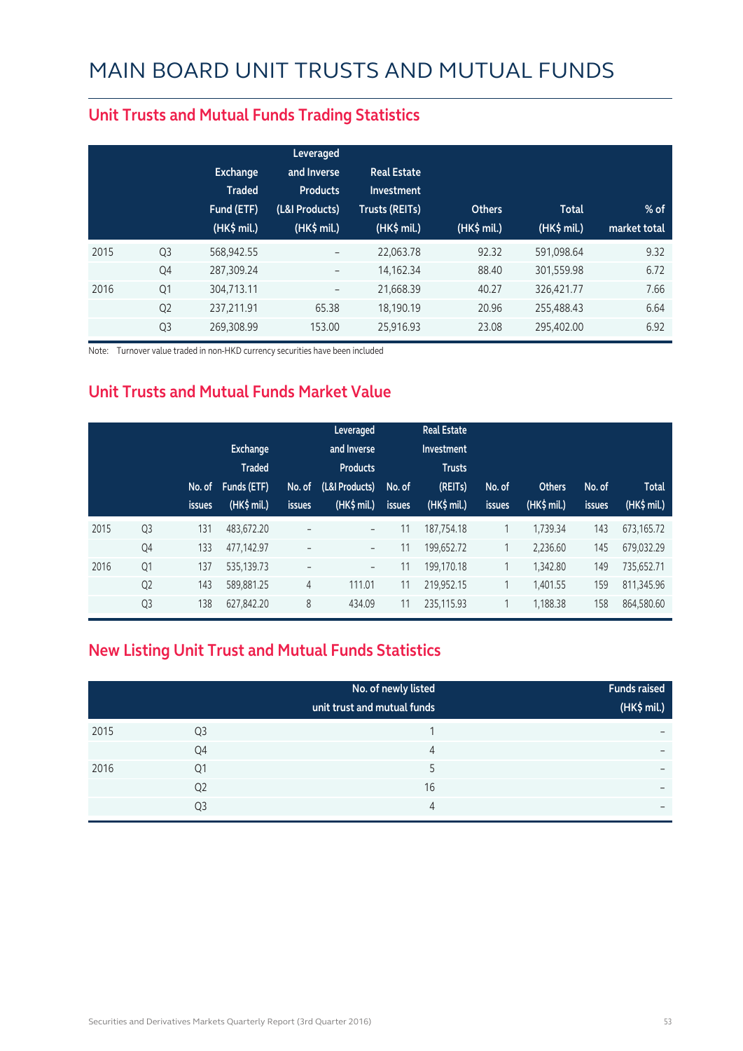# MAIN BOARD UNIT TRUSTS AND MUTUAL FUNDS

## Unit Trusts and Mutual Funds Trading Statistics

| | | Exchange Traded Fund (ETF) (HK$ mil.) | Leveraged and Inverse Products (L&I Products) (HK$ mil.) | Real Estate Investment Trusts (REITs) (HK$ mil.) | Others (HK$ mil.) | Total (HK$ mil.) | % of market total |
|---|---|---|---|---|---|---|---|
| 2015 | Q3 | 568,942.55 | – | 22,063.78 | 92.32 | 591,098.64 | 9.32 |
| | Q4 | 287,309.24 | – | 14,162.34 | 88.40 | 301,559.98 | 6.72 |
| 2016 | Q1 | 304,713.11 | – | 21,668.39 | 40.27 | 326,421.77 | 7.66 |
| | Q2 | 237,211.91 | 65.38 | 18,190.19 | 20.96 | 255,488.43 | 6.64 |
| | Q3 | 269,308.99 | 153.00 | 25,916.93 | 23.08 | 295,402.00 | 6.92 |

Note: Turnover value traded in non-HKD currency securities have been included

## Unit Trusts and Mutual Funds Market Value

| | | No. of issues | Exchange Traded Funds (ETF) (HK$ mil.) | No. of issues | Leveraged and Inverse Products (L&I Products) (HK$ mil.) | No. of issues | Real Estate Investment Trusts (REITs) (HK$ mil.) | No. of issues | Others (HK$ mil.) | No. of issues | Total (HK$ mil.) |
|---|---|---|---|---|---|---|---|---|---|---|---|
| 2015 | Q3 | 131 | 483,672.20 | – | – | 11 | 187,754.18 | 1 | 1,739.34 | 143 | 673,165.72 |
| | Q4 | 133 | 477,142.97 | – | – | 11 | 199,652.72 | 1 | 2,236.60 | 145 | 679,032.29 |
| 2016 | Q1 | 137 | 535,139.73 | – | – | 11 | 199,170.18 | 1 | 1,342.80 | 149 | 735,652.71 |
| | Q2 | 143 | 589,881.25 | 4 | 111.01 | 11 | 219,952.15 | 1 | 1,401.55 | 159 | 811,345.96 |
| | Q3 | 138 | 627,842.20 | 8 | 434.09 | 11 | 235,115.93 | 1 | 1,188.38 | 158 | 864,580.60 |

## New Listing Unit Trust and Mutual Funds Statistics

| | | No. of newly listed unit trust and mutual funds | Funds raised (HK$ mil.) |
|---|---|---|---|
| 2015 | Q3 | 1 | – |
| | Q4 | 4 | – |
| 2016 | Q1 | 5 | – |
| | Q2 | 16 | – |
| | Q3 | 4 | – |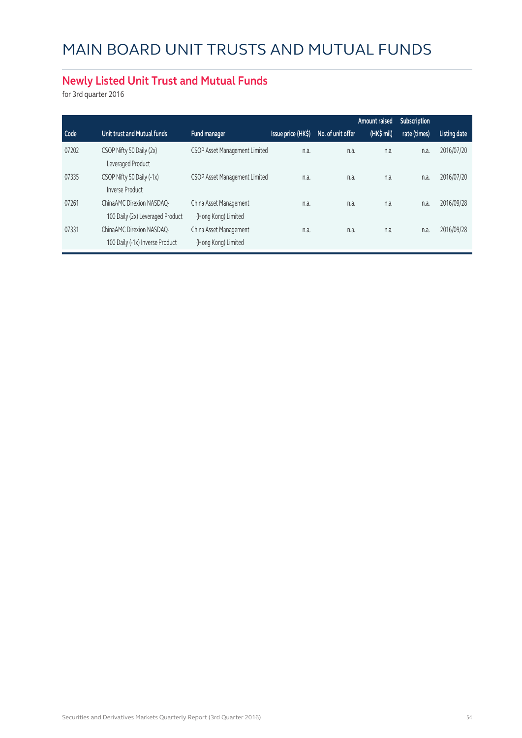# MAIN BOARD UNIT TRUSTS AND MUTUAL FUNDS

## Newly Listed Unit Trust and Mutual Funds

for 3rd quarter 2016

| Code | Unit trust and Mutual funds | Fund manager | Issue price (HK$) | No. of unit offer | Amount raised (HK$ mil) | Subscription rate (times) | Listing date |
|---|---|---|---|---|---|---|---|
| 07202 | CSOP Nifty 50 Daily (2x) Leveraged Product | CSOP Asset Management Limited | n.a. | n.a. | n.a. | n.a. | 2016/07/20 |
| 07335 | CSOP Nifty 50 Daily (-1x) Inverse Product | CSOP Asset Management Limited | n.a. | n.a. | n.a. | n.a. | 2016/07/20 |
| 07261 | ChinaAMC Direxion NASDAQ-100 Daily (2x) Leveraged Product | China Asset Management (Hong Kong) Limited | n.a. | n.a. | n.a. | n.a. | 2016/09/28 |
| 07331 | ChinaAMC Direxion NASDAQ-100 Daily (-1x) Inverse Product | China Asset Management (Hong Kong) Limited | n.a. | n.a. | n.a. | n.a. | 2016/09/28 |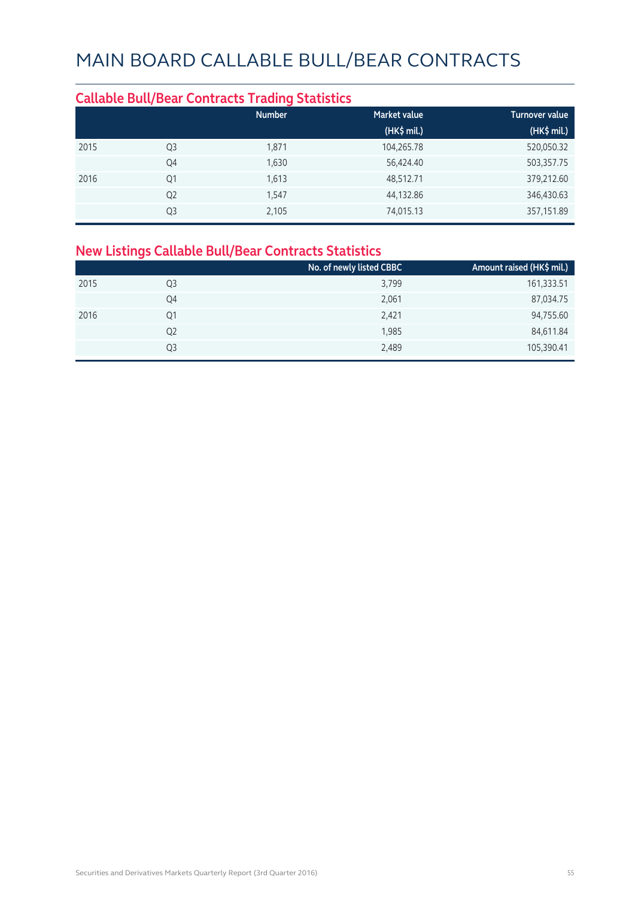# MAIN BOARD CALLABLE BULL/BEAR CONTRACTS

## Callable Bull/Bear Contracts Trading Statistics

| | | Number | Market value (HK$ mil.) | Turnover value (HK$ mil.) |
|---|---|---|---|---|
| 2015 | Q3 | 1,871 | 104,265.78 | 520,050.32 |
| | Q4 | 1,630 | 56,424.40 | 503,357.75 |
| 2016 | Q1 | 1,613 | 48,512.71 | 379,212.60 |
| | Q2 | 1,547 | 44,132.86 | 346,430.63 |
| | Q3 | 2,105 | 74,015.13 | 357,151.89 |

## New Listings Callable Bull/Bear Contracts Statistics

| | | No. of newly listed CBBC | Amount raised (HK$ mil.) |
|---|---|---|---|
| 2015 | Q3 | 3,799 | 161,333.51 |
| | Q4 | 2,061 | 87,034.75 |
| 2016 | Q1 | 2,421 | 94,755.60 |
| | Q2 | 1,985 | 84,611.84 |
| | Q3 | 2,489 | 105,390.41 |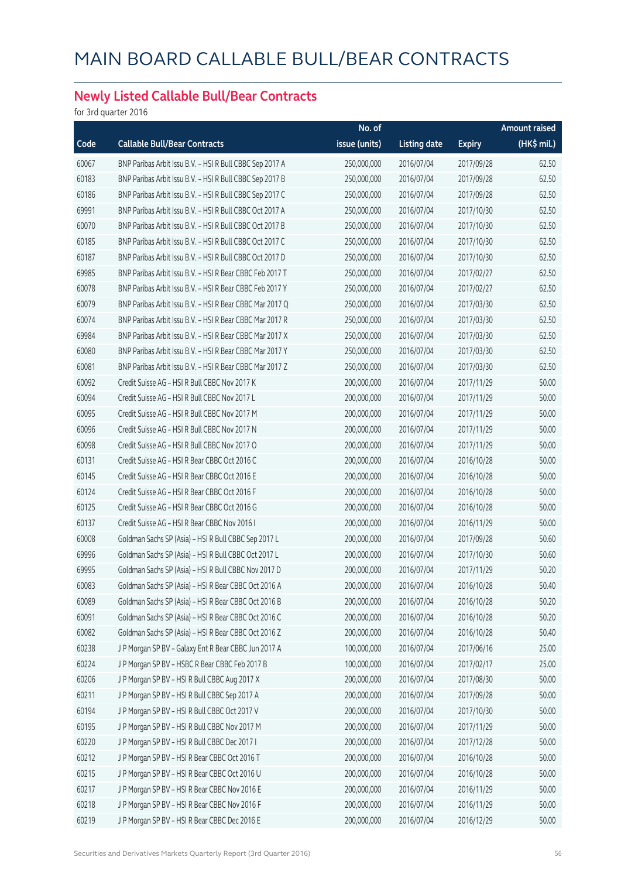# MAIN BOARD CALLABLE BULL/BEAR CONTRACTS

## Newly Listed Callable Bull/Bear Contracts

for 3rd quarter 2016

| Code | Callable Bull/Bear Contracts | No. of issue (units) | Listing date | Expiry | Amount raised (HK$ mil.) |
|---|---|---|---|---|---|
| 60067 | BNP Paribas Arbit Issu B.V. – HSI R Bull CBBC Sep 2017 A | 250,000,000 | 2016/07/04 | 2017/09/28 | 62.50 |
| 60183 | BNP Paribas Arbit Issu B.V. – HSI R Bull CBBC Sep 2017 B | 250,000,000 | 2016/07/04 | 2017/09/28 | 62.50 |
| 60186 | BNP Paribas Arbit Issu B.V. – HSI R Bull CBBC Sep 2017 C | 250,000,000 | 2016/07/04 | 2017/09/28 | 62.50 |
| 69991 | BNP Paribas Arbit Issu B.V. – HSI R Bull CBBC Oct 2017 A | 250,000,000 | 2016/07/04 | 2017/10/30 | 62.50 |
| 60070 | BNP Paribas Arbit Issu B.V. – HSI R Bull CBBC Oct 2017 B | 250,000,000 | 2016/07/04 | 2017/10/30 | 62.50 |
| 60185 | BNP Paribas Arbit Issu B.V. – HSI R Bull CBBC Oct 2017 C | 250,000,000 | 2016/07/04 | 2017/10/30 | 62.50 |
| 60187 | BNP Paribas Arbit Issu B.V. – HSI R Bull CBBC Oct 2017 D | 250,000,000 | 2016/07/04 | 2017/10/30 | 62.50 |
| 69985 | BNP Paribas Arbit Issu B.V. – HSI R Bear CBBC Feb 2017 T | 250,000,000 | 2016/07/04 | 2017/02/27 | 62.50 |
| 60078 | BNP Paribas Arbit Issu B.V. – HSI R Bear CBBC Feb 2017 Y | 250,000,000 | 2016/07/04 | 2017/02/27 | 62.50 |
| 60079 | BNP Paribas Arbit Issu B.V. – HSI R Bear CBBC Mar 2017 Q | 250,000,000 | 2016/07/04 | 2017/03/30 | 62.50 |
| 60074 | BNP Paribas Arbit Issu B.V. – HSI R Bear CBBC Mar 2017 R | 250,000,000 | 2016/07/04 | 2017/03/30 | 62.50 |
| 69984 | BNP Paribas Arbit Issu B.V. – HSI R Bear CBBC Mar 2017 X | 250,000,000 | 2016/07/04 | 2017/03/30 | 62.50 |
| 60080 | BNP Paribas Arbit Issu B.V. – HSI R Bear CBBC Mar 2017 Y | 250,000,000 | 2016/07/04 | 2017/03/30 | 62.50 |
| 60081 | BNP Paribas Arbit Issu B.V. – HSI R Bear CBBC Mar 2017 Z | 250,000,000 | 2016/07/04 | 2017/03/30 | 62.50 |
| 60092 | Credit Suisse AG – HSI R Bull CBBC Nov 2017 K | 200,000,000 | 2016/07/04 | 2017/11/29 | 50.00 |
| 60094 | Credit Suisse AG – HSI R Bull CBBC Nov 2017 L | 200,000,000 | 2016/07/04 | 2017/11/29 | 50.00 |
| 60095 | Credit Suisse AG – HSI R Bull CBBC Nov 2017 M | 200,000,000 | 2016/07/04 | 2017/11/29 | 50.00 |
| 60096 | Credit Suisse AG – HSI R Bull CBBC Nov 2017 N | 200,000,000 | 2016/07/04 | 2017/11/29 | 50.00 |
| 60098 | Credit Suisse AG – HSI R Bull CBBC Nov 2017 O | 200,000,000 | 2016/07/04 | 2017/11/29 | 50.00 |
| 60131 | Credit Suisse AG – HSI R Bear CBBC Oct 2016 C | 200,000,000 | 2016/07/04 | 2016/10/28 | 50.00 |
| 60145 | Credit Suisse AG – HSI R Bear CBBC Oct 2016 E | 200,000,000 | 2016/07/04 | 2016/10/28 | 50.00 |
| 60124 | Credit Suisse AG – HSI R Bear CBBC Oct 2016 F | 200,000,000 | 2016/07/04 | 2016/10/28 | 50.00 |
| 60125 | Credit Suisse AG – HSI R Bear CBBC Oct 2016 G | 200,000,000 | 2016/07/04 | 2016/10/28 | 50.00 |
| 60137 | Credit Suisse AG – HSI R Bear CBBC Nov 2016 I | 200,000,000 | 2016/07/04 | 2016/11/29 | 50.00 |
| 60008 | Goldman Sachs SP (Asia) – HSI R Bull CBBC Sep 2017 L | 200,000,000 | 2016/07/04 | 2017/09/28 | 50.60 |
| 69996 | Goldman Sachs SP (Asia) – HSI R Bull CBBC Oct 2017 L | 200,000,000 | 2016/07/04 | 2017/10/30 | 50.60 |
| 69995 | Goldman Sachs SP (Asia) – HSI R Bull CBBC Nov 2017 D | 200,000,000 | 2016/07/04 | 2017/11/29 | 50.20 |
| 60083 | Goldman Sachs SP (Asia) – HSI R Bear CBBC Oct 2016 A | 200,000,000 | 2016/07/04 | 2016/10/28 | 50.40 |
| 60089 | Goldman Sachs SP (Asia) – HSI R Bear CBBC Oct 2016 B | 200,000,000 | 2016/07/04 | 2016/10/28 | 50.20 |
| 60091 | Goldman Sachs SP (Asia) – HSI R Bear CBBC Oct 2016 C | 200,000,000 | 2016/07/04 | 2016/10/28 | 50.20 |
| 60082 | Goldman Sachs SP (Asia) – HSI R Bear CBBC Oct 2016 Z | 200,000,000 | 2016/07/04 | 2016/10/28 | 50.40 |
| 60238 | J P Morgan SP BV – Galaxy Ent R Bear CBBC Jun 2017 A | 100,000,000 | 2016/07/04 | 2017/06/16 | 25.00 |
| 60224 | J P Morgan SP BV – HSBC R Bear CBBC Feb 2017 B | 100,000,000 | 2016/07/04 | 2017/02/17 | 25.00 |
| 60206 | J P Morgan SP BV – HSI R Bull CBBC Aug 2017 X | 200,000,000 | 2016/07/04 | 2017/08/30 | 50.00 |
| 60211 | J P Morgan SP BV – HSI R Bull CBBC Sep 2017 A | 200,000,000 | 2016/07/04 | 2017/09/28 | 50.00 |
| 60194 | J P Morgan SP BV – HSI R Bull CBBC Oct 2017 V | 200,000,000 | 2016/07/04 | 2017/10/30 | 50.00 |
| 60195 | J P Morgan SP BV – HSI R Bull CBBC Nov 2017 M | 200,000,000 | 2016/07/04 | 2017/11/29 | 50.00 |
| 60220 | J P Morgan SP BV – HSI R Bull CBBC Dec 2017 I | 200,000,000 | 2016/07/04 | 2017/12/28 | 50.00 |
| 60212 | J P Morgan SP BV – HSI R Bear CBBC Oct 2016 T | 200,000,000 | 2016/07/04 | 2016/10/28 | 50.00 |
| 60215 | J P Morgan SP BV – HSI R Bear CBBC Oct 2016 U | 200,000,000 | 2016/07/04 | 2016/10/28 | 50.00 |
| 60217 | J P Morgan SP BV – HSI R Bear CBBC Nov 2016 E | 200,000,000 | 2016/07/04 | 2016/11/29 | 50.00 |
| 60218 | J P Morgan SP BV – HSI R Bear CBBC Nov 2016 F | 200,000,000 | 2016/07/04 | 2016/11/29 | 50.00 |
| 60219 | J P Morgan SP BV – HSI R Bear CBBC Dec 2016 E | 200,000,000 | 2016/07/04 | 2016/12/29 | 50.00 |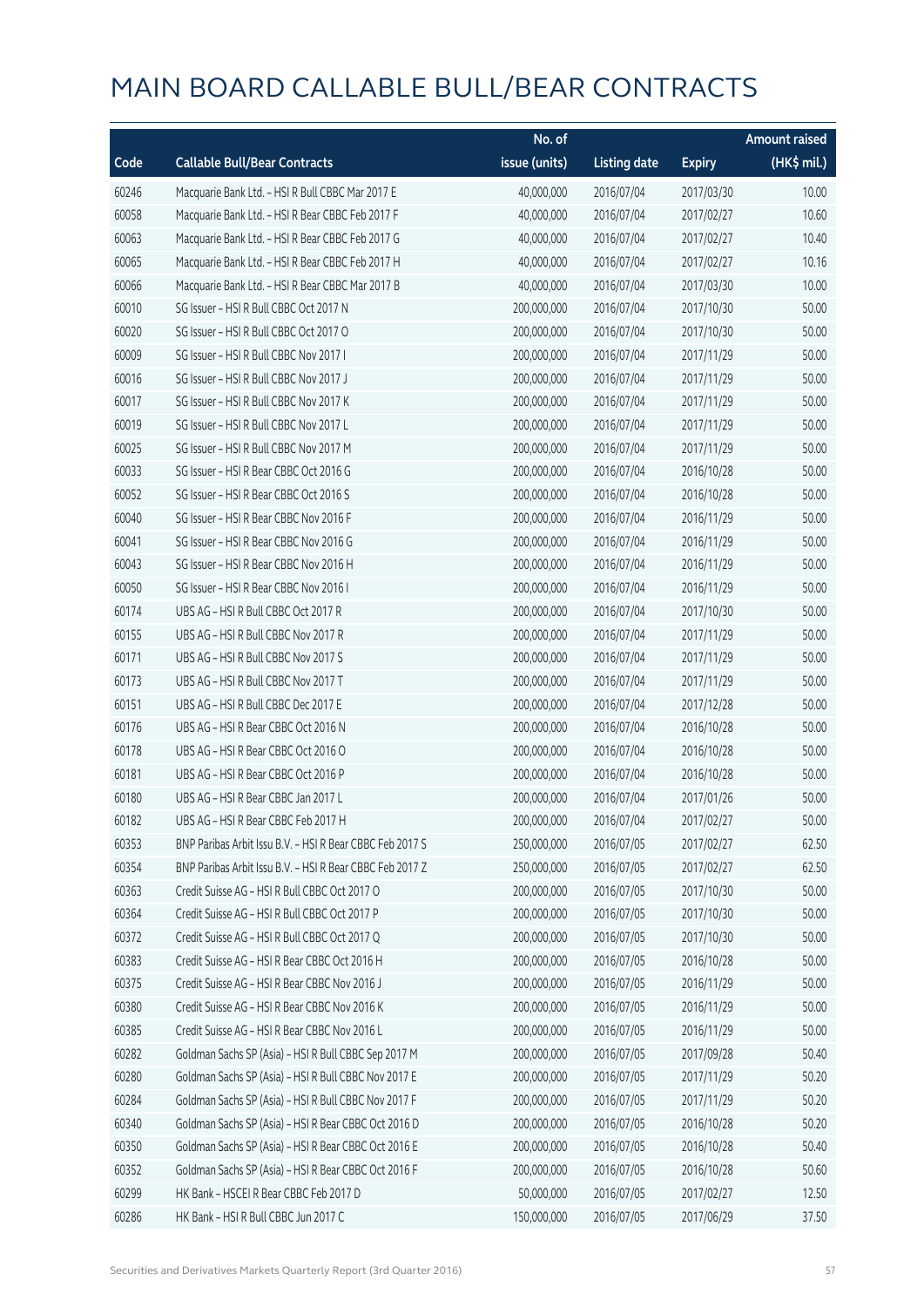# MAIN BOARD CALLABLE BULL/BEAR CONTRACTS

| Code | Callable Bull/Bear Contracts | No. of issue (units) | Listing date | Expiry | Amount raised (HK$ mil.) |
|---|---|---|---|---|---|
| 60246 | Macquarie Bank Ltd. - HSI R Bull CBBC Mar 2017 E | 40,000,000 | 2016/07/04 | 2017/03/30 | 10.00 |
| 60058 | Macquarie Bank Ltd. - HSI R Bear CBBC Feb 2017 F | 40,000,000 | 2016/07/04 | 2017/02/27 | 10.60 |
| 60063 | Macquarie Bank Ltd. - HSI R Bear CBBC Feb 2017 G | 40,000,000 | 2016/07/04 | 2017/02/27 | 10.40 |
| 60065 | Macquarie Bank Ltd. - HSI R Bear CBBC Feb 2017 H | 40,000,000 | 2016/07/04 | 2017/02/27 | 10.16 |
| 60066 | Macquarie Bank Ltd. - HSI R Bear CBBC Mar 2017 B | 40,000,000 | 2016/07/04 | 2017/03/30 | 10.00 |
| 60010 | SG Issuer - HSI R Bull CBBC Oct 2017 N | 200,000,000 | 2016/07/04 | 2017/10/30 | 50.00 |
| 60020 | SG Issuer - HSI R Bull CBBC Oct 2017 O | 200,000,000 | 2016/07/04 | 2017/10/30 | 50.00 |
| 60009 | SG Issuer - HSI R Bull CBBC Nov 2017 I | 200,000,000 | 2016/07/04 | 2017/11/29 | 50.00 |
| 60016 | SG Issuer - HSI R Bull CBBC Nov 2017 J | 200,000,000 | 2016/07/04 | 2017/11/29 | 50.00 |
| 60017 | SG Issuer - HSI R Bull CBBC Nov 2017 K | 200,000,000 | 2016/07/04 | 2017/11/29 | 50.00 |
| 60019 | SG Issuer - HSI R Bull CBBC Nov 2017 L | 200,000,000 | 2016/07/04 | 2017/11/29 | 50.00 |
| 60025 | SG Issuer - HSI R Bull CBBC Nov 2017 M | 200,000,000 | 2016/07/04 | 2017/11/29 | 50.00 |
| 60033 | SG Issuer - HSI R Bear CBBC Oct 2016 G | 200,000,000 | 2016/07/04 | 2016/10/28 | 50.00 |
| 60052 | SG Issuer - HSI R Bear CBBC Oct 2016 S | 200,000,000 | 2016/07/04 | 2016/10/28 | 50.00 |
| 60040 | SG Issuer - HSI R Bear CBBC Nov 2016 F | 200,000,000 | 2016/07/04 | 2016/11/29 | 50.00 |
| 60041 | SG Issuer - HSI R Bear CBBC Nov 2016 G | 200,000,000 | 2016/07/04 | 2016/11/29 | 50.00 |
| 60043 | SG Issuer - HSI R Bear CBBC Nov 2016 H | 200,000,000 | 2016/07/04 | 2016/11/29 | 50.00 |
| 60050 | SG Issuer - HSI R Bear CBBC Nov 2016 I | 200,000,000 | 2016/07/04 | 2016/11/29 | 50.00 |
| 60174 | UBS AG - HSI R Bull CBBC Oct 2017 R | 200,000,000 | 2016/07/04 | 2017/10/30 | 50.00 |
| 60155 | UBS AG - HSI R Bull CBBC Nov 2017 R | 200,000,000 | 2016/07/04 | 2017/11/29 | 50.00 |
| 60171 | UBS AG - HSI R Bull CBBC Nov 2017 S | 200,000,000 | 2016/07/04 | 2017/11/29 | 50.00 |
| 60173 | UBS AG - HSI R Bull CBBC Nov 2017 T | 200,000,000 | 2016/07/04 | 2017/11/29 | 50.00 |
| 60151 | UBS AG - HSI R Bull CBBC Dec 2017 E | 200,000,000 | 2016/07/04 | 2017/12/28 | 50.00 |
| 60176 | UBS AG - HSI R Bear CBBC Oct 2016 N | 200,000,000 | 2016/07/04 | 2016/10/28 | 50.00 |
| 60178 | UBS AG - HSI R Bear CBBC Oct 2016 O | 200,000,000 | 2016/07/04 | 2016/10/28 | 50.00 |
| 60181 | UBS AG - HSI R Bear CBBC Oct 2016 P | 200,000,000 | 2016/07/04 | 2016/10/28 | 50.00 |
| 60180 | UBS AG - HSI R Bear CBBC Jan 2017 L | 200,000,000 | 2016/07/04 | 2017/01/26 | 50.00 |
| 60182 | UBS AG - HSI R Bear CBBC Feb 2017 H | 200,000,000 | 2016/07/04 | 2017/02/27 | 50.00 |
| 60353 | BNP Paribas Arbit Issu B.V. - HSI R Bear CBBC Feb 2017 S | 250,000,000 | 2016/07/05 | 2017/02/27 | 62.50 |
| 60354 | BNP Paribas Arbit Issu B.V. - HSI R Bear CBBC Feb 2017 Z | 250,000,000 | 2016/07/05 | 2017/02/27 | 62.50 |
| 60363 | Credit Suisse AG - HSI R Bull CBBC Oct 2017 O | 200,000,000 | 2016/07/05 | 2017/10/30 | 50.00 |
| 60364 | Credit Suisse AG - HSI R Bull CBBC Oct 2017 P | 200,000,000 | 2016/07/05 | 2017/10/30 | 50.00 |
| 60372 | Credit Suisse AG - HSI R Bull CBBC Oct 2017 Q | 200,000,000 | 2016/07/05 | 2017/10/30 | 50.00 |
| 60383 | Credit Suisse AG - HSI R Bear CBBC Oct 2016 H | 200,000,000 | 2016/07/05 | 2016/10/28 | 50.00 |
| 60375 | Credit Suisse AG - HSI R Bear CBBC Nov 2016 J | 200,000,000 | 2016/07/05 | 2016/11/29 | 50.00 |
| 60380 | Credit Suisse AG - HSI R Bear CBBC Nov 2016 K | 200,000,000 | 2016/07/05 | 2016/11/29 | 50.00 |
| 60385 | Credit Suisse AG - HSI R Bear CBBC Nov 2016 L | 200,000,000 | 2016/07/05 | 2016/11/29 | 50.00 |
| 60282 | Goldman Sachs SP (Asia) - HSI R Bull CBBC Sep 2017 M | 200,000,000 | 2016/07/05 | 2017/09/28 | 50.40 |
| 60280 | Goldman Sachs SP (Asia) - HSI R Bull CBBC Nov 2017 E | 200,000,000 | 2016/07/05 | 2017/11/29 | 50.20 |
| 60284 | Goldman Sachs SP (Asia) - HSI R Bull CBBC Nov 2017 F | 200,000,000 | 2016/07/05 | 2017/11/29 | 50.20 |
| 60340 | Goldman Sachs SP (Asia) - HSI R Bear CBBC Oct 2016 D | 200,000,000 | 2016/07/05 | 2016/10/28 | 50.20 |
| 60350 | Goldman Sachs SP (Asia) - HSI R Bear CBBC Oct 2016 E | 200,000,000 | 2016/07/05 | 2016/10/28 | 50.40 |
| 60352 | Goldman Sachs SP (Asia) - HSI R Bear CBBC Oct 2016 F | 200,000,000 | 2016/07/05 | 2016/10/28 | 50.60 |
| 60299 | HK Bank - HSCEI R Bear CBBC Feb 2017 D | 50,000,000 | 2016/07/05 | 2017/02/27 | 12.50 |
| 60286 | HK Bank - HSI R Bull CBBC Jun 2017 C | 150,000,000 | 2016/07/05 | 2017/06/29 | 37.50 |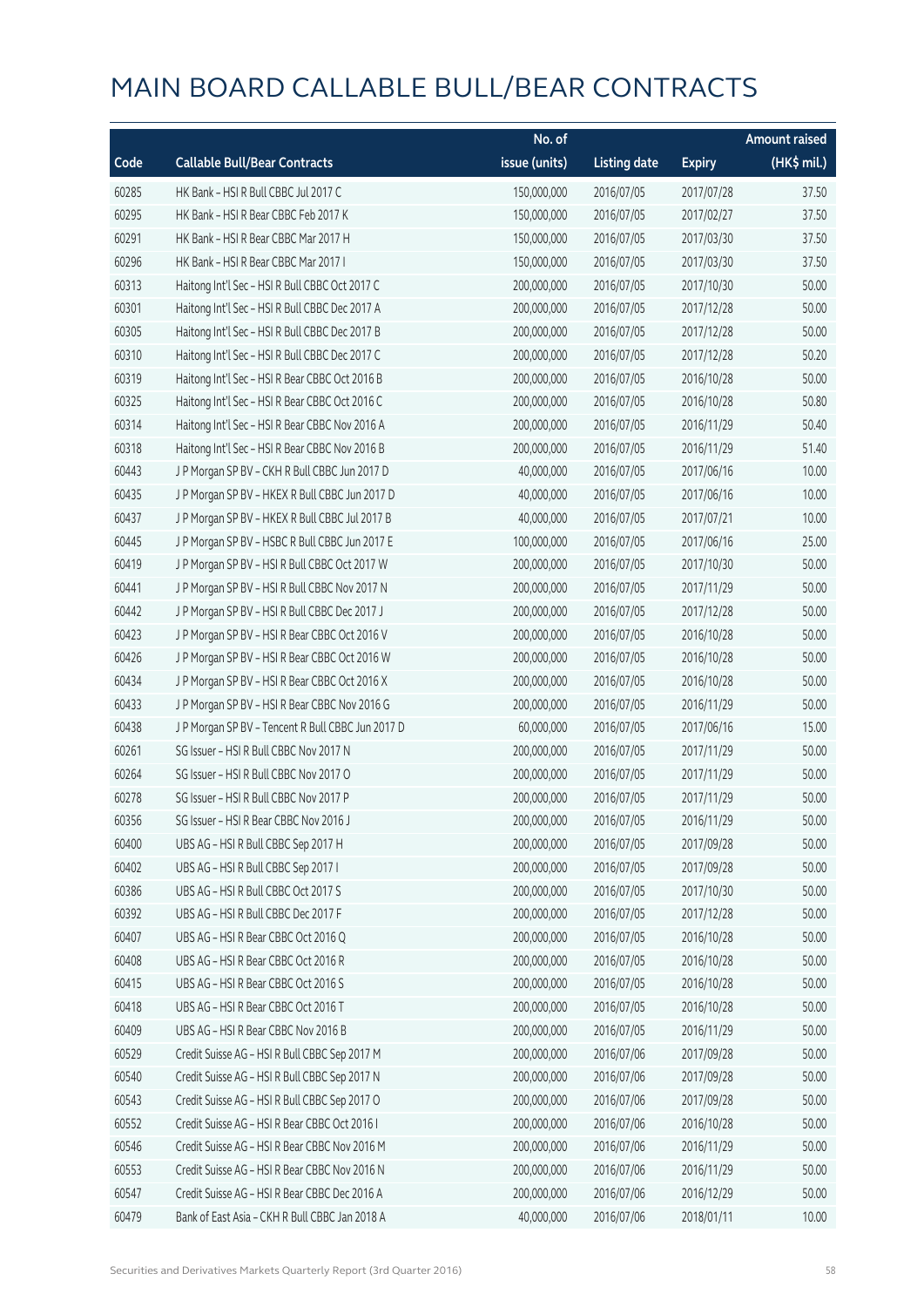# MAIN BOARD CALLABLE BULL/BEAR CONTRACTS

| Code | Callable Bull/Bear Contracts | No. of issue (units) | Listing date | Expiry | Amount raised (HK$ mil.) |
|---|---|---|---|---|---|
| 60285 | HK Bank – HSI R Bull CBBC Jul 2017 C | 150,000,000 | 2016/07/05 | 2017/07/28 | 37.50 |
| 60295 | HK Bank – HSI R Bear CBBC Feb 2017 K | 150,000,000 | 2016/07/05 | 2017/02/27 | 37.50 |
| 60291 | HK Bank – HSI R Bear CBBC Mar 2017 H | 150,000,000 | 2016/07/05 | 2017/03/30 | 37.50 |
| 60296 | HK Bank – HSI R Bear CBBC Mar 2017 I | 150,000,000 | 2016/07/05 | 2017/03/30 | 37.50 |
| 60313 | Haitong Int'l Sec – HSI R Bull CBBC Oct 2017 C | 200,000,000 | 2016/07/05 | 2017/10/30 | 50.00 |
| 60301 | Haitong Int'l Sec – HSI R Bull CBBC Dec 2017 A | 200,000,000 | 2016/07/05 | 2017/12/28 | 50.00 |
| 60305 | Haitong Int'l Sec – HSI R Bull CBBC Dec 2017 B | 200,000,000 | 2016/07/05 | 2017/12/28 | 50.00 |
| 60310 | Haitong Int'l Sec – HSI R Bull CBBC Dec 2017 C | 200,000,000 | 2016/07/05 | 2017/12/28 | 50.20 |
| 60319 | Haitong Int'l Sec – HSI R Bear CBBC Oct 2016 B | 200,000,000 | 2016/07/05 | 2016/10/28 | 50.00 |
| 60325 | Haitong Int'l Sec – HSI R Bear CBBC Oct 2016 C | 200,000,000 | 2016/07/05 | 2016/10/28 | 50.80 |
| 60314 | Haitong Int'l Sec – HSI R Bear CBBC Nov 2016 A | 200,000,000 | 2016/07/05 | 2016/11/29 | 50.40 |
| 60318 | Haitong Int'l Sec – HSI R Bear CBBC Nov 2016 B | 200,000,000 | 2016/07/05 | 2016/11/29 | 51.40 |
| 60443 | J P Morgan SP BV – CKH R Bull CBBC Jun 2017 D | 40,000,000 | 2016/07/05 | 2017/06/16 | 10.00 |
| 60435 | J P Morgan SP BV – HKEX R Bull CBBC Jun 2017 D | 40,000,000 | 2016/07/05 | 2017/06/16 | 10.00 |
| 60437 | J P Morgan SP BV – HKEX R Bull CBBC Jul 2017 B | 40,000,000 | 2016/07/05 | 2017/07/21 | 10.00 |
| 60445 | J P Morgan SP BV – HSBC R Bull CBBC Jun 2017 E | 100,000,000 | 2016/07/05 | 2017/06/16 | 25.00 |
| 60419 | J P Morgan SP BV – HSI R Bull CBBC Oct 2017 W | 200,000,000 | 2016/07/05 | 2017/10/30 | 50.00 |
| 60441 | J P Morgan SP BV – HSI R Bull CBBC Nov 2017 N | 200,000,000 | 2016/07/05 | 2017/11/29 | 50.00 |
| 60442 | J P Morgan SP BV – HSI R Bull CBBC Dec 2017 J | 200,000,000 | 2016/07/05 | 2017/12/28 | 50.00 |
| 60423 | J P Morgan SP BV – HSI R Bear CBBC Oct 2016 V | 200,000,000 | 2016/07/05 | 2016/10/28 | 50.00 |
| 60426 | J P Morgan SP BV – HSI R Bear CBBC Oct 2016 W | 200,000,000 | 2016/07/05 | 2016/10/28 | 50.00 |
| 60434 | J P Morgan SP BV – HSI R Bear CBBC Oct 2016 X | 200,000,000 | 2016/07/05 | 2016/10/28 | 50.00 |
| 60433 | J P Morgan SP BV – HSI R Bear CBBC Nov 2016 G | 200,000,000 | 2016/07/05 | 2016/11/29 | 50.00 |
| 60438 | J P Morgan SP BV – Tencent R Bull CBBC Jun 2017 D | 60,000,000 | 2016/07/05 | 2017/06/16 | 15.00 |
| 60261 | SG Issuer – HSI R Bull CBBC Nov 2017 N | 200,000,000 | 2016/07/05 | 2017/11/29 | 50.00 |
| 60264 | SG Issuer – HSI R Bull CBBC Nov 2017 O | 200,000,000 | 2016/07/05 | 2017/11/29 | 50.00 |
| 60278 | SG Issuer – HSI R Bull CBBC Nov 2017 P | 200,000,000 | 2016/07/05 | 2017/11/29 | 50.00 |
| 60356 | SG Issuer – HSI R Bear CBBC Nov 2016 J | 200,000,000 | 2016/07/05 | 2016/11/29 | 50.00 |
| 60400 | UBS AG – HSI R Bull CBBC Sep 2017 H | 200,000,000 | 2016/07/05 | 2017/09/28 | 50.00 |
| 60402 | UBS AG – HSI R Bull CBBC Sep 2017 I | 200,000,000 | 2016/07/05 | 2017/09/28 | 50.00 |
| 60386 | UBS AG – HSI R Bull CBBC Oct 2017 S | 200,000,000 | 2016/07/05 | 2017/10/30 | 50.00 |
| 60392 | UBS AG – HSI R Bull CBBC Dec 2017 F | 200,000,000 | 2016/07/05 | 2017/12/28 | 50.00 |
| 60407 | UBS AG – HSI R Bear CBBC Oct 2016 Q | 200,000,000 | 2016/07/05 | 2016/10/28 | 50.00 |
| 60408 | UBS AG – HSI R Bear CBBC Oct 2016 R | 200,000,000 | 2016/07/05 | 2016/10/28 | 50.00 |
| 60415 | UBS AG – HSI R Bear CBBC Oct 2016 S | 200,000,000 | 2016/07/05 | 2016/10/28 | 50.00 |
| 60418 | UBS AG – HSI R Bear CBBC Oct 2016 T | 200,000,000 | 2016/07/05 | 2016/10/28 | 50.00 |
| 60409 | UBS AG – HSI R Bear CBBC Nov 2016 B | 200,000,000 | 2016/07/05 | 2016/11/29 | 50.00 |
| 60529 | Credit Suisse AG – HSI R Bull CBBC Sep 2017 M | 200,000,000 | 2016/07/06 | 2017/09/28 | 50.00 |
| 60540 | Credit Suisse AG – HSI R Bull CBBC Sep 2017 N | 200,000,000 | 2016/07/06 | 2017/09/28 | 50.00 |
| 60543 | Credit Suisse AG – HSI R Bull CBBC Sep 2017 O | 200,000,000 | 2016/07/06 | 2017/09/28 | 50.00 |
| 60552 | Credit Suisse AG – HSI R Bear CBBC Oct 2016 I | 200,000,000 | 2016/07/06 | 2016/10/28 | 50.00 |
| 60546 | Credit Suisse AG – HSI R Bear CBBC Nov 2016 M | 200,000,000 | 2016/07/06 | 2016/11/29 | 50.00 |
| 60553 | Credit Suisse AG – HSI R Bear CBBC Nov 2016 N | 200,000,000 | 2016/07/06 | 2016/11/29 | 50.00 |
| 60547 | Credit Suisse AG – HSI R Bear CBBC Dec 2016 A | 200,000,000 | 2016/07/06 | 2016/12/29 | 50.00 |
| 60479 | Bank of East Asia – CKH R Bull CBBC Jan 2018 A | 40,000,000 | 2016/07/06 | 2018/01/11 | 10.00 |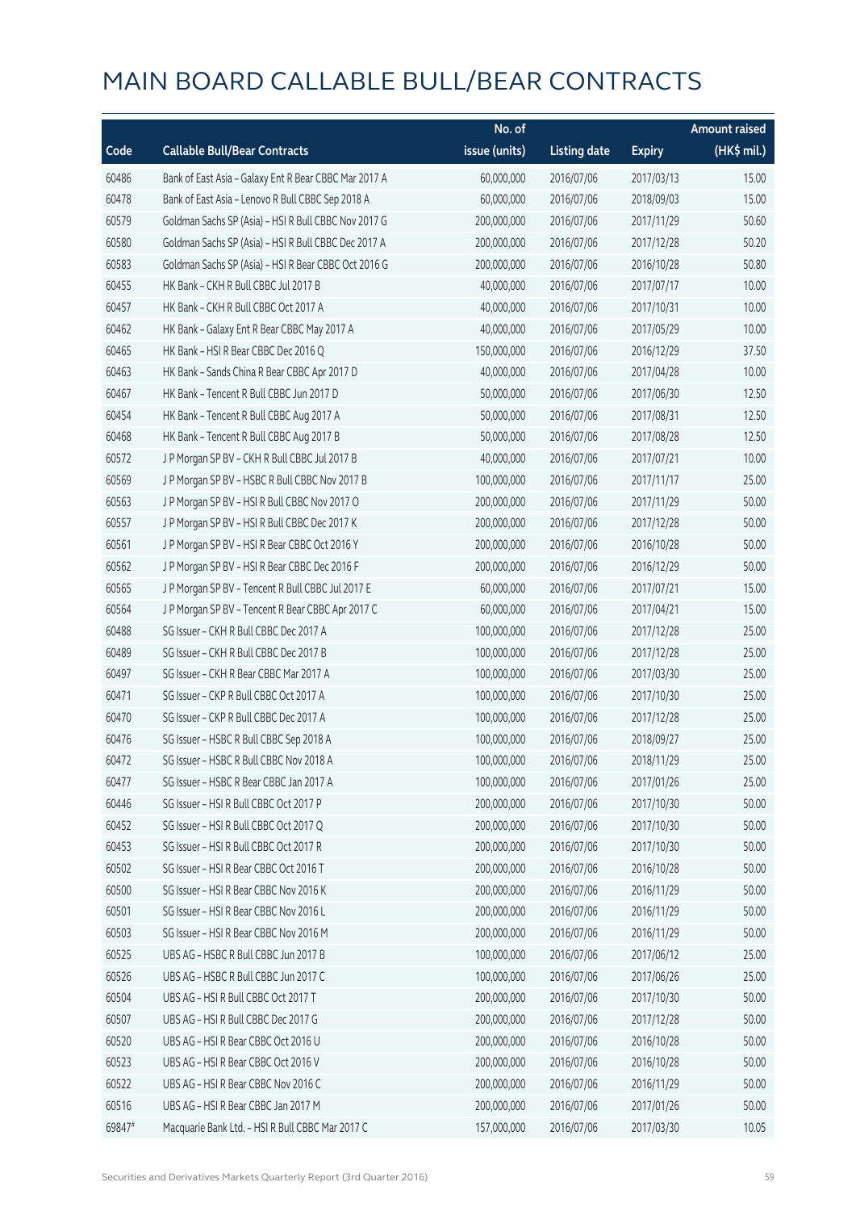# MAIN BOARD CALLABLE BULL/BEAR CONTRACTS

| Code | Callable Bull/Bear Contracts | No. of issue (units) | Listing date | Expiry | Amount raised (HK$ mil.) |
|---|---|---|---|---|---|
| 60486 | Bank of East Asia - Galaxy Ent R Bear CBBC Mar 2017 A | 60,000,000 | 2016/07/06 | 2017/03/13 | 15.00 |
| 60478 | Bank of East Asia - Lenovo R Bull CBBC Sep 2018 A | 60,000,000 | 2016/07/06 | 2018/09/03 | 15.00 |
| 60579 | Goldman Sachs SP (Asia) - HSI R Bull CBBC Nov 2017 G | 200,000,000 | 2016/07/06 | 2017/11/29 | 50.60 |
| 60580 | Goldman Sachs SP (Asia) - HSI R Bull CBBC Dec 2017 A | 200,000,000 | 2016/07/06 | 2017/12/28 | 50.20 |
| 60583 | Goldman Sachs SP (Asia) - HSI R Bear CBBC Oct 2016 G | 200,000,000 | 2016/07/06 | 2016/10/28 | 50.80 |
| 60455 | HK Bank - CKH R Bull CBBC Jul 2017 B | 40,000,000 | 2016/07/06 | 2017/07/17 | 10.00 |
| 60457 | HK Bank - CKH R Bull CBBC Oct 2017 A | 40,000,000 | 2016/07/06 | 2017/10/31 | 10.00 |
| 60462 | HK Bank - Galaxy Ent R Bear CBBC May 2017 A | 40,000,000 | 2016/07/06 | 2017/05/29 | 10.00 |
| 60465 | HK Bank - HSI R Bear CBBC Dec 2016 Q | 150,000,000 | 2016/07/06 | 2016/12/29 | 37.50 |
| 60463 | HK Bank - Sands China R Bear CBBC Apr 2017 D | 40,000,000 | 2016/07/06 | 2017/04/28 | 10.00 |
| 60467 | HK Bank - Tencent R Bull CBBC Jun 2017 D | 50,000,000 | 2016/07/06 | 2017/06/30 | 12.50 |
| 60454 | HK Bank - Tencent R Bull CBBC Aug 2017 A | 50,000,000 | 2016/07/06 | 2017/08/31 | 12.50 |
| 60468 | HK Bank - Tencent R Bull CBBC Aug 2017 B | 50,000,000 | 2016/07/06 | 2017/08/28 | 12.50 |
| 60572 | J P Morgan SP BV - CKH R Bull CBBC Jul 2017 B | 40,000,000 | 2016/07/06 | 2017/07/21 | 10.00 |
| 60569 | J P Morgan SP BV - HSBC R Bull CBBC Nov 2017 B | 100,000,000 | 2016/07/06 | 2017/11/17 | 25.00 |
| 60563 | J P Morgan SP BV - HSI R Bull CBBC Nov 2017 O | 200,000,000 | 2016/07/06 | 2017/11/29 | 50.00 |
| 60557 | J P Morgan SP BV - HSI R Bull CBBC Dec 2017 K | 200,000,000 | 2016/07/06 | 2017/12/28 | 50.00 |
| 60561 | J P Morgan SP BV - HSI R Bear CBBC Oct 2016 Y | 200,000,000 | 2016/07/06 | 2016/10/28 | 50.00 |
| 60562 | J P Morgan SP BV - HSI R Bear CBBC Dec 2016 F | 200,000,000 | 2016/07/06 | 2016/12/29 | 50.00 |
| 60565 | J P Morgan SP BV - Tencent R Bull CBBC Jul 2017 E | 60,000,000 | 2016/07/06 | 2017/07/21 | 15.00 |
| 60564 | J P Morgan SP BV - Tencent R Bear CBBC Apr 2017 C | 60,000,000 | 2016/07/06 | 2017/04/21 | 15.00 |
| 60488 | SG Issuer - CKH R Bull CBBC Dec 2017 A | 100,000,000 | 2016/07/06 | 2017/12/28 | 25.00 |
| 60489 | SG Issuer - CKH R Bull CBBC Dec 2017 B | 100,000,000 | 2016/07/06 | 2017/12/28 | 25.00 |
| 60497 | SG Issuer - CKH R Bear CBBC Mar 2017 A | 100,000,000 | 2016/07/06 | 2017/03/30 | 25.00 |
| 60471 | SG Issuer - CKP R Bull CBBC Oct 2017 A | 100,000,000 | 2016/07/06 | 2017/10/30 | 25.00 |
| 60470 | SG Issuer - CKP R Bull CBBC Dec 2017 A | 100,000,000 | 2016/07/06 | 2017/12/28 | 25.00 |
| 60476 | SG Issuer - HSBC R Bull CBBC Sep 2018 A | 100,000,000 | 2016/07/06 | 2018/09/27 | 25.00 |
| 60472 | SG Issuer - HSBC R Bull CBBC Nov 2018 A | 100,000,000 | 2016/07/06 | 2018/11/29 | 25.00 |
| 60477 | SG Issuer - HSBC R Bear CBBC Jan 2017 A | 100,000,000 | 2016/07/06 | 2017/01/26 | 25.00 |
| 60446 | SG Issuer - HSI R Bull CBBC Oct 2017 P | 200,000,000 | 2016/07/06 | 2017/10/30 | 50.00 |
| 60452 | SG Issuer - HSI R Bull CBBC Oct 2017 Q | 200,000,000 | 2016/07/06 | 2017/10/30 | 50.00 |
| 60453 | SG Issuer - HSI R Bull CBBC Oct 2017 R | 200,000,000 | 2016/07/06 | 2017/10/30 | 50.00 |
| 60502 | SG Issuer - HSI R Bear CBBC Oct 2016 T | 200,000,000 | 2016/07/06 | 2016/10/28 | 50.00 |
| 60500 | SG Issuer - HSI R Bear CBBC Nov 2016 K | 200,000,000 | 2016/07/06 | 2016/11/29 | 50.00 |
| 60501 | SG Issuer - HSI R Bear CBBC Nov 2016 L | 200,000,000 | 2016/07/06 | 2016/11/29 | 50.00 |
| 60503 | SG Issuer - HSI R Bear CBBC Nov 2016 M | 200,000,000 | 2016/07/06 | 2016/11/29 | 50.00 |
| 60525 | UBS AG - HSBC R Bull CBBC Jun 2017 B | 100,000,000 | 2016/07/06 | 2017/06/12 | 25.00 |
| 60526 | UBS AG - HSBC R Bull CBBC Jun 2017 C | 100,000,000 | 2016/07/06 | 2017/06/26 | 25.00 |
| 60504 | UBS AG - HSI R Bull CBBC Oct 2017 T | 200,000,000 | 2016/07/06 | 2017/10/30 | 50.00 |
| 60507 | UBS AG - HSI R Bull CBBC Dec 2017 G | 200,000,000 | 2016/07/06 | 2017/12/28 | 50.00 |
| 60520 | UBS AG - HSI R Bear CBBC Oct 2016 U | 200,000,000 | 2016/07/06 | 2016/10/28 | 50.00 |
| 60523 | UBS AG - HSI R Bear CBBC Oct 2016 V | 200,000,000 | 2016/07/06 | 2016/10/28 | 50.00 |
| 60522 | UBS AG - HSI R Bear CBBC Nov 2016 C | 200,000,000 | 2016/07/06 | 2016/11/29 | 50.00 |
| 60516 | UBS AG - HSI R Bear CBBC Jan 2017 M | 200,000,000 | 2016/07/06 | 2017/01/26 | 50.00 |
| 69847# | Macquarie Bank Ltd. - HSI R Bull CBBC Mar 2017 C | 157,000,000 | 2016/07/06 | 2017/03/30 | 10.05 |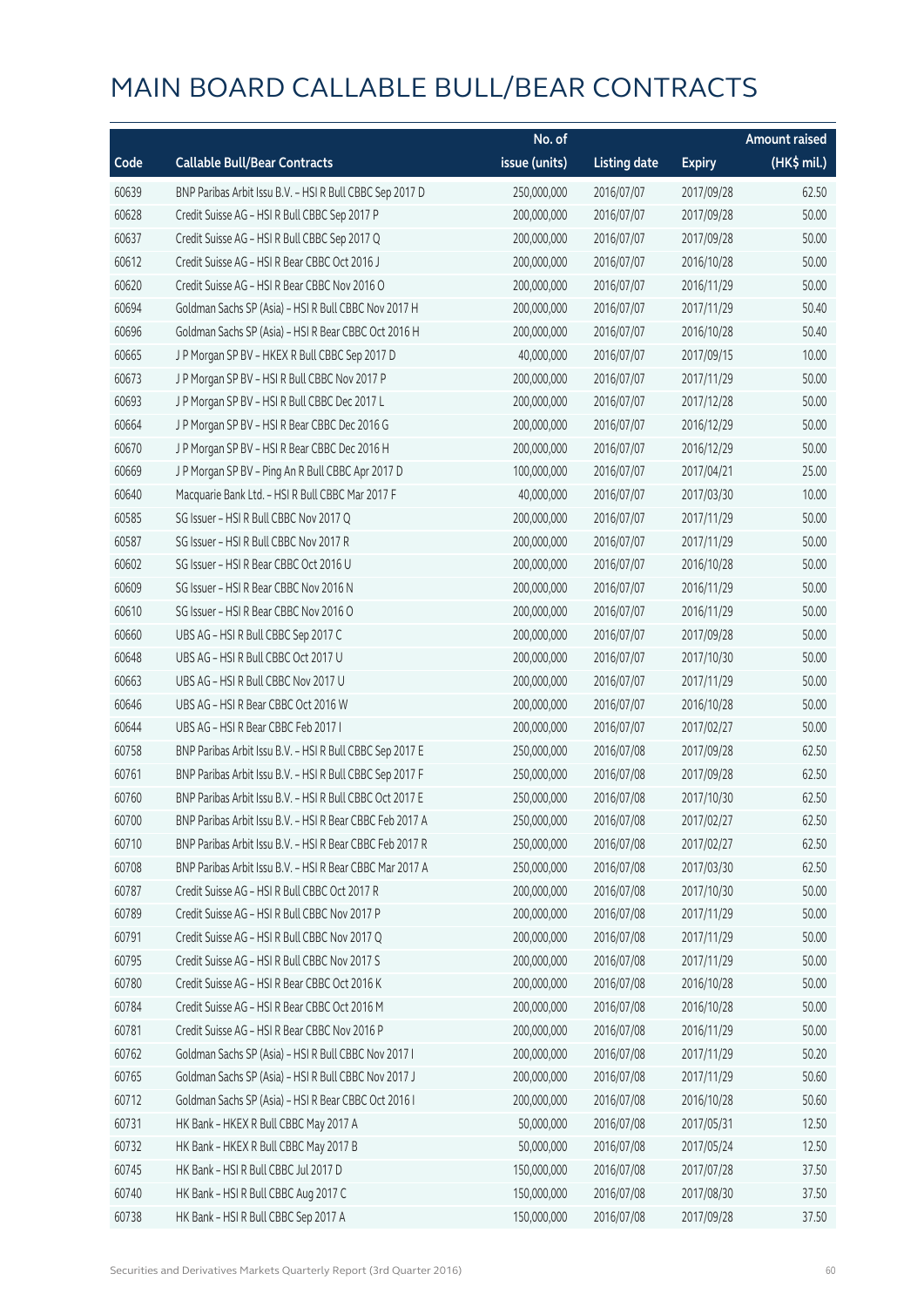# MAIN BOARD CALLABLE BULL/BEAR CONTRACTS

| Code | Callable Bull/Bear Contracts | No. of issue (units) | Listing date | Expiry | Amount raised (HK$ mil.) |
|---|---|---|---|---|---|
| 60639 | BNP Paribas Arbit Issu B.V. – HSI R Bull CBBC Sep 2017 D | 250,000,000 | 2016/07/07 | 2017/09/28 | 62.50 |
| 60628 | Credit Suisse AG – HSI R Bull CBBC Sep 2017 P | 200,000,000 | 2016/07/07 | 2017/09/28 | 50.00 |
| 60637 | Credit Suisse AG – HSI R Bull CBBC Sep 2017 Q | 200,000,000 | 2016/07/07 | 2017/09/28 | 50.00 |
| 60612 | Credit Suisse AG – HSI R Bear CBBC Oct 2016 J | 200,000,000 | 2016/07/07 | 2016/10/28 | 50.00 |
| 60620 | Credit Suisse AG – HSI R Bear CBBC Nov 2016 O | 200,000,000 | 2016/07/07 | 2016/11/29 | 50.00 |
| 60694 | Goldman Sachs SP (Asia) – HSI R Bull CBBC Nov 2017 H | 200,000,000 | 2016/07/07 | 2017/11/29 | 50.40 |
| 60696 | Goldman Sachs SP (Asia) – HSI R Bear CBBC Oct 2016 H | 200,000,000 | 2016/07/07 | 2016/10/28 | 50.40 |
| 60665 | J P Morgan SP BV – HKEX R Bull CBBC Sep 2017 D | 40,000,000 | 2016/07/07 | 2017/09/15 | 10.00 |
| 60673 | J P Morgan SP BV – HSI R Bull CBBC Nov 2017 P | 200,000,000 | 2016/07/07 | 2017/11/29 | 50.00 |
| 60693 | J P Morgan SP BV – HSI R Bull CBBC Dec 2017 L | 200,000,000 | 2016/07/07 | 2017/12/28 | 50.00 |
| 60664 | J P Morgan SP BV – HSI R Bear CBBC Dec 2016 G | 200,000,000 | 2016/07/07 | 2016/12/29 | 50.00 |
| 60670 | J P Morgan SP BV – HSI R Bear CBBC Dec 2016 H | 200,000,000 | 2016/07/07 | 2016/12/29 | 50.00 |
| 60669 | J P Morgan SP BV – Ping An R Bull CBBC Apr 2017 D | 100,000,000 | 2016/07/07 | 2017/04/21 | 25.00 |
| 60640 | Macquarie Bank Ltd. – HSI R Bull CBBC Mar 2017 F | 40,000,000 | 2016/07/07 | 2017/03/30 | 10.00 |
| 60585 | SG Issuer – HSI R Bull CBBC Nov 2017 Q | 200,000,000 | 2016/07/07 | 2017/11/29 | 50.00 |
| 60587 | SG Issuer – HSI R Bull CBBC Nov 2017 R | 200,000,000 | 2016/07/07 | 2017/11/29 | 50.00 |
| 60602 | SG Issuer – HSI R Bear CBBC Oct 2016 U | 200,000,000 | 2016/07/07 | 2016/10/28 | 50.00 |
| 60609 | SG Issuer – HSI R Bear CBBC Nov 2016 N | 200,000,000 | 2016/07/07 | 2016/11/29 | 50.00 |
| 60610 | SG Issuer – HSI R Bear CBBC Nov 2016 O | 200,000,000 | 2016/07/07 | 2016/11/29 | 50.00 |
| 60660 | UBS AG – HSI R Bull CBBC Sep 2017 C | 200,000,000 | 2016/07/07 | 2017/09/28 | 50.00 |
| 60648 | UBS AG – HSI R Bull CBBC Oct 2017 U | 200,000,000 | 2016/07/07 | 2017/10/30 | 50.00 |
| 60663 | UBS AG – HSI R Bull CBBC Nov 2017 U | 200,000,000 | 2016/07/07 | 2017/11/29 | 50.00 |
| 60646 | UBS AG – HSI R Bear CBBC Oct 2016 W | 200,000,000 | 2016/07/07 | 2016/10/28 | 50.00 |
| 60644 | UBS AG – HSI R Bear CBBC Feb 2017 I | 200,000,000 | 2016/07/07 | 2017/02/27 | 50.00 |
| 60758 | BNP Paribas Arbit Issu B.V. – HSI R Bull CBBC Sep 2017 E | 250,000,000 | 2016/07/08 | 2017/09/28 | 62.50 |
| 60761 | BNP Paribas Arbit Issu B.V. – HSI R Bull CBBC Sep 2017 F | 250,000,000 | 2016/07/08 | 2017/09/28 | 62.50 |
| 60760 | BNP Paribas Arbit Issu B.V. – HSI R Bull CBBC Oct 2017 E | 250,000,000 | 2016/07/08 | 2017/10/30 | 62.50 |
| 60700 | BNP Paribas Arbit Issu B.V. – HSI R Bear CBBC Feb 2017 A | 250,000,000 | 2016/07/08 | 2017/02/27 | 62.50 |
| 60710 | BNP Paribas Arbit Issu B.V. – HSI R Bear CBBC Feb 2017 R | 250,000,000 | 2016/07/08 | 2017/02/27 | 62.50 |
| 60708 | BNP Paribas Arbit Issu B.V. – HSI R Bear CBBC Mar 2017 A | 250,000,000 | 2016/07/08 | 2017/03/30 | 62.50 |
| 60787 | Credit Suisse AG – HSI R Bull CBBC Oct 2017 R | 200,000,000 | 2016/07/08 | 2017/10/30 | 50.00 |
| 60789 | Credit Suisse AG – HSI R Bull CBBC Nov 2017 P | 200,000,000 | 2016/07/08 | 2017/11/29 | 50.00 |
| 60791 | Credit Suisse AG – HSI R Bull CBBC Nov 2017 Q | 200,000,000 | 2016/07/08 | 2017/11/29 | 50.00 |
| 60795 | Credit Suisse AG – HSI R Bull CBBC Nov 2017 S | 200,000,000 | 2016/07/08 | 2017/11/29 | 50.00 |
| 60780 | Credit Suisse AG – HSI R Bear CBBC Oct 2016 K | 200,000,000 | 2016/07/08 | 2016/10/28 | 50.00 |
| 60784 | Credit Suisse AG – HSI R Bear CBBC Oct 2016 M | 200,000,000 | 2016/07/08 | 2016/10/28 | 50.00 |
| 60781 | Credit Suisse AG – HSI R Bear CBBC Nov 2016 P | 200,000,000 | 2016/07/08 | 2016/11/29 | 50.00 |
| 60762 | Goldman Sachs SP (Asia) – HSI R Bull CBBC Nov 2017 I | 200,000,000 | 2016/07/08 | 2017/11/29 | 50.20 |
| 60765 | Goldman Sachs SP (Asia) – HSI R Bull CBBC Nov 2017 J | 200,000,000 | 2016/07/08 | 2017/11/29 | 50.60 |
| 60712 | Goldman Sachs SP (Asia) – HSI R Bear CBBC Oct 2016 I | 200,000,000 | 2016/07/08 | 2016/10/28 | 50.60 |
| 60731 | HK Bank – HKEX R Bull CBBC May 2017 A | 50,000,000 | 2016/07/08 | 2017/05/31 | 12.50 |
| 60732 | HK Bank – HKEX R Bull CBBC May 2017 B | 50,000,000 | 2016/07/08 | 2017/05/24 | 12.50 |
| 60745 | HK Bank – HSI R Bull CBBC Jul 2017 D | 150,000,000 | 2016/07/08 | 2017/07/28 | 37.50 |
| 60740 | HK Bank – HSI R Bull CBBC Aug 2017 C | 150,000,000 | 2016/07/08 | 2017/08/30 | 37.50 |
| 60738 | HK Bank – HSI R Bull CBBC Sep 2017 A | 150,000,000 | 2016/07/08 | 2017/09/28 | 37.50 |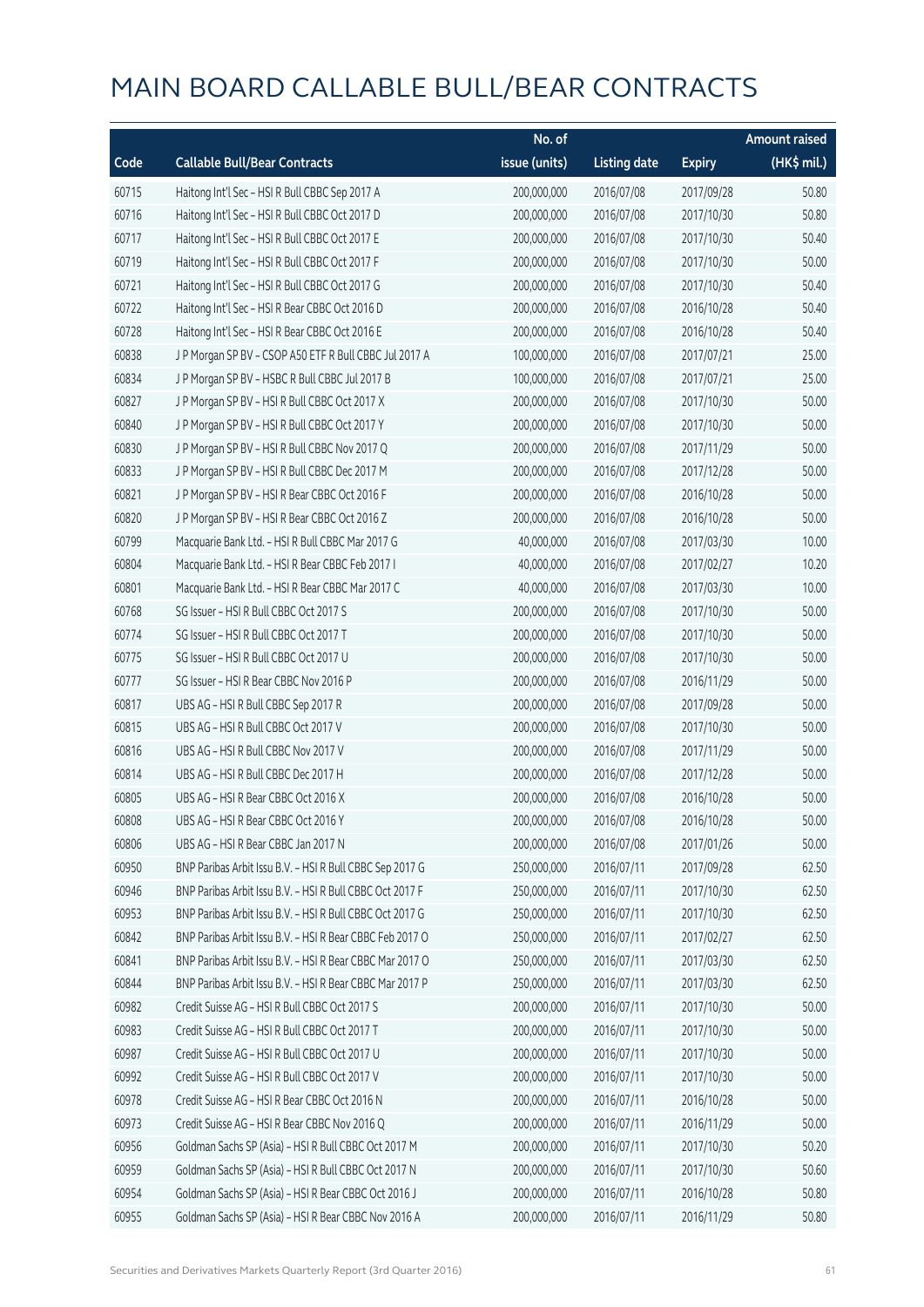# MAIN BOARD CALLABLE BULL/BEAR CONTRACTS

| Code | Callable Bull/Bear Contracts | No. of issue (units) | Listing date | Expiry | Amount raised (HK$ mil.) |
|---|---|---|---|---|---|
| 60715 | Haitong Int'l Sec – HSI R Bull CBBC Sep 2017 A | 200,000,000 | 2016/07/08 | 2017/09/28 | 50.80 |
| 60716 | Haitong Int'l Sec – HSI R Bull CBBC Oct 2017 D | 200,000,000 | 2016/07/08 | 2017/10/30 | 50.80 |
| 60717 | Haitong Int'l Sec – HSI R Bull CBBC Oct 2017 E | 200,000,000 | 2016/07/08 | 2017/10/30 | 50.40 |
| 60719 | Haitong Int'l Sec – HSI R Bull CBBC Oct 2017 F | 200,000,000 | 2016/07/08 | 2017/10/30 | 50.00 |
| 60721 | Haitong Int'l Sec – HSI R Bull CBBC Oct 2017 G | 200,000,000 | 2016/07/08 | 2017/10/30 | 50.40 |
| 60722 | Haitong Int'l Sec – HSI R Bear CBBC Oct 2016 D | 200,000,000 | 2016/07/08 | 2016/10/28 | 50.40 |
| 60728 | Haitong Int'l Sec – HSI R Bear CBBC Oct 2016 E | 200,000,000 | 2016/07/08 | 2016/10/28 | 50.40 |
| 60838 | J P Morgan SP BV – CSOP A50 ETF R Bull CBBC Jul 2017 A | 100,000,000 | 2016/07/08 | 2017/07/21 | 25.00 |
| 60834 | J P Morgan SP BV – HSBC R Bull CBBC Jul 2017 B | 100,000,000 | 2016/07/08 | 2017/07/21 | 25.00 |
| 60827 | J P Morgan SP BV – HSI R Bull CBBC Oct 2017 X | 200,000,000 | 2016/07/08 | 2017/10/30 | 50.00 |
| 60840 | J P Morgan SP BV – HSI R Bull CBBC Oct 2017 Y | 200,000,000 | 2016/07/08 | 2017/10/30 | 50.00 |
| 60830 | J P Morgan SP BV – HSI R Bull CBBC Nov 2017 Q | 200,000,000 | 2016/07/08 | 2017/11/29 | 50.00 |
| 60833 | J P Morgan SP BV – HSI R Bull CBBC Dec 2017 M | 200,000,000 | 2016/07/08 | 2017/12/28 | 50.00 |
| 60821 | J P Morgan SP BV – HSI R Bear CBBC Oct 2016 F | 200,000,000 | 2016/07/08 | 2016/10/28 | 50.00 |
| 60820 | J P Morgan SP BV – HSI R Bear CBBC Oct 2016 Z | 200,000,000 | 2016/07/08 | 2016/10/28 | 50.00 |
| 60799 | Macquarie Bank Ltd. – HSI R Bull CBBC Mar 2017 G | 40,000,000 | 2016/07/08 | 2017/03/30 | 10.00 |
| 60804 | Macquarie Bank Ltd. – HSI R Bear CBBC Feb 2017 I | 40,000,000 | 2016/07/08 | 2017/02/27 | 10.20 |
| 60801 | Macquarie Bank Ltd. – HSI R Bear CBBC Mar 2017 C | 40,000,000 | 2016/07/08 | 2017/03/30 | 10.00 |
| 60768 | SG Issuer – HSI R Bull CBBC Oct 2017 S | 200,000,000 | 2016/07/08 | 2017/10/30 | 50.00 |
| 60774 | SG Issuer – HSI R Bull CBBC Oct 2017 T | 200,000,000 | 2016/07/08 | 2017/10/30 | 50.00 |
| 60775 | SG Issuer – HSI R Bull CBBC Oct 2017 U | 200,000,000 | 2016/07/08 | 2017/10/30 | 50.00 |
| 60777 | SG Issuer – HSI R Bear CBBC Nov 2016 P | 200,000,000 | 2016/07/08 | 2016/11/29 | 50.00 |
| 60817 | UBS AG – HSI R Bull CBBC Sep 2017 R | 200,000,000 | 2016/07/08 | 2017/09/28 | 50.00 |
| 60815 | UBS AG – HSI R Bull CBBC Oct 2017 V | 200,000,000 | 2016/07/08 | 2017/10/30 | 50.00 |
| 60816 | UBS AG – HSI R Bull CBBC Nov 2017 V | 200,000,000 | 2016/07/08 | 2017/11/29 | 50.00 |
| 60814 | UBS AG – HSI R Bull CBBC Dec 2017 H | 200,000,000 | 2016/07/08 | 2017/12/28 | 50.00 |
| 60805 | UBS AG – HSI R Bear CBBC Oct 2016 X | 200,000,000 | 2016/07/08 | 2016/10/28 | 50.00 |
| 60808 | UBS AG – HSI R Bear CBBC Oct 2016 Y | 200,000,000 | 2016/07/08 | 2016/10/28 | 50.00 |
| 60806 | UBS AG – HSI R Bear CBBC Jan 2017 N | 200,000,000 | 2016/07/08 | 2017/01/26 | 50.00 |
| 60950 | BNP Paribas Arbit Issu B.V. – HSI R Bull CBBC Sep 2017 G | 250,000,000 | 2016/07/11 | 2017/09/28 | 62.50 |
| 60946 | BNP Paribas Arbit Issu B.V. – HSI R Bull CBBC Oct 2017 F | 250,000,000 | 2016/07/11 | 2017/10/30 | 62.50 |
| 60953 | BNP Paribas Arbit Issu B.V. – HSI R Bull CBBC Oct 2017 G | 250,000,000 | 2016/07/11 | 2017/10/30 | 62.50 |
| 60842 | BNP Paribas Arbit Issu B.V. – HSI R Bear CBBC Feb 2017 O | 250,000,000 | 2016/07/11 | 2017/02/27 | 62.50 |
| 60841 | BNP Paribas Arbit Issu B.V. – HSI R Bear CBBC Mar 2017 O | 250,000,000 | 2016/07/11 | 2017/03/30 | 62.50 |
| 60844 | BNP Paribas Arbit Issu B.V. – HSI R Bear CBBC Mar 2017 P | 250,000,000 | 2016/07/11 | 2017/03/30 | 62.50 |
| 60982 | Credit Suisse AG – HSI R Bull CBBC Oct 2017 S | 200,000,000 | 2016/07/11 | 2017/10/30 | 50.00 |
| 60983 | Credit Suisse AG – HSI R Bull CBBC Oct 2017 T | 200,000,000 | 2016/07/11 | 2017/10/30 | 50.00 |
| 60987 | Credit Suisse AG – HSI R Bull CBBC Oct 2017 U | 200,000,000 | 2016/07/11 | 2017/10/30 | 50.00 |
| 60992 | Credit Suisse AG – HSI R Bull CBBC Oct 2017 V | 200,000,000 | 2016/07/11 | 2017/10/30 | 50.00 |
| 60978 | Credit Suisse AG – HSI R Bear CBBC Oct 2016 N | 200,000,000 | 2016/07/11 | 2016/10/28 | 50.00 |
| 60973 | Credit Suisse AG – HSI R Bear CBBC Nov 2016 Q | 200,000,000 | 2016/07/11 | 2016/11/29 | 50.00 |
| 60956 | Goldman Sachs SP (Asia) – HSI R Bull CBBC Oct 2017 M | 200,000,000 | 2016/07/11 | 2017/10/30 | 50.20 |
| 60959 | Goldman Sachs SP (Asia) – HSI R Bull CBBC Oct 2017 N | 200,000,000 | 2016/07/11 | 2017/10/30 | 50.60 |
| 60954 | Goldman Sachs SP (Asia) – HSI R Bear CBBC Oct 2016 J | 200,000,000 | 2016/07/11 | 2016/10/28 | 50.80 |
| 60955 | Goldman Sachs SP (Asia) – HSI R Bear CBBC Nov 2016 A | 200,000,000 | 2016/07/11 | 2016/11/29 | 50.80 |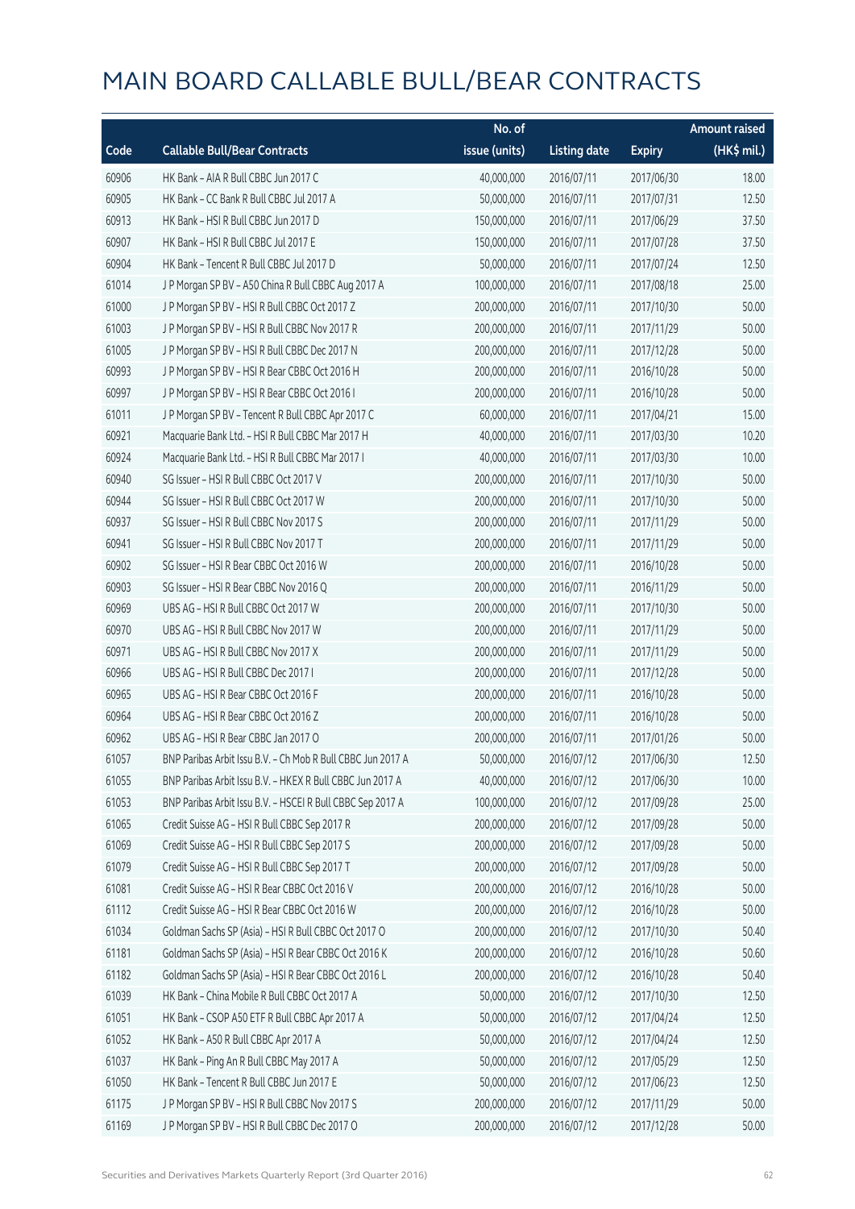# MAIN BOARD CALLABLE BULL/BEAR CONTRACTS

| Code | Callable Bull/Bear Contracts | No. of issue (units) | Listing date | Expiry | Amount raised (HK$ mil.) |
|---|---|---|---|---|---|
| 60906 | HK Bank – AIA R Bull CBBC Jun 2017 C | 40,000,000 | 2016/07/11 | 2017/06/30 | 18.00 |
| 60905 | HK Bank – CC Bank R Bull CBBC Jul 2017 A | 50,000,000 | 2016/07/11 | 2017/07/31 | 12.50 |
| 60913 | HK Bank – HSI R Bull CBBC Jun 2017 D | 150,000,000 | 2016/07/11 | 2017/06/29 | 37.50 |
| 60907 | HK Bank – HSI R Bull CBBC Jul 2017 E | 150,000,000 | 2016/07/11 | 2017/07/28 | 37.50 |
| 60904 | HK Bank – Tencent R Bull CBBC Jul 2017 D | 50,000,000 | 2016/07/11 | 2017/07/24 | 12.50 |
| 61014 | J P Morgan SP BV – A50 China R Bull CBBC Aug 2017 A | 100,000,000 | 2016/07/11 | 2017/08/18 | 25.00 |
| 61000 | J P Morgan SP BV – HSI R Bull CBBC Oct 2017 Z | 200,000,000 | 2016/07/11 | 2017/10/30 | 50.00 |
| 61003 | J P Morgan SP BV – HSI R Bull CBBC Nov 2017 R | 200,000,000 | 2016/07/11 | 2017/11/29 | 50.00 |
| 61005 | J P Morgan SP BV – HSI R Bull CBBC Dec 2017 N | 200,000,000 | 2016/07/11 | 2017/12/28 | 50.00 |
| 60993 | J P Morgan SP BV – HSI R Bear CBBC Oct 2016 H | 200,000,000 | 2016/07/11 | 2016/10/28 | 50.00 |
| 60997 | J P Morgan SP BV – HSI R Bear CBBC Oct 2016 I | 200,000,000 | 2016/07/11 | 2016/10/28 | 50.00 |
| 61011 | J P Morgan SP BV – Tencent R Bull CBBC Apr 2017 C | 60,000,000 | 2016/07/11 | 2017/04/21 | 15.00 |
| 60921 | Macquarie Bank Ltd. – HSI R Bull CBBC Mar 2017 H | 40,000,000 | 2016/07/11 | 2017/03/30 | 10.20 |
| 60924 | Macquarie Bank Ltd. – HSI R Bull CBBC Mar 2017 I | 40,000,000 | 2016/07/11 | 2017/03/30 | 10.00 |
| 60940 | SG Issuer – HSI R Bull CBBC Oct 2017 V | 200,000,000 | 2016/07/11 | 2017/10/30 | 50.00 |
| 60944 | SG Issuer – HSI R Bull CBBC Oct 2017 W | 200,000,000 | 2016/07/11 | 2017/10/30 | 50.00 |
| 60937 | SG Issuer – HSI R Bull CBBC Nov 2017 S | 200,000,000 | 2016/07/11 | 2017/11/29 | 50.00 |
| 60941 | SG Issuer – HSI R Bull CBBC Nov 2017 T | 200,000,000 | 2016/07/11 | 2017/11/29 | 50.00 |
| 60902 | SG Issuer – HSI R Bear CBBC Oct 2016 W | 200,000,000 | 2016/07/11 | 2016/10/28 | 50.00 |
| 60903 | SG Issuer – HSI R Bear CBBC Nov 2016 Q | 200,000,000 | 2016/07/11 | 2016/11/29 | 50.00 |
| 60969 | UBS AG – HSI R Bull CBBC Oct 2017 W | 200,000,000 | 2016/07/11 | 2017/10/30 | 50.00 |
| 60970 | UBS AG – HSI R Bull CBBC Nov 2017 W | 200,000,000 | 2016/07/11 | 2017/11/29 | 50.00 |
| 60971 | UBS AG – HSI R Bull CBBC Nov 2017 X | 200,000,000 | 2016/07/11 | 2017/11/29 | 50.00 |
| 60966 | UBS AG – HSI R Bull CBBC Dec 2017 I | 200,000,000 | 2016/07/11 | 2017/12/28 | 50.00 |
| 60965 | UBS AG – HSI R Bear CBBC Oct 2016 F | 200,000,000 | 2016/07/11 | 2016/10/28 | 50.00 |
| 60964 | UBS AG – HSI R Bear CBBC Oct 2016 Z | 200,000,000 | 2016/07/11 | 2016/10/28 | 50.00 |
| 60962 | UBS AG – HSI R Bear CBBC Jan 2017 O | 200,000,000 | 2016/07/11 | 2017/01/26 | 50.00 |
| 61057 | BNP Paribas Arbit Issu B.V. – Ch Mob R Bull CBBC Jun 2017 A | 50,000,000 | 2016/07/12 | 2017/06/30 | 12.50 |
| 61055 | BNP Paribas Arbit Issu B.V. – HKEX R Bull CBBC Jun 2017 A | 40,000,000 | 2016/07/12 | 2017/06/30 | 10.00 |
| 61053 | BNP Paribas Arbit Issu B.V. – HSCEI R Bull CBBC Sep 2017 A | 100,000,000 | 2016/07/12 | 2017/09/28 | 25.00 |
| 61065 | Credit Suisse AG – HSI R Bull CBBC Sep 2017 R | 200,000,000 | 2016/07/12 | 2017/09/28 | 50.00 |
| 61069 | Credit Suisse AG – HSI R Bull CBBC Sep 2017 S | 200,000,000 | 2016/07/12 | 2017/09/28 | 50.00 |
| 61079 | Credit Suisse AG – HSI R Bull CBBC Sep 2017 T | 200,000,000 | 2016/07/12 | 2017/09/28 | 50.00 |
| 61081 | Credit Suisse AG – HSI R Bear CBBC Oct 2016 V | 200,000,000 | 2016/07/12 | 2016/10/28 | 50.00 |
| 61112 | Credit Suisse AG – HSI R Bear CBBC Oct 2016 W | 200,000,000 | 2016/07/12 | 2016/10/28 | 50.00 |
| 61034 | Goldman Sachs SP (Asia) – HSI R Bull CBBC Oct 2017 O | 200,000,000 | 2016/07/12 | 2017/10/30 | 50.40 |
| 61181 | Goldman Sachs SP (Asia) – HSI R Bear CBBC Oct 2016 K | 200,000,000 | 2016/07/12 | 2016/10/28 | 50.60 |
| 61182 | Goldman Sachs SP (Asia) – HSI R Bear CBBC Oct 2016 L | 200,000,000 | 2016/07/12 | 2016/10/28 | 50.40 |
| 61039 | HK Bank – China Mobile R Bull CBBC Oct 2017 A | 50,000,000 | 2016/07/12 | 2017/10/30 | 12.50 |
| 61051 | HK Bank – CSOP A50 ETF R Bull CBBC Apr 2017 A | 50,000,000 | 2016/07/12 | 2017/04/24 | 12.50 |
| 61052 | HK Bank – A50 R Bull CBBC Apr 2017 A | 50,000,000 | 2016/07/12 | 2017/04/24 | 12.50 |
| 61037 | HK Bank – Ping An R Bull CBBC May 2017 A | 50,000,000 | 2016/07/12 | 2017/05/29 | 12.50 |
| 61050 | HK Bank – Tencent R Bull CBBC Jun 2017 E | 50,000,000 | 2016/07/12 | 2017/06/23 | 12.50 |
| 61175 | J P Morgan SP BV – HSI R Bull CBBC Nov 2017 S | 200,000,000 | 2016/07/12 | 2017/11/29 | 50.00 |
| 61169 | J P Morgan SP BV – HSI R Bull CBBC Dec 2017 O | 200,000,000 | 2016/07/12 | 2017/12/28 | 50.00 |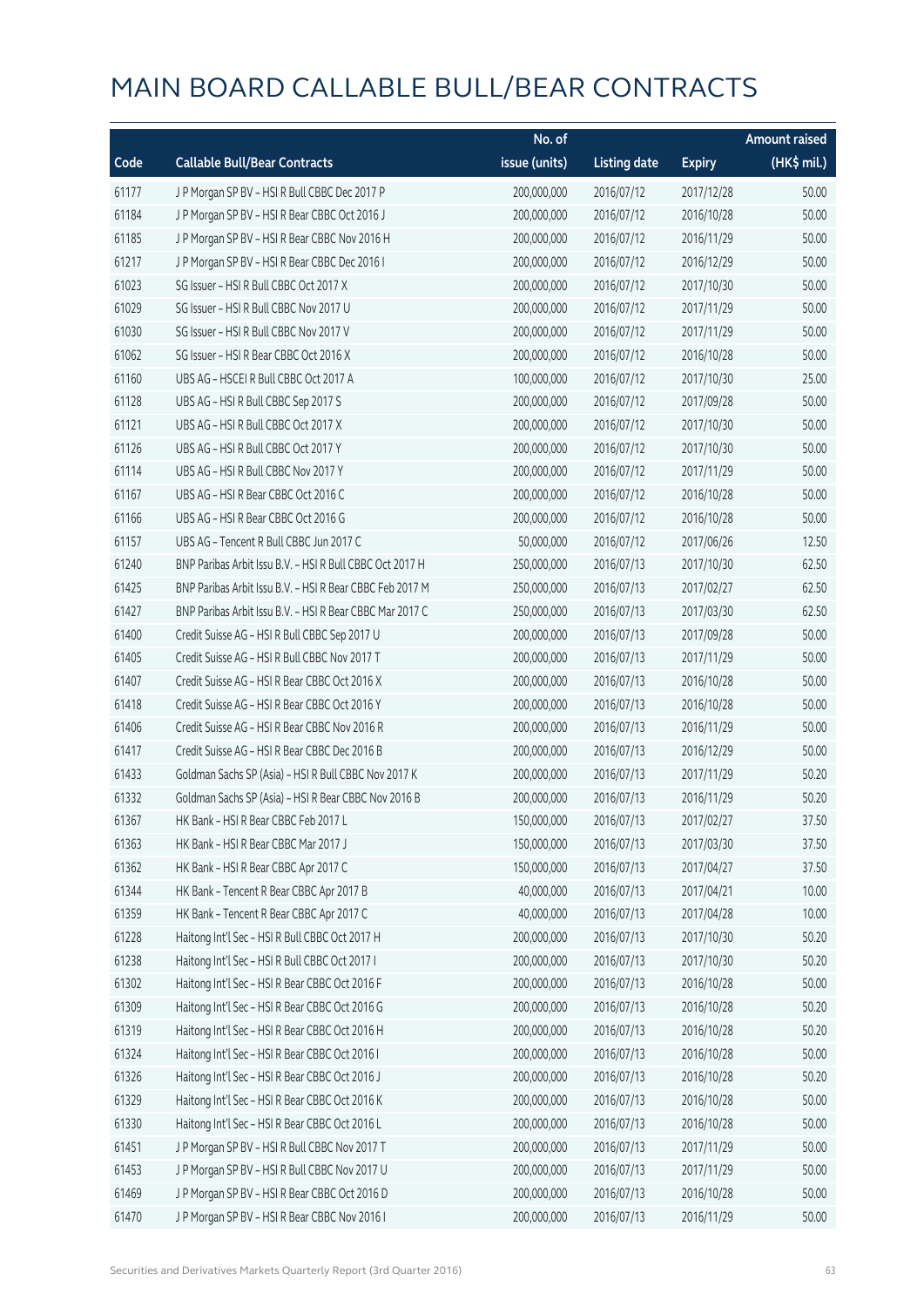# MAIN BOARD CALLABLE BULL/BEAR CONTRACTS

| Code | Callable Bull/Bear Contracts | No. of issue (units) | Listing date | Expiry | Amount raised (HK$ mil.) |
|---|---|---|---|---|---|
| 61177 | J P Morgan SP BV – HSI R Bull CBBC Dec 2017 P | 200,000,000 | 2016/07/12 | 2017/12/28 | 50.00 |
| 61184 | J P Morgan SP BV – HSI R Bear CBBC Oct 2016 J | 200,000,000 | 2016/07/12 | 2016/10/28 | 50.00 |
| 61185 | J P Morgan SP BV – HSI R Bear CBBC Nov 2016 H | 200,000,000 | 2016/07/12 | 2016/11/29 | 50.00 |
| 61217 | J P Morgan SP BV – HSI R Bear CBBC Dec 2016 I | 200,000,000 | 2016/07/12 | 2016/12/29 | 50.00 |
| 61023 | SG Issuer – HSI R Bull CBBC Oct 2017 X | 200,000,000 | 2016/07/12 | 2017/10/30 | 50.00 |
| 61029 | SG Issuer – HSI R Bull CBBC Nov 2017 U | 200,000,000 | 2016/07/12 | 2017/11/29 | 50.00 |
| 61030 | SG Issuer – HSI R Bull CBBC Nov 2017 V | 200,000,000 | 2016/07/12 | 2017/11/29 | 50.00 |
| 61062 | SG Issuer – HSI R Bear CBBC Oct 2016 X | 200,000,000 | 2016/07/12 | 2016/10/28 | 50.00 |
| 61160 | UBS AG – HSCEI R Bull CBBC Oct 2017 A | 100,000,000 | 2016/07/12 | 2017/10/30 | 25.00 |
| 61128 | UBS AG – HSI R Bull CBBC Sep 2017 S | 200,000,000 | 2016/07/12 | 2017/09/28 | 50.00 |
| 61121 | UBS AG – HSI R Bull CBBC Oct 2017 X | 200,000,000 | 2016/07/12 | 2017/10/30 | 50.00 |
| 61126 | UBS AG – HSI R Bull CBBC Oct 2017 Y | 200,000,000 | 2016/07/12 | 2017/10/30 | 50.00 |
| 61114 | UBS AG – HSI R Bull CBBC Nov 2017 Y | 200,000,000 | 2016/07/12 | 2017/11/29 | 50.00 |
| 61167 | UBS AG – HSI R Bear CBBC Oct 2016 C | 200,000,000 | 2016/07/12 | 2016/10/28 | 50.00 |
| 61166 | UBS AG – HSI R Bear CBBC Oct 2016 G | 200,000,000 | 2016/07/12 | 2016/10/28 | 50.00 |
| 61157 | UBS AG – Tencent R Bull CBBC Jun 2017 C | 50,000,000 | 2016/07/12 | 2017/06/26 | 12.50 |
| 61240 | BNP Paribas Arbit Issu B.V. – HSI R Bull CBBC Oct 2017 H | 250,000,000 | 2016/07/13 | 2017/10/30 | 62.50 |
| 61425 | BNP Paribas Arbit Issu B.V. – HSI R Bear CBBC Feb 2017 M | 250,000,000 | 2016/07/13 | 2017/02/27 | 62.50 |
| 61427 | BNP Paribas Arbit Issu B.V. – HSI R Bear CBBC Mar 2017 C | 250,000,000 | 2016/07/13 | 2017/03/30 | 62.50 |
| 61400 | Credit Suisse AG – HSI R Bull CBBC Sep 2017 U | 200,000,000 | 2016/07/13 | 2017/09/28 | 50.00 |
| 61405 | Credit Suisse AG – HSI R Bull CBBC Nov 2017 T | 200,000,000 | 2016/07/13 | 2017/11/29 | 50.00 |
| 61407 | Credit Suisse AG – HSI R Bear CBBC Oct 2016 X | 200,000,000 | 2016/07/13 | 2016/10/28 | 50.00 |
| 61418 | Credit Suisse AG – HSI R Bear CBBC Oct 2016 Y | 200,000,000 | 2016/07/13 | 2016/10/28 | 50.00 |
| 61406 | Credit Suisse AG – HSI R Bear CBBC Nov 2016 R | 200,000,000 | 2016/07/13 | 2016/11/29 | 50.00 |
| 61417 | Credit Suisse AG – HSI R Bear CBBC Dec 2016 B | 200,000,000 | 2016/07/13 | 2016/12/29 | 50.00 |
| 61433 | Goldman Sachs SP (Asia) – HSI R Bull CBBC Nov 2017 K | 200,000,000 | 2016/07/13 | 2017/11/29 | 50.20 |
| 61332 | Goldman Sachs SP (Asia) – HSI R Bear CBBC Nov 2016 B | 200,000,000 | 2016/07/13 | 2016/11/29 | 50.20 |
| 61367 | HK Bank – HSI R Bear CBBC Feb 2017 L | 150,000,000 | 2016/07/13 | 2017/02/27 | 37.50 |
| 61363 | HK Bank – HSI R Bear CBBC Mar 2017 J | 150,000,000 | 2016/07/13 | 2017/03/30 | 37.50 |
| 61362 | HK Bank – HSI R Bear CBBC Apr 2017 C | 150,000,000 | 2016/07/13 | 2017/04/27 | 37.50 |
| 61344 | HK Bank – Tencent R Bear CBBC Apr 2017 B | 40,000,000 | 2016/07/13 | 2017/04/21 | 10.00 |
| 61359 | HK Bank – Tencent R Bear CBBC Apr 2017 C | 40,000,000 | 2016/07/13 | 2017/04/28 | 10.00 |
| 61228 | Haitong Int'l Sec – HSI R Bull CBBC Oct 2017 H | 200,000,000 | 2016/07/13 | 2017/10/30 | 50.20 |
| 61238 | Haitong Int'l Sec – HSI R Bull CBBC Oct 2017 I | 200,000,000 | 2016/07/13 | 2017/10/30 | 50.20 |
| 61302 | Haitong Int'l Sec – HSI R Bear CBBC Oct 2016 F | 200,000,000 | 2016/07/13 | 2016/10/28 | 50.00 |
| 61309 | Haitong Int'l Sec – HSI R Bear CBBC Oct 2016 G | 200,000,000 | 2016/07/13 | 2016/10/28 | 50.20 |
| 61319 | Haitong Int'l Sec – HSI R Bear CBBC Oct 2016 H | 200,000,000 | 2016/07/13 | 2016/10/28 | 50.20 |
| 61324 | Haitong Int'l Sec – HSI R Bear CBBC Oct 2016 I | 200,000,000 | 2016/07/13 | 2016/10/28 | 50.00 |
| 61326 | Haitong Int'l Sec – HSI R Bear CBBC Oct 2016 J | 200,000,000 | 2016/07/13 | 2016/10/28 | 50.20 |
| 61329 | Haitong Int'l Sec – HSI R Bear CBBC Oct 2016 K | 200,000,000 | 2016/07/13 | 2016/10/28 | 50.00 |
| 61330 | Haitong Int'l Sec – HSI R Bear CBBC Oct 2016 L | 200,000,000 | 2016/07/13 | 2016/10/28 | 50.00 |
| 61451 | J P Morgan SP BV – HSI R Bull CBBC Nov 2017 T | 200,000,000 | 2016/07/13 | 2017/11/29 | 50.00 |
| 61453 | J P Morgan SP BV – HSI R Bull CBBC Nov 2017 U | 200,000,000 | 2016/07/13 | 2017/11/29 | 50.00 |
| 61469 | J P Morgan SP BV – HSI R Bear CBBC Oct 2016 D | 200,000,000 | 2016/07/13 | 2016/10/28 | 50.00 |
| 61470 | J P Morgan SP BV – HSI R Bear CBBC Nov 2016 I | 200,000,000 | 2016/07/13 | 2016/11/29 | 50.00 |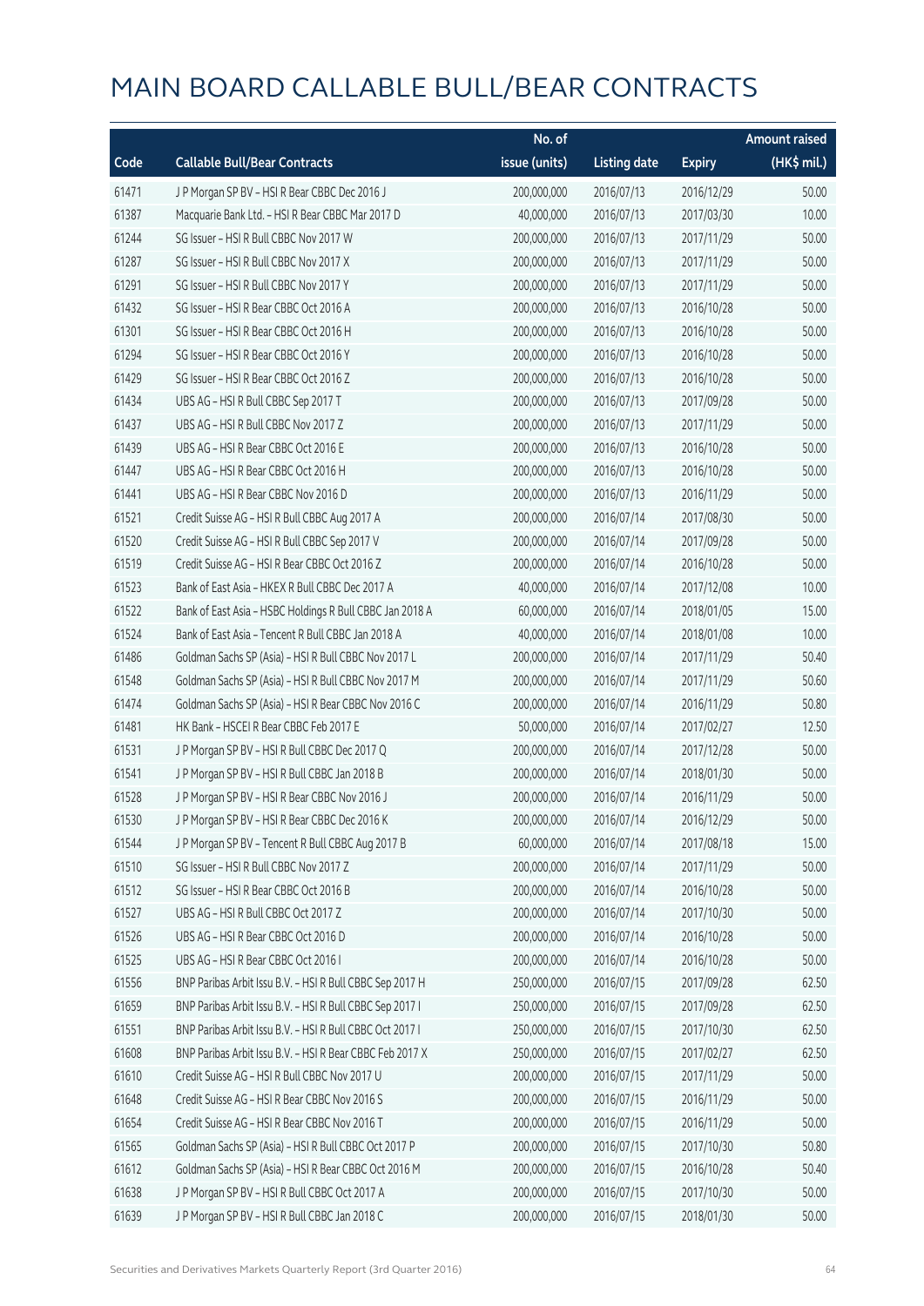# MAIN BOARD CALLABLE BULL/BEAR CONTRACTS

| Code | Callable Bull/Bear Contracts | No. of issue (units) | Listing date | Expiry | Amount raised (HK$ mil.) |
|---|---|---|---|---|---|
| 61471 | J P Morgan SP BV – HSI R Bear CBBC Dec 2016 J | 200,000,000 | 2016/07/13 | 2016/12/29 | 50.00 |
| 61387 | Macquarie Bank Ltd. – HSI R Bear CBBC Mar 2017 D | 40,000,000 | 2016/07/13 | 2017/03/30 | 10.00 |
| 61244 | SG Issuer – HSI R Bull CBBC Nov 2017 W | 200,000,000 | 2016/07/13 | 2017/11/29 | 50.00 |
| 61287 | SG Issuer – HSI R Bull CBBC Nov 2017 X | 200,000,000 | 2016/07/13 | 2017/11/29 | 50.00 |
| 61291 | SG Issuer – HSI R Bull CBBC Nov 2017 Y | 200,000,000 | 2016/07/13 | 2017/11/29 | 50.00 |
| 61432 | SG Issuer – HSI R Bear CBBC Oct 2016 A | 200,000,000 | 2016/07/13 | 2016/10/28 | 50.00 |
| 61301 | SG Issuer – HSI R Bear CBBC Oct 2016 H | 200,000,000 | 2016/07/13 | 2016/10/28 | 50.00 |
| 61294 | SG Issuer – HSI R Bear CBBC Oct 2016 Y | 200,000,000 | 2016/07/13 | 2016/10/28 | 50.00 |
| 61429 | SG Issuer – HSI R Bear CBBC Oct 2016 Z | 200,000,000 | 2016/07/13 | 2016/10/28 | 50.00 |
| 61434 | UBS AG – HSI R Bull CBBC Sep 2017 T | 200,000,000 | 2016/07/13 | 2017/09/28 | 50.00 |
| 61437 | UBS AG – HSI R Bull CBBC Nov 2017 Z | 200,000,000 | 2016/07/13 | 2017/11/29 | 50.00 |
| 61439 | UBS AG – HSI R Bear CBBC Oct 2016 E | 200,000,000 | 2016/07/13 | 2016/10/28 | 50.00 |
| 61447 | UBS AG – HSI R Bear CBBC Oct 2016 H | 200,000,000 | 2016/07/13 | 2016/10/28 | 50.00 |
| 61441 | UBS AG – HSI R Bear CBBC Nov 2016 D | 200,000,000 | 2016/07/13 | 2016/11/29 | 50.00 |
| 61521 | Credit Suisse AG – HSI R Bull CBBC Aug 2017 A | 200,000,000 | 2016/07/14 | 2017/08/30 | 50.00 |
| 61520 | Credit Suisse AG – HSI R Bull CBBC Sep 2017 V | 200,000,000 | 2016/07/14 | 2017/09/28 | 50.00 |
| 61519 | Credit Suisse AG – HSI R Bear CBBC Oct 2016 Z | 200,000,000 | 2016/07/14 | 2016/10/28 | 50.00 |
| 61523 | Bank of East Asia – HKEX R Bull CBBC Dec 2017 A | 40,000,000 | 2016/07/14 | 2017/12/08 | 10.00 |
| 61522 | Bank of East Asia – HSBC Holdings R Bull CBBC Jan 2018 A | 60,000,000 | 2016/07/14 | 2018/01/05 | 15.00 |
| 61524 | Bank of East Asia – Tencent R Bull CBBC Jan 2018 A | 40,000,000 | 2016/07/14 | 2018/01/08 | 10.00 |
| 61486 | Goldman Sachs SP (Asia) – HSI R Bull CBBC Nov 2017 L | 200,000,000 | 2016/07/14 | 2017/11/29 | 50.40 |
| 61548 | Goldman Sachs SP (Asia) – HSI R Bull CBBC Nov 2017 M | 200,000,000 | 2016/07/14 | 2017/11/29 | 50.60 |
| 61474 | Goldman Sachs SP (Asia) – HSI R Bear CBBC Nov 2016 C | 200,000,000 | 2016/07/14 | 2016/11/29 | 50.80 |
| 61481 | HK Bank – HSCEI R Bear CBBC Feb 2017 E | 50,000,000 | 2016/07/14 | 2017/02/27 | 12.50 |
| 61531 | J P Morgan SP BV – HSI R Bull CBBC Dec 2017 Q | 200,000,000 | 2016/07/14 | 2017/12/28 | 50.00 |
| 61541 | J P Morgan SP BV – HSI R Bull CBBC Jan 2018 B | 200,000,000 | 2016/07/14 | 2018/01/30 | 50.00 |
| 61528 | J P Morgan SP BV – HSI R Bear CBBC Nov 2016 J | 200,000,000 | 2016/07/14 | 2016/11/29 | 50.00 |
| 61530 | J P Morgan SP BV – HSI R Bear CBBC Dec 2016 K | 200,000,000 | 2016/07/14 | 2016/12/29 | 50.00 |
| 61544 | J P Morgan SP BV – Tencent R Bull CBBC Aug 2017 B | 60,000,000 | 2016/07/14 | 2017/08/18 | 15.00 |
| 61510 | SG Issuer – HSI R Bull CBBC Nov 2017 Z | 200,000,000 | 2016/07/14 | 2017/11/29 | 50.00 |
| 61512 | SG Issuer – HSI R Bear CBBC Oct 2016 B | 200,000,000 | 2016/07/14 | 2016/10/28 | 50.00 |
| 61527 | UBS AG – HSI R Bull CBBC Oct 2017 Z | 200,000,000 | 2016/07/14 | 2017/10/30 | 50.00 |
| 61526 | UBS AG – HSI R Bear CBBC Oct 2016 D | 200,000,000 | 2016/07/14 | 2016/10/28 | 50.00 |
| 61525 | UBS AG – HSI R Bear CBBC Oct 2016 I | 200,000,000 | 2016/07/14 | 2016/10/28 | 50.00 |
| 61556 | BNP Paribas Arbit Issu B.V. – HSI R Bull CBBC Sep 2017 H | 250,000,000 | 2016/07/15 | 2017/09/28 | 62.50 |
| 61659 | BNP Paribas Arbit Issu B.V. – HSI R Bull CBBC Sep 2017 I | 250,000,000 | 2016/07/15 | 2017/09/28 | 62.50 |
| 61551 | BNP Paribas Arbit Issu B.V. – HSI R Bull CBBC Oct 2017 I | 250,000,000 | 2016/07/15 | 2017/10/30 | 62.50 |
| 61608 | BNP Paribas Arbit Issu B.V. – HSI R Bear CBBC Feb 2017 X | 250,000,000 | 2016/07/15 | 2017/02/27 | 62.50 |
| 61610 | Credit Suisse AG – HSI R Bull CBBC Nov 2017 U | 200,000,000 | 2016/07/15 | 2017/11/29 | 50.00 |
| 61648 | Credit Suisse AG – HSI R Bear CBBC Nov 2016 S | 200,000,000 | 2016/07/15 | 2016/11/29 | 50.00 |
| 61654 | Credit Suisse AG – HSI R Bear CBBC Nov 2016 T | 200,000,000 | 2016/07/15 | 2016/11/29 | 50.00 |
| 61565 | Goldman Sachs SP (Asia) – HSI R Bull CBBC Oct 2017 P | 200,000,000 | 2016/07/15 | 2017/10/30 | 50.80 |
| 61612 | Goldman Sachs SP (Asia) – HSI R Bear CBBC Oct 2016 M | 200,000,000 | 2016/07/15 | 2016/10/28 | 50.40 |
| 61638 | J P Morgan SP BV – HSI R Bull CBBC Oct 2017 A | 200,000,000 | 2016/07/15 | 2017/10/30 | 50.00 |
| 61639 | J P Morgan SP BV – HSI R Bull CBBC Jan 2018 C | 200,000,000 | 2016/07/15 | 2018/01/30 | 50.00 |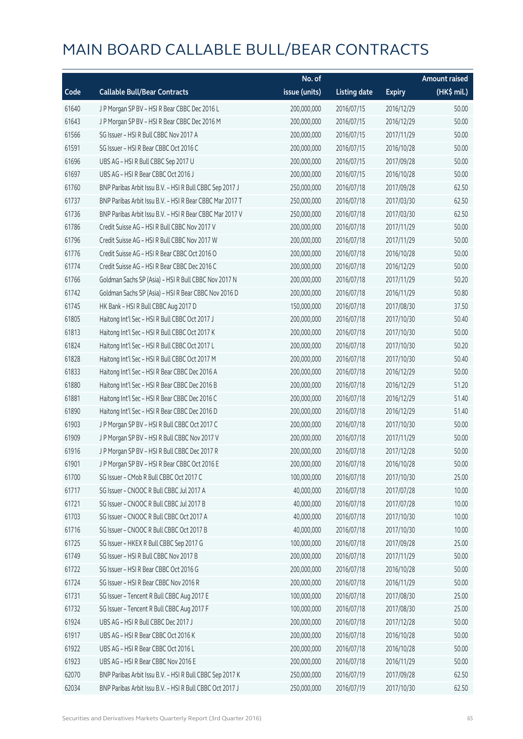# MAIN BOARD CALLABLE BULL/BEAR CONTRACTS

| Code | Callable Bull/Bear Contracts | No. of issue (units) | Listing date | Expiry | Amount raised (HK$ mil.) |
|---|---|---|---|---|---|
| 61640 | J P Morgan SP BV – HSI R Bear CBBC Dec 2016 L | 200,000,000 | 2016/07/15 | 2016/12/29 | 50.00 |
| 61643 | J P Morgan SP BV – HSI R Bear CBBC Dec 2016 M | 200,000,000 | 2016/07/15 | 2016/12/29 | 50.00 |
| 61566 | SG Issuer – HSI R Bull CBBC Nov 2017 A | 200,000,000 | 2016/07/15 | 2017/11/29 | 50.00 |
| 61591 | SG Issuer – HSI R Bear CBBC Oct 2016 C | 200,000,000 | 2016/07/15 | 2016/10/28 | 50.00 |
| 61696 | UBS AG – HSI R Bull CBBC Sep 2017 U | 200,000,000 | 2016/07/15 | 2017/09/28 | 50.00 |
| 61697 | UBS AG – HSI R Bear CBBC Oct 2016 J | 200,000,000 | 2016/07/15 | 2016/10/28 | 50.00 |
| 61760 | BNP Paribas Arbit Issu B.V. – HSI R Bull CBBC Sep 2017 J | 250,000,000 | 2016/07/18 | 2017/09/28 | 62.50 |
| 61737 | BNP Paribas Arbit Issu B.V. – HSI R Bear CBBC Mar 2017 T | 250,000,000 | 2016/07/18 | 2017/03/30 | 62.50 |
| 61736 | BNP Paribas Arbit Issu B.V. – HSI R Bear CBBC Mar 2017 V | 250,000,000 | 2016/07/18 | 2017/03/30 | 62.50 |
| 61786 | Credit Suisse AG – HSI R Bull CBBC Nov 2017 V | 200,000,000 | 2016/07/18 | 2017/11/29 | 50.00 |
| 61796 | Credit Suisse AG – HSI R Bull CBBC Nov 2017 W | 200,000,000 | 2016/07/18 | 2017/11/29 | 50.00 |
| 61776 | Credit Suisse AG – HSI R Bear CBBC Oct 2016 O | 200,000,000 | 2016/07/18 | 2016/10/28 | 50.00 |
| 61774 | Credit Suisse AG – HSI R Bear CBBC Dec 2016 C | 200,000,000 | 2016/07/18 | 2016/12/29 | 50.00 |
| 61766 | Goldman Sachs SP (Asia) – HSI R Bull CBBC Nov 2017 N | 200,000,000 | 2016/07/18 | 2017/11/29 | 50.20 |
| 61742 | Goldman Sachs SP (Asia) – HSI R Bear CBBC Nov 2016 D | 200,000,000 | 2016/07/18 | 2016/11/29 | 50.80 |
| 61745 | HK Bank – HSI R Bull CBBC Aug 2017 D | 150,000,000 | 2016/07/18 | 2017/08/30 | 37.50 |
| 61805 | Haitong Int'l Sec – HSI R Bull CBBC Oct 2017 J | 200,000,000 | 2016/07/18 | 2017/10/30 | 50.40 |
| 61813 | Haitong Int'l Sec – HSI R Bull CBBC Oct 2017 K | 200,000,000 | 2016/07/18 | 2017/10/30 | 50.00 |
| 61824 | Haitong Int'l Sec – HSI R Bull CBBC Oct 2017 L | 200,000,000 | 2016/07/18 | 2017/10/30 | 50.20 |
| 61828 | Haitong Int'l Sec – HSI R Bull CBBC Oct 2017 M | 200,000,000 | 2016/07/18 | 2017/10/30 | 50.40 |
| 61833 | Haitong Int'l Sec – HSI R Bear CBBC Dec 2016 A | 200,000,000 | 2016/07/18 | 2016/12/29 | 50.00 |
| 61880 | Haitong Int'l Sec – HSI R Bear CBBC Dec 2016 B | 200,000,000 | 2016/07/18 | 2016/12/29 | 51.20 |
| 61881 | Haitong Int'l Sec – HSI R Bear CBBC Dec 2016 C | 200,000,000 | 2016/07/18 | 2016/12/29 | 51.40 |
| 61890 | Haitong Int'l Sec – HSI R Bear CBBC Dec 2016 D | 200,000,000 | 2016/07/18 | 2016/12/29 | 51.40 |
| 61903 | J P Morgan SP BV – HSI R Bull CBBC Oct 2017 C | 200,000,000 | 2016/07/18 | 2017/10/30 | 50.00 |
| 61909 | J P Morgan SP BV – HSI R Bull CBBC Nov 2017 V | 200,000,000 | 2016/07/18 | 2017/11/29 | 50.00 |
| 61916 | J P Morgan SP BV – HSI R Bull CBBC Dec 2017 R | 200,000,000 | 2016/07/18 | 2017/12/28 | 50.00 |
| 61901 | J P Morgan SP BV – HSI R Bear CBBC Oct 2016 E | 200,000,000 | 2016/07/18 | 2016/10/28 | 50.00 |
| 61700 | SG Issuer – CMob R Bull CBBC Oct 2017 C | 100,000,000 | 2016/07/18 | 2017/10/30 | 25.00 |
| 61717 | SG Issuer – CNOOC R Bull CBBC Jul 2017 A | 40,000,000 | 2016/07/18 | 2017/07/28 | 10.00 |
| 61721 | SG Issuer – CNOOC R Bull CBBC Jul 2017 B | 40,000,000 | 2016/07/18 | 2017/07/28 | 10.00 |
| 61703 | SG Issuer – CNOOC R Bull CBBC Oct 2017 A | 40,000,000 | 2016/07/18 | 2017/10/30 | 10.00 |
| 61716 | SG Issuer – CNOOC R Bull CBBC Oct 2017 B | 40,000,000 | 2016/07/18 | 2017/10/30 | 10.00 |
| 61725 | SG Issuer – HKEX R Bull CBBC Sep 2017 G | 100,000,000 | 2016/07/18 | 2017/09/28 | 25.00 |
| 61749 | SG Issuer – HSI R Bull CBBC Nov 2017 B | 200,000,000 | 2016/07/18 | 2017/11/29 | 50.00 |
| 61722 | SG Issuer – HSI R Bear CBBC Oct 2016 G | 200,000,000 | 2016/07/18 | 2016/10/28 | 50.00 |
| 61724 | SG Issuer – HSI R Bear CBBC Nov 2016 R | 200,000,000 | 2016/07/18 | 2016/11/29 | 50.00 |
| 61731 | SG Issuer – Tencent R Bull CBBC Aug 2017 E | 100,000,000 | 2016/07/18 | 2017/08/30 | 25.00 |
| 61732 | SG Issuer – Tencent R Bull CBBC Aug 2017 F | 100,000,000 | 2016/07/18 | 2017/08/30 | 25.00 |
| 61924 | UBS AG – HSI R Bull CBBC Dec 2017 J | 200,000,000 | 2016/07/18 | 2017/12/28 | 50.00 |
| 61917 | UBS AG – HSI R Bear CBBC Oct 2016 K | 200,000,000 | 2016/07/18 | 2016/10/28 | 50.00 |
| 61922 | UBS AG – HSI R Bear CBBC Oct 2016 L | 200,000,000 | 2016/07/18 | 2016/10/28 | 50.00 |
| 61923 | UBS AG – HSI R Bear CBBC Nov 2016 E | 200,000,000 | 2016/07/18 | 2016/11/29 | 50.00 |
| 62070 | BNP Paribas Arbit Issu B.V. – HSI R Bull CBBC Sep 2017 K | 250,000,000 | 2016/07/19 | 2017/09/28 | 62.50 |
| 62034 | BNP Paribas Arbit Issu B.V. – HSI R Bull CBBC Oct 2017 J | 250,000,000 | 2016/07/19 | 2017/10/30 | 62.50 |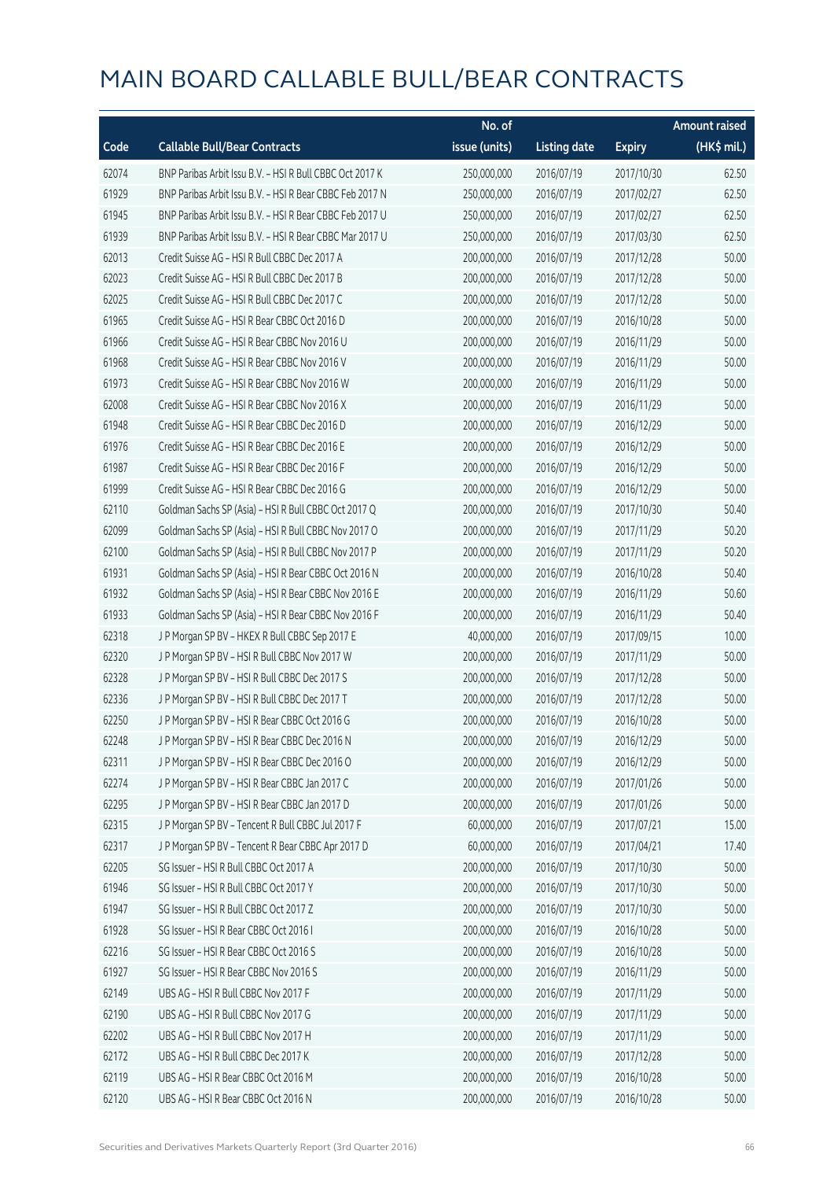# MAIN BOARD CALLABLE BULL/BEAR CONTRACTS

| Code | Callable Bull/Bear Contracts | No. of issue (units) | Listing date | Expiry | Amount raised (HK$ mil.) |
|---|---|---|---|---|---|
| 62074 | BNP Paribas Arbit Issu B.V. – HSI R Bull CBBC Oct 2017 K | 250,000,000 | 2016/07/19 | 2017/10/30 | 62.50 |
| 61929 | BNP Paribas Arbit Issu B.V. – HSI R Bear CBBC Feb 2017 N | 250,000,000 | 2016/07/19 | 2017/02/27 | 62.50 |
| 61945 | BNP Paribas Arbit Issu B.V. – HSI R Bear CBBC Feb 2017 U | 250,000,000 | 2016/07/19 | 2017/02/27 | 62.50 |
| 61939 | BNP Paribas Arbit Issu B.V. – HSI R Bear CBBC Mar 2017 U | 250,000,000 | 2016/07/19 | 2017/03/30 | 62.50 |
| 62013 | Credit Suisse AG – HSI R Bull CBBC Dec 2017 A | 200,000,000 | 2016/07/19 | 2017/12/28 | 50.00 |
| 62023 | Credit Suisse AG – HSI R Bull CBBC Dec 2017 B | 200,000,000 | 2016/07/19 | 2017/12/28 | 50.00 |
| 62025 | Credit Suisse AG – HSI R Bull CBBC Dec 2017 C | 200,000,000 | 2016/07/19 | 2017/12/28 | 50.00 |
| 61965 | Credit Suisse AG – HSI R Bear CBBC Oct 2016 D | 200,000,000 | 2016/07/19 | 2016/10/28 | 50.00 |
| 61966 | Credit Suisse AG – HSI R Bear CBBC Nov 2016 U | 200,000,000 | 2016/07/19 | 2016/11/29 | 50.00 |
| 61968 | Credit Suisse AG – HSI R Bear CBBC Nov 2016 V | 200,000,000 | 2016/07/19 | 2016/11/29 | 50.00 |
| 61973 | Credit Suisse AG – HSI R Bear CBBC Nov 2016 W | 200,000,000 | 2016/07/19 | 2016/11/29 | 50.00 |
| 62008 | Credit Suisse AG – HSI R Bear CBBC Nov 2016 X | 200,000,000 | 2016/07/19 | 2016/11/29 | 50.00 |
| 61948 | Credit Suisse AG – HSI R Bear CBBC Dec 2016 D | 200,000,000 | 2016/07/19 | 2016/12/29 | 50.00 |
| 61976 | Credit Suisse AG – HSI R Bear CBBC Dec 2016 E | 200,000,000 | 2016/07/19 | 2016/12/29 | 50.00 |
| 61987 | Credit Suisse AG – HSI R Bear CBBC Dec 2016 F | 200,000,000 | 2016/07/19 | 2016/12/29 | 50.00 |
| 61999 | Credit Suisse AG – HSI R Bear CBBC Dec 2016 G | 200,000,000 | 2016/07/19 | 2016/12/29 | 50.00 |
| 62110 | Goldman Sachs SP (Asia) – HSI R Bull CBBC Oct 2017 Q | 200,000,000 | 2016/07/19 | 2017/10/30 | 50.40 |
| 62099 | Goldman Sachs SP (Asia) – HSI R Bull CBBC Nov 2017 O | 200,000,000 | 2016/07/19 | 2017/11/29 | 50.20 |
| 62100 | Goldman Sachs SP (Asia) – HSI R Bull CBBC Nov 2017 P | 200,000,000 | 2016/07/19 | 2017/11/29 | 50.20 |
| 61931 | Goldman Sachs SP (Asia) – HSI R Bear CBBC Oct 2016 N | 200,000,000 | 2016/07/19 | 2016/10/28 | 50.40 |
| 61932 | Goldman Sachs SP (Asia) – HSI R Bear CBBC Nov 2016 E | 200,000,000 | 2016/07/19 | 2016/11/29 | 50.60 |
| 61933 | Goldman Sachs SP (Asia) – HSI R Bear CBBC Nov 2016 F | 200,000,000 | 2016/07/19 | 2016/11/29 | 50.40 |
| 62318 | J P Morgan SP BV – HKEX R Bull CBBC Sep 2017 E | 40,000,000 | 2016/07/19 | 2017/09/15 | 10.00 |
| 62320 | J P Morgan SP BV – HSI R Bull CBBC Nov 2017 W | 200,000,000 | 2016/07/19 | 2017/11/29 | 50.00 |
| 62328 | J P Morgan SP BV – HSI R Bull CBBC Dec 2017 S | 200,000,000 | 2016/07/19 | 2017/12/28 | 50.00 |
| 62336 | J P Morgan SP BV – HSI R Bull CBBC Dec 2017 T | 200,000,000 | 2016/07/19 | 2017/12/28 | 50.00 |
| 62250 | J P Morgan SP BV – HSI R Bear CBBC Oct 2016 G | 200,000,000 | 2016/07/19 | 2016/10/28 | 50.00 |
| 62248 | J P Morgan SP BV – HSI R Bear CBBC Dec 2016 N | 200,000,000 | 2016/07/19 | 2016/12/29 | 50.00 |
| 62311 | J P Morgan SP BV – HSI R Bear CBBC Dec 2016 O | 200,000,000 | 2016/07/19 | 2016/12/29 | 50.00 |
| 62274 | J P Morgan SP BV – HSI R Bear CBBC Jan 2017 C | 200,000,000 | 2016/07/19 | 2017/01/26 | 50.00 |
| 62295 | J P Morgan SP BV – HSI R Bear CBBC Jan 2017 D | 200,000,000 | 2016/07/19 | 2017/01/26 | 50.00 |
| 62315 | J P Morgan SP BV – Tencent R Bull CBBC Jul 2017 F | 60,000,000 | 2016/07/19 | 2017/07/21 | 15.00 |
| 62317 | J P Morgan SP BV – Tencent R Bear CBBC Apr 2017 D | 60,000,000 | 2016/07/19 | 2017/04/21 | 17.40 |
| 62205 | SG Issuer – HSI R Bull CBBC Oct 2017 A | 200,000,000 | 2016/07/19 | 2017/10/30 | 50.00 |
| 61946 | SG Issuer – HSI R Bull CBBC Oct 2017 Y | 200,000,000 | 2016/07/19 | 2017/10/30 | 50.00 |
| 61947 | SG Issuer – HSI R Bull CBBC Oct 2017 Z | 200,000,000 | 2016/07/19 | 2017/10/30 | 50.00 |
| 61928 | SG Issuer – HSI R Bear CBBC Oct 2016 I | 200,000,000 | 2016/07/19 | 2016/10/28 | 50.00 |
| 62216 | SG Issuer – HSI R Bear CBBC Oct 2016 S | 200,000,000 | 2016/07/19 | 2016/10/28 | 50.00 |
| 61927 | SG Issuer – HSI R Bear CBBC Nov 2016 S | 200,000,000 | 2016/07/19 | 2016/11/29 | 50.00 |
| 62149 | UBS AG – HSI R Bull CBBC Nov 2017 F | 200,000,000 | 2016/07/19 | 2017/11/29 | 50.00 |
| 62190 | UBS AG – HSI R Bull CBBC Nov 2017 G | 200,000,000 | 2016/07/19 | 2017/11/29 | 50.00 |
| 62202 | UBS AG – HSI R Bull CBBC Nov 2017 H | 200,000,000 | 2016/07/19 | 2017/11/29 | 50.00 |
| 62172 | UBS AG – HSI R Bull CBBC Dec 2017 K | 200,000,000 | 2016/07/19 | 2017/12/28 | 50.00 |
| 62119 | UBS AG – HSI R Bear CBBC Oct 2016 M | 200,000,000 | 2016/07/19 | 2016/10/28 | 50.00 |
| 62120 | UBS AG – HSI R Bear CBBC Oct 2016 N | 200,000,000 | 2016/07/19 | 2016/10/28 | 50.00 |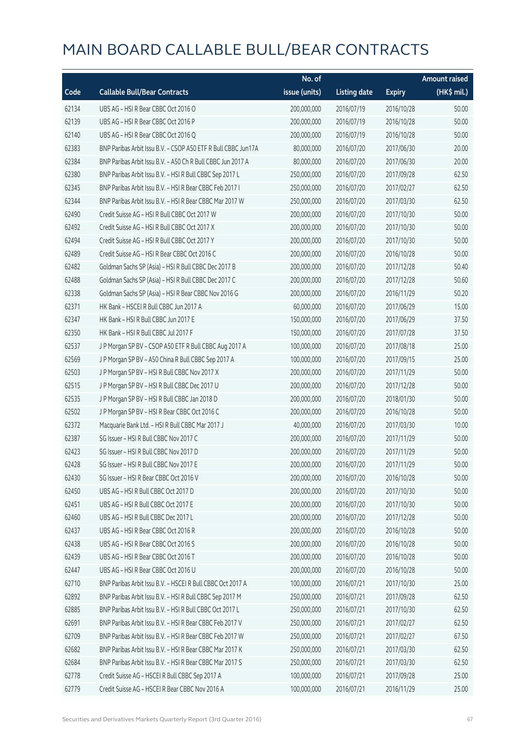# MAIN BOARD CALLABLE BULL/BEAR CONTRACTS

| Code | Callable Bull/Bear Contracts | No. of issue (units) | Listing date | Expiry | Amount raised (HK$ mil.) |
|---|---|---|---|---|---|
| 62134 | UBS AG – HSI R Bear CBBC Oct 2016 O | 200,000,000 | 2016/07/19 | 2016/10/28 | 50.00 |
| 62139 | UBS AG – HSI R Bear CBBC Oct 2016 P | 200,000,000 | 2016/07/19 | 2016/10/28 | 50.00 |
| 62140 | UBS AG – HSI R Bear CBBC Oct 2016 Q | 200,000,000 | 2016/07/19 | 2016/10/28 | 50.00 |
| 62383 | BNP Paribas Arbit Issu B.V. – CSOP A50 ETF R Bull CBBC Jun17A | 80,000,000 | 2016/07/20 | 2017/06/30 | 20.00 |
| 62384 | BNP Paribas Arbit Issu B.V. – A50 Ch R Bull CBBC Jun 2017 A | 80,000,000 | 2016/07/20 | 2017/06/30 | 20.00 |
| 62380 | BNP Paribas Arbit Issu B.V. – HSI R Bull CBBC Sep 2017 L | 250,000,000 | 2016/07/20 | 2017/09/28 | 62.50 |
| 62345 | BNP Paribas Arbit Issu B.V. – HSI R Bear CBBC Feb 2017 I | 250,000,000 | 2016/07/20 | 2017/02/27 | 62.50 |
| 62344 | BNP Paribas Arbit Issu B.V. – HSI R Bear CBBC Mar 2017 W | 250,000,000 | 2016/07/20 | 2017/03/30 | 62.50 |
| 62490 | Credit Suisse AG – HSI R Bull CBBC Oct 2017 W | 200,000,000 | 2016/07/20 | 2017/10/30 | 50.00 |
| 62492 | Credit Suisse AG – HSI R Bull CBBC Oct 2017 X | 200,000,000 | 2016/07/20 | 2017/10/30 | 50.00 |
| 62494 | Credit Suisse AG – HSI R Bull CBBC Oct 2017 Y | 200,000,000 | 2016/07/20 | 2017/10/30 | 50.00 |
| 62489 | Credit Suisse AG – HSI R Bear CBBC Oct 2016 C | 200,000,000 | 2016/07/20 | 2016/10/28 | 50.00 |
| 62482 | Goldman Sachs SP (Asia) – HSI R Bull CBBC Dec 2017 B | 200,000,000 | 2016/07/20 | 2017/12/28 | 50.40 |
| 62488 | Goldman Sachs SP (Asia) – HSI R Bull CBBC Dec 2017 C | 200,000,000 | 2016/07/20 | 2017/12/28 | 50.60 |
| 62338 | Goldman Sachs SP (Asia) – HSI R Bear CBBC Nov 2016 G | 200,000,000 | 2016/07/20 | 2016/11/29 | 50.20 |
| 62371 | HK Bank – HSCEI R Bull CBBC Jun 2017 A | 60,000,000 | 2016/07/20 | 2017/06/29 | 15.00 |
| 62347 | HK Bank – HSI R Bull CBBC Jun 2017 E | 150,000,000 | 2016/07/20 | 2017/06/29 | 37.50 |
| 62350 | HK Bank – HSI R Bull CBBC Jul 2017 F | 150,000,000 | 2016/07/20 | 2017/07/28 | 37.50 |
| 62537 | J P Morgan SP BV – CSOP A50 ETF R Bull CBBC Aug 2017 A | 100,000,000 | 2016/07/20 | 2017/08/18 | 25.00 |
| 62569 | J P Morgan SP BV – A50 China R Bull CBBC Sep 2017 A | 100,000,000 | 2016/07/20 | 2017/09/15 | 25.00 |
| 62503 | J P Morgan SP BV – HSI R Bull CBBC Nov 2017 X | 200,000,000 | 2016/07/20 | 2017/11/29 | 50.00 |
| 62515 | J P Morgan SP BV – HSI R Bull CBBC Dec 2017 U | 200,000,000 | 2016/07/20 | 2017/12/28 | 50.00 |
| 62535 | J P Morgan SP BV – HSI R Bull CBBC Jan 2018 D | 200,000,000 | 2016/07/20 | 2018/01/30 | 50.00 |
| 62502 | J P Morgan SP BV – HSI R Bear CBBC Oct 2016 C | 200,000,000 | 2016/07/20 | 2016/10/28 | 50.00 |
| 62372 | Macquarie Bank Ltd. – HSI R Bull CBBC Mar 2017 J | 40,000,000 | 2016/07/20 | 2017/03/30 | 10.00 |
| 62387 | SG Issuer – HSI R Bull CBBC Nov 2017 C | 200,000,000 | 2016/07/20 | 2017/11/29 | 50.00 |
| 62423 | SG Issuer – HSI R Bull CBBC Nov 2017 D | 200,000,000 | 2016/07/20 | 2017/11/29 | 50.00 |
| 62428 | SG Issuer – HSI R Bull CBBC Nov 2017 E | 200,000,000 | 2016/07/20 | 2017/11/29 | 50.00 |
| 62430 | SG Issuer – HSI R Bear CBBC Oct 2016 V | 200,000,000 | 2016/07/20 | 2016/10/28 | 50.00 |
| 62450 | UBS AG – HSI R Bull CBBC Oct 2017 D | 200,000,000 | 2016/07/20 | 2017/10/30 | 50.00 |
| 62451 | UBS AG – HSI R Bull CBBC Oct 2017 E | 200,000,000 | 2016/07/20 | 2017/10/30 | 50.00 |
| 62460 | UBS AG – HSI R Bull CBBC Dec 2017 L | 200,000,000 | 2016/07/20 | 2017/12/28 | 50.00 |
| 62437 | UBS AG – HSI R Bear CBBC Oct 2016 R | 200,000,000 | 2016/07/20 | 2016/10/28 | 50.00 |
| 62438 | UBS AG – HSI R Bear CBBC Oct 2016 S | 200,000,000 | 2016/07/20 | 2016/10/28 | 50.00 |
| 62439 | UBS AG – HSI R Bear CBBC Oct 2016 T | 200,000,000 | 2016/07/20 | 2016/10/28 | 50.00 |
| 62447 | UBS AG – HSI R Bear CBBC Oct 2016 U | 200,000,000 | 2016/07/20 | 2016/10/28 | 50.00 |
| 62710 | BNP Paribas Arbit Issu B.V. – HSCEI R Bull CBBC Oct 2017 A | 100,000,000 | 2016/07/21 | 2017/10/30 | 25.00 |
| 62892 | BNP Paribas Arbit Issu B.V. – HSI R Bull CBBC Sep 2017 M | 250,000,000 | 2016/07/21 | 2017/09/28 | 62.50 |
| 62885 | BNP Paribas Arbit Issu B.V. – HSI R Bull CBBC Oct 2017 L | 250,000,000 | 2016/07/21 | 2017/10/30 | 62.50 |
| 62691 | BNP Paribas Arbit Issu B.V. – HSI R Bear CBBC Feb 2017 V | 250,000,000 | 2016/07/21 | 2017/02/27 | 62.50 |
| 62709 | BNP Paribas Arbit Issu B.V. – HSI R Bear CBBC Feb 2017 W | 250,000,000 | 2016/07/21 | 2017/02/27 | 67.50 |
| 62682 | BNP Paribas Arbit Issu B.V. – HSI R Bear CBBC Mar 2017 K | 250,000,000 | 2016/07/21 | 2017/03/30 | 62.50 |
| 62684 | BNP Paribas Arbit Issu B.V. – HSI R Bear CBBC Mar 2017 S | 250,000,000 | 2016/07/21 | 2017/03/30 | 62.50 |
| 62778 | Credit Suisse AG – HSCEI R Bull CBBC Sep 2017 A | 100,000,000 | 2016/07/21 | 2017/09/28 | 25.00 |
| 62779 | Credit Suisse AG – HSCEI R Bear CBBC Nov 2016 A | 100,000,000 | 2016/07/21 | 2016/11/29 | 25.00 |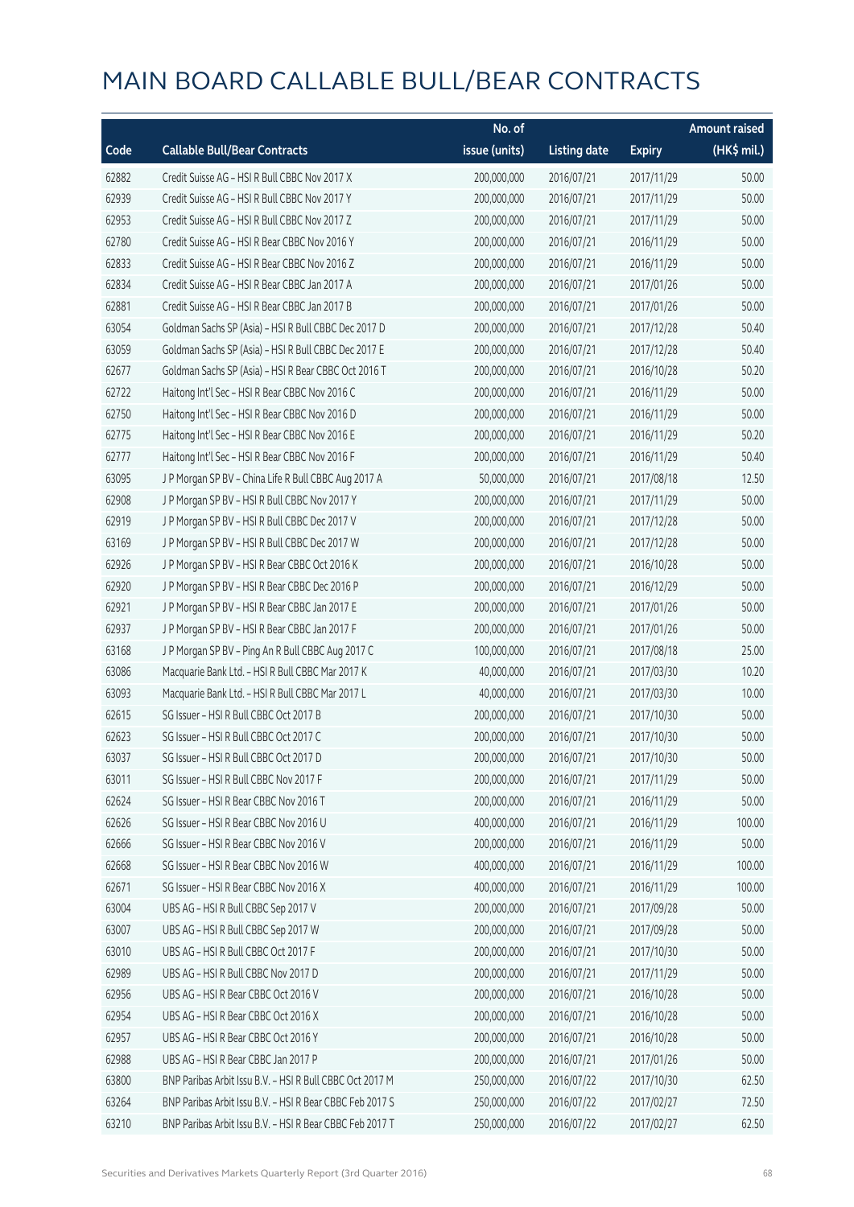# MAIN BOARD CALLABLE BULL/BEAR CONTRACTS

| Code | Callable Bull/Bear Contracts | No. of issue (units) | Listing date | Expiry | Amount raised (HK$ mil.) |
|---|---|---|---|---|---|
| 62882 | Credit Suisse AG – HSI R Bull CBBC Nov 2017 X | 200,000,000 | 2016/07/21 | 2017/11/29 | 50.00 |
| 62939 | Credit Suisse AG – HSI R Bull CBBC Nov 2017 Y | 200,000,000 | 2016/07/21 | 2017/11/29 | 50.00 |
| 62953 | Credit Suisse AG – HSI R Bull CBBC Nov 2017 Z | 200,000,000 | 2016/07/21 | 2017/11/29 | 50.00 |
| 62780 | Credit Suisse AG – HSI R Bear CBBC Nov 2016 Y | 200,000,000 | 2016/07/21 | 2016/11/29 | 50.00 |
| 62833 | Credit Suisse AG – HSI R Bear CBBC Nov 2016 Z | 200,000,000 | 2016/07/21 | 2016/11/29 | 50.00 |
| 62834 | Credit Suisse AG – HSI R Bear CBBC Jan 2017 A | 200,000,000 | 2016/07/21 | 2017/01/26 | 50.00 |
| 62881 | Credit Suisse AG – HSI R Bear CBBC Jan 2017 B | 200,000,000 | 2016/07/21 | 2017/01/26 | 50.00 |
| 63054 | Goldman Sachs SP (Asia) – HSI R Bull CBBC Dec 2017 D | 200,000,000 | 2016/07/21 | 2017/12/28 | 50.40 |
| 63059 | Goldman Sachs SP (Asia) – HSI R Bull CBBC Dec 2017 E | 200,000,000 | 2016/07/21 | 2017/12/28 | 50.40 |
| 62677 | Goldman Sachs SP (Asia) – HSI R Bear CBBC Oct 2016 T | 200,000,000 | 2016/07/21 | 2016/10/28 | 50.20 |
| 62722 | Haitong Int'l Sec – HSI R Bear CBBC Nov 2016 C | 200,000,000 | 2016/07/21 | 2016/11/29 | 50.00 |
| 62750 | Haitong Int'l Sec – HSI R Bear CBBC Nov 2016 D | 200,000,000 | 2016/07/21 | 2016/11/29 | 50.00 |
| 62775 | Haitong Int'l Sec – HSI R Bear CBBC Nov 2016 E | 200,000,000 | 2016/07/21 | 2016/11/29 | 50.20 |
| 62777 | Haitong Int'l Sec – HSI R Bear CBBC Nov 2016 F | 200,000,000 | 2016/07/21 | 2016/11/29 | 50.40 |
| 63095 | J P Morgan SP BV – China Life R Bull CBBC Aug 2017 A | 50,000,000 | 2016/07/21 | 2017/08/18 | 12.50 |
| 62908 | J P Morgan SP BV – HSI R Bull CBBC Nov 2017 Y | 200,000,000 | 2016/07/21 | 2017/11/29 | 50.00 |
| 62919 | J P Morgan SP BV – HSI R Bull CBBC Dec 2017 V | 200,000,000 | 2016/07/21 | 2017/12/28 | 50.00 |
| 63169 | J P Morgan SP BV – HSI R Bull CBBC Dec 2017 W | 200,000,000 | 2016/07/21 | 2017/12/28 | 50.00 |
| 62926 | J P Morgan SP BV – HSI R Bear CBBC Oct 2016 K | 200,000,000 | 2016/07/21 | 2016/10/28 | 50.00 |
| 62920 | J P Morgan SP BV – HSI R Bear CBBC Dec 2016 P | 200,000,000 | 2016/07/21 | 2016/12/29 | 50.00 |
| 62921 | J P Morgan SP BV – HSI R Bear CBBC Jan 2017 E | 200,000,000 | 2016/07/21 | 2017/01/26 | 50.00 |
| 62937 | J P Morgan SP BV – HSI R Bear CBBC Jan 2017 F | 200,000,000 | 2016/07/21 | 2017/01/26 | 50.00 |
| 63168 | J P Morgan SP BV – Ping An R Bull CBBC Aug 2017 C | 100,000,000 | 2016/07/21 | 2017/08/18 | 25.00 |
| 63086 | Macquarie Bank Ltd. – HSI R Bull CBBC Mar 2017 K | 40,000,000 | 2016/07/21 | 2017/03/30 | 10.20 |
| 63093 | Macquarie Bank Ltd. – HSI R Bull CBBC Mar 2017 L | 40,000,000 | 2016/07/21 | 2017/03/30 | 10.00 |
| 62615 | SG Issuer – HSI R Bull CBBC Oct 2017 B | 200,000,000 | 2016/07/21 | 2017/10/30 | 50.00 |
| 62623 | SG Issuer – HSI R Bull CBBC Oct 2017 C | 200,000,000 | 2016/07/21 | 2017/10/30 | 50.00 |
| 63037 | SG Issuer – HSI R Bull CBBC Oct 2017 D | 200,000,000 | 2016/07/21 | 2017/10/30 | 50.00 |
| 63011 | SG Issuer – HSI R Bull CBBC Nov 2017 F | 200,000,000 | 2016/07/21 | 2017/11/29 | 50.00 |
| 62624 | SG Issuer – HSI R Bear CBBC Nov 2016 T | 200,000,000 | 2016/07/21 | 2016/11/29 | 50.00 |
| 62626 | SG Issuer – HSI R Bear CBBC Nov 2016 U | 400,000,000 | 2016/07/21 | 2016/11/29 | 100.00 |
| 62666 | SG Issuer – HSI R Bear CBBC Nov 2016 V | 200,000,000 | 2016/07/21 | 2016/11/29 | 50.00 |
| 62668 | SG Issuer – HSI R Bear CBBC Nov 2016 W | 400,000,000 | 2016/07/21 | 2016/11/29 | 100.00 |
| 62671 | SG Issuer – HSI R Bear CBBC Nov 2016 X | 400,000,000 | 2016/07/21 | 2016/11/29 | 100.00 |
| 63004 | UBS AG – HSI R Bull CBBC Sep 2017 V | 200,000,000 | 2016/07/21 | 2017/09/28 | 50.00 |
| 63007 | UBS AG – HSI R Bull CBBC Sep 2017 W | 200,000,000 | 2016/07/21 | 2017/09/28 | 50.00 |
| 63010 | UBS AG – HSI R Bull CBBC Oct 2017 F | 200,000,000 | 2016/07/21 | 2017/10/30 | 50.00 |
| 62989 | UBS AG – HSI R Bull CBBC Nov 2017 D | 200,000,000 | 2016/07/21 | 2017/11/29 | 50.00 |
| 62956 | UBS AG – HSI R Bear CBBC Oct 2016 V | 200,000,000 | 2016/07/21 | 2016/10/28 | 50.00 |
| 62954 | UBS AG – HSI R Bear CBBC Oct 2016 X | 200,000,000 | 2016/07/21 | 2016/10/28 | 50.00 |
| 62957 | UBS AG – HSI R Bear CBBC Oct 2016 Y | 200,000,000 | 2016/07/21 | 2016/10/28 | 50.00 |
| 62988 | UBS AG – HSI R Bear CBBC Jan 2017 P | 200,000,000 | 2016/07/21 | 2017/01/26 | 50.00 |
| 63800 | BNP Paribas Arbit Issu B.V. – HSI R Bull CBBC Oct 2017 M | 250,000,000 | 2016/07/22 | 2017/10/30 | 62.50 |
| 63264 | BNP Paribas Arbit Issu B.V. – HSI R Bear CBBC Feb 2017 S | 250,000,000 | 2016/07/22 | 2017/02/27 | 72.50 |
| 63210 | BNP Paribas Arbit Issu B.V. – HSI R Bear CBBC Feb 2017 T | 250,000,000 | 2016/07/22 | 2017/02/27 | 62.50 |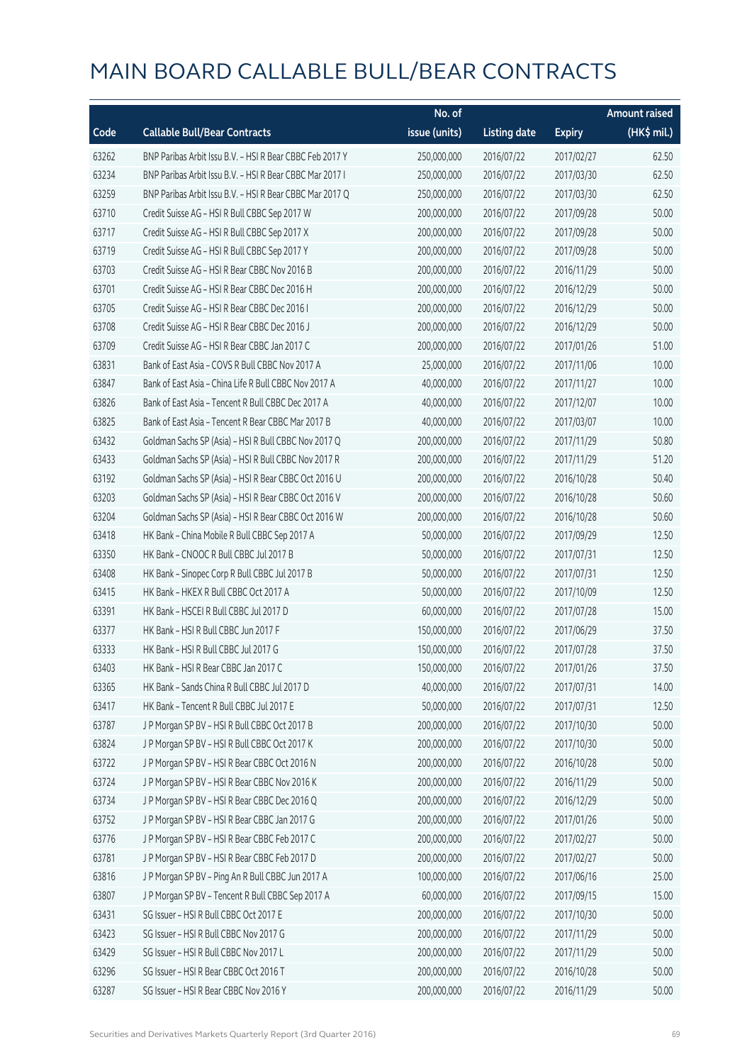# MAIN BOARD CALLABLE BULL/BEAR CONTRACTS

| Code | Callable Bull/Bear Contracts | No. of issue (units) | Listing date | Expiry | Amount raised (HK$ mil.) |
|---|---|---|---|---|---|
| 63262 | BNP Paribas Arbit Issu B.V. – HSI R Bear CBBC Feb 2017 Y | 250,000,000 | 2016/07/22 | 2017/02/27 | 62.50 |
| 63234 | BNP Paribas Arbit Issu B.V. – HSI R Bear CBBC Mar 2017 I | 250,000,000 | 2016/07/22 | 2017/03/30 | 62.50 |
| 63259 | BNP Paribas Arbit Issu B.V. – HSI R Bear CBBC Mar 2017 Q | 250,000,000 | 2016/07/22 | 2017/03/30 | 62.50 |
| 63710 | Credit Suisse AG – HSI R Bull CBBC Sep 2017 W | 200,000,000 | 2016/07/22 | 2017/09/28 | 50.00 |
| 63717 | Credit Suisse AG – HSI R Bull CBBC Sep 2017 X | 200,000,000 | 2016/07/22 | 2017/09/28 | 50.00 |
| 63719 | Credit Suisse AG – HSI R Bull CBBC Sep 2017 Y | 200,000,000 | 2016/07/22 | 2017/09/28 | 50.00 |
| 63703 | Credit Suisse AG – HSI R Bear CBBC Nov 2016 B | 200,000,000 | 2016/07/22 | 2016/11/29 | 50.00 |
| 63701 | Credit Suisse AG – HSI R Bear CBBC Dec 2016 H | 200,000,000 | 2016/07/22 | 2016/12/29 | 50.00 |
| 63705 | Credit Suisse AG – HSI R Bear CBBC Dec 2016 I | 200,000,000 | 2016/07/22 | 2016/12/29 | 50.00 |
| 63708 | Credit Suisse AG – HSI R Bear CBBC Dec 2016 J | 200,000,000 | 2016/07/22 | 2016/12/29 | 50.00 |
| 63709 | Credit Suisse AG – HSI R Bear CBBC Jan 2017 C | 200,000,000 | 2016/07/22 | 2017/01/26 | 51.00 |
| 63831 | Bank of East Asia – COVS R Bull CBBC Nov 2017 A | 25,000,000 | 2016/07/22 | 2017/11/06 | 10.00 |
| 63847 | Bank of East Asia – China Life R Bull CBBC Nov 2017 A | 40,000,000 | 2016/07/22 | 2017/11/27 | 10.00 |
| 63826 | Bank of East Asia – Tencent R Bull CBBC Dec 2017 A | 40,000,000 | 2016/07/22 | 2017/12/07 | 10.00 |
| 63825 | Bank of East Asia – Tencent R Bear CBBC Mar 2017 B | 40,000,000 | 2016/07/22 | 2017/03/07 | 10.00 |
| 63432 | Goldman Sachs SP (Asia) – HSI R Bull CBBC Nov 2017 Q | 200,000,000 | 2016/07/22 | 2017/11/29 | 50.80 |
| 63433 | Goldman Sachs SP (Asia) – HSI R Bull CBBC Nov 2017 R | 200,000,000 | 2016/07/22 | 2017/11/29 | 51.20 |
| 63192 | Goldman Sachs SP (Asia) – HSI R Bear CBBC Oct 2016 U | 200,000,000 | 2016/07/22 | 2016/10/28 | 50.40 |
| 63203 | Goldman Sachs SP (Asia) – HSI R Bear CBBC Oct 2016 V | 200,000,000 | 2016/07/22 | 2016/10/28 | 50.60 |
| 63204 | Goldman Sachs SP (Asia) – HSI R Bear CBBC Oct 2016 W | 200,000,000 | 2016/07/22 | 2016/10/28 | 50.60 |
| 63418 | HK Bank – China Mobile R Bull CBBC Sep 2017 A | 50,000,000 | 2016/07/22 | 2017/09/29 | 12.50 |
| 63350 | HK Bank – CNOOC R Bull CBBC Jul 2017 B | 50,000,000 | 2016/07/22 | 2017/07/31 | 12.50 |
| 63408 | HK Bank – Sinopec Corp R Bull CBBC Jul 2017 B | 50,000,000 | 2016/07/22 | 2017/07/31 | 12.50 |
| 63415 | HK Bank – HKEX R Bull CBBC Oct 2017 A | 50,000,000 | 2016/07/22 | 2017/10/09 | 12.50 |
| 63391 | HK Bank – HSCEI R Bull CBBC Jul 2017 D | 60,000,000 | 2016/07/22 | 2017/07/28 | 15.00 |
| 63377 | HK Bank – HSI R Bull CBBC Jun 2017 F | 150,000,000 | 2016/07/22 | 2017/06/29 | 37.50 |
| 63333 | HK Bank – HSI R Bull CBBC Jul 2017 G | 150,000,000 | 2016/07/22 | 2017/07/28 | 37.50 |
| 63403 | HK Bank – HSI R Bear CBBC Jan 2017 C | 150,000,000 | 2016/07/22 | 2017/01/26 | 37.50 |
| 63365 | HK Bank – Sands China R Bull CBBC Jul 2017 D | 40,000,000 | 2016/07/22 | 2017/07/31 | 14.00 |
| 63417 | HK Bank – Tencent R Bull CBBC Jul 2017 E | 50,000,000 | 2016/07/22 | 2017/07/31 | 12.50 |
| 63787 | J P Morgan SP BV – HSI R Bull CBBC Oct 2017 B | 200,000,000 | 2016/07/22 | 2017/10/30 | 50.00 |
| 63824 | J P Morgan SP BV – HSI R Bull CBBC Oct 2017 K | 200,000,000 | 2016/07/22 | 2017/10/30 | 50.00 |
| 63722 | J P Morgan SP BV – HSI R Bear CBBC Oct 2016 N | 200,000,000 | 2016/07/22 | 2016/10/28 | 50.00 |
| 63724 | J P Morgan SP BV – HSI R Bear CBBC Nov 2016 K | 200,000,000 | 2016/07/22 | 2016/11/29 | 50.00 |
| 63734 | J P Morgan SP BV – HSI R Bear CBBC Dec 2016 Q | 200,000,000 | 2016/07/22 | 2016/12/29 | 50.00 |
| 63752 | J P Morgan SP BV – HSI R Bear CBBC Jan 2017 G | 200,000,000 | 2016/07/22 | 2017/01/26 | 50.00 |
| 63776 | J P Morgan SP BV – HSI R Bear CBBC Feb 2017 C | 200,000,000 | 2016/07/22 | 2017/02/27 | 50.00 |
| 63781 | J P Morgan SP BV – HSI R Bear CBBC Feb 2017 D | 200,000,000 | 2016/07/22 | 2017/02/27 | 50.00 |
| 63816 | J P Morgan SP BV – Ping An R Bull CBBC Jun 2017 A | 100,000,000 | 2016/07/22 | 2017/06/16 | 25.00 |
| 63807 | J P Morgan SP BV – Tencent R Bull CBBC Sep 2017 A | 60,000,000 | 2016/07/22 | 2017/09/15 | 15.00 |
| 63431 | SG Issuer – HSI R Bull CBBC Oct 2017 E | 200,000,000 | 2016/07/22 | 2017/10/30 | 50.00 |
| 63423 | SG Issuer – HSI R Bull CBBC Nov 2017 G | 200,000,000 | 2016/07/22 | 2017/11/29 | 50.00 |
| 63429 | SG Issuer – HSI R Bull CBBC Nov 2017 L | 200,000,000 | 2016/07/22 | 2017/11/29 | 50.00 |
| 63296 | SG Issuer – HSI R Bear CBBC Oct 2016 T | 200,000,000 | 2016/07/22 | 2016/10/28 | 50.00 |
| 63287 | SG Issuer – HSI R Bear CBBC Nov 2016 Y | 200,000,000 | 2016/07/22 | 2016/11/29 | 50.00 |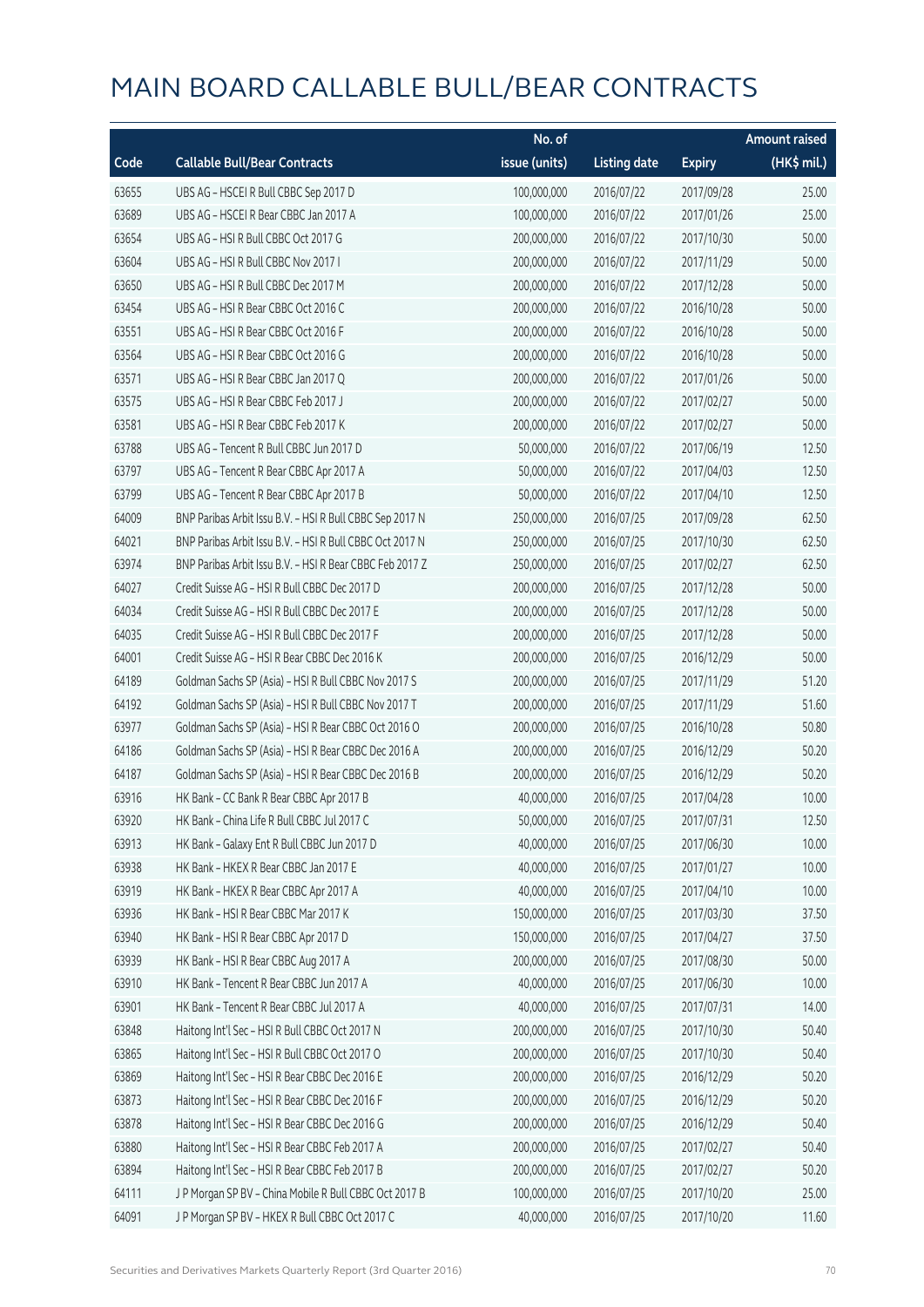# MAIN BOARD CALLABLE BULL/BEAR CONTRACTS

| Code | Callable Bull/Bear Contracts | No. of issue (units) | Listing date | Expiry | Amount raised (HK$ mil.) |
|---|---|---|---|---|---|
| 63655 | UBS AG – HSCEI R Bull CBBC Sep 2017 D | 100,000,000 | 2016/07/22 | 2017/09/28 | 25.00 |
| 63689 | UBS AG – HSCEI R Bear CBBC Jan 2017 A | 100,000,000 | 2016/07/22 | 2017/01/26 | 25.00 |
| 63654 | UBS AG – HSI R Bull CBBC Oct 2017 G | 200,000,000 | 2016/07/22 | 2017/10/30 | 50.00 |
| 63604 | UBS AG – HSI R Bull CBBC Nov 2017 I | 200,000,000 | 2016/07/22 | 2017/11/29 | 50.00 |
| 63650 | UBS AG – HSI R Bull CBBC Dec 2017 M | 200,000,000 | 2016/07/22 | 2017/12/28 | 50.00 |
| 63454 | UBS AG – HSI R Bear CBBC Oct 2016 C | 200,000,000 | 2016/07/22 | 2016/10/28 | 50.00 |
| 63551 | UBS AG – HSI R Bear CBBC Oct 2016 F | 200,000,000 | 2016/07/22 | 2016/10/28 | 50.00 |
| 63564 | UBS AG – HSI R Bear CBBC Oct 2016 G | 200,000,000 | 2016/07/22 | 2016/10/28 | 50.00 |
| 63571 | UBS AG – HSI R Bear CBBC Jan 2017 Q | 200,000,000 | 2016/07/22 | 2017/01/26 | 50.00 |
| 63575 | UBS AG – HSI R Bear CBBC Feb 2017 J | 200,000,000 | 2016/07/22 | 2017/02/27 | 50.00 |
| 63581 | UBS AG – HSI R Bear CBBC Feb 2017 K | 200,000,000 | 2016/07/22 | 2017/02/27 | 50.00 |
| 63788 | UBS AG – Tencent R Bull CBBC Jun 2017 D | 50,000,000 | 2016/07/22 | 2017/06/19 | 12.50 |
| 63797 | UBS AG – Tencent R Bear CBBC Apr 2017 A | 50,000,000 | 2016/07/22 | 2017/04/03 | 12.50 |
| 63799 | UBS AG – Tencent R Bear CBBC Apr 2017 B | 50,000,000 | 2016/07/22 | 2017/04/10 | 12.50 |
| 64009 | BNP Paribas Arbit Issu B.V. – HSI R Bull CBBC Sep 2017 N | 250,000,000 | 2016/07/25 | 2017/09/28 | 62.50 |
| 64021 | BNP Paribas Arbit Issu B.V. – HSI R Bull CBBC Oct 2017 N | 250,000,000 | 2016/07/25 | 2017/10/30 | 62.50 |
| 63974 | BNP Paribas Arbit Issu B.V. – HSI R Bear CBBC Feb 2017 Z | 250,000,000 | 2016/07/25 | 2017/02/27 | 62.50 |
| 64027 | Credit Suisse AG – HSI R Bull CBBC Dec 2017 D | 200,000,000 | 2016/07/25 | 2017/12/28 | 50.00 |
| 64034 | Credit Suisse AG – HSI R Bull CBBC Dec 2017 E | 200,000,000 | 2016/07/25 | 2017/12/28 | 50.00 |
| 64035 | Credit Suisse AG – HSI R Bull CBBC Dec 2017 F | 200,000,000 | 2016/07/25 | 2017/12/28 | 50.00 |
| 64001 | Credit Suisse AG – HSI R Bear CBBC Dec 2016 K | 200,000,000 | 2016/07/25 | 2016/12/29 | 50.00 |
| 64189 | Goldman Sachs SP (Asia) – HSI R Bull CBBC Nov 2017 S | 200,000,000 | 2016/07/25 | 2017/11/29 | 51.20 |
| 64192 | Goldman Sachs SP (Asia) – HSI R Bull CBBC Nov 2017 T | 200,000,000 | 2016/07/25 | 2017/11/29 | 51.60 |
| 63977 | Goldman Sachs SP (Asia) – HSI R Bear CBBC Oct 2016 O | 200,000,000 | 2016/07/25 | 2016/10/28 | 50.80 |
| 64186 | Goldman Sachs SP (Asia) – HSI R Bear CBBC Dec 2016 A | 200,000,000 | 2016/07/25 | 2016/12/29 | 50.20 |
| 64187 | Goldman Sachs SP (Asia) – HSI R Bear CBBC Dec 2016 B | 200,000,000 | 2016/07/25 | 2016/12/29 | 50.20 |
| 63916 | HK Bank – CC Bank R Bear CBBC Apr 2017 B | 40,000,000 | 2016/07/25 | 2017/04/28 | 10.00 |
| 63920 | HK Bank – China Life R Bull CBBC Jul 2017 C | 50,000,000 | 2016/07/25 | 2017/07/31 | 12.50 |
| 63913 | HK Bank – Galaxy Ent R Bull CBBC Jun 2017 D | 40,000,000 | 2016/07/25 | 2017/06/30 | 10.00 |
| 63938 | HK Bank – HKEX R Bear CBBC Jan 2017 E | 40,000,000 | 2016/07/25 | 2017/01/27 | 10.00 |
| 63919 | HK Bank – HKEX R Bear CBBC Apr 2017 A | 40,000,000 | 2016/07/25 | 2017/04/10 | 10.00 |
| 63936 | HK Bank – HSI R Bear CBBC Mar 2017 K | 150,000,000 | 2016/07/25 | 2017/03/30 | 37.50 |
| 63940 | HK Bank – HSI R Bear CBBC Apr 2017 D | 150,000,000 | 2016/07/25 | 2017/04/27 | 37.50 |
| 63939 | HK Bank – HSI R Bear CBBC Aug 2017 A | 200,000,000 | 2016/07/25 | 2017/08/30 | 50.00 |
| 63910 | HK Bank – Tencent R Bear CBBC Jun 2017 A | 40,000,000 | 2016/07/25 | 2017/06/30 | 10.00 |
| 63901 | HK Bank – Tencent R Bear CBBC Jul 2017 A | 40,000,000 | 2016/07/25 | 2017/07/31 | 14.00 |
| 63848 | Haitong Int'l Sec – HSI R Bull CBBC Oct 2017 N | 200,000,000 | 2016/07/25 | 2017/10/30 | 50.40 |
| 63865 | Haitong Int'l Sec – HSI R Bull CBBC Oct 2017 O | 200,000,000 | 2016/07/25 | 2017/10/30 | 50.40 |
| 63869 | Haitong Int'l Sec – HSI R Bear CBBC Dec 2016 E | 200,000,000 | 2016/07/25 | 2016/12/29 | 50.20 |
| 63873 | Haitong Int'l Sec – HSI R Bear CBBC Dec 2016 F | 200,000,000 | 2016/07/25 | 2016/12/29 | 50.20 |
| 63878 | Haitong Int'l Sec – HSI R Bear CBBC Dec 2016 G | 200,000,000 | 2016/07/25 | 2016/12/29 | 50.40 |
| 63880 | Haitong Int'l Sec – HSI R Bear CBBC Feb 2017 A | 200,000,000 | 2016/07/25 | 2017/02/27 | 50.40 |
| 63894 | Haitong Int'l Sec – HSI R Bear CBBC Feb 2017 B | 200,000,000 | 2016/07/25 | 2017/02/27 | 50.20 |
| 64111 | J P Morgan SP BV – China Mobile R Bull CBBC Oct 2017 B | 100,000,000 | 2016/07/25 | 2017/10/20 | 25.00 |
| 64091 | J P Morgan SP BV – HKEX R Bull CBBC Oct 2017 C | 40,000,000 | 2016/07/25 | 2017/10/20 | 11.60 |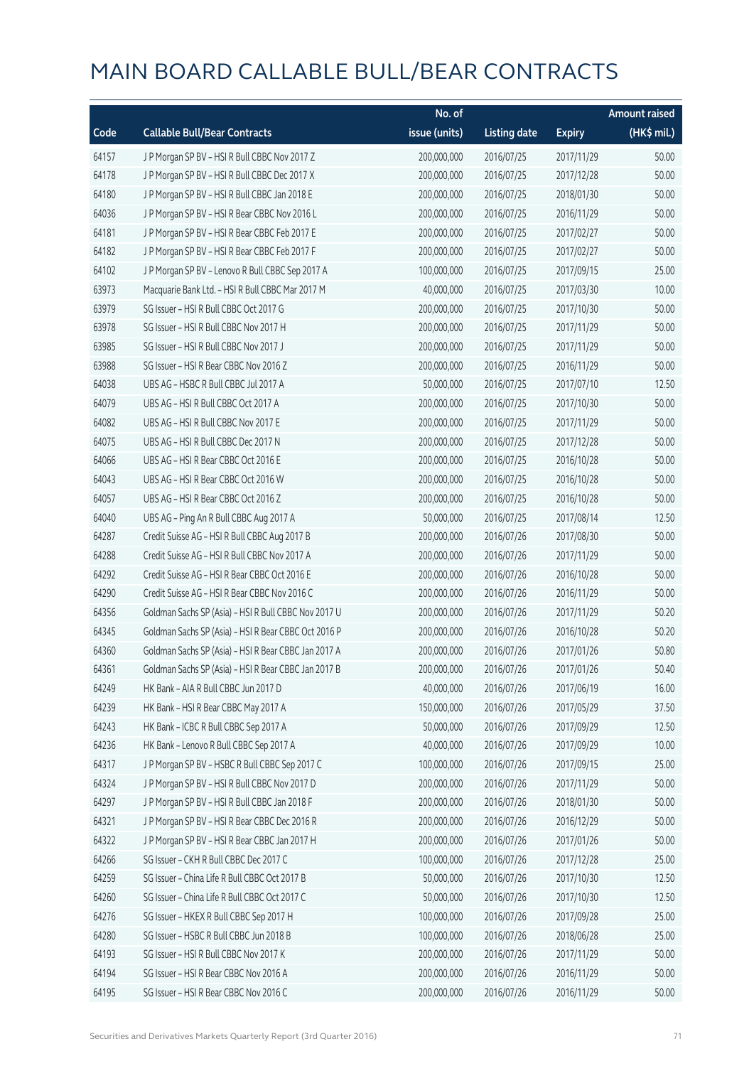# MAIN BOARD CALLABLE BULL/BEAR CONTRACTS

| Code | Callable Bull/Bear Contracts | No. of issue (units) | Listing date | Expiry | Amount raised (HK$ mil.) |
|---|---|---|---|---|---|
| 64157 | J P Morgan SP BV – HSI R Bull CBBC Nov 2017 Z | 200,000,000 | 2016/07/25 | 2017/11/29 | 50.00 |
| 64178 | J P Morgan SP BV – HSI R Bull CBBC Dec 2017 X | 200,000,000 | 2016/07/25 | 2017/12/28 | 50.00 |
| 64180 | J P Morgan SP BV – HSI R Bull CBBC Jan 2018 E | 200,000,000 | 2016/07/25 | 2018/01/30 | 50.00 |
| 64036 | J P Morgan SP BV – HSI R Bear CBBC Nov 2016 L | 200,000,000 | 2016/07/25 | 2016/11/29 | 50.00 |
| 64181 | J P Morgan SP BV – HSI R Bear CBBC Feb 2017 E | 200,000,000 | 2016/07/25 | 2017/02/27 | 50.00 |
| 64182 | J P Morgan SP BV – HSI R Bear CBBC Feb 2017 F | 200,000,000 | 2016/07/25 | 2017/02/27 | 50.00 |
| 64102 | J P Morgan SP BV – Lenovo R Bull CBBC Sep 2017 A | 100,000,000 | 2016/07/25 | 2017/09/15 | 25.00 |
| 63973 | Macquarie Bank Ltd. – HSI R Bull CBBC Mar 2017 M | 40,000,000 | 2016/07/25 | 2017/03/30 | 10.00 |
| 63979 | SG Issuer – HSI R Bull CBBC Oct 2017 G | 200,000,000 | 2016/07/25 | 2017/10/30 | 50.00 |
| 63978 | SG Issuer – HSI R Bull CBBC Nov 2017 H | 200,000,000 | 2016/07/25 | 2017/11/29 | 50.00 |
| 63985 | SG Issuer – HSI R Bull CBBC Nov 2017 J | 200,000,000 | 2016/07/25 | 2017/11/29 | 50.00 |
| 63988 | SG Issuer – HSI R Bear CBBC Nov 2016 Z | 200,000,000 | 2016/07/25 | 2016/11/29 | 50.00 |
| 64038 | UBS AG – HSBC R Bull CBBC Jul 2017 A | 50,000,000 | 2016/07/25 | 2017/07/10 | 12.50 |
| 64079 | UBS AG – HSI R Bull CBBC Oct 2017 A | 200,000,000 | 2016/07/25 | 2017/10/30 | 50.00 |
| 64082 | UBS AG – HSI R Bull CBBC Nov 2017 E | 200,000,000 | 2016/07/25 | 2017/11/29 | 50.00 |
| 64075 | UBS AG – HSI R Bull CBBC Dec 2017 N | 200,000,000 | 2016/07/25 | 2017/12/28 | 50.00 |
| 64066 | UBS AG – HSI R Bear CBBC Oct 2016 E | 200,000,000 | 2016/07/25 | 2016/10/28 | 50.00 |
| 64043 | UBS AG – HSI R Bear CBBC Oct 2016 W | 200,000,000 | 2016/07/25 | 2016/10/28 | 50.00 |
| 64057 | UBS AG – HSI R Bear CBBC Oct 2016 Z | 200,000,000 | 2016/07/25 | 2016/10/28 | 50.00 |
| 64040 | UBS AG – Ping An R Bull CBBC Aug 2017 A | 50,000,000 | 2016/07/25 | 2017/08/14 | 12.50 |
| 64287 | Credit Suisse AG – HSI R Bull CBBC Aug 2017 B | 200,000,000 | 2016/07/26 | 2017/08/30 | 50.00 |
| 64288 | Credit Suisse AG – HSI R Bull CBBC Nov 2017 A | 200,000,000 | 2016/07/26 | 2017/11/29 | 50.00 |
| 64292 | Credit Suisse AG – HSI R Bear CBBC Oct 2016 E | 200,000,000 | 2016/07/26 | 2016/10/28 | 50.00 |
| 64290 | Credit Suisse AG – HSI R Bear CBBC Nov 2016 C | 200,000,000 | 2016/07/26 | 2016/11/29 | 50.00 |
| 64356 | Goldman Sachs SP (Asia) – HSI R Bull CBBC Nov 2017 U | 200,000,000 | 2016/07/26 | 2017/11/29 | 50.20 |
| 64345 | Goldman Sachs SP (Asia) – HSI R Bear CBBC Oct 2016 P | 200,000,000 | 2016/07/26 | 2016/10/28 | 50.20 |
| 64360 | Goldman Sachs SP (Asia) – HSI R Bear CBBC Jan 2017 A | 200,000,000 | 2016/07/26 | 2017/01/26 | 50.80 |
| 64361 | Goldman Sachs SP (Asia) – HSI R Bear CBBC Jan 2017 B | 200,000,000 | 2016/07/26 | 2017/01/26 | 50.40 |
| 64249 | HK Bank – AIA R Bull CBBC Jun 2017 D | 40,000,000 | 2016/07/26 | 2017/06/19 | 16.00 |
| 64239 | HK Bank – HSI R Bear CBBC May 2017 A | 150,000,000 | 2016/07/26 | 2017/05/29 | 37.50 |
| 64243 | HK Bank – ICBC R Bull CBBC Sep 2017 A | 50,000,000 | 2016/07/26 | 2017/09/29 | 12.50 |
| 64236 | HK Bank – Lenovo R Bull CBBC Sep 2017 A | 40,000,000 | 2016/07/26 | 2017/09/29 | 10.00 |
| 64317 | J P Morgan SP BV – HSBC R Bull CBBC Sep 2017 C | 100,000,000 | 2016/07/26 | 2017/09/15 | 25.00 |
| 64324 | J P Morgan SP BV – HSI R Bull CBBC Nov 2017 D | 200,000,000 | 2016/07/26 | 2017/11/29 | 50.00 |
| 64297 | J P Morgan SP BV – HSI R Bull CBBC Jan 2018 F | 200,000,000 | 2016/07/26 | 2018/01/30 | 50.00 |
| 64321 | J P Morgan SP BV – HSI R Bear CBBC Dec 2016 R | 200,000,000 | 2016/07/26 | 2016/12/29 | 50.00 |
| 64322 | J P Morgan SP BV – HSI R Bear CBBC Jan 2017 H | 200,000,000 | 2016/07/26 | 2017/01/26 | 50.00 |
| 64266 | SG Issuer – CKH R Bull CBBC Dec 2017 C | 100,000,000 | 2016/07/26 | 2017/12/28 | 25.00 |
| 64259 | SG Issuer – China Life R Bull CBBC Oct 2017 B | 50,000,000 | 2016/07/26 | 2017/10/30 | 12.50 |
| 64260 | SG Issuer – China Life R Bull CBBC Oct 2017 C | 50,000,000 | 2016/07/26 | 2017/10/30 | 12.50 |
| 64276 | SG Issuer – HKEX R Bull CBBC Sep 2017 H | 100,000,000 | 2016/07/26 | 2017/09/28 | 25.00 |
| 64280 | SG Issuer – HSBC R Bull CBBC Jun 2018 B | 100,000,000 | 2016/07/26 | 2018/06/28 | 25.00 |
| 64193 | SG Issuer – HSI R Bull CBBC Nov 2017 K | 200,000,000 | 2016/07/26 | 2017/11/29 | 50.00 |
| 64194 | SG Issuer – HSI R Bear CBBC Nov 2016 A | 200,000,000 | 2016/07/26 | 2016/11/29 | 50.00 |
| 64195 | SG Issuer – HSI R Bear CBBC Nov 2016 C | 200,000,000 | 2016/07/26 | 2016/11/29 | 50.00 |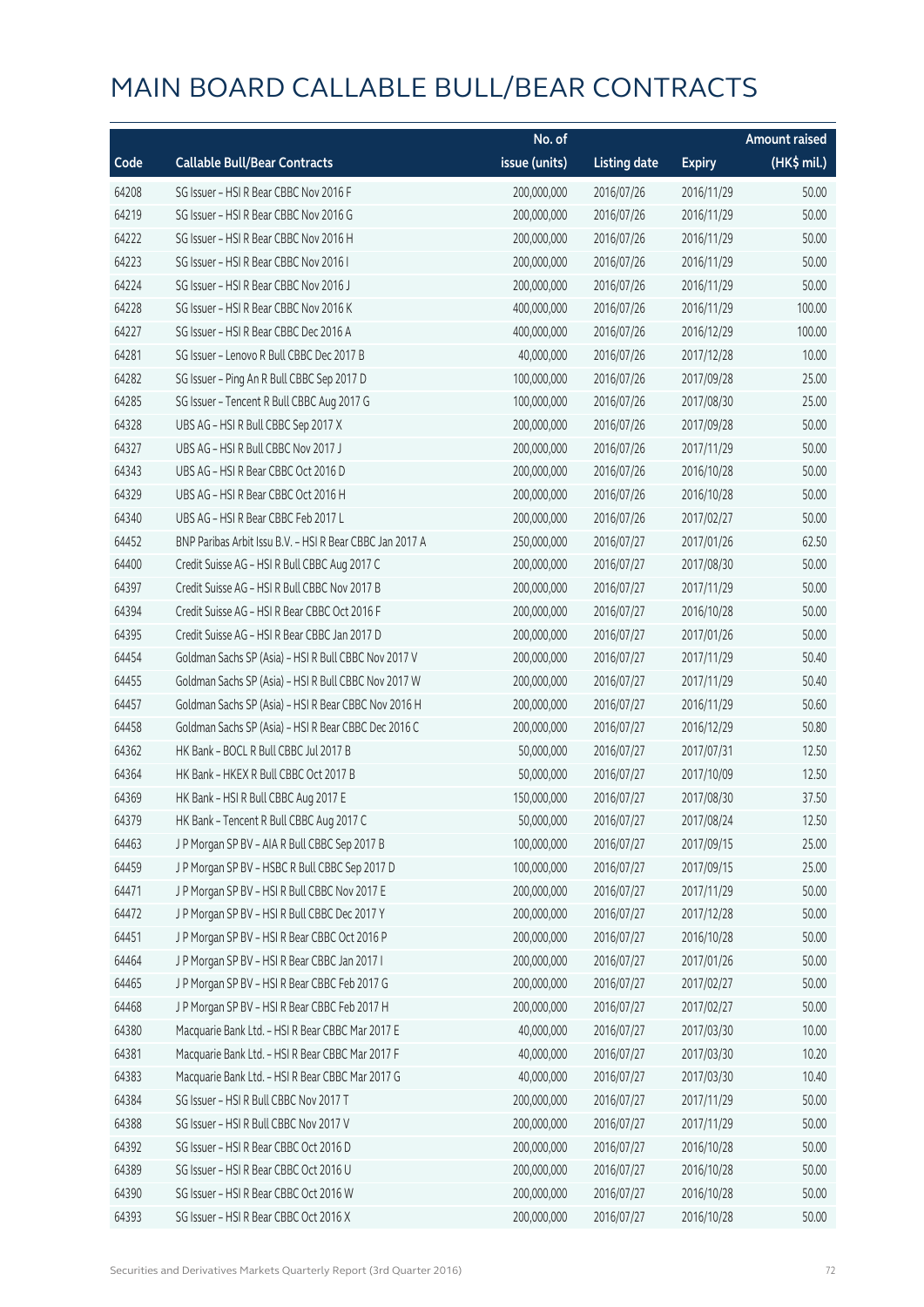# MAIN BOARD CALLABLE BULL/BEAR CONTRACTS

| Code | Callable Bull/Bear Contracts | No. of issue (units) | Listing date | Expiry | Amount raised (HK$ mil.) |
|---|---|---|---|---|---|
| 64208 | SG Issuer – HSI R Bear CBBC Nov 2016 F | 200,000,000 | 2016/07/26 | 2016/11/29 | 50.00 |
| 64219 | SG Issuer – HSI R Bear CBBC Nov 2016 G | 200,000,000 | 2016/07/26 | 2016/11/29 | 50.00 |
| 64222 | SG Issuer – HSI R Bear CBBC Nov 2016 H | 200,000,000 | 2016/07/26 | 2016/11/29 | 50.00 |
| 64223 | SG Issuer – HSI R Bear CBBC Nov 2016 I | 200,000,000 | 2016/07/26 | 2016/11/29 | 50.00 |
| 64224 | SG Issuer – HSI R Bear CBBC Nov 2016 J | 200,000,000 | 2016/07/26 | 2016/11/29 | 50.00 |
| 64228 | SG Issuer – HSI R Bear CBBC Nov 2016 K | 400,000,000 | 2016/07/26 | 2016/11/29 | 100.00 |
| 64227 | SG Issuer – HSI R Bear CBBC Dec 2016 A | 400,000,000 | 2016/07/26 | 2016/12/29 | 100.00 |
| 64281 | SG Issuer – Lenovo R Bull CBBC Dec 2017 B | 40,000,000 | 2016/07/26 | 2017/12/28 | 10.00 |
| 64282 | SG Issuer – Ping An R Bull CBBC Sep 2017 D | 100,000,000 | 2016/07/26 | 2017/09/28 | 25.00 |
| 64285 | SG Issuer – Tencent R Bull CBBC Aug 2017 G | 100,000,000 | 2016/07/26 | 2017/08/30 | 25.00 |
| 64328 | UBS AG – HSI R Bull CBBC Sep 2017 X | 200,000,000 | 2016/07/26 | 2017/09/28 | 50.00 |
| 64327 | UBS AG – HSI R Bull CBBC Nov 2017 J | 200,000,000 | 2016/07/26 | 2017/11/29 | 50.00 |
| 64343 | UBS AG – HSI R Bear CBBC Oct 2016 D | 200,000,000 | 2016/07/26 | 2016/10/28 | 50.00 |
| 64329 | UBS AG – HSI R Bear CBBC Oct 2016 H | 200,000,000 | 2016/07/26 | 2016/10/28 | 50.00 |
| 64340 | UBS AG – HSI R Bear CBBC Feb 2017 L | 200,000,000 | 2016/07/26 | 2017/02/27 | 50.00 |
| 64452 | BNP Paribas Arbit Issu B.V. – HSI R Bear CBBC Jan 2017 A | 250,000,000 | 2016/07/27 | 2017/01/26 | 62.50 |
| 64400 | Credit Suisse AG – HSI R Bull CBBC Aug 2017 C | 200,000,000 | 2016/07/27 | 2017/08/30 | 50.00 |
| 64397 | Credit Suisse AG – HSI R Bull CBBC Nov 2017 B | 200,000,000 | 2016/07/27 | 2017/11/29 | 50.00 |
| 64394 | Credit Suisse AG – HSI R Bear CBBC Oct 2016 F | 200,000,000 | 2016/07/27 | 2016/10/28 | 50.00 |
| 64395 | Credit Suisse AG – HSI R Bear CBBC Jan 2017 D | 200,000,000 | 2016/07/27 | 2017/01/26 | 50.00 |
| 64454 | Goldman Sachs SP (Asia) – HSI R Bull CBBC Nov 2017 V | 200,000,000 | 2016/07/27 | 2017/11/29 | 50.40 |
| 64455 | Goldman Sachs SP (Asia) – HSI R Bull CBBC Nov 2017 W | 200,000,000 | 2016/07/27 | 2017/11/29 | 50.40 |
| 64457 | Goldman Sachs SP (Asia) – HSI R Bear CBBC Nov 2016 H | 200,000,000 | 2016/07/27 | 2016/11/29 | 50.60 |
| 64458 | Goldman Sachs SP (Asia) – HSI R Bear CBBC Dec 2016 C | 200,000,000 | 2016/07/27 | 2016/12/29 | 50.80 |
| 64362 | HK Bank – BOCL R Bull CBBC Jul 2017 B | 50,000,000 | 2016/07/27 | 2017/07/31 | 12.50 |
| 64364 | HK Bank – HKEX R Bull CBBC Oct 2017 B | 50,000,000 | 2016/07/27 | 2017/10/09 | 12.50 |
| 64369 | HK Bank – HSI R Bull CBBC Aug 2017 E | 150,000,000 | 2016/07/27 | 2017/08/30 | 37.50 |
| 64379 | HK Bank – Tencent R Bull CBBC Aug 2017 C | 50,000,000 | 2016/07/27 | 2017/08/24 | 12.50 |
| 64463 | J P Morgan SP BV – AIA R Bull CBBC Sep 2017 B | 100,000,000 | 2016/07/27 | 2017/09/15 | 25.00 |
| 64459 | J P Morgan SP BV – HSBC R Bull CBBC Sep 2017 D | 100,000,000 | 2016/07/27 | 2017/09/15 | 25.00 |
| 64471 | J P Morgan SP BV – HSI R Bull CBBC Nov 2017 E | 200,000,000 | 2016/07/27 | 2017/11/29 | 50.00 |
| 64472 | J P Morgan SP BV – HSI R Bull CBBC Dec 2017 Y | 200,000,000 | 2016/07/27 | 2017/12/28 | 50.00 |
| 64451 | J P Morgan SP BV – HSI R Bear CBBC Oct 2016 P | 200,000,000 | 2016/07/27 | 2016/10/28 | 50.00 |
| 64464 | J P Morgan SP BV – HSI R Bear CBBC Jan 2017 I | 200,000,000 | 2016/07/27 | 2017/01/26 | 50.00 |
| 64465 | J P Morgan SP BV – HSI R Bear CBBC Feb 2017 G | 200,000,000 | 2016/07/27 | 2017/02/27 | 50.00 |
| 64468 | J P Morgan SP BV – HSI R Bear CBBC Feb 2017 H | 200,000,000 | 2016/07/27 | 2017/02/27 | 50.00 |
| 64380 | Macquarie Bank Ltd. – HSI R Bear CBBC Mar 2017 E | 40,000,000 | 2016/07/27 | 2017/03/30 | 10.00 |
| 64381 | Macquarie Bank Ltd. – HSI R Bear CBBC Mar 2017 F | 40,000,000 | 2016/07/27 | 2017/03/30 | 10.20 |
| 64383 | Macquarie Bank Ltd. – HSI R Bear CBBC Mar 2017 G | 40,000,000 | 2016/07/27 | 2017/03/30 | 10.40 |
| 64384 | SG Issuer – HSI R Bull CBBC Nov 2017 T | 200,000,000 | 2016/07/27 | 2017/11/29 | 50.00 |
| 64388 | SG Issuer – HSI R Bull CBBC Nov 2017 V | 200,000,000 | 2016/07/27 | 2017/11/29 | 50.00 |
| 64392 | SG Issuer – HSI R Bear CBBC Oct 2016 D | 200,000,000 | 2016/07/27 | 2016/10/28 | 50.00 |
| 64389 | SG Issuer – HSI R Bear CBBC Oct 2016 U | 200,000,000 | 2016/07/27 | 2016/10/28 | 50.00 |
| 64390 | SG Issuer – HSI R Bear CBBC Oct 2016 W | 200,000,000 | 2016/07/27 | 2016/10/28 | 50.00 |
| 64393 | SG Issuer – HSI R Bear CBBC Oct 2016 X | 200,000,000 | 2016/07/27 | 2016/10/28 | 50.00 |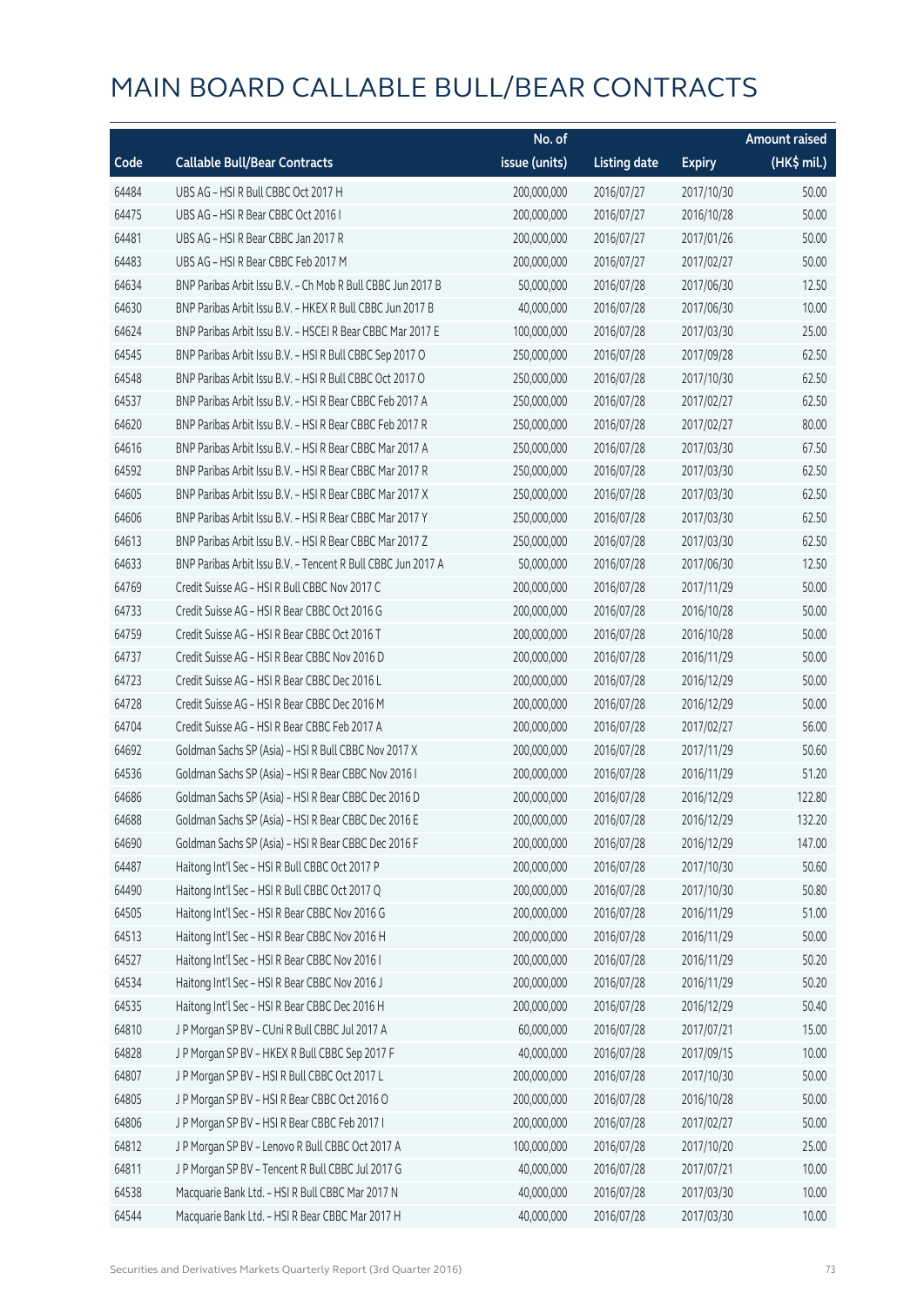# MAIN BOARD CALLABLE BULL/BEAR CONTRACTS

| Code | Callable Bull/Bear Contracts | No. of issue (units) | Listing date | Expiry | Amount raised (HK$ mil.) |
|---|---|---|---|---|---|
| 64484 | UBS AG – HSI R Bull CBBC Oct 2017 H | 200,000,000 | 2016/07/27 | 2017/10/30 | 50.00 |
| 64475 | UBS AG – HSI R Bear CBBC Oct 2016 I | 200,000,000 | 2016/07/27 | 2016/10/28 | 50.00 |
| 64481 | UBS AG – HSI R Bear CBBC Jan 2017 R | 200,000,000 | 2016/07/27 | 2017/01/26 | 50.00 |
| 64483 | UBS AG – HSI R Bear CBBC Feb 2017 M | 200,000,000 | 2016/07/27 | 2017/02/27 | 50.00 |
| 64634 | BNP Paribas Arbit Issu B.V. – Ch Mob R Bull CBBC Jun 2017 B | 50,000,000 | 2016/07/28 | 2017/06/30 | 12.50 |
| 64630 | BNP Paribas Arbit Issu B.V. – HKEX R Bull CBBC Jun 2017 B | 40,000,000 | 2016/07/28 | 2017/06/30 | 10.00 |
| 64624 | BNP Paribas Arbit Issu B.V. – HSCEI R Bear CBBC Mar 2017 E | 100,000,000 | 2016/07/28 | 2017/03/30 | 25.00 |
| 64545 | BNP Paribas Arbit Issu B.V. – HSI R Bull CBBC Sep 2017 O | 250,000,000 | 2016/07/28 | 2017/09/28 | 62.50 |
| 64548 | BNP Paribas Arbit Issu B.V. – HSI R Bull CBBC Oct 2017 O | 250,000,000 | 2016/07/28 | 2017/10/30 | 62.50 |
| 64537 | BNP Paribas Arbit Issu B.V. – HSI R Bear CBBC Feb 2017 A | 250,000,000 | 2016/07/28 | 2017/02/27 | 62.50 |
| 64620 | BNP Paribas Arbit Issu B.V. – HSI R Bear CBBC Feb 2017 R | 250,000,000 | 2016/07/28 | 2017/02/27 | 80.00 |
| 64616 | BNP Paribas Arbit Issu B.V. – HSI R Bear CBBC Mar 2017 A | 250,000,000 | 2016/07/28 | 2017/03/30 | 67.50 |
| 64592 | BNP Paribas Arbit Issu B.V. – HSI R Bear CBBC Mar 2017 R | 250,000,000 | 2016/07/28 | 2017/03/30 | 62.50 |
| 64605 | BNP Paribas Arbit Issu B.V. – HSI R Bear CBBC Mar 2017 X | 250,000,000 | 2016/07/28 | 2017/03/30 | 62.50 |
| 64606 | BNP Paribas Arbit Issu B.V. – HSI R Bear CBBC Mar 2017 Y | 250,000,000 | 2016/07/28 | 2017/03/30 | 62.50 |
| 64613 | BNP Paribas Arbit Issu B.V. – HSI R Bear CBBC Mar 2017 Z | 250,000,000 | 2016/07/28 | 2017/03/30 | 62.50 |
| 64633 | BNP Paribas Arbit Issu B.V. – Tencent R Bull CBBC Jun 2017 A | 50,000,000 | 2016/07/28 | 2017/06/30 | 12.50 |
| 64769 | Credit Suisse AG – HSI R Bull CBBC Nov 2017 C | 200,000,000 | 2016/07/28 | 2017/11/29 | 50.00 |
| 64733 | Credit Suisse AG – HSI R Bear CBBC Oct 2016 G | 200,000,000 | 2016/07/28 | 2016/10/28 | 50.00 |
| 64759 | Credit Suisse AG – HSI R Bear CBBC Oct 2016 T | 200,000,000 | 2016/07/28 | 2016/10/28 | 50.00 |
| 64737 | Credit Suisse AG – HSI R Bear CBBC Nov 2016 D | 200,000,000 | 2016/07/28 | 2016/11/29 | 50.00 |
| 64723 | Credit Suisse AG – HSI R Bear CBBC Dec 2016 L | 200,000,000 | 2016/07/28 | 2016/12/29 | 50.00 |
| 64728 | Credit Suisse AG – HSI R Bear CBBC Dec 2016 M | 200,000,000 | 2016/07/28 | 2016/12/29 | 50.00 |
| 64704 | Credit Suisse AG – HSI R Bear CBBC Feb 2017 A | 200,000,000 | 2016/07/28 | 2017/02/27 | 56.00 |
| 64692 | Goldman Sachs SP (Asia) – HSI R Bull CBBC Nov 2017 X | 200,000,000 | 2016/07/28 | 2017/11/29 | 50.60 |
| 64536 | Goldman Sachs SP (Asia) – HSI R Bear CBBC Nov 2016 I | 200,000,000 | 2016/07/28 | 2016/11/29 | 51.20 |
| 64686 | Goldman Sachs SP (Asia) – HSI R Bear CBBC Dec 2016 D | 200,000,000 | 2016/07/28 | 2016/12/29 | 122.80 |
| 64688 | Goldman Sachs SP (Asia) – HSI R Bear CBBC Dec 2016 E | 200,000,000 | 2016/07/28 | 2016/12/29 | 132.20 |
| 64690 | Goldman Sachs SP (Asia) – HSI R Bear CBBC Dec 2016 F | 200,000,000 | 2016/07/28 | 2016/12/29 | 147.00 |
| 64487 | Haitong Int'l Sec – HSI R Bull CBBC Oct 2017 P | 200,000,000 | 2016/07/28 | 2017/10/30 | 50.60 |
| 64490 | Haitong Int'l Sec – HSI R Bull CBBC Oct 2017 Q | 200,000,000 | 2016/07/28 | 2017/10/30 | 50.80 |
| 64505 | Haitong Int'l Sec – HSI R Bear CBBC Nov 2016 G | 200,000,000 | 2016/07/28 | 2016/11/29 | 51.00 |
| 64513 | Haitong Int'l Sec – HSI R Bear CBBC Nov 2016 H | 200,000,000 | 2016/07/28 | 2016/11/29 | 50.00 |
| 64527 | Haitong Int'l Sec – HSI R Bear CBBC Nov 2016 I | 200,000,000 | 2016/07/28 | 2016/11/29 | 50.20 |
| 64534 | Haitong Int'l Sec – HSI R Bear CBBC Nov 2016 J | 200,000,000 | 2016/07/28 | 2016/11/29 | 50.20 |
| 64535 | Haitong Int'l Sec – HSI R Bear CBBC Dec 2016 H | 200,000,000 | 2016/07/28 | 2016/12/29 | 50.40 |
| 64810 | J P Morgan SP BV – CUni R Bull CBBC Jul 2017 A | 60,000,000 | 2016/07/28 | 2017/07/21 | 15.00 |
| 64828 | J P Morgan SP BV – HKEX R Bull CBBC Sep 2017 F | 40,000,000 | 2016/07/28 | 2017/09/15 | 10.00 |
| 64807 | J P Morgan SP BV – HSI R Bull CBBC Oct 2017 L | 200,000,000 | 2016/07/28 | 2017/10/30 | 50.00 |
| 64805 | J P Morgan SP BV – HSI R Bear CBBC Oct 2016 O | 200,000,000 | 2016/07/28 | 2016/10/28 | 50.00 |
| 64806 | J P Morgan SP BV – HSI R Bear CBBC Feb 2017 I | 200,000,000 | 2016/07/28 | 2017/02/27 | 50.00 |
| 64812 | J P Morgan SP BV – Lenovo R Bull CBBC Oct 2017 A | 100,000,000 | 2016/07/28 | 2017/10/20 | 25.00 |
| 64811 | J P Morgan SP BV – Tencent R Bull CBBC Jul 2017 G | 40,000,000 | 2016/07/28 | 2017/07/21 | 10.00 |
| 64538 | Macquarie Bank Ltd. – HSI R Bull CBBC Mar 2017 N | 40,000,000 | 2016/07/28 | 2017/03/30 | 10.00 |
| 64544 | Macquarie Bank Ltd. – HSI R Bear CBBC Mar 2017 H | 40,000,000 | 2016/07/28 | 2017/03/30 | 10.00 |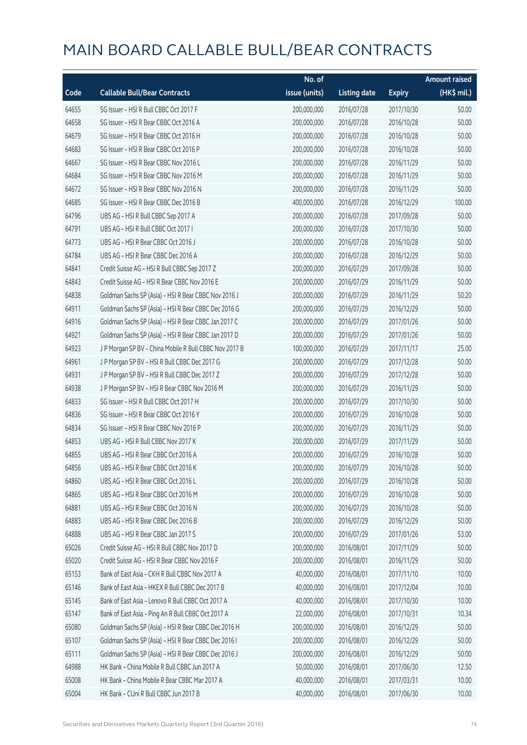# MAIN BOARD CALLABLE BULL/BEAR CONTRACTS

| Code | Callable Bull/Bear Contracts | No. of issue (units) | Listing date | Expiry | Amount raised (HK$ mil.) |
|---|---|---|---|---|---|
| 64655 | SG Issuer – HSI R Bull CBBC Oct 2017 F | 200,000,000 | 2016/07/28 | 2017/10/30 | 50.00 |
| 64658 | SG Issuer – HSI R Bear CBBC Oct 2016 A | 200,000,000 | 2016/07/28 | 2016/10/28 | 50.00 |
| 64679 | SG Issuer – HSI R Bear CBBC Oct 2016 H | 200,000,000 | 2016/07/28 | 2016/10/28 | 50.00 |
| 64683 | SG Issuer – HSI R Bear CBBC Oct 2016 P | 200,000,000 | 2016/07/28 | 2016/10/28 | 50.00 |
| 64667 | SG Issuer – HSI R Bear CBBC Nov 2016 L | 200,000,000 | 2016/07/28 | 2016/11/29 | 50.00 |
| 64684 | SG Issuer – HSI R Bear CBBC Nov 2016 M | 200,000,000 | 2016/07/28 | 2016/11/29 | 50.00 |
| 64672 | SG Issuer – HSI R Bear CBBC Nov 2016 N | 200,000,000 | 2016/07/28 | 2016/11/29 | 50.00 |
| 64685 | SG Issuer – HSI R Bear CBBC Dec 2016 B | 400,000,000 | 2016/07/28 | 2016/12/29 | 100.00 |
| 64796 | UBS AG – HSI R Bull CBBC Sep 2017 A | 200,000,000 | 2016/07/28 | 2017/09/28 | 50.00 |
| 64791 | UBS AG – HSI R Bull CBBC Oct 2017 I | 200,000,000 | 2016/07/28 | 2017/10/30 | 50.00 |
| 64773 | UBS AG – HSI R Bear CBBC Oct 2016 J | 200,000,000 | 2016/07/28 | 2016/10/28 | 50.00 |
| 64784 | UBS AG – HSI R Bear CBBC Dec 2016 A | 200,000,000 | 2016/07/28 | 2016/12/29 | 50.00 |
| 64841 | Credit Suisse AG – HSI R Bull CBBC Sep 2017 Z | 200,000,000 | 2016/07/29 | 2017/09/28 | 50.00 |
| 64843 | Credit Suisse AG – HSI R Bear CBBC Nov 2016 E | 200,000,000 | 2016/07/29 | 2016/11/29 | 50.00 |
| 64838 | Goldman Sachs SP (Asia) – HSI R Bear CBBC Nov 2016 J | 200,000,000 | 2016/07/29 | 2016/11/29 | 50.20 |
| 64911 | Goldman Sachs SP (Asia) – HSI R Bear CBBC Dec 2016 G | 200,000,000 | 2016/07/29 | 2016/12/29 | 50.00 |
| 64916 | Goldman Sachs SP (Asia) – HSI R Bear CBBC Jan 2017 C | 200,000,000 | 2016/07/29 | 2017/01/26 | 50.00 |
| 64921 | Goldman Sachs SP (Asia) – HSI R Bear CBBC Jan 2017 D | 200,000,000 | 2016/07/29 | 2017/01/26 | 50.00 |
| 64923 | J P Morgan SP BV – China Mobile R Bull CBBC Nov 2017 B | 100,000,000 | 2016/07/29 | 2017/11/17 | 25.00 |
| 64961 | J P Morgan SP BV – HSI R Bull CBBC Dec 2017 G | 200,000,000 | 2016/07/29 | 2017/12/28 | 50.00 |
| 64931 | J P Morgan SP BV – HSI R Bull CBBC Dec 2017 Z | 200,000,000 | 2016/07/29 | 2017/12/28 | 50.00 |
| 64938 | J P Morgan SP BV – HSI R Bear CBBC Nov 2016 M | 200,000,000 | 2016/07/29 | 2016/11/29 | 50.00 |
| 64833 | SG Issuer – HSI R Bull CBBC Oct 2017 H | 200,000,000 | 2016/07/29 | 2017/10/30 | 50.00 |
| 64836 | SG Issuer – HSI R Bear CBBC Oct 2016 Y | 200,000,000 | 2016/07/29 | 2016/10/28 | 50.00 |
| 64834 | SG Issuer – HSI R Bear CBBC Nov 2016 P | 200,000,000 | 2016/07/29 | 2016/11/29 | 50.00 |
| 64853 | UBS AG – HSI R Bull CBBC Nov 2017 K | 200,000,000 | 2016/07/29 | 2017/11/29 | 50.00 |
| 64855 | UBS AG – HSI R Bear CBBC Oct 2016 A | 200,000,000 | 2016/07/29 | 2016/10/28 | 50.00 |
| 64856 | UBS AG – HSI R Bear CBBC Oct 2016 K | 200,000,000 | 2016/07/29 | 2016/10/28 | 50.00 |
| 64860 | UBS AG – HSI R Bear CBBC Oct 2016 L | 200,000,000 | 2016/07/29 | 2016/10/28 | 50.00 |
| 64865 | UBS AG – HSI R Bear CBBC Oct 2016 M | 200,000,000 | 2016/07/29 | 2016/10/28 | 50.00 |
| 64881 | UBS AG – HSI R Bear CBBC Oct 2016 N | 200,000,000 | 2016/07/29 | 2016/10/28 | 50.00 |
| 64883 | UBS AG – HSI R Bear CBBC Dec 2016 B | 200,000,000 | 2016/07/29 | 2016/12/29 | 50.00 |
| 64888 | UBS AG – HSI R Bear CBBC Jan 2017 S | 200,000,000 | 2016/07/29 | 2017/01/26 | 53.00 |
| 65026 | Credit Suisse AG – HSI R Bull CBBC Nov 2017 D | 200,000,000 | 2016/08/01 | 2017/11/29 | 50.00 |
| 65020 | Credit Suisse AG – HSI R Bear CBBC Nov 2016 F | 200,000,000 | 2016/08/01 | 2016/11/29 | 50.00 |
| 65153 | Bank of East Asia – CKH R Bull CBBC Nov 2017 A | 40,000,000 | 2016/08/01 | 2017/11/10 | 10.00 |
| 65146 | Bank of East Asia – HKEX R Bull CBBC Dec 2017 B | 40,000,000 | 2016/08/01 | 2017/12/04 | 10.00 |
| 65145 | Bank of East Asia – Lenovo R Bull CBBC Oct 2017 A | 40,000,000 | 2016/08/01 | 2017/10/30 | 10.00 |
| 65147 | Bank of East Asia – Ping An R Bull CBBC Oct 2017 A | 22,000,000 | 2016/08/01 | 2017/10/31 | 10.34 |
| 65080 | Goldman Sachs SP (Asia) – HSI R Bear CBBC Dec 2016 H | 200,000,000 | 2016/08/01 | 2016/12/29 | 50.00 |
| 65107 | Goldman Sachs SP (Asia) – HSI R Bear CBBC Dec 2016 I | 200,000,000 | 2016/08/01 | 2016/12/29 | 50.00 |
| 65111 | Goldman Sachs SP (Asia) – HSI R Bear CBBC Dec 2016 J | 200,000,000 | 2016/08/01 | 2016/12/29 | 50.00 |
| 64988 | HK Bank – China Mobile R Bull CBBC Jun 2017 A | 50,000,000 | 2016/08/01 | 2017/06/30 | 12.50 |
| 65008 | HK Bank – China Mobile R Bear CBBC Mar 2017 A | 40,000,000 | 2016/08/01 | 2017/03/31 | 10.00 |
| 65004 | HK Bank – CUni R Bull CBBC Jun 2017 B | 40,000,000 | 2016/08/01 | 2017/06/30 | 10.00 |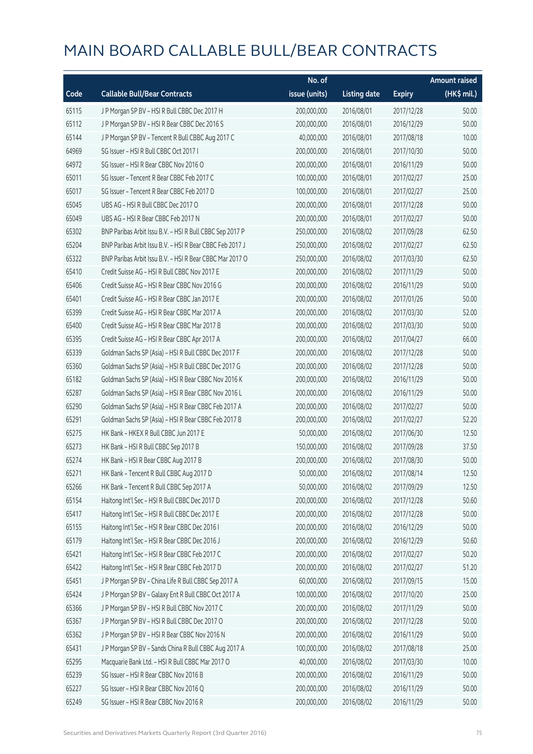# MAIN BOARD CALLABLE BULL/BEAR CONTRACTS

| Code | Callable Bull/Bear Contracts | No. of issue (units) | Listing date | Expiry | Amount raised (HK$ mil.) |
|---|---|---|---|---|---|
| 65115 | J P Morgan SP BV – HSI R Bull CBBC Dec 2017 H | 200,000,000 | 2016/08/01 | 2017/12/28 | 50.00 |
| 65112 | J P Morgan SP BV – HSI R Bear CBBC Dec 2016 S | 200,000,000 | 2016/08/01 | 2016/12/29 | 50.00 |
| 65144 | J P Morgan SP BV – Tencent R Bull CBBC Aug 2017 C | 40,000,000 | 2016/08/01 | 2017/08/18 | 10.00 |
| 64969 | SG Issuer – HSI R Bull CBBC Oct 2017 I | 200,000,000 | 2016/08/01 | 2017/10/30 | 50.00 |
| 64972 | SG Issuer – HSI R Bear CBBC Nov 2016 O | 200,000,000 | 2016/08/01 | 2016/11/29 | 50.00 |
| 65011 | SG Issuer – Tencent R Bear CBBC Feb 2017 C | 100,000,000 | 2016/08/01 | 2017/02/27 | 25.00 |
| 65017 | SG Issuer – Tencent R Bear CBBC Feb 2017 D | 100,000,000 | 2016/08/01 | 2017/02/27 | 25.00 |
| 65045 | UBS AG – HSI R Bull CBBC Dec 2017 O | 200,000,000 | 2016/08/01 | 2017/12/28 | 50.00 |
| 65049 | UBS AG – HSI R Bear CBBC Feb 2017 N | 200,000,000 | 2016/08/01 | 2017/02/27 | 50.00 |
| 65302 | BNP Paribas Arbit Issu B.V. – HSI R Bull CBBC Sep 2017 P | 250,000,000 | 2016/08/02 | 2017/09/28 | 62.50 |
| 65204 | BNP Paribas Arbit Issu B.V. – HSI R Bear CBBC Feb 2017 J | 250,000,000 | 2016/08/02 | 2017/02/27 | 62.50 |
| 65322 | BNP Paribas Arbit Issu B.V. – HSI R Bear CBBC Mar 2017 O | 250,000,000 | 2016/08/02 | 2017/03/30 | 62.50 |
| 65410 | Credit Suisse AG – HSI R Bull CBBC Nov 2017 E | 200,000,000 | 2016/08/02 | 2017/11/29 | 50.00 |
| 65406 | Credit Suisse AG – HSI R Bear CBBC Nov 2016 G | 200,000,000 | 2016/08/02 | 2016/11/29 | 50.00 |
| 65401 | Credit Suisse AG – HSI R Bear CBBC Jan 2017 E | 200,000,000 | 2016/08/02 | 2017/01/26 | 50.00 |
| 65399 | Credit Suisse AG – HSI R Bear CBBC Mar 2017 A | 200,000,000 | 2016/08/02 | 2017/03/30 | 52.00 |
| 65400 | Credit Suisse AG – HSI R Bear CBBC Mar 2017 B | 200,000,000 | 2016/08/02 | 2017/03/30 | 50.00 |
| 65395 | Credit Suisse AG – HSI R Bear CBBC Apr 2017 A | 200,000,000 | 2016/08/02 | 2017/04/27 | 66.00 |
| 65339 | Goldman Sachs SP (Asia) – HSI R Bull CBBC Dec 2017 F | 200,000,000 | 2016/08/02 | 2017/12/28 | 50.00 |
| 65360 | Goldman Sachs SP (Asia) – HSI R Bull CBBC Dec 2017 G | 200,000,000 | 2016/08/02 | 2017/12/28 | 50.00 |
| 65182 | Goldman Sachs SP (Asia) – HSI R Bear CBBC Nov 2016 K | 200,000,000 | 2016/08/02 | 2016/11/29 | 50.00 |
| 65287 | Goldman Sachs SP (Asia) – HSI R Bear CBBC Nov 2016 L | 200,000,000 | 2016/08/02 | 2016/11/29 | 50.00 |
| 65290 | Goldman Sachs SP (Asia) – HSI R Bear CBBC Feb 2017 A | 200,000,000 | 2016/08/02 | 2017/02/27 | 50.00 |
| 65291 | Goldman Sachs SP (Asia) – HSI R Bear CBBC Feb 2017 B | 200,000,000 | 2016/08/02 | 2017/02/27 | 52.20 |
| 65275 | HK Bank – HKEX R Bull CBBC Jun 2017 E | 50,000,000 | 2016/08/02 | 2017/06/30 | 12.50 |
| 65273 | HK Bank – HSI R Bull CBBC Sep 2017 B | 150,000,000 | 2016/08/02 | 2017/09/28 | 37.50 |
| 65274 | HK Bank – HSI R Bear CBBC Aug 2017 B | 200,000,000 | 2016/08/02 | 2017/08/30 | 50.00 |
| 65271 | HK Bank – Tencent R Bull CBBC Aug 2017 D | 50,000,000 | 2016/08/02 | 2017/08/14 | 12.50 |
| 65266 | HK Bank – Tencent R Bull CBBC Sep 2017 A | 50,000,000 | 2016/08/02 | 2017/09/29 | 12.50 |
| 65154 | Haitong Int'l Sec – HSI R Bull CBBC Dec 2017 D | 200,000,000 | 2016/08/02 | 2017/12/28 | 50.60 |
| 65417 | Haitong Int'l Sec – HSI R Bull CBBC Dec 2017 E | 200,000,000 | 2016/08/02 | 2017/12/28 | 50.00 |
| 65155 | Haitong Int'l Sec – HSI R Bear CBBC Dec 2016 I | 200,000,000 | 2016/08/02 | 2016/12/29 | 50.00 |
| 65179 | Haitong Int'l Sec – HSI R Bear CBBC Dec 2016 J | 200,000,000 | 2016/08/02 | 2016/12/29 | 50.60 |
| 65421 | Haitong Int'l Sec – HSI R Bear CBBC Feb 2017 C | 200,000,000 | 2016/08/02 | 2017/02/27 | 50.20 |
| 65422 | Haitong Int'l Sec – HSI R Bear CBBC Feb 2017 D | 200,000,000 | 2016/08/02 | 2017/02/27 | 51.20 |
| 65451 | J P Morgan SP BV – China Life R Bull CBBC Sep 2017 A | 60,000,000 | 2016/08/02 | 2017/09/15 | 15.00 |
| 65424 | J P Morgan SP BV – Galaxy Ent R Bull CBBC Oct 2017 A | 100,000,000 | 2016/08/02 | 2017/10/20 | 25.00 |
| 65366 | J P Morgan SP BV – HSI R Bull CBBC Nov 2017 C | 200,000,000 | 2016/08/02 | 2017/11/29 | 50.00 |
| 65367 | J P Morgan SP BV – HSI R Bull CBBC Dec 2017 O | 200,000,000 | 2016/08/02 | 2017/12/28 | 50.00 |
| 65362 | J P Morgan SP BV – HSI R Bear CBBC Nov 2016 N | 200,000,000 | 2016/08/02 | 2016/11/29 | 50.00 |
| 65431 | J P Morgan SP BV – Sands China R Bull CBBC Aug 2017 A | 100,000,000 | 2016/08/02 | 2017/08/18 | 25.00 |
| 65295 | Macquarie Bank Ltd. – HSI R Bull CBBC Mar 2017 O | 40,000,000 | 2016/08/02 | 2017/03/30 | 10.00 |
| 65239 | SG Issuer – HSI R Bear CBBC Nov 2016 B | 200,000,000 | 2016/08/02 | 2016/11/29 | 50.00 |
| 65227 | SG Issuer – HSI R Bear CBBC Nov 2016 Q | 200,000,000 | 2016/08/02 | 2016/11/29 | 50.00 |
| 65249 | SG Issuer – HSI R Bear CBBC Nov 2016 R | 200,000,000 | 2016/08/02 | 2016/11/29 | 50.00 |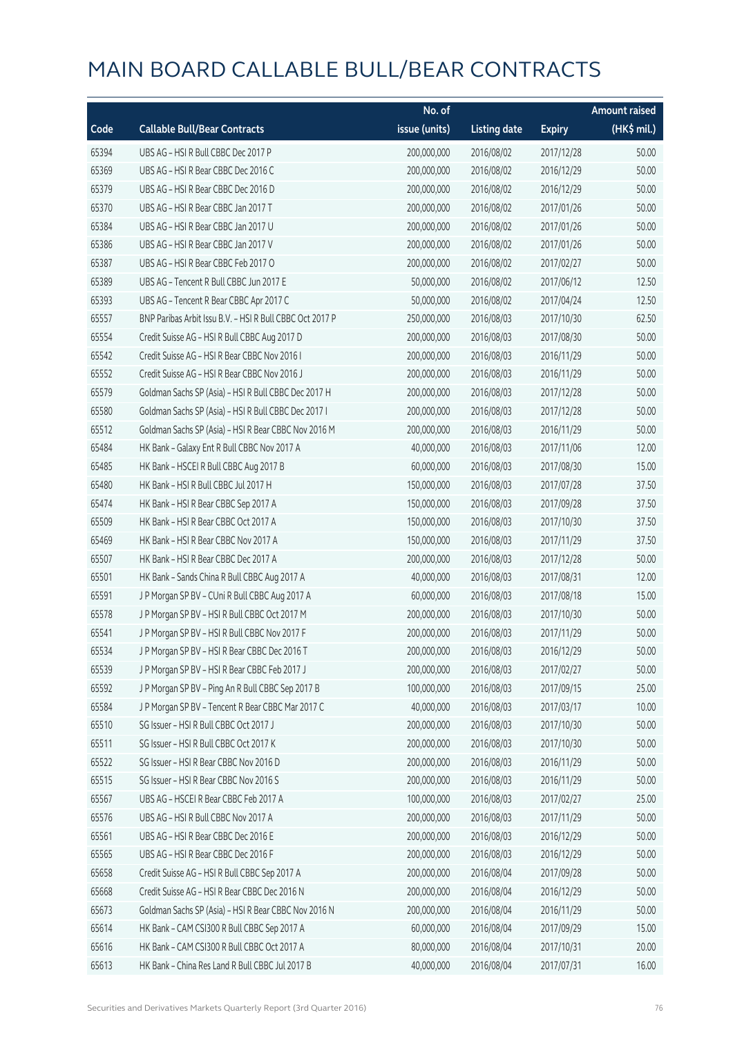# MAIN BOARD CALLABLE BULL/BEAR CONTRACTS

| Code | Callable Bull/Bear Contracts | No. of issue (units) | Listing date | Expiry | Amount raised (HK$ mil.) |
|---|---|---|---|---|---|
| 65394 | UBS AG – HSI R Bull CBBC Dec 2017 P | 200,000,000 | 2016/08/02 | 2017/12/28 | 50.00 |
| 65369 | UBS AG – HSI R Bear CBBC Dec 2016 C | 200,000,000 | 2016/08/02 | 2016/12/29 | 50.00 |
| 65379 | UBS AG – HSI R Bear CBBC Dec 2016 D | 200,000,000 | 2016/08/02 | 2016/12/29 | 50.00 |
| 65370 | UBS AG – HSI R Bear CBBC Jan 2017 T | 200,000,000 | 2016/08/02 | 2017/01/26 | 50.00 |
| 65384 | UBS AG – HSI R Bear CBBC Jan 2017 U | 200,000,000 | 2016/08/02 | 2017/01/26 | 50.00 |
| 65386 | UBS AG – HSI R Bear CBBC Jan 2017 V | 200,000,000 | 2016/08/02 | 2017/01/26 | 50.00 |
| 65387 | UBS AG – HSI R Bear CBBC Feb 2017 O | 200,000,000 | 2016/08/02 | 2017/02/27 | 50.00 |
| 65389 | UBS AG – Tencent R Bull CBBC Jun 2017 E | 50,000,000 | 2016/08/02 | 2017/06/12 | 12.50 |
| 65393 | UBS AG – Tencent R Bear CBBC Apr 2017 C | 50,000,000 | 2016/08/02 | 2017/04/24 | 12.50 |
| 65557 | BNP Paribas Arbit Issu B.V. – HSI R Bull CBBC Oct 2017 P | 250,000,000 | 2016/08/03 | 2017/10/30 | 62.50 |
| 65554 | Credit Suisse AG – HSI R Bull CBBC Aug 2017 D | 200,000,000 | 2016/08/03 | 2017/08/30 | 50.00 |
| 65542 | Credit Suisse AG – HSI R Bear CBBC Nov 2016 I | 200,000,000 | 2016/08/03 | 2016/11/29 | 50.00 |
| 65552 | Credit Suisse AG – HSI R Bear CBBC Nov 2016 J | 200,000,000 | 2016/08/03 | 2016/11/29 | 50.00 |
| 65579 | Goldman Sachs SP (Asia) – HSI R Bull CBBC Dec 2017 H | 200,000,000 | 2016/08/03 | 2017/12/28 | 50.00 |
| 65580 | Goldman Sachs SP (Asia) – HSI R Bull CBBC Dec 2017 I | 200,000,000 | 2016/08/03 | 2017/12/28 | 50.00 |
| 65512 | Goldman Sachs SP (Asia) – HSI R Bear CBBC Nov 2016 M | 200,000,000 | 2016/08/03 | 2016/11/29 | 50.00 |
| 65484 | HK Bank – Galaxy Ent R Bull CBBC Nov 2017 A | 40,000,000 | 2016/08/03 | 2017/11/06 | 12.00 |
| 65485 | HK Bank – HSCEI R Bull CBBC Aug 2017 B | 60,000,000 | 2016/08/03 | 2017/08/30 | 15.00 |
| 65480 | HK Bank – HSI R Bull CBBC Jul 2017 H | 150,000,000 | 2016/08/03 | 2017/07/28 | 37.50 |
| 65474 | HK Bank – HSI R Bear CBBC Sep 2017 A | 150,000,000 | 2016/08/03 | 2017/09/28 | 37.50 |
| 65509 | HK Bank – HSI R Bear CBBC Oct 2017 A | 150,000,000 | 2016/08/03 | 2017/10/30 | 37.50 |
| 65469 | HK Bank – HSI R Bear CBBC Nov 2017 A | 150,000,000 | 2016/08/03 | 2017/11/29 | 37.50 |
| 65507 | HK Bank – HSI R Bear CBBC Dec 2017 A | 200,000,000 | 2016/08/03 | 2017/12/28 | 50.00 |
| 65501 | HK Bank – Sands China R Bull CBBC Aug 2017 A | 40,000,000 | 2016/08/03 | 2017/08/31 | 12.00 |
| 65591 | J P Morgan SP BV – CUni R Bull CBBC Aug 2017 A | 60,000,000 | 2016/08/03 | 2017/08/18 | 15.00 |
| 65578 | J P Morgan SP BV – HSI R Bull CBBC Oct 2017 M | 200,000,000 | 2016/08/03 | 2017/10/30 | 50.00 |
| 65541 | J P Morgan SP BV – HSI R Bull CBBC Nov 2017 F | 200,000,000 | 2016/08/03 | 2017/11/29 | 50.00 |
| 65534 | J P Morgan SP BV – HSI R Bear CBBC Dec 2016 T | 200,000,000 | 2016/08/03 | 2016/12/29 | 50.00 |
| 65539 | J P Morgan SP BV – HSI R Bear CBBC Feb 2017 J | 200,000,000 | 2016/08/03 | 2017/02/27 | 50.00 |
| 65592 | J P Morgan SP BV – Ping An R Bull CBBC Sep 2017 B | 100,000,000 | 2016/08/03 | 2017/09/15 | 25.00 |
| 65584 | J P Morgan SP BV – Tencent R Bear CBBC Mar 2017 C | 40,000,000 | 2016/08/03 | 2017/03/17 | 10.00 |
| 65510 | SG Issuer – HSI R Bull CBBC Oct 2017 J | 200,000,000 | 2016/08/03 | 2017/10/30 | 50.00 |
| 65511 | SG Issuer – HSI R Bull CBBC Oct 2017 K | 200,000,000 | 2016/08/03 | 2017/10/30 | 50.00 |
| 65522 | SG Issuer – HSI R Bear CBBC Nov 2016 D | 200,000,000 | 2016/08/03 | 2016/11/29 | 50.00 |
| 65515 | SG Issuer – HSI R Bear CBBC Nov 2016 S | 200,000,000 | 2016/08/03 | 2016/11/29 | 50.00 |
| 65567 | UBS AG – HSCEI R Bear CBBC Feb 2017 A | 100,000,000 | 2016/08/03 | 2017/02/27 | 25.00 |
| 65576 | UBS AG – HSI R Bull CBBC Nov 2017 A | 200,000,000 | 2016/08/03 | 2017/11/29 | 50.00 |
| 65561 | UBS AG – HSI R Bear CBBC Dec 2016 E | 200,000,000 | 2016/08/03 | 2016/12/29 | 50.00 |
| 65565 | UBS AG – HSI R Bear CBBC Dec 2016 F | 200,000,000 | 2016/08/03 | 2016/12/29 | 50.00 |
| 65658 | Credit Suisse AG – HSI R Bull CBBC Sep 2017 A | 200,000,000 | 2016/08/04 | 2017/09/28 | 50.00 |
| 65668 | Credit Suisse AG – HSI R Bear CBBC Dec 2016 N | 200,000,000 | 2016/08/04 | 2016/12/29 | 50.00 |
| 65673 | Goldman Sachs SP (Asia) – HSI R Bear CBBC Nov 2016 N | 200,000,000 | 2016/08/04 | 2016/11/29 | 50.00 |
| 65614 | HK Bank – CAM CSI300 R Bull CBBC Sep 2017 A | 60,000,000 | 2016/08/04 | 2017/09/29 | 15.00 |
| 65616 | HK Bank – CAM CSI300 R Bull CBBC Oct 2017 A | 80,000,000 | 2016/08/04 | 2017/10/31 | 20.00 |
| 65613 | HK Bank – China Res Land R Bull CBBC Jul 2017 B | 40,000,000 | 2016/08/04 | 2017/07/31 | 16.00 |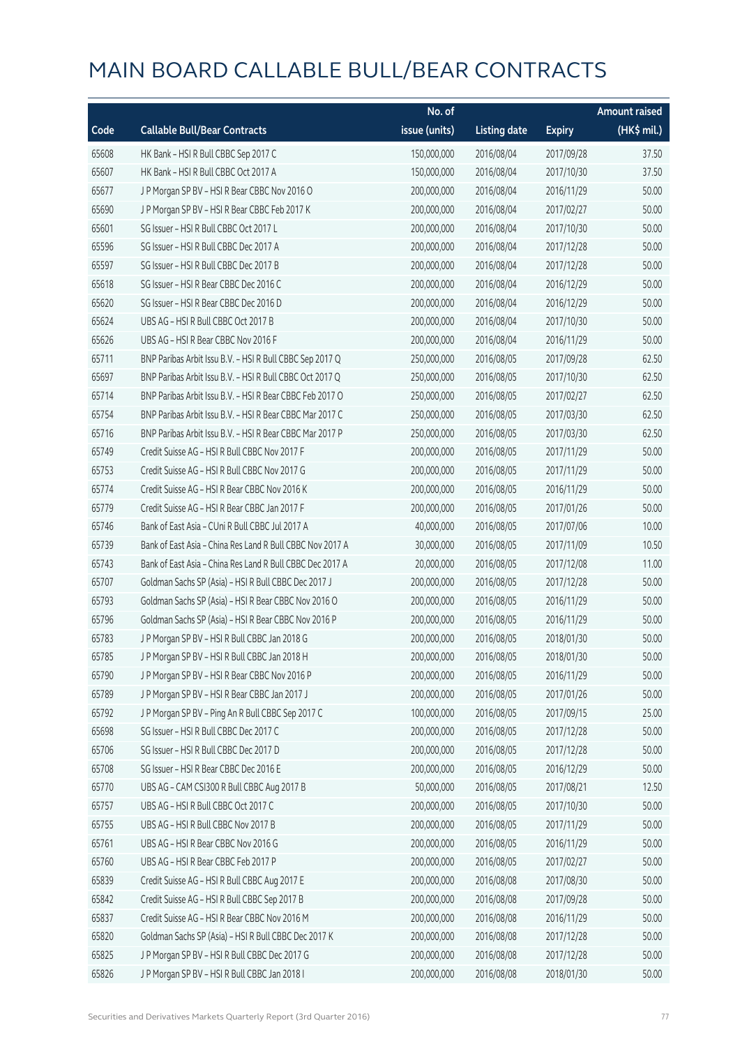# MAIN BOARD CALLABLE BULL/BEAR CONTRACTS

| Code | Callable Bull/Bear Contracts | No. of issue (units) | Listing date | Expiry | Amount raised (HK$ mil.) |
|---|---|---|---|---|---|
| 65608 | HK Bank – HSI R Bull CBBC Sep 2017 C | 150,000,000 | 2016/08/04 | 2017/09/28 | 37.50 |
| 65607 | HK Bank – HSI R Bull CBBC Oct 2017 A | 150,000,000 | 2016/08/04 | 2017/10/30 | 37.50 |
| 65677 | J P Morgan SP BV – HSI R Bear CBBC Nov 2016 O | 200,000,000 | 2016/08/04 | 2016/11/29 | 50.00 |
| 65690 | J P Morgan SP BV – HSI R Bear CBBC Feb 2017 K | 200,000,000 | 2016/08/04 | 2017/02/27 | 50.00 |
| 65601 | SG Issuer – HSI R Bull CBBC Oct 2017 L | 200,000,000 | 2016/08/04 | 2017/10/30 | 50.00 |
| 65596 | SG Issuer – HSI R Bull CBBC Dec 2017 A | 200,000,000 | 2016/08/04 | 2017/12/28 | 50.00 |
| 65597 | SG Issuer – HSI R Bull CBBC Dec 2017 B | 200,000,000 | 2016/08/04 | 2017/12/28 | 50.00 |
| 65618 | SG Issuer – HSI R Bear CBBC Dec 2016 C | 200,000,000 | 2016/08/04 | 2016/12/29 | 50.00 |
| 65620 | SG Issuer – HSI R Bear CBBC Dec 2016 D | 200,000,000 | 2016/08/04 | 2016/12/29 | 50.00 |
| 65624 | UBS AG – HSI R Bull CBBC Oct 2017 B | 200,000,000 | 2016/08/04 | 2017/10/30 | 50.00 |
| 65626 | UBS AG – HSI R Bear CBBC Nov 2016 F | 200,000,000 | 2016/08/04 | 2016/11/29 | 50.00 |
| 65711 | BNP Paribas Arbit Issu B.V. – HSI R Bull CBBC Sep 2017 Q | 250,000,000 | 2016/08/05 | 2017/09/28 | 62.50 |
| 65697 | BNP Paribas Arbit Issu B.V. – HSI R Bull CBBC Oct 2017 Q | 250,000,000 | 2016/08/05 | 2017/10/30 | 62.50 |
| 65714 | BNP Paribas Arbit Issu B.V. – HSI R Bear CBBC Feb 2017 O | 250,000,000 | 2016/08/05 | 2017/02/27 | 62.50 |
| 65754 | BNP Paribas Arbit Issu B.V. – HSI R Bear CBBC Mar 2017 C | 250,000,000 | 2016/08/05 | 2017/03/30 | 62.50 |
| 65716 | BNP Paribas Arbit Issu B.V. – HSI R Bear CBBC Mar 2017 P | 250,000,000 | 2016/08/05 | 2017/03/30 | 62.50 |
| 65749 | Credit Suisse AG – HSI R Bull CBBC Nov 2017 F | 200,000,000 | 2016/08/05 | 2017/11/29 | 50.00 |
| 65753 | Credit Suisse AG – HSI R Bull CBBC Nov 2017 G | 200,000,000 | 2016/08/05 | 2017/11/29 | 50.00 |
| 65774 | Credit Suisse AG – HSI R Bear CBBC Nov 2016 K | 200,000,000 | 2016/08/05 | 2016/11/29 | 50.00 |
| 65779 | Credit Suisse AG – HSI R Bear CBBC Jan 2017 F | 200,000,000 | 2016/08/05 | 2017/01/26 | 50.00 |
| 65746 | Bank of East Asia – CUni R Bull CBBC Jul 2017 A | 40,000,000 | 2016/08/05 | 2017/07/06 | 10.00 |
| 65739 | Bank of East Asia – China Res Land R Bull CBBC Nov 2017 A | 30,000,000 | 2016/08/05 | 2017/11/09 | 10.50 |
| 65743 | Bank of East Asia – China Res Land R Bull CBBC Dec 2017 A | 20,000,000 | 2016/08/05 | 2017/12/08 | 11.00 |
| 65707 | Goldman Sachs SP (Asia) – HSI R Bull CBBC Dec 2017 J | 200,000,000 | 2016/08/05 | 2017/12/28 | 50.00 |
| 65793 | Goldman Sachs SP (Asia) – HSI R Bear CBBC Nov 2016 O | 200,000,000 | 2016/08/05 | 2016/11/29 | 50.00 |
| 65796 | Goldman Sachs SP (Asia) – HSI R Bear CBBC Nov 2016 P | 200,000,000 | 2016/08/05 | 2016/11/29 | 50.00 |
| 65783 | J P Morgan SP BV – HSI R Bull CBBC Jan 2018 G | 200,000,000 | 2016/08/05 | 2018/01/30 | 50.00 |
| 65785 | J P Morgan SP BV – HSI R Bull CBBC Jan 2018 H | 200,000,000 | 2016/08/05 | 2018/01/30 | 50.00 |
| 65790 | J P Morgan SP BV – HSI R Bear CBBC Nov 2016 P | 200,000,000 | 2016/08/05 | 2016/11/29 | 50.00 |
| 65789 | J P Morgan SP BV – HSI R Bear CBBC Jan 2017 J | 200,000,000 | 2016/08/05 | 2017/01/26 | 50.00 |
| 65792 | J P Morgan SP BV – Ping An R Bull CBBC Sep 2017 C | 100,000,000 | 2016/08/05 | 2017/09/15 | 25.00 |
| 65698 | SG Issuer – HSI R Bull CBBC Dec 2017 C | 200,000,000 | 2016/08/05 | 2017/12/28 | 50.00 |
| 65706 | SG Issuer – HSI R Bull CBBC Dec 2017 D | 200,000,000 | 2016/08/05 | 2017/12/28 | 50.00 |
| 65708 | SG Issuer – HSI R Bear CBBC Dec 2016 E | 200,000,000 | 2016/08/05 | 2016/12/29 | 50.00 |
| 65770 | UBS AG – CAM CSI300 R Bull CBBC Aug 2017 B | 50,000,000 | 2016/08/05 | 2017/08/21 | 12.50 |
| 65757 | UBS AG – HSI R Bull CBBC Oct 2017 C | 200,000,000 | 2016/08/05 | 2017/10/30 | 50.00 |
| 65755 | UBS AG – HSI R Bull CBBC Nov 2017 B | 200,000,000 | 2016/08/05 | 2017/11/29 | 50.00 |
| 65761 | UBS AG – HSI R Bear CBBC Nov 2016 G | 200,000,000 | 2016/08/05 | 2016/11/29 | 50.00 |
| 65760 | UBS AG – HSI R Bear CBBC Feb 2017 P | 200,000,000 | 2016/08/05 | 2017/02/27 | 50.00 |
| 65839 | Credit Suisse AG – HSI R Bull CBBC Aug 2017 E | 200,000,000 | 2016/08/08 | 2017/08/30 | 50.00 |
| 65842 | Credit Suisse AG – HSI R Bull CBBC Sep 2017 B | 200,000,000 | 2016/08/08 | 2017/09/28 | 50.00 |
| 65837 | Credit Suisse AG – HSI R Bear CBBC Nov 2016 M | 200,000,000 | 2016/08/08 | 2016/11/29 | 50.00 |
| 65820 | Goldman Sachs SP (Asia) – HSI R Bull CBBC Dec 2017 K | 200,000,000 | 2016/08/08 | 2017/12/28 | 50.00 |
| 65825 | J P Morgan SP BV – HSI R Bull CBBC Dec 2017 G | 200,000,000 | 2016/08/08 | 2017/12/28 | 50.00 |
| 65826 | J P Morgan SP BV – HSI R Bull CBBC Jan 2018 I | 200,000,000 | 2016/08/08 | 2018/01/30 | 50.00 |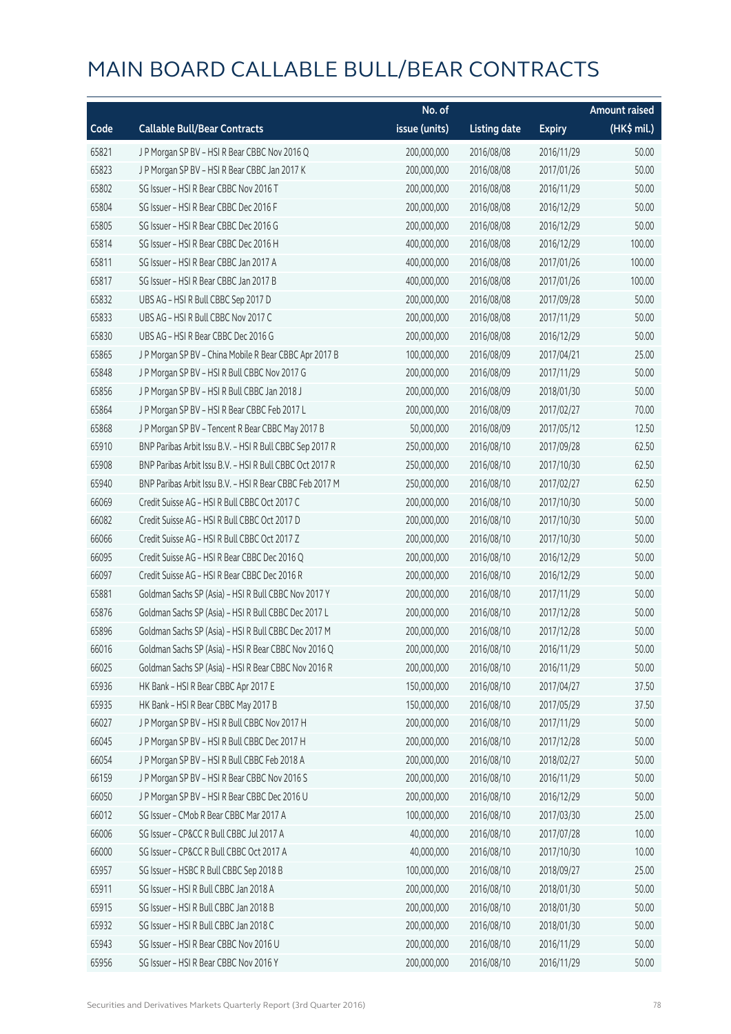# MAIN BOARD CALLABLE BULL/BEAR CONTRACTS

| Code | Callable Bull/Bear Contracts | No. of issue (units) | Listing date | Expiry | Amount raised (HK$ mil.) |
|---|---|---|---|---|---|
| 65821 | J P Morgan SP BV – HSI R Bear CBBC Nov 2016 Q | 200,000,000 | 2016/08/08 | 2016/11/29 | 50.00 |
| 65823 | J P Morgan SP BV – HSI R Bear CBBC Jan 2017 K | 200,000,000 | 2016/08/08 | 2017/01/26 | 50.00 |
| 65802 | SG Issuer – HSI R Bear CBBC Nov 2016 T | 200,000,000 | 2016/08/08 | 2016/11/29 | 50.00 |
| 65804 | SG Issuer – HSI R Bear CBBC Dec 2016 F | 200,000,000 | 2016/08/08 | 2016/12/29 | 50.00 |
| 65805 | SG Issuer – HSI R Bear CBBC Dec 2016 G | 200,000,000 | 2016/08/08 | 2016/12/29 | 50.00 |
| 65814 | SG Issuer – HSI R Bear CBBC Dec 2016 H | 400,000,000 | 2016/08/08 | 2016/12/29 | 100.00 |
| 65811 | SG Issuer – HSI R Bear CBBC Jan 2017 A | 400,000,000 | 2016/08/08 | 2017/01/26 | 100.00 |
| 65817 | SG Issuer – HSI R Bear CBBC Jan 2017 B | 400,000,000 | 2016/08/08 | 2017/01/26 | 100.00 |
| 65832 | UBS AG – HSI R Bull CBBC Sep 2017 D | 200,000,000 | 2016/08/08 | 2017/09/28 | 50.00 |
| 65833 | UBS AG – HSI R Bull CBBC Nov 2017 C | 200,000,000 | 2016/08/08 | 2017/11/29 | 50.00 |
| 65830 | UBS AG – HSI R Bear CBBC Dec 2016 G | 200,000,000 | 2016/08/08 | 2016/12/29 | 50.00 |
| 65865 | J P Morgan SP BV – China Mobile R Bear CBBC Apr 2017 B | 100,000,000 | 2016/08/09 | 2017/04/21 | 25.00 |
| 65848 | J P Morgan SP BV – HSI R Bull CBBC Nov 2017 G | 200,000,000 | 2016/08/09 | 2017/11/29 | 50.00 |
| 65856 | J P Morgan SP BV – HSI R Bull CBBC Jan 2018 J | 200,000,000 | 2016/08/09 | 2018/01/30 | 50.00 |
| 65864 | J P Morgan SP BV – HSI R Bear CBBC Feb 2017 L | 200,000,000 | 2016/08/09 | 2017/02/27 | 70.00 |
| 65868 | J P Morgan SP BV – Tencent R Bear CBBC May 2017 B | 50,000,000 | 2016/08/09 | 2017/05/12 | 12.50 |
| 65910 | BNP Paribas Arbit Issu B.V. – HSI R Bull CBBC Sep 2017 R | 250,000,000 | 2016/08/10 | 2017/09/28 | 62.50 |
| 65908 | BNP Paribas Arbit Issu B.V. – HSI R Bull CBBC Oct 2017 R | 250,000,000 | 2016/08/10 | 2017/10/30 | 62.50 |
| 65940 | BNP Paribas Arbit Issu B.V. – HSI R Bear CBBC Feb 2017 M | 250,000,000 | 2016/08/10 | 2017/02/27 | 62.50 |
| 66069 | Credit Suisse AG – HSI R Bull CBBC Oct 2017 C | 200,000,000 | 2016/08/10 | 2017/10/30 | 50.00 |
| 66082 | Credit Suisse AG – HSI R Bull CBBC Oct 2017 D | 200,000,000 | 2016/08/10 | 2017/10/30 | 50.00 |
| 66066 | Credit Suisse AG – HSI R Bull CBBC Oct 2017 Z | 200,000,000 | 2016/08/10 | 2017/10/30 | 50.00 |
| 66095 | Credit Suisse AG – HSI R Bear CBBC Dec 2016 Q | 200,000,000 | 2016/08/10 | 2016/12/29 | 50.00 |
| 66097 | Credit Suisse AG – HSI R Bear CBBC Dec 2016 R | 200,000,000 | 2016/08/10 | 2016/12/29 | 50.00 |
| 65881 | Goldman Sachs SP (Asia) – HSI R Bull CBBC Nov 2017 Y | 200,000,000 | 2016/08/10 | 2017/11/29 | 50.00 |
| 65876 | Goldman Sachs SP (Asia) – HSI R Bull CBBC Dec 2017 L | 200,000,000 | 2016/08/10 | 2017/12/28 | 50.00 |
| 65896 | Goldman Sachs SP (Asia) – HSI R Bull CBBC Dec 2017 M | 200,000,000 | 2016/08/10 | 2017/12/28 | 50.00 |
| 66016 | Goldman Sachs SP (Asia) – HSI R Bear CBBC Nov 2016 Q | 200,000,000 | 2016/08/10 | 2016/11/29 | 50.00 |
| 66025 | Goldman Sachs SP (Asia) – HSI R Bear CBBC Nov 2016 R | 200,000,000 | 2016/08/10 | 2016/11/29 | 50.00 |
| 65936 | HK Bank – HSI R Bear CBBC Apr 2017 E | 150,000,000 | 2016/08/10 | 2017/04/27 | 37.50 |
| 65935 | HK Bank – HSI R Bear CBBC May 2017 B | 150,000,000 | 2016/08/10 | 2017/05/29 | 37.50 |
| 66027 | J P Morgan SP BV – HSI R Bull CBBC Nov 2017 H | 200,000,000 | 2016/08/10 | 2017/11/29 | 50.00 |
| 66045 | J P Morgan SP BV – HSI R Bull CBBC Dec 2017 H | 200,000,000 | 2016/08/10 | 2017/12/28 | 50.00 |
| 66054 | J P Morgan SP BV – HSI R Bull CBBC Feb 2018 A | 200,000,000 | 2016/08/10 | 2018/02/27 | 50.00 |
| 66159 | J P Morgan SP BV – HSI R Bear CBBC Nov 2016 S | 200,000,000 | 2016/08/10 | 2016/11/29 | 50.00 |
| 66050 | J P Morgan SP BV – HSI R Bear CBBC Dec 2016 U | 200,000,000 | 2016/08/10 | 2016/12/29 | 50.00 |
| 66012 | SG Issuer – CMob R Bear CBBC Mar 2017 A | 100,000,000 | 2016/08/10 | 2017/03/30 | 25.00 |
| 66006 | SG Issuer – CP&CC R Bull CBBC Jul 2017 A | 40,000,000 | 2016/08/10 | 2017/07/28 | 10.00 |
| 66000 | SG Issuer – CP&CC R Bull CBBC Oct 2017 A | 40,000,000 | 2016/08/10 | 2017/10/30 | 10.00 |
| 65957 | SG Issuer – HSBC R Bull CBBC Sep 2018 B | 100,000,000 | 2016/08/10 | 2018/09/27 | 25.00 |
| 65911 | SG Issuer – HSI R Bull CBBC Jan 2018 A | 200,000,000 | 2016/08/10 | 2018/01/30 | 50.00 |
| 65915 | SG Issuer – HSI R Bull CBBC Jan 2018 B | 200,000,000 | 2016/08/10 | 2018/01/30 | 50.00 |
| 65932 | SG Issuer – HSI R Bull CBBC Jan 2018 C | 200,000,000 | 2016/08/10 | 2018/01/30 | 50.00 |
| 65943 | SG Issuer – HSI R Bear CBBC Nov 2016 U | 200,000,000 | 2016/08/10 | 2016/11/29 | 50.00 |
| 65956 | SG Issuer – HSI R Bear CBBC Nov 2016 Y | 200,000,000 | 2016/08/10 | 2016/11/29 | 50.00 |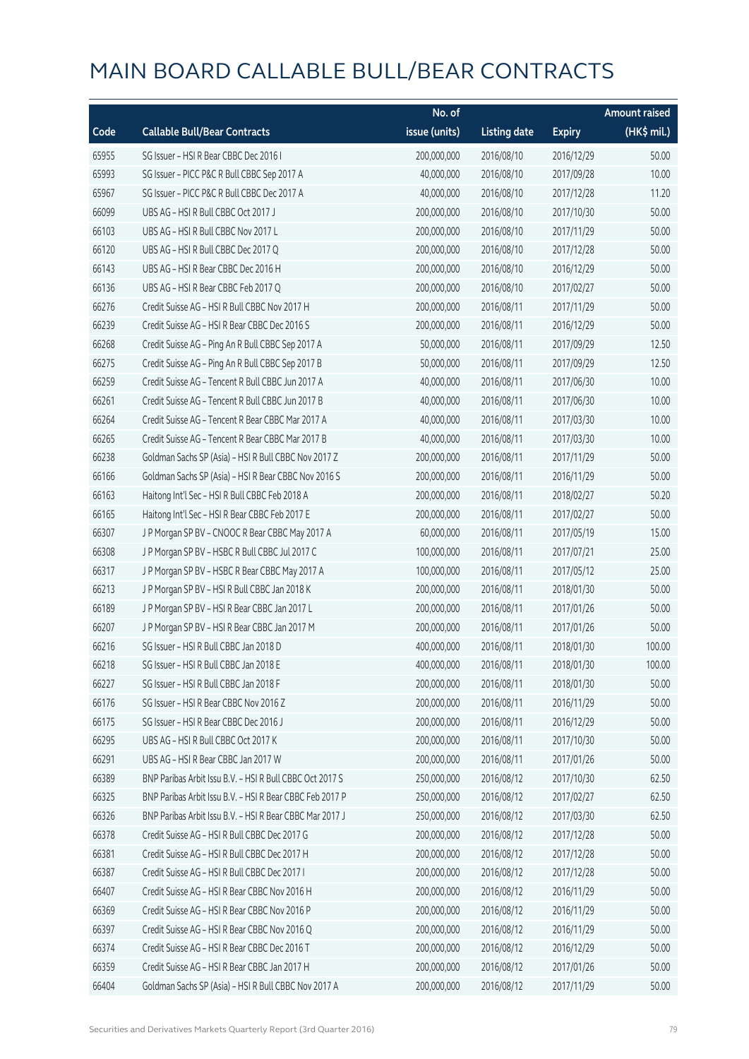# MAIN BOARD CALLABLE BULL/BEAR CONTRACTS

| Code | Callable Bull/Bear Contracts | No. of issue (units) | Listing date | Expiry | Amount raised (HK$ mil.) |
|---|---|---|---|---|---|
| 65955 | SG Issuer – HSI R Bear CBBC Dec 2016 I | 200,000,000 | 2016/08/10 | 2016/12/29 | 50.00 |
| 65993 | SG Issuer – PICC P&C R Bull CBBC Sep 2017 A | 40,000,000 | 2016/08/10 | 2017/09/28 | 10.00 |
| 65967 | SG Issuer – PICC P&C R Bull CBBC Dec 2017 A | 40,000,000 | 2016/08/10 | 2017/12/28 | 11.20 |
| 66099 | UBS AG – HSI R Bull CBBC Oct 2017 J | 200,000,000 | 2016/08/10 | 2017/10/30 | 50.00 |
| 66103 | UBS AG – HSI R Bull CBBC Nov 2017 L | 200,000,000 | 2016/08/10 | 2017/11/29 | 50.00 |
| 66120 | UBS AG – HSI R Bull CBBC Dec 2017 Q | 200,000,000 | 2016/08/10 | 2017/12/28 | 50.00 |
| 66143 | UBS AG – HSI R Bear CBBC Dec 2016 H | 200,000,000 | 2016/08/10 | 2016/12/29 | 50.00 |
| 66136 | UBS AG – HSI R Bear CBBC Feb 2017 Q | 200,000,000 | 2016/08/10 | 2017/02/27 | 50.00 |
| 66276 | Credit Suisse AG – HSI R Bull CBBC Nov 2017 H | 200,000,000 | 2016/08/11 | 2017/11/29 | 50.00 |
| 66239 | Credit Suisse AG – HSI R Bear CBBC Dec 2016 S | 200,000,000 | 2016/08/11 | 2016/12/29 | 50.00 |
| 66268 | Credit Suisse AG – Ping An R Bull CBBC Sep 2017 A | 50,000,000 | 2016/08/11 | 2017/09/29 | 12.50 |
| 66275 | Credit Suisse AG – Ping An R Bull CBBC Sep 2017 B | 50,000,000 | 2016/08/11 | 2017/09/29 | 12.50 |
| 66259 | Credit Suisse AG – Tencent R Bull CBBC Jun 2017 A | 40,000,000 | 2016/08/11 | 2017/06/30 | 10.00 |
| 66261 | Credit Suisse AG – Tencent R Bull CBBC Jun 2017 B | 40,000,000 | 2016/08/11 | 2017/06/30 | 10.00 |
| 66264 | Credit Suisse AG – Tencent R Bear CBBC Mar 2017 A | 40,000,000 | 2016/08/11 | 2017/03/30 | 10.00 |
| 66265 | Credit Suisse AG – Tencent R Bear CBBC Mar 2017 B | 40,000,000 | 2016/08/11 | 2017/03/30 | 10.00 |
| 66238 | Goldman Sachs SP (Asia) – HSI R Bull CBBC Nov 2017 Z | 200,000,000 | 2016/08/11 | 2017/11/29 | 50.00 |
| 66166 | Goldman Sachs SP (Asia) – HSI R Bear CBBC Nov 2016 S | 200,000,000 | 2016/08/11 | 2016/11/29 | 50.00 |
| 66163 | Haitong Int'l Sec – HSI R Bull CBBC Feb 2018 A | 200,000,000 | 2016/08/11 | 2018/02/27 | 50.20 |
| 66165 | Haitong Int'l Sec – HSI R Bear CBBC Feb 2017 E | 200,000,000 | 2016/08/11 | 2017/02/27 | 50.00 |
| 66307 | J P Morgan SP BV – CNOOC R Bear CBBC May 2017 A | 60,000,000 | 2016/08/11 | 2017/05/19 | 15.00 |
| 66308 | J P Morgan SP BV – HSBC R Bull CBBC Jul 2017 C | 100,000,000 | 2016/08/11 | 2017/07/21 | 25.00 |
| 66317 | J P Morgan SP BV – HSBC R Bear CBBC May 2017 A | 100,000,000 | 2016/08/11 | 2017/05/12 | 25.00 |
| 66213 | J P Morgan SP BV – HSI R Bull CBBC Jan 2018 K | 200,000,000 | 2016/08/11 | 2018/01/30 | 50.00 |
| 66189 | J P Morgan SP BV – HSI R Bear CBBC Jan 2017 L | 200,000,000 | 2016/08/11 | 2017/01/26 | 50.00 |
| 66207 | J P Morgan SP BV – HSI R Bear CBBC Jan 2017 M | 200,000,000 | 2016/08/11 | 2017/01/26 | 50.00 |
| 66216 | SG Issuer – HSI R Bull CBBC Jan 2018 D | 400,000,000 | 2016/08/11 | 2018/01/30 | 100.00 |
| 66218 | SG Issuer – HSI R Bull CBBC Jan 2018 E | 400,000,000 | 2016/08/11 | 2018/01/30 | 100.00 |
| 66227 | SG Issuer – HSI R Bull CBBC Jan 2018 F | 200,000,000 | 2016/08/11 | 2018/01/30 | 50.00 |
| 66176 | SG Issuer – HSI R Bear CBBC Nov 2016 Z | 200,000,000 | 2016/08/11 | 2016/11/29 | 50.00 |
| 66175 | SG Issuer – HSI R Bear CBBC Dec 2016 J | 200,000,000 | 2016/08/11 | 2016/12/29 | 50.00 |
| 66295 | UBS AG – HSI R Bull CBBC Oct 2017 K | 200,000,000 | 2016/08/11 | 2017/10/30 | 50.00 |
| 66291 | UBS AG – HSI R Bear CBBC Jan 2017 W | 200,000,000 | 2016/08/11 | 2017/01/26 | 50.00 |
| 66389 | BNP Paribas Arbit Issu B.V. – HSI R Bull CBBC Oct 2017 S | 250,000,000 | 2016/08/12 | 2017/10/30 | 62.50 |
| 66325 | BNP Paribas Arbit Issu B.V. – HSI R Bear CBBC Feb 2017 P | 250,000,000 | 2016/08/12 | 2017/02/27 | 62.50 |
| 66326 | BNP Paribas Arbit Issu B.V. – HSI R Bear CBBC Mar 2017 J | 250,000,000 | 2016/08/12 | 2017/03/30 | 62.50 |
| 66378 | Credit Suisse AG – HSI R Bull CBBC Dec 2017 G | 200,000,000 | 2016/08/12 | 2017/12/28 | 50.00 |
| 66381 | Credit Suisse AG – HSI R Bull CBBC Dec 2017 H | 200,000,000 | 2016/08/12 | 2017/12/28 | 50.00 |
| 66387 | Credit Suisse AG – HSI R Bull CBBC Dec 2017 I | 200,000,000 | 2016/08/12 | 2017/12/28 | 50.00 |
| 66407 | Credit Suisse AG – HSI R Bear CBBC Nov 2016 H | 200,000,000 | 2016/08/12 | 2016/11/29 | 50.00 |
| 66369 | Credit Suisse AG – HSI R Bear CBBC Nov 2016 P | 200,000,000 | 2016/08/12 | 2016/11/29 | 50.00 |
| 66397 | Credit Suisse AG – HSI R Bear CBBC Nov 2016 Q | 200,000,000 | 2016/08/12 | 2016/11/29 | 50.00 |
| 66374 | Credit Suisse AG – HSI R Bear CBBC Dec 2016 T | 200,000,000 | 2016/08/12 | 2016/12/29 | 50.00 |
| 66359 | Credit Suisse AG – HSI R Bear CBBC Jan 2017 H | 200,000,000 | 2016/08/12 | 2017/01/26 | 50.00 |
| 66404 | Goldman Sachs SP (Asia) – HSI R Bull CBBC Nov 2017 A | 200,000,000 | 2016/08/12 | 2017/11/29 | 50.00 |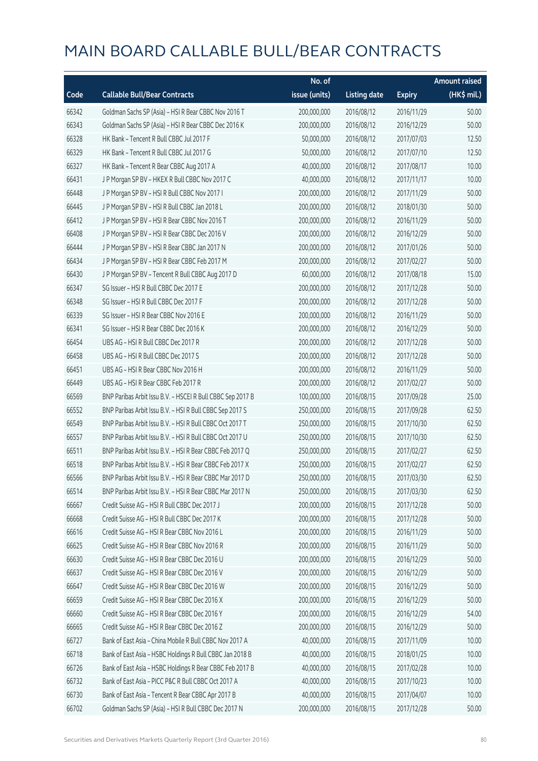# MAIN BOARD CALLABLE BULL/BEAR CONTRACTS

| Code | Callable Bull/Bear Contracts | No. of issue (units) | Listing date | Expiry | Amount raised (HK$ mil.) |
|---|---|---|---|---|---|
| 66342 | Goldman Sachs SP (Asia) – HSI R Bear CBBC Nov 2016 T | 200,000,000 | 2016/08/12 | 2016/11/29 | 50.00 |
| 66343 | Goldman Sachs SP (Asia) – HSI R Bear CBBC Dec 2016 K | 200,000,000 | 2016/08/12 | 2016/12/29 | 50.00 |
| 66328 | HK Bank – Tencent R Bull CBBC Jul 2017 F | 50,000,000 | 2016/08/12 | 2017/07/03 | 12.50 |
| 66329 | HK Bank – Tencent R Bull CBBC Jul 2017 G | 50,000,000 | 2016/08/12 | 2017/07/10 | 12.50 |
| 66327 | HK Bank – Tencent R Bear CBBC Aug 2017 A | 40,000,000 | 2016/08/12 | 2017/08/17 | 10.00 |
| 66431 | J P Morgan SP BV – HKEX R Bull CBBC Nov 2017 C | 40,000,000 | 2016/08/12 | 2017/11/17 | 10.00 |
| 66448 | J P Morgan SP BV – HSI R Bull CBBC Nov 2017 I | 200,000,000 | 2016/08/12 | 2017/11/29 | 50.00 |
| 66445 | J P Morgan SP BV – HSI R Bull CBBC Jan 2018 L | 200,000,000 | 2016/08/12 | 2018/01/30 | 50.00 |
| 66412 | J P Morgan SP BV – HSI R Bear CBBC Nov 2016 T | 200,000,000 | 2016/08/12 | 2016/11/29 | 50.00 |
| 66408 | J P Morgan SP BV – HSI R Bear CBBC Dec 2016 V | 200,000,000 | 2016/08/12 | 2016/12/29 | 50.00 |
| 66444 | J P Morgan SP BV – HSI R Bear CBBC Jan 2017 N | 200,000,000 | 2016/08/12 | 2017/01/26 | 50.00 |
| 66434 | J P Morgan SP BV – HSI R Bear CBBC Feb 2017 M | 200,000,000 | 2016/08/12 | 2017/02/27 | 50.00 |
| 66430 | J P Morgan SP BV – Tencent R Bull CBBC Aug 2017 D | 60,000,000 | 2016/08/12 | 2017/08/18 | 15.00 |
| 66347 | SG Issuer – HSI R Bull CBBC Dec 2017 E | 200,000,000 | 2016/08/12 | 2017/12/28 | 50.00 |
| 66348 | SG Issuer – HSI R Bull CBBC Dec 2017 F | 200,000,000 | 2016/08/12 | 2017/12/28 | 50.00 |
| 66339 | SG Issuer – HSI R Bear CBBC Nov 2016 E | 200,000,000 | 2016/08/12 | 2016/11/29 | 50.00 |
| 66341 | SG Issuer – HSI R Bear CBBC Dec 2016 K | 200,000,000 | 2016/08/12 | 2016/12/29 | 50.00 |
| 66454 | UBS AG – HSI R Bull CBBC Dec 2017 R | 200,000,000 | 2016/08/12 | 2017/12/28 | 50.00 |
| 66458 | UBS AG – HSI R Bull CBBC Dec 2017 S | 200,000,000 | 2016/08/12 | 2017/12/28 | 50.00 |
| 66451 | UBS AG – HSI R Bear CBBC Nov 2016 H | 200,000,000 | 2016/08/12 | 2016/11/29 | 50.00 |
| 66449 | UBS AG – HSI R Bear CBBC Feb 2017 R | 200,000,000 | 2016/08/12 | 2017/02/27 | 50.00 |
| 66569 | BNP Paribas Arbit Issu B.V. – HSCEI R Bull CBBC Sep 2017 B | 100,000,000 | 2016/08/15 | 2017/09/28 | 25.00 |
| 66552 | BNP Paribas Arbit Issu B.V. – HSI R Bull CBBC Sep 2017 S | 250,000,000 | 2016/08/15 | 2017/09/28 | 62.50 |
| 66549 | BNP Paribas Arbit Issu B.V. – HSI R Bull CBBC Oct 2017 T | 250,000,000 | 2016/08/15 | 2017/10/30 | 62.50 |
| 66557 | BNP Paribas Arbit Issu B.V. – HSI R Bull CBBC Oct 2017 U | 250,000,000 | 2016/08/15 | 2017/10/30 | 62.50 |
| 66511 | BNP Paribas Arbit Issu B.V. – HSI R Bear CBBC Feb 2017 Q | 250,000,000 | 2016/08/15 | 2017/02/27 | 62.50 |
| 66518 | BNP Paribas Arbit Issu B.V. – HSI R Bear CBBC Feb 2017 X | 250,000,000 | 2016/08/15 | 2017/02/27 | 62.50 |
| 66566 | BNP Paribas Arbit Issu B.V. – HSI R Bear CBBC Mar 2017 D | 250,000,000 | 2016/08/15 | 2017/03/30 | 62.50 |
| 66514 | BNP Paribas Arbit Issu B.V. – HSI R Bear CBBC Mar 2017 N | 250,000,000 | 2016/08/15 | 2017/03/30 | 62.50 |
| 66667 | Credit Suisse AG – HSI R Bull CBBC Dec 2017 J | 200,000,000 | 2016/08/15 | 2017/12/28 | 50.00 |
| 66668 | Credit Suisse AG – HSI R Bull CBBC Dec 2017 K | 200,000,000 | 2016/08/15 | 2017/12/28 | 50.00 |
| 66616 | Credit Suisse AG – HSI R Bear CBBC Nov 2016 L | 200,000,000 | 2016/08/15 | 2016/11/29 | 50.00 |
| 66625 | Credit Suisse AG – HSI R Bear CBBC Nov 2016 R | 200,000,000 | 2016/08/15 | 2016/11/29 | 50.00 |
| 66630 | Credit Suisse AG – HSI R Bear CBBC Dec 2016 U | 200,000,000 | 2016/08/15 | 2016/12/29 | 50.00 |
| 66637 | Credit Suisse AG – HSI R Bear CBBC Dec 2016 V | 200,000,000 | 2016/08/15 | 2016/12/29 | 50.00 |
| 66647 | Credit Suisse AG – HSI R Bear CBBC Dec 2016 W | 200,000,000 | 2016/08/15 | 2016/12/29 | 50.00 |
| 66659 | Credit Suisse AG – HSI R Bear CBBC Dec 2016 X | 200,000,000 | 2016/08/15 | 2016/12/29 | 50.00 |
| 66660 | Credit Suisse AG – HSI R Bear CBBC Dec 2016 Y | 200,000,000 | 2016/08/15 | 2016/12/29 | 54.00 |
| 66665 | Credit Suisse AG – HSI R Bear CBBC Dec 2016 Z | 200,000,000 | 2016/08/15 | 2016/12/29 | 50.00 |
| 66727 | Bank of East Asia – China Mobile R Bull CBBC Nov 2017 A | 40,000,000 | 2016/08/15 | 2017/11/09 | 10.00 |
| 66718 | Bank of East Asia – HSBC Holdings R Bull CBBC Jan 2018 B | 40,000,000 | 2016/08/15 | 2018/01/25 | 10.00 |
| 66726 | Bank of East Asia – HSBC Holdings R Bear CBBC Feb 2017 B | 40,000,000 | 2016/08/15 | 2017/02/28 | 10.00 |
| 66732 | Bank of East Asia – PICC P&C R Bull CBBC Oct 2017 A | 40,000,000 | 2016/08/15 | 2017/10/23 | 10.00 |
| 66730 | Bank of East Asia – Tencent R Bear CBBC Apr 2017 B | 40,000,000 | 2016/08/15 | 2017/04/07 | 10.00 |
| 66702 | Goldman Sachs SP (Asia) – HSI R Bull CBBC Dec 2017 N | 200,000,000 | 2016/08/15 | 2017/12/28 | 50.00 |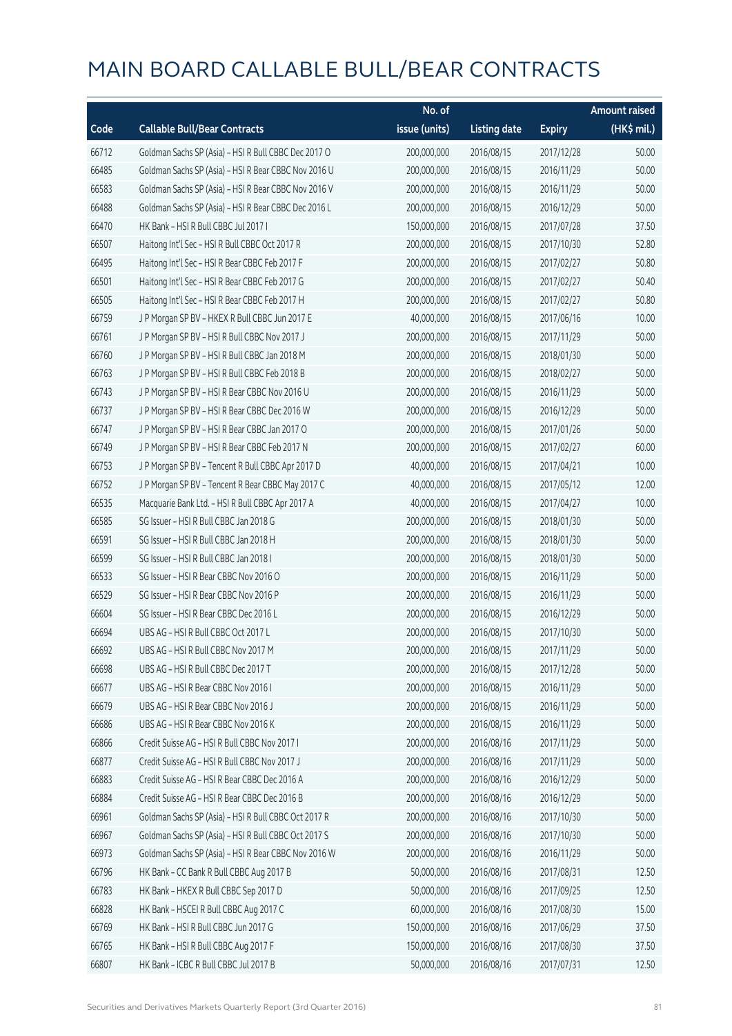# MAIN BOARD CALLABLE BULL/BEAR CONTRACTS

| Code | Callable Bull/Bear Contracts | No. of issue (units) | Listing date | Expiry | Amount raised (HK$ mil.) |
|---|---|---|---|---|---|
| 66712 | Goldman Sachs SP (Asia) – HSI R Bull CBBC Dec 2017 O | 200,000,000 | 2016/08/15 | 2017/12/28 | 50.00 |
| 66485 | Goldman Sachs SP (Asia) – HSI R Bear CBBC Nov 2016 U | 200,000,000 | 2016/08/15 | 2016/11/29 | 50.00 |
| 66583 | Goldman Sachs SP (Asia) – HSI R Bear CBBC Nov 2016 V | 200,000,000 | 2016/08/15 | 2016/11/29 | 50.00 |
| 66488 | Goldman Sachs SP (Asia) – HSI R Bear CBBC Dec 2016 L | 200,000,000 | 2016/08/15 | 2016/12/29 | 50.00 |
| 66470 | HK Bank – HSI R Bull CBBC Jul 2017 I | 150,000,000 | 2016/08/15 | 2017/07/28 | 37.50 |
| 66507 | Haitong Int'l Sec – HSI R Bull CBBC Oct 2017 R | 200,000,000 | 2016/08/15 | 2017/10/30 | 52.80 |
| 66495 | Haitong Int'l Sec – HSI R Bear CBBC Feb 2017 F | 200,000,000 | 2016/08/15 | 2017/02/27 | 50.80 |
| 66501 | Haitong Int'l Sec – HSI R Bear CBBC Feb 2017 G | 200,000,000 | 2016/08/15 | 2017/02/27 | 50.40 |
| 66505 | Haitong Int'l Sec – HSI R Bear CBBC Feb 2017 H | 200,000,000 | 2016/08/15 | 2017/02/27 | 50.80 |
| 66759 | J P Morgan SP BV – HKEX R Bull CBBC Jun 2017 E | 40,000,000 | 2016/08/15 | 2017/06/16 | 10.00 |
| 66761 | J P Morgan SP BV – HSI R Bull CBBC Nov 2017 J | 200,000,000 | 2016/08/15 | 2017/11/29 | 50.00 |
| 66760 | J P Morgan SP BV – HSI R Bull CBBC Jan 2018 M | 200,000,000 | 2016/08/15 | 2018/01/30 | 50.00 |
| 66763 | J P Morgan SP BV – HSI R Bull CBBC Feb 2018 B | 200,000,000 | 2016/08/15 | 2018/02/27 | 50.00 |
| 66743 | J P Morgan SP BV – HSI R Bear CBBC Nov 2016 U | 200,000,000 | 2016/08/15 | 2016/11/29 | 50.00 |
| 66737 | J P Morgan SP BV – HSI R Bear CBBC Dec 2016 W | 200,000,000 | 2016/08/15 | 2016/12/29 | 50.00 |
| 66747 | J P Morgan SP BV – HSI R Bear CBBC Jan 2017 O | 200,000,000 | 2016/08/15 | 2017/01/26 | 50.00 |
| 66749 | J P Morgan SP BV – HSI R Bear CBBC Feb 2017 N | 200,000,000 | 2016/08/15 | 2017/02/27 | 60.00 |
| 66753 | J P Morgan SP BV – Tencent R Bull CBBC Apr 2017 D | 40,000,000 | 2016/08/15 | 2017/04/21 | 10.00 |
| 66752 | J P Morgan SP BV – Tencent R Bear CBBC May 2017 C | 40,000,000 | 2016/08/15 | 2017/05/12 | 12.00 |
| 66535 | Macquarie Bank Ltd. – HSI R Bull CBBC Apr 2017 A | 40,000,000 | 2016/08/15 | 2017/04/27 | 10.00 |
| 66585 | SG Issuer – HSI R Bull CBBC Jan 2018 G | 200,000,000 | 2016/08/15 | 2018/01/30 | 50.00 |
| 66591 | SG Issuer – HSI R Bull CBBC Jan 2018 H | 200,000,000 | 2016/08/15 | 2018/01/30 | 50.00 |
| 66599 | SG Issuer – HSI R Bull CBBC Jan 2018 I | 200,000,000 | 2016/08/15 | 2018/01/30 | 50.00 |
| 66533 | SG Issuer – HSI R Bear CBBC Nov 2016 O | 200,000,000 | 2016/08/15 | 2016/11/29 | 50.00 |
| 66529 | SG Issuer – HSI R Bear CBBC Nov 2016 P | 200,000,000 | 2016/08/15 | 2016/11/29 | 50.00 |
| 66604 | SG Issuer – HSI R Bear CBBC Dec 2016 L | 200,000,000 | 2016/08/15 | 2016/12/29 | 50.00 |
| 66694 | UBS AG – HSI R Bull CBBC Oct 2017 L | 200,000,000 | 2016/08/15 | 2017/10/30 | 50.00 |
| 66692 | UBS AG – HSI R Bull CBBC Nov 2017 M | 200,000,000 | 2016/08/15 | 2017/11/29 | 50.00 |
| 66698 | UBS AG – HSI R Bull CBBC Dec 2017 T | 200,000,000 | 2016/08/15 | 2017/12/28 | 50.00 |
| 66677 | UBS AG – HSI R Bear CBBC Nov 2016 I | 200,000,000 | 2016/08/15 | 2016/11/29 | 50.00 |
| 66679 | UBS AG – HSI R Bear CBBC Nov 2016 J | 200,000,000 | 2016/08/15 | 2016/11/29 | 50.00 |
| 66686 | UBS AG – HSI R Bear CBBC Nov 2016 K | 200,000,000 | 2016/08/15 | 2016/11/29 | 50.00 |
| 66866 | Credit Suisse AG – HSI R Bull CBBC Nov 2017 I | 200,000,000 | 2016/08/16 | 2017/11/29 | 50.00 |
| 66877 | Credit Suisse AG – HSI R Bull CBBC Nov 2017 J | 200,000,000 | 2016/08/16 | 2017/11/29 | 50.00 |
| 66883 | Credit Suisse AG – HSI R Bear CBBC Dec 2016 A | 200,000,000 | 2016/08/16 | 2016/12/29 | 50.00 |
| 66884 | Credit Suisse AG – HSI R Bear CBBC Dec 2016 B | 200,000,000 | 2016/08/16 | 2016/12/29 | 50.00 |
| 66961 | Goldman Sachs SP (Asia) – HSI R Bull CBBC Oct 2017 R | 200,000,000 | 2016/08/16 | 2017/10/30 | 50.00 |
| 66967 | Goldman Sachs SP (Asia) – HSI R Bull CBBC Oct 2017 S | 200,000,000 | 2016/08/16 | 2017/10/30 | 50.00 |
| 66973 | Goldman Sachs SP (Asia) – HSI R Bear CBBC Nov 2016 W | 200,000,000 | 2016/08/16 | 2016/11/29 | 50.00 |
| 66796 | HK Bank – CC Bank R Bull CBBC Aug 2017 B | 50,000,000 | 2016/08/16 | 2017/08/31 | 12.50 |
| 66783 | HK Bank – HKEX R Bull CBBC Sep 2017 D | 50,000,000 | 2016/08/16 | 2017/09/25 | 12.50 |
| 66828 | HK Bank – HSCEI R Bull CBBC Aug 2017 C | 60,000,000 | 2016/08/16 | 2017/08/30 | 15.00 |
| 66769 | HK Bank – HSI R Bull CBBC Jun 2017 G | 150,000,000 | 2016/08/16 | 2017/06/29 | 37.50 |
| 66765 | HK Bank – HSI R Bull CBBC Aug 2017 F | 150,000,000 | 2016/08/16 | 2017/08/30 | 37.50 |
| 66807 | HK Bank – ICBC R Bull CBBC Jul 2017 B | 50,000,000 | 2016/08/16 | 2017/07/31 | 12.50 |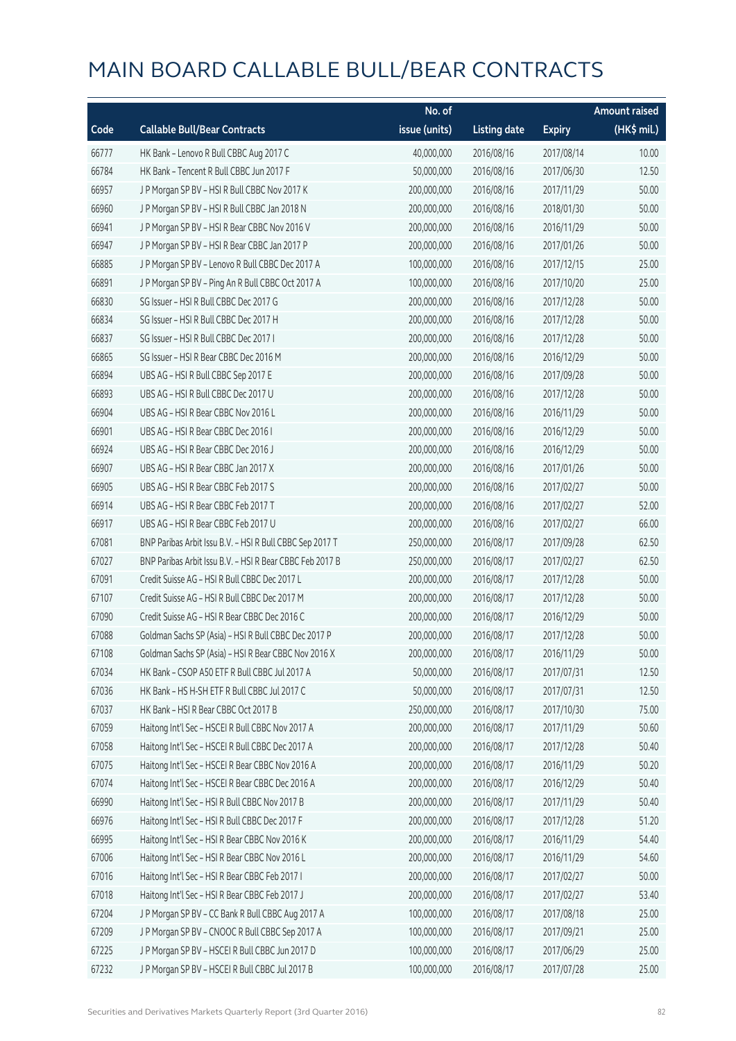# MAIN BOARD CALLABLE BULL/BEAR CONTRACTS

| Code | Callable Bull/Bear Contracts | No. of issue (units) | Listing date | Expiry | Amount raised (HK$ mil.) |
|---|---|---|---|---|---|
| 66777 | HK Bank – Lenovo R Bull CBBC Aug 2017 C | 40,000,000 | 2016/08/16 | 2017/08/14 | 10.00 |
| 66784 | HK Bank – Tencent R Bull CBBC Jun 2017 F | 50,000,000 | 2016/08/16 | 2017/06/30 | 12.50 |
| 66957 | J P Morgan SP BV – HSI R Bull CBBC Nov 2017 K | 200,000,000 | 2016/08/16 | 2017/11/29 | 50.00 |
| 66960 | J P Morgan SP BV – HSI R Bull CBBC Jan 2018 N | 200,000,000 | 2016/08/16 | 2018/01/30 | 50.00 |
| 66941 | J P Morgan SP BV – HSI R Bear CBBC Nov 2016 V | 200,000,000 | 2016/08/16 | 2016/11/29 | 50.00 |
| 66947 | J P Morgan SP BV – HSI R Bear CBBC Jan 2017 P | 200,000,000 | 2016/08/16 | 2017/01/26 | 50.00 |
| 66885 | J P Morgan SP BV – Lenovo R Bull CBBC Dec 2017 A | 100,000,000 | 2016/08/16 | 2017/12/15 | 25.00 |
| 66891 | J P Morgan SP BV – Ping An R Bull CBBC Oct 2017 A | 100,000,000 | 2016/08/16 | 2017/10/20 | 25.00 |
| 66830 | SG Issuer – HSI R Bull CBBC Dec 2017 G | 200,000,000 | 2016/08/16 | 2017/12/28 | 50.00 |
| 66834 | SG Issuer – HSI R Bull CBBC Dec 2017 H | 200,000,000 | 2016/08/16 | 2017/12/28 | 50.00 |
| 66837 | SG Issuer – HSI R Bull CBBC Dec 2017 I | 200,000,000 | 2016/08/16 | 2017/12/28 | 50.00 |
| 66865 | SG Issuer – HSI R Bear CBBC Dec 2016 M | 200,000,000 | 2016/08/16 | 2016/12/29 | 50.00 |
| 66894 | UBS AG – HSI R Bull CBBC Sep 2017 E | 200,000,000 | 2016/08/16 | 2017/09/28 | 50.00 |
| 66893 | UBS AG – HSI R Bull CBBC Dec 2017 U | 200,000,000 | 2016/08/16 | 2017/12/28 | 50.00 |
| 66904 | UBS AG – HSI R Bear CBBC Nov 2016 L | 200,000,000 | 2016/08/16 | 2016/11/29 | 50.00 |
| 66901 | UBS AG – HSI R Bear CBBC Dec 2016 I | 200,000,000 | 2016/08/16 | 2016/12/29 | 50.00 |
| 66924 | UBS AG – HSI R Bear CBBC Dec 2016 J | 200,000,000 | 2016/08/16 | 2016/12/29 | 50.00 |
| 66907 | UBS AG – HSI R Bear CBBC Jan 2017 X | 200,000,000 | 2016/08/16 | 2017/01/26 | 50.00 |
| 66905 | UBS AG – HSI R Bear CBBC Feb 2017 S | 200,000,000 | 2016/08/16 | 2017/02/27 | 50.00 |
| 66914 | UBS AG – HSI R Bear CBBC Feb 2017 T | 200,000,000 | 2016/08/16 | 2017/02/27 | 52.00 |
| 66917 | UBS AG – HSI R Bear CBBC Feb 2017 U | 200,000,000 | 2016/08/16 | 2017/02/27 | 66.00 |
| 67081 | BNP Paribas Arbit Issu B.V. – HSI R Bull CBBC Sep 2017 T | 250,000,000 | 2016/08/17 | 2017/09/28 | 62.50 |
| 67027 | BNP Paribas Arbit Issu B.V. – HSI R Bear CBBC Feb 2017 B | 250,000,000 | 2016/08/17 | 2017/02/27 | 62.50 |
| 67091 | Credit Suisse AG – HSI R Bull CBBC Dec 2017 L | 200,000,000 | 2016/08/17 | 2017/12/28 | 50.00 |
| 67107 | Credit Suisse AG – HSI R Bull CBBC Dec 2017 M | 200,000,000 | 2016/08/17 | 2017/12/28 | 50.00 |
| 67090 | Credit Suisse AG – HSI R Bear CBBC Dec 2016 C | 200,000,000 | 2016/08/17 | 2016/12/29 | 50.00 |
| 67088 | Goldman Sachs SP (Asia) – HSI R Bull CBBC Dec 2017 P | 200,000,000 | 2016/08/17 | 2017/12/28 | 50.00 |
| 67108 | Goldman Sachs SP (Asia) – HSI R Bear CBBC Nov 2016 X | 200,000,000 | 2016/08/17 | 2016/11/29 | 50.00 |
| 67034 | HK Bank – CSOP A50 ETF R Bull CBBC Jul 2017 A | 50,000,000 | 2016/08/17 | 2017/07/31 | 12.50 |
| 67036 | HK Bank – HS H-SH ETF R Bull CBBC Jul 2017 C | 50,000,000 | 2016/08/17 | 2017/07/31 | 12.50 |
| 67037 | HK Bank – HSI R Bear CBBC Oct 2017 B | 250,000,000 | 2016/08/17 | 2017/10/30 | 75.00 |
| 67059 | Haitong Int'l Sec – HSCEI R Bull CBBC Nov 2017 A | 200,000,000 | 2016/08/17 | 2017/11/29 | 50.60 |
| 67058 | Haitong Int'l Sec – HSCEI R Bull CBBC Dec 2017 A | 200,000,000 | 2016/08/17 | 2017/12/28 | 50.40 |
| 67075 | Haitong Int'l Sec – HSCEI R Bear CBBC Nov 2016 A | 200,000,000 | 2016/08/17 | 2016/11/29 | 50.20 |
| 67074 | Haitong Int'l Sec – HSCEI R Bear CBBC Dec 2016 A | 200,000,000 | 2016/08/17 | 2016/12/29 | 50.40 |
| 66990 | Haitong Int'l Sec – HSI R Bull CBBC Nov 2017 B | 200,000,000 | 2016/08/17 | 2017/11/29 | 50.40 |
| 66976 | Haitong Int'l Sec – HSI R Bull CBBC Dec 2017 F | 200,000,000 | 2016/08/17 | 2017/12/28 | 51.20 |
| 66995 | Haitong Int'l Sec – HSI R Bear CBBC Nov 2016 K | 200,000,000 | 2016/08/17 | 2016/11/29 | 54.40 |
| 67006 | Haitong Int'l Sec – HSI R Bear CBBC Nov 2016 L | 200,000,000 | 2016/08/17 | 2016/11/29 | 54.60 |
| 67016 | Haitong Int'l Sec – HSI R Bear CBBC Feb 2017 I | 200,000,000 | 2016/08/17 | 2017/02/27 | 50.00 |
| 67018 | Haitong Int'l Sec – HSI R Bear CBBC Feb 2017 J | 200,000,000 | 2016/08/17 | 2017/02/27 | 53.40 |
| 67204 | J P Morgan SP BV – CC Bank R Bull CBBC Aug 2017 A | 100,000,000 | 2016/08/17 | 2017/08/18 | 25.00 |
| 67209 | J P Morgan SP BV – CNOOC R Bull CBBC Sep 2017 A | 100,000,000 | 2016/08/17 | 2017/09/21 | 25.00 |
| 67225 | J P Morgan SP BV – HSCEI R Bull CBBC Jun 2017 D | 100,000,000 | 2016/08/17 | 2017/06/29 | 25.00 |
| 67232 | J P Morgan SP BV – HSCEI R Bull CBBC Jul 2017 B | 100,000,000 | 2016/08/17 | 2017/07/28 | 25.00 |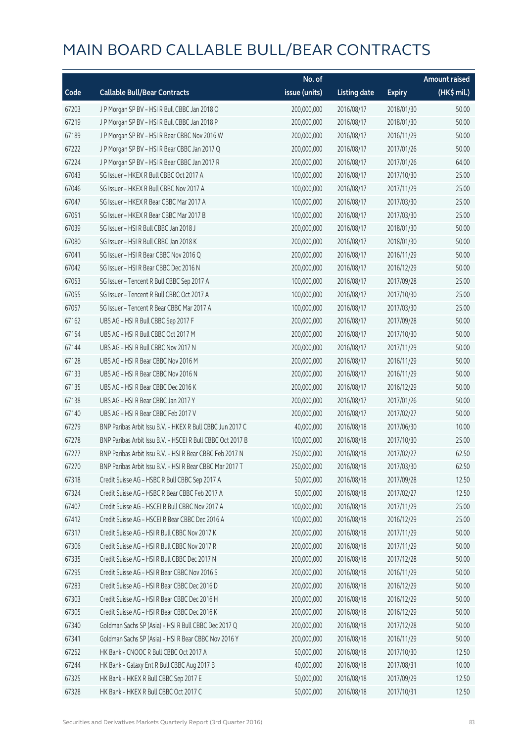# MAIN BOARD CALLABLE BULL/BEAR CONTRACTS

| Code | Callable Bull/Bear Contracts | No. of issue (units) | Listing date | Expiry | Amount raised (HK$ mil.) |
|---|---|---|---|---|---|
| 67203 | J P Morgan SP BV – HSI R Bull CBBC Jan 2018 O | 200,000,000 | 2016/08/17 | 2018/01/30 | 50.00 |
| 67219 | J P Morgan SP BV – HSI R Bull CBBC Jan 2018 P | 200,000,000 | 2016/08/17 | 2018/01/30 | 50.00 |
| 67189 | J P Morgan SP BV – HSI R Bear CBBC Nov 2016 W | 200,000,000 | 2016/08/17 | 2016/11/29 | 50.00 |
| 67222 | J P Morgan SP BV – HSI R Bear CBBC Jan 2017 Q | 200,000,000 | 2016/08/17 | 2017/01/26 | 50.00 |
| 67224 | J P Morgan SP BV – HSI R Bear CBBC Jan 2017 R | 200,000,000 | 2016/08/17 | 2017/01/26 | 64.00 |
| 67043 | SG Issuer – HKEX R Bull CBBC Oct 2017 A | 100,000,000 | 2016/08/17 | 2017/10/30 | 25.00 |
| 67046 | SG Issuer – HKEX R Bull CBBC Nov 2017 A | 100,000,000 | 2016/08/17 | 2017/11/29 | 25.00 |
| 67047 | SG Issuer – HKEX R Bear CBBC Mar 2017 A | 100,000,000 | 2016/08/17 | 2017/03/30 | 25.00 |
| 67051 | SG Issuer – HKEX R Bear CBBC Mar 2017 B | 100,000,000 | 2016/08/17 | 2017/03/30 | 25.00 |
| 67039 | SG Issuer – HSI R Bull CBBC Jan 2018 J | 200,000,000 | 2016/08/17 | 2018/01/30 | 50.00 |
| 67080 | SG Issuer – HSI R Bull CBBC Jan 2018 K | 200,000,000 | 2016/08/17 | 2018/01/30 | 50.00 |
| 67041 | SG Issuer – HSI R Bear CBBC Nov 2016 Q | 200,000,000 | 2016/08/17 | 2016/11/29 | 50.00 |
| 67042 | SG Issuer – HSI R Bear CBBC Dec 2016 N | 200,000,000 | 2016/08/17 | 2016/12/29 | 50.00 |
| 67053 | SG Issuer – Tencent R Bull CBBC Sep 2017 A | 100,000,000 | 2016/08/17 | 2017/09/28 | 25.00 |
| 67055 | SG Issuer – Tencent R Bull CBBC Oct 2017 A | 100,000,000 | 2016/08/17 | 2017/10/30 | 25.00 |
| 67057 | SG Issuer – Tencent R Bear CBBC Mar 2017 A | 100,000,000 | 2016/08/17 | 2017/03/30 | 25.00 |
| 67162 | UBS AG – HSI R Bull CBBC Sep 2017 F | 200,000,000 | 2016/08/17 | 2017/09/28 | 50.00 |
| 67154 | UBS AG – HSI R Bull CBBC Oct 2017 M | 200,000,000 | 2016/08/17 | 2017/10/30 | 50.00 |
| 67144 | UBS AG – HSI R Bull CBBC Nov 2017 N | 200,000,000 | 2016/08/17 | 2017/11/29 | 50.00 |
| 67128 | UBS AG – HSI R Bear CBBC Nov 2016 M | 200,000,000 | 2016/08/17 | 2016/11/29 | 50.00 |
| 67133 | UBS AG – HSI R Bear CBBC Nov 2016 N | 200,000,000 | 2016/08/17 | 2016/11/29 | 50.00 |
| 67135 | UBS AG – HSI R Bear CBBC Dec 2016 K | 200,000,000 | 2016/08/17 | 2016/12/29 | 50.00 |
| 67138 | UBS AG – HSI R Bear CBBC Jan 2017 Y | 200,000,000 | 2016/08/17 | 2017/01/26 | 50.00 |
| 67140 | UBS AG – HSI R Bear CBBC Feb 2017 V | 200,000,000 | 2016/08/17 | 2017/02/27 | 50.00 |
| 67279 | BNP Paribas Arbit Issu B.V. – HKEX R Bull CBBC Jun 2017 C | 40,000,000 | 2016/08/18 | 2017/06/30 | 10.00 |
| 67278 | BNP Paribas Arbit Issu B.V. – HSCEI R Bull CBBC Oct 2017 B | 100,000,000 | 2016/08/18 | 2017/10/30 | 25.00 |
| 67277 | BNP Paribas Arbit Issu B.V. – HSI R Bear CBBC Feb 2017 N | 250,000,000 | 2016/08/18 | 2017/02/27 | 62.50 |
| 67270 | BNP Paribas Arbit Issu B.V. – HSI R Bear CBBC Mar 2017 T | 250,000,000 | 2016/08/18 | 2017/03/30 | 62.50 |
| 67318 | Credit Suisse AG – HSBC R Bull CBBC Sep 2017 A | 50,000,000 | 2016/08/18 | 2017/09/28 | 12.50 |
| 67324 | Credit Suisse AG – HSBC R Bear CBBC Feb 2017 A | 50,000,000 | 2016/08/18 | 2017/02/27 | 12.50 |
| 67407 | Credit Suisse AG – HSCEI R Bull CBBC Nov 2017 A | 100,000,000 | 2016/08/18 | 2017/11/29 | 25.00 |
| 67412 | Credit Suisse AG – HSCEI R Bear CBBC Dec 2016 A | 100,000,000 | 2016/08/18 | 2016/12/29 | 25.00 |
| 67317 | Credit Suisse AG – HSI R Bull CBBC Nov 2017 K | 200,000,000 | 2016/08/18 | 2017/11/29 | 50.00 |
| 67306 | Credit Suisse AG – HSI R Bull CBBC Nov 2017 R | 200,000,000 | 2016/08/18 | 2017/11/29 | 50.00 |
| 67335 | Credit Suisse AG – HSI R Bull CBBC Dec 2017 N | 200,000,000 | 2016/08/18 | 2017/12/28 | 50.00 |
| 67295 | Credit Suisse AG – HSI R Bear CBBC Nov 2016 S | 200,000,000 | 2016/08/18 | 2016/11/29 | 50.00 |
| 67283 | Credit Suisse AG – HSI R Bear CBBC Dec 2016 D | 200,000,000 | 2016/08/18 | 2016/12/29 | 50.00 |
| 67303 | Credit Suisse AG – HSI R Bear CBBC Dec 2016 H | 200,000,000 | 2016/08/18 | 2016/12/29 | 50.00 |
| 67305 | Credit Suisse AG – HSI R Bear CBBC Dec 2016 K | 200,000,000 | 2016/08/18 | 2016/12/29 | 50.00 |
| 67340 | Goldman Sachs SP (Asia) – HSI R Bull CBBC Dec 2017 Q | 200,000,000 | 2016/08/18 | 2017/12/28 | 50.00 |
| 67341 | Goldman Sachs SP (Asia) – HSI R Bear CBBC Nov 2016 Y | 200,000,000 | 2016/08/18 | 2016/11/29 | 50.00 |
| 67252 | HK Bank – CNOOC R Bull CBBC Oct 2017 A | 50,000,000 | 2016/08/18 | 2017/10/30 | 12.50 |
| 67244 | HK Bank – Galaxy Ent R Bull CBBC Aug 2017 B | 40,000,000 | 2016/08/18 | 2017/08/31 | 10.00 |
| 67325 | HK Bank – HKEX R Bull CBBC Sep 2017 E | 50,000,000 | 2016/08/18 | 2017/09/29 | 12.50 |
| 67328 | HK Bank – HKEX R Bull CBBC Oct 2017 C | 50,000,000 | 2016/08/18 | 2017/10/31 | 12.50 |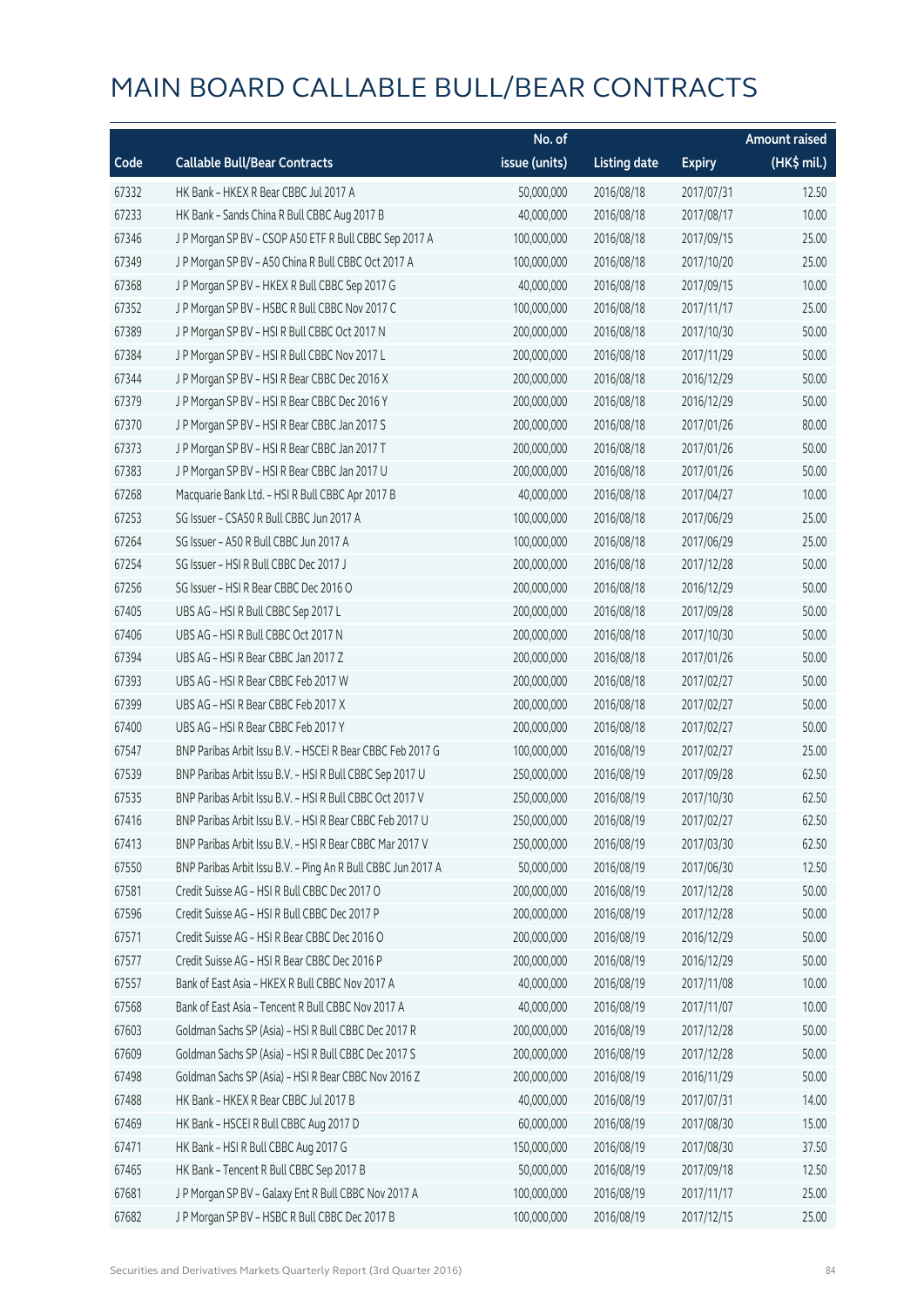# MAIN BOARD CALLABLE BULL/BEAR CONTRACTS

| Code | Callable Bull/Bear Contracts | No. of issue (units) | Listing date | Expiry | Amount raised (HK$ mil.) |
|---|---|---|---|---|---|
| 67332 | HK Bank – HKEX R Bear CBBC Jul 2017 A | 50,000,000 | 2016/08/18 | 2017/07/31 | 12.50 |
| 67233 | HK Bank – Sands China R Bull CBBC Aug 2017 B | 40,000,000 | 2016/08/18 | 2017/08/17 | 10.00 |
| 67346 | J P Morgan SP BV – CSOP A50 ETF R Bull CBBC Sep 2017 A | 100,000,000 | 2016/08/18 | 2017/09/15 | 25.00 |
| 67349 | J P Morgan SP BV – A50 China R Bull CBBC Oct 2017 A | 100,000,000 | 2016/08/18 | 2017/10/20 | 25.00 |
| 67368 | J P Morgan SP BV – HKEX R Bull CBBC Sep 2017 G | 40,000,000 | 2016/08/18 | 2017/09/15 | 10.00 |
| 67352 | J P Morgan SP BV – HSBC R Bull CBBC Nov 2017 C | 100,000,000 | 2016/08/18 | 2017/11/17 | 25.00 |
| 67389 | J P Morgan SP BV – HSI R Bull CBBC Oct 2017 N | 200,000,000 | 2016/08/18 | 2017/10/30 | 50.00 |
| 67384 | J P Morgan SP BV – HSI R Bull CBBC Nov 2017 L | 200,000,000 | 2016/08/18 | 2017/11/29 | 50.00 |
| 67344 | J P Morgan SP BV – HSI R Bear CBBC Dec 2016 X | 200,000,000 | 2016/08/18 | 2016/12/29 | 50.00 |
| 67379 | J P Morgan SP BV – HSI R Bear CBBC Dec 2016 Y | 200,000,000 | 2016/08/18 | 2016/12/29 | 50.00 |
| 67370 | J P Morgan SP BV – HSI R Bear CBBC Jan 2017 S | 200,000,000 | 2016/08/18 | 2017/01/26 | 80.00 |
| 67373 | J P Morgan SP BV – HSI R Bear CBBC Jan 2017 T | 200,000,000 | 2016/08/18 | 2017/01/26 | 50.00 |
| 67383 | J P Morgan SP BV – HSI R Bear CBBC Jan 2017 U | 200,000,000 | 2016/08/18 | 2017/01/26 | 50.00 |
| 67268 | Macquarie Bank Ltd. – HSI R Bull CBBC Apr 2017 B | 40,000,000 | 2016/08/18 | 2017/04/27 | 10.00 |
| 67253 | SG Issuer – CSA50 R Bull CBBC Jun 2017 A | 100,000,000 | 2016/08/18 | 2017/06/29 | 25.00 |
| 67264 | SG Issuer – A50 R Bull CBBC Jun 2017 A | 100,000,000 | 2016/08/18 | 2017/06/29 | 25.00 |
| 67254 | SG Issuer – HSI R Bull CBBC Dec 2017 J | 200,000,000 | 2016/08/18 | 2017/12/28 | 50.00 |
| 67256 | SG Issuer – HSI R Bear CBBC Dec 2016 O | 200,000,000 | 2016/08/18 | 2016/12/29 | 50.00 |
| 67405 | UBS AG – HSI R Bull CBBC Sep 2017 L | 200,000,000 | 2016/08/18 | 2017/09/28 | 50.00 |
| 67406 | UBS AG – HSI R Bull CBBC Oct 2017 N | 200,000,000 | 2016/08/18 | 2017/10/30 | 50.00 |
| 67394 | UBS AG – HSI R Bear CBBC Jan 2017 Z | 200,000,000 | 2016/08/18 | 2017/01/26 | 50.00 |
| 67393 | UBS AG – HSI R Bear CBBC Feb 2017 W | 200,000,000 | 2016/08/18 | 2017/02/27 | 50.00 |
| 67399 | UBS AG – HSI R Bear CBBC Feb 2017 X | 200,000,000 | 2016/08/18 | 2017/02/27 | 50.00 |
| 67400 | UBS AG – HSI R Bear CBBC Feb 2017 Y | 200,000,000 | 2016/08/18 | 2017/02/27 | 50.00 |
| 67547 | BNP Paribas Arbit Issu B.V. – HSCEI R Bear CBBC Feb 2017 G | 100,000,000 | 2016/08/19 | 2017/02/27 | 25.00 |
| 67539 | BNP Paribas Arbit Issu B.V. – HSI R Bull CBBC Sep 2017 U | 250,000,000 | 2016/08/19 | 2017/09/28 | 62.50 |
| 67535 | BNP Paribas Arbit Issu B.V. – HSI R Bull CBBC Oct 2017 V | 250,000,000 | 2016/08/19 | 2017/10/30 | 62.50 |
| 67416 | BNP Paribas Arbit Issu B.V. – HSI R Bear CBBC Feb 2017 U | 250,000,000 | 2016/08/19 | 2017/02/27 | 62.50 |
| 67413 | BNP Paribas Arbit Issu B.V. – HSI R Bear CBBC Mar 2017 V | 250,000,000 | 2016/08/19 | 2017/03/30 | 62.50 |
| 67550 | BNP Paribas Arbit Issu B.V. – Ping An R Bull CBBC Jun 2017 A | 50,000,000 | 2016/08/19 | 2017/06/30 | 12.50 |
| 67581 | Credit Suisse AG – HSI R Bull CBBC Dec 2017 O | 200,000,000 | 2016/08/19 | 2017/12/28 | 50.00 |
| 67596 | Credit Suisse AG – HSI R Bull CBBC Dec 2017 P | 200,000,000 | 2016/08/19 | 2017/12/28 | 50.00 |
| 67571 | Credit Suisse AG – HSI R Bear CBBC Dec 2016 O | 200,000,000 | 2016/08/19 | 2016/12/29 | 50.00 |
| 67577 | Credit Suisse AG – HSI R Bear CBBC Dec 2016 P | 200,000,000 | 2016/08/19 | 2016/12/29 | 50.00 |
| 67557 | Bank of East Asia – HKEX R Bull CBBC Nov 2017 A | 40,000,000 | 2016/08/19 | 2017/11/08 | 10.00 |
| 67568 | Bank of East Asia – Tencent R Bull CBBC Nov 2017 A | 40,000,000 | 2016/08/19 | 2017/11/07 | 10.00 |
| 67603 | Goldman Sachs SP (Asia) – HSI R Bull CBBC Dec 2017 R | 200,000,000 | 2016/08/19 | 2017/12/28 | 50.00 |
| 67609 | Goldman Sachs SP (Asia) – HSI R Bull CBBC Dec 2017 S | 200,000,000 | 2016/08/19 | 2017/12/28 | 50.00 |
| 67498 | Goldman Sachs SP (Asia) – HSI R Bear CBBC Nov 2016 Z | 200,000,000 | 2016/08/19 | 2016/11/29 | 50.00 |
| 67488 | HK Bank – HKEX R Bear CBBC Jul 2017 B | 40,000,000 | 2016/08/19 | 2017/07/31 | 14.00 |
| 67469 | HK Bank – HSCEI R Bull CBBC Aug 2017 D | 60,000,000 | 2016/08/19 | 2017/08/30 | 15.00 |
| 67471 | HK Bank – HSI R Bull CBBC Aug 2017 G | 150,000,000 | 2016/08/19 | 2017/08/30 | 37.50 |
| 67465 | HK Bank – Tencent R Bull CBBC Sep 2017 B | 50,000,000 | 2016/08/19 | 2017/09/18 | 12.50 |
| 67681 | J P Morgan SP BV – Galaxy Ent R Bull CBBC Nov 2017 A | 100,000,000 | 2016/08/19 | 2017/11/17 | 25.00 |
| 67682 | J P Morgan SP BV – HSBC R Bull CBBC Dec 2017 B | 100,000,000 | 2016/08/19 | 2017/12/15 | 25.00 |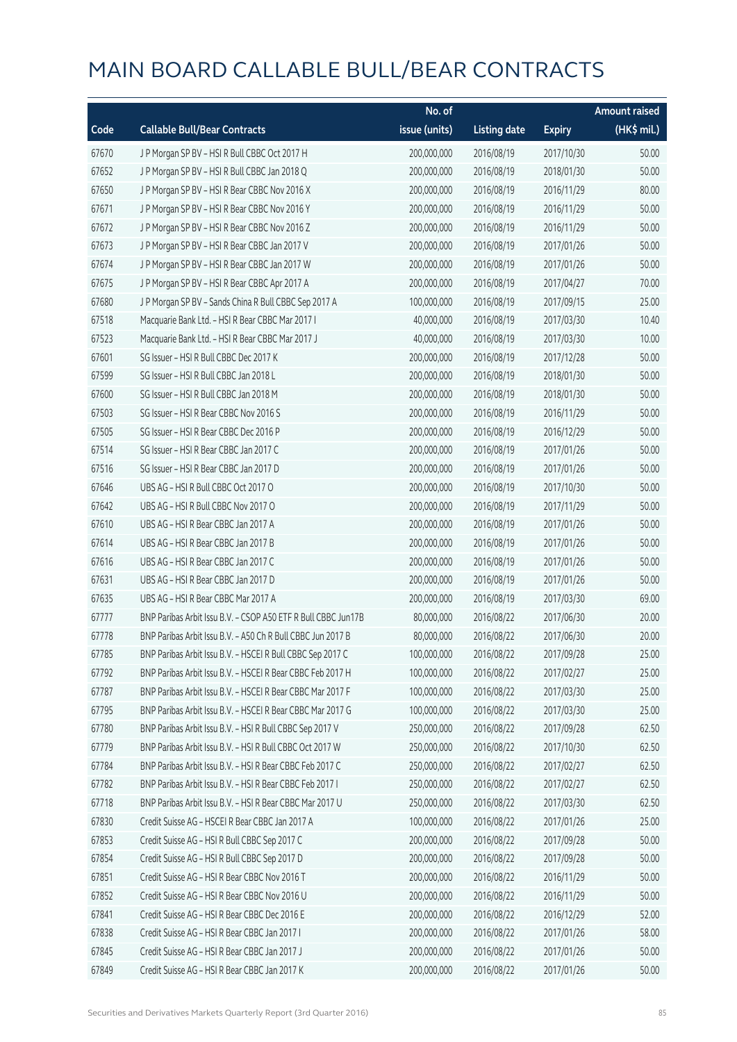# MAIN BOARD CALLABLE BULL/BEAR CONTRACTS

| Code | Callable Bull/Bear Contracts | No. of issue (units) | Listing date | Expiry | Amount raised (HK$ mil.) |
|---|---|---|---|---|---|
| 67670 | J P Morgan SP BV – HSI R Bull CBBC Oct 2017 H | 200,000,000 | 2016/08/19 | 2017/10/30 | 50.00 |
| 67652 | J P Morgan SP BV – HSI R Bull CBBC Jan 2018 Q | 200,000,000 | 2016/08/19 | 2018/01/30 | 50.00 |
| 67650 | J P Morgan SP BV – HSI R Bear CBBC Nov 2016 X | 200,000,000 | 2016/08/19 | 2016/11/29 | 80.00 |
| 67671 | J P Morgan SP BV – HSI R Bear CBBC Nov 2016 Y | 200,000,000 | 2016/08/19 | 2016/11/29 | 50.00 |
| 67672 | J P Morgan SP BV – HSI R Bear CBBC Nov 2016 Z | 200,000,000 | 2016/08/19 | 2016/11/29 | 50.00 |
| 67673 | J P Morgan SP BV – HSI R Bear CBBC Jan 2017 V | 200,000,000 | 2016/08/19 | 2017/01/26 | 50.00 |
| 67674 | J P Morgan SP BV – HSI R Bear CBBC Jan 2017 W | 200,000,000 | 2016/08/19 | 2017/01/26 | 50.00 |
| 67675 | J P Morgan SP BV – HSI R Bear CBBC Apr 2017 A | 200,000,000 | 2016/08/19 | 2017/04/27 | 70.00 |
| 67680 | J P Morgan SP BV – Sands China R Bull CBBC Sep 2017 A | 100,000,000 | 2016/08/19 | 2017/09/15 | 25.00 |
| 67518 | Macquarie Bank Ltd. – HSI R Bear CBBC Mar 2017 I | 40,000,000 | 2016/08/19 | 2017/03/30 | 10.40 |
| 67523 | Macquarie Bank Ltd. – HSI R Bear CBBC Mar 2017 J | 40,000,000 | 2016/08/19 | 2017/03/30 | 10.00 |
| 67601 | SG Issuer – HSI R Bull CBBC Dec 2017 K | 200,000,000 | 2016/08/19 | 2017/12/28 | 50.00 |
| 67599 | SG Issuer – HSI R Bull CBBC Jan 2018 L | 200,000,000 | 2016/08/19 | 2018/01/30 | 50.00 |
| 67600 | SG Issuer – HSI R Bull CBBC Jan 2018 M | 200,000,000 | 2016/08/19 | 2018/01/30 | 50.00 |
| 67503 | SG Issuer – HSI R Bear CBBC Nov 2016 S | 200,000,000 | 2016/08/19 | 2016/11/29 | 50.00 |
| 67505 | SG Issuer – HSI R Bear CBBC Dec 2016 P | 200,000,000 | 2016/08/19 | 2016/12/29 | 50.00 |
| 67514 | SG Issuer – HSI R Bear CBBC Jan 2017 C | 200,000,000 | 2016/08/19 | 2017/01/26 | 50.00 |
| 67516 | SG Issuer – HSI R Bear CBBC Jan 2017 D | 200,000,000 | 2016/08/19 | 2017/01/26 | 50.00 |
| 67646 | UBS AG – HSI R Bull CBBC Oct 2017 O | 200,000,000 | 2016/08/19 | 2017/10/30 | 50.00 |
| 67642 | UBS AG – HSI R Bull CBBC Nov 2017 O | 200,000,000 | 2016/08/19 | 2017/11/29 | 50.00 |
| 67610 | UBS AG – HSI R Bear CBBC Jan 2017 A | 200,000,000 | 2016/08/19 | 2017/01/26 | 50.00 |
| 67614 | UBS AG – HSI R Bear CBBC Jan 2017 B | 200,000,000 | 2016/08/19 | 2017/01/26 | 50.00 |
| 67616 | UBS AG – HSI R Bear CBBC Jan 2017 C | 200,000,000 | 2016/08/19 | 2017/01/26 | 50.00 |
| 67631 | UBS AG – HSI R Bear CBBC Jan 2017 D | 200,000,000 | 2016/08/19 | 2017/01/26 | 50.00 |
| 67635 | UBS AG – HSI R Bear CBBC Mar 2017 A | 200,000,000 | 2016/08/19 | 2017/03/30 | 69.00 |
| 67777 | BNP Paribas Arbit Issu B.V. – CSOP A50 ETF R Bull CBBC Jun17B | 80,000,000 | 2016/08/22 | 2017/06/30 | 20.00 |
| 67778 | BNP Paribas Arbit Issu B.V. – A50 Ch R Bull CBBC Jun 2017 B | 80,000,000 | 2016/08/22 | 2017/06/30 | 20.00 |
| 67785 | BNP Paribas Arbit Issu B.V. – HSCEI R Bull CBBC Sep 2017 C | 100,000,000 | 2016/08/22 | 2017/09/28 | 25.00 |
| 67792 | BNP Paribas Arbit Issu B.V. – HSCEI R Bear CBBC Feb 2017 H | 100,000,000 | 2016/08/22 | 2017/02/27 | 25.00 |
| 67787 | BNP Paribas Arbit Issu B.V. – HSCEI R Bear CBBC Mar 2017 F | 100,000,000 | 2016/08/22 | 2017/03/30 | 25.00 |
| 67795 | BNP Paribas Arbit Issu B.V. – HSCEI R Bear CBBC Mar 2017 G | 100,000,000 | 2016/08/22 | 2017/03/30 | 25.00 |
| 67780 | BNP Paribas Arbit Issu B.V. – HSI R Bull CBBC Sep 2017 V | 250,000,000 | 2016/08/22 | 2017/09/28 | 62.50 |
| 67779 | BNP Paribas Arbit Issu B.V. – HSI R Bull CBBC Oct 2017 W | 250,000,000 | 2016/08/22 | 2017/10/30 | 62.50 |
| 67784 | BNP Paribas Arbit Issu B.V. – HSI R Bear CBBC Feb 2017 C | 250,000,000 | 2016/08/22 | 2017/02/27 | 62.50 |
| 67782 | BNP Paribas Arbit Issu B.V. – HSI R Bear CBBC Feb 2017 I | 250,000,000 | 2016/08/22 | 2017/02/27 | 62.50 |
| 67718 | BNP Paribas Arbit Issu B.V. – HSI R Bear CBBC Mar 2017 U | 250,000,000 | 2016/08/22 | 2017/03/30 | 62.50 |
| 67830 | Credit Suisse AG – HSCEI R Bear CBBC Jan 2017 A | 100,000,000 | 2016/08/22 | 2017/01/26 | 25.00 |
| 67853 | Credit Suisse AG – HSI R Bull CBBC Sep 2017 C | 200,000,000 | 2016/08/22 | 2017/09/28 | 50.00 |
| 67854 | Credit Suisse AG – HSI R Bull CBBC Sep 2017 D | 200,000,000 | 2016/08/22 | 2017/09/28 | 50.00 |
| 67851 | Credit Suisse AG – HSI R Bear CBBC Nov 2016 T | 200,000,000 | 2016/08/22 | 2016/11/29 | 50.00 |
| 67852 | Credit Suisse AG – HSI R Bear CBBC Nov 2016 U | 200,000,000 | 2016/08/22 | 2016/11/29 | 50.00 |
| 67841 | Credit Suisse AG – HSI R Bear CBBC Dec 2016 E | 200,000,000 | 2016/08/22 | 2016/12/29 | 52.00 |
| 67838 | Credit Suisse AG – HSI R Bear CBBC Jan 2017 I | 200,000,000 | 2016/08/22 | 2017/01/26 | 58.00 |
| 67845 | Credit Suisse AG – HSI R Bear CBBC Jan 2017 J | 200,000,000 | 2016/08/22 | 2017/01/26 | 50.00 |
| 67849 | Credit Suisse AG – HSI R Bear CBBC Jan 2017 K | 200,000,000 | 2016/08/22 | 2017/01/26 | 50.00 |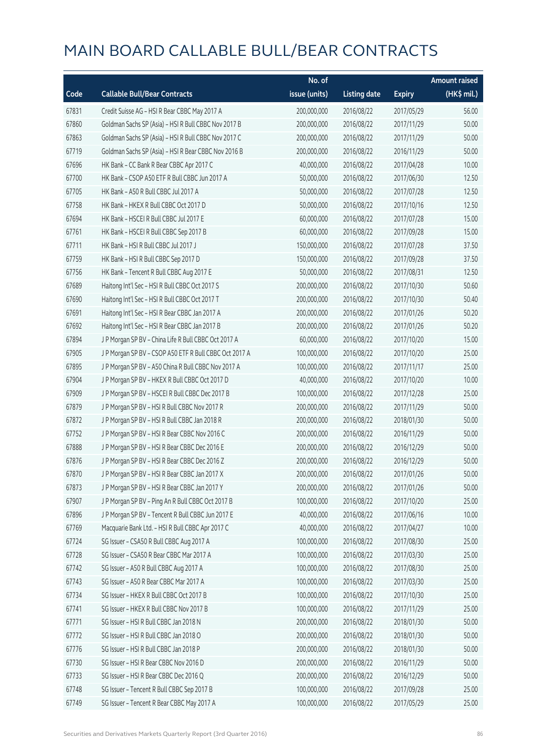# MAIN BOARD CALLABLE BULL/BEAR CONTRACTS

| Code | Callable Bull/Bear Contracts | No. of issue (units) | Listing date | Expiry | Amount raised (HK$ mil.) |
|---|---|---|---|---|---|
| 67831 | Credit Suisse AG – HSI R Bear CBBC May 2017 A | 200,000,000 | 2016/08/22 | 2017/05/29 | 56.00 |
| 67860 | Goldman Sachs SP (Asia) – HSI R Bull CBBC Nov 2017 B | 200,000,000 | 2016/08/22 | 2017/11/29 | 50.00 |
| 67863 | Goldman Sachs SP (Asia) – HSI R Bull CBBC Nov 2017 C | 200,000,000 | 2016/08/22 | 2017/11/29 | 50.00 |
| 67719 | Goldman Sachs SP (Asia) – HSI R Bear CBBC Nov 2016 B | 200,000,000 | 2016/08/22 | 2016/11/29 | 50.00 |
| 67696 | HK Bank – CC Bank R Bear CBBC Apr 2017 C | 40,000,000 | 2016/08/22 | 2017/04/28 | 10.00 |
| 67700 | HK Bank – CSOP A50 ETF R Bull CBBC Jun 2017 A | 50,000,000 | 2016/08/22 | 2017/06/30 | 12.50 |
| 67705 | HK Bank – A50 R Bull CBBC Jul 2017 A | 50,000,000 | 2016/08/22 | 2017/07/28 | 12.50 |
| 67758 | HK Bank – HKEX R Bull CBBC Oct 2017 D | 50,000,000 | 2016/08/22 | 2017/10/16 | 12.50 |
| 67694 | HK Bank – HSCEI R Bull CBBC Jul 2017 E | 60,000,000 | 2016/08/22 | 2017/07/28 | 15.00 |
| 67761 | HK Bank – HSCEI R Bull CBBC Sep 2017 B | 60,000,000 | 2016/08/22 | 2017/09/28 | 15.00 |
| 67711 | HK Bank – HSI R Bull CBBC Jul 2017 J | 150,000,000 | 2016/08/22 | 2017/07/28 | 37.50 |
| 67759 | HK Bank – HSI R Bull CBBC Sep 2017 D | 150,000,000 | 2016/08/22 | 2017/09/28 | 37.50 |
| 67756 | HK Bank – Tencent R Bull CBBC Aug 2017 E | 50,000,000 | 2016/08/22 | 2017/08/31 | 12.50 |
| 67689 | Haitong Int'l Sec – HSI R Bull CBBC Oct 2017 S | 200,000,000 | 2016/08/22 | 2017/10/30 | 50.60 |
| 67690 | Haitong Int'l Sec – HSI R Bull CBBC Oct 2017 T | 200,000,000 | 2016/08/22 | 2017/10/30 | 50.40 |
| 67691 | Haitong Int'l Sec – HSI R Bear CBBC Jan 2017 A | 200,000,000 | 2016/08/22 | 2017/01/26 | 50.20 |
| 67692 | Haitong Int'l Sec – HSI R Bear CBBC Jan 2017 B | 200,000,000 | 2016/08/22 | 2017/01/26 | 50.20 |
| 67894 | J P Morgan SP BV – China Life R Bull CBBC Oct 2017 A | 60,000,000 | 2016/08/22 | 2017/10/20 | 15.00 |
| 67905 | J P Morgan SP BV – CSOP A50 ETF R Bull CBBC Oct 2017 A | 100,000,000 | 2016/08/22 | 2017/10/20 | 25.00 |
| 67895 | J P Morgan SP BV – A50 China R Bull CBBC Nov 2017 A | 100,000,000 | 2016/08/22 | 2017/11/17 | 25.00 |
| 67904 | J P Morgan SP BV – HKEX R Bull CBBC Oct 2017 D | 40,000,000 | 2016/08/22 | 2017/10/20 | 10.00 |
| 67909 | J P Morgan SP BV – HSCEI R Bull CBBC Dec 2017 B | 100,000,000 | 2016/08/22 | 2017/12/28 | 25.00 |
| 67879 | J P Morgan SP BV – HSI R Bull CBBC Nov 2017 R | 200,000,000 | 2016/08/22 | 2017/11/29 | 50.00 |
| 67872 | J P Morgan SP BV – HSI R Bull CBBC Jan 2018 R | 200,000,000 | 2016/08/22 | 2018/01/30 | 50.00 |
| 67752 | J P Morgan SP BV – HSI R Bear CBBC Nov 2016 C | 200,000,000 | 2016/08/22 | 2016/11/29 | 50.00 |
| 67888 | J P Morgan SP BV – HSI R Bear CBBC Dec 2016 E | 200,000,000 | 2016/08/22 | 2016/12/29 | 50.00 |
| 67876 | J P Morgan SP BV – HSI R Bear CBBC Dec 2016 Z | 200,000,000 | 2016/08/22 | 2016/12/29 | 50.00 |
| 67870 | J P Morgan SP BV – HSI R Bear CBBC Jan 2017 X | 200,000,000 | 2016/08/22 | 2017/01/26 | 50.00 |
| 67873 | J P Morgan SP BV – HSI R Bear CBBC Jan 2017 Y | 200,000,000 | 2016/08/22 | 2017/01/26 | 50.00 |
| 67907 | J P Morgan SP BV – Ping An R Bull CBBC Oct 2017 B | 100,000,000 | 2016/08/22 | 2017/10/20 | 25.00 |
| 67896 | J P Morgan SP BV – Tencent R Bull CBBC Jun 2017 E | 40,000,000 | 2016/08/22 | 2017/06/16 | 10.00 |
| 67769 | Macquarie Bank Ltd. – HSI R Bull CBBC Apr 2017 C | 40,000,000 | 2016/08/22 | 2017/04/27 | 10.00 |
| 67724 | SG Issuer – CSA50 R Bull CBBC Aug 2017 A | 100,000,000 | 2016/08/22 | 2017/08/30 | 25.00 |
| 67728 | SG Issuer – CSA50 R Bear CBBC Mar 2017 A | 100,000,000 | 2016/08/22 | 2017/03/30 | 25.00 |
| 67742 | SG Issuer – A50 R Bull CBBC Aug 2017 A | 100,000,000 | 2016/08/22 | 2017/08/30 | 25.00 |
| 67743 | SG Issuer – A50 R Bear CBBC Mar 2017 A | 100,000,000 | 2016/08/22 | 2017/03/30 | 25.00 |
| 67734 | SG Issuer – HKEX R Bull CBBC Oct 2017 B | 100,000,000 | 2016/08/22 | 2017/10/30 | 25.00 |
| 67741 | SG Issuer – HKEX R Bull CBBC Nov 2017 B | 100,000,000 | 2016/08/22 | 2017/11/29 | 25.00 |
| 67771 | SG Issuer – HSI R Bull CBBC Jan 2018 N | 200,000,000 | 2016/08/22 | 2018/01/30 | 50.00 |
| 67772 | SG Issuer – HSI R Bull CBBC Jan 2018 O | 200,000,000 | 2016/08/22 | 2018/01/30 | 50.00 |
| 67776 | SG Issuer – HSI R Bull CBBC Jan 2018 P | 200,000,000 | 2016/08/22 | 2018/01/30 | 50.00 |
| 67730 | SG Issuer – HSI R Bear CBBC Nov 2016 D | 200,000,000 | 2016/08/22 | 2016/11/29 | 50.00 |
| 67733 | SG Issuer – HSI R Bear CBBC Dec 2016 Q | 200,000,000 | 2016/08/22 | 2016/12/29 | 50.00 |
| 67748 | SG Issuer – Tencent R Bull CBBC Sep 2017 B | 100,000,000 | 2016/08/22 | 2017/09/28 | 25.00 |
| 67749 | SG Issuer – Tencent R Bear CBBC May 2017 A | 100,000,000 | 2016/08/22 | 2017/05/29 | 25.00 |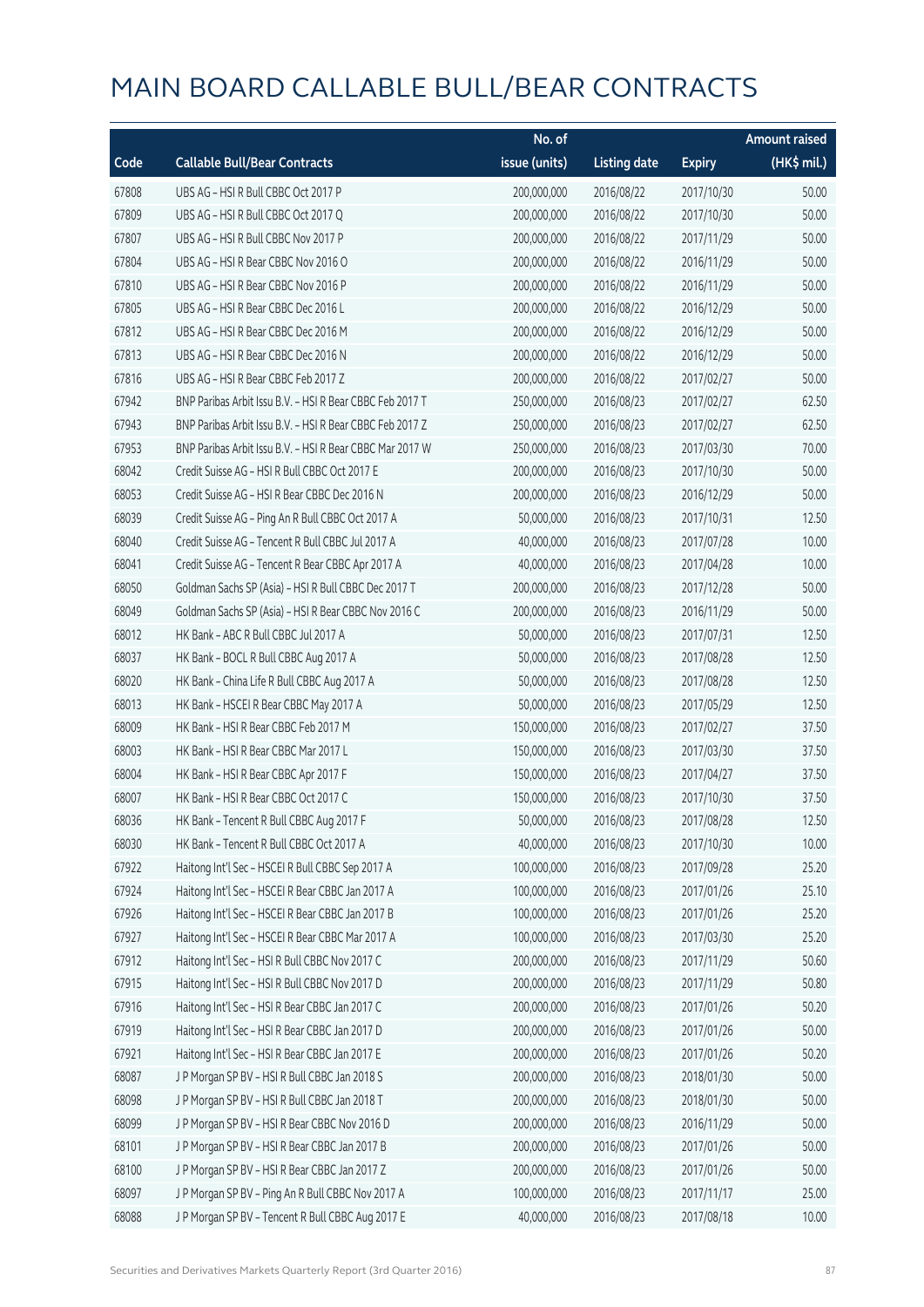# MAIN BOARD CALLABLE BULL/BEAR CONTRACTS

| Code | Callable Bull/Bear Contracts | No. of issue (units) | Listing date | Expiry | Amount raised (HK$ mil.) |
|---|---|---|---|---|---|
| 67808 | UBS AG - HSI R Bull CBBC Oct 2017 P | 200,000,000 | 2016/08/22 | 2017/10/30 | 50.00 |
| 67809 | UBS AG - HSI R Bull CBBC Oct 2017 Q | 200,000,000 | 2016/08/22 | 2017/10/30 | 50.00 |
| 67807 | UBS AG - HSI R Bull CBBC Nov 2017 P | 200,000,000 | 2016/08/22 | 2017/11/29 | 50.00 |
| 67804 | UBS AG - HSI R Bear CBBC Nov 2016 O | 200,000,000 | 2016/08/22 | 2016/11/29 | 50.00 |
| 67810 | UBS AG - HSI R Bear CBBC Nov 2016 P | 200,000,000 | 2016/08/22 | 2016/11/29 | 50.00 |
| 67805 | UBS AG - HSI R Bear CBBC Dec 2016 L | 200,000,000 | 2016/08/22 | 2016/12/29 | 50.00 |
| 67812 | UBS AG - HSI R Bear CBBC Dec 2016 M | 200,000,000 | 2016/08/22 | 2016/12/29 | 50.00 |
| 67813 | UBS AG - HSI R Bear CBBC Dec 2016 N | 200,000,000 | 2016/08/22 | 2016/12/29 | 50.00 |
| 67816 | UBS AG - HSI R Bear CBBC Feb 2017 Z | 200,000,000 | 2016/08/22 | 2017/02/27 | 50.00 |
| 67942 | BNP Paribas Arbit Issu B.V. - HSI R Bear CBBC Feb 2017 T | 250,000,000 | 2016/08/23 | 2017/02/27 | 62.50 |
| 67943 | BNP Paribas Arbit Issu B.V. - HSI R Bear CBBC Feb 2017 Z | 250,000,000 | 2016/08/23 | 2017/02/27 | 62.50 |
| 67953 | BNP Paribas Arbit Issu B.V. - HSI R Bear CBBC Mar 2017 W | 250,000,000 | 2016/08/23 | 2017/03/30 | 70.00 |
| 68042 | Credit Suisse AG - HSI R Bull CBBC Oct 2017 E | 200,000,000 | 2016/08/23 | 2017/10/30 | 50.00 |
| 68053 | Credit Suisse AG - HSI R Bear CBBC Dec 2016 N | 200,000,000 | 2016/08/23 | 2016/12/29 | 50.00 |
| 68039 | Credit Suisse AG - Ping An R Bull CBBC Oct 2017 A | 50,000,000 | 2016/08/23 | 2017/10/31 | 12.50 |
| 68040 | Credit Suisse AG - Tencent R Bull CBBC Jul 2017 A | 40,000,000 | 2016/08/23 | 2017/07/28 | 10.00 |
| 68041 | Credit Suisse AG - Tencent R Bear CBBC Apr 2017 A | 40,000,000 | 2016/08/23 | 2017/04/28 | 10.00 |
| 68050 | Goldman Sachs SP (Asia) - HSI R Bull CBBC Dec 2017 T | 200,000,000 | 2016/08/23 | 2017/12/28 | 50.00 |
| 68049 | Goldman Sachs SP (Asia) - HSI R Bear CBBC Nov 2016 C | 200,000,000 | 2016/08/23 | 2016/11/29 | 50.00 |
| 68012 | HK Bank - ABC R Bull CBBC Jul 2017 A | 50,000,000 | 2016/08/23 | 2017/07/31 | 12.50 |
| 68037 | HK Bank - BOCL R Bull CBBC Aug 2017 A | 50,000,000 | 2016/08/23 | 2017/08/28 | 12.50 |
| 68020 | HK Bank - China Life R Bull CBBC Aug 2017 A | 50,000,000 | 2016/08/23 | 2017/08/28 | 12.50 |
| 68013 | HK Bank - HSCEI R Bear CBBC May 2017 A | 50,000,000 | 2016/08/23 | 2017/05/29 | 12.50 |
| 68009 | HK Bank - HSI R Bear CBBC Feb 2017 M | 150,000,000 | 2016/08/23 | 2017/02/27 | 37.50 |
| 68003 | HK Bank - HSI R Bear CBBC Mar 2017 L | 150,000,000 | 2016/08/23 | 2017/03/30 | 37.50 |
| 68004 | HK Bank - HSI R Bear CBBC Apr 2017 F | 150,000,000 | 2016/08/23 | 2017/04/27 | 37.50 |
| 68007 | HK Bank - HSI R Bear CBBC Oct 2017 C | 150,000,000 | 2016/08/23 | 2017/10/30 | 37.50 |
| 68036 | HK Bank - Tencent R Bull CBBC Aug 2017 F | 50,000,000 | 2016/08/23 | 2017/08/28 | 12.50 |
| 68030 | HK Bank - Tencent R Bull CBBC Oct 2017 A | 40,000,000 | 2016/08/23 | 2017/10/30 | 10.00 |
| 67922 | Haitong Int'l Sec - HSCEI R Bull CBBC Sep 2017 A | 100,000,000 | 2016/08/23 | 2017/09/28 | 25.20 |
| 67924 | Haitong Int'l Sec - HSCEI R Bear CBBC Jan 2017 A | 100,000,000 | 2016/08/23 | 2017/01/26 | 25.10 |
| 67926 | Haitong Int'l Sec - HSCEI R Bear CBBC Jan 2017 B | 100,000,000 | 2016/08/23 | 2017/01/26 | 25.20 |
| 67927 | Haitong Int'l Sec - HSCEI R Bear CBBC Mar 2017 A | 100,000,000 | 2016/08/23 | 2017/03/30 | 25.20 |
| 67912 | Haitong Int'l Sec - HSI R Bull CBBC Nov 2017 C | 200,000,000 | 2016/08/23 | 2017/11/29 | 50.60 |
| 67915 | Haitong Int'l Sec - HSI R Bull CBBC Nov 2017 D | 200,000,000 | 2016/08/23 | 2017/11/29 | 50.80 |
| 67916 | Haitong Int'l Sec - HSI R Bear CBBC Jan 2017 C | 200,000,000 | 2016/08/23 | 2017/01/26 | 50.20 |
| 67919 | Haitong Int'l Sec - HSI R Bear CBBC Jan 2017 D | 200,000,000 | 2016/08/23 | 2017/01/26 | 50.00 |
| 67921 | Haitong Int'l Sec - HSI R Bear CBBC Jan 2017 E | 200,000,000 | 2016/08/23 | 2017/01/26 | 50.20 |
| 68087 | J P Morgan SP BV - HSI R Bull CBBC Jan 2018 S | 200,000,000 | 2016/08/23 | 2018/01/30 | 50.00 |
| 68098 | J P Morgan SP BV - HSI R Bull CBBC Jan 2018 T | 200,000,000 | 2016/08/23 | 2018/01/30 | 50.00 |
| 68099 | J P Morgan SP BV - HSI R Bear CBBC Nov 2016 D | 200,000,000 | 2016/08/23 | 2016/11/29 | 50.00 |
| 68101 | J P Morgan SP BV - HSI R Bear CBBC Jan 2017 B | 200,000,000 | 2016/08/23 | 2017/01/26 | 50.00 |
| 68100 | J P Morgan SP BV - HSI R Bear CBBC Jan 2017 Z | 200,000,000 | 2016/08/23 | 2017/01/26 | 50.00 |
| 68097 | J P Morgan SP BV - Ping An R Bull CBBC Nov 2017 A | 100,000,000 | 2016/08/23 | 2017/11/17 | 25.00 |
| 68088 | J P Morgan SP BV - Tencent R Bull CBBC Aug 2017 E | 40,000,000 | 2016/08/23 | 2017/08/18 | 10.00 |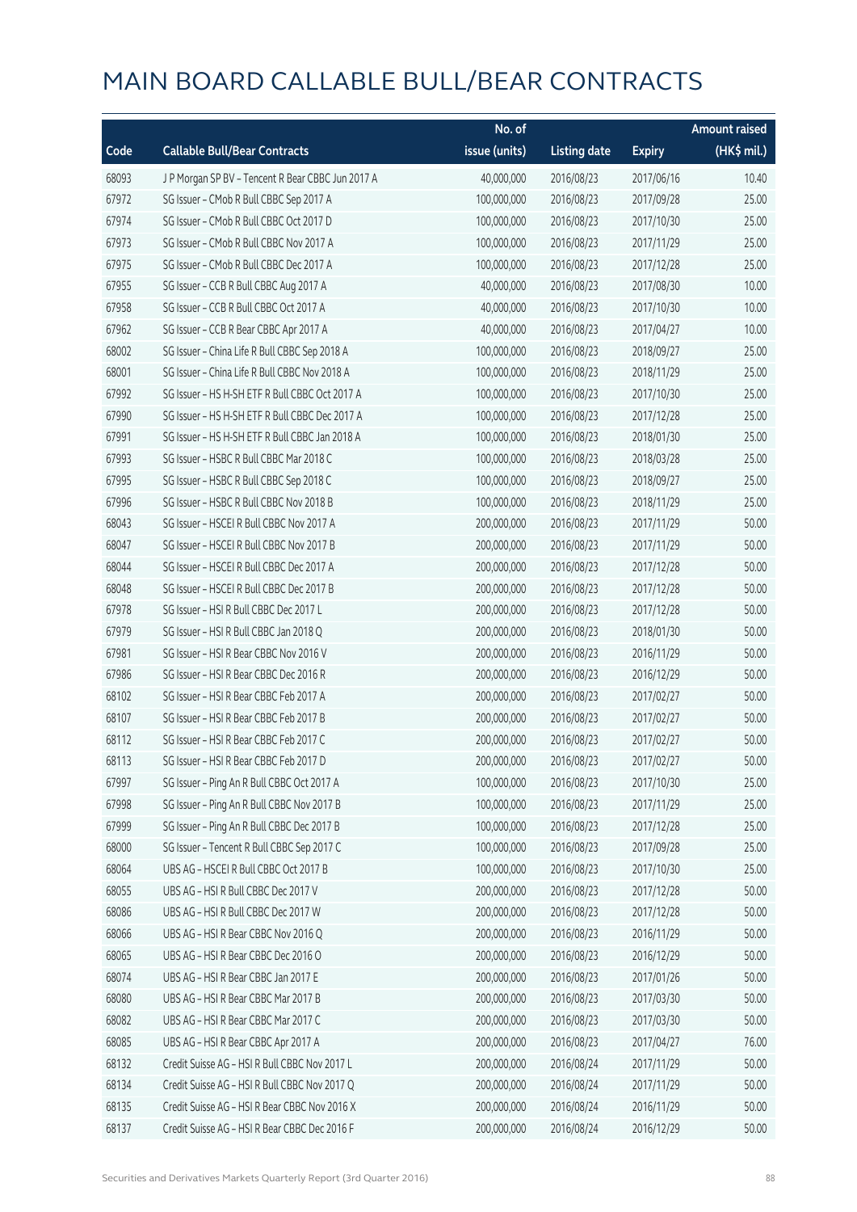# MAIN BOARD CALLABLE BULL/BEAR CONTRACTS

| Code | Callable Bull/Bear Contracts | No. of issue (units) | Listing date | Expiry | Amount raised (HK$ mil.) |
|---|---|---|---|---|---|
| 68093 | J P Morgan SP BV – Tencent R Bear CBBC Jun 2017 A | 40,000,000 | 2016/08/23 | 2017/06/16 | 10.40 |
| 67972 | SG Issuer – CMob R Bull CBBC Sep 2017 A | 100,000,000 | 2016/08/23 | 2017/09/28 | 25.00 |
| 67974 | SG Issuer – CMob R Bull CBBC Oct 2017 D | 100,000,000 | 2016/08/23 | 2017/10/30 | 25.00 |
| 67973 | SG Issuer – CMob R Bull CBBC Nov 2017 A | 100,000,000 | 2016/08/23 | 2017/11/29 | 25.00 |
| 67975 | SG Issuer – CMob R Bull CBBC Dec 2017 A | 100,000,000 | 2016/08/23 | 2017/12/28 | 25.00 |
| 67955 | SG Issuer – CCB R Bull CBBC Aug 2017 A | 40,000,000 | 2016/08/23 | 2017/08/30 | 10.00 |
| 67958 | SG Issuer – CCB R Bull CBBC Oct 2017 A | 40,000,000 | 2016/08/23 | 2017/10/30 | 10.00 |
| 67962 | SG Issuer – CCB R Bear CBBC Apr 2017 A | 40,000,000 | 2016/08/23 | 2017/04/27 | 10.00 |
| 68002 | SG Issuer – China Life R Bull CBBC Sep 2018 A | 100,000,000 | 2016/08/23 | 2018/09/27 | 25.00 |
| 68001 | SG Issuer – China Life R Bull CBBC Nov 2018 A | 100,000,000 | 2016/08/23 | 2018/11/29 | 25.00 |
| 67992 | SG Issuer – HS H-SH ETF R Bull CBBC Oct 2017 A | 100,000,000 | 2016/08/23 | 2017/10/30 | 25.00 |
| 67990 | SG Issuer – HS H-SH ETF R Bull CBBC Dec 2017 A | 100,000,000 | 2016/08/23 | 2017/12/28 | 25.00 |
| 67991 | SG Issuer – HS H-SH ETF R Bull CBBC Jan 2018 A | 100,000,000 | 2016/08/23 | 2018/01/30 | 25.00 |
| 67993 | SG Issuer – HSBC R Bull CBBC Mar 2018 C | 100,000,000 | 2016/08/23 | 2018/03/28 | 25.00 |
| 67995 | SG Issuer – HSBC R Bull CBBC Sep 2018 C | 100,000,000 | 2016/08/23 | 2018/09/27 | 25.00 |
| 67996 | SG Issuer – HSBC R Bull CBBC Nov 2018 B | 100,000,000 | 2016/08/23 | 2018/11/29 | 25.00 |
| 68043 | SG Issuer – HSCEI R Bull CBBC Nov 2017 A | 200,000,000 | 2016/08/23 | 2017/11/29 | 50.00 |
| 68047 | SG Issuer – HSCEI R Bull CBBC Nov 2017 B | 200,000,000 | 2016/08/23 | 2017/11/29 | 50.00 |
| 68044 | SG Issuer – HSCEI R Bull CBBC Dec 2017 A | 200,000,000 | 2016/08/23 | 2017/12/28 | 50.00 |
| 68048 | SG Issuer – HSCEI R Bull CBBC Dec 2017 B | 200,000,000 | 2016/08/23 | 2017/12/28 | 50.00 |
| 67978 | SG Issuer – HSI R Bull CBBC Dec 2017 L | 200,000,000 | 2016/08/23 | 2017/12/28 | 50.00 |
| 67979 | SG Issuer – HSI R Bull CBBC Jan 2018 Q | 200,000,000 | 2016/08/23 | 2018/01/30 | 50.00 |
| 67981 | SG Issuer – HSI R Bear CBBC Nov 2016 V | 200,000,000 | 2016/08/23 | 2016/11/29 | 50.00 |
| 67986 | SG Issuer – HSI R Bear CBBC Dec 2016 R | 200,000,000 | 2016/08/23 | 2016/12/29 | 50.00 |
| 68102 | SG Issuer – HSI R Bear CBBC Feb 2017 A | 200,000,000 | 2016/08/23 | 2017/02/27 | 50.00 |
| 68107 | SG Issuer – HSI R Bear CBBC Feb 2017 B | 200,000,000 | 2016/08/23 | 2017/02/27 | 50.00 |
| 68112 | SG Issuer – HSI R Bear CBBC Feb 2017 C | 200,000,000 | 2016/08/23 | 2017/02/27 | 50.00 |
| 68113 | SG Issuer – HSI R Bear CBBC Feb 2017 D | 200,000,000 | 2016/08/23 | 2017/02/27 | 50.00 |
| 67997 | SG Issuer – Ping An R Bull CBBC Oct 2017 A | 100,000,000 | 2016/08/23 | 2017/10/30 | 25.00 |
| 67998 | SG Issuer – Ping An R Bull CBBC Nov 2017 B | 100,000,000 | 2016/08/23 | 2017/11/29 | 25.00 |
| 67999 | SG Issuer – Ping An R Bull CBBC Dec 2017 B | 100,000,000 | 2016/08/23 | 2017/12/28 | 25.00 |
| 68000 | SG Issuer – Tencent R Bull CBBC Sep 2017 C | 100,000,000 | 2016/08/23 | 2017/09/28 | 25.00 |
| 68064 | UBS AG – HSCEI R Bull CBBC Oct 2017 B | 100,000,000 | 2016/08/23 | 2017/10/30 | 25.00 |
| 68055 | UBS AG – HSI R Bull CBBC Dec 2017 V | 200,000,000 | 2016/08/23 | 2017/12/28 | 50.00 |
| 68086 | UBS AG – HSI R Bull CBBC Dec 2017 W | 200,000,000 | 2016/08/23 | 2017/12/28 | 50.00 |
| 68066 | UBS AG – HSI R Bear CBBC Nov 2016 Q | 200,000,000 | 2016/08/23 | 2016/11/29 | 50.00 |
| 68065 | UBS AG – HSI R Bear CBBC Dec 2016 O | 200,000,000 | 2016/08/23 | 2016/12/29 | 50.00 |
| 68074 | UBS AG – HSI R Bear CBBC Jan 2017 E | 200,000,000 | 2016/08/23 | 2017/01/26 | 50.00 |
| 68080 | UBS AG – HSI R Bear CBBC Mar 2017 B | 200,000,000 | 2016/08/23 | 2017/03/30 | 50.00 |
| 68082 | UBS AG – HSI R Bear CBBC Mar 2017 C | 200,000,000 | 2016/08/23 | 2017/03/30 | 50.00 |
| 68085 | UBS AG – HSI R Bear CBBC Apr 2017 A | 200,000,000 | 2016/08/23 | 2017/04/27 | 76.00 |
| 68132 | Credit Suisse AG – HSI R Bull CBBC Nov 2017 L | 200,000,000 | 2016/08/24 | 2017/11/29 | 50.00 |
| 68134 | Credit Suisse AG – HSI R Bull CBBC Nov 2017 Q | 200,000,000 | 2016/08/24 | 2017/11/29 | 50.00 |
| 68135 | Credit Suisse AG – HSI R Bear CBBC Nov 2016 X | 200,000,000 | 2016/08/24 | 2016/11/29 | 50.00 |
| 68137 | Credit Suisse AG – HSI R Bear CBBC Dec 2016 F | 200,000,000 | 2016/08/24 | 2016/12/29 | 50.00 |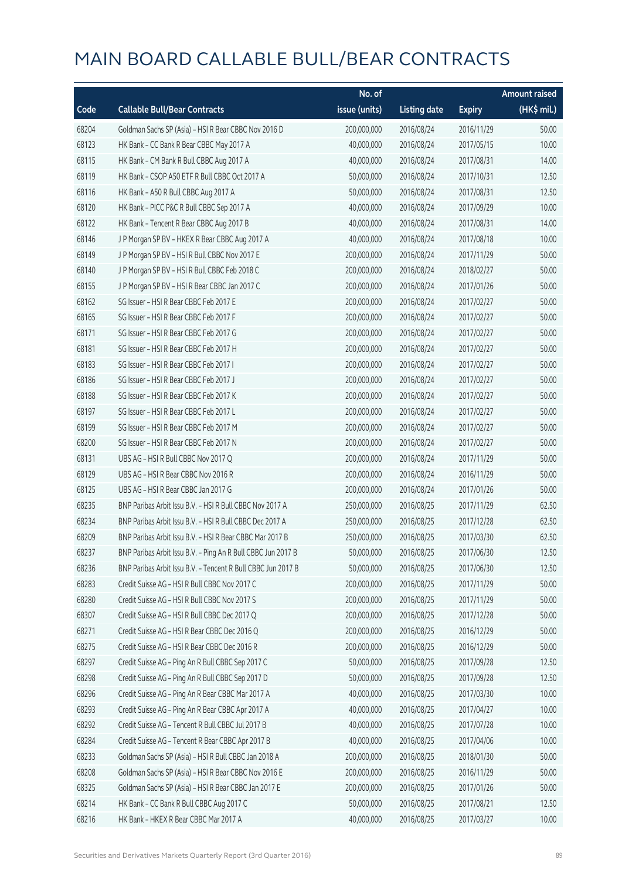# MAIN BOARD CALLABLE BULL/BEAR CONTRACTS

| Code | Callable Bull/Bear Contracts | No. of issue (units) | Listing date | Expiry | Amount raised (HK$ mil.) |
|---|---|---|---|---|---|
| 68204 | Goldman Sachs SP (Asia) – HSI R Bear CBBC Nov 2016 D | 200,000,000 | 2016/08/24 | 2016/11/29 | 50.00 |
| 68123 | HK Bank – CC Bank R Bear CBBC May 2017 A | 40,000,000 | 2016/08/24 | 2017/05/15 | 10.00 |
| 68115 | HK Bank – CM Bank R Bull CBBC Aug 2017 A | 40,000,000 | 2016/08/24 | 2017/08/31 | 14.00 |
| 68119 | HK Bank – CSOP A50 ETF R Bull CBBC Oct 2017 A | 50,000,000 | 2016/08/24 | 2017/10/31 | 12.50 |
| 68116 | HK Bank – A50 R Bull CBBC Aug 2017 A | 50,000,000 | 2016/08/24 | 2017/08/31 | 12.50 |
| 68120 | HK Bank – PICC P&C R Bull CBBC Sep 2017 A | 40,000,000 | 2016/08/24 | 2017/09/29 | 10.00 |
| 68122 | HK Bank – Tencent R Bear CBBC Aug 2017 B | 40,000,000 | 2016/08/24 | 2017/08/31 | 14.00 |
| 68146 | J P Morgan SP BV – HKEX R Bear CBBC Aug 2017 A | 40,000,000 | 2016/08/24 | 2017/08/18 | 10.00 |
| 68149 | J P Morgan SP BV – HSI R Bull CBBC Nov 2017 E | 200,000,000 | 2016/08/24 | 2017/11/29 | 50.00 |
| 68140 | J P Morgan SP BV – HSI R Bull CBBC Feb 2018 C | 200,000,000 | 2016/08/24 | 2018/02/27 | 50.00 |
| 68155 | J P Morgan SP BV – HSI R Bear CBBC Jan 2017 C | 200,000,000 | 2016/08/24 | 2017/01/26 | 50.00 |
| 68162 | SG Issuer – HSI R Bear CBBC Feb 2017 E | 200,000,000 | 2016/08/24 | 2017/02/27 | 50.00 |
| 68165 | SG Issuer – HSI R Bear CBBC Feb 2017 F | 200,000,000 | 2016/08/24 | 2017/02/27 | 50.00 |
| 68171 | SG Issuer – HSI R Bear CBBC Feb 2017 G | 200,000,000 | 2016/08/24 | 2017/02/27 | 50.00 |
| 68181 | SG Issuer – HSI R Bear CBBC Feb 2017 H | 200,000,000 | 2016/08/24 | 2017/02/27 | 50.00 |
| 68183 | SG Issuer – HSI R Bear CBBC Feb 2017 I | 200,000,000 | 2016/08/24 | 2017/02/27 | 50.00 |
| 68186 | SG Issuer – HSI R Bear CBBC Feb 2017 J | 200,000,000 | 2016/08/24 | 2017/02/27 | 50.00 |
| 68188 | SG Issuer – HSI R Bear CBBC Feb 2017 K | 200,000,000 | 2016/08/24 | 2017/02/27 | 50.00 |
| 68197 | SG Issuer – HSI R Bear CBBC Feb 2017 L | 200,000,000 | 2016/08/24 | 2017/02/27 | 50.00 |
| 68199 | SG Issuer – HSI R Bear CBBC Feb 2017 M | 200,000,000 | 2016/08/24 | 2017/02/27 | 50.00 |
| 68200 | SG Issuer – HSI R Bear CBBC Feb 2017 N | 200,000,000 | 2016/08/24 | 2017/02/27 | 50.00 |
| 68131 | UBS AG – HSI R Bull CBBC Nov 2017 Q | 200,000,000 | 2016/08/24 | 2017/11/29 | 50.00 |
| 68129 | UBS AG – HSI R Bear CBBC Nov 2016 R | 200,000,000 | 2016/08/24 | 2016/11/29 | 50.00 |
| 68125 | UBS AG – HSI R Bear CBBC Jan 2017 G | 200,000,000 | 2016/08/24 | 2017/01/26 | 50.00 |
| 68235 | BNP Paribas Arbit Issu B.V. – HSI R Bull CBBC Nov 2017 A | 250,000,000 | 2016/08/25 | 2017/11/29 | 62.50 |
| 68234 | BNP Paribas Arbit Issu B.V. – HSI R Bull CBBC Dec 2017 A | 250,000,000 | 2016/08/25 | 2017/12/28 | 62.50 |
| 68209 | BNP Paribas Arbit Issu B.V. – HSI R Bear CBBC Mar 2017 B | 250,000,000 | 2016/08/25 | 2017/03/30 | 62.50 |
| 68237 | BNP Paribas Arbit Issu B.V. – Ping An R Bull CBBC Jun 2017 B | 50,000,000 | 2016/08/25 | 2017/06/30 | 12.50 |
| 68236 | BNP Paribas Arbit Issu B.V. – Tencent R Bull CBBC Jun 2017 B | 50,000,000 | 2016/08/25 | 2017/06/30 | 12.50 |
| 68283 | Credit Suisse AG – HSI R Bull CBBC Nov 2017 C | 200,000,000 | 2016/08/25 | 2017/11/29 | 50.00 |
| 68280 | Credit Suisse AG – HSI R Bull CBBC Nov 2017 S | 200,000,000 | 2016/08/25 | 2017/11/29 | 50.00 |
| 68307 | Credit Suisse AG – HSI R Bull CBBC Dec 2017 Q | 200,000,000 | 2016/08/25 | 2017/12/28 | 50.00 |
| 68271 | Credit Suisse AG – HSI R Bear CBBC Dec 2016 Q | 200,000,000 | 2016/08/25 | 2016/12/29 | 50.00 |
| 68275 | Credit Suisse AG – HSI R Bear CBBC Dec 2016 R | 200,000,000 | 2016/08/25 | 2016/12/29 | 50.00 |
| 68297 | Credit Suisse AG – Ping An R Bull CBBC Sep 2017 C | 50,000,000 | 2016/08/25 | 2017/09/28 | 12.50 |
| 68298 | Credit Suisse AG – Ping An R Bull CBBC Sep 2017 D | 50,000,000 | 2016/08/25 | 2017/09/28 | 12.50 |
| 68296 | Credit Suisse AG – Ping An R Bear CBBC Mar 2017 A | 40,000,000 | 2016/08/25 | 2017/03/30 | 10.00 |
| 68293 | Credit Suisse AG – Ping An R Bear CBBC Apr 2017 A | 40,000,000 | 2016/08/25 | 2017/04/27 | 10.00 |
| 68292 | Credit Suisse AG – Tencent R Bull CBBC Jul 2017 B | 40,000,000 | 2016/08/25 | 2017/07/28 | 10.00 |
| 68284 | Credit Suisse AG – Tencent R Bear CBBC Apr 2017 B | 40,000,000 | 2016/08/25 | 2017/04/06 | 10.00 |
| 68233 | Goldman Sachs SP (Asia) – HSI R Bull CBBC Jan 2018 A | 200,000,000 | 2016/08/25 | 2018/01/30 | 50.00 |
| 68208 | Goldman Sachs SP (Asia) – HSI R Bear CBBC Nov 2016 E | 200,000,000 | 2016/08/25 | 2016/11/29 | 50.00 |
| 68325 | Goldman Sachs SP (Asia) – HSI R Bear CBBC Jan 2017 E | 200,000,000 | 2016/08/25 | 2017/01/26 | 50.00 |
| 68214 | HK Bank – CC Bank R Bull CBBC Aug 2017 C | 50,000,000 | 2016/08/25 | 2017/08/21 | 12.50 |
| 68216 | HK Bank – HKEX R Bear CBBC Mar 2017 A | 40,000,000 | 2016/08/25 | 2017/03/27 | 10.00 |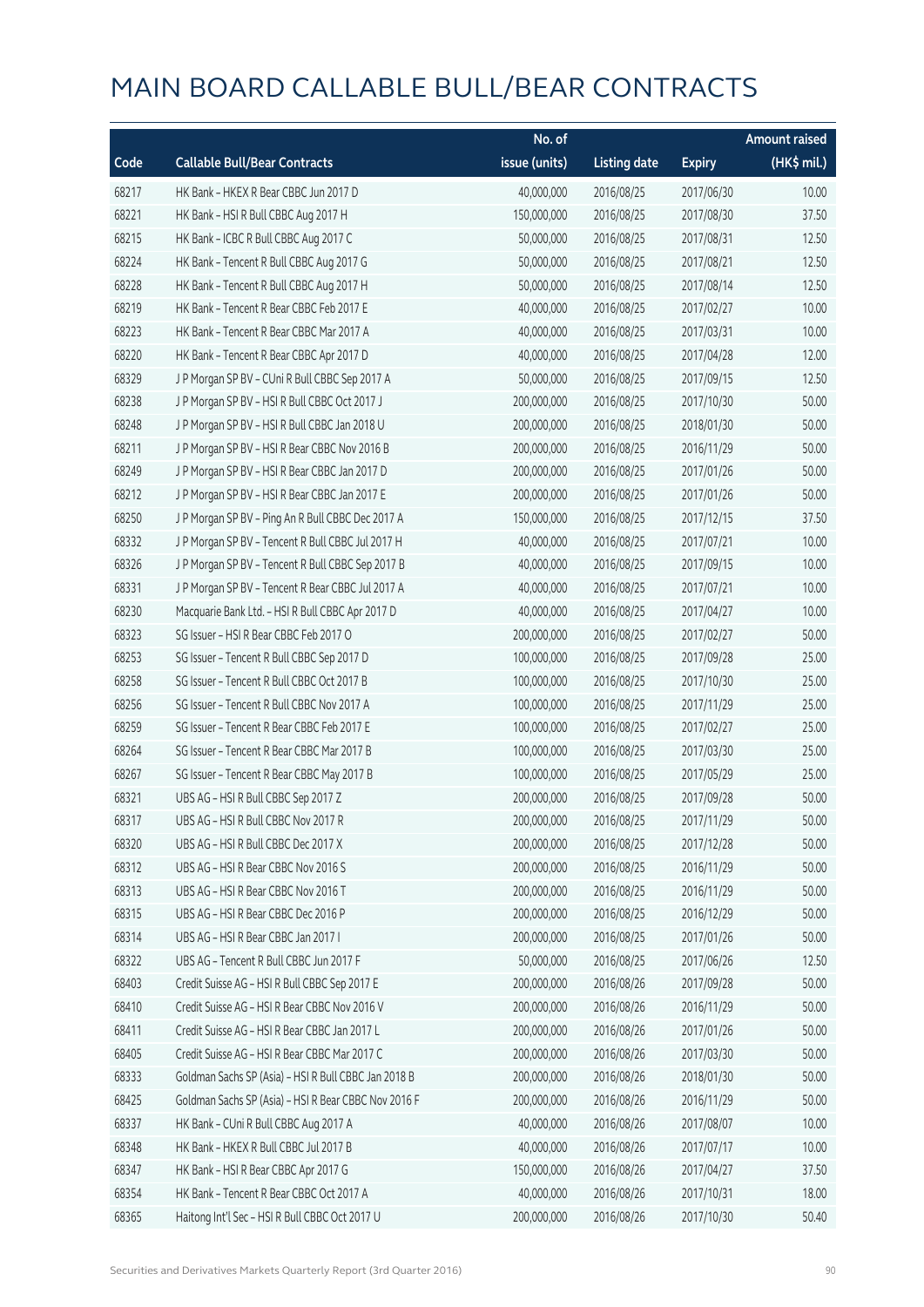# MAIN BOARD CALLABLE BULL/BEAR CONTRACTS

| Code | Callable Bull/Bear Contracts | No. of issue (units) | Listing date | Expiry | Amount raised (HK$ mil.) |
|---|---|---|---|---|---|
| 68217 | HK Bank – HKEX R Bear CBBC Jun 2017 D | 40,000,000 | 2016/08/25 | 2017/06/30 | 10.00 |
| 68221 | HK Bank – HSI R Bull CBBC Aug 2017 H | 150,000,000 | 2016/08/25 | 2017/08/30 | 37.50 |
| 68215 | HK Bank – ICBC R Bull CBBC Aug 2017 C | 50,000,000 | 2016/08/25 | 2017/08/31 | 12.50 |
| 68224 | HK Bank – Tencent R Bull CBBC Aug 2017 G | 50,000,000 | 2016/08/25 | 2017/08/21 | 12.50 |
| 68228 | HK Bank – Tencent R Bull CBBC Aug 2017 H | 50,000,000 | 2016/08/25 | 2017/08/14 | 12.50 |
| 68219 | HK Bank – Tencent R Bear CBBC Feb 2017 E | 40,000,000 | 2016/08/25 | 2017/02/27 | 10.00 |
| 68223 | HK Bank – Tencent R Bear CBBC Mar 2017 A | 40,000,000 | 2016/08/25 | 2017/03/31 | 10.00 |
| 68220 | HK Bank – Tencent R Bear CBBC Apr 2017 D | 40,000,000 | 2016/08/25 | 2017/04/28 | 12.00 |
| 68329 | J P Morgan SP BV – CUni R Bull CBBC Sep 2017 A | 50,000,000 | 2016/08/25 | 2017/09/15 | 12.50 |
| 68238 | J P Morgan SP BV – HSI R Bull CBBC Oct 2017 J | 200,000,000 | 2016/08/25 | 2017/10/30 | 50.00 |
| 68248 | J P Morgan SP BV – HSI R Bull CBBC Jan 2018 U | 200,000,000 | 2016/08/25 | 2018/01/30 | 50.00 |
| 68211 | J P Morgan SP BV – HSI R Bear CBBC Nov 2016 B | 200,000,000 | 2016/08/25 | 2016/11/29 | 50.00 |
| 68249 | J P Morgan SP BV – HSI R Bear CBBC Jan 2017 D | 200,000,000 | 2016/08/25 | 2017/01/26 | 50.00 |
| 68212 | J P Morgan SP BV – HSI R Bear CBBC Jan 2017 E | 200,000,000 | 2016/08/25 | 2017/01/26 | 50.00 |
| 68250 | J P Morgan SP BV – Ping An R Bull CBBC Dec 2017 A | 150,000,000 | 2016/08/25 | 2017/12/15 | 37.50 |
| 68332 | J P Morgan SP BV – Tencent R Bull CBBC Jul 2017 H | 40,000,000 | 2016/08/25 | 2017/07/21 | 10.00 |
| 68326 | J P Morgan SP BV – Tencent R Bull CBBC Sep 2017 B | 40,000,000 | 2016/08/25 | 2017/09/15 | 10.00 |
| 68331 | J P Morgan SP BV – Tencent R Bear CBBC Jul 2017 A | 40,000,000 | 2016/08/25 | 2017/07/21 | 10.00 |
| 68230 | Macquarie Bank Ltd. – HSI R Bull CBBC Apr 2017 D | 40,000,000 | 2016/08/25 | 2017/04/27 | 10.00 |
| 68323 | SG Issuer – HSI R Bear CBBC Feb 2017 O | 200,000,000 | 2016/08/25 | 2017/02/27 | 50.00 |
| 68253 | SG Issuer – Tencent R Bull CBBC Sep 2017 D | 100,000,000 | 2016/08/25 | 2017/09/28 | 25.00 |
| 68258 | SG Issuer – Tencent R Bull CBBC Oct 2017 B | 100,000,000 | 2016/08/25 | 2017/10/30 | 25.00 |
| 68256 | SG Issuer – Tencent R Bull CBBC Nov 2017 A | 100,000,000 | 2016/08/25 | 2017/11/29 | 25.00 |
| 68259 | SG Issuer – Tencent R Bear CBBC Feb 2017 E | 100,000,000 | 2016/08/25 | 2017/02/27 | 25.00 |
| 68264 | SG Issuer – Tencent R Bear CBBC Mar 2017 B | 100,000,000 | 2016/08/25 | 2017/03/30 | 25.00 |
| 68267 | SG Issuer – Tencent R Bear CBBC May 2017 B | 100,000,000 | 2016/08/25 | 2017/05/29 | 25.00 |
| 68321 | UBS AG – HSI R Bull CBBC Sep 2017 Z | 200,000,000 | 2016/08/25 | 2017/09/28 | 50.00 |
| 68317 | UBS AG – HSI R Bull CBBC Nov 2017 R | 200,000,000 | 2016/08/25 | 2017/11/29 | 50.00 |
| 68320 | UBS AG – HSI R Bull CBBC Dec 2017 X | 200,000,000 | 2016/08/25 | 2017/12/28 | 50.00 |
| 68312 | UBS AG – HSI R Bear CBBC Nov 2016 S | 200,000,000 | 2016/08/25 | 2016/11/29 | 50.00 |
| 68313 | UBS AG – HSI R Bear CBBC Nov 2016 T | 200,000,000 | 2016/08/25 | 2016/11/29 | 50.00 |
| 68315 | UBS AG – HSI R Bear CBBC Dec 2016 P | 200,000,000 | 2016/08/25 | 2016/12/29 | 50.00 |
| 68314 | UBS AG – HSI R Bear CBBC Jan 2017 I | 200,000,000 | 2016/08/25 | 2017/01/26 | 50.00 |
| 68322 | UBS AG – Tencent R Bull CBBC Jun 2017 F | 50,000,000 | 2016/08/25 | 2017/06/26 | 12.50 |
| 68403 | Credit Suisse AG – HSI R Bull CBBC Sep 2017 E | 200,000,000 | 2016/08/26 | 2017/09/28 | 50.00 |
| 68410 | Credit Suisse AG – HSI R Bear CBBC Nov 2016 V | 200,000,000 | 2016/08/26 | 2016/11/29 | 50.00 |
| 68411 | Credit Suisse AG – HSI R Bear CBBC Jan 2017 L | 200,000,000 | 2016/08/26 | 2017/01/26 | 50.00 |
| 68405 | Credit Suisse AG – HSI R Bear CBBC Mar 2017 C | 200,000,000 | 2016/08/26 | 2017/03/30 | 50.00 |
| 68333 | Goldman Sachs SP (Asia) – HSI R Bull CBBC Jan 2018 B | 200,000,000 | 2016/08/26 | 2018/01/30 | 50.00 |
| 68425 | Goldman Sachs SP (Asia) – HSI R Bear CBBC Nov 2016 F | 200,000,000 | 2016/08/26 | 2016/11/29 | 50.00 |
| 68337 | HK Bank – CUni R Bull CBBC Aug 2017 A | 40,000,000 | 2016/08/26 | 2017/08/07 | 10.00 |
| 68348 | HK Bank – HKEX R Bull CBBC Jul 2017 B | 40,000,000 | 2016/08/26 | 2017/07/17 | 10.00 |
| 68347 | HK Bank – HSI R Bear CBBC Apr 2017 G | 150,000,000 | 2016/08/26 | 2017/04/27 | 37.50 |
| 68354 | HK Bank – Tencent R Bear CBBC Oct 2017 A | 40,000,000 | 2016/08/26 | 2017/10/31 | 18.00 |
| 68365 | Haitong Int'l Sec – HSI R Bull CBBC Oct 2017 U | 200,000,000 | 2016/08/26 | 2017/10/30 | 50.40 |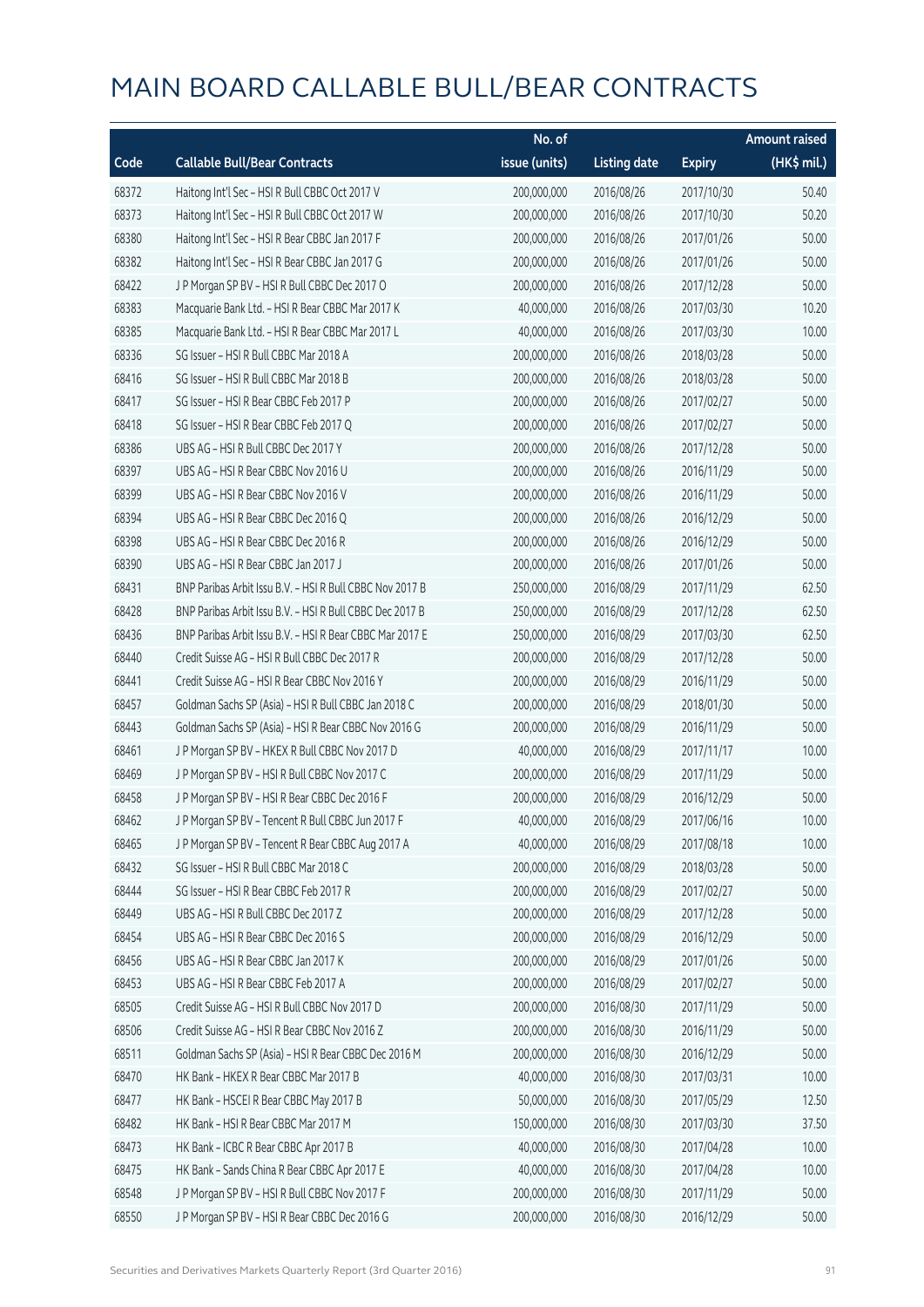# MAIN BOARD CALLABLE BULL/BEAR CONTRACTS

| Code | Callable Bull/Bear Contracts | No. of issue (units) | Listing date | Expiry | Amount raised (HK$ mil.) |
|---|---|---|---|---|---|
| 68372 | Haitong Int'l Sec – HSI R Bull CBBC Oct 2017 V | 200,000,000 | 2016/08/26 | 2017/10/30 | 50.40 |
| 68373 | Haitong Int'l Sec – HSI R Bull CBBC Oct 2017 W | 200,000,000 | 2016/08/26 | 2017/10/30 | 50.20 |
| 68380 | Haitong Int'l Sec – HSI R Bear CBBC Jan 2017 F | 200,000,000 | 2016/08/26 | 2017/01/26 | 50.00 |
| 68382 | Haitong Int'l Sec – HSI R Bear CBBC Jan 2017 G | 200,000,000 | 2016/08/26 | 2017/01/26 | 50.00 |
| 68422 | J P Morgan SP BV – HSI R Bull CBBC Dec 2017 O | 200,000,000 | 2016/08/26 | 2017/12/28 | 50.00 |
| 68383 | Macquarie Bank Ltd. – HSI R Bear CBBC Mar 2017 K | 40,000,000 | 2016/08/26 | 2017/03/30 | 10.20 |
| 68385 | Macquarie Bank Ltd. – HSI R Bear CBBC Mar 2017 L | 40,000,000 | 2016/08/26 | 2017/03/30 | 10.00 |
| 68336 | SG Issuer – HSI R Bull CBBC Mar 2018 A | 200,000,000 | 2016/08/26 | 2018/03/28 | 50.00 |
| 68416 | SG Issuer – HSI R Bull CBBC Mar 2018 B | 200,000,000 | 2016/08/26 | 2018/03/28 | 50.00 |
| 68417 | SG Issuer – HSI R Bear CBBC Feb 2017 P | 200,000,000 | 2016/08/26 | 2017/02/27 | 50.00 |
| 68418 | SG Issuer – HSI R Bear CBBC Feb 2017 Q | 200,000,000 | 2016/08/26 | 2017/02/27 | 50.00 |
| 68386 | UBS AG – HSI R Bull CBBC Dec 2017 Y | 200,000,000 | 2016/08/26 | 2017/12/28 | 50.00 |
| 68397 | UBS AG – HSI R Bear CBBC Nov 2016 U | 200,000,000 | 2016/08/26 | 2016/11/29 | 50.00 |
| 68399 | UBS AG – HSI R Bear CBBC Nov 2016 V | 200,000,000 | 2016/08/26 | 2016/11/29 | 50.00 |
| 68394 | UBS AG – HSI R Bear CBBC Dec 2016 Q | 200,000,000 | 2016/08/26 | 2016/12/29 | 50.00 |
| 68398 | UBS AG – HSI R Bear CBBC Dec 2016 R | 200,000,000 | 2016/08/26 | 2016/12/29 | 50.00 |
| 68390 | UBS AG – HSI R Bear CBBC Jan 2017 J | 200,000,000 | 2016/08/26 | 2017/01/26 | 50.00 |
| 68431 | BNP Paribas Arbit Issu B.V. – HSI R Bull CBBC Nov 2017 B | 250,000,000 | 2016/08/29 | 2017/11/29 | 62.50 |
| 68428 | BNP Paribas Arbit Issu B.V. – HSI R Bull CBBC Dec 2017 B | 250,000,000 | 2016/08/29 | 2017/12/28 | 62.50 |
| 68436 | BNP Paribas Arbit Issu B.V. – HSI R Bear CBBC Mar 2017 E | 250,000,000 | 2016/08/29 | 2017/03/30 | 62.50 |
| 68440 | Credit Suisse AG – HSI R Bull CBBC Dec 2017 R | 200,000,000 | 2016/08/29 | 2017/12/28 | 50.00 |
| 68441 | Credit Suisse AG – HSI R Bear CBBC Nov 2016 Y | 200,000,000 | 2016/08/29 | 2016/11/29 | 50.00 |
| 68457 | Goldman Sachs SP (Asia) – HSI R Bull CBBC Jan 2018 C | 200,000,000 | 2016/08/29 | 2018/01/30 | 50.00 |
| 68443 | Goldman Sachs SP (Asia) – HSI R Bear CBBC Nov 2016 G | 200,000,000 | 2016/08/29 | 2016/11/29 | 50.00 |
| 68461 | J P Morgan SP BV – HKEX R Bull CBBC Nov 2017 D | 40,000,000 | 2016/08/29 | 2017/11/17 | 10.00 |
| 68469 | J P Morgan SP BV – HSI R Bull CBBC Nov 2017 C | 200,000,000 | 2016/08/29 | 2017/11/29 | 50.00 |
| 68458 | J P Morgan SP BV – HSI R Bear CBBC Dec 2016 F | 200,000,000 | 2016/08/29 | 2016/12/29 | 50.00 |
| 68462 | J P Morgan SP BV – Tencent R Bull CBBC Jun 2017 F | 40,000,000 | 2016/08/29 | 2017/06/16 | 10.00 |
| 68465 | J P Morgan SP BV – Tencent R Bear CBBC Aug 2017 A | 40,000,000 | 2016/08/29 | 2017/08/18 | 10.00 |
| 68432 | SG Issuer – HSI R Bull CBBC Mar 2018 C | 200,000,000 | 2016/08/29 | 2018/03/28 | 50.00 |
| 68444 | SG Issuer – HSI R Bear CBBC Feb 2017 R | 200,000,000 | 2016/08/29 | 2017/02/27 | 50.00 |
| 68449 | UBS AG – HSI R Bull CBBC Dec 2017 Z | 200,000,000 | 2016/08/29 | 2017/12/28 | 50.00 |
| 68454 | UBS AG – HSI R Bear CBBC Dec 2016 S | 200,000,000 | 2016/08/29 | 2016/12/29 | 50.00 |
| 68456 | UBS AG – HSI R Bear CBBC Jan 2017 K | 200,000,000 | 2016/08/29 | 2017/01/26 | 50.00 |
| 68453 | UBS AG – HSI R Bear CBBC Feb 2017 A | 200,000,000 | 2016/08/29 | 2017/02/27 | 50.00 |
| 68505 | Credit Suisse AG – HSI R Bull CBBC Nov 2017 D | 200,000,000 | 2016/08/30 | 2017/11/29 | 50.00 |
| 68506 | Credit Suisse AG – HSI R Bear CBBC Nov 2016 Z | 200,000,000 | 2016/08/30 | 2016/11/29 | 50.00 |
| 68511 | Goldman Sachs SP (Asia) – HSI R Bear CBBC Dec 2016 M | 200,000,000 | 2016/08/30 | 2016/12/29 | 50.00 |
| 68470 | HK Bank – HKEX R Bear CBBC Mar 2017 B | 40,000,000 | 2016/08/30 | 2017/03/31 | 10.00 |
| 68477 | HK Bank – HSCEI R Bear CBBC May 2017 B | 50,000,000 | 2016/08/30 | 2017/05/29 | 12.50 |
| 68482 | HK Bank – HSI R Bear CBBC Mar 2017 M | 150,000,000 | 2016/08/30 | 2017/03/30 | 37.50 |
| 68473 | HK Bank – ICBC R Bear CBBC Apr 2017 B | 40,000,000 | 2016/08/30 | 2017/04/28 | 10.00 |
| 68475 | HK Bank – Sands China R Bear CBBC Apr 2017 E | 40,000,000 | 2016/08/30 | 2017/04/28 | 10.00 |
| 68548 | J P Morgan SP BV – HSI R Bull CBBC Nov 2017 F | 200,000,000 | 2016/08/30 | 2017/11/29 | 50.00 |
| 68550 | J P Morgan SP BV – HSI R Bear CBBC Dec 2016 G | 200,000,000 | 2016/08/30 | 2016/12/29 | 50.00 |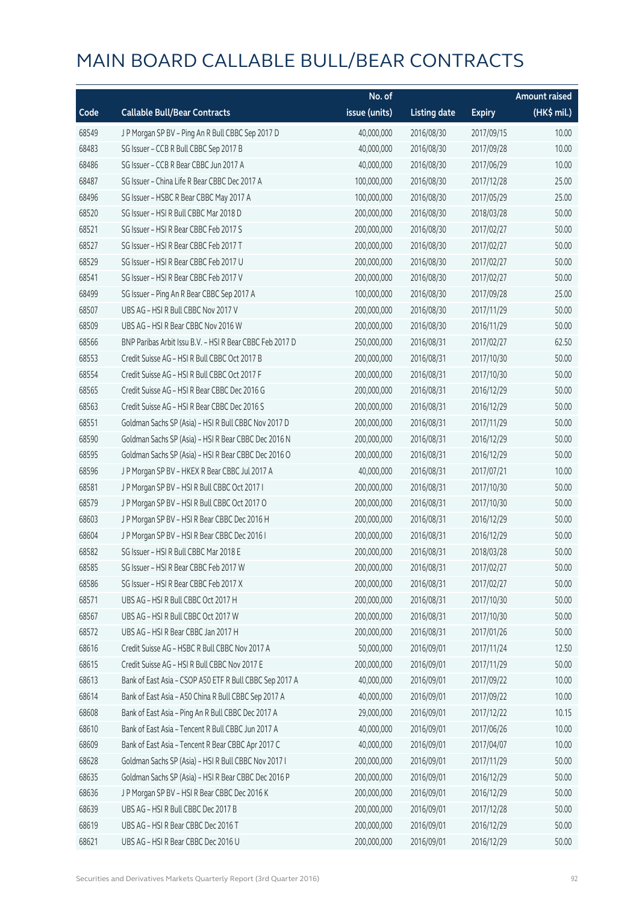# MAIN BOARD CALLABLE BULL/BEAR CONTRACTS

| Code | Callable Bull/Bear Contracts | No. of issue (units) | Listing date | Expiry | Amount raised (HK$ mil.) |
|---|---|---|---|---|---|
| 68549 | J P Morgan SP BV – Ping An R Bull CBBC Sep 2017 D | 40,000,000 | 2016/08/30 | 2017/09/15 | 10.00 |
| 68483 | SG Issuer – CCB R Bull CBBC Sep 2017 B | 40,000,000 | 2016/08/30 | 2017/09/28 | 10.00 |
| 68486 | SG Issuer – CCB R Bear CBBC Jun 2017 A | 40,000,000 | 2016/08/30 | 2017/06/29 | 10.00 |
| 68487 | SG Issuer – China Life R Bear CBBC Dec 2017 A | 100,000,000 | 2016/08/30 | 2017/12/28 | 25.00 |
| 68496 | SG Issuer – HSBC R Bear CBBC May 2017 A | 100,000,000 | 2016/08/30 | 2017/05/29 | 25.00 |
| 68520 | SG Issuer – HSI R Bull CBBC Mar 2018 D | 200,000,000 | 2016/08/30 | 2018/03/28 | 50.00 |
| 68521 | SG Issuer – HSI R Bear CBBC Feb 2017 S | 200,000,000 | 2016/08/30 | 2017/02/27 | 50.00 |
| 68527 | SG Issuer – HSI R Bear CBBC Feb 2017 T | 200,000,000 | 2016/08/30 | 2017/02/27 | 50.00 |
| 68529 | SG Issuer – HSI R Bear CBBC Feb 2017 U | 200,000,000 | 2016/08/30 | 2017/02/27 | 50.00 |
| 68541 | SG Issuer – HSI R Bear CBBC Feb 2017 V | 200,000,000 | 2016/08/30 | 2017/02/27 | 50.00 |
| 68499 | SG Issuer – Ping An R Bear CBBC Sep 2017 A | 100,000,000 | 2016/08/30 | 2017/09/28 | 25.00 |
| 68507 | UBS AG – HSI R Bull CBBC Nov 2017 V | 200,000,000 | 2016/08/30 | 2017/11/29 | 50.00 |
| 68509 | UBS AG – HSI R Bear CBBC Nov 2016 W | 200,000,000 | 2016/08/30 | 2016/11/29 | 50.00 |
| 68566 | BNP Paribas Arbit Issu B.V. – HSI R Bear CBBC Feb 2017 D | 250,000,000 | 2016/08/31 | 2017/02/27 | 62.50 |
| 68553 | Credit Suisse AG – HSI R Bull CBBC Oct 2017 B | 200,000,000 | 2016/08/31 | 2017/10/30 | 50.00 |
| 68554 | Credit Suisse AG – HSI R Bull CBBC Oct 2017 F | 200,000,000 | 2016/08/31 | 2017/10/30 | 50.00 |
| 68565 | Credit Suisse AG – HSI R Bear CBBC Dec 2016 G | 200,000,000 | 2016/08/31 | 2016/12/29 | 50.00 |
| 68563 | Credit Suisse AG – HSI R Bear CBBC Dec 2016 S | 200,000,000 | 2016/08/31 | 2016/12/29 | 50.00 |
| 68551 | Goldman Sachs SP (Asia) – HSI R Bull CBBC Nov 2017 D | 200,000,000 | 2016/08/31 | 2017/11/29 | 50.00 |
| 68590 | Goldman Sachs SP (Asia) – HSI R Bear CBBC Dec 2016 N | 200,000,000 | 2016/08/31 | 2016/12/29 | 50.00 |
| 68595 | Goldman Sachs SP (Asia) – HSI R Bear CBBC Dec 2016 O | 200,000,000 | 2016/08/31 | 2016/12/29 | 50.00 |
| 68596 | J P Morgan SP BV – HKEX R Bear CBBC Jul 2017 A | 40,000,000 | 2016/08/31 | 2017/07/21 | 10.00 |
| 68581 | J P Morgan SP BV – HSI R Bull CBBC Oct 2017 I | 200,000,000 | 2016/08/31 | 2017/10/30 | 50.00 |
| 68579 | J P Morgan SP BV – HSI R Bull CBBC Oct 2017 O | 200,000,000 | 2016/08/31 | 2017/10/30 | 50.00 |
| 68603 | J P Morgan SP BV – HSI R Bear CBBC Dec 2016 H | 200,000,000 | 2016/08/31 | 2016/12/29 | 50.00 |
| 68604 | J P Morgan SP BV – HSI R Bear CBBC Dec 2016 I | 200,000,000 | 2016/08/31 | 2016/12/29 | 50.00 |
| 68582 | SG Issuer – HSI R Bull CBBC Mar 2018 E | 200,000,000 | 2016/08/31 | 2018/03/28 | 50.00 |
| 68585 | SG Issuer – HSI R Bear CBBC Feb 2017 W | 200,000,000 | 2016/08/31 | 2017/02/27 | 50.00 |
| 68586 | SG Issuer – HSI R Bear CBBC Feb 2017 X | 200,000,000 | 2016/08/31 | 2017/02/27 | 50.00 |
| 68571 | UBS AG – HSI R Bull CBBC Oct 2017 H | 200,000,000 | 2016/08/31 | 2017/10/30 | 50.00 |
| 68567 | UBS AG – HSI R Bull CBBC Oct 2017 W | 200,000,000 | 2016/08/31 | 2017/10/30 | 50.00 |
| 68572 | UBS AG – HSI R Bear CBBC Jan 2017 H | 200,000,000 | 2016/08/31 | 2017/01/26 | 50.00 |
| 68616 | Credit Suisse AG – HSBC R Bull CBBC Nov 2017 A | 50,000,000 | 2016/09/01 | 2017/11/24 | 12.50 |
| 68615 | Credit Suisse AG – HSI R Bull CBBC Nov 2017 E | 200,000,000 | 2016/09/01 | 2017/11/29 | 50.00 |
| 68613 | Bank of East Asia – CSOP A50 ETF R Bull CBBC Sep 2017 A | 40,000,000 | 2016/09/01 | 2017/09/22 | 10.00 |
| 68614 | Bank of East Asia – A50 China R Bull CBBC Sep 2017 A | 40,000,000 | 2016/09/01 | 2017/09/22 | 10.00 |
| 68608 | Bank of East Asia – Ping An R Bull CBBC Dec 2017 A | 29,000,000 | 2016/09/01 | 2017/12/22 | 10.15 |
| 68610 | Bank of East Asia – Tencent R Bull CBBC Jun 2017 A | 40,000,000 | 2016/09/01 | 2017/06/26 | 10.00 |
| 68609 | Bank of East Asia – Tencent R Bear CBBC Apr 2017 C | 40,000,000 | 2016/09/01 | 2017/04/07 | 10.00 |
| 68628 | Goldman Sachs SP (Asia) – HSI R Bull CBBC Nov 2017 I | 200,000,000 | 2016/09/01 | 2017/11/29 | 50.00 |
| 68635 | Goldman Sachs SP (Asia) – HSI R Bear CBBC Dec 2016 P | 200,000,000 | 2016/09/01 | 2016/12/29 | 50.00 |
| 68636 | J P Morgan SP BV – HSI R Bear CBBC Dec 2016 K | 200,000,000 | 2016/09/01 | 2016/12/29 | 50.00 |
| 68639 | UBS AG – HSI R Bull CBBC Dec 2017 B | 200,000,000 | 2016/09/01 | 2017/12/28 | 50.00 |
| 68619 | UBS AG – HSI R Bear CBBC Dec 2016 T | 200,000,000 | 2016/09/01 | 2016/12/29 | 50.00 |
| 68621 | UBS AG – HSI R Bear CBBC Dec 2016 U | 200,000,000 | 2016/09/01 | 2016/12/29 | 50.00 |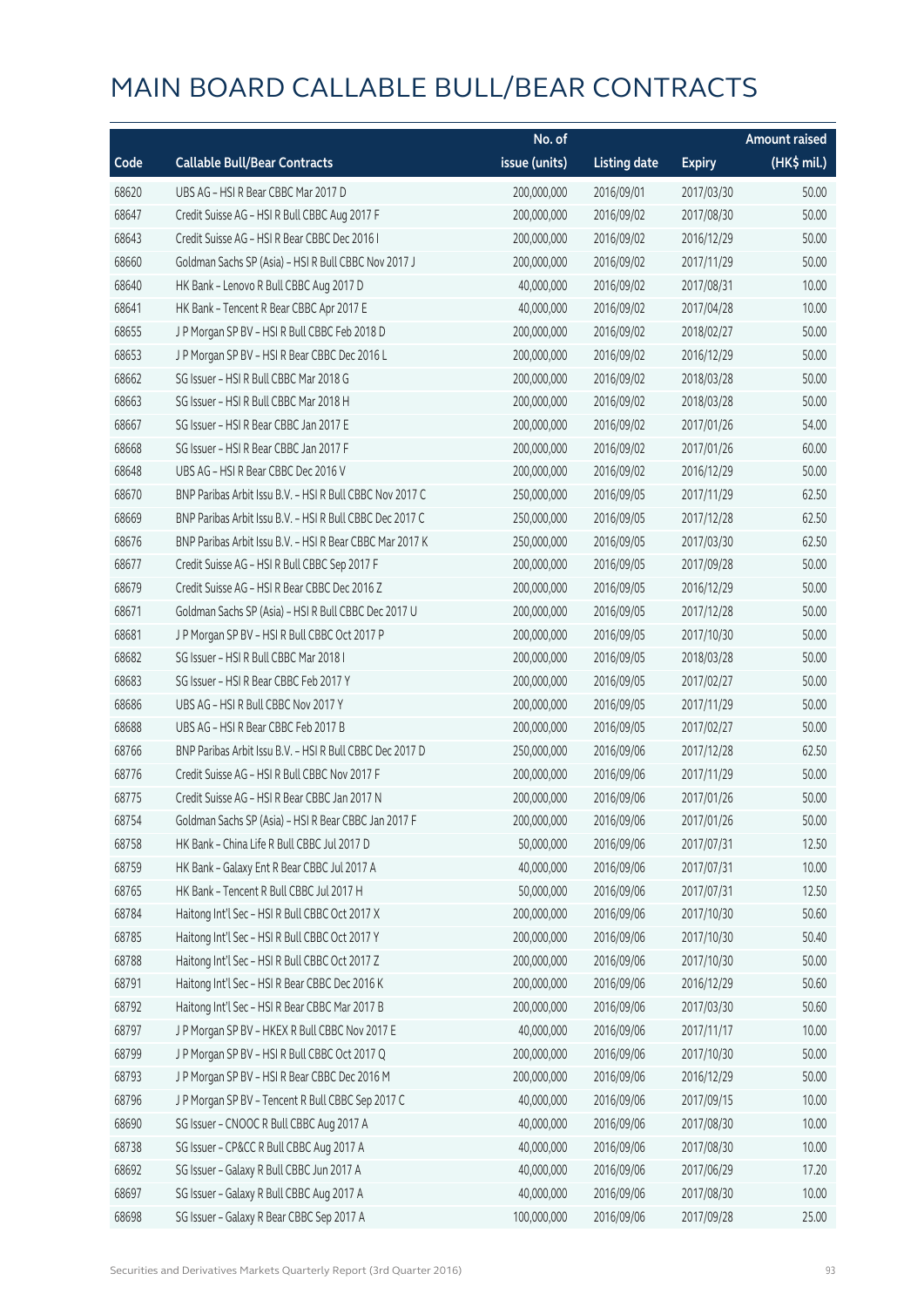# MAIN BOARD CALLABLE BULL/BEAR CONTRACTS

| Code | Callable Bull/Bear Contracts | No. of issue (units) | Listing date | Expiry | Amount raised (HK$ mil.) |
|---|---|---|---|---|---|
| 68620 | UBS AG – HSI R Bear CBBC Mar 2017 D | 200,000,000 | 2016/09/01 | 2017/03/30 | 50.00 |
| 68647 | Credit Suisse AG – HSI R Bull CBBC Aug 2017 F | 200,000,000 | 2016/09/02 | 2017/08/30 | 50.00 |
| 68643 | Credit Suisse AG – HSI R Bear CBBC Dec 2016 I | 200,000,000 | 2016/09/02 | 2016/12/29 | 50.00 |
| 68660 | Goldman Sachs SP (Asia) – HSI R Bull CBBC Nov 2017 J | 200,000,000 | 2016/09/02 | 2017/11/29 | 50.00 |
| 68640 | HK Bank – Lenovo R Bull CBBC Aug 2017 D | 40,000,000 | 2016/09/02 | 2017/08/31 | 10.00 |
| 68641 | HK Bank – Tencent R Bear CBBC Apr 2017 E | 40,000,000 | 2016/09/02 | 2017/04/28 | 10.00 |
| 68655 | J P Morgan SP BV – HSI R Bull CBBC Feb 2018 D | 200,000,000 | 2016/09/02 | 2018/02/27 | 50.00 |
| 68653 | J P Morgan SP BV – HSI R Bear CBBC Dec 2016 L | 200,000,000 | 2016/09/02 | 2016/12/29 | 50.00 |
| 68662 | SG Issuer – HSI R Bull CBBC Mar 2018 G | 200,000,000 | 2016/09/02 | 2018/03/28 | 50.00 |
| 68663 | SG Issuer – HSI R Bull CBBC Mar 2018 H | 200,000,000 | 2016/09/02 | 2018/03/28 | 50.00 |
| 68667 | SG Issuer – HSI R Bear CBBC Jan 2017 E | 200,000,000 | 2016/09/02 | 2017/01/26 | 54.00 |
| 68668 | SG Issuer – HSI R Bear CBBC Jan 2017 F | 200,000,000 | 2016/09/02 | 2017/01/26 | 60.00 |
| 68648 | UBS AG – HSI R Bear CBBC Dec 2016 V | 200,000,000 | 2016/09/02 | 2016/12/29 | 50.00 |
| 68670 | BNP Paribas Arbit Issu B.V. – HSI R Bull CBBC Nov 2017 C | 250,000,000 | 2016/09/05 | 2017/11/29 | 62.50 |
| 68669 | BNP Paribas Arbit Issu B.V. – HSI R Bull CBBC Dec 2017 C | 250,000,000 | 2016/09/05 | 2017/12/28 | 62.50 |
| 68676 | BNP Paribas Arbit Issu B.V. – HSI R Bear CBBC Mar 2017 K | 250,000,000 | 2016/09/05 | 2017/03/30 | 62.50 |
| 68677 | Credit Suisse AG – HSI R Bull CBBC Sep 2017 F | 200,000,000 | 2016/09/05 | 2017/09/28 | 50.00 |
| 68679 | Credit Suisse AG – HSI R Bear CBBC Dec 2016 Z | 200,000,000 | 2016/09/05 | 2016/12/29 | 50.00 |
| 68671 | Goldman Sachs SP (Asia) – HSI R Bull CBBC Dec 2017 U | 200,000,000 | 2016/09/05 | 2017/12/28 | 50.00 |
| 68681 | J P Morgan SP BV – HSI R Bull CBBC Oct 2017 P | 200,000,000 | 2016/09/05 | 2017/10/30 | 50.00 |
| 68682 | SG Issuer – HSI R Bull CBBC Mar 2018 I | 200,000,000 | 2016/09/05 | 2018/03/28 | 50.00 |
| 68683 | SG Issuer – HSI R Bear CBBC Feb 2017 Y | 200,000,000 | 2016/09/05 | 2017/02/27 | 50.00 |
| 68686 | UBS AG – HSI R Bull CBBC Nov 2017 Y | 200,000,000 | 2016/09/05 | 2017/11/29 | 50.00 |
| 68688 | UBS AG – HSI R Bear CBBC Feb 2017 B | 200,000,000 | 2016/09/05 | 2017/02/27 | 50.00 |
| 68766 | BNP Paribas Arbit Issu B.V. – HSI R Bull CBBC Dec 2017 D | 250,000,000 | 2016/09/06 | 2017/12/28 | 62.50 |
| 68776 | Credit Suisse AG – HSI R Bull CBBC Nov 2017 F | 200,000,000 | 2016/09/06 | 2017/11/29 | 50.00 |
| 68775 | Credit Suisse AG – HSI R Bear CBBC Jan 2017 N | 200,000,000 | 2016/09/06 | 2017/01/26 | 50.00 |
| 68754 | Goldman Sachs SP (Asia) – HSI R Bear CBBC Jan 2017 F | 200,000,000 | 2016/09/06 | 2017/01/26 | 50.00 |
| 68758 | HK Bank – China Life R Bull CBBC Jul 2017 D | 50,000,000 | 2016/09/06 | 2017/07/31 | 12.50 |
| 68759 | HK Bank – Galaxy Ent R Bear CBBC Jul 2017 A | 40,000,000 | 2016/09/06 | 2017/07/31 | 10.00 |
| 68765 | HK Bank – Tencent R Bull CBBC Jul 2017 H | 50,000,000 | 2016/09/06 | 2017/07/31 | 12.50 |
| 68784 | Haitong Int'l Sec – HSI R Bull CBBC Oct 2017 X | 200,000,000 | 2016/09/06 | 2017/10/30 | 50.60 |
| 68785 | Haitong Int'l Sec – HSI R Bull CBBC Oct 2017 Y | 200,000,000 | 2016/09/06 | 2017/10/30 | 50.40 |
| 68788 | Haitong Int'l Sec – HSI R Bull CBBC Oct 2017 Z | 200,000,000 | 2016/09/06 | 2017/10/30 | 50.00 |
| 68791 | Haitong Int'l Sec – HSI R Bear CBBC Dec 2016 K | 200,000,000 | 2016/09/06 | 2016/12/29 | 50.60 |
| 68792 | Haitong Int'l Sec – HSI R Bear CBBC Mar 2017 B | 200,000,000 | 2016/09/06 | 2017/03/30 | 50.60 |
| 68797 | J P Morgan SP BV – HKEX R Bull CBBC Nov 2017 E | 40,000,000 | 2016/09/06 | 2017/11/17 | 10.00 |
| 68799 | J P Morgan SP BV – HSI R Bull CBBC Oct 2017 Q | 200,000,000 | 2016/09/06 | 2017/10/30 | 50.00 |
| 68793 | J P Morgan SP BV – HSI R Bear CBBC Dec 2016 M | 200,000,000 | 2016/09/06 | 2016/12/29 | 50.00 |
| 68796 | J P Morgan SP BV – Tencent R Bull CBBC Sep 2017 C | 40,000,000 | 2016/09/06 | 2017/09/15 | 10.00 |
| 68690 | SG Issuer – CNOOC R Bull CBBC Aug 2017 A | 40,000,000 | 2016/09/06 | 2017/08/30 | 10.00 |
| 68738 | SG Issuer – CP&CC R Bull CBBC Aug 2017 A | 40,000,000 | 2016/09/06 | 2017/08/30 | 10.00 |
| 68692 | SG Issuer – Galaxy R Bull CBBC Jun 2017 A | 40,000,000 | 2016/09/06 | 2017/06/29 | 17.20 |
| 68697 | SG Issuer – Galaxy R Bull CBBC Aug 2017 A | 40,000,000 | 2016/09/06 | 2017/08/30 | 10.00 |
| 68698 | SG Issuer – Galaxy R Bear CBBC Sep 2017 A | 100,000,000 | 2016/09/06 | 2017/09/28 | 25.00 |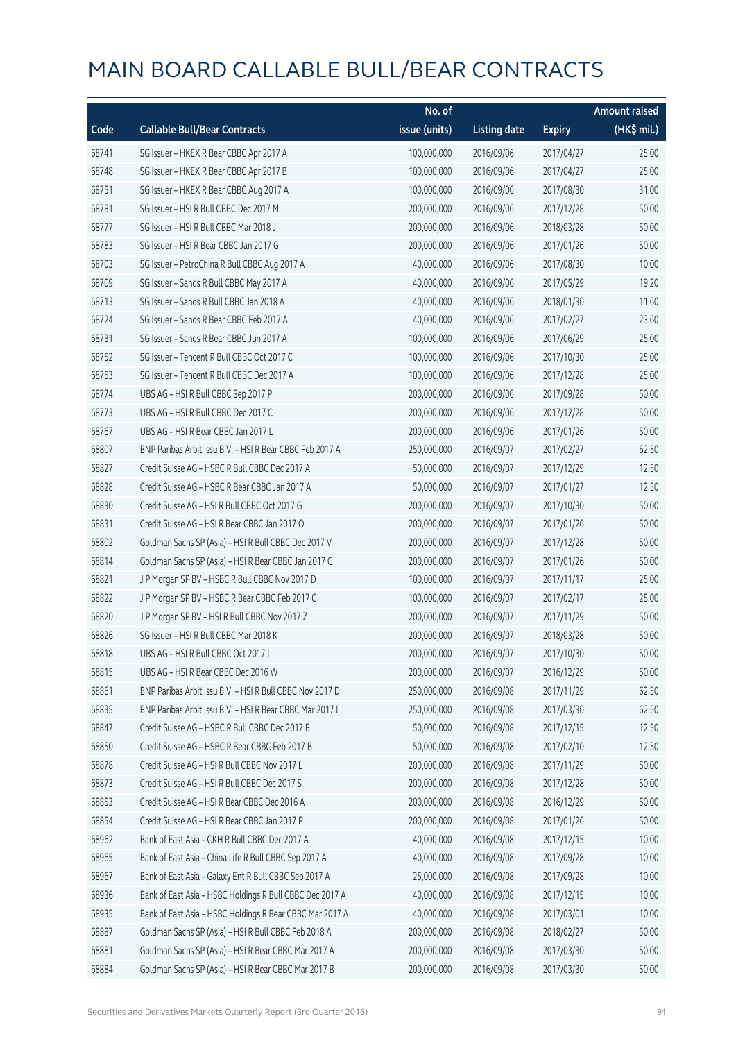# MAIN BOARD CALLABLE BULL/BEAR CONTRACTS

| Code | Callable Bull/Bear Contracts | No. of issue (units) | Listing date | Expiry | Amount raised (HK$ mil.) |
|---|---|---|---|---|---|
| 68741 | SG Issuer – HKEX R Bear CBBC Apr 2017 A | 100,000,000 | 2016/09/06 | 2017/04/27 | 25.00 |
| 68748 | SG Issuer – HKEX R Bear CBBC Apr 2017 B | 100,000,000 | 2016/09/06 | 2017/04/27 | 25.00 |
| 68751 | SG Issuer – HKEX R Bear CBBC Aug 2017 A | 100,000,000 | 2016/09/06 | 2017/08/30 | 31.00 |
| 68781 | SG Issuer – HSI R Bull CBBC Dec 2017 M | 200,000,000 | 2016/09/06 | 2017/12/28 | 50.00 |
| 68777 | SG Issuer – HSI R Bull CBBC Mar 2018 J | 200,000,000 | 2016/09/06 | 2018/03/28 | 50.00 |
| 68783 | SG Issuer – HSI R Bear CBBC Jan 2017 G | 200,000,000 | 2016/09/06 | 2017/01/26 | 50.00 |
| 68703 | SG Issuer – PetroChina R Bull CBBC Aug 2017 A | 40,000,000 | 2016/09/06 | 2017/08/30 | 10.00 |
| 68709 | SG Issuer – Sands R Bull CBBC May 2017 A | 40,000,000 | 2016/09/06 | 2017/05/29 | 19.20 |
| 68713 | SG Issuer – Sands R Bull CBBC Jan 2018 A | 40,000,000 | 2016/09/06 | 2018/01/30 | 11.60 |
| 68724 | SG Issuer – Sands R Bear CBBC Feb 2017 A | 40,000,000 | 2016/09/06 | 2017/02/27 | 23.60 |
| 68731 | SG Issuer – Sands R Bear CBBC Jun 2017 A | 100,000,000 | 2016/09/06 | 2017/06/29 | 25.00 |
| 68752 | SG Issuer – Tencent R Bull CBBC Oct 2017 C | 100,000,000 | 2016/09/06 | 2017/10/30 | 25.00 |
| 68753 | SG Issuer – Tencent R Bull CBBC Dec 2017 A | 100,000,000 | 2016/09/06 | 2017/12/28 | 25.00 |
| 68774 | UBS AG – HSI R Bull CBBC Sep 2017 P | 200,000,000 | 2016/09/06 | 2017/09/28 | 50.00 |
| 68773 | UBS AG – HSI R Bull CBBC Dec 2017 C | 200,000,000 | 2016/09/06 | 2017/12/28 | 50.00 |
| 68767 | UBS AG – HSI R Bear CBBC Jan 2017 L | 200,000,000 | 2016/09/06 | 2017/01/26 | 50.00 |
| 68807 | BNP Paribas Arbit Issu B.V. – HSI R Bear CBBC Feb 2017 A | 250,000,000 | 2016/09/07 | 2017/02/27 | 62.50 |
| 68827 | Credit Suisse AG – HSBC R Bull CBBC Dec 2017 A | 50,000,000 | 2016/09/07 | 2017/12/29 | 12.50 |
| 68828 | Credit Suisse AG – HSBC R Bear CBBC Jan 2017 A | 50,000,000 | 2016/09/07 | 2017/01/27 | 12.50 |
| 68830 | Credit Suisse AG – HSI R Bull CBBC Oct 2017 G | 200,000,000 | 2016/09/07 | 2017/10/30 | 50.00 |
| 68831 | Credit Suisse AG – HSI R Bear CBBC Jan 2017 O | 200,000,000 | 2016/09/07 | 2017/01/26 | 50.00 |
| 68802 | Goldman Sachs SP (Asia) – HSI R Bull CBBC Dec 2017 V | 200,000,000 | 2016/09/07 | 2017/12/28 | 50.00 |
| 68814 | Goldman Sachs SP (Asia) – HSI R Bear CBBC Jan 2017 G | 200,000,000 | 2016/09/07 | 2017/01/26 | 50.00 |
| 68821 | J P Morgan SP BV – HSBC R Bull CBBC Nov 2017 D | 100,000,000 | 2016/09/07 | 2017/11/17 | 25.00 |
| 68822 | J P Morgan SP BV – HSBC R Bear CBBC Feb 2017 C | 100,000,000 | 2016/09/07 | 2017/02/17 | 25.00 |
| 68820 | J P Morgan SP BV – HSI R Bull CBBC Nov 2017 Z | 200,000,000 | 2016/09/07 | 2017/11/29 | 50.00 |
| 68826 | SG Issuer – HSI R Bull CBBC Mar 2018 K | 200,000,000 | 2016/09/07 | 2018/03/28 | 50.00 |
| 68818 | UBS AG – HSI R Bull CBBC Oct 2017 I | 200,000,000 | 2016/09/07 | 2017/10/30 | 50.00 |
| 68815 | UBS AG – HSI R Bear CBBC Dec 2016 W | 200,000,000 | 2016/09/07 | 2016/12/29 | 50.00 |
| 68861 | BNP Paribas Arbit Issu B.V. – HSI R Bull CBBC Nov 2017 D | 250,000,000 | 2016/09/08 | 2017/11/29 | 62.50 |
| 68835 | BNP Paribas Arbit Issu B.V. – HSI R Bear CBBC Mar 2017 I | 250,000,000 | 2016/09/08 | 2017/03/30 | 62.50 |
| 68847 | Credit Suisse AG – HSBC R Bull CBBC Dec 2017 B | 50,000,000 | 2016/09/08 | 2017/12/15 | 12.50 |
| 68850 | Credit Suisse AG – HSBC R Bear CBBC Feb 2017 B | 50,000,000 | 2016/09/08 | 2017/02/10 | 12.50 |
| 68878 | Credit Suisse AG – HSI R Bull CBBC Nov 2017 L | 200,000,000 | 2016/09/08 | 2017/11/29 | 50.00 |
| 68873 | Credit Suisse AG – HSI R Bull CBBC Dec 2017 S | 200,000,000 | 2016/09/08 | 2017/12/28 | 50.00 |
| 68853 | Credit Suisse AG – HSI R Bear CBBC Dec 2016 A | 200,000,000 | 2016/09/08 | 2016/12/29 | 50.00 |
| 68854 | Credit Suisse AG – HSI R Bear CBBC Jan 2017 P | 200,000,000 | 2016/09/08 | 2017/01/26 | 50.00 |
| 68962 | Bank of East Asia – CKH R Bull CBBC Dec 2017 A | 40,000,000 | 2016/09/08 | 2017/12/15 | 10.00 |
| 68965 | Bank of East Asia – China Life R Bull CBBC Sep 2017 A | 40,000,000 | 2016/09/08 | 2017/09/28 | 10.00 |
| 68967 | Bank of East Asia – Galaxy Ent R Bull CBBC Sep 2017 A | 25,000,000 | 2016/09/08 | 2017/09/28 | 10.00 |
| 68936 | Bank of East Asia – HSBC Holdings R Bull CBBC Dec 2017 A | 40,000,000 | 2016/09/08 | 2017/12/15 | 10.00 |
| 68935 | Bank of East Asia – HSBC Holdings R Bear CBBC Mar 2017 A | 40,000,000 | 2016/09/08 | 2017/03/01 | 10.00 |
| 68887 | Goldman Sachs SP (Asia) – HSI R Bull CBBC Feb 2018 A | 200,000,000 | 2016/09/08 | 2018/02/27 | 50.00 |
| 68881 | Goldman Sachs SP (Asia) – HSI R Bear CBBC Mar 2017 A | 200,000,000 | 2016/09/08 | 2017/03/30 | 50.00 |
| 68884 | Goldman Sachs SP (Asia) – HSI R Bear CBBC Mar 2017 B | 200,000,000 | 2016/09/08 | 2017/03/30 | 50.00 |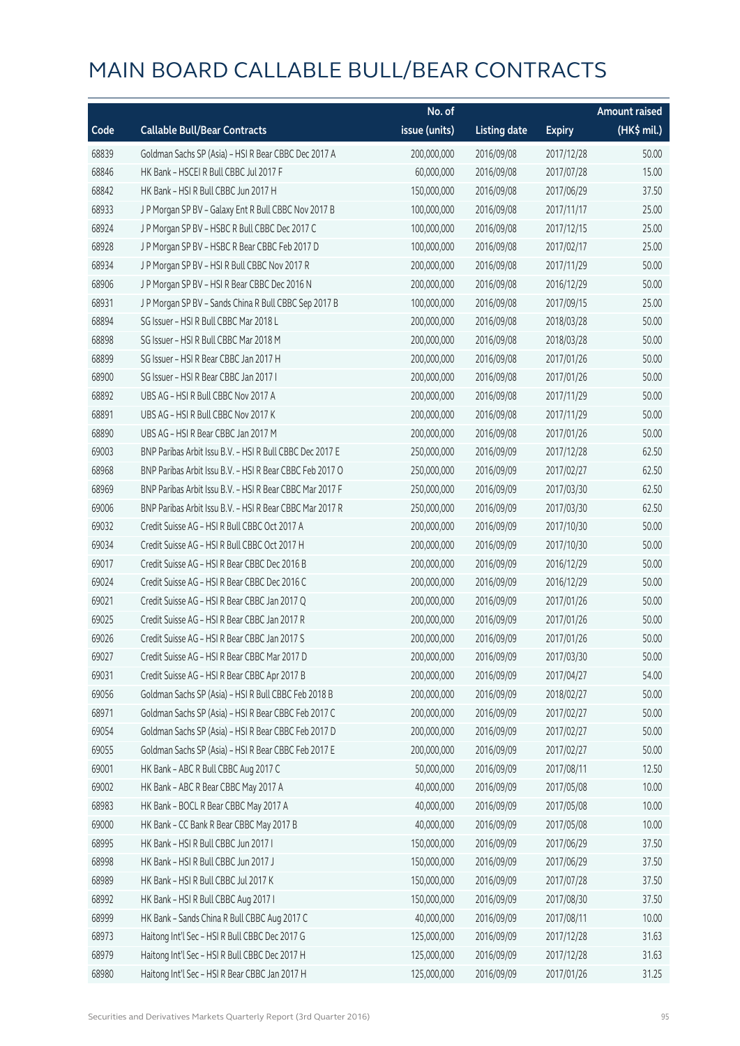# MAIN BOARD CALLABLE BULL/BEAR CONTRACTS

| Code | Callable Bull/Bear Contracts | No. of issue (units) | Listing date | Expiry | Amount raised (HK$ mil.) |
|---|---|---|---|---|---|
| 68839 | Goldman Sachs SP (Asia) – HSI R Bear CBBC Dec 2017 A | 200,000,000 | 2016/09/08 | 2017/12/28 | 50.00 |
| 68846 | HK Bank – HSCEI R Bull CBBC Jul 2017 F | 60,000,000 | 2016/09/08 | 2017/07/28 | 15.00 |
| 68842 | HK Bank – HSI R Bull CBBC Jun 2017 H | 150,000,000 | 2016/09/08 | 2017/06/29 | 37.50 |
| 68933 | J P Morgan SP BV – Galaxy Ent R Bull CBBC Nov 2017 B | 100,000,000 | 2016/09/08 | 2017/11/17 | 25.00 |
| 68924 | J P Morgan SP BV – HSBC R Bull CBBC Dec 2017 C | 100,000,000 | 2016/09/08 | 2017/12/15 | 25.00 |
| 68928 | J P Morgan SP BV – HSBC R Bear CBBC Feb 2017 D | 100,000,000 | 2016/09/08 | 2017/02/17 | 25.00 |
| 68934 | J P Morgan SP BV – HSI R Bull CBBC Nov 2017 R | 200,000,000 | 2016/09/08 | 2017/11/29 | 50.00 |
| 68906 | J P Morgan SP BV – HSI R Bear CBBC Dec 2016 N | 200,000,000 | 2016/09/08 | 2016/12/29 | 50.00 |
| 68931 | J P Morgan SP BV – Sands China R Bull CBBC Sep 2017 B | 100,000,000 | 2016/09/08 | 2017/09/15 | 25.00 |
| 68894 | SG Issuer – HSI R Bull CBBC Mar 2018 L | 200,000,000 | 2016/09/08 | 2018/03/28 | 50.00 |
| 68898 | SG Issuer – HSI R Bull CBBC Mar 2018 M | 200,000,000 | 2016/09/08 | 2018/03/28 | 50.00 |
| 68899 | SG Issuer – HSI R Bear CBBC Jan 2017 H | 200,000,000 | 2016/09/08 | 2017/01/26 | 50.00 |
| 68900 | SG Issuer – HSI R Bear CBBC Jan 2017 I | 200,000,000 | 2016/09/08 | 2017/01/26 | 50.00 |
| 68892 | UBS AG – HSI R Bull CBBC Nov 2017 A | 200,000,000 | 2016/09/08 | 2017/11/29 | 50.00 |
| 68891 | UBS AG – HSI R Bull CBBC Nov 2017 K | 200,000,000 | 2016/09/08 | 2017/11/29 | 50.00 |
| 68890 | UBS AG – HSI R Bear CBBC Jan 2017 M | 200,000,000 | 2016/09/08 | 2017/01/26 | 50.00 |
| 69003 | BNP Paribas Arbit Issu B.V. – HSI R Bull CBBC Dec 2017 E | 250,000,000 | 2016/09/09 | 2017/12/28 | 62.50 |
| 68968 | BNP Paribas Arbit Issu B.V. – HSI R Bear CBBC Feb 2017 O | 250,000,000 | 2016/09/09 | 2017/02/27 | 62.50 |
| 68969 | BNP Paribas Arbit Issu B.V. – HSI R Bear CBBC Mar 2017 F | 250,000,000 | 2016/09/09 | 2017/03/30 | 62.50 |
| 69006 | BNP Paribas Arbit Issu B.V. – HSI R Bear CBBC Mar 2017 R | 250,000,000 | 2016/09/09 | 2017/03/30 | 62.50 |
| 69032 | Credit Suisse AG – HSI R Bull CBBC Oct 2017 A | 200,000,000 | 2016/09/09 | 2017/10/30 | 50.00 |
| 69034 | Credit Suisse AG – HSI R Bull CBBC Oct 2017 H | 200,000,000 | 2016/09/09 | 2017/10/30 | 50.00 |
| 69017 | Credit Suisse AG – HSI R Bear CBBC Dec 2016 B | 200,000,000 | 2016/09/09 | 2016/12/29 | 50.00 |
| 69024 | Credit Suisse AG – HSI R Bear CBBC Dec 2016 C | 200,000,000 | 2016/09/09 | 2016/12/29 | 50.00 |
| 69021 | Credit Suisse AG – HSI R Bear CBBC Jan 2017 Q | 200,000,000 | 2016/09/09 | 2017/01/26 | 50.00 |
| 69025 | Credit Suisse AG – HSI R Bear CBBC Jan 2017 R | 200,000,000 | 2016/09/09 | 2017/01/26 | 50.00 |
| 69026 | Credit Suisse AG – HSI R Bear CBBC Jan 2017 S | 200,000,000 | 2016/09/09 | 2017/01/26 | 50.00 |
| 69027 | Credit Suisse AG – HSI R Bear CBBC Mar 2017 D | 200,000,000 | 2016/09/09 | 2017/03/30 | 50.00 |
| 69031 | Credit Suisse AG – HSI R Bear CBBC Apr 2017 B | 200,000,000 | 2016/09/09 | 2017/04/27 | 54.00 |
| 69056 | Goldman Sachs SP (Asia) – HSI R Bull CBBC Feb 2018 B | 200,000,000 | 2016/09/09 | 2018/02/27 | 50.00 |
| 68971 | Goldman Sachs SP (Asia) – HSI R Bear CBBC Feb 2017 C | 200,000,000 | 2016/09/09 | 2017/02/27 | 50.00 |
| 69054 | Goldman Sachs SP (Asia) – HSI R Bear CBBC Feb 2017 D | 200,000,000 | 2016/09/09 | 2017/02/27 | 50.00 |
| 69055 | Goldman Sachs SP (Asia) – HSI R Bear CBBC Feb 2017 E | 200,000,000 | 2016/09/09 | 2017/02/27 | 50.00 |
| 69001 | HK Bank – ABC R Bull CBBC Aug 2017 C | 50,000,000 | 2016/09/09 | 2017/08/11 | 12.50 |
| 69002 | HK Bank – ABC R Bear CBBC May 2017 A | 40,000,000 | 2016/09/09 | 2017/05/08 | 10.00 |
| 68983 | HK Bank – BOCL R Bear CBBC May 2017 A | 40,000,000 | 2016/09/09 | 2017/05/08 | 10.00 |
| 69000 | HK Bank – CC Bank R Bear CBBC May 2017 B | 40,000,000 | 2016/09/09 | 2017/05/08 | 10.00 |
| 68995 | HK Bank – HSI R Bull CBBC Jun 2017 I | 150,000,000 | 2016/09/09 | 2017/06/29 | 37.50 |
| 68998 | HK Bank – HSI R Bull CBBC Jun 2017 J | 150,000,000 | 2016/09/09 | 2017/06/29 | 37.50 |
| 68989 | HK Bank – HSI R Bull CBBC Jul 2017 K | 150,000,000 | 2016/09/09 | 2017/07/28 | 37.50 |
| 68992 | HK Bank – HSI R Bull CBBC Aug 2017 I | 150,000,000 | 2016/09/09 | 2017/08/30 | 37.50 |
| 68999 | HK Bank – Sands China R Bull CBBC Aug 2017 C | 40,000,000 | 2016/09/09 | 2017/08/11 | 10.00 |
| 68973 | Haitong Int'l Sec – HSI R Bull CBBC Dec 2017 G | 125,000,000 | 2016/09/09 | 2017/12/28 | 31.63 |
| 68979 | Haitong Int'l Sec – HSI R Bull CBBC Dec 2017 H | 125,000,000 | 2016/09/09 | 2017/12/28 | 31.63 |
| 68980 | Haitong Int'l Sec – HSI R Bear CBBC Jan 2017 H | 125,000,000 | 2016/09/09 | 2017/01/26 | 31.25 |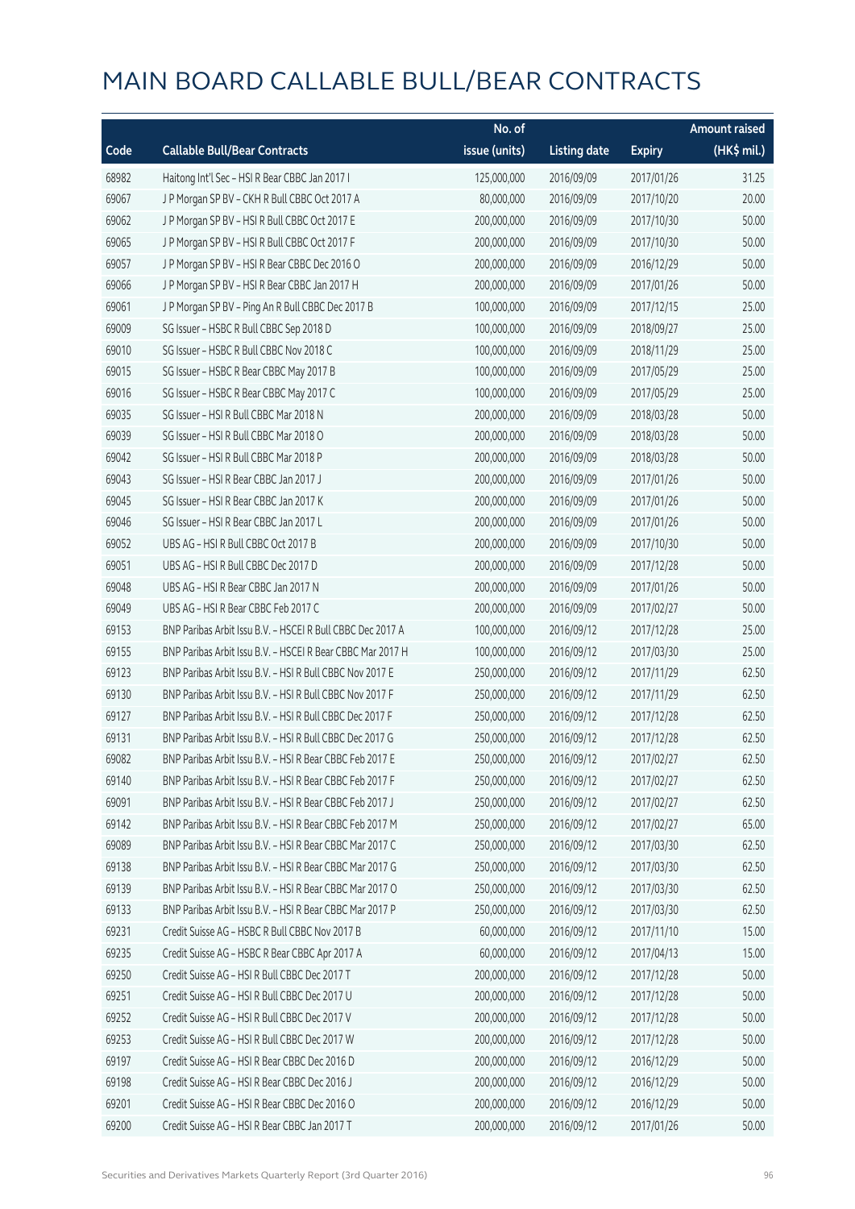# MAIN BOARD CALLABLE BULL/BEAR CONTRACTS

| Code | Callable Bull/Bear Contracts | No. of issue (units) | Listing date | Expiry | Amount raised (HK$ mil.) |
|---|---|---|---|---|---|
| 68982 | Haitong Int'l Sec – HSI R Bear CBBC Jan 2017 I | 125,000,000 | 2016/09/09 | 2017/01/26 | 31.25 |
| 69067 | J P Morgan SP BV – CKH R Bull CBBC Oct 2017 A | 80,000,000 | 2016/09/09 | 2017/10/20 | 20.00 |
| 69062 | J P Morgan SP BV – HSI R Bull CBBC Oct 2017 E | 200,000,000 | 2016/09/09 | 2017/10/30 | 50.00 |
| 69065 | J P Morgan SP BV – HSI R Bull CBBC Oct 2017 F | 200,000,000 | 2016/09/09 | 2017/10/30 | 50.00 |
| 69057 | J P Morgan SP BV – HSI R Bear CBBC Dec 2016 O | 200,000,000 | 2016/09/09 | 2016/12/29 | 50.00 |
| 69066 | J P Morgan SP BV – HSI R Bear CBBC Jan 2017 H | 200,000,000 | 2016/09/09 | 2017/01/26 | 50.00 |
| 69061 | J P Morgan SP BV – Ping An R Bull CBBC Dec 2017 B | 100,000,000 | 2016/09/09 | 2017/12/15 | 25.00 |
| 69009 | SG Issuer – HSBC R Bull CBBC Sep 2018 D | 100,000,000 | 2016/09/09 | 2018/09/27 | 25.00 |
| 69010 | SG Issuer – HSBC R Bull CBBC Nov 2018 C | 100,000,000 | 2016/09/09 | 2018/11/29 | 25.00 |
| 69015 | SG Issuer – HSBC R Bear CBBC May 2017 B | 100,000,000 | 2016/09/09 | 2017/05/29 | 25.00 |
| 69016 | SG Issuer – HSBC R Bear CBBC May 2017 C | 100,000,000 | 2016/09/09 | 2017/05/29 | 25.00 |
| 69035 | SG Issuer – HSI R Bull CBBC Mar 2018 N | 200,000,000 | 2016/09/09 | 2018/03/28 | 50.00 |
| 69039 | SG Issuer – HSI R Bull CBBC Mar 2018 O | 200,000,000 | 2016/09/09 | 2018/03/28 | 50.00 |
| 69042 | SG Issuer – HSI R Bull CBBC Mar 2018 P | 200,000,000 | 2016/09/09 | 2018/03/28 | 50.00 |
| 69043 | SG Issuer – HSI R Bear CBBC Jan 2017 J | 200,000,000 | 2016/09/09 | 2017/01/26 | 50.00 |
| 69045 | SG Issuer – HSI R Bear CBBC Jan 2017 K | 200,000,000 | 2016/09/09 | 2017/01/26 | 50.00 |
| 69046 | SG Issuer – HSI R Bear CBBC Jan 2017 L | 200,000,000 | 2016/09/09 | 2017/01/26 | 50.00 |
| 69052 | UBS AG – HSI R Bull CBBC Oct 2017 B | 200,000,000 | 2016/09/09 | 2017/10/30 | 50.00 |
| 69051 | UBS AG – HSI R Bull CBBC Dec 2017 D | 200,000,000 | 2016/09/09 | 2017/12/28 | 50.00 |
| 69048 | UBS AG – HSI R Bear CBBC Jan 2017 N | 200,000,000 | 2016/09/09 | 2017/01/26 | 50.00 |
| 69049 | UBS AG – HSI R Bear CBBC Feb 2017 C | 200,000,000 | 2016/09/09 | 2017/02/27 | 50.00 |
| 69153 | BNP Paribas Arbit Issu B.V. – HSCEI R Bull CBBC Dec 2017 A | 100,000,000 | 2016/09/12 | 2017/12/28 | 25.00 |
| 69155 | BNP Paribas Arbit Issu B.V. – HSCEI R Bear CBBC Mar 2017 H | 100,000,000 | 2016/09/12 | 2017/03/30 | 25.00 |
| 69123 | BNP Paribas Arbit Issu B.V. – HSI R Bull CBBC Nov 2017 E | 250,000,000 | 2016/09/12 | 2017/11/29 | 62.50 |
| 69130 | BNP Paribas Arbit Issu B.V. – HSI R Bull CBBC Nov 2017 F | 250,000,000 | 2016/09/12 | 2017/11/29 | 62.50 |
| 69127 | BNP Paribas Arbit Issu B.V. – HSI R Bull CBBC Dec 2017 F | 250,000,000 | 2016/09/12 | 2017/12/28 | 62.50 |
| 69131 | BNP Paribas Arbit Issu B.V. – HSI R Bull CBBC Dec 2017 G | 250,000,000 | 2016/09/12 | 2017/12/28 | 62.50 |
| 69082 | BNP Paribas Arbit Issu B.V. – HSI R Bear CBBC Feb 2017 E | 250,000,000 | 2016/09/12 | 2017/02/27 | 62.50 |
| 69140 | BNP Paribas Arbit Issu B.V. – HSI R Bear CBBC Feb 2017 F | 250,000,000 | 2016/09/12 | 2017/02/27 | 62.50 |
| 69091 | BNP Paribas Arbit Issu B.V. – HSI R Bear CBBC Feb 2017 J | 250,000,000 | 2016/09/12 | 2017/02/27 | 62.50 |
| 69142 | BNP Paribas Arbit Issu B.V. – HSI R Bear CBBC Feb 2017 M | 250,000,000 | 2016/09/12 | 2017/02/27 | 65.00 |
| 69089 | BNP Paribas Arbit Issu B.V. – HSI R Bear CBBC Mar 2017 C | 250,000,000 | 2016/09/12 | 2017/03/30 | 62.50 |
| 69138 | BNP Paribas Arbit Issu B.V. – HSI R Bear CBBC Mar 2017 G | 250,000,000 | 2016/09/12 | 2017/03/30 | 62.50 |
| 69139 | BNP Paribas Arbit Issu B.V. – HSI R Bear CBBC Mar 2017 O | 250,000,000 | 2016/09/12 | 2017/03/30 | 62.50 |
| 69133 | BNP Paribas Arbit Issu B.V. – HSI R Bear CBBC Mar 2017 P | 250,000,000 | 2016/09/12 | 2017/03/30 | 62.50 |
| 69231 | Credit Suisse AG – HSBC R Bull CBBC Nov 2017 B | 60,000,000 | 2016/09/12 | 2017/11/10 | 15.00 |
| 69235 | Credit Suisse AG – HSBC R Bear CBBC Apr 2017 A | 60,000,000 | 2016/09/12 | 2017/04/13 | 15.00 |
| 69250 | Credit Suisse AG – HSI R Bull CBBC Dec 2017 T | 200,000,000 | 2016/09/12 | 2017/12/28 | 50.00 |
| 69251 | Credit Suisse AG – HSI R Bull CBBC Dec 2017 U | 200,000,000 | 2016/09/12 | 2017/12/28 | 50.00 |
| 69252 | Credit Suisse AG – HSI R Bull CBBC Dec 2017 V | 200,000,000 | 2016/09/12 | 2017/12/28 | 50.00 |
| 69253 | Credit Suisse AG – HSI R Bull CBBC Dec 2017 W | 200,000,000 | 2016/09/12 | 2017/12/28 | 50.00 |
| 69197 | Credit Suisse AG – HSI R Bear CBBC Dec 2016 D | 200,000,000 | 2016/09/12 | 2016/12/29 | 50.00 |
| 69198 | Credit Suisse AG – HSI R Bear CBBC Dec 2016 J | 200,000,000 | 2016/09/12 | 2016/12/29 | 50.00 |
| 69201 | Credit Suisse AG – HSI R Bear CBBC Dec 2016 O | 200,000,000 | 2016/09/12 | 2016/12/29 | 50.00 |
| 69200 | Credit Suisse AG – HSI R Bear CBBC Jan 2017 T | 200,000,000 | 2016/09/12 | 2017/01/26 | 50.00 |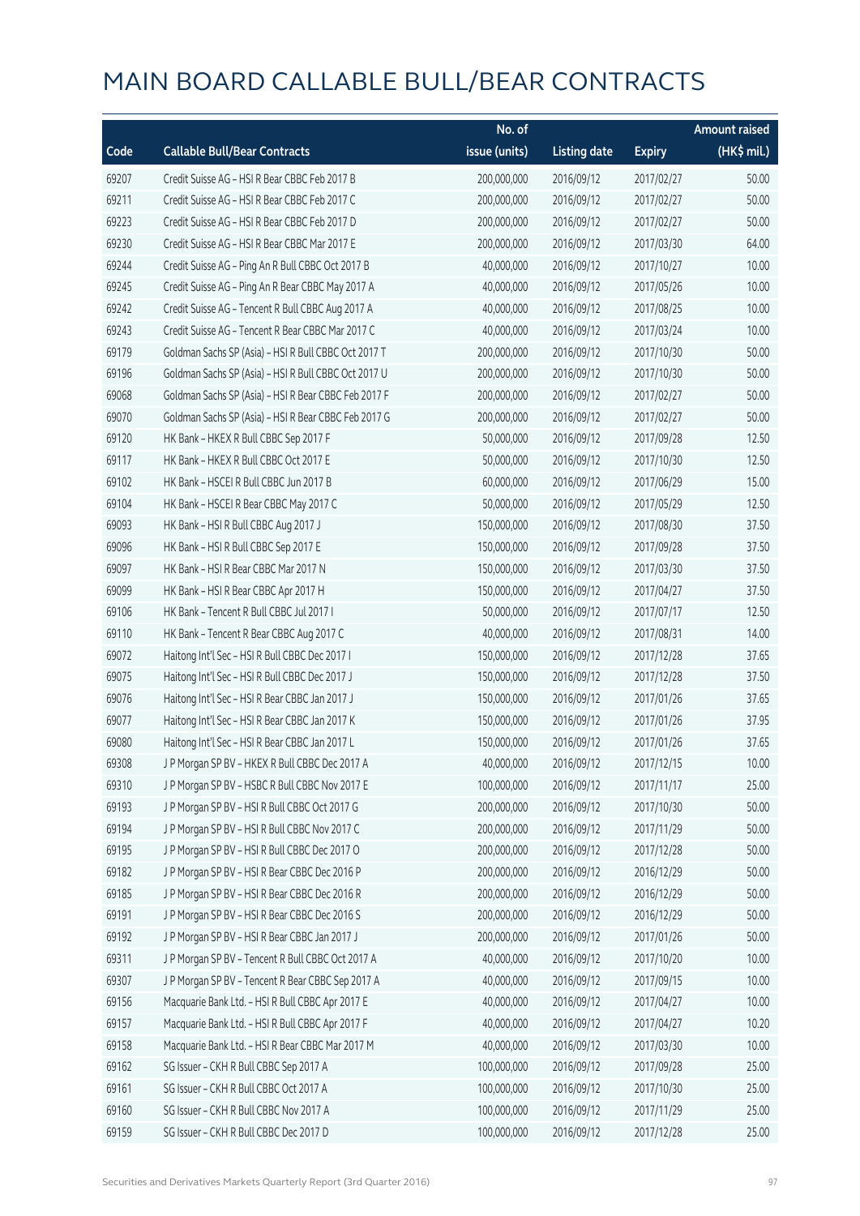# MAIN BOARD CALLABLE BULL/BEAR CONTRACTS

| Code | Callable Bull/Bear Contracts | No. of issue (units) | Listing date | Expiry | Amount raised (HK$ mil.) |
|---|---|---|---|---|---|
| 69207 | Credit Suisse AG – HSI R Bear CBBC Feb 2017 B | 200,000,000 | 2016/09/12 | 2017/02/27 | 50.00 |
| 69211 | Credit Suisse AG – HSI R Bear CBBC Feb 2017 C | 200,000,000 | 2016/09/12 | 2017/02/27 | 50.00 |
| 69223 | Credit Suisse AG – HSI R Bear CBBC Feb 2017 D | 200,000,000 | 2016/09/12 | 2017/02/27 | 50.00 |
| 69230 | Credit Suisse AG – HSI R Bear CBBC Mar 2017 E | 200,000,000 | 2016/09/12 | 2017/03/30 | 64.00 |
| 69244 | Credit Suisse AG – Ping An R Bull CBBC Oct 2017 B | 40,000,000 | 2016/09/12 | 2017/10/27 | 10.00 |
| 69245 | Credit Suisse AG – Ping An R Bear CBBC May 2017 A | 40,000,000 | 2016/09/12 | 2017/05/26 | 10.00 |
| 69242 | Credit Suisse AG – Tencent R Bull CBBC Aug 2017 A | 40,000,000 | 2016/09/12 | 2017/08/25 | 10.00 |
| 69243 | Credit Suisse AG – Tencent R Bear CBBC Mar 2017 C | 40,000,000 | 2016/09/12 | 2017/03/24 | 10.00 |
| 69179 | Goldman Sachs SP (Asia) – HSI R Bull CBBC Oct 2017 T | 200,000,000 | 2016/09/12 | 2017/10/30 | 50.00 |
| 69196 | Goldman Sachs SP (Asia) – HSI R Bull CBBC Oct 2017 U | 200,000,000 | 2016/09/12 | 2017/10/30 | 50.00 |
| 69068 | Goldman Sachs SP (Asia) – HSI R Bear CBBC Feb 2017 F | 200,000,000 | 2016/09/12 | 2017/02/27 | 50.00 |
| 69070 | Goldman Sachs SP (Asia) – HSI R Bear CBBC Feb 2017 G | 200,000,000 | 2016/09/12 | 2017/02/27 | 50.00 |
| 69120 | HK Bank – HKEX R Bull CBBC Sep 2017 F | 50,000,000 | 2016/09/12 | 2017/09/28 | 12.50 |
| 69117 | HK Bank – HKEX R Bull CBBC Oct 2017 E | 50,000,000 | 2016/09/12 | 2017/10/30 | 12.50 |
| 69102 | HK Bank – HSCEI R Bull CBBC Jun 2017 B | 60,000,000 | 2016/09/12 | 2017/06/29 | 15.00 |
| 69104 | HK Bank – HSCEI R Bear CBBC May 2017 C | 50,000,000 | 2016/09/12 | 2017/05/29 | 12.50 |
| 69093 | HK Bank – HSI R Bull CBBC Aug 2017 J | 150,000,000 | 2016/09/12 | 2017/08/30 | 37.50 |
| 69096 | HK Bank – HSI R Bull CBBC Sep 2017 E | 150,000,000 | 2016/09/12 | 2017/09/28 | 37.50 |
| 69097 | HK Bank – HSI R Bear CBBC Mar 2017 N | 150,000,000 | 2016/09/12 | 2017/03/30 | 37.50 |
| 69099 | HK Bank – HSI R Bear CBBC Apr 2017 H | 150,000,000 | 2016/09/12 | 2017/04/27 | 37.50 |
| 69106 | HK Bank – Tencent R Bull CBBC Jul 2017 I | 50,000,000 | 2016/09/12 | 2017/07/17 | 12.50 |
| 69110 | HK Bank – Tencent R Bear CBBC Aug 2017 C | 40,000,000 | 2016/09/12 | 2017/08/31 | 14.00 |
| 69072 | Haitong Int'l Sec – HSI R Bull CBBC Dec 2017 I | 150,000,000 | 2016/09/12 | 2017/12/28 | 37.65 |
| 69075 | Haitong Int'l Sec – HSI R Bull CBBC Dec 2017 J | 150,000,000 | 2016/09/12 | 2017/12/28 | 37.50 |
| 69076 | Haitong Int'l Sec – HSI R Bear CBBC Jan 2017 J | 150,000,000 | 2016/09/12 | 2017/01/26 | 37.65 |
| 69077 | Haitong Int'l Sec – HSI R Bear CBBC Jan 2017 K | 150,000,000 | 2016/09/12 | 2017/01/26 | 37.95 |
| 69080 | Haitong Int'l Sec – HSI R Bear CBBC Jan 2017 L | 150,000,000 | 2016/09/12 | 2017/01/26 | 37.65 |
| 69308 | J P Morgan SP BV – HKEX R Bull CBBC Dec 2017 A | 40,000,000 | 2016/09/12 | 2017/12/15 | 10.00 |
| 69310 | J P Morgan SP BV – HSBC R Bull CBBC Nov 2017 E | 100,000,000 | 2016/09/12 | 2017/11/17 | 25.00 |
| 69193 | J P Morgan SP BV – HSI R Bull CBBC Oct 2017 G | 200,000,000 | 2016/09/12 | 2017/10/30 | 50.00 |
| 69194 | J P Morgan SP BV – HSI R Bull CBBC Nov 2017 C | 200,000,000 | 2016/09/12 | 2017/11/29 | 50.00 |
| 69195 | J P Morgan SP BV – HSI R Bull CBBC Dec 2017 O | 200,000,000 | 2016/09/12 | 2017/12/28 | 50.00 |
| 69182 | J P Morgan SP BV – HSI R Bear CBBC Dec 2016 P | 200,000,000 | 2016/09/12 | 2016/12/29 | 50.00 |
| 69185 | J P Morgan SP BV – HSI R Bear CBBC Dec 2016 R | 200,000,000 | 2016/09/12 | 2016/12/29 | 50.00 |
| 69191 | J P Morgan SP BV – HSI R Bear CBBC Dec 2016 S | 200,000,000 | 2016/09/12 | 2016/12/29 | 50.00 |
| 69192 | J P Morgan SP BV – HSI R Bear CBBC Jan 2017 J | 200,000,000 | 2016/09/12 | 2017/01/26 | 50.00 |
| 69311 | J P Morgan SP BV – Tencent R Bull CBBC Oct 2017 A | 40,000,000 | 2016/09/12 | 2017/10/20 | 10.00 |
| 69307 | J P Morgan SP BV – Tencent R Bear CBBC Sep 2017 A | 40,000,000 | 2016/09/12 | 2017/09/15 | 10.00 |
| 69156 | Macquarie Bank Ltd. – HSI R Bull CBBC Apr 2017 E | 40,000,000 | 2016/09/12 | 2017/04/27 | 10.00 |
| 69157 | Macquarie Bank Ltd. – HSI R Bull CBBC Apr 2017 F | 40,000,000 | 2016/09/12 | 2017/04/27 | 10.20 |
| 69158 | Macquarie Bank Ltd. – HSI R Bear CBBC Mar 2017 M | 40,000,000 | 2016/09/12 | 2017/03/30 | 10.00 |
| 69162 | SG Issuer – CKH R Bull CBBC Sep 2017 A | 100,000,000 | 2016/09/12 | 2017/09/28 | 25.00 |
| 69161 | SG Issuer – CKH R Bull CBBC Oct 2017 A | 100,000,000 | 2016/09/12 | 2017/10/30 | 25.00 |
| 69160 | SG Issuer – CKH R Bull CBBC Nov 2017 A | 100,000,000 | 2016/09/12 | 2017/11/29 | 25.00 |
| 69159 | SG Issuer – CKH R Bull CBBC Dec 2017 D | 100,000,000 | 2016/09/12 | 2017/12/28 | 25.00 |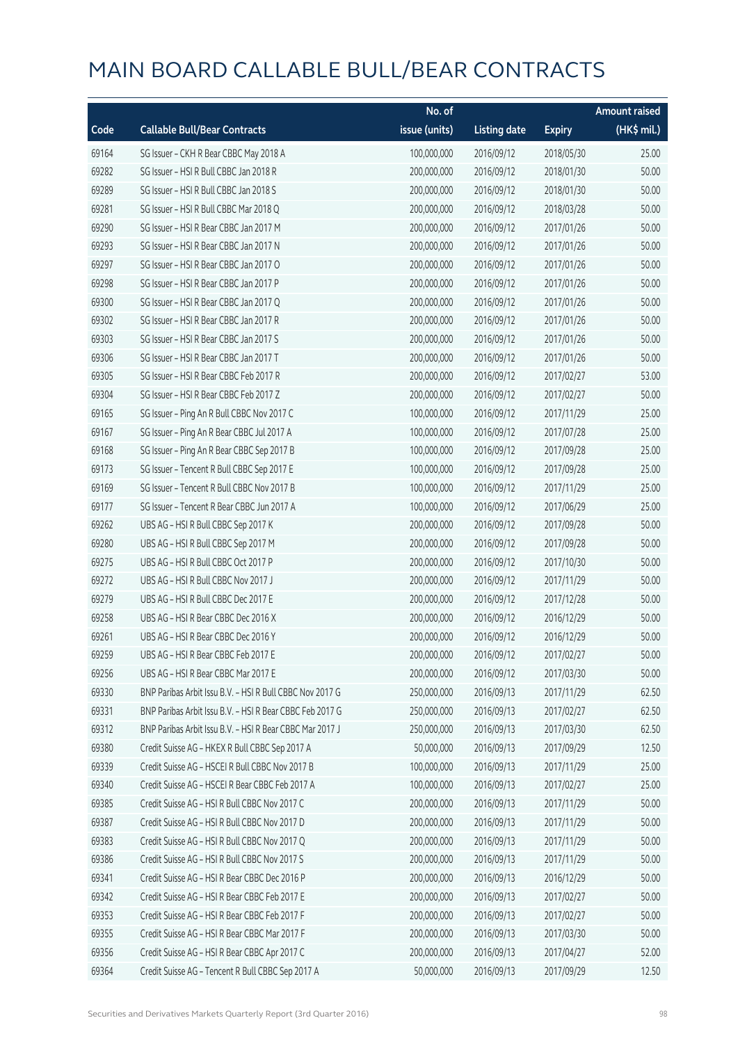# MAIN BOARD CALLABLE BULL/BEAR CONTRACTS

| Code | Callable Bull/Bear Contracts | No. of issue (units) | Listing date | Expiry | Amount raised (HK$ mil.) |
|---|---|---|---|---|---|
| 69164 | SG Issuer – CKH R Bear CBBC May 2018 A | 100,000,000 | 2016/09/12 | 2018/05/30 | 25.00 |
| 69282 | SG Issuer – HSI R Bull CBBC Jan 2018 R | 200,000,000 | 2016/09/12 | 2018/01/30 | 50.00 |
| 69289 | SG Issuer – HSI R Bull CBBC Jan 2018 S | 200,000,000 | 2016/09/12 | 2018/01/30 | 50.00 |
| 69281 | SG Issuer – HSI R Bull CBBC Mar 2018 Q | 200,000,000 | 2016/09/12 | 2018/03/28 | 50.00 |
| 69290 | SG Issuer – HSI R Bear CBBC Jan 2017 M | 200,000,000 | 2016/09/12 | 2017/01/26 | 50.00 |
| 69293 | SG Issuer – HSI R Bear CBBC Jan 2017 N | 200,000,000 | 2016/09/12 | 2017/01/26 | 50.00 |
| 69297 | SG Issuer – HSI R Bear CBBC Jan 2017 O | 200,000,000 | 2016/09/12 | 2017/01/26 | 50.00 |
| 69298 | SG Issuer – HSI R Bear CBBC Jan 2017 P | 200,000,000 | 2016/09/12 | 2017/01/26 | 50.00 |
| 69300 | SG Issuer – HSI R Bear CBBC Jan 2017 Q | 200,000,000 | 2016/09/12 | 2017/01/26 | 50.00 |
| 69302 | SG Issuer – HSI R Bear CBBC Jan 2017 R | 200,000,000 | 2016/09/12 | 2017/01/26 | 50.00 |
| 69303 | SG Issuer – HSI R Bear CBBC Jan 2017 S | 200,000,000 | 2016/09/12 | 2017/01/26 | 50.00 |
| 69306 | SG Issuer – HSI R Bear CBBC Jan 2017 T | 200,000,000 | 2016/09/12 | 2017/01/26 | 50.00 |
| 69305 | SG Issuer – HSI R Bear CBBC Feb 2017 R | 200,000,000 | 2016/09/12 | 2017/02/27 | 53.00 |
| 69304 | SG Issuer – HSI R Bear CBBC Feb 2017 Z | 200,000,000 | 2016/09/12 | 2017/02/27 | 50.00 |
| 69165 | SG Issuer – Ping An R Bull CBBC Nov 2017 C | 100,000,000 | 2016/09/12 | 2017/11/29 | 25.00 |
| 69167 | SG Issuer – Ping An R Bear CBBC Jul 2017 A | 100,000,000 | 2016/09/12 | 2017/07/28 | 25.00 |
| 69168 | SG Issuer – Ping An R Bear CBBC Sep 2017 B | 100,000,000 | 2016/09/12 | 2017/09/28 | 25.00 |
| 69173 | SG Issuer – Tencent R Bull CBBC Sep 2017 E | 100,000,000 | 2016/09/12 | 2017/09/28 | 25.00 |
| 69169 | SG Issuer – Tencent R Bull CBBC Nov 2017 B | 100,000,000 | 2016/09/12 | 2017/11/29 | 25.00 |
| 69177 | SG Issuer – Tencent R Bear CBBC Jun 2017 A | 100,000,000 | 2016/09/12 | 2017/06/29 | 25.00 |
| 69262 | UBS AG – HSI R Bull CBBC Sep 2017 K | 200,000,000 | 2016/09/12 | 2017/09/28 | 50.00 |
| 69280 | UBS AG – HSI R Bull CBBC Sep 2017 M | 200,000,000 | 2016/09/12 | 2017/09/28 | 50.00 |
| 69275 | UBS AG – HSI R Bull CBBC Oct 2017 P | 200,000,000 | 2016/09/12 | 2017/10/30 | 50.00 |
| 69272 | UBS AG – HSI R Bull CBBC Nov 2017 J | 200,000,000 | 2016/09/12 | 2017/11/29 | 50.00 |
| 69279 | UBS AG – HSI R Bull CBBC Dec 2017 E | 200,000,000 | 2016/09/12 | 2017/12/28 | 50.00 |
| 69258 | UBS AG – HSI R Bear CBBC Dec 2016 X | 200,000,000 | 2016/09/12 | 2016/12/29 | 50.00 |
| 69261 | UBS AG – HSI R Bear CBBC Dec 2016 Y | 200,000,000 | 2016/09/12 | 2016/12/29 | 50.00 |
| 69259 | UBS AG – HSI R Bear CBBC Feb 2017 E | 200,000,000 | 2016/09/12 | 2017/02/27 | 50.00 |
| 69256 | UBS AG – HSI R Bear CBBC Mar 2017 E | 200,000,000 | 2016/09/12 | 2017/03/30 | 50.00 |
| 69330 | BNP Paribas Arbit Issu B.V. – HSI R Bull CBBC Nov 2017 G | 250,000,000 | 2016/09/13 | 2017/11/29 | 62.50 |
| 69331 | BNP Paribas Arbit Issu B.V. – HSI R Bear CBBC Feb 2017 G | 250,000,000 | 2016/09/13 | 2017/02/27 | 62.50 |
| 69312 | BNP Paribas Arbit Issu B.V. – HSI R Bear CBBC Mar 2017 J | 250,000,000 | 2016/09/13 | 2017/03/30 | 62.50 |
| 69380 | Credit Suisse AG – HKEX R Bull CBBC Sep 2017 A | 50,000,000 | 2016/09/13 | 2017/09/29 | 12.50 |
| 69339 | Credit Suisse AG – HSCEI R Bull CBBC Nov 2017 B | 100,000,000 | 2016/09/13 | 2017/11/29 | 25.00 |
| 69340 | Credit Suisse AG – HSCEI R Bear CBBC Feb 2017 A | 100,000,000 | 2016/09/13 | 2017/02/27 | 25.00 |
| 69385 | Credit Suisse AG – HSI R Bull CBBC Nov 2017 C | 200,000,000 | 2016/09/13 | 2017/11/29 | 50.00 |
| 69387 | Credit Suisse AG – HSI R Bull CBBC Nov 2017 D | 200,000,000 | 2016/09/13 | 2017/11/29 | 50.00 |
| 69383 | Credit Suisse AG – HSI R Bull CBBC Nov 2017 Q | 200,000,000 | 2016/09/13 | 2017/11/29 | 50.00 |
| 69386 | Credit Suisse AG – HSI R Bull CBBC Nov 2017 S | 200,000,000 | 2016/09/13 | 2017/11/29 | 50.00 |
| 69341 | Credit Suisse AG – HSI R Bear CBBC Dec 2016 P | 200,000,000 | 2016/09/13 | 2016/12/29 | 50.00 |
| 69342 | Credit Suisse AG – HSI R Bear CBBC Feb 2017 E | 200,000,000 | 2016/09/13 | 2017/02/27 | 50.00 |
| 69353 | Credit Suisse AG – HSI R Bear CBBC Feb 2017 F | 200,000,000 | 2016/09/13 | 2017/02/27 | 50.00 |
| 69355 | Credit Suisse AG – HSI R Bear CBBC Mar 2017 F | 200,000,000 | 2016/09/13 | 2017/03/30 | 50.00 |
| 69356 | Credit Suisse AG – HSI R Bear CBBC Apr 2017 C | 200,000,000 | 2016/09/13 | 2017/04/27 | 52.00 |
| 69364 | Credit Suisse AG – Tencent R Bull CBBC Sep 2017 A | 50,000,000 | 2016/09/13 | 2017/09/29 | 12.50 |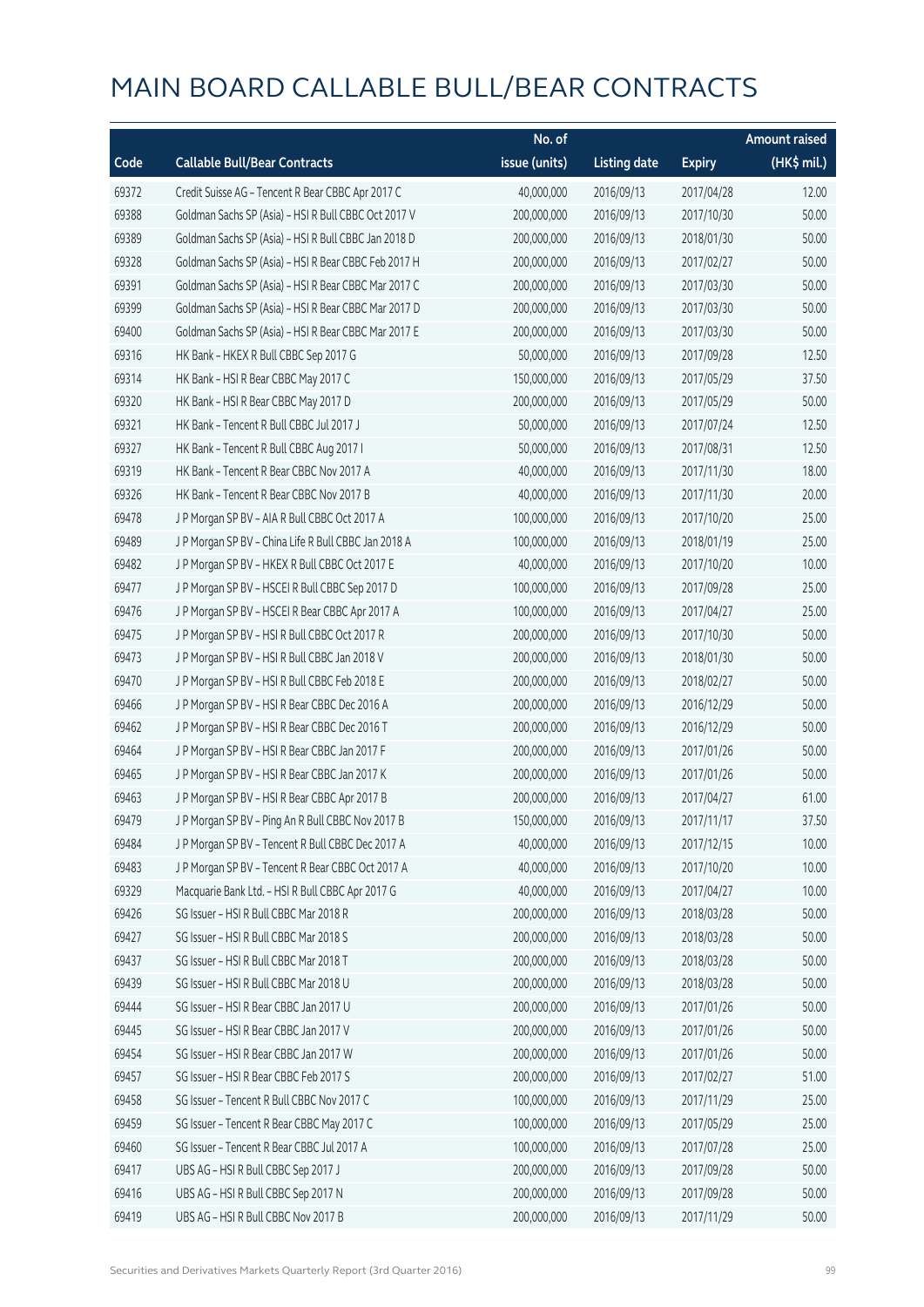# MAIN BOARD CALLABLE BULL/BEAR CONTRACTS

| Code | Callable Bull/Bear Contracts | No. of issue (units) | Listing date | Expiry | Amount raised (HK$ mil.) |
|---|---|---|---|---|---|
| 69372 | Credit Suisse AG – Tencent R Bear CBBC Apr 2017 C | 40,000,000 | 2016/09/13 | 2017/04/28 | 12.00 |
| 69388 | Goldman Sachs SP (Asia) – HSI R Bull CBBC Oct 2017 V | 200,000,000 | 2016/09/13 | 2017/10/30 | 50.00 |
| 69389 | Goldman Sachs SP (Asia) – HSI R Bull CBBC Jan 2018 D | 200,000,000 | 2016/09/13 | 2018/01/30 | 50.00 |
| 69328 | Goldman Sachs SP (Asia) – HSI R Bear CBBC Feb 2017 H | 200,000,000 | 2016/09/13 | 2017/02/27 | 50.00 |
| 69391 | Goldman Sachs SP (Asia) – HSI R Bear CBBC Mar 2017 C | 200,000,000 | 2016/09/13 | 2017/03/30 | 50.00 |
| 69399 | Goldman Sachs SP (Asia) – HSI R Bear CBBC Mar 2017 D | 200,000,000 | 2016/09/13 | 2017/03/30 | 50.00 |
| 69400 | Goldman Sachs SP (Asia) – HSI R Bear CBBC Mar 2017 E | 200,000,000 | 2016/09/13 | 2017/03/30 | 50.00 |
| 69316 | HK Bank – HKEX R Bull CBBC Sep 2017 G | 50,000,000 | 2016/09/13 | 2017/09/28 | 12.50 |
| 69314 | HK Bank – HSI R Bear CBBC May 2017 C | 150,000,000 | 2016/09/13 | 2017/05/29 | 37.50 |
| 69320 | HK Bank – HSI R Bear CBBC May 2017 D | 200,000,000 | 2016/09/13 | 2017/05/29 | 50.00 |
| 69321 | HK Bank – Tencent R Bull CBBC Jul 2017 J | 50,000,000 | 2016/09/13 | 2017/07/24 | 12.50 |
| 69327 | HK Bank – Tencent R Bull CBBC Aug 2017 I | 50,000,000 | 2016/09/13 | 2017/08/31 | 12.50 |
| 69319 | HK Bank – Tencent R Bear CBBC Nov 2017 A | 40,000,000 | 2016/09/13 | 2017/11/30 | 18.00 |
| 69326 | HK Bank – Tencent R Bear CBBC Nov 2017 B | 40,000,000 | 2016/09/13 | 2017/11/30 | 20.00 |
| 69478 | J P Morgan SP BV – AIA R Bull CBBC Oct 2017 A | 100,000,000 | 2016/09/13 | 2017/10/20 | 25.00 |
| 69489 | J P Morgan SP BV – China Life R Bull CBBC Jan 2018 A | 100,000,000 | 2016/09/13 | 2018/01/19 | 25.00 |
| 69482 | J P Morgan SP BV – HKEX R Bull CBBC Oct 2017 E | 40,000,000 | 2016/09/13 | 2017/10/20 | 10.00 |
| 69477 | J P Morgan SP BV – HSCEI R Bull CBBC Sep 2017 D | 100,000,000 | 2016/09/13 | 2017/09/28 | 25.00 |
| 69476 | J P Morgan SP BV – HSCEI R Bear CBBC Apr 2017 A | 100,000,000 | 2016/09/13 | 2017/04/27 | 25.00 |
| 69475 | J P Morgan SP BV – HSI R Bull CBBC Oct 2017 R | 200,000,000 | 2016/09/13 | 2017/10/30 | 50.00 |
| 69473 | J P Morgan SP BV – HSI R Bull CBBC Jan 2018 V | 200,000,000 | 2016/09/13 | 2018/01/30 | 50.00 |
| 69470 | J P Morgan SP BV – HSI R Bull CBBC Feb 2018 E | 200,000,000 | 2016/09/13 | 2018/02/27 | 50.00 |
| 69466 | J P Morgan SP BV – HSI R Bear CBBC Dec 2016 A | 200,000,000 | 2016/09/13 | 2016/12/29 | 50.00 |
| 69462 | J P Morgan SP BV – HSI R Bear CBBC Dec 2016 T | 200,000,000 | 2016/09/13 | 2016/12/29 | 50.00 |
| 69464 | J P Morgan SP BV – HSI R Bear CBBC Jan 2017 F | 200,000,000 | 2016/09/13 | 2017/01/26 | 50.00 |
| 69465 | J P Morgan SP BV – HSI R Bear CBBC Jan 2017 K | 200,000,000 | 2016/09/13 | 2017/01/26 | 50.00 |
| 69463 | J P Morgan SP BV – HSI R Bear CBBC Apr 2017 B | 200,000,000 | 2016/09/13 | 2017/04/27 | 61.00 |
| 69479 | J P Morgan SP BV – Ping An R Bull CBBC Nov 2017 B | 150,000,000 | 2016/09/13 | 2017/11/17 | 37.50 |
| 69484 | J P Morgan SP BV – Tencent R Bull CBBC Dec 2017 A | 40,000,000 | 2016/09/13 | 2017/12/15 | 10.00 |
| 69483 | J P Morgan SP BV – Tencent R Bear CBBC Oct 2017 A | 40,000,000 | 2016/09/13 | 2017/10/20 | 10.00 |
| 69329 | Macquarie Bank Ltd. – HSI R Bull CBBC Apr 2017 G | 40,000,000 | 2016/09/13 | 2017/04/27 | 10.00 |
| 69426 | SG Issuer – HSI R Bull CBBC Mar 2018 R | 200,000,000 | 2016/09/13 | 2018/03/28 | 50.00 |
| 69427 | SG Issuer – HSI R Bull CBBC Mar 2018 S | 200,000,000 | 2016/09/13 | 2018/03/28 | 50.00 |
| 69437 | SG Issuer – HSI R Bull CBBC Mar 2018 T | 200,000,000 | 2016/09/13 | 2018/03/28 | 50.00 |
| 69439 | SG Issuer – HSI R Bull CBBC Mar 2018 U | 200,000,000 | 2016/09/13 | 2018/03/28 | 50.00 |
| 69444 | SG Issuer – HSI R Bear CBBC Jan 2017 U | 200,000,000 | 2016/09/13 | 2017/01/26 | 50.00 |
| 69445 | SG Issuer – HSI R Bear CBBC Jan 2017 V | 200,000,000 | 2016/09/13 | 2017/01/26 | 50.00 |
| 69454 | SG Issuer – HSI R Bear CBBC Jan 2017 W | 200,000,000 | 2016/09/13 | 2017/01/26 | 50.00 |
| 69457 | SG Issuer – HSI R Bear CBBC Feb 2017 S | 200,000,000 | 2016/09/13 | 2017/02/27 | 51.00 |
| 69458 | SG Issuer – Tencent R Bull CBBC Nov 2017 C | 100,000,000 | 2016/09/13 | 2017/11/29 | 25.00 |
| 69459 | SG Issuer – Tencent R Bear CBBC May 2017 C | 100,000,000 | 2016/09/13 | 2017/05/29 | 25.00 |
| 69460 | SG Issuer – Tencent R Bear CBBC Jul 2017 A | 100,000,000 | 2016/09/13 | 2017/07/28 | 25.00 |
| 69417 | UBS AG – HSI R Bull CBBC Sep 2017 J | 200,000,000 | 2016/09/13 | 2017/09/28 | 50.00 |
| 69416 | UBS AG – HSI R Bull CBBC Sep 2017 N | 200,000,000 | 2016/09/13 | 2017/09/28 | 50.00 |
| 69419 | UBS AG – HSI R Bull CBBC Nov 2017 B | 200,000,000 | 2016/09/13 | 2017/11/29 | 50.00 |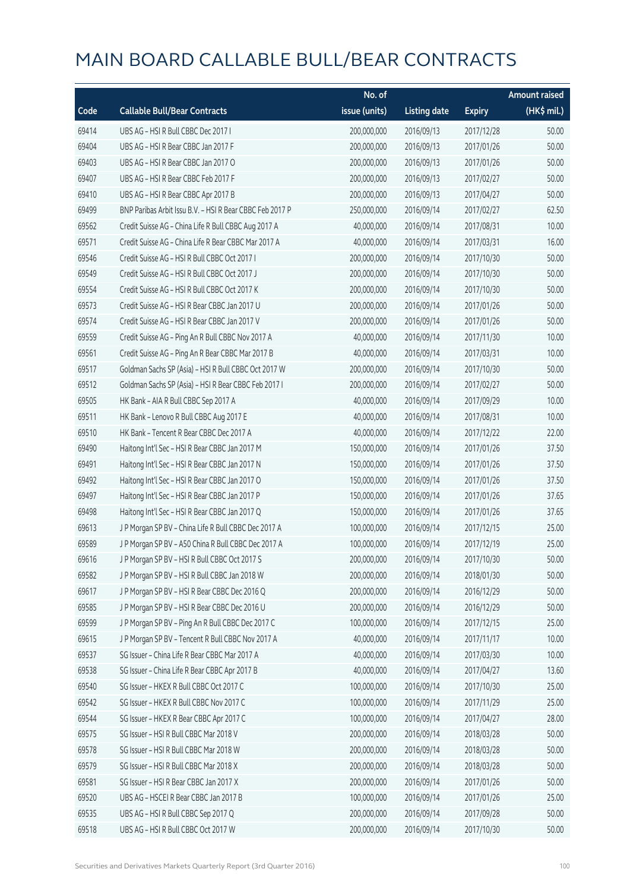# MAIN BOARD CALLABLE BULL/BEAR CONTRACTS

| Code | Callable Bull/Bear Contracts | No. of issue (units) | Listing date | Expiry | Amount raised (HK$ mil.) |
|---|---|---|---|---|---|
| 69414 | UBS AG - HSI R Bull CBBC Dec 2017 I | 200,000,000 | 2016/09/13 | 2017/12/28 | 50.00 |
| 69404 | UBS AG - HSI R Bear CBBC Jan 2017 F | 200,000,000 | 2016/09/13 | 2017/01/26 | 50.00 |
| 69403 | UBS AG - HSI R Bear CBBC Jan 2017 O | 200,000,000 | 2016/09/13 | 2017/01/26 | 50.00 |
| 69407 | UBS AG - HSI R Bear CBBC Feb 2017 F | 200,000,000 | 2016/09/13 | 2017/02/27 | 50.00 |
| 69410 | UBS AG - HSI R Bear CBBC Apr 2017 B | 200,000,000 | 2016/09/13 | 2017/04/27 | 50.00 |
| 69499 | BNP Paribas Arbit Issu B.V. - HSI R Bear CBBC Feb 2017 P | 250,000,000 | 2016/09/14 | 2017/02/27 | 62.50 |
| 69562 | Credit Suisse AG - China Life R Bull CBBC Aug 2017 A | 40,000,000 | 2016/09/14 | 2017/08/31 | 10.00 |
| 69571 | Credit Suisse AG - China Life R Bear CBBC Mar 2017 A | 40,000,000 | 2016/09/14 | 2017/03/31 | 16.00 |
| 69546 | Credit Suisse AG - HSI R Bull CBBC Oct 2017 I | 200,000,000 | 2016/09/14 | 2017/10/30 | 50.00 |
| 69549 | Credit Suisse AG - HSI R Bull CBBC Oct 2017 J | 200,000,000 | 2016/09/14 | 2017/10/30 | 50.00 |
| 69554 | Credit Suisse AG - HSI R Bull CBBC Oct 2017 K | 200,000,000 | 2016/09/14 | 2017/10/30 | 50.00 |
| 69573 | Credit Suisse AG - HSI R Bear CBBC Jan 2017 U | 200,000,000 | 2016/09/14 | 2017/01/26 | 50.00 |
| 69574 | Credit Suisse AG - HSI R Bear CBBC Jan 2017 V | 200,000,000 | 2016/09/14 | 2017/01/26 | 50.00 |
| 69559 | Credit Suisse AG - Ping An R Bull CBBC Nov 2017 A | 40,000,000 | 2016/09/14 | 2017/11/30 | 10.00 |
| 69561 | Credit Suisse AG - Ping An R Bear CBBC Mar 2017 B | 40,000,000 | 2016/09/14 | 2017/03/31 | 10.00 |
| 69517 | Goldman Sachs SP (Asia) - HSI R Bull CBBC Oct 2017 W | 200,000,000 | 2016/09/14 | 2017/10/30 | 50.00 |
| 69512 | Goldman Sachs SP (Asia) - HSI R Bear CBBC Feb 2017 I | 200,000,000 | 2016/09/14 | 2017/02/27 | 50.00 |
| 69505 | HK Bank - AIA R Bull CBBC Sep 2017 A | 40,000,000 | 2016/09/14 | 2017/09/29 | 10.00 |
| 69511 | HK Bank - Lenovo R Bull CBBC Aug 2017 E | 40,000,000 | 2016/09/14 | 2017/08/31 | 10.00 |
| 69510 | HK Bank - Tencent R Bear CBBC Dec 2017 A | 40,000,000 | 2016/09/14 | 2017/12/22 | 22.00 |
| 69490 | Haitong Int'l Sec - HSI R Bear CBBC Jan 2017 M | 150,000,000 | 2016/09/14 | 2017/01/26 | 37.50 |
| 69491 | Haitong Int'l Sec - HSI R Bear CBBC Jan 2017 N | 150,000,000 | 2016/09/14 | 2017/01/26 | 37.50 |
| 69492 | Haitong Int'l Sec - HSI R Bear CBBC Jan 2017 O | 150,000,000 | 2016/09/14 | 2017/01/26 | 37.50 |
| 69497 | Haitong Int'l Sec - HSI R Bear CBBC Jan 2017 P | 150,000,000 | 2016/09/14 | 2017/01/26 | 37.65 |
| 69498 | Haitong Int'l Sec - HSI R Bear CBBC Jan 2017 Q | 150,000,000 | 2016/09/14 | 2017/01/26 | 37.65 |
| 69613 | J P Morgan SP BV - China Life R Bull CBBC Dec 2017 A | 100,000,000 | 2016/09/14 | 2017/12/15 | 25.00 |
| 69589 | J P Morgan SP BV - A50 China R Bull CBBC Dec 2017 A | 100,000,000 | 2016/09/14 | 2017/12/19 | 25.00 |
| 69616 | J P Morgan SP BV - HSI R Bull CBBC Oct 2017 S | 200,000,000 | 2016/09/14 | 2017/10/30 | 50.00 |
| 69582 | J P Morgan SP BV - HSI R Bull CBBC Jan 2018 W | 200,000,000 | 2016/09/14 | 2018/01/30 | 50.00 |
| 69617 | J P Morgan SP BV - HSI R Bear CBBC Dec 2016 Q | 200,000,000 | 2016/09/14 | 2016/12/29 | 50.00 |
| 69585 | J P Morgan SP BV - HSI R Bear CBBC Dec 2016 U | 200,000,000 | 2016/09/14 | 2016/12/29 | 50.00 |
| 69599 | J P Morgan SP BV - Ping An R Bull CBBC Dec 2017 C | 100,000,000 | 2016/09/14 | 2017/12/15 | 25.00 |
| 69615 | J P Morgan SP BV - Tencent R Bull CBBC Nov 2017 A | 40,000,000 | 2016/09/14 | 2017/11/17 | 10.00 |
| 69537 | SG Issuer - China Life R Bear CBBC Mar 2017 A | 40,000,000 | 2016/09/14 | 2017/03/30 | 10.00 |
| 69538 | SG Issuer - China Life R Bear CBBC Apr 2017 B | 40,000,000 | 2016/09/14 | 2017/04/27 | 13.60 |
| 69540 | SG Issuer - HKEX R Bull CBBC Oct 2017 C | 100,000,000 | 2016/09/14 | 2017/10/30 | 25.00 |
| 69542 | SG Issuer - HKEX R Bull CBBC Nov 2017 C | 100,000,000 | 2016/09/14 | 2017/11/29 | 25.00 |
| 69544 | SG Issuer - HKEX R Bear CBBC Apr 2017 C | 100,000,000 | 2016/09/14 | 2017/04/27 | 28.00 |
| 69575 | SG Issuer - HSI R Bull CBBC Mar 2018 V | 200,000,000 | 2016/09/14 | 2018/03/28 | 50.00 |
| 69578 | SG Issuer - HSI R Bull CBBC Mar 2018 W | 200,000,000 | 2016/09/14 | 2018/03/28 | 50.00 |
| 69579 | SG Issuer - HSI R Bull CBBC Mar 2018 X | 200,000,000 | 2016/09/14 | 2018/03/28 | 50.00 |
| 69581 | SG Issuer - HSI R Bear CBBC Jan 2017 X | 200,000,000 | 2016/09/14 | 2017/01/26 | 50.00 |
| 69520 | UBS AG - HSCEI R Bear CBBC Jan 2017 B | 100,000,000 | 2016/09/14 | 2017/01/26 | 25.00 |
| 69535 | UBS AG - HSI R Bull CBBC Sep 2017 Q | 200,000,000 | 2016/09/14 | 2017/09/28 | 50.00 |
| 69518 | UBS AG - HSI R Bull CBBC Oct 2017 W | 200,000,000 | 2016/09/14 | 2017/10/30 | 50.00 |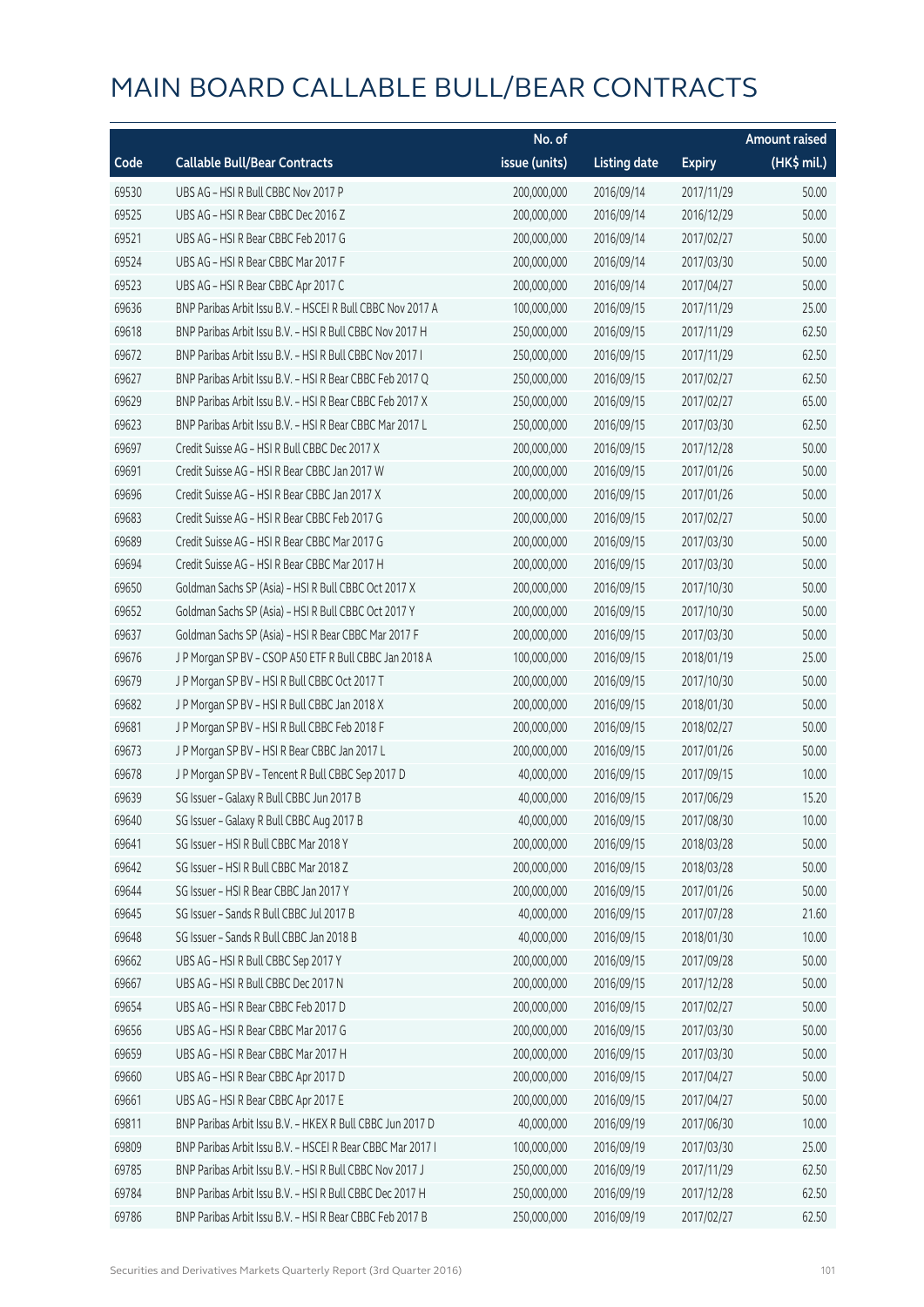# MAIN BOARD CALLABLE BULL/BEAR CONTRACTS

| Code | Callable Bull/Bear Contracts | No. of issue (units) | Listing date | Expiry | Amount raised (HK$ mil.) |
|---|---|---|---|---|---|
| 69530 | UBS AG – HSI R Bull CBBC Nov 2017 P | 200,000,000 | 2016/09/14 | 2017/11/29 | 50.00 |
| 69525 | UBS AG – HSI R Bear CBBC Dec 2016 Z | 200,000,000 | 2016/09/14 | 2016/12/29 | 50.00 |
| 69521 | UBS AG – HSI R Bear CBBC Feb 2017 G | 200,000,000 | 2016/09/14 | 2017/02/27 | 50.00 |
| 69524 | UBS AG – HSI R Bear CBBC Mar 2017 F | 200,000,000 | 2016/09/14 | 2017/03/30 | 50.00 |
| 69523 | UBS AG – HSI R Bear CBBC Apr 2017 C | 200,000,000 | 2016/09/14 | 2017/04/27 | 50.00 |
| 69636 | BNP Paribas Arbit Issu B.V. – HSCEI R Bull CBBC Nov 2017 A | 100,000,000 | 2016/09/15 | 2017/11/29 | 25.00 |
| 69618 | BNP Paribas Arbit Issu B.V. – HSI R Bull CBBC Nov 2017 H | 250,000,000 | 2016/09/15 | 2017/11/29 | 62.50 |
| 69672 | BNP Paribas Arbit Issu B.V. – HSI R Bull CBBC Nov 2017 I | 250,000,000 | 2016/09/15 | 2017/11/29 | 62.50 |
| 69627 | BNP Paribas Arbit Issu B.V. – HSI R Bear CBBC Feb 2017 Q | 250,000,000 | 2016/09/15 | 2017/02/27 | 62.50 |
| 69629 | BNP Paribas Arbit Issu B.V. – HSI R Bear CBBC Feb 2017 X | 250,000,000 | 2016/09/15 | 2017/02/27 | 65.00 |
| 69623 | BNP Paribas Arbit Issu B.V. – HSI R Bear CBBC Mar 2017 L | 250,000,000 | 2016/09/15 | 2017/03/30 | 62.50 |
| 69697 | Credit Suisse AG – HSI R Bull CBBC Dec 2017 X | 200,000,000 | 2016/09/15 | 2017/12/28 | 50.00 |
| 69691 | Credit Suisse AG – HSI R Bear CBBC Jan 2017 W | 200,000,000 | 2016/09/15 | 2017/01/26 | 50.00 |
| 69696 | Credit Suisse AG – HSI R Bear CBBC Jan 2017 X | 200,000,000 | 2016/09/15 | 2017/01/26 | 50.00 |
| 69683 | Credit Suisse AG – HSI R Bear CBBC Feb 2017 G | 200,000,000 | 2016/09/15 | 2017/02/27 | 50.00 |
| 69689 | Credit Suisse AG – HSI R Bear CBBC Mar 2017 G | 200,000,000 | 2016/09/15 | 2017/03/30 | 50.00 |
| 69694 | Credit Suisse AG – HSI R Bear CBBC Mar 2017 H | 200,000,000 | 2016/09/15 | 2017/03/30 | 50.00 |
| 69650 | Goldman Sachs SP (Asia) – HSI R Bull CBBC Oct 2017 X | 200,000,000 | 2016/09/15 | 2017/10/30 | 50.00 |
| 69652 | Goldman Sachs SP (Asia) – HSI R Bull CBBC Oct 2017 Y | 200,000,000 | 2016/09/15 | 2017/10/30 | 50.00 |
| 69637 | Goldman Sachs SP (Asia) – HSI R Bear CBBC Mar 2017 F | 200,000,000 | 2016/09/15 | 2017/03/30 | 50.00 |
| 69676 | J P Morgan SP BV – CSOP A50 ETF R Bull CBBC Jan 2018 A | 100,000,000 | 2016/09/15 | 2018/01/19 | 25.00 |
| 69679 | J P Morgan SP BV – HSI R Bull CBBC Oct 2017 T | 200,000,000 | 2016/09/15 | 2017/10/30 | 50.00 |
| 69682 | J P Morgan SP BV – HSI R Bull CBBC Jan 2018 X | 200,000,000 | 2016/09/15 | 2018/01/30 | 50.00 |
| 69681 | J P Morgan SP BV – HSI R Bull CBBC Feb 2018 F | 200,000,000 | 2016/09/15 | 2018/02/27 | 50.00 |
| 69673 | J P Morgan SP BV – HSI R Bear CBBC Jan 2017 L | 200,000,000 | 2016/09/15 | 2017/01/26 | 50.00 |
| 69678 | J P Morgan SP BV – Tencent R Bull CBBC Sep 2017 D | 40,000,000 | 2016/09/15 | 2017/09/15 | 10.00 |
| 69639 | SG Issuer – Galaxy R Bull CBBC Jun 2017 B | 40,000,000 | 2016/09/15 | 2017/06/29 | 15.20 |
| 69640 | SG Issuer – Galaxy R Bull CBBC Aug 2017 B | 40,000,000 | 2016/09/15 | 2017/08/30 | 10.00 |
| 69641 | SG Issuer – HSI R Bull CBBC Mar 2018 Y | 200,000,000 | 2016/09/15 | 2018/03/28 | 50.00 |
| 69642 | SG Issuer – HSI R Bull CBBC Mar 2018 Z | 200,000,000 | 2016/09/15 | 2018/03/28 | 50.00 |
| 69644 | SG Issuer – HSI R Bear CBBC Jan 2017 Y | 200,000,000 | 2016/09/15 | 2017/01/26 | 50.00 |
| 69645 | SG Issuer – Sands R Bull CBBC Jul 2017 B | 40,000,000 | 2016/09/15 | 2017/07/28 | 21.60 |
| 69648 | SG Issuer – Sands R Bull CBBC Jan 2018 B | 40,000,000 | 2016/09/15 | 2018/01/30 | 10.00 |
| 69662 | UBS AG – HSI R Bull CBBC Sep 2017 Y | 200,000,000 | 2016/09/15 | 2017/09/28 | 50.00 |
| 69667 | UBS AG – HSI R Bull CBBC Dec 2017 N | 200,000,000 | 2016/09/15 | 2017/12/28 | 50.00 |
| 69654 | UBS AG – HSI R Bear CBBC Feb 2017 D | 200,000,000 | 2016/09/15 | 2017/02/27 | 50.00 |
| 69656 | UBS AG – HSI R Bear CBBC Mar 2017 G | 200,000,000 | 2016/09/15 | 2017/03/30 | 50.00 |
| 69659 | UBS AG – HSI R Bear CBBC Mar 2017 H | 200,000,000 | 2016/09/15 | 2017/03/30 | 50.00 |
| 69660 | UBS AG – HSI R Bear CBBC Apr 2017 D | 200,000,000 | 2016/09/15 | 2017/04/27 | 50.00 |
| 69661 | UBS AG – HSI R Bear CBBC Apr 2017 E | 200,000,000 | 2016/09/15 | 2017/04/27 | 50.00 |
| 69811 | BNP Paribas Arbit Issu B.V. – HKEX R Bull CBBC Jun 2017 D | 40,000,000 | 2016/09/19 | 2017/06/30 | 10.00 |
| 69809 | BNP Paribas Arbit Issu B.V. – HSCEI R Bear CBBC Mar 2017 I | 100,000,000 | 2016/09/19 | 2017/03/30 | 25.00 |
| 69785 | BNP Paribas Arbit Issu B.V. – HSI R Bull CBBC Nov 2017 J | 250,000,000 | 2016/09/19 | 2017/11/29 | 62.50 |
| 69784 | BNP Paribas Arbit Issu B.V. – HSI R Bull CBBC Dec 2017 H | 250,000,000 | 2016/09/19 | 2017/12/28 | 62.50 |
| 69786 | BNP Paribas Arbit Issu B.V. – HSI R Bear CBBC Feb 2017 B | 250,000,000 | 2016/09/19 | 2017/02/27 | 62.50 |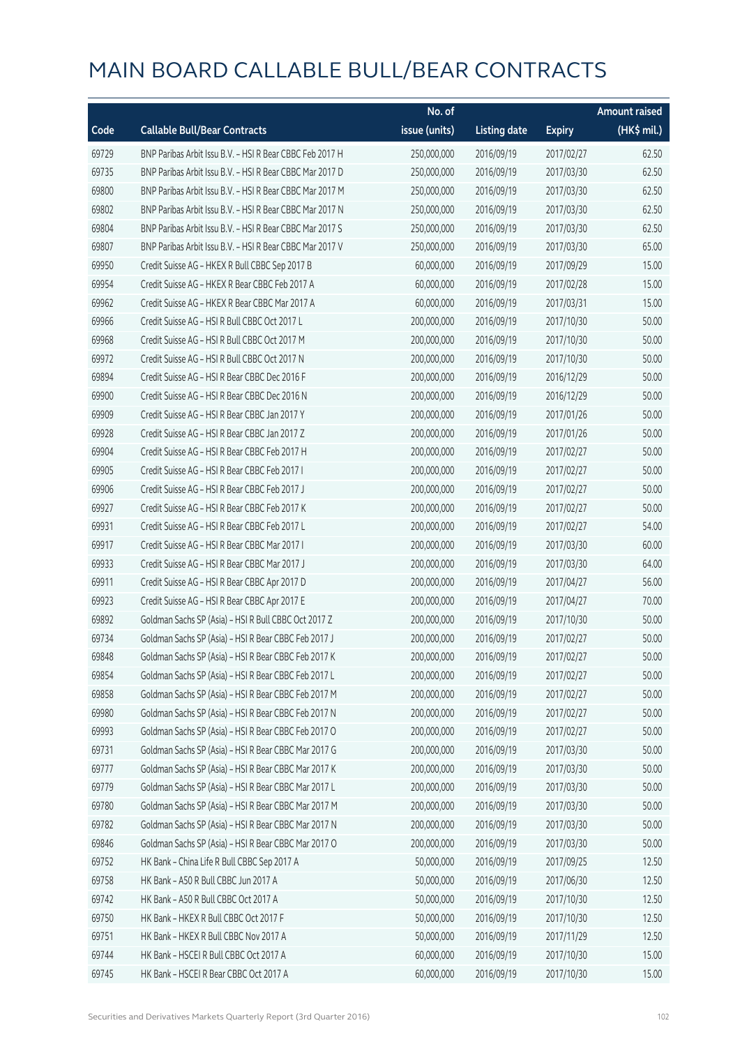# MAIN BOARD CALLABLE BULL/BEAR CONTRACTS

| Code | Callable Bull/Bear Contracts | No. of issue (units) | Listing date | Expiry | Amount raised (HK$ mil.) |
|---|---|---|---|---|---|
| 69729 | BNP Paribas Arbit Issu B.V. – HSI R Bear CBBC Feb 2017 H | 250,000,000 | 2016/09/19 | 2017/02/27 | 62.50 |
| 69735 | BNP Paribas Arbit Issu B.V. – HSI R Bear CBBC Mar 2017 D | 250,000,000 | 2016/09/19 | 2017/03/30 | 62.50 |
| 69800 | BNP Paribas Arbit Issu B.V. – HSI R Bear CBBC Mar 2017 M | 250,000,000 | 2016/09/19 | 2017/03/30 | 62.50 |
| 69802 | BNP Paribas Arbit Issu B.V. – HSI R Bear CBBC Mar 2017 N | 250,000,000 | 2016/09/19 | 2017/03/30 | 62.50 |
| 69804 | BNP Paribas Arbit Issu B.V. – HSI R Bear CBBC Mar 2017 S | 250,000,000 | 2016/09/19 | 2017/03/30 | 62.50 |
| 69807 | BNP Paribas Arbit Issu B.V. – HSI R Bear CBBC Mar 2017 V | 250,000,000 | 2016/09/19 | 2017/03/30 | 65.00 |
| 69950 | Credit Suisse AG – HKEX R Bull CBBC Sep 2017 B | 60,000,000 | 2016/09/19 | 2017/09/29 | 15.00 |
| 69954 | Credit Suisse AG – HKEX R Bear CBBC Feb 2017 A | 60,000,000 | 2016/09/19 | 2017/02/28 | 15.00 |
| 69962 | Credit Suisse AG – HKEX R Bear CBBC Mar 2017 A | 60,000,000 | 2016/09/19 | 2017/03/31 | 15.00 |
| 69966 | Credit Suisse AG – HSI R Bull CBBC Oct 2017 L | 200,000,000 | 2016/09/19 | 2017/10/30 | 50.00 |
| 69968 | Credit Suisse AG – HSI R Bull CBBC Oct 2017 M | 200,000,000 | 2016/09/19 | 2017/10/30 | 50.00 |
| 69972 | Credit Suisse AG – HSI R Bull CBBC Oct 2017 N | 200,000,000 | 2016/09/19 | 2017/10/30 | 50.00 |
| 69894 | Credit Suisse AG – HSI R Bear CBBC Dec 2016 F | 200,000,000 | 2016/09/19 | 2016/12/29 | 50.00 |
| 69900 | Credit Suisse AG – HSI R Bear CBBC Dec 2016 N | 200,000,000 | 2016/09/19 | 2016/12/29 | 50.00 |
| 69909 | Credit Suisse AG – HSI R Bear CBBC Jan 2017 Y | 200,000,000 | 2016/09/19 | 2017/01/26 | 50.00 |
| 69928 | Credit Suisse AG – HSI R Bear CBBC Jan 2017 Z | 200,000,000 | 2016/09/19 | 2017/01/26 | 50.00 |
| 69904 | Credit Suisse AG – HSI R Bear CBBC Feb 2017 H | 200,000,000 | 2016/09/19 | 2017/02/27 | 50.00 |
| 69905 | Credit Suisse AG – HSI R Bear CBBC Feb 2017 I | 200,000,000 | 2016/09/19 | 2017/02/27 | 50.00 |
| 69906 | Credit Suisse AG – HSI R Bear CBBC Feb 2017 J | 200,000,000 | 2016/09/19 | 2017/02/27 | 50.00 |
| 69927 | Credit Suisse AG – HSI R Bear CBBC Feb 2017 K | 200,000,000 | 2016/09/19 | 2017/02/27 | 50.00 |
| 69931 | Credit Suisse AG – HSI R Bear CBBC Feb 2017 L | 200,000,000 | 2016/09/19 | 2017/02/27 | 54.00 |
| 69917 | Credit Suisse AG – HSI R Bear CBBC Mar 2017 I | 200,000,000 | 2016/09/19 | 2017/03/30 | 60.00 |
| 69933 | Credit Suisse AG – HSI R Bear CBBC Mar 2017 J | 200,000,000 | 2016/09/19 | 2017/03/30 | 64.00 |
| 69911 | Credit Suisse AG – HSI R Bear CBBC Apr 2017 D | 200,000,000 | 2016/09/19 | 2017/04/27 | 56.00 |
| 69923 | Credit Suisse AG – HSI R Bear CBBC Apr 2017 E | 200,000,000 | 2016/09/19 | 2017/04/27 | 70.00 |
| 69892 | Goldman Sachs SP (Asia) – HSI R Bull CBBC Oct 2017 Z | 200,000,000 | 2016/09/19 | 2017/10/30 | 50.00 |
| 69734 | Goldman Sachs SP (Asia) – HSI R Bear CBBC Feb 2017 J | 200,000,000 | 2016/09/19 | 2017/02/27 | 50.00 |
| 69848 | Goldman Sachs SP (Asia) – HSI R Bear CBBC Feb 2017 K | 200,000,000 | 2016/09/19 | 2017/02/27 | 50.00 |
| 69854 | Goldman Sachs SP (Asia) – HSI R Bear CBBC Feb 2017 L | 200,000,000 | 2016/09/19 | 2017/02/27 | 50.00 |
| 69858 | Goldman Sachs SP (Asia) – HSI R Bear CBBC Feb 2017 M | 200,000,000 | 2016/09/19 | 2017/02/27 | 50.00 |
| 69980 | Goldman Sachs SP (Asia) – HSI R Bear CBBC Feb 2017 N | 200,000,000 | 2016/09/19 | 2017/02/27 | 50.00 |
| 69993 | Goldman Sachs SP (Asia) – HSI R Bear CBBC Feb 2017 O | 200,000,000 | 2016/09/19 | 2017/02/27 | 50.00 |
| 69731 | Goldman Sachs SP (Asia) – HSI R Bear CBBC Mar 2017 G | 200,000,000 | 2016/09/19 | 2017/03/30 | 50.00 |
| 69777 | Goldman Sachs SP (Asia) – HSI R Bear CBBC Mar 2017 K | 200,000,000 | 2016/09/19 | 2017/03/30 | 50.00 |
| 69779 | Goldman Sachs SP (Asia) – HSI R Bear CBBC Mar 2017 L | 200,000,000 | 2016/09/19 | 2017/03/30 | 50.00 |
| 69780 | Goldman Sachs SP (Asia) – HSI R Bear CBBC Mar 2017 M | 200,000,000 | 2016/09/19 | 2017/03/30 | 50.00 |
| 69782 | Goldman Sachs SP (Asia) – HSI R Bear CBBC Mar 2017 N | 200,000,000 | 2016/09/19 | 2017/03/30 | 50.00 |
| 69846 | Goldman Sachs SP (Asia) – HSI R Bear CBBC Mar 2017 O | 200,000,000 | 2016/09/19 | 2017/03/30 | 50.00 |
| 69752 | HK Bank – China Life R Bull CBBC Sep 2017 A | 50,000,000 | 2016/09/19 | 2017/09/25 | 12.50 |
| 69758 | HK Bank – A50 R Bull CBBC Jun 2017 A | 50,000,000 | 2016/09/19 | 2017/06/30 | 12.50 |
| 69742 | HK Bank – A50 R Bull CBBC Oct 2017 A | 50,000,000 | 2016/09/19 | 2017/10/30 | 12.50 |
| 69750 | HK Bank – HKEX R Bull CBBC Oct 2017 F | 50,000,000 | 2016/09/19 | 2017/10/30 | 12.50 |
| 69751 | HK Bank – HKEX R Bull CBBC Nov 2017 A | 50,000,000 | 2016/09/19 | 2017/11/29 | 12.50 |
| 69744 | HK Bank – HSCEI R Bull CBBC Oct 2017 A | 60,000,000 | 2016/09/19 | 2017/10/30 | 15.00 |
| 69745 | HK Bank – HSCEI R Bear CBBC Oct 2017 A | 60,000,000 | 2016/09/19 | 2017/10/30 | 15.00 |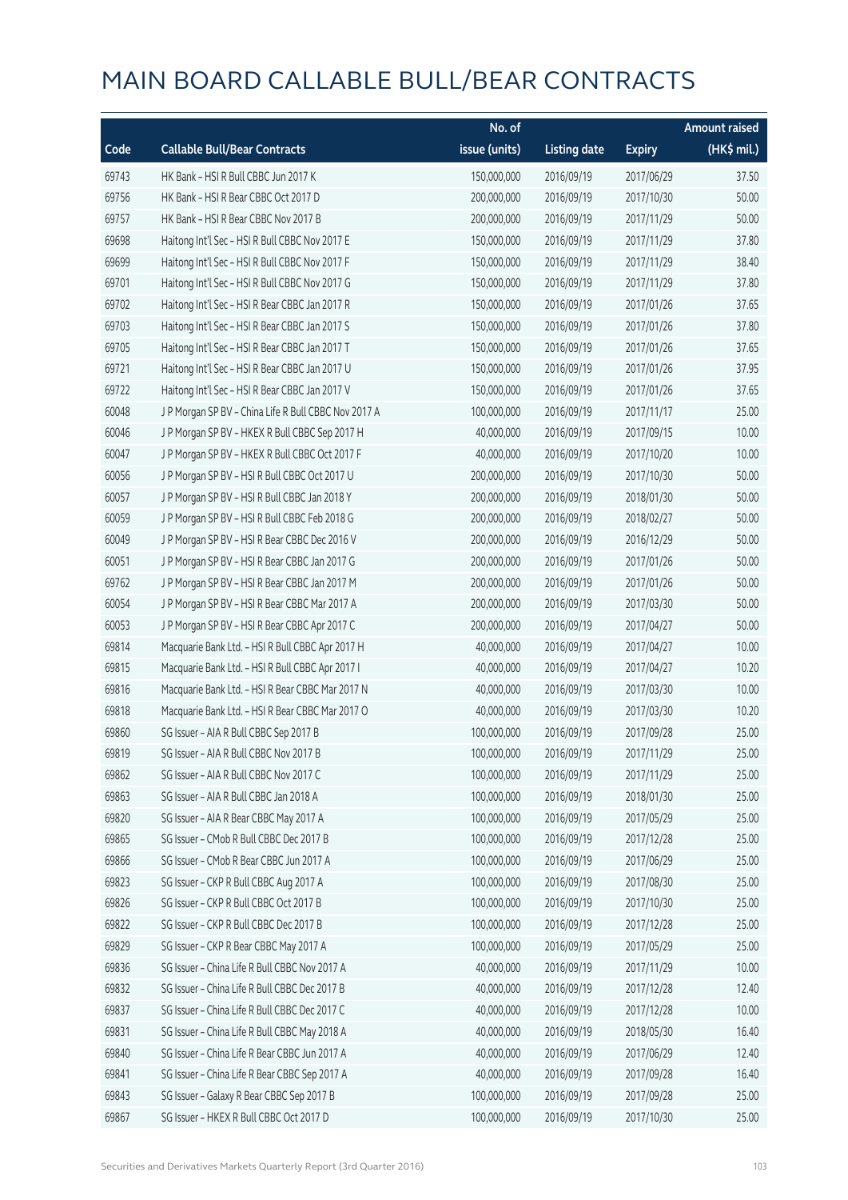# MAIN BOARD CALLABLE BULL/BEAR CONTRACTS

| Code | Callable Bull/Bear Contracts | No. of issue (units) | Listing date | Expiry | Amount raised (HK$ mil.) |
|---|---|---|---|---|---|
| 69743 | HK Bank – HSI R Bull CBBC Jun 2017 K | 150,000,000 | 2016/09/19 | 2017/06/29 | 37.50 |
| 69756 | HK Bank – HSI R Bear CBBC Oct 2017 D | 200,000,000 | 2016/09/19 | 2017/10/30 | 50.00 |
| 69757 | HK Bank – HSI R Bear CBBC Nov 2017 B | 200,000,000 | 2016/09/19 | 2017/11/29 | 50.00 |
| 69698 | Haitong Int'l Sec – HSI R Bull CBBC Nov 2017 E | 150,000,000 | 2016/09/19 | 2017/11/29 | 37.80 |
| 69699 | Haitong Int'l Sec – HSI R Bull CBBC Nov 2017 F | 150,000,000 | 2016/09/19 | 2017/11/29 | 38.40 |
| 69701 | Haitong Int'l Sec – HSI R Bull CBBC Nov 2017 G | 150,000,000 | 2016/09/19 | 2017/11/29 | 37.80 |
| 69702 | Haitong Int'l Sec – HSI R Bear CBBC Jan 2017 R | 150,000,000 | 2016/09/19 | 2017/01/26 | 37.65 |
| 69703 | Haitong Int'l Sec – HSI R Bear CBBC Jan 2017 S | 150,000,000 | 2016/09/19 | 2017/01/26 | 37.80 |
| 69705 | Haitong Int'l Sec – HSI R Bear CBBC Jan 2017 T | 150,000,000 | 2016/09/19 | 2017/01/26 | 37.65 |
| 69721 | Haitong Int'l Sec – HSI R Bear CBBC Jan 2017 U | 150,000,000 | 2016/09/19 | 2017/01/26 | 37.95 |
| 69722 | Haitong Int'l Sec – HSI R Bear CBBC Jan 2017 V | 150,000,000 | 2016/09/19 | 2017/01/26 | 37.65 |
| 60048 | J P Morgan SP BV – China Life R Bull CBBC Nov 2017 A | 100,000,000 | 2016/09/19 | 2017/11/17 | 25.00 |
| 60046 | J P Morgan SP BV – HKEX R Bull CBBC Sep 2017 H | 40,000,000 | 2016/09/19 | 2017/09/15 | 10.00 |
| 60047 | J P Morgan SP BV – HKEX R Bull CBBC Oct 2017 F | 40,000,000 | 2016/09/19 | 2017/10/20 | 10.00 |
| 60056 | J P Morgan SP BV – HSI R Bull CBBC Oct 2017 U | 200,000,000 | 2016/09/19 | 2017/10/30 | 50.00 |
| 60057 | J P Morgan SP BV – HSI R Bull CBBC Jan 2018 Y | 200,000,000 | 2016/09/19 | 2018/01/30 | 50.00 |
| 60059 | J P Morgan SP BV – HSI R Bull CBBC Feb 2018 G | 200,000,000 | 2016/09/19 | 2018/02/27 | 50.00 |
| 60049 | J P Morgan SP BV – HSI R Bear CBBC Dec 2016 V | 200,000,000 | 2016/09/19 | 2016/12/29 | 50.00 |
| 60051 | J P Morgan SP BV – HSI R Bear CBBC Jan 2017 G | 200,000,000 | 2016/09/19 | 2017/01/26 | 50.00 |
| 69762 | J P Morgan SP BV – HSI R Bear CBBC Jan 2017 M | 200,000,000 | 2016/09/19 | 2017/01/26 | 50.00 |
| 60054 | J P Morgan SP BV – HSI R Bear CBBC Mar 2017 A | 200,000,000 | 2016/09/19 | 2017/03/30 | 50.00 |
| 60053 | J P Morgan SP BV – HSI R Bear CBBC Apr 2017 C | 200,000,000 | 2016/09/19 | 2017/04/27 | 50.00 |
| 69814 | Macquarie Bank Ltd. – HSI R Bull CBBC Apr 2017 H | 40,000,000 | 2016/09/19 | 2017/04/27 | 10.00 |
| 69815 | Macquarie Bank Ltd. – HSI R Bull CBBC Apr 2017 I | 40,000,000 | 2016/09/19 | 2017/04/27 | 10.20 |
| 69816 | Macquarie Bank Ltd. – HSI R Bear CBBC Mar 2017 N | 40,000,000 | 2016/09/19 | 2017/03/30 | 10.00 |
| 69818 | Macquarie Bank Ltd. – HSI R Bear CBBC Mar 2017 O | 40,000,000 | 2016/09/19 | 2017/03/30 | 10.20 |
| 69860 | SG Issuer – AIA R Bull CBBC Sep 2017 B | 100,000,000 | 2016/09/19 | 2017/09/28 | 25.00 |
| 69819 | SG Issuer – AIA R Bull CBBC Nov 2017 B | 100,000,000 | 2016/09/19 | 2017/11/29 | 25.00 |
| 69862 | SG Issuer – AIA R Bull CBBC Nov 2017 C | 100,000,000 | 2016/09/19 | 2017/11/29 | 25.00 |
| 69863 | SG Issuer – AIA R Bull CBBC Jan 2018 A | 100,000,000 | 2016/09/19 | 2018/01/30 | 25.00 |
| 69820 | SG Issuer – AIA R Bear CBBC May 2017 A | 100,000,000 | 2016/09/19 | 2017/05/29 | 25.00 |
| 69865 | SG Issuer – CMob R Bull CBBC Dec 2017 B | 100,000,000 | 2016/09/19 | 2017/12/28 | 25.00 |
| 69866 | SG Issuer – CMob R Bear CBBC Jun 2017 A | 100,000,000 | 2016/09/19 | 2017/06/29 | 25.00 |
| 69823 | SG Issuer – CKP R Bull CBBC Aug 2017 A | 100,000,000 | 2016/09/19 | 2017/08/30 | 25.00 |
| 69826 | SG Issuer – CKP R Bull CBBC Oct 2017 B | 100,000,000 | 2016/09/19 | 2017/10/30 | 25.00 |
| 69822 | SG Issuer – CKP R Bull CBBC Dec 2017 B | 100,000,000 | 2016/09/19 | 2017/12/28 | 25.00 |
| 69829 | SG Issuer – CKP R Bear CBBC May 2017 A | 100,000,000 | 2016/09/19 | 2017/05/29 | 25.00 |
| 69836 | SG Issuer – China Life R Bull CBBC Nov 2017 A | 40,000,000 | 2016/09/19 | 2017/11/29 | 10.00 |
| 69832 | SG Issuer – China Life R Bull CBBC Dec 2017 B | 40,000,000 | 2016/09/19 | 2017/12/28 | 12.40 |
| 69837 | SG Issuer – China Life R Bull CBBC Dec 2017 C | 40,000,000 | 2016/09/19 | 2017/12/28 | 10.00 |
| 69831 | SG Issuer – China Life R Bull CBBC May 2018 A | 40,000,000 | 2016/09/19 | 2018/05/30 | 16.40 |
| 69840 | SG Issuer – China Life R Bear CBBC Jun 2017 A | 40,000,000 | 2016/09/19 | 2017/06/29 | 12.40 |
| 69841 | SG Issuer – China Life R Bear CBBC Sep 2017 A | 40,000,000 | 2016/09/19 | 2017/09/28 | 16.40 |
| 69843 | SG Issuer – Galaxy R Bear CBBC Sep 2017 B | 100,000,000 | 2016/09/19 | 2017/09/28 | 25.00 |
| 69867 | SG Issuer – HKEX R Bull CBBC Oct 2017 D | 100,000,000 | 2016/09/19 | 2017/10/30 | 25.00 |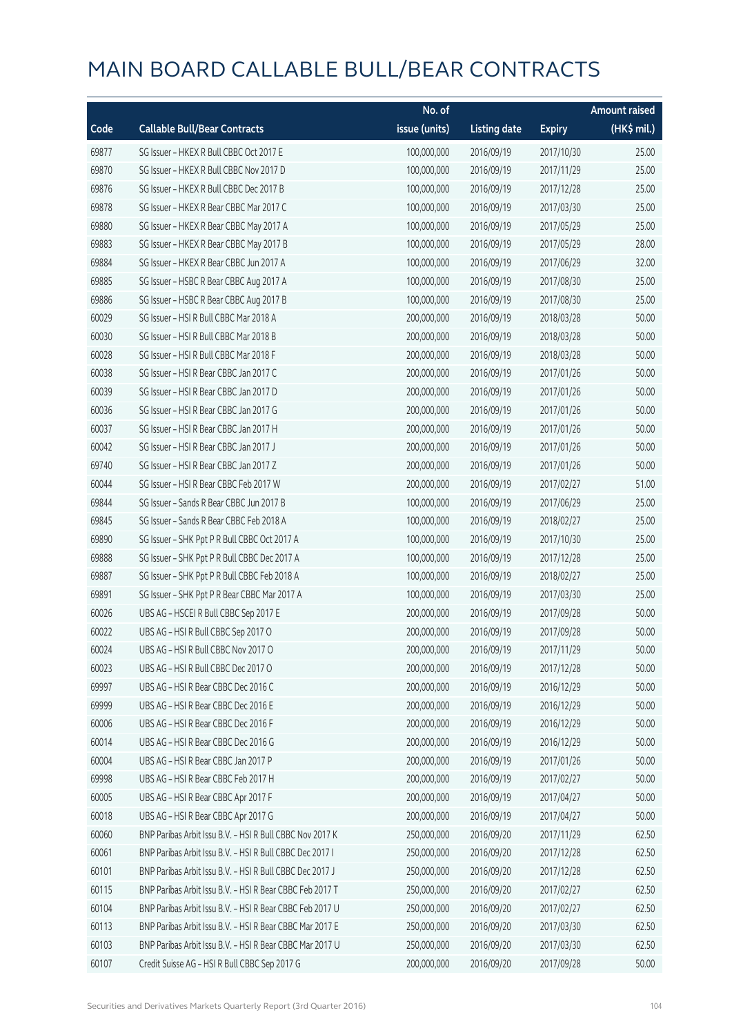# MAIN BOARD CALLABLE BULL/BEAR CONTRACTS

| Code | Callable Bull/Bear Contracts | No. of issue (units) | Listing date | Expiry | Amount raised (HK$ mil.) |
|---|---|---|---|---|---|
| 69877 | SG Issuer – HKEX R Bull CBBC Oct 2017 E | 100,000,000 | 2016/09/19 | 2017/10/30 | 25.00 |
| 69870 | SG Issuer – HKEX R Bull CBBC Nov 2017 D | 100,000,000 | 2016/09/19 | 2017/11/29 | 25.00 |
| 69876 | SG Issuer – HKEX R Bull CBBC Dec 2017 B | 100,000,000 | 2016/09/19 | 2017/12/28 | 25.00 |
| 69878 | SG Issuer – HKEX R Bear CBBC Mar 2017 C | 100,000,000 | 2016/09/19 | 2017/03/30 | 25.00 |
| 69880 | SG Issuer – HKEX R Bear CBBC May 2017 A | 100,000,000 | 2016/09/19 | 2017/05/29 | 25.00 |
| 69883 | SG Issuer – HKEX R Bear CBBC May 2017 B | 100,000,000 | 2016/09/19 | 2017/05/29 | 28.00 |
| 69884 | SG Issuer – HKEX R Bear CBBC Jun 2017 A | 100,000,000 | 2016/09/19 | 2017/06/29 | 32.00 |
| 69885 | SG Issuer – HSBC R Bear CBBC Aug 2017 A | 100,000,000 | 2016/09/19 | 2017/08/30 | 25.00 |
| 69886 | SG Issuer – HSBC R Bear CBBC Aug 2017 B | 100,000,000 | 2016/09/19 | 2017/08/30 | 25.00 |
| 60029 | SG Issuer – HSI R Bull CBBC Mar 2018 A | 200,000,000 | 2016/09/19 | 2018/03/28 | 50.00 |
| 60030 | SG Issuer – HSI R Bull CBBC Mar 2018 B | 200,000,000 | 2016/09/19 | 2018/03/28 | 50.00 |
| 60028 | SG Issuer – HSI R Bull CBBC Mar 2018 F | 200,000,000 | 2016/09/19 | 2018/03/28 | 50.00 |
| 60038 | SG Issuer – HSI R Bear CBBC Jan 2017 C | 200,000,000 | 2016/09/19 | 2017/01/26 | 50.00 |
| 60039 | SG Issuer – HSI R Bear CBBC Jan 2017 D | 200,000,000 | 2016/09/19 | 2017/01/26 | 50.00 |
| 60036 | SG Issuer – HSI R Bear CBBC Jan 2017 G | 200,000,000 | 2016/09/19 | 2017/01/26 | 50.00 |
| 60037 | SG Issuer – HSI R Bear CBBC Jan 2017 H | 200,000,000 | 2016/09/19 | 2017/01/26 | 50.00 |
| 60042 | SG Issuer – HSI R Bear CBBC Jan 2017 J | 200,000,000 | 2016/09/19 | 2017/01/26 | 50.00 |
| 69740 | SG Issuer – HSI R Bear CBBC Jan 2017 Z | 200,000,000 | 2016/09/19 | 2017/01/26 | 50.00 |
| 60044 | SG Issuer – HSI R Bear CBBC Feb 2017 W | 200,000,000 | 2016/09/19 | 2017/02/27 | 51.00 |
| 69844 | SG Issuer – Sands R Bear CBBC Jun 2017 B | 100,000,000 | 2016/09/19 | 2017/06/29 | 25.00 |
| 69845 | SG Issuer – Sands R Bear CBBC Feb 2018 A | 100,000,000 | 2016/09/19 | 2018/02/27 | 25.00 |
| 69890 | SG Issuer – SHK Ppt P R Bull CBBC Oct 2017 A | 100,000,000 | 2016/09/19 | 2017/10/30 | 25.00 |
| 69888 | SG Issuer – SHK Ppt P R Bull CBBC Dec 2017 A | 100,000,000 | 2016/09/19 | 2017/12/28 | 25.00 |
| 69887 | SG Issuer – SHK Ppt P R Bull CBBC Feb 2018 A | 100,000,000 | 2016/09/19 | 2018/02/27 | 25.00 |
| 69891 | SG Issuer – SHK Ppt P R Bear CBBC Mar 2017 A | 100,000,000 | 2016/09/19 | 2017/03/30 | 25.00 |
| 60026 | UBS AG – HSCEI R Bull CBBC Sep 2017 E | 200,000,000 | 2016/09/19 | 2017/09/28 | 50.00 |
| 60022 | UBS AG – HSI R Bull CBBC Sep 2017 O | 200,000,000 | 2016/09/19 | 2017/09/28 | 50.00 |
| 60024 | UBS AG – HSI R Bull CBBC Nov 2017 O | 200,000,000 | 2016/09/19 | 2017/11/29 | 50.00 |
| 60023 | UBS AG – HSI R Bull CBBC Dec 2017 O | 200,000,000 | 2016/09/19 | 2017/12/28 | 50.00 |
| 69997 | UBS AG – HSI R Bear CBBC Dec 2016 C | 200,000,000 | 2016/09/19 | 2016/12/29 | 50.00 |
| 69999 | UBS AG – HSI R Bear CBBC Dec 2016 E | 200,000,000 | 2016/09/19 | 2016/12/29 | 50.00 |
| 60006 | UBS AG – HSI R Bear CBBC Dec 2016 F | 200,000,000 | 2016/09/19 | 2016/12/29 | 50.00 |
| 60014 | UBS AG – HSI R Bear CBBC Dec 2016 G | 200,000,000 | 2016/09/19 | 2016/12/29 | 50.00 |
| 60004 | UBS AG – HSI R Bear CBBC Jan 2017 P | 200,000,000 | 2016/09/19 | 2017/01/26 | 50.00 |
| 69998 | UBS AG – HSI R Bear CBBC Feb 2017 H | 200,000,000 | 2016/09/19 | 2017/02/27 | 50.00 |
| 60005 | UBS AG – HSI R Bear CBBC Apr 2017 F | 200,000,000 | 2016/09/19 | 2017/04/27 | 50.00 |
| 60018 | UBS AG – HSI R Bear CBBC Apr 2017 G | 200,000,000 | 2016/09/19 | 2017/04/27 | 50.00 |
| 60060 | BNP Paribas Arbit Issu B.V. – HSI R Bull CBBC Nov 2017 K | 250,000,000 | 2016/09/20 | 2017/11/29 | 62.50 |
| 60061 | BNP Paribas Arbit Issu B.V. – HSI R Bull CBBC Dec 2017 I | 250,000,000 | 2016/09/20 | 2017/12/28 | 62.50 |
| 60101 | BNP Paribas Arbit Issu B.V. – HSI R Bull CBBC Dec 2017 J | 250,000,000 | 2016/09/20 | 2017/12/28 | 62.50 |
| 60115 | BNP Paribas Arbit Issu B.V. – HSI R Bear CBBC Feb 2017 T | 250,000,000 | 2016/09/20 | 2017/02/27 | 62.50 |
| 60104 | BNP Paribas Arbit Issu B.V. – HSI R Bear CBBC Feb 2017 U | 250,000,000 | 2016/09/20 | 2017/02/27 | 62.50 |
| 60113 | BNP Paribas Arbit Issu B.V. – HSI R Bear CBBC Mar 2017 E | 250,000,000 | 2016/09/20 | 2017/03/30 | 62.50 |
| 60103 | BNP Paribas Arbit Issu B.V. – HSI R Bear CBBC Mar 2017 U | 250,000,000 | 2016/09/20 | 2017/03/30 | 62.50 |
| 60107 | Credit Suisse AG – HSI R Bull CBBC Sep 2017 G | 200,000,000 | 2016/09/20 | 2017/09/28 | 50.00 |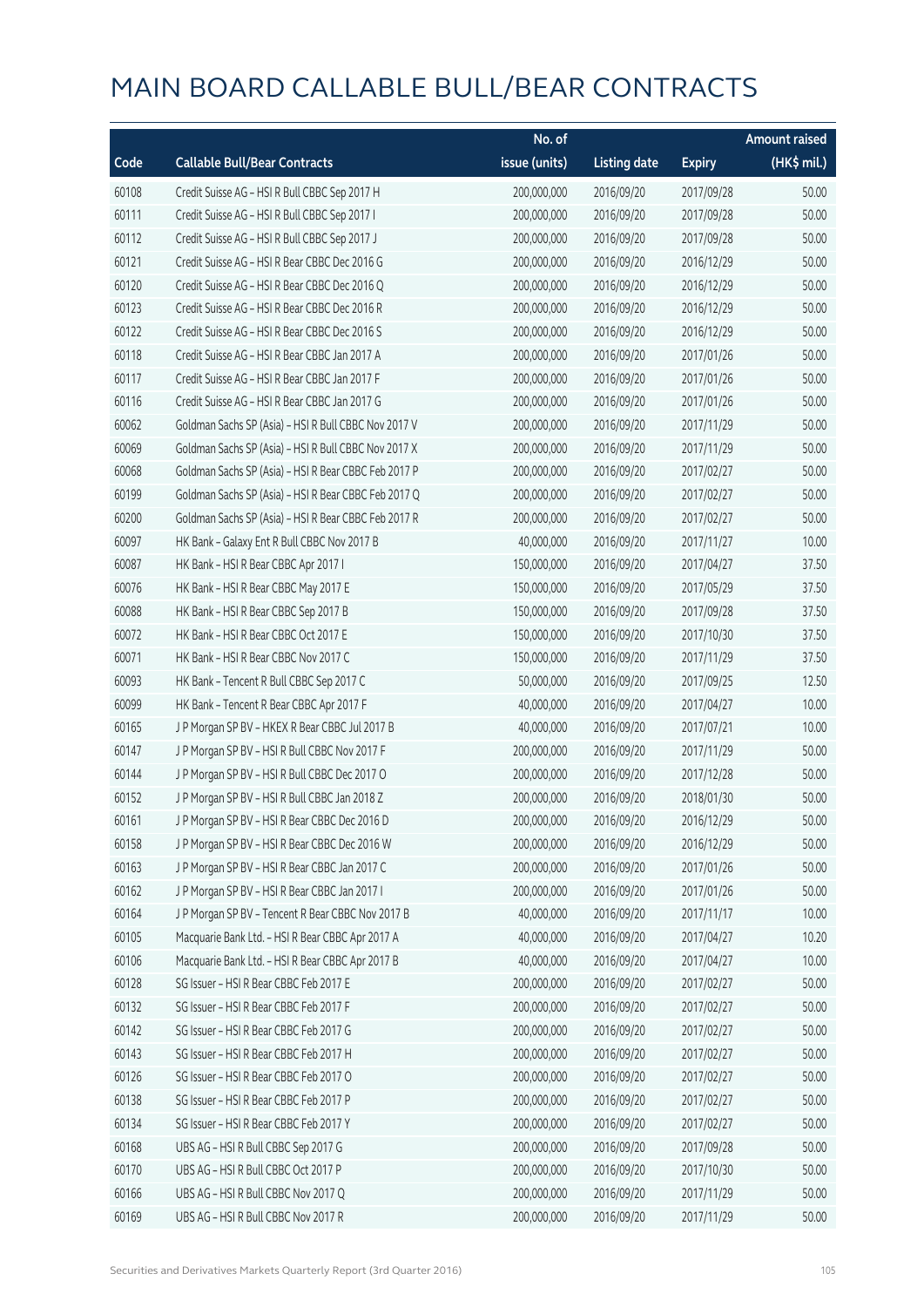# MAIN BOARD CALLABLE BULL/BEAR CONTRACTS

| Code | Callable Bull/Bear Contracts | No. of issue (units) | Listing date | Expiry | Amount raised (HK$ mil.) |
|---|---|---|---|---|---|
| 60108 | Credit Suisse AG – HSI R Bull CBBC Sep 2017 H | 200,000,000 | 2016/09/20 | 2017/09/28 | 50.00 |
| 60111 | Credit Suisse AG – HSI R Bull CBBC Sep 2017 I | 200,000,000 | 2016/09/20 | 2017/09/28 | 50.00 |
| 60112 | Credit Suisse AG – HSI R Bull CBBC Sep 2017 J | 200,000,000 | 2016/09/20 | 2017/09/28 | 50.00 |
| 60121 | Credit Suisse AG – HSI R Bear CBBC Dec 2016 G | 200,000,000 | 2016/09/20 | 2016/12/29 | 50.00 |
| 60120 | Credit Suisse AG – HSI R Bear CBBC Dec 2016 Q | 200,000,000 | 2016/09/20 | 2016/12/29 | 50.00 |
| 60123 | Credit Suisse AG – HSI R Bear CBBC Dec 2016 R | 200,000,000 | 2016/09/20 | 2016/12/29 | 50.00 |
| 60122 | Credit Suisse AG – HSI R Bear CBBC Dec 2016 S | 200,000,000 | 2016/09/20 | 2016/12/29 | 50.00 |
| 60118 | Credit Suisse AG – HSI R Bear CBBC Jan 2017 A | 200,000,000 | 2016/09/20 | 2017/01/26 | 50.00 |
| 60117 | Credit Suisse AG – HSI R Bear CBBC Jan 2017 F | 200,000,000 | 2016/09/20 | 2017/01/26 | 50.00 |
| 60116 | Credit Suisse AG – HSI R Bear CBBC Jan 2017 G | 200,000,000 | 2016/09/20 | 2017/01/26 | 50.00 |
| 60062 | Goldman Sachs SP (Asia) – HSI R Bull CBBC Nov 2017 V | 200,000,000 | 2016/09/20 | 2017/11/29 | 50.00 |
| 60069 | Goldman Sachs SP (Asia) – HSI R Bull CBBC Nov 2017 X | 200,000,000 | 2016/09/20 | 2017/11/29 | 50.00 |
| 60068 | Goldman Sachs SP (Asia) – HSI R Bear CBBC Feb 2017 P | 200,000,000 | 2016/09/20 | 2017/02/27 | 50.00 |
| 60199 | Goldman Sachs SP (Asia) – HSI R Bear CBBC Feb 2017 Q | 200,000,000 | 2016/09/20 | 2017/02/27 | 50.00 |
| 60200 | Goldman Sachs SP (Asia) – HSI R Bear CBBC Feb 2017 R | 200,000,000 | 2016/09/20 | 2017/02/27 | 50.00 |
| 60097 | HK Bank – Galaxy Ent R Bull CBBC Nov 2017 B | 40,000,000 | 2016/09/20 | 2017/11/27 | 10.00 |
| 60087 | HK Bank – HSI R Bear CBBC Apr 2017 I | 150,000,000 | 2016/09/20 | 2017/04/27 | 37.50 |
| 60076 | HK Bank – HSI R Bear CBBC May 2017 E | 150,000,000 | 2016/09/20 | 2017/05/29 | 37.50 |
| 60088 | HK Bank – HSI R Bear CBBC Sep 2017 B | 150,000,000 | 2016/09/20 | 2017/09/28 | 37.50 |
| 60072 | HK Bank – HSI R Bear CBBC Oct 2017 E | 150,000,000 | 2016/09/20 | 2017/10/30 | 37.50 |
| 60071 | HK Bank – HSI R Bear CBBC Nov 2017 C | 150,000,000 | 2016/09/20 | 2017/11/29 | 37.50 |
| 60093 | HK Bank – Tencent R Bull CBBC Sep 2017 C | 50,000,000 | 2016/09/20 | 2017/09/25 | 12.50 |
| 60099 | HK Bank – Tencent R Bear CBBC Apr 2017 F | 40,000,000 | 2016/09/20 | 2017/04/27 | 10.00 |
| 60165 | J P Morgan SP BV – HKEX R Bear CBBC Jul 2017 B | 40,000,000 | 2016/09/20 | 2017/07/21 | 10.00 |
| 60147 | J P Morgan SP BV – HSI R Bull CBBC Nov 2017 F | 200,000,000 | 2016/09/20 | 2017/11/29 | 50.00 |
| 60144 | J P Morgan SP BV – HSI R Bull CBBC Dec 2017 O | 200,000,000 | 2016/09/20 | 2017/12/28 | 50.00 |
| 60152 | J P Morgan SP BV – HSI R Bull CBBC Jan 2018 Z | 200,000,000 | 2016/09/20 | 2018/01/30 | 50.00 |
| 60161 | J P Morgan SP BV – HSI R Bear CBBC Dec 2016 D | 200,000,000 | 2016/09/20 | 2016/12/29 | 50.00 |
| 60158 | J P Morgan SP BV – HSI R Bear CBBC Dec 2016 W | 200,000,000 | 2016/09/20 | 2016/12/29 | 50.00 |
| 60163 | J P Morgan SP BV – HSI R Bear CBBC Jan 2017 C | 200,000,000 | 2016/09/20 | 2017/01/26 | 50.00 |
| 60162 | J P Morgan SP BV – HSI R Bear CBBC Jan 2017 I | 200,000,000 | 2016/09/20 | 2017/01/26 | 50.00 |
| 60164 | J P Morgan SP BV – Tencent R Bear CBBC Nov 2017 B | 40,000,000 | 2016/09/20 | 2017/11/17 | 10.00 |
| 60105 | Macquarie Bank Ltd. – HSI R Bear CBBC Apr 2017 A | 40,000,000 | 2016/09/20 | 2017/04/27 | 10.20 |
| 60106 | Macquarie Bank Ltd. – HSI R Bear CBBC Apr 2017 B | 40,000,000 | 2016/09/20 | 2017/04/27 | 10.00 |
| 60128 | SG Issuer – HSI R Bear CBBC Feb 2017 E | 200,000,000 | 2016/09/20 | 2017/02/27 | 50.00 |
| 60132 | SG Issuer – HSI R Bear CBBC Feb 2017 F | 200,000,000 | 2016/09/20 | 2017/02/27 | 50.00 |
| 60142 | SG Issuer – HSI R Bear CBBC Feb 2017 G | 200,000,000 | 2016/09/20 | 2017/02/27 | 50.00 |
| 60143 | SG Issuer – HSI R Bear CBBC Feb 2017 H | 200,000,000 | 2016/09/20 | 2017/02/27 | 50.00 |
| 60126 | SG Issuer – HSI R Bear CBBC Feb 2017 O | 200,000,000 | 2016/09/20 | 2017/02/27 | 50.00 |
| 60138 | SG Issuer – HSI R Bear CBBC Feb 2017 P | 200,000,000 | 2016/09/20 | 2017/02/27 | 50.00 |
| 60134 | SG Issuer – HSI R Bear CBBC Feb 2017 Y | 200,000,000 | 2016/09/20 | 2017/02/27 | 50.00 |
| 60168 | UBS AG – HSI R Bull CBBC Sep 2017 G | 200,000,000 | 2016/09/20 | 2017/09/28 | 50.00 |
| 60170 | UBS AG – HSI R Bull CBBC Oct 2017 P | 200,000,000 | 2016/09/20 | 2017/10/30 | 50.00 |
| 60166 | UBS AG – HSI R Bull CBBC Nov 2017 Q | 200,000,000 | 2016/09/20 | 2017/11/29 | 50.00 |
| 60169 | UBS AG – HSI R Bull CBBC Nov 2017 R | 200,000,000 | 2016/09/20 | 2017/11/29 | 50.00 |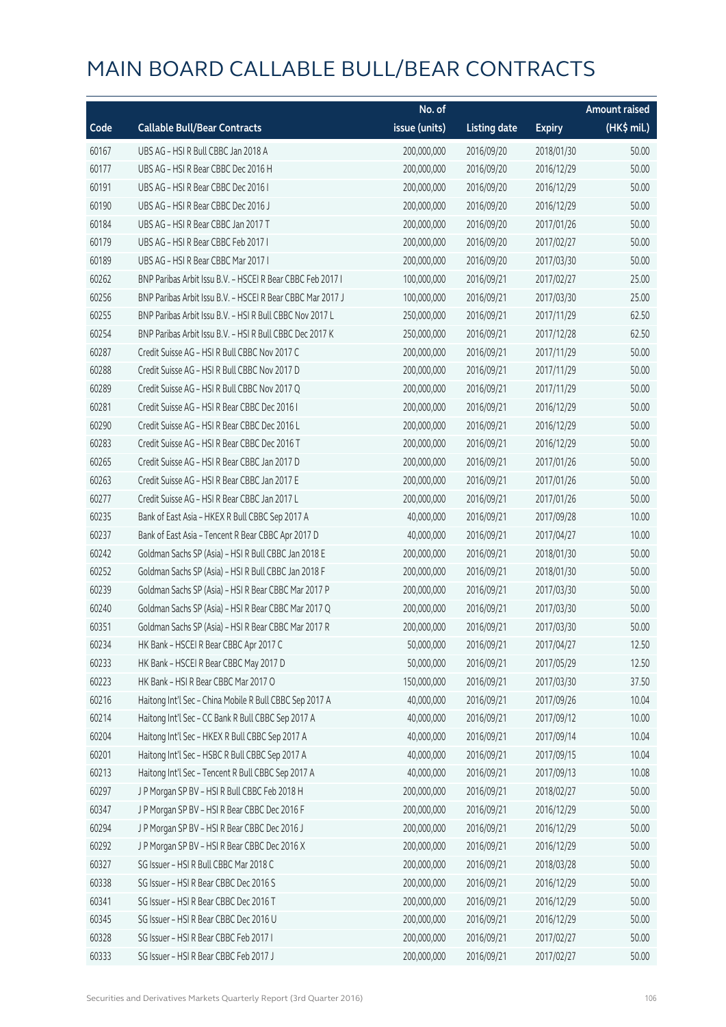# MAIN BOARD CALLABLE BULL/BEAR CONTRACTS

| Code | Callable Bull/Bear Contracts | No. of issue (units) | Listing date | Expiry | Amount raised (HK$ mil.) |
|---|---|---|---|---|---|
| 60167 | UBS AG – HSI R Bull CBBC Jan 2018 A | 200,000,000 | 2016/09/20 | 2018/01/30 | 50.00 |
| 60177 | UBS AG – HSI R Bear CBBC Dec 2016 H | 200,000,000 | 2016/09/20 | 2016/12/29 | 50.00 |
| 60191 | UBS AG – HSI R Bear CBBC Dec 2016 I | 200,000,000 | 2016/09/20 | 2016/12/29 | 50.00 |
| 60190 | UBS AG – HSI R Bear CBBC Dec 2016 J | 200,000,000 | 2016/09/20 | 2016/12/29 | 50.00 |
| 60184 | UBS AG – HSI R Bear CBBC Jan 2017 T | 200,000,000 | 2016/09/20 | 2017/01/26 | 50.00 |
| 60179 | UBS AG – HSI R Bear CBBC Feb 2017 I | 200,000,000 | 2016/09/20 | 2017/02/27 | 50.00 |
| 60189 | UBS AG – HSI R Bear CBBC Mar 2017 I | 200,000,000 | 2016/09/20 | 2017/03/30 | 50.00 |
| 60262 | BNP Paribas Arbit Issu B.V. – HSCEI R Bear CBBC Feb 2017 I | 100,000,000 | 2016/09/21 | 2017/02/27 | 25.00 |
| 60256 | BNP Paribas Arbit Issu B.V. – HSCEI R Bear CBBC Mar 2017 J | 100,000,000 | 2016/09/21 | 2017/03/30 | 25.00 |
| 60255 | BNP Paribas Arbit Issu B.V. – HSI R Bull CBBC Nov 2017 L | 250,000,000 | 2016/09/21 | 2017/11/29 | 62.50 |
| 60254 | BNP Paribas Arbit Issu B.V. – HSI R Bull CBBC Dec 2017 K | 250,000,000 | 2016/09/21 | 2017/12/28 | 62.50 |
| 60287 | Credit Suisse AG – HSI R Bull CBBC Nov 2017 C | 200,000,000 | 2016/09/21 | 2017/11/29 | 50.00 |
| 60288 | Credit Suisse AG – HSI R Bull CBBC Nov 2017 D | 200,000,000 | 2016/09/21 | 2017/11/29 | 50.00 |
| 60289 | Credit Suisse AG – HSI R Bull CBBC Nov 2017 Q | 200,000,000 | 2016/09/21 | 2017/11/29 | 50.00 |
| 60281 | Credit Suisse AG – HSI R Bear CBBC Dec 2016 I | 200,000,000 | 2016/09/21 | 2016/12/29 | 50.00 |
| 60290 | Credit Suisse AG – HSI R Bear CBBC Dec 2016 L | 200,000,000 | 2016/09/21 | 2016/12/29 | 50.00 |
| 60283 | Credit Suisse AG – HSI R Bear CBBC Dec 2016 T | 200,000,000 | 2016/09/21 | 2016/12/29 | 50.00 |
| 60265 | Credit Suisse AG – HSI R Bear CBBC Jan 2017 D | 200,000,000 | 2016/09/21 | 2017/01/26 | 50.00 |
| 60263 | Credit Suisse AG – HSI R Bear CBBC Jan 2017 E | 200,000,000 | 2016/09/21 | 2017/01/26 | 50.00 |
| 60277 | Credit Suisse AG – HSI R Bear CBBC Jan 2017 L | 200,000,000 | 2016/09/21 | 2017/01/26 | 50.00 |
| 60235 | Bank of East Asia – HKEX R Bull CBBC Sep 2017 A | 40,000,000 | 2016/09/21 | 2017/09/28 | 10.00 |
| 60237 | Bank of East Asia – Tencent R Bear CBBC Apr 2017 D | 40,000,000 | 2016/09/21 | 2017/04/27 | 10.00 |
| 60242 | Goldman Sachs SP (Asia) – HSI R Bull CBBC Jan 2018 E | 200,000,000 | 2016/09/21 | 2018/01/30 | 50.00 |
| 60252 | Goldman Sachs SP (Asia) – HSI R Bull CBBC Jan 2018 F | 200,000,000 | 2016/09/21 | 2018/01/30 | 50.00 |
| 60239 | Goldman Sachs SP (Asia) – HSI R Bear CBBC Mar 2017 P | 200,000,000 | 2016/09/21 | 2017/03/30 | 50.00 |
| 60240 | Goldman Sachs SP (Asia) – HSI R Bear CBBC Mar 2017 Q | 200,000,000 | 2016/09/21 | 2017/03/30 | 50.00 |
| 60351 | Goldman Sachs SP (Asia) – HSI R Bear CBBC Mar 2017 R | 200,000,000 | 2016/09/21 | 2017/03/30 | 50.00 |
| 60234 | HK Bank – HSCEI R Bear CBBC Apr 2017 C | 50,000,000 | 2016/09/21 | 2017/04/27 | 12.50 |
| 60233 | HK Bank – HSCEI R Bear CBBC May 2017 D | 50,000,000 | 2016/09/21 | 2017/05/29 | 12.50 |
| 60223 | HK Bank – HSI R Bear CBBC Mar 2017 O | 150,000,000 | 2016/09/21 | 2017/03/30 | 37.50 |
| 60216 | Haitong Int'l Sec – China Mobile R Bull CBBC Sep 2017 A | 40,000,000 | 2016/09/21 | 2017/09/26 | 10.04 |
| 60214 | Haitong Int'l Sec – CC Bank R Bull CBBC Sep 2017 A | 40,000,000 | 2016/09/21 | 2017/09/12 | 10.00 |
| 60204 | Haitong Int'l Sec – HKEX R Bull CBBC Sep 2017 A | 40,000,000 | 2016/09/21 | 2017/09/14 | 10.04 |
| 60201 | Haitong Int'l Sec – HSBC R Bull CBBC Sep 2017 A | 40,000,000 | 2016/09/21 | 2017/09/15 | 10.04 |
| 60213 | Haitong Int'l Sec – Tencent R Bull CBBC Sep 2017 A | 40,000,000 | 2016/09/21 | 2017/09/13 | 10.08 |
| 60297 | J P Morgan SP BV – HSI R Bull CBBC Feb 2018 H | 200,000,000 | 2016/09/21 | 2018/02/27 | 50.00 |
| 60347 | J P Morgan SP BV – HSI R Bear CBBC Dec 2016 F | 200,000,000 | 2016/09/21 | 2016/12/29 | 50.00 |
| 60294 | J P Morgan SP BV – HSI R Bear CBBC Dec 2016 J | 200,000,000 | 2016/09/21 | 2016/12/29 | 50.00 |
| 60292 | J P Morgan SP BV – HSI R Bear CBBC Dec 2016 X | 200,000,000 | 2016/09/21 | 2016/12/29 | 50.00 |
| 60327 | SG Issuer – HSI R Bull CBBC Mar 2018 C | 200,000,000 | 2016/09/21 | 2018/03/28 | 50.00 |
| 60338 | SG Issuer – HSI R Bear CBBC Dec 2016 S | 200,000,000 | 2016/09/21 | 2016/12/29 | 50.00 |
| 60341 | SG Issuer – HSI R Bear CBBC Dec 2016 T | 200,000,000 | 2016/09/21 | 2016/12/29 | 50.00 |
| 60345 | SG Issuer – HSI R Bear CBBC Dec 2016 U | 200,000,000 | 2016/09/21 | 2016/12/29 | 50.00 |
| 60328 | SG Issuer – HSI R Bear CBBC Feb 2017 I | 200,000,000 | 2016/09/21 | 2017/02/27 | 50.00 |
| 60333 | SG Issuer – HSI R Bear CBBC Feb 2017 J | 200,000,000 | 2016/09/21 | 2017/02/27 | 50.00 |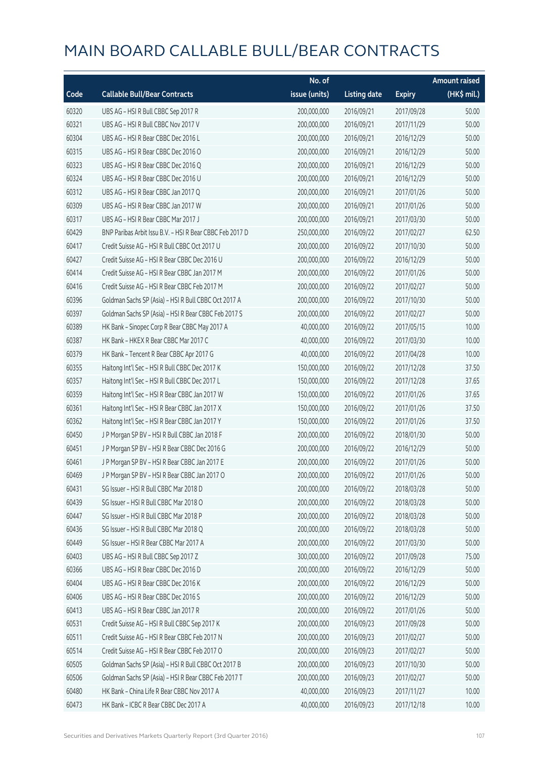# MAIN BOARD CALLABLE BULL/BEAR CONTRACTS

| Code | Callable Bull/Bear Contracts | No. of issue (units) | Listing date | Expiry | Amount raised (HK$ mil.) |
|---|---|---|---|---|---|
| 60320 | UBS AG – HSI R Bull CBBC Sep 2017 R | 200,000,000 | 2016/09/21 | 2017/09/28 | 50.00 |
| 60321 | UBS AG – HSI R Bull CBBC Nov 2017 V | 200,000,000 | 2016/09/21 | 2017/11/29 | 50.00 |
| 60304 | UBS AG – HSI R Bear CBBC Dec 2016 L | 200,000,000 | 2016/09/21 | 2016/12/29 | 50.00 |
| 60315 | UBS AG – HSI R Bear CBBC Dec 2016 O | 200,000,000 | 2016/09/21 | 2016/12/29 | 50.00 |
| 60323 | UBS AG – HSI R Bear CBBC Dec 2016 Q | 200,000,000 | 2016/09/21 | 2016/12/29 | 50.00 |
| 60324 | UBS AG – HSI R Bear CBBC Dec 2016 U | 200,000,000 | 2016/09/21 | 2016/12/29 | 50.00 |
| 60312 | UBS AG – HSI R Bear CBBC Jan 2017 Q | 200,000,000 | 2016/09/21 | 2017/01/26 | 50.00 |
| 60309 | UBS AG – HSI R Bear CBBC Jan 2017 W | 200,000,000 | 2016/09/21 | 2017/01/26 | 50.00 |
| 60317 | UBS AG – HSI R Bear CBBC Mar 2017 J | 200,000,000 | 2016/09/21 | 2017/03/30 | 50.00 |
| 60429 | BNP Paribas Arbit Issu B.V. – HSI R Bear CBBC Feb 2017 D | 250,000,000 | 2016/09/22 | 2017/02/27 | 62.50 |
| 60417 | Credit Suisse AG – HSI R Bull CBBC Oct 2017 U | 200,000,000 | 2016/09/22 | 2017/10/30 | 50.00 |
| 60427 | Credit Suisse AG – HSI R Bear CBBC Dec 2016 U | 200,000,000 | 2016/09/22 | 2016/12/29 | 50.00 |
| 60414 | Credit Suisse AG – HSI R Bear CBBC Jan 2017 M | 200,000,000 | 2016/09/22 | 2017/01/26 | 50.00 |
| 60416 | Credit Suisse AG – HSI R Bear CBBC Feb 2017 M | 200,000,000 | 2016/09/22 | 2017/02/27 | 50.00 |
| 60396 | Goldman Sachs SP (Asia) – HSI R Bull CBBC Oct 2017 A | 200,000,000 | 2016/09/22 | 2017/10/30 | 50.00 |
| 60397 | Goldman Sachs SP (Asia) – HSI R Bear CBBC Feb 2017 S | 200,000,000 | 2016/09/22 | 2017/02/27 | 50.00 |
| 60389 | HK Bank – Sinopec Corp R Bear CBBC May 2017 A | 40,000,000 | 2016/09/22 | 2017/05/15 | 10.00 |
| 60387 | HK Bank – HKEX R Bear CBBC Mar 2017 C | 40,000,000 | 2016/09/22 | 2017/03/30 | 10.00 |
| 60379 | HK Bank – Tencent R Bear CBBC Apr 2017 G | 40,000,000 | 2016/09/22 | 2017/04/28 | 10.00 |
| 60355 | Haitong Int'l Sec – HSI R Bull CBBC Dec 2017 K | 150,000,000 | 2016/09/22 | 2017/12/28 | 37.50 |
| 60357 | Haitong Int'l Sec – HSI R Bull CBBC Dec 2017 L | 150,000,000 | 2016/09/22 | 2017/12/28 | 37.65 |
| 60359 | Haitong Int'l Sec – HSI R Bear CBBC Jan 2017 W | 150,000,000 | 2016/09/22 | 2017/01/26 | 37.65 |
| 60361 | Haitong Int'l Sec – HSI R Bear CBBC Jan 2017 X | 150,000,000 | 2016/09/22 | 2017/01/26 | 37.50 |
| 60362 | Haitong Int'l Sec – HSI R Bear CBBC Jan 2017 Y | 150,000,000 | 2016/09/22 | 2017/01/26 | 37.50 |
| 60450 | J P Morgan SP BV – HSI R Bull CBBC Jan 2018 F | 200,000,000 | 2016/09/22 | 2018/01/30 | 50.00 |
| 60451 | J P Morgan SP BV – HSI R Bear CBBC Dec 2016 G | 200,000,000 | 2016/09/22 | 2016/12/29 | 50.00 |
| 60461 | J P Morgan SP BV – HSI R Bear CBBC Jan 2017 E | 200,000,000 | 2016/09/22 | 2017/01/26 | 50.00 |
| 60469 | J P Morgan SP BV – HSI R Bear CBBC Jan 2017 O | 200,000,000 | 2016/09/22 | 2017/01/26 | 50.00 |
| 60431 | SG Issuer – HSI R Bull CBBC Mar 2018 D | 200,000,000 | 2016/09/22 | 2018/03/28 | 50.00 |
| 60439 | SG Issuer – HSI R Bull CBBC Mar 2018 O | 200,000,000 | 2016/09/22 | 2018/03/28 | 50.00 |
| 60447 | SG Issuer – HSI R Bull CBBC Mar 2018 P | 200,000,000 | 2016/09/22 | 2018/03/28 | 50.00 |
| 60436 | SG Issuer – HSI R Bull CBBC Mar 2018 Q | 200,000,000 | 2016/09/22 | 2018/03/28 | 50.00 |
| 60449 | SG Issuer – HSI R Bear CBBC Mar 2017 A | 200,000,000 | 2016/09/22 | 2017/03/30 | 50.00 |
| 60403 | UBS AG – HSI R Bull CBBC Sep 2017 Z | 300,000,000 | 2016/09/22 | 2017/09/28 | 75.00 |
| 60366 | UBS AG – HSI R Bear CBBC Dec 2016 D | 200,000,000 | 2016/09/22 | 2016/12/29 | 50.00 |
| 60404 | UBS AG – HSI R Bear CBBC Dec 2016 K | 200,000,000 | 2016/09/22 | 2016/12/29 | 50.00 |
| 60406 | UBS AG – HSI R Bear CBBC Dec 2016 S | 200,000,000 | 2016/09/22 | 2016/12/29 | 50.00 |
| 60413 | UBS AG – HSI R Bear CBBC Jan 2017 R | 200,000,000 | 2016/09/22 | 2017/01/26 | 50.00 |
| 60531 | Credit Suisse AG – HSI R Bull CBBC Sep 2017 K | 200,000,000 | 2016/09/23 | 2017/09/28 | 50.00 |
| 60511 | Credit Suisse AG – HSI R Bear CBBC Feb 2017 N | 200,000,000 | 2016/09/23 | 2017/02/27 | 50.00 |
| 60514 | Credit Suisse AG – HSI R Bear CBBC Feb 2017 O | 200,000,000 | 2016/09/23 | 2017/02/27 | 50.00 |
| 60505 | Goldman Sachs SP (Asia) – HSI R Bull CBBC Oct 2017 B | 200,000,000 | 2016/09/23 | 2017/10/30 | 50.00 |
| 60506 | Goldman Sachs SP (Asia) – HSI R Bear CBBC Feb 2017 T | 200,000,000 | 2016/09/23 | 2017/02/27 | 50.00 |
| 60480 | HK Bank – China Life R Bear CBBC Nov 2017 A | 40,000,000 | 2016/09/23 | 2017/11/27 | 10.00 |
| 60473 | HK Bank – ICBC R Bear CBBC Dec 2017 A | 40,000,000 | 2016/09/23 | 2017/12/18 | 10.00 |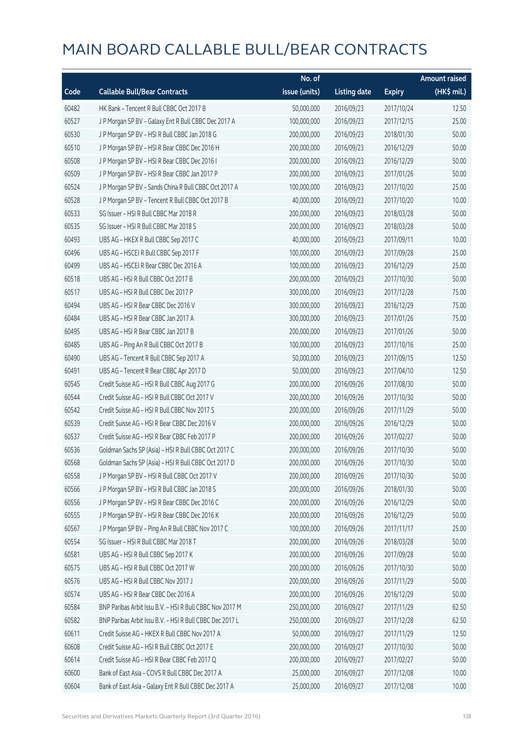# MAIN BOARD CALLABLE BULL/BEAR CONTRACTS

| Code | Callable Bull/Bear Contracts | No. of issue (units) | Listing date | Expiry | Amount raised (HK$ mil.) |
|---|---|---|---|---|---|
| 60482 | HK Bank – Tencent R Bull CBBC Oct 2017 B | 50,000,000 | 2016/09/23 | 2017/10/24 | 12.50 |
| 60527 | J P Morgan SP BV – Galaxy Ent R Bull CBBC Dec 2017 A | 100,000,000 | 2016/09/23 | 2017/12/15 | 25.00 |
| 60530 | J P Morgan SP BV – HSI R Bull CBBC Jan 2018 G | 200,000,000 | 2016/09/23 | 2018/01/30 | 50.00 |
| 60510 | J P Morgan SP BV – HSI R Bear CBBC Dec 2016 H | 200,000,000 | 2016/09/23 | 2016/12/29 | 50.00 |
| 60508 | J P Morgan SP BV – HSI R Bear CBBC Dec 2016 I | 200,000,000 | 2016/09/23 | 2016/12/29 | 50.00 |
| 60509 | J P Morgan SP BV – HSI R Bear CBBC Jan 2017 P | 200,000,000 | 2016/09/23 | 2017/01/26 | 50.00 |
| 60524 | J P Morgan SP BV – Sands China R Bull CBBC Oct 2017 A | 100,000,000 | 2016/09/23 | 2017/10/20 | 25.00 |
| 60528 | J P Morgan SP BV – Tencent R Bull CBBC Oct 2017 B | 40,000,000 | 2016/09/23 | 2017/10/20 | 10.00 |
| 60533 | SG Issuer – HSI R Bull CBBC Mar 2018 R | 200,000,000 | 2016/09/23 | 2018/03/28 | 50.00 |
| 60535 | SG Issuer – HSI R Bull CBBC Mar 2018 S | 200,000,000 | 2016/09/23 | 2018/03/28 | 50.00 |
| 60493 | UBS AG – HKEX R Bull CBBC Sep 2017 C | 40,000,000 | 2016/09/23 | 2017/09/11 | 10.00 |
| 60496 | UBS AG – HSCEI R Bull CBBC Sep 2017 F | 100,000,000 | 2016/09/23 | 2017/09/28 | 25.00 |
| 60499 | UBS AG – HSCEI R Bear CBBC Dec 2016 A | 100,000,000 | 2016/09/23 | 2016/12/29 | 25.00 |
| 60518 | UBS AG – HSI R Bull CBBC Oct 2017 B | 200,000,000 | 2016/09/23 | 2017/10/30 | 50.00 |
| 60517 | UBS AG – HSI R Bull CBBC Dec 2017 P | 300,000,000 | 2016/09/23 | 2017/12/28 | 75.00 |
| 60494 | UBS AG – HSI R Bear CBBC Dec 2016 V | 300,000,000 | 2016/09/23 | 2016/12/29 | 75.00 |
| 60484 | UBS AG – HSI R Bear CBBC Jan 2017 A | 300,000,000 | 2016/09/23 | 2017/01/26 | 75.00 |
| 60495 | UBS AG – HSI R Bear CBBC Jan 2017 B | 200,000,000 | 2016/09/23 | 2017/01/26 | 50.00 |
| 60485 | UBS AG – Ping An R Bull CBBC Oct 2017 B | 100,000,000 | 2016/09/23 | 2017/10/16 | 25.00 |
| 60490 | UBS AG – Tencent R Bull CBBC Sep 2017 A | 50,000,000 | 2016/09/23 | 2017/09/15 | 12.50 |
| 60491 | UBS AG – Tencent R Bear CBBC Apr 2017 D | 50,000,000 | 2016/09/23 | 2017/04/10 | 12.50 |
| 60545 | Credit Suisse AG – HSI R Bull CBBC Aug 2017 G | 200,000,000 | 2016/09/26 | 2017/08/30 | 50.00 |
| 60544 | Credit Suisse AG – HSI R Bull CBBC Oct 2017 V | 200,000,000 | 2016/09/26 | 2017/10/30 | 50.00 |
| 60542 | Credit Suisse AG – HSI R Bull CBBC Nov 2017 S | 200,000,000 | 2016/09/26 | 2017/11/29 | 50.00 |
| 60539 | Credit Suisse AG – HSI R Bear CBBC Dec 2016 V | 200,000,000 | 2016/09/26 | 2016/12/29 | 50.00 |
| 60537 | Credit Suisse AG – HSI R Bear CBBC Feb 2017 P | 200,000,000 | 2016/09/26 | 2017/02/27 | 50.00 |
| 60536 | Goldman Sachs SP (Asia) – HSI R Bull CBBC Oct 2017 C | 200,000,000 | 2016/09/26 | 2017/10/30 | 50.00 |
| 60568 | Goldman Sachs SP (Asia) – HSI R Bull CBBC Oct 2017 D | 200,000,000 | 2016/09/26 | 2017/10/30 | 50.00 |
| 60558 | J P Morgan SP BV – HSI R Bull CBBC Oct 2017 V | 200,000,000 | 2016/09/26 | 2017/10/30 | 50.00 |
| 60566 | J P Morgan SP BV – HSI R Bull CBBC Jan 2018 S | 200,000,000 | 2016/09/26 | 2018/01/30 | 50.00 |
| 60556 | J P Morgan SP BV – HSI R Bear CBBC Dec 2016 C | 200,000,000 | 2016/09/26 | 2016/12/29 | 50.00 |
| 60555 | J P Morgan SP BV – HSI R Bear CBBC Dec 2016 K | 200,000,000 | 2016/09/26 | 2016/12/29 | 50.00 |
| 60567 | J P Morgan SP BV – Ping An R Bull CBBC Nov 2017 C | 100,000,000 | 2016/09/26 | 2017/11/17 | 25.00 |
| 60554 | SG Issuer – HSI R Bull CBBC Mar 2018 T | 200,000,000 | 2016/09/26 | 2018/03/28 | 50.00 |
| 60581 | UBS AG – HSI R Bull CBBC Sep 2017 K | 200,000,000 | 2016/09/26 | 2017/09/28 | 50.00 |
| 60575 | UBS AG – HSI R Bull CBBC Oct 2017 W | 200,000,000 | 2016/09/26 | 2017/10/30 | 50.00 |
| 60576 | UBS AG – HSI R Bull CBBC Nov 2017 J | 200,000,000 | 2016/09/26 | 2017/11/29 | 50.00 |
| 60574 | UBS AG – HSI R Bear CBBC Dec 2016 A | 200,000,000 | 2016/09/26 | 2016/12/29 | 50.00 |
| 60584 | BNP Paribas Arbit Issu B.V. – HSI R Bull CBBC Nov 2017 M | 250,000,000 | 2016/09/27 | 2017/11/29 | 62.50 |
| 60582 | BNP Paribas Arbit Issu B.V. – HSI R Bull CBBC Dec 2017 L | 250,000,000 | 2016/09/27 | 2017/12/28 | 62.50 |
| 60611 | Credit Suisse AG – HKEX R Bull CBBC Nov 2017 A | 50,000,000 | 2016/09/27 | 2017/11/29 | 12.50 |
| 60608 | Credit Suisse AG – HSI R Bull CBBC Oct 2017 E | 200,000,000 | 2016/09/27 | 2017/10/30 | 50.00 |
| 60614 | Credit Suisse AG – HSI R Bear CBBC Feb 2017 Q | 200,000,000 | 2016/09/27 | 2017/02/27 | 50.00 |
| 60600 | Bank of East Asia – COVS R Bull CBBC Dec 2017 A | 25,000,000 | 2016/09/27 | 2017/12/08 | 10.00 |
| 60604 | Bank of East Asia – Galaxy Ent R Bull CBBC Dec 2017 A | 25,000,000 | 2016/09/27 | 2017/12/08 | 10.00 |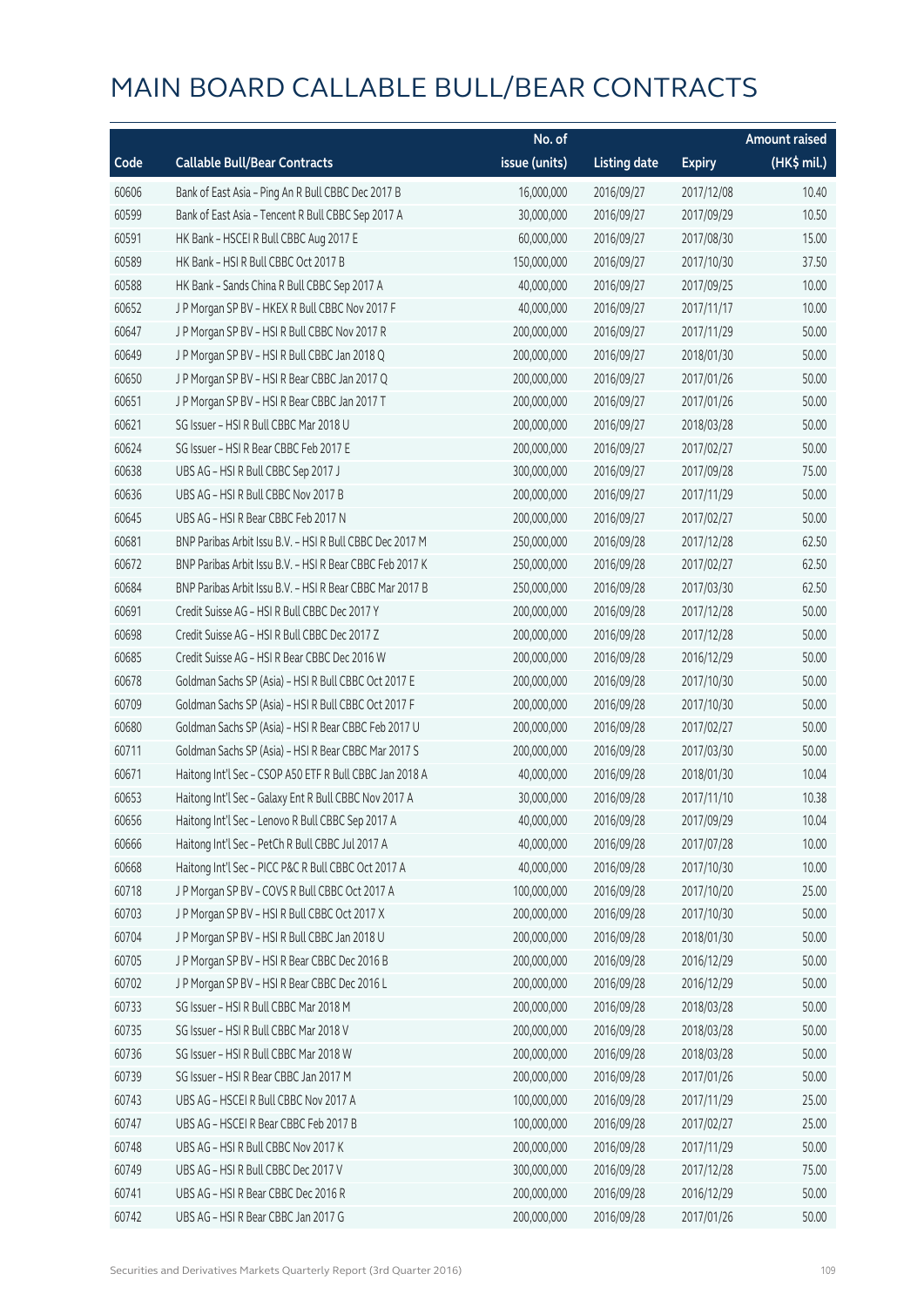# MAIN BOARD CALLABLE BULL/BEAR CONTRACTS

| Code | Callable Bull/Bear Contracts | No. of issue (units) | Listing date | Expiry | Amount raised (HK$ mil.) |
|---|---|---|---|---|---|
| 60606 | Bank of East Asia – Ping An R Bull CBBC Dec 2017 B | 16,000,000 | 2016/09/27 | 2017/12/08 | 10.40 |
| 60599 | Bank of East Asia – Tencent R Bull CBBC Sep 2017 A | 30,000,000 | 2016/09/27 | 2017/09/29 | 10.50 |
| 60591 | HK Bank – HSCEI R Bull CBBC Aug 2017 E | 60,000,000 | 2016/09/27 | 2017/08/30 | 15.00 |
| 60589 | HK Bank – HSI R Bull CBBC Oct 2017 B | 150,000,000 | 2016/09/27 | 2017/10/30 | 37.50 |
| 60588 | HK Bank – Sands China R Bull CBBC Sep 2017 A | 40,000,000 | 2016/09/27 | 2017/09/25 | 10.00 |
| 60652 | J P Morgan SP BV – HKEX R Bull CBBC Nov 2017 F | 40,000,000 | 2016/09/27 | 2017/11/17 | 10.00 |
| 60647 | J P Morgan SP BV – HSI R Bull CBBC Nov 2017 R | 200,000,000 | 2016/09/27 | 2017/11/29 | 50.00 |
| 60649 | J P Morgan SP BV – HSI R Bull CBBC Jan 2018 Q | 200,000,000 | 2016/09/27 | 2018/01/30 | 50.00 |
| 60650 | J P Morgan SP BV – HSI R Bear CBBC Jan 2017 Q | 200,000,000 | 2016/09/27 | 2017/01/26 | 50.00 |
| 60651 | J P Morgan SP BV – HSI R Bear CBBC Jan 2017 T | 200,000,000 | 2016/09/27 | 2017/01/26 | 50.00 |
| 60621 | SG Issuer – HSI R Bull CBBC Mar 2018 U | 200,000,000 | 2016/09/27 | 2018/03/28 | 50.00 |
| 60624 | SG Issuer – HSI R Bear CBBC Feb 2017 E | 200,000,000 | 2016/09/27 | 2017/02/27 | 50.00 |
| 60638 | UBS AG – HSI R Bull CBBC Sep 2017 J | 300,000,000 | 2016/09/27 | 2017/09/28 | 75.00 |
| 60636 | UBS AG – HSI R Bull CBBC Nov 2017 B | 200,000,000 | 2016/09/27 | 2017/11/29 | 50.00 |
| 60645 | UBS AG – HSI R Bear CBBC Feb 2017 N | 200,000,000 | 2016/09/27 | 2017/02/27 | 50.00 |
| 60681 | BNP Paribas Arbit Issu B.V. – HSI R Bull CBBC Dec 2017 M | 250,000,000 | 2016/09/28 | 2017/12/28 | 62.50 |
| 60672 | BNP Paribas Arbit Issu B.V. – HSI R Bear CBBC Feb 2017 K | 250,000,000 | 2016/09/28 | 2017/02/27 | 62.50 |
| 60684 | BNP Paribas Arbit Issu B.V. – HSI R Bear CBBC Mar 2017 B | 250,000,000 | 2016/09/28 | 2017/03/30 | 62.50 |
| 60691 | Credit Suisse AG – HSI R Bull CBBC Dec 2017 Y | 200,000,000 | 2016/09/28 | 2017/12/28 | 50.00 |
| 60698 | Credit Suisse AG – HSI R Bull CBBC Dec 2017 Z | 200,000,000 | 2016/09/28 | 2017/12/28 | 50.00 |
| 60685 | Credit Suisse AG – HSI R Bear CBBC Dec 2016 W | 200,000,000 | 2016/09/28 | 2016/12/29 | 50.00 |
| 60678 | Goldman Sachs SP (Asia) – HSI R Bull CBBC Oct 2017 E | 200,000,000 | 2016/09/28 | 2017/10/30 | 50.00 |
| 60709 | Goldman Sachs SP (Asia) – HSI R Bull CBBC Oct 2017 F | 200,000,000 | 2016/09/28 | 2017/10/30 | 50.00 |
| 60680 | Goldman Sachs SP (Asia) – HSI R Bear CBBC Feb 2017 U | 200,000,000 | 2016/09/28 | 2017/02/27 | 50.00 |
| 60711 | Goldman Sachs SP (Asia) – HSI R Bear CBBC Mar 2017 S | 200,000,000 | 2016/09/28 | 2017/03/30 | 50.00 |
| 60671 | Haitong Int'l Sec – CSOP A50 ETF R Bull CBBC Jan 2018 A | 40,000,000 | 2016/09/28 | 2018/01/30 | 10.04 |
| 60653 | Haitong Int'l Sec – Galaxy Ent R Bull CBBC Nov 2017 A | 30,000,000 | 2016/09/28 | 2017/11/10 | 10.38 |
| 60656 | Haitong Int'l Sec – Lenovo R Bull CBBC Sep 2017 A | 40,000,000 | 2016/09/28 | 2017/09/29 | 10.04 |
| 60666 | Haitong Int'l Sec – PetCh R Bull CBBC Jul 2017 A | 40,000,000 | 2016/09/28 | 2017/07/28 | 10.00 |
| 60668 | Haitong Int'l Sec – PICC P&C R Bull CBBC Oct 2017 A | 40,000,000 | 2016/09/28 | 2017/10/30 | 10.00 |
| 60718 | J P Morgan SP BV – COVS R Bull CBBC Oct 2017 A | 100,000,000 | 2016/09/28 | 2017/10/20 | 25.00 |
| 60703 | J P Morgan SP BV – HSI R Bull CBBC Oct 2017 X | 200,000,000 | 2016/09/28 | 2017/10/30 | 50.00 |
| 60704 | J P Morgan SP BV – HSI R Bull CBBC Jan 2018 U | 200,000,000 | 2016/09/28 | 2018/01/30 | 50.00 |
| 60705 | J P Morgan SP BV – HSI R Bear CBBC Dec 2016 B | 200,000,000 | 2016/09/28 | 2016/12/29 | 50.00 |
| 60702 | J P Morgan SP BV – HSI R Bear CBBC Dec 2016 L | 200,000,000 | 2016/09/28 | 2016/12/29 | 50.00 |
| 60733 | SG Issuer – HSI R Bull CBBC Mar 2018 M | 200,000,000 | 2016/09/28 | 2018/03/28 | 50.00 |
| 60735 | SG Issuer – HSI R Bull CBBC Mar 2018 V | 200,000,000 | 2016/09/28 | 2018/03/28 | 50.00 |
| 60736 | SG Issuer – HSI R Bull CBBC Mar 2018 W | 200,000,000 | 2016/09/28 | 2018/03/28 | 50.00 |
| 60739 | SG Issuer – HSI R Bear CBBC Jan 2017 M | 200,000,000 | 2016/09/28 | 2017/01/26 | 50.00 |
| 60743 | UBS AG – HSCEI R Bull CBBC Nov 2017 A | 100,000,000 | 2016/09/28 | 2017/11/29 | 25.00 |
| 60747 | UBS AG – HSCEI R Bear CBBC Feb 2017 B | 100,000,000 | 2016/09/28 | 2017/02/27 | 25.00 |
| 60748 | UBS AG – HSI R Bull CBBC Nov 2017 K | 200,000,000 | 2016/09/28 | 2017/11/29 | 50.00 |
| 60749 | UBS AG – HSI R Bull CBBC Dec 2017 V | 300,000,000 | 2016/09/28 | 2017/12/28 | 75.00 |
| 60741 | UBS AG – HSI R Bear CBBC Dec 2016 R | 200,000,000 | 2016/09/28 | 2016/12/29 | 50.00 |
| 60742 | UBS AG – HSI R Bear CBBC Jan 2017 G | 200,000,000 | 2016/09/28 | 2017/01/26 | 50.00 |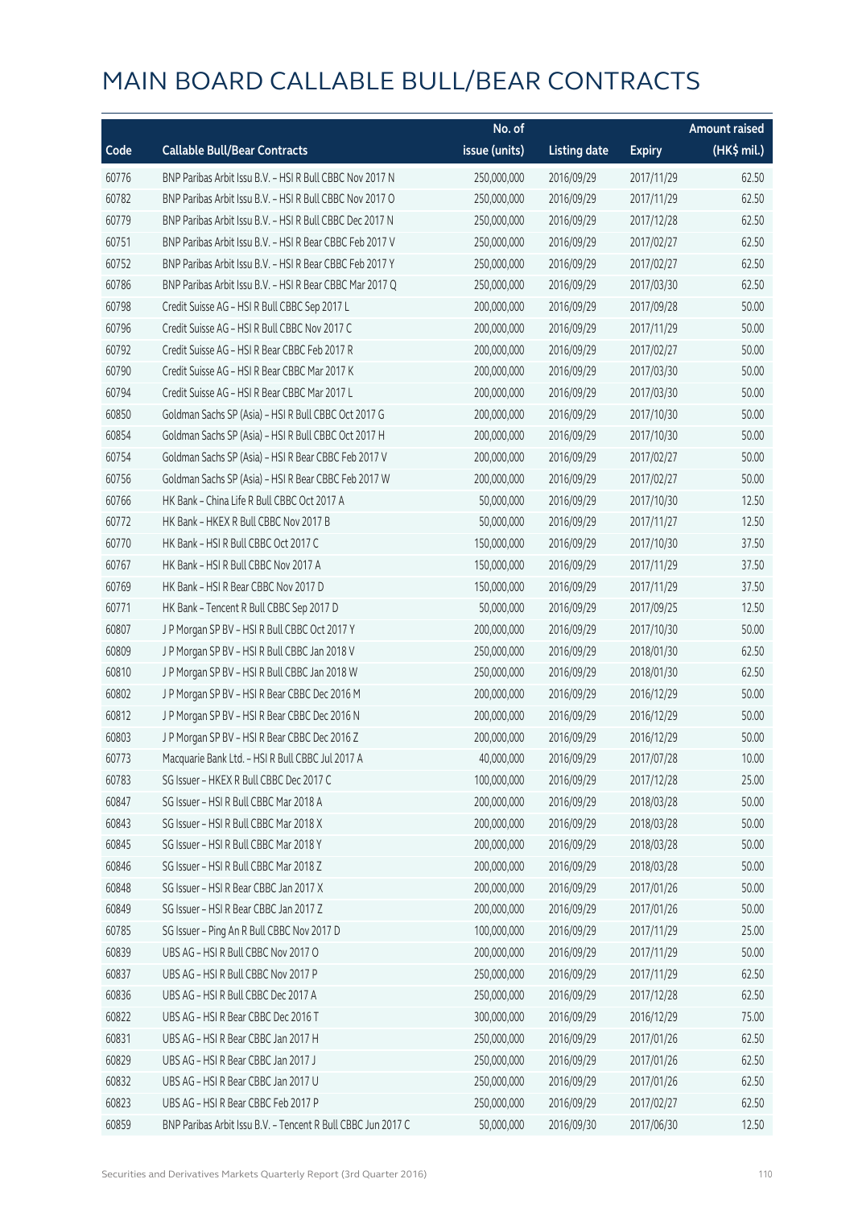# MAIN BOARD CALLABLE BULL/BEAR CONTRACTS

| Code | Callable Bull/Bear Contracts | No. of issue (units) | Listing date | Expiry | Amount raised (HK$ mil.) |
|---|---|---|---|---|---|
| 60776 | BNP Paribas Arbit Issu B.V. – HSI R Bull CBBC Nov 2017 N | 250,000,000 | 2016/09/29 | 2017/11/29 | 62.50 |
| 60782 | BNP Paribas Arbit Issu B.V. – HSI R Bull CBBC Nov 2017 O | 250,000,000 | 2016/09/29 | 2017/11/29 | 62.50 |
| 60779 | BNP Paribas Arbit Issu B.V. – HSI R Bull CBBC Dec 2017 N | 250,000,000 | 2016/09/29 | 2017/12/28 | 62.50 |
| 60751 | BNP Paribas Arbit Issu B.V. – HSI R Bear CBBC Feb 2017 V | 250,000,000 | 2016/09/29 | 2017/02/27 | 62.50 |
| 60752 | BNP Paribas Arbit Issu B.V. – HSI R Bear CBBC Feb 2017 Y | 250,000,000 | 2016/09/29 | 2017/02/27 | 62.50 |
| 60786 | BNP Paribas Arbit Issu B.V. – HSI R Bear CBBC Mar 2017 Q | 250,000,000 | 2016/09/29 | 2017/03/30 | 62.50 |
| 60798 | Credit Suisse AG – HSI R Bull CBBC Sep 2017 L | 200,000,000 | 2016/09/29 | 2017/09/28 | 50.00 |
| 60796 | Credit Suisse AG – HSI R Bull CBBC Nov 2017 C | 200,000,000 | 2016/09/29 | 2017/11/29 | 50.00 |
| 60792 | Credit Suisse AG – HSI R Bear CBBC Feb 2017 R | 200,000,000 | 2016/09/29 | 2017/02/27 | 50.00 |
| 60790 | Credit Suisse AG – HSI R Bear CBBC Mar 2017 K | 200,000,000 | 2016/09/29 | 2017/03/30 | 50.00 |
| 60794 | Credit Suisse AG – HSI R Bear CBBC Mar 2017 L | 200,000,000 | 2016/09/29 | 2017/03/30 | 50.00 |
| 60850 | Goldman Sachs SP (Asia) – HSI R Bull CBBC Oct 2017 G | 200,000,000 | 2016/09/29 | 2017/10/30 | 50.00 |
| 60854 | Goldman Sachs SP (Asia) – HSI R Bull CBBC Oct 2017 H | 200,000,000 | 2016/09/29 | 2017/10/30 | 50.00 |
| 60754 | Goldman Sachs SP (Asia) – HSI R Bear CBBC Feb 2017 V | 200,000,000 | 2016/09/29 | 2017/02/27 | 50.00 |
| 60756 | Goldman Sachs SP (Asia) – HSI R Bear CBBC Feb 2017 W | 200,000,000 | 2016/09/29 | 2017/02/27 | 50.00 |
| 60766 | HK Bank – China Life R Bull CBBC Oct 2017 A | 50,000,000 | 2016/09/29 | 2017/10/30 | 12.50 |
| 60772 | HK Bank – HKEX R Bull CBBC Nov 2017 B | 50,000,000 | 2016/09/29 | 2017/11/27 | 12.50 |
| 60770 | HK Bank – HSI R Bull CBBC Oct 2017 C | 150,000,000 | 2016/09/29 | 2017/10/30 | 37.50 |
| 60767 | HK Bank – HSI R Bull CBBC Nov 2017 A | 150,000,000 | 2016/09/29 | 2017/11/29 | 37.50 |
| 60769 | HK Bank – HSI R Bear CBBC Nov 2017 D | 150,000,000 | 2016/09/29 | 2017/11/29 | 37.50 |
| 60771 | HK Bank – Tencent R Bull CBBC Sep 2017 D | 50,000,000 | 2016/09/29 | 2017/09/25 | 12.50 |
| 60807 | J P Morgan SP BV – HSI R Bull CBBC Oct 2017 Y | 200,000,000 | 2016/09/29 | 2017/10/30 | 50.00 |
| 60809 | J P Morgan SP BV – HSI R Bull CBBC Jan 2018 V | 250,000,000 | 2016/09/29 | 2018/01/30 | 62.50 |
| 60810 | J P Morgan SP BV – HSI R Bull CBBC Jan 2018 W | 250,000,000 | 2016/09/29 | 2018/01/30 | 62.50 |
| 60802 | J P Morgan SP BV – HSI R Bear CBBC Dec 2016 M | 200,000,000 | 2016/09/29 | 2016/12/29 | 50.00 |
| 60812 | J P Morgan SP BV – HSI R Bear CBBC Dec 2016 N | 200,000,000 | 2016/09/29 | 2016/12/29 | 50.00 |
| 60803 | J P Morgan SP BV – HSI R Bear CBBC Dec 2016 Z | 200,000,000 | 2016/09/29 | 2016/12/29 | 50.00 |
| 60773 | Macquarie Bank Ltd. – HSI R Bull CBBC Jul 2017 A | 40,000,000 | 2016/09/29 | 2017/07/28 | 10.00 |
| 60783 | SG Issuer – HKEX R Bull CBBC Dec 2017 C | 100,000,000 | 2016/09/29 | 2017/12/28 | 25.00 |
| 60847 | SG Issuer – HSI R Bull CBBC Mar 2018 A | 200,000,000 | 2016/09/29 | 2018/03/28 | 50.00 |
| 60843 | SG Issuer – HSI R Bull CBBC Mar 2018 X | 200,000,000 | 2016/09/29 | 2018/03/28 | 50.00 |
| 60845 | SG Issuer – HSI R Bull CBBC Mar 2018 Y | 200,000,000 | 2016/09/29 | 2018/03/28 | 50.00 |
| 60846 | SG Issuer – HSI R Bull CBBC Mar 2018 Z | 200,000,000 | 2016/09/29 | 2018/03/28 | 50.00 |
| 60848 | SG Issuer – HSI R Bear CBBC Jan 2017 X | 200,000,000 | 2016/09/29 | 2017/01/26 | 50.00 |
| 60849 | SG Issuer – HSI R Bear CBBC Jan 2017 Z | 200,000,000 | 2016/09/29 | 2017/01/26 | 50.00 |
| 60785 | SG Issuer – Ping An R Bull CBBC Nov 2017 D | 100,000,000 | 2016/09/29 | 2017/11/29 | 25.00 |
| 60839 | UBS AG – HSI R Bull CBBC Nov 2017 O | 200,000,000 | 2016/09/29 | 2017/11/29 | 50.00 |
| 60837 | UBS AG – HSI R Bull CBBC Nov 2017 P | 250,000,000 | 2016/09/29 | 2017/11/29 | 62.50 |
| 60836 | UBS AG – HSI R Bull CBBC Dec 2017 A | 250,000,000 | 2016/09/29 | 2017/12/28 | 62.50 |
| 60822 | UBS AG – HSI R Bear CBBC Dec 2016 T | 300,000,000 | 2016/09/29 | 2016/12/29 | 75.00 |
| 60831 | UBS AG – HSI R Bear CBBC Jan 2017 H | 250,000,000 | 2016/09/29 | 2017/01/26 | 62.50 |
| 60829 | UBS AG – HSI R Bear CBBC Jan 2017 J | 250,000,000 | 2016/09/29 | 2017/01/26 | 62.50 |
| 60832 | UBS AG – HSI R Bear CBBC Jan 2017 U | 250,000,000 | 2016/09/29 | 2017/01/26 | 62.50 |
| 60823 | UBS AG – HSI R Bear CBBC Feb 2017 P | 250,000,000 | 2016/09/29 | 2017/02/27 | 62.50 |
| 60859 | BNP Paribas Arbit Issu B.V. – Tencent R Bull CBBC Jun 2017 C | 50,000,000 | 2016/09/30 | 2017/06/30 | 12.50 |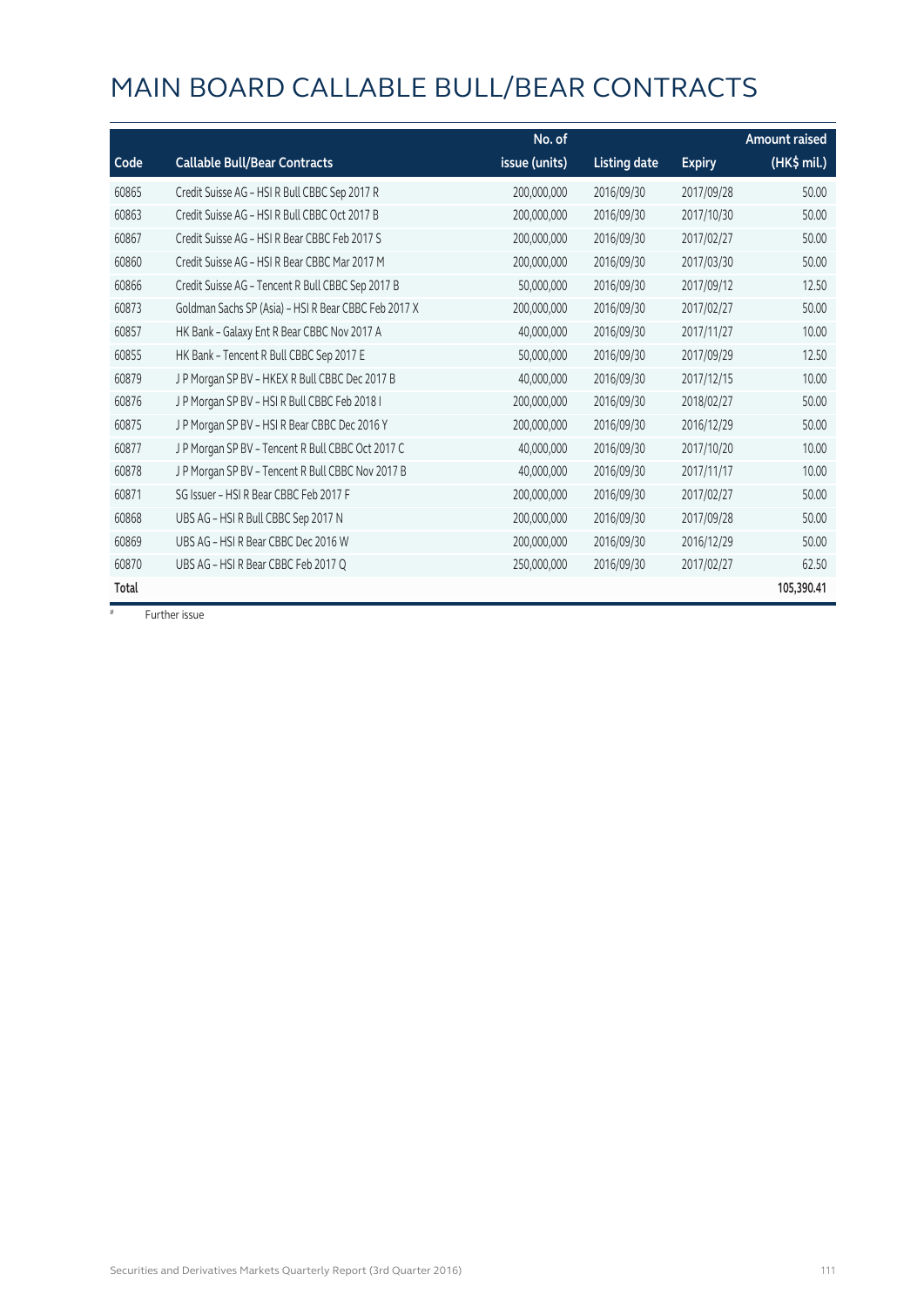# MAIN BOARD CALLABLE BULL/BEAR CONTRACTS

| Code | Callable Bull/Bear Contracts | No. of issue (units) | Listing date | Expiry | Amount raised (HK$ mil.) |
|---|---|---|---|---|---|
| 60865 | Credit Suisse AG - HSI R Bull CBBC Sep 2017 R | 200,000,000 | 2016/09/30 | 2017/09/28 | 50.00 |
| 60863 | Credit Suisse AG - HSI R Bull CBBC Oct 2017 B | 200,000,000 | 2016/09/30 | 2017/10/30 | 50.00 |
| 60867 | Credit Suisse AG - HSI R Bear CBBC Feb 2017 S | 200,000,000 | 2016/09/30 | 2017/02/27 | 50.00 |
| 60860 | Credit Suisse AG - HSI R Bear CBBC Mar 2017 M | 200,000,000 | 2016/09/30 | 2017/03/30 | 50.00 |
| 60866 | Credit Suisse AG - Tencent R Bull CBBC Sep 2017 B | 50,000,000 | 2016/09/30 | 2017/09/12 | 12.50 |
| 60873 | Goldman Sachs SP (Asia) - HSI R Bear CBBC Feb 2017 X | 200,000,000 | 2016/09/30 | 2017/02/27 | 50.00 |
| 60857 | HK Bank - Galaxy Ent R Bear CBBC Nov 2017 A | 40,000,000 | 2016/09/30 | 2017/11/27 | 10.00 |
| 60855 | HK Bank - Tencent R Bull CBBC Sep 2017 E | 50,000,000 | 2016/09/30 | 2017/09/29 | 12.50 |
| 60879 | J P Morgan SP BV - HKEX R Bull CBBC Dec 2017 B | 40,000,000 | 2016/09/30 | 2017/12/15 | 10.00 |
| 60876 | J P Morgan SP BV - HSI R Bull CBBC Feb 2018 I | 200,000,000 | 2016/09/30 | 2018/02/27 | 50.00 |
| 60875 | J P Morgan SP BV - HSI R Bear CBBC Dec 2016 Y | 200,000,000 | 2016/09/30 | 2016/12/29 | 50.00 |
| 60877 | J P Morgan SP BV - Tencent R Bull CBBC Oct 2017 C | 40,000,000 | 2016/09/30 | 2017/10/20 | 10.00 |
| 60878 | J P Morgan SP BV - Tencent R Bull CBBC Nov 2017 B | 40,000,000 | 2016/09/30 | 2017/11/17 | 10.00 |
| 60871 | SG Issuer - HSI R Bear CBBC Feb 2017 F | 200,000,000 | 2016/09/30 | 2017/02/27 | 50.00 |
| 60868 | UBS AG - HSI R Bull CBBC Sep 2017 N | 200,000,000 | 2016/09/30 | 2017/09/28 | 50.00 |
| 60869 | UBS AG - HSI R Bear CBBC Dec 2016 W | 200,000,000 | 2016/09/30 | 2016/12/29 | 50.00 |
| 60870 | UBS AG - HSI R Bear CBBC Feb 2017 Q | 250,000,000 | 2016/09/30 | 2017/02/27 | 62.50 |
| **Total** | | | | | **105,390.41** |

# Further issue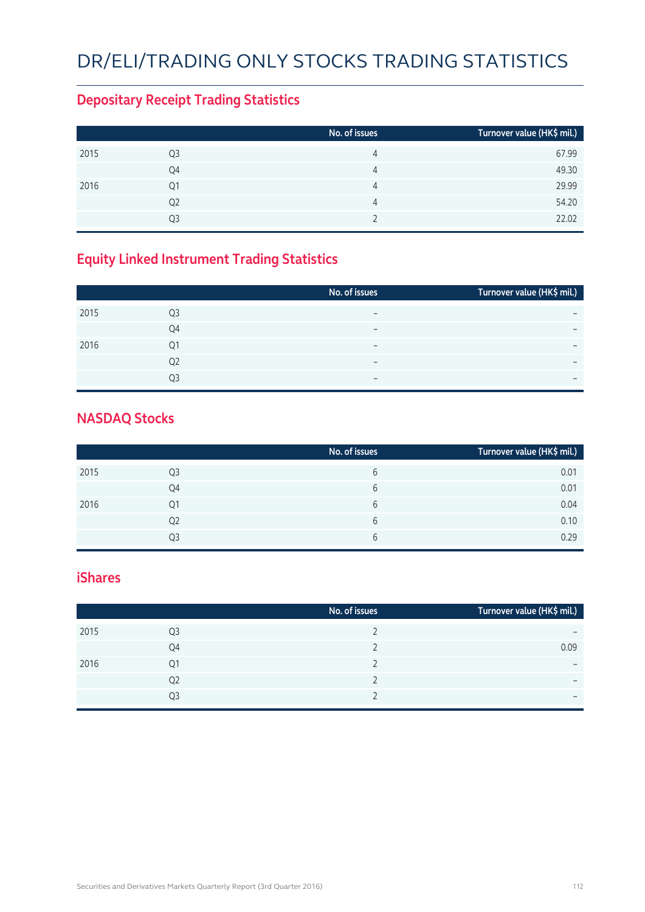# DR/ELI/TRADING ONLY STOCKS TRADING STATISTICS

## Depositary Receipt Trading Statistics

| | | No. of issues | Turnover value (HK$ mil.) |
|---|---|---|---|
| 2015 | Q3 | 4 | 67.99 |
| | Q4 | 4 | 49.30 |
| 2016 | Q1 | 4 | 29.99 |
| | Q2 | 4 | 54.20 |
| | Q3 | 2 | 22.02 |

## Equity Linked Instrument Trading Statistics

| | | No. of issues | Turnover value (HK$ mil.) |
|---|---|---|---|
| 2015 | Q3 | – | – |
| | Q4 | – | – |
| 2016 | Q1 | – | – |
| | Q2 | – | – |
| | Q3 | – | – |

## NASDAQ Stocks

| | | No. of issues | Turnover value (HK$ mil.) |
|---|---|---|---|
| 2015 | Q3 | 6 | 0.01 |
| | Q4 | 6 | 0.01 |
| 2016 | Q1 | 6 | 0.04 |
| | Q2 | 6 | 0.10 |
| | Q3 | 6 | 0.29 |

## iShares

| | | No. of issues | Turnover value (HK$ mil.) |
|---|---|---|---|
| 2015 | Q3 | 2 | – |
| | Q4 | 2 | 0.09 |
| 2016 | Q1 | 2 | – |
| | Q2 | 2 | – |
| | Q3 | 2 | – |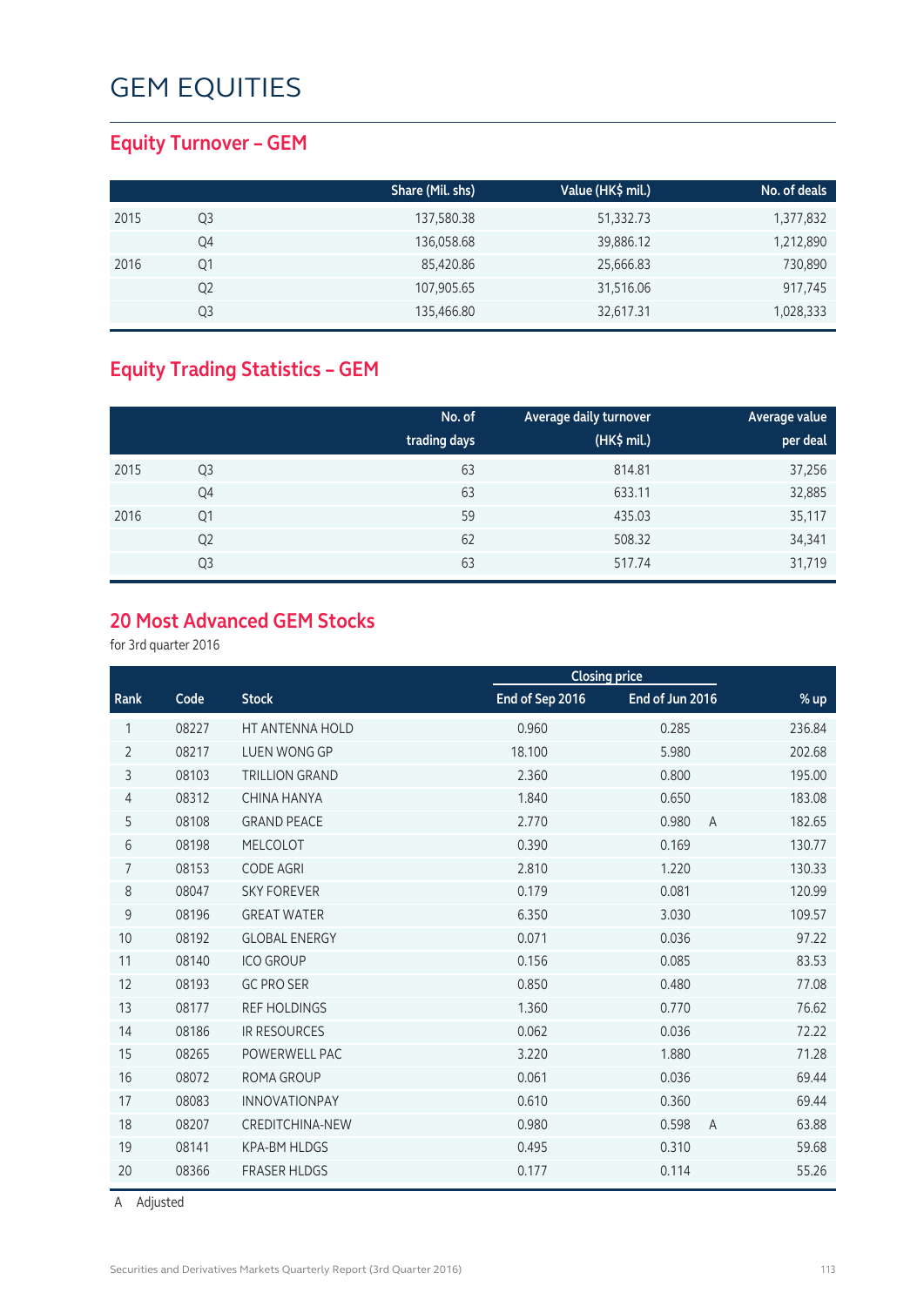# GEM EQUITIES

## Equity Turnover – GEM

| | | Share (Mil. shs) | Value (HK$ mil.) | No. of deals |
|---|---|---|---|---|
| 2015 | Q3 | 137,580.38 | 51,332.73 | 1,377,832 |
| | Q4 | 136,058.68 | 39,886.12 | 1,212,890 |
| 2016 | Q1 | 85,420.86 | 25,666.83 | 730,890 |
| | Q2 | 107,905.65 | 31,516.06 | 917,745 |
| | Q3 | 135,466.80 | 32,617.31 | 1,028,333 |

## Equity Trading Statistics – GEM

| | | No. of trading days | Average daily turnover (HK$ mil.) | Average value per deal |
|---|---|---|---|---|
| 2015 | Q3 | 63 | 814.81 | 37,256 |
| | Q4 | 63 | 633.11 | 32,885 |
| 2016 | Q1 | 59 | 435.03 | 35,117 |
| | Q2 | 62 | 508.32 | 34,341 |
| | Q3 | 63 | 517.74 | 31,719 |

## 20 Most Advanced GEM Stocks

for 3rd quarter 2016

| | | | Closing price | | | |
|---|---|---|---|---|---|---|
| Rank | Code | Stock | End of Sep 2016 | End of Jun 2016 | | % up |
| 1 | 08227 | HT ANTENNA HOLD | 0.960 | 0.285 | | 236.84 |
| 2 | 08217 | LUEN WONG GP | 18.100 | 5.980 | | 202.68 |
| 3 | 08103 | TRILLION GRAND | 2.360 | 0.800 | | 195.00 |
| 4 | 08312 | CHINA HANYA | 1.840 | 0.650 | | 183.08 |
| 5 | 08108 | GRAND PEACE | 2.770 | 0.980 | A | 182.65 |
| 6 | 08198 | MELCOLOT | 0.390 | 0.169 | | 130.77 |
| 7 | 08153 | CODE AGRI | 2.810 | 1.220 | | 130.33 |
| 8 | 08047 | SKY FOREVER | 0.179 | 0.081 | | 120.99 |
| 9 | 08196 | GREAT WATER | 6.350 | 3.030 | | 109.57 |
| 10 | 08192 | GLOBAL ENERGY | 0.071 | 0.036 | | 97.22 |
| 11 | 08140 | ICO GROUP | 0.156 | 0.085 | | 83.53 |
| 12 | 08193 | GC PRO SER | 0.850 | 0.480 | | 77.08 |
| 13 | 08177 | REF HOLDINGS | 1.360 | 0.770 | | 76.62 |
| 14 | 08186 | IR RESOURCES | 0.062 | 0.036 | | 72.22 |
| 15 | 08265 | POWERWELL PAC | 3.220 | 1.880 | | 71.28 |
| 16 | 08072 | ROMA GROUP | 0.061 | 0.036 | | 69.44 |
| 17 | 08083 | INNOVATIONPAY | 0.610 | 0.360 | | 69.44 |
| 18 | 08207 | CREDITCHINA-NEW | 0.980 | 0.598 | A | 63.88 |
| 19 | 08141 | KPA-BM HLDGS | 0.495 | 0.310 | | 59.68 |
| 20 | 08366 | FRASER HLDGS | 0.177 | 0.114 | | 55.26 |

A Adjusted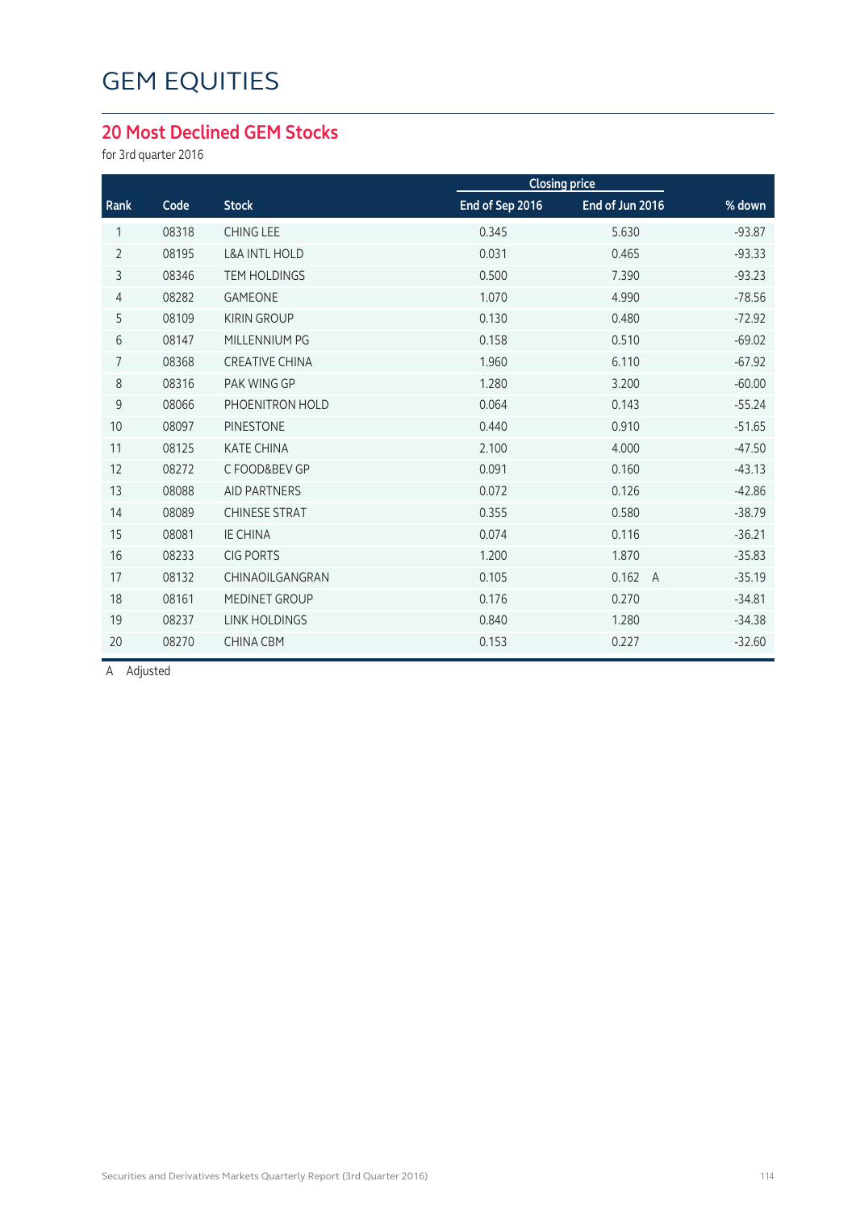# GEM EQUITIES

## 20 Most Declined GEM Stocks

for 3rd quarter 2016

| Rank | Code | Stock | Closing price | | % down |
|---|---|---|---|---|---|
| | | | End of Sep 2016 | End of Jun 2016 | |
| 1 | 08318 | CHING LEE | 0.345 | 5.630 | -93.87 |
| 2 | 08195 | L&A INTL HOLD | 0.031 | 0.465 | -93.33 |
| 3 | 08346 | TEM HOLDINGS | 0.500 | 7.390 | -93.23 |
| 4 | 08282 | GAMEONE | 1.070 | 4.990 | -78.56 |
| 5 | 08109 | KIRIN GROUP | 0.130 | 0.480 | -72.92 |
| 6 | 08147 | MILLENNIUM PG | 0.158 | 0.510 | -69.02 |
| 7 | 08368 | CREATIVE CHINA | 1.960 | 6.110 | -67.92 |
| 8 | 08316 | PAK WING GP | 1.280 | 3.200 | -60.00 |
| 9 | 08066 | PHOENITRON HOLD | 0.064 | 0.143 | -55.24 |
| 10 | 08097 | PINESTONE | 0.440 | 0.910 | -51.65 |
| 11 | 08125 | KATE CHINA | 2.100 | 4.000 | -47.50 |
| 12 | 08272 | C FOOD&BEV GP | 0.091 | 0.160 | -43.13 |
| 13 | 08088 | AID PARTNERS | 0.072 | 0.126 | -42.86 |
| 14 | 08089 | CHINESE STRAT | 0.355 | 0.580 | -38.79 |
| 15 | 08081 | IE CHINA | 0.074 | 0.116 | -36.21 |
| 16 | 08233 | CIG PORTS | 1.200 | 1.870 | -35.83 |
| 17 | 08132 | CHINAOILGANGRAN | 0.105 | 0.162 A | -35.19 |
| 18 | 08161 | MEDINET GROUP | 0.176 | 0.270 | -34.81 |
| 19 | 08237 | LINK HOLDINGS | 0.840 | 1.280 | -34.38 |
| 20 | 08270 | CHINA CBM | 0.153 | 0.227 | -32.60 |

A Adjusted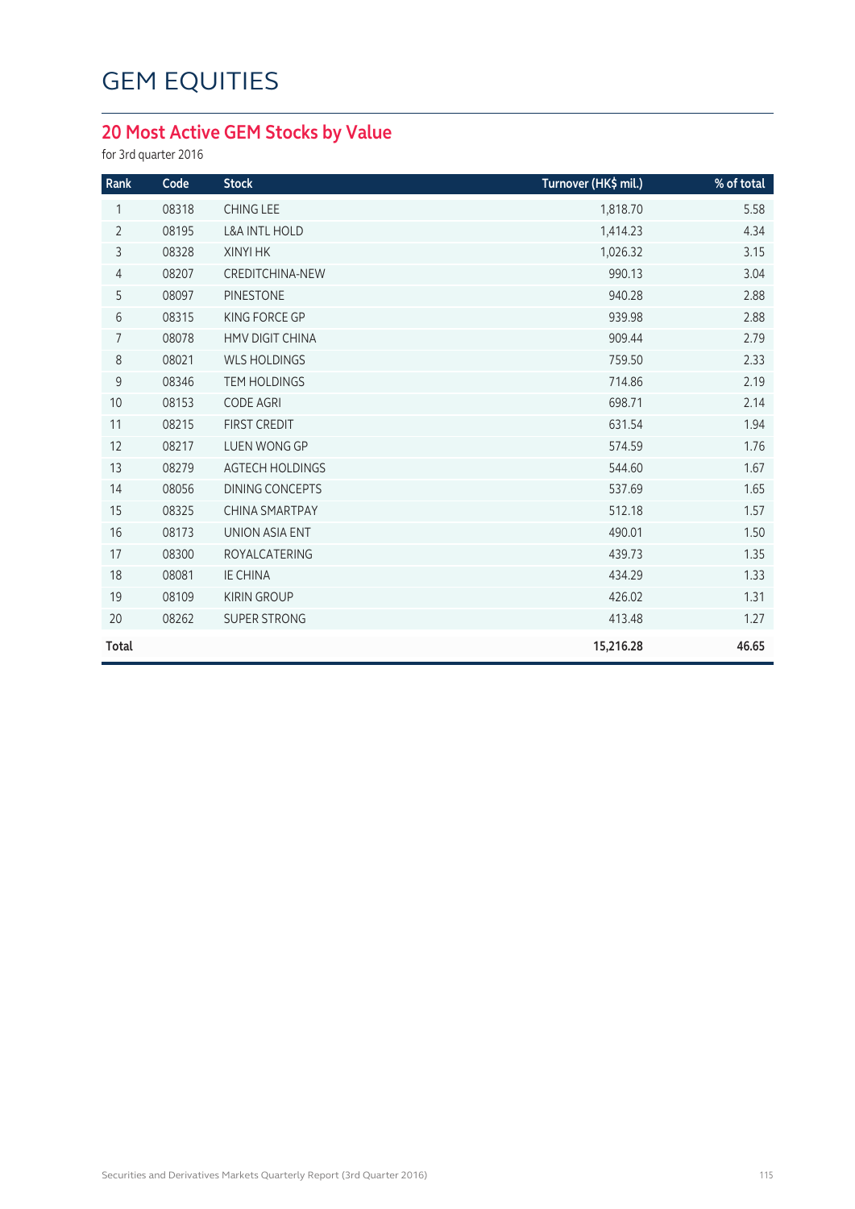# GEM EQUITIES

## 20 Most Active GEM Stocks by Value

for 3rd quarter 2016

| Rank | Code | Stock | Turnover (HK$ mil.) | % of total |
|---|---|---|---|---|
| 1 | 08318 | CHING LEE | 1,818.70 | 5.58 |
| 2 | 08195 | L&A INTL HOLD | 1,414.23 | 4.34 |
| 3 | 08328 | XINYI HK | 1,026.32 | 3.15 |
| 4 | 08207 | CREDITCHINA-NEW | 990.13 | 3.04 |
| 5 | 08097 | PINESTONE | 940.28 | 2.88 |
| 6 | 08315 | KING FORCE GP | 939.98 | 2.88 |
| 7 | 08078 | HMV DIGIT CHINA | 909.44 | 2.79 |
| 8 | 08021 | WLS HOLDINGS | 759.50 | 2.33 |
| 9 | 08346 | TEM HOLDINGS | 714.86 | 2.19 |
| 10 | 08153 | CODE AGRI | 698.71 | 2.14 |
| 11 | 08215 | FIRST CREDIT | 631.54 | 1.94 |
| 12 | 08217 | LUEN WONG GP | 574.59 | 1.76 |
| 13 | 08279 | AGTECH HOLDINGS | 544.60 | 1.67 |
| 14 | 08056 | DINING CONCEPTS | 537.69 | 1.65 |
| 15 | 08325 | CHINA SMARTPAY | 512.18 | 1.57 |
| 16 | 08173 | UNION ASIA ENT | 490.01 | 1.50 |
| 17 | 08300 | ROYALCATERING | 439.73 | 1.35 |
| 18 | 08081 | IE CHINA | 434.29 | 1.33 |
| 19 | 08109 | KIRIN GROUP | 426.02 | 1.31 |
| 20 | 08262 | SUPER STRONG | 413.48 | 1.27 |
| **Total** | | | **15,216.28** | **46.65** |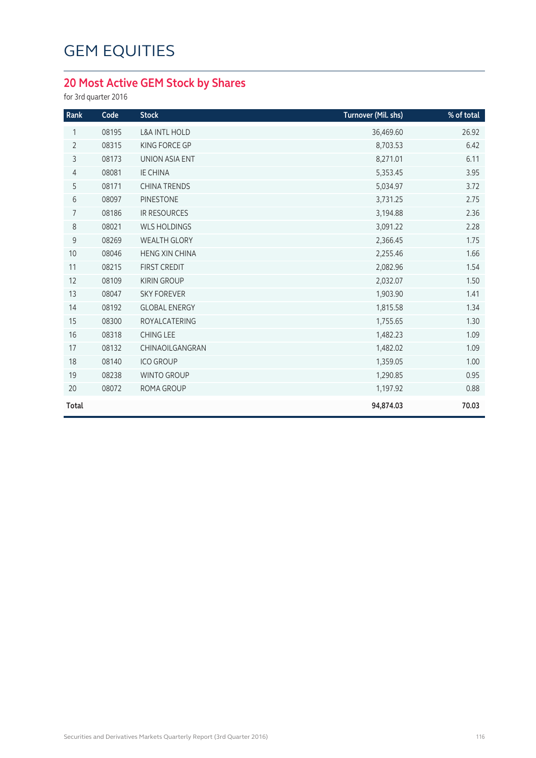# GEM EQUITIES

## 20 Most Active GEM Stock by Shares

for 3rd quarter 2016

| Rank | Code | Stock | Turnover (Mil. shs) | % of total |
|---|---|---|---|---|
| 1 | 08195 | L&A INTL HOLD | 36,469.60 | 26.92 |
| 2 | 08315 | KING FORCE GP | 8,703.53 | 6.42 |
| 3 | 08173 | UNION ASIA ENT | 8,271.01 | 6.11 |
| 4 | 08081 | IE CHINA | 5,353.45 | 3.95 |
| 5 | 08171 | CHINA TRENDS | 5,034.97 | 3.72 |
| 6 | 08097 | PINESTONE | 3,731.25 | 2.75 |
| 7 | 08186 | IR RESOURCES | 3,194.88 | 2.36 |
| 8 | 08021 | WLS HOLDINGS | 3,091.22 | 2.28 |
| 9 | 08269 | WEALTH GLORY | 2,366.45 | 1.75 |
| 10 | 08046 | HENG XIN CHINA | 2,255.46 | 1.66 |
| 11 | 08215 | FIRST CREDIT | 2,082.96 | 1.54 |
| 12 | 08109 | KIRIN GROUP | 2,032.07 | 1.50 |
| 13 | 08047 | SKY FOREVER | 1,903.90 | 1.41 |
| 14 | 08192 | GLOBAL ENERGY | 1,815.58 | 1.34 |
| 15 | 08300 | ROYALCATERING | 1,755.65 | 1.30 |
| 16 | 08318 | CHING LEE | 1,482.23 | 1.09 |
| 17 | 08132 | CHINAOILGANGRAN | 1,482.02 | 1.09 |
| 18 | 08140 | ICO GROUP | 1,359.05 | 1.00 |
| 19 | 08238 | WINTO GROUP | 1,290.85 | 0.95 |
| 20 | 08072 | ROMA GROUP | 1,197.92 | 0.88 |
| **Total** | | | **94,874.03** | **70.03** |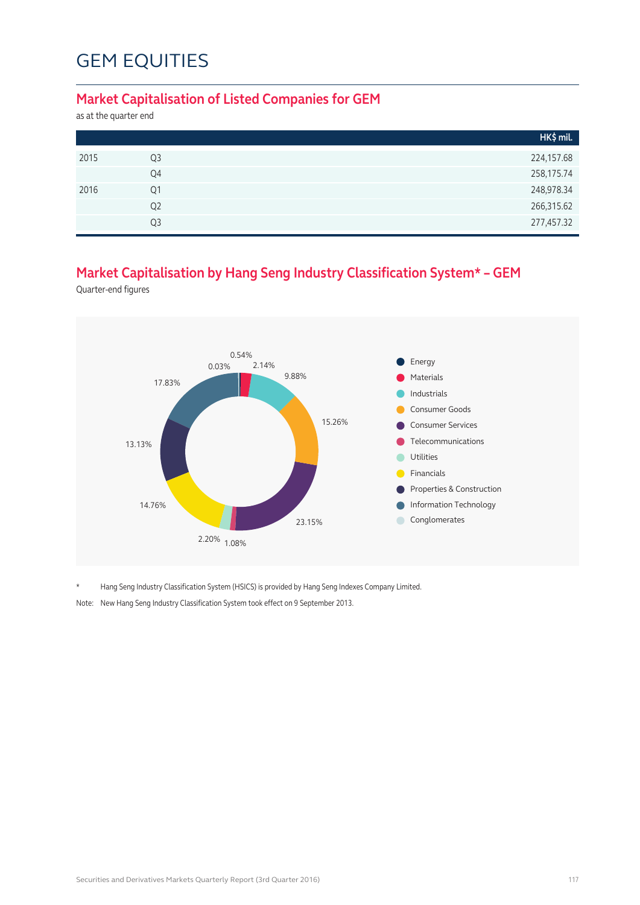# GEM EQUITIES

## Market Capitalisation of Listed Companies for GEM

as at the quarter end

| | | HK$ mil. |
|---|---|---|
| 2015 | Q3 | 224,157.68 |
| | Q4 | 258,175.74 |
| 2016 | Q1 | 248,978.34 |
| | Q2 | 266,315.62 |
| | Q3 | 277,457.32 |

## Market Capitalisation by Hang Seng Industry Classification System* – GEM

Quarter-end figures

| Industry | % |
|---|---|
| Energy | 0.54% |
| Materials | 2.14% |
| Industrials | 9.88% |
| Consumer Goods | 15.26% |
| Consumer Services | 23.15% |
| Telecommunications | 1.08% |
| Utilities | 2.20% |
| Financials | 14.76% |
| Properties & Construction | 13.13% |
| Information Technology | 17.83% |
| Conglomerates | 0.03% |

\* Hang Seng Industry Classification System (HSICS) is provided by Hang Seng Indexes Company Limited.

Note: New Hang Seng Industry Classification System took effect on 9 September 2013.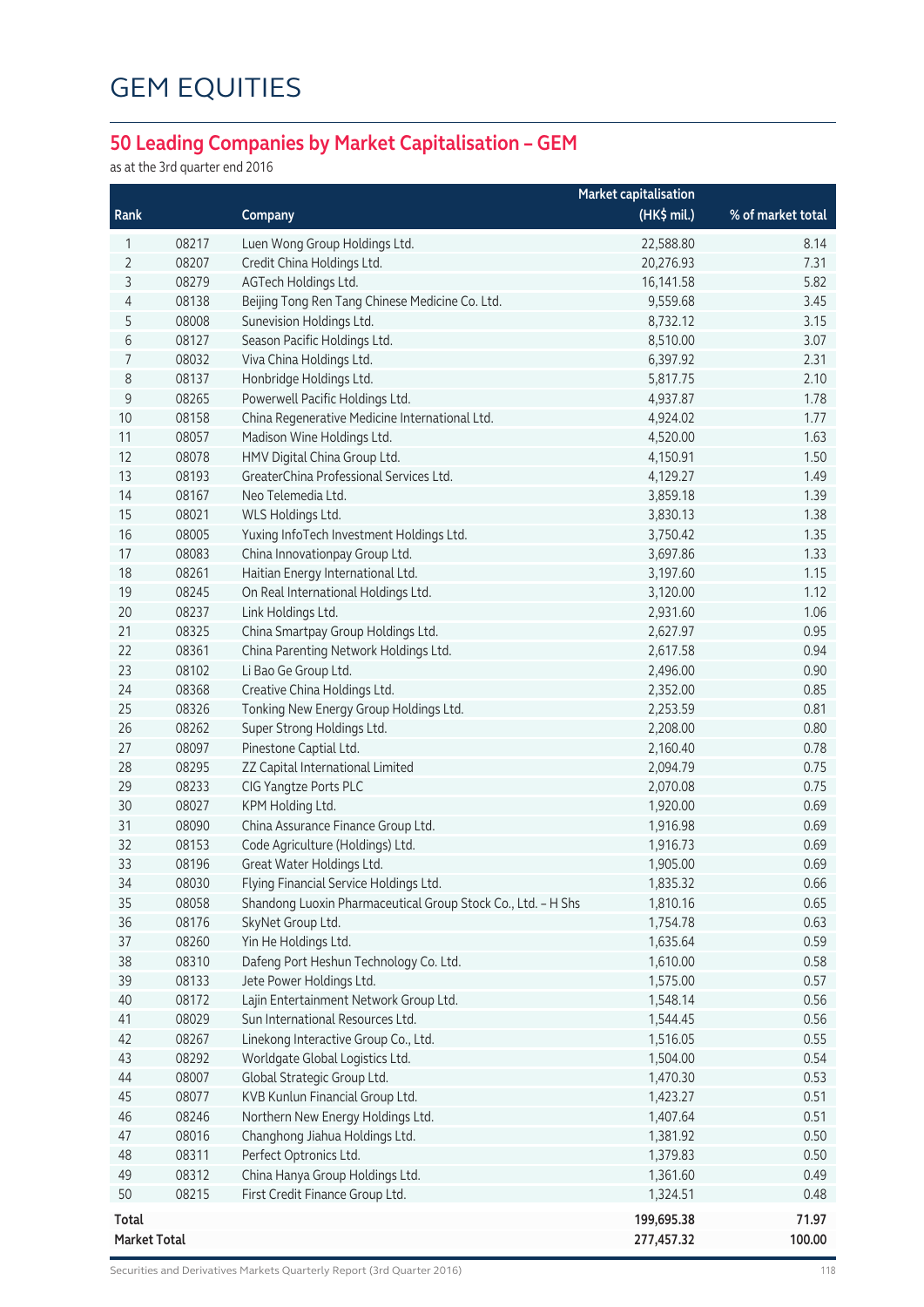# GEM EQUITIES

## 50 Leading Companies by Market Capitalisation – GEM

as at the 3rd quarter end 2016

| Rank | | Company | Market capitalisation (HK$ mil.) | % of market total |
|---|---|---|---|---|
| 1 | 08217 | Luen Wong Group Holdings Ltd. | 22,588.80 | 8.14 |
| 2 | 08207 | Credit China Holdings Ltd. | 20,276.93 | 7.31 |
| 3 | 08279 | AGTech Holdings Ltd. | 16,141.58 | 5.82 |
| 4 | 08138 | Beijing Tong Ren Tang Chinese Medicine Co. Ltd. | 9,559.68 | 3.45 |
| 5 | 08008 | Sunevision Holdings Ltd. | 8,732.12 | 3.15 |
| 6 | 08127 | Season Pacific Holdings Ltd. | 8,510.00 | 3.07 |
| 7 | 08032 | Viva China Holdings Ltd. | 6,397.92 | 2.31 |
| 8 | 08137 | Honbridge Holdings Ltd. | 5,817.75 | 2.10 |
| 9 | 08265 | Powerwell Pacific Holdings Ltd. | 4,937.87 | 1.78 |
| 10 | 08158 | China Regenerative Medicine International Ltd. | 4,924.02 | 1.77 |
| 11 | 08057 | Madison Wine Holdings Ltd. | 4,520.00 | 1.63 |
| 12 | 08078 | HMV Digital China Group Ltd. | 4,150.91 | 1.50 |
| 13 | 08193 | GreaterChina Professional Services Ltd. | 4,129.27 | 1.49 |
| 14 | 08167 | Neo Telemedia Ltd. | 3,859.18 | 1.39 |
| 15 | 08021 | WLS Holdings Ltd. | 3,830.13 | 1.38 |
| 16 | 08005 | Yuxing InfoTech Investment Holdings Ltd. | 3,750.42 | 1.35 |
| 17 | 08083 | China Innovationpay Group Ltd. | 3,697.86 | 1.33 |
| 18 | 08261 | Haitian Energy International Ltd. | 3,197.60 | 1.15 |
| 19 | 08245 | On Real International Holdings Ltd. | 3,120.00 | 1.12 |
| 20 | 08237 | Link Holdings Ltd. | 2,931.60 | 1.06 |
| 21 | 08325 | China Smartpay Group Holdings Ltd. | 2,627.97 | 0.95 |
| 22 | 08361 | China Parenting Network Holdings Ltd. | 2,617.58 | 0.94 |
| 23 | 08102 | Li Bao Ge Group Ltd. | 2,496.00 | 0.90 |
| 24 | 08368 | Creative China Holdings Ltd. | 2,352.00 | 0.85 |
| 25 | 08326 | Tonking New Energy Group Holdings Ltd. | 2,253.59 | 0.81 |
| 26 | 08262 | Super Strong Holdings Ltd. | 2,208.00 | 0.80 |
| 27 | 08097 | Pinestone Captial Ltd. | 2,160.40 | 0.78 |
| 28 | 08295 | ZZ Capital International Limited | 2,094.79 | 0.75 |
| 29 | 08233 | CIG Yangtze Ports PLC | 2,070.08 | 0.75 |
| 30 | 08027 | KPM Holding Ltd. | 1,920.00 | 0.69 |
| 31 | 08090 | China Assurance Finance Group Ltd. | 1,916.98 | 0.69 |
| 32 | 08153 | Code Agriculture (Holdings) Ltd. | 1,916.73 | 0.69 |
| 33 | 08196 | Great Water Holdings Ltd. | 1,905.00 | 0.69 |
| 34 | 08030 | Flying Financial Service Holdings Ltd. | 1,835.32 | 0.66 |
| 35 | 08058 | Shandong Luoxin Pharmaceutical Group Stock Co., Ltd. – H Shs | 1,810.16 | 0.65 |
| 36 | 08176 | SkyNet Group Ltd. | 1,754.78 | 0.63 |
| 37 | 08260 | Yin He Holdings Ltd. | 1,635.64 | 0.59 |
| 38 | 08310 | Dafeng Port Heshun Technology Co. Ltd. | 1,610.00 | 0.58 |
| 39 | 08133 | Jete Power Holdings Ltd. | 1,575.00 | 0.57 |
| 40 | 08172 | Lajin Entertainment Network Group Ltd. | 1,548.14 | 0.56 |
| 41 | 08029 | Sun International Resources Ltd. | 1,544.45 | 0.56 |
| 42 | 08267 | Linekong Interactive Group Co., Ltd. | 1,516.05 | 0.55 |
| 43 | 08292 | Worldgate Global Logistics Ltd. | 1,504.00 | 0.54 |
| 44 | 08007 | Global Strategic Group Ltd. | 1,470.30 | 0.53 |
| 45 | 08077 | KVB Kunlun Financial Group Ltd. | 1,423.27 | 0.51 |
| 46 | 08246 | Northern New Energy Holdings Ltd. | 1,407.64 | 0.51 |
| 47 | 08016 | Changhong Jiahua Holdings Ltd. | 1,381.92 | 0.50 |
| 48 | 08311 | Perfect Optronics Ltd. | 1,379.83 | 0.50 |
| 49 | 08312 | China Hanya Group Holdings Ltd. | 1,361.60 | 0.49 |
| 50 | 08215 | First Credit Finance Group Ltd. | 1,324.51 | 0.48 |
| **Total** | | | **199,695.38** | **71.97** |
| **Market Total** | | | **277,457.32** | **100.00** |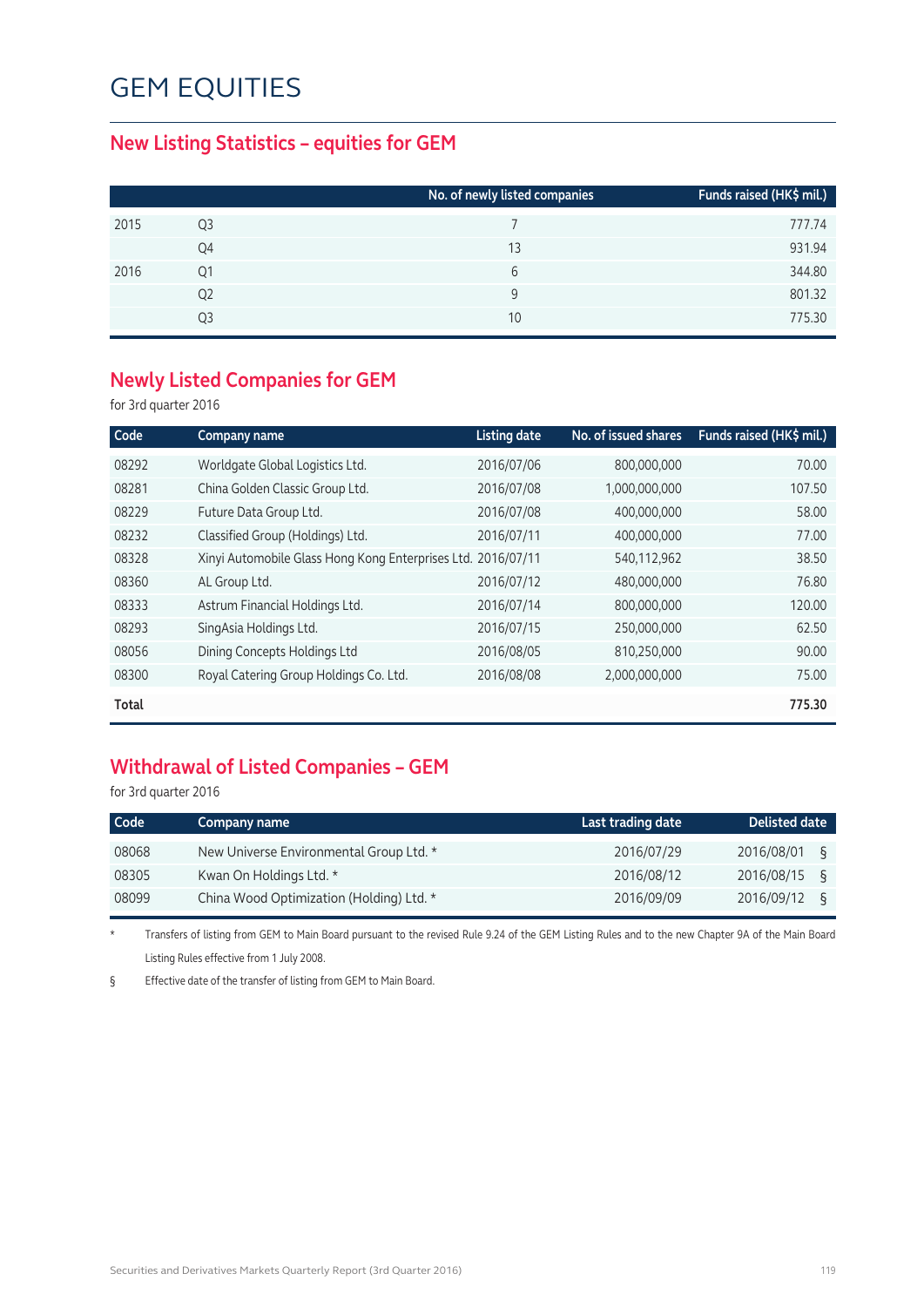# GEM EQUITIES

## New Listing Statistics – equities for GEM

| | | No. of newly listed companies | Funds raised (HK$ mil.) |
|---|---|---|---|
| 2015 | Q3 | 7 | 777.74 |
| | Q4 | 13 | 931.94 |
| 2016 | Q1 | 6 | 344.80 |
| | Q2 | 9 | 801.32 |
| | Q3 | 10 | 775.30 |

## Newly Listed Companies for GEM

for 3rd quarter 2016

| Code | Company name | Listing date | No. of issued shares | Funds raised (HK$ mil.) |
|---|---|---|---|---|
| 08292 | Worldgate Global Logistics Ltd. | 2016/07/06 | 800,000,000 | 70.00 |
| 08281 | China Golden Classic Group Ltd. | 2016/07/08 | 1,000,000,000 | 107.50 |
| 08229 | Future Data Group Ltd. | 2016/07/08 | 400,000,000 | 58.00 |
| 08232 | Classified Group (Holdings) Ltd. | 2016/07/11 | 400,000,000 | 77.00 |
| 08328 | Xinyi Automobile Glass Hong Kong Enterprises Ltd. | 2016/07/11 | 540,112,962 | 38.50 |
| 08360 | AL Group Ltd. | 2016/07/12 | 480,000,000 | 76.80 |
| 08333 | Astrum Financial Holdings Ltd. | 2016/07/14 | 800,000,000 | 120.00 |
| 08293 | SingAsia Holdings Ltd. | 2016/07/15 | 250,000,000 | 62.50 |
| 08056 | Dining Concepts Holdings Ltd | 2016/08/05 | 810,250,000 | 90.00 |
| 08300 | Royal Catering Group Holdings Co. Ltd. | 2016/08/08 | 2,000,000,000 | 75.00 |
| **Total** | | | | **775.30** |

## Withdrawal of Listed Companies – GEM

for 3rd quarter 2016

| Code | Company name | Last trading date | Delisted date |
|---|---|---|---|
| 08068 | New Universe Environmental Group Ltd. * | 2016/07/29 | 2016/08/01 § |
| 08305 | Kwan On Holdings Ltd. * | 2016/08/12 | 2016/08/15 § |
| 08099 | China Wood Optimization (Holding) Ltd. * | 2016/09/09 | 2016/09/12 § |

* Transfers of listing from GEM to Main Board pursuant to the revised Rule 9.24 of the GEM Listing Rules and to the new Chapter 9A of the Main Board Listing Rules effective from 1 July 2008.

§ Effective date of the transfer of listing from GEM to Main Board.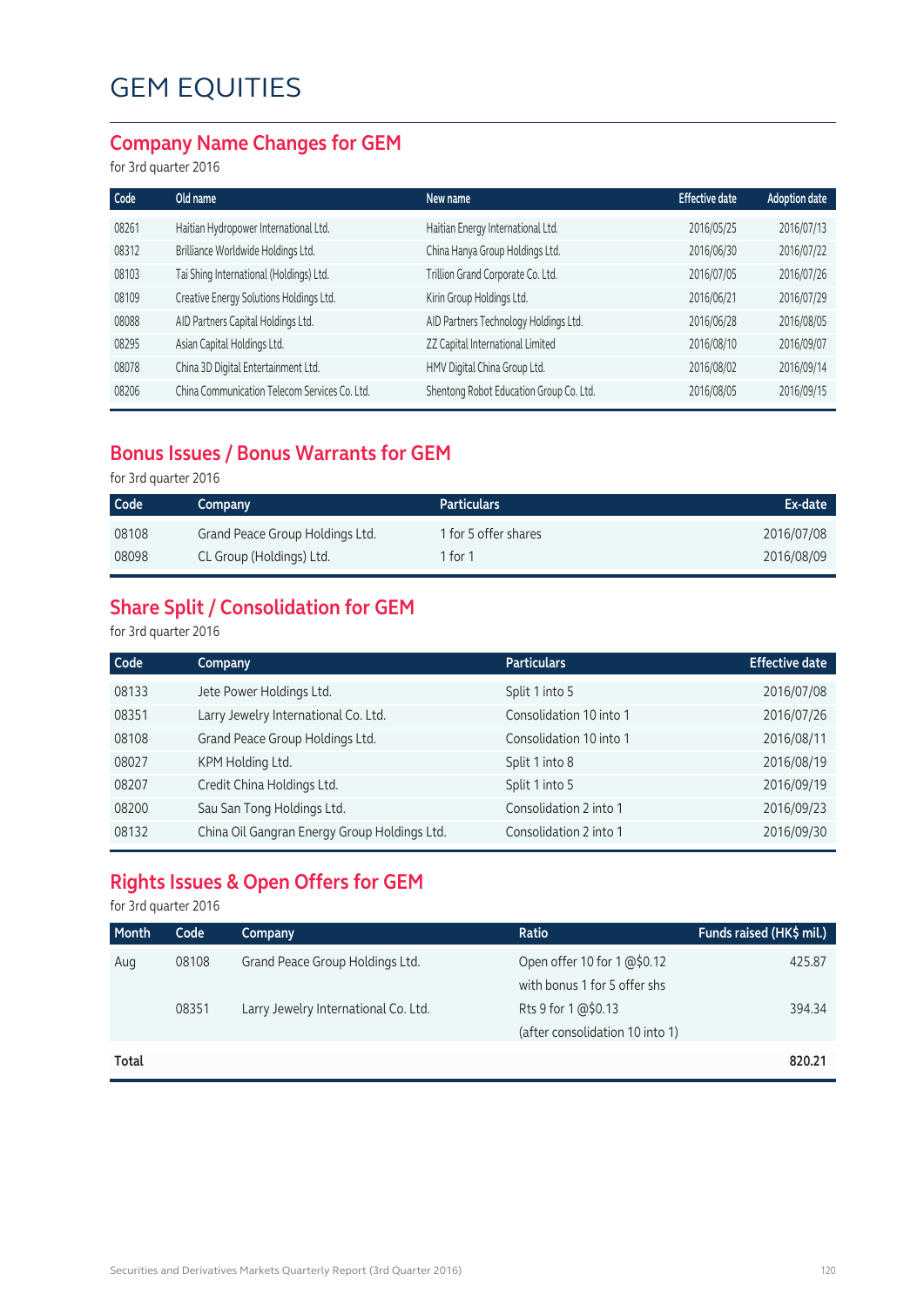# GEM EQUITIES

## Company Name Changes for GEM

for 3rd quarter 2016

| Code | Old name | New name | Effective date | Adoption date |
|---|---|---|---|---|
| 08261 | Haitian Hydropower International Ltd. | Haitian Energy International Ltd. | 2016/05/25 | 2016/07/13 |
| 08312 | Brilliance Worldwide Holdings Ltd. | China Hanya Group Holdings Ltd. | 2016/06/30 | 2016/07/22 |
| 08103 | Tai Shing International (Holdings) Ltd. | Trillion Grand Corporate Co. Ltd. | 2016/07/05 | 2016/07/26 |
| 08109 | Creative Energy Solutions Holdings Ltd. | Kirin Group Holdings Ltd. | 2016/06/21 | 2016/07/29 |
| 08088 | AID Partners Capital Holdings Ltd. | AID Partners Technology Holdings Ltd. | 2016/06/28 | 2016/08/05 |
| 08295 | Asian Capital Holdings Ltd. | ZZ Capital International Limited | 2016/08/10 | 2016/09/07 |
| 08078 | China 3D Digital Entertainment Ltd. | HMV Digital China Group Ltd. | 2016/08/02 | 2016/09/14 |
| 08206 | China Communication Telecom Services Co. Ltd. | Shentong Robot Education Group Co. Ltd. | 2016/08/05 | 2016/09/15 |

## Bonus Issues / Bonus Warrants for GEM

for 3rd quarter 2016

| Code | Company | Particulars | Ex-date |
|---|---|---|---|
| 08108 | Grand Peace Group Holdings Ltd. | 1 for 5 offer shares | 2016/07/08 |
| 08098 | CL Group (Holdings) Ltd. | 1 for 1 | 2016/08/09 |

## Share Split / Consolidation for GEM

for 3rd quarter 2016

| Code | Company | Particulars | Effective date |
|---|---|---|---|
| 08133 | Jete Power Holdings Ltd. | Split 1 into 5 | 2016/07/08 |
| 08351 | Larry Jewelry International Co. Ltd. | Consolidation 10 into 1 | 2016/07/26 |
| 08108 | Grand Peace Group Holdings Ltd. | Consolidation 10 into 1 | 2016/08/11 |
| 08027 | KPM Holding Ltd. | Split 1 into 8 | 2016/08/19 |
| 08207 | Credit China Holdings Ltd. | Split 1 into 5 | 2016/09/19 |
| 08200 | Sau San Tong Holdings Ltd. | Consolidation 2 into 1 | 2016/09/23 |
| 08132 | China Oil Gangran Energy Group Holdings Ltd. | Consolidation 2 into 1 | 2016/09/30 |

## Rights Issues & Open Offers for GEM

for 3rd quarter 2016

| Month | Code | Company | Ratio | Funds raised (HK$ mil.) |
|---|---|---|---|---|
| Aug | 08108 | Grand Peace Group Holdings Ltd. | Open offer 10 for 1 @$0.12 with bonus 1 for 5 offer shs | 425.87 |
| | 08351 | Larry Jewelry International Co. Ltd. | Rts 9 for 1 @$0.13 (after consolidation 10 into 1) | 394.34 |
| **Total** | | | | **820.21** |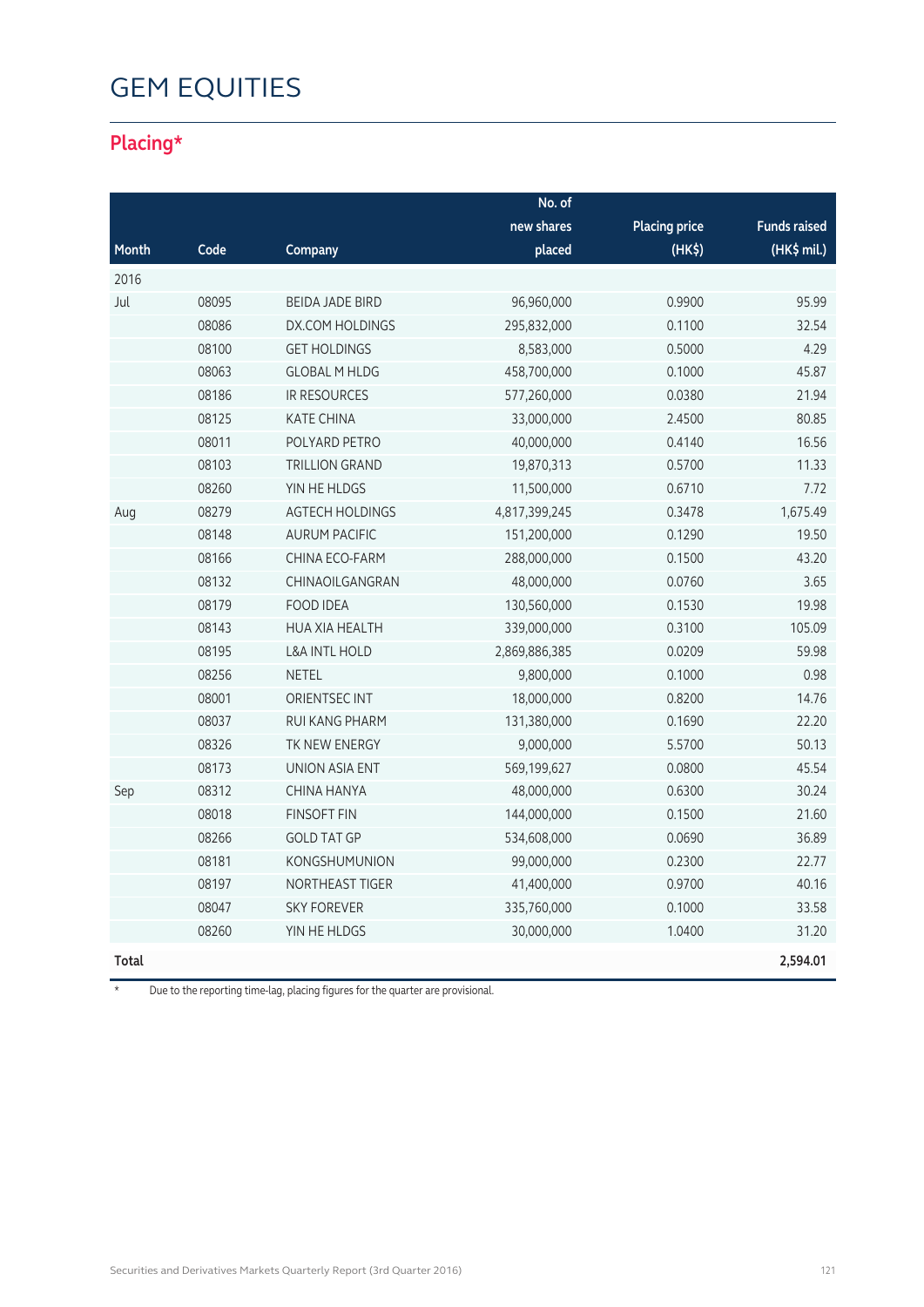# GEM EQUITIES

## Placing*

| Month | Code | Company | No. of new shares placed | Placing price (HK$) | Funds raised (HK$ mil.) |
|---|---|---|---|---|---|
| 2016 | | | | | |
| Jul | 08095 | BEIDA JADE BIRD | 96,960,000 | 0.9900 | 95.99 |
| | 08086 | DX.COM HOLDINGS | 295,832,000 | 0.1100 | 32.54 |
| | 08100 | GET HOLDINGS | 8,583,000 | 0.5000 | 4.29 |
| | 08063 | GLOBAL M HLDG | 458,700,000 | 0.1000 | 45.87 |
| | 08186 | IR RESOURCES | 577,260,000 | 0.0380 | 21.94 |
| | 08125 | KATE CHINA | 33,000,000 | 2.4500 | 80.85 |
| | 08011 | POLYARD PETRO | 40,000,000 | 0.4140 | 16.56 |
| | 08103 | TRILLION GRAND | 19,870,313 | 0.5700 | 11.33 |
| | 08260 | YIN HE HLDGS | 11,500,000 | 0.6710 | 7.72 |
| Aug | 08279 | AGTECH HOLDINGS | 4,817,399,245 | 0.3478 | 1,675.49 |
| | 08148 | AURUM PACIFIC | 151,200,000 | 0.1290 | 19.50 |
| | 08166 | CHINA ECO-FARM | 288,000,000 | 0.1500 | 43.20 |
| | 08132 | CHINAOILGANGRAN | 48,000,000 | 0.0760 | 3.65 |
| | 08179 | FOOD IDEA | 130,560,000 | 0.1530 | 19.98 |
| | 08143 | HUA XIA HEALTH | 339,000,000 | 0.3100 | 105.09 |
| | 08195 | L&A INTL HOLD | 2,869,886,385 | 0.0209 | 59.98 |
| | 08256 | NETEL | 9,800,000 | 0.1000 | 0.98 |
| | 08001 | ORIENTSEC INT | 18,000,000 | 0.8200 | 14.76 |
| | 08037 | RUI KANG PHARM | 131,380,000 | 0.1690 | 22.20 |
| | 08326 | TK NEW ENERGY | 9,000,000 | 5.5700 | 50.13 |
| | 08173 | UNION ASIA ENT | 569,199,627 | 0.0800 | 45.54 |
| Sep | 08312 | CHINA HANYA | 48,000,000 | 0.6300 | 30.24 |
| | 08018 | FINSOFT FIN | 144,000,000 | 0.1500 | 21.60 |
| | 08266 | GOLD TAT GP | 534,608,000 | 0.0690 | 36.89 |
| | 08181 | KONGSHUMUNION | 99,000,000 | 0.2300 | 22.77 |
| | 08197 | NORTHEAST TIGER | 41,400,000 | 0.9700 | 40.16 |
| | 08047 | SKY FOREVER | 335,760,000 | 0.1000 | 33.58 |
| | 08260 | YIN HE HLDGS | 30,000,000 | 1.0400 | 31.20 |
| **Total** | | | | | **2,594.01** |

\* Due to the reporting time-lag, placing figures for the quarter are provisional.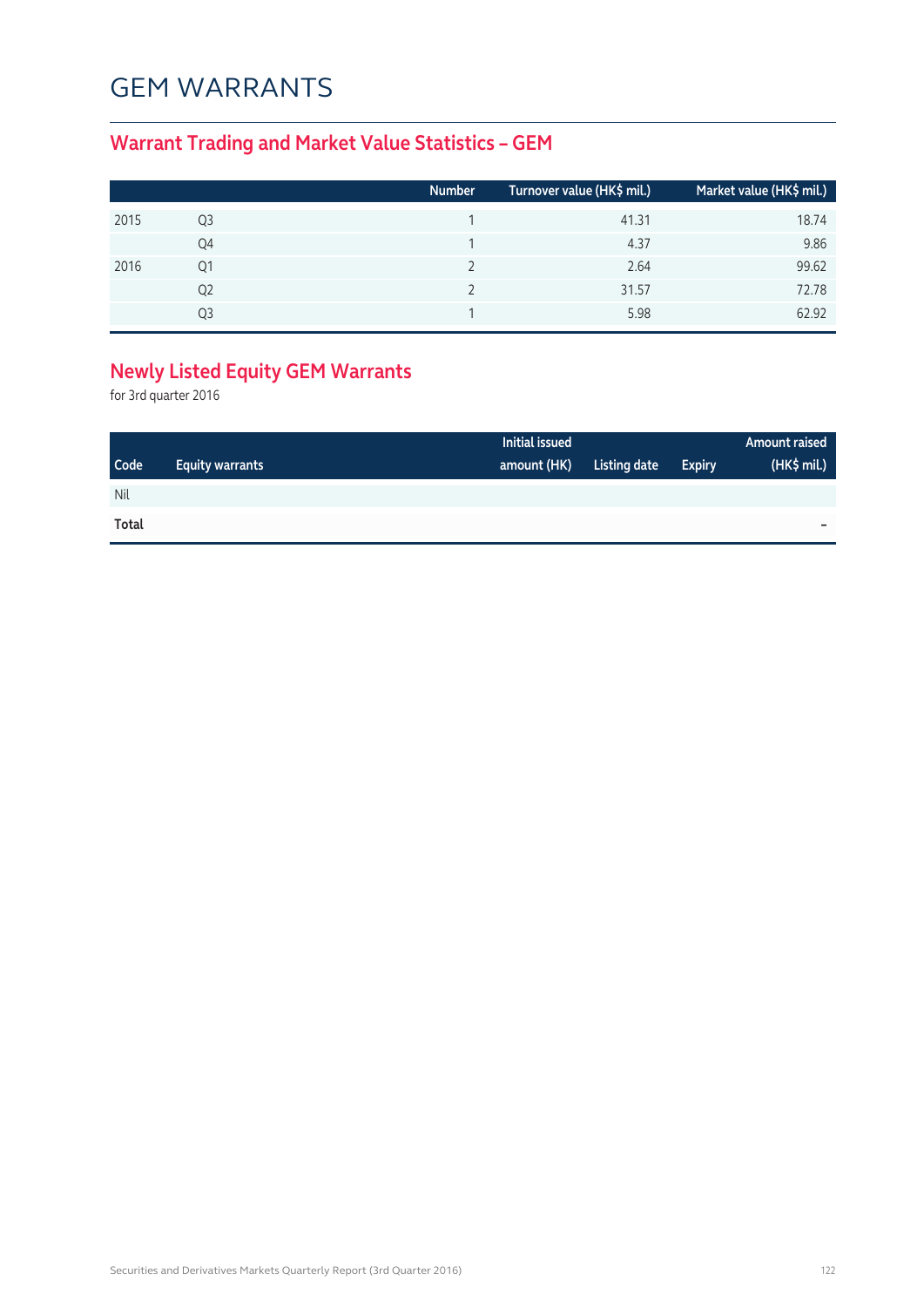# GEM WARRANTS

## Warrant Trading and Market Value Statistics – GEM

| | | Number | Turnover value (HK$ mil.) | Market value (HK$ mil.) |
|---|---|---|---|---|
| 2015 | Q3 | 1 | 41.31 | 18.74 |
| | Q4 | 1 | 4.37 | 9.86 |
| 2016 | Q1 | 2 | 2.64 | 99.62 |
| | Q2 | 2 | 31.57 | 72.78 |
| | Q3 | 1 | 5.98 | 62.92 |

## Newly Listed Equity GEM Warrants

for 3rd quarter 2016

| Code | Equity warrants | Initial issued amount (HK) | Listing date | Expiry | Amount raised (HK$ mil.) |
|---|---|---|---|---|---|
| Nil | | | | | |
| **Total** | | | | | – |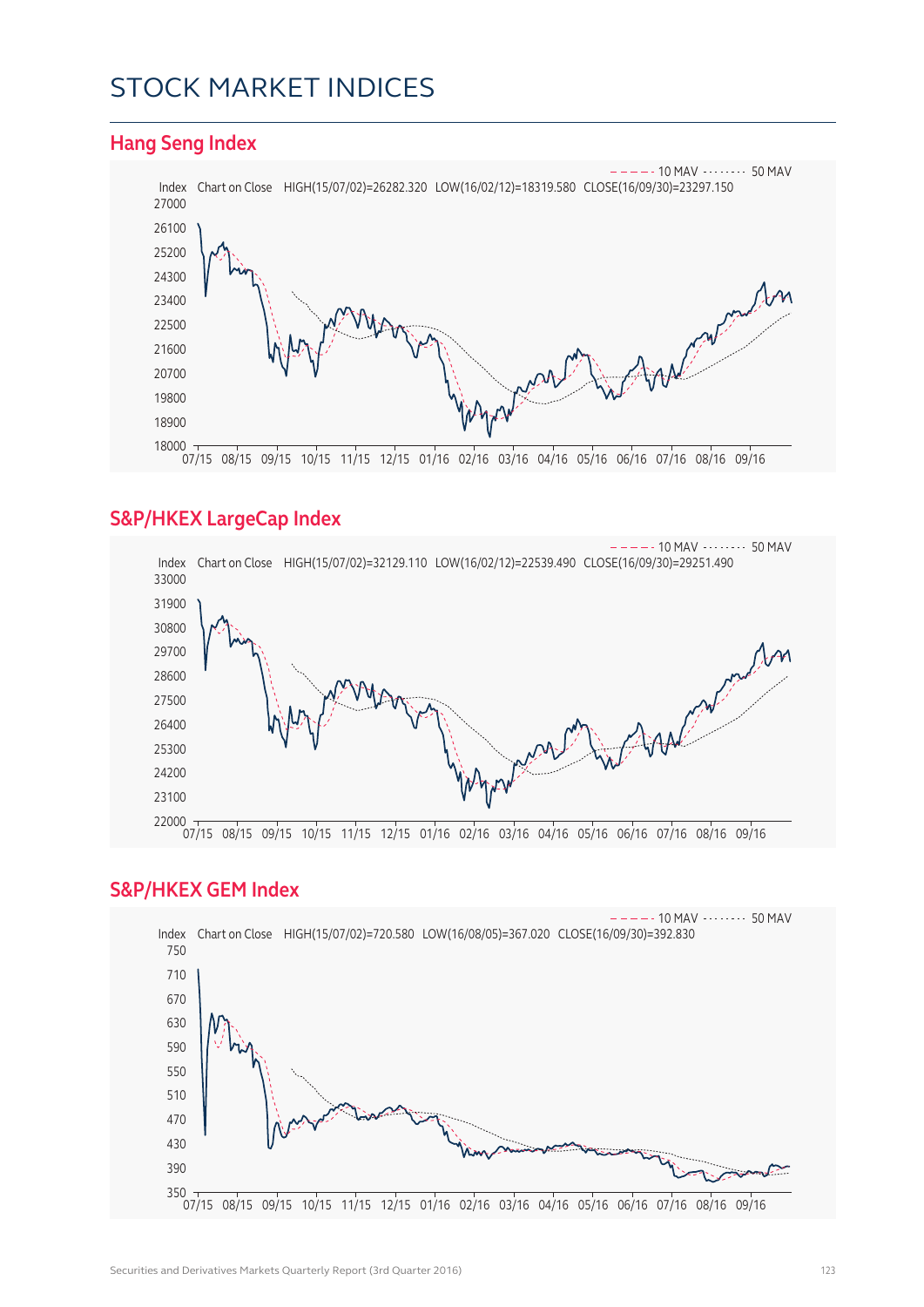# STOCK MARKET INDICES

## Hang Seng Index

10 MAV    50 MAV

Index  Chart on Close  HIGH(15/07/02)=26282.320  LOW(16/02/12)=18319.580  CLOSE(16/09/30)=23297.150

## S&P/HKEX LargeCap Index

10 MAV    50 MAV

Index  Chart on Close  HIGH(15/07/02)=32129.110  LOW(16/02/12)=22539.490  CLOSE(16/09/30)=29251.490

## S&P/HKEX GEM Index

10 MAV    50 MAV

Index  Chart on Close  HIGH(15/07/02)=720.580  LOW(16/08/05)=367.020  CLOSE(16/09/30)=392.830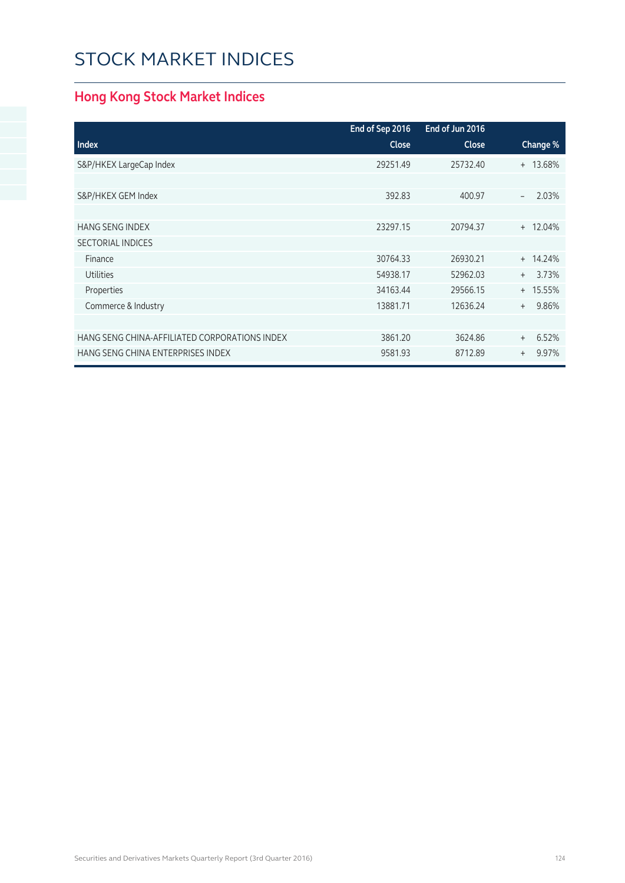# STOCK MARKET INDICES

## Hong Kong Stock Market Indices

| Index | End of Sep 2016 Close | End of Jun 2016 Close | Change % |
|---|---|---|---|
| S&P/HKEX LargeCap Index | 29251.49 | 25732.40 | + 13.68% |
| | | | |
| S&P/HKEX GEM Index | 392.83 | 400.97 | – 2.03% |
| | | | |
| HANG SENG INDEX | 23297.15 | 20794.37 | + 12.04% |
| SECTORIAL INDICES | | | |
| Finance | 30764.33 | 26930.21 | + 14.24% |
| Utilities | 54938.17 | 52962.03 | + 3.73% |
| Properties | 34163.44 | 29566.15 | + 15.55% |
| Commerce & Industry | 13881.71 | 12636.24 | + 9.86% |
| | | | |
| HANG SENG CHINA-AFFILIATED CORPORATIONS INDEX | 3861.20 | 3624.86 | + 6.52% |
| HANG SENG CHINA ENTERPRISES INDEX | 9581.93 | 8712.89 | + 9.97% |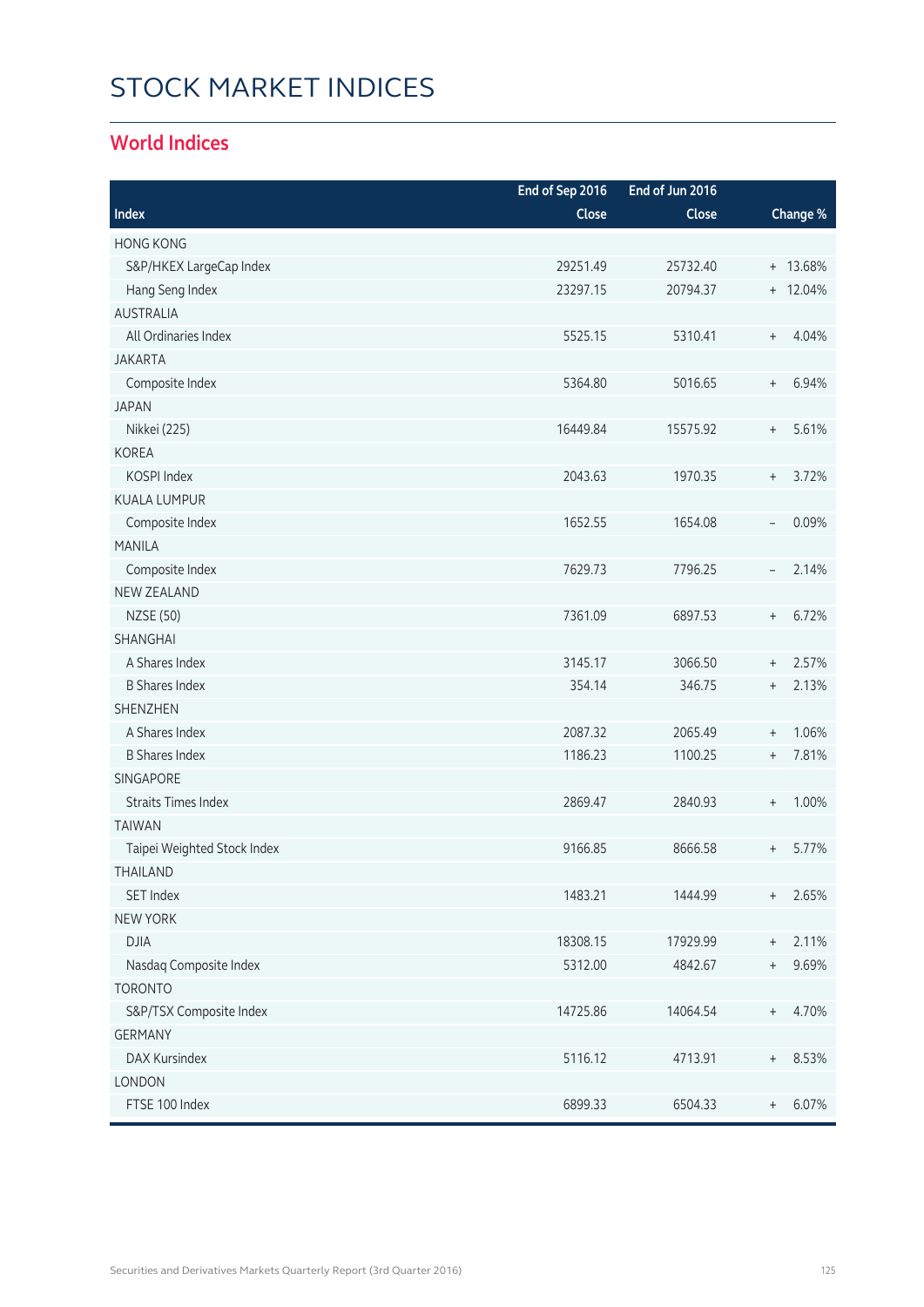# STOCK MARKET INDICES

## World Indices

| Index | End of Sep 2016 Close | End of Jun 2016 Close | Change % |
|---|---|---|---|
| HONG KONG | | | |
| S&P/HKEX LargeCap Index | 29251.49 | 25732.40 | + 13.68% |
| Hang Seng Index | 23297.15 | 20794.37 | + 12.04% |
| AUSTRALIA | | | |
| All Ordinaries Index | 5525.15 | 5310.41 | + 4.04% |
| JAKARTA | | | |
| Composite Index | 5364.80 | 5016.65 | + 6.94% |
| JAPAN | | | |
| Nikkei (225) | 16449.84 | 15575.92 | + 5.61% |
| KOREA | | | |
| KOSPI Index | 2043.63 | 1970.35 | + 3.72% |
| KUALA LUMPUR | | | |
| Composite Index | 1652.55 | 1654.08 | – 0.09% |
| MANILA | | | |
| Composite Index | 7629.73 | 7796.25 | – 2.14% |
| NEW ZEALAND | | | |
| NZSE (50) | 7361.09 | 6897.53 | + 6.72% |
| SHANGHAI | | | |
| A Shares Index | 3145.17 | 3066.50 | + 2.57% |
| B Shares Index | 354.14 | 346.75 | + 2.13% |
| SHENZHEN | | | |
| A Shares Index | 2087.32 | 2065.49 | + 1.06% |
| B Shares Index | 1186.23 | 1100.25 | + 7.81% |
| SINGAPORE | | | |
| Straits Times Index | 2869.47 | 2840.93 | + 1.00% |
| TAIWAN | | | |
| Taipei Weighted Stock Index | 9166.85 | 8666.58 | + 5.77% |
| THAILAND | | | |
| SET Index | 1483.21 | 1444.99 | + 2.65% |
| NEW YORK | | | |
| DJIA | 18308.15 | 17929.99 | + 2.11% |
| Nasdaq Composite Index | 5312.00 | 4842.67 | + 9.69% |
| TORONTO | | | |
| S&P/TSX Composite Index | 14725.86 | 14064.54 | + 4.70% |
| GERMANY | | | |
| DAX Kursindex | 5116.12 | 4713.91 | + 8.53% |
| LONDON | | | |
| FTSE 100 Index | 6899.33 | 6504.33 | + 6.07% |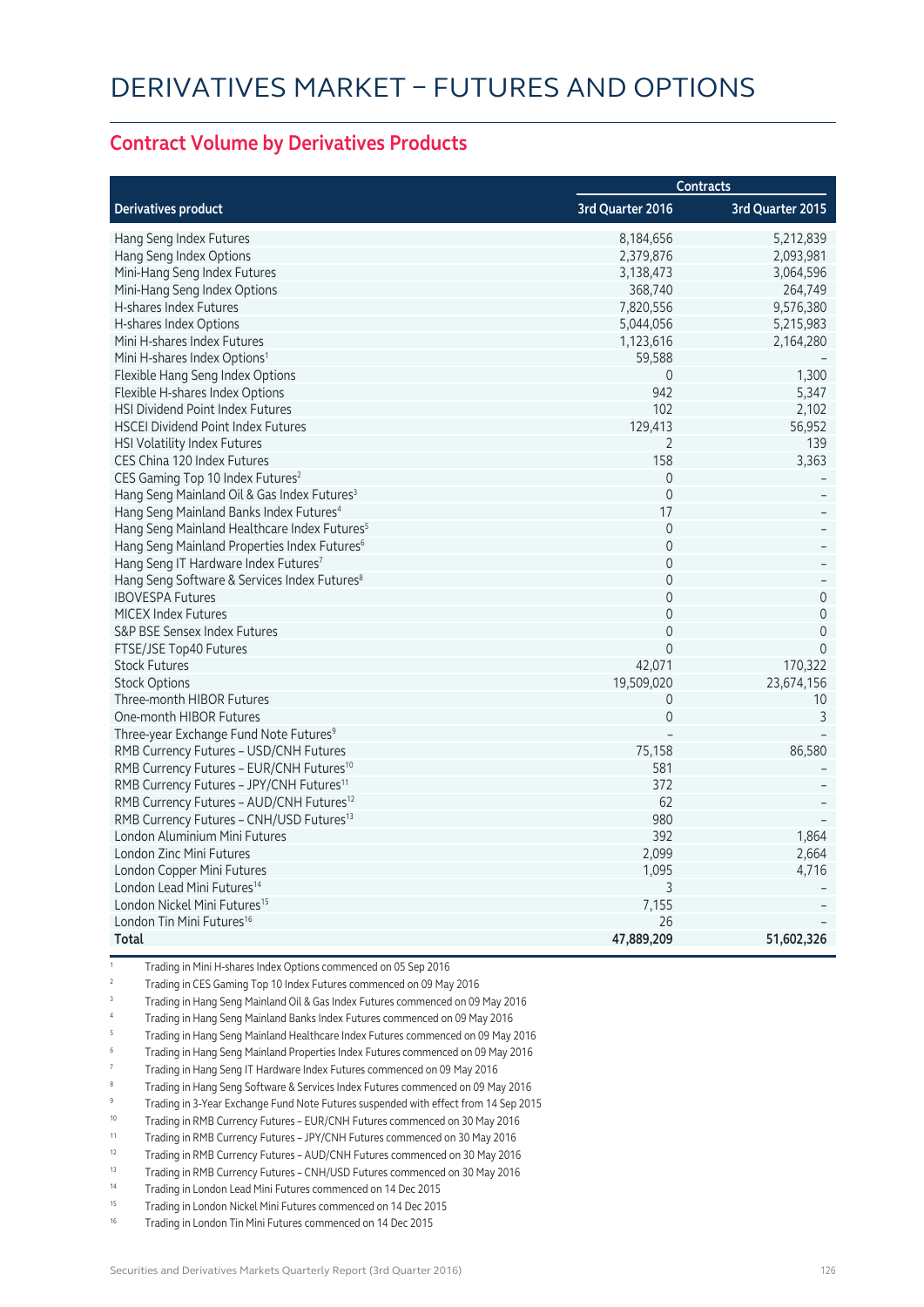# DERIVATIVES MARKET – FUTURES AND OPTIONS

## Contract Volume by Derivatives Products

| Derivatives product | Contracts | |
|---|---|---|
| | 3rd Quarter 2016 | 3rd Quarter 2015 |
| Hang Seng Index Futures | 8,184,656 | 5,212,839 |
| Hang Seng Index Options | 2,379,876 | 2,093,981 |
| Mini-Hang Seng Index Futures | 3,138,473 | 3,064,596 |
| Mini-Hang Seng Index Options | 368,740 | 264,749 |
| H-shares Index Futures | 7,820,556 | 9,576,380 |
| H-shares Index Options | 5,044,056 | 5,215,983 |
| Mini H-shares Index Futures | 1,123,616 | 2,164,280 |
| Mini H-shares Index Options[1] | 59,588 | – |
| Flexible Hang Seng Index Options | 0 | 1,300 |
| Flexible H-shares Index Options | 942 | 5,347 |
| HSI Dividend Point Index Futures | 102 | 2,102 |
| HSCEI Dividend Point Index Futures | 129,413 | 56,952 |
| HSI Volatility Index Futures | 2 | 139 |
| CES China 120 Index Futures | 158 | 3,363 |
| CES Gaming Top 10 Index Futures[2] | 0 | – |
| Hang Seng Mainland Oil & Gas Index Futures[3] | 0 | – |
| Hang Seng Mainland Banks Index Futures[4] | 17 | – |
| Hang Seng Mainland Healthcare Index Futures[5] | 0 | – |
| Hang Seng Mainland Properties Index Futures[6] | 0 | – |
| Hang Seng IT Hardware Index Futures[7] | 0 | – |
| Hang Seng Software & Services Index Futures[8] | 0 | – |
| IBOVESPA Futures | 0 | 0 |
| MICEX Index Futures | 0 | 0 |
| S&P BSE Sensex Index Futures | 0 | 0 |
| FTSE/JSE Top40 Futures | 0 | 0 |
| Stock Futures | 42,071 | 170,322 |
| Stock Options | 19,509,020 | 23,674,156 |
| Three-month HIBOR Futures | 0 | 10 |
| One-month HIBOR Futures | 0 | 3 |
| Three-year Exchange Fund Note Futures[9] | – | – |
| RMB Currency Futures – USD/CNH Futures | 75,158 | 86,580 |
| RMB Currency Futures – EUR/CNH Futures[10] | 581 | – |
| RMB Currency Futures – JPY/CNH Futures[11] | 372 | – |
| RMB Currency Futures – AUD/CNH Futures[12] | 62 | – |
| RMB Currency Futures – CNH/USD Futures[13] | 980 | – |
| London Aluminium Mini Futures | 392 | 1,864 |
| London Zinc Mini Futures | 2,099 | 2,664 |
| London Copper Mini Futures | 1,095 | 4,716 |
| London Lead Mini Futures[14] | 3 | – |
| London Nickel Mini Futures[15] | 7,155 | – |
| London Tin Mini Futures[16] | 26 | – |
| **Total** | **47,889,209** | **51,602,326** |

1 Trading in Mini H-shares Index Options commenced on 05 Sep 2016
2 Trading in CES Gaming Top 10 Index Futures commenced on 09 May 2016
3 Trading in Hang Seng Mainland Oil & Gas Index Futures commenced on 09 May 2016
4 Trading in Hang Seng Mainland Banks Index Futures commenced on 09 May 2016
5 Trading in Hang Seng Mainland Healthcare Index Futures commenced on 09 May 2016
6 Trading in Hang Seng Mainland Properties Index Futures commenced on 09 May 2016
7 Trading in Hang Seng IT Hardware Index Futures commenced on 09 May 2016
8 Trading in Hang Seng Software & Services Index Futures commenced on 09 May 2016
9 Trading in 3-Year Exchange Fund Note Futures suspended with effect from 14 Sep 2015
10 Trading in RMB Currency Futures – EUR/CNH Futures commenced on 30 May 2016
11 Trading in RMB Currency Futures – JPY/CNH Futures commenced on 30 May 2016
12 Trading in RMB Currency Futures – AUD/CNH Futures commenced on 30 May 2016
13 Trading in RMB Currency Futures – CNH/USD Futures commenced on 30 May 2016
14 Trading in London Lead Mini Futures commenced on 14 Dec 2015
15 Trading in London Nickel Mini Futures commenced on 14 Dec 2015
16 Trading in London Tin Mini Futures commenced on 14 Dec 2015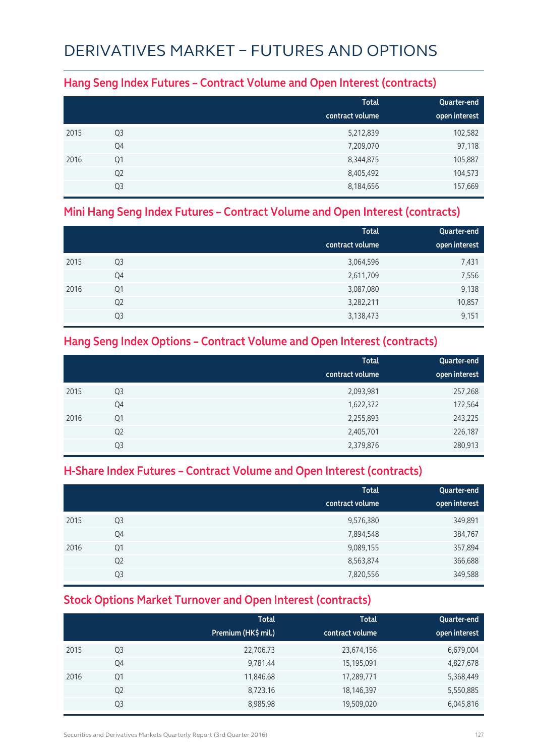# DERIVATIVES MARKET – FUTURES AND OPTIONS

## Hang Seng Index Futures – Contract Volume and Open Interest (contracts)

| | | Total contract volume | Quarter-end open interest |
|---|---|---|---|
| 2015 | Q3 | 5,212,839 | 102,582 |
| | Q4 | 7,209,070 | 97,118 |
| 2016 | Q1 | 8,344,875 | 105,887 |
| | Q2 | 8,405,492 | 104,573 |
| | Q3 | 8,184,656 | 157,669 |

## Mini Hang Seng Index Futures – Contract Volume and Open Interest (contracts)

| | | Total contract volume | Quarter-end open interest |
|---|---|---|---|
| 2015 | Q3 | 3,064,596 | 7,431 |
| | Q4 | 2,611,709 | 7,556 |
| 2016 | Q1 | 3,087,080 | 9,138 |
| | Q2 | 3,282,211 | 10,857 |
| | Q3 | 3,138,473 | 9,151 |

## Hang Seng Index Options – Contract Volume and Open Interest (contracts)

| | | Total contract volume | Quarter-end open interest |
|---|---|---|---|
| 2015 | Q3 | 2,093,981 | 257,268 |
| | Q4 | 1,622,372 | 172,564 |
| 2016 | Q1 | 2,255,893 | 243,225 |
| | Q2 | 2,405,701 | 226,187 |
| | Q3 | 2,379,876 | 280,913 |

## H-Share Index Futures – Contract Volume and Open Interest (contracts)

| | | Total contract volume | Quarter-end open interest |
|---|---|---|---|
| 2015 | Q3 | 9,576,380 | 349,891 |
| | Q4 | 7,894,548 | 384,767 |
| 2016 | Q1 | 9,089,155 | 357,894 |
| | Q2 | 8,563,874 | 366,688 |
| | Q3 | 7,820,556 | 349,588 |

## Stock Options Market Turnover and Open Interest (contracts)

| | | Total Premium (HK$ mil.) | Total contract volume | Quarter-end open interest |
|---|---|---|---|---|
| 2015 | Q3 | 22,706.73 | 23,674,156 | 6,679,004 |
| | Q4 | 9,781.44 | 15,195,091 | 4,827,678 |
| 2016 | Q1 | 11,846.68 | 17,289,771 | 5,368,449 |
| | Q2 | 8,723.16 | 18,146,397 | 5,550,885 |
| | Q3 | 8,985.98 | 19,509,020 | 6,045,816 |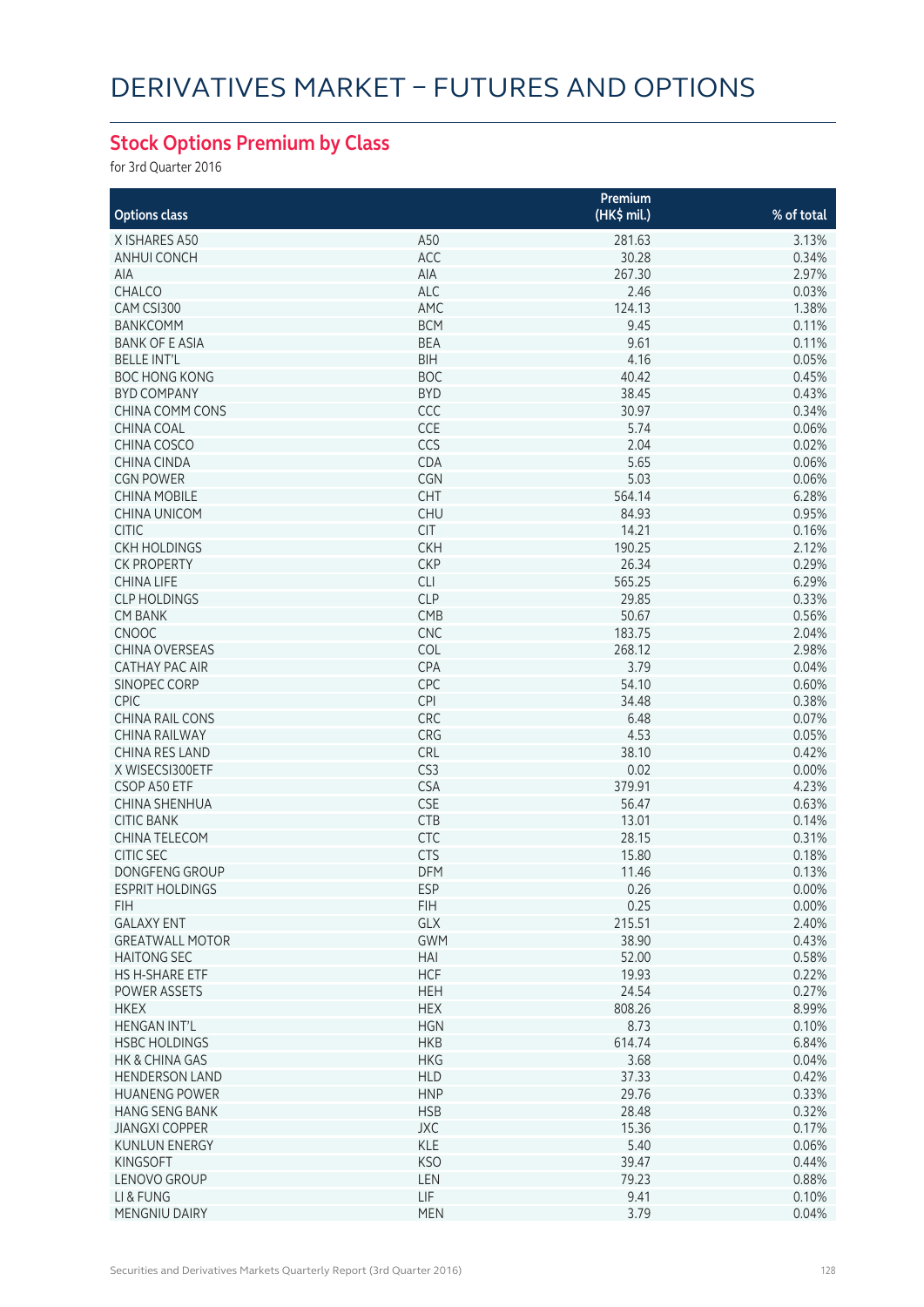# DERIVATIVES MARKET – FUTURES AND OPTIONS

## Stock Options Premium by Class

for 3rd Quarter 2016

| Options class | | Premium (HK$ mil.) | % of total |
|---|---|---|---|
| X ISHARES A50 | A50 | 281.63 | 3.13% |
| ANHUI CONCH | ACC | 30.28 | 0.34% |
| AIA | AIA | 267.30 | 2.97% |
| CHALCO | ALC | 2.46 | 0.03% |
| CAM CSI300 | AMC | 124.13 | 1.38% |
| BANKCOMM | BCM | 9.45 | 0.11% |
| BANK OF E ASIA | BEA | 9.61 | 0.11% |
| BELLE INT'L | BIH | 4.16 | 0.05% |
| BOC HONG KONG | BOC | 40.42 | 0.45% |
| BYD COMPANY | BYD | 38.45 | 0.43% |
| CHINA COMM CONS | CCC | 30.97 | 0.34% |
| CHINA COAL | CCE | 5.74 | 0.06% |
| CHINA COSCO | CCS | 2.04 | 0.02% |
| CHINA CINDA | CDA | 5.65 | 0.06% |
| CGN POWER | CGN | 5.03 | 0.06% |
| CHINA MOBILE | CHT | 564.14 | 6.28% |
| CHINA UNICOM | CHU | 84.93 | 0.95% |
| CITIC | CIT | 14.21 | 0.16% |
| CKH HOLDINGS | CKH | 190.25 | 2.12% |
| CK PROPERTY | CKP | 26.34 | 0.29% |
| CHINA LIFE | CLI | 565.25 | 6.29% |
| CLP HOLDINGS | CLP | 29.85 | 0.33% |
| CM BANK | CMB | 50.67 | 0.56% |
| CNOOC | CNC | 183.75 | 2.04% |
| CHINA OVERSEAS | COL | 268.12 | 2.98% |
| CATHAY PAC AIR | CPA | 3.79 | 0.04% |
| SINOPEC CORP | CPC | 54.10 | 0.60% |
| CPIC | CPI | 34.48 | 0.38% |
| CHINA RAIL CONS | CRC | 6.48 | 0.07% |
| CHINA RAILWAY | CRG | 4.53 | 0.05% |
| CHINA RES LAND | CRL | 38.10 | 0.42% |
| X WISECSI300ETF | CS3 | 0.02 | 0.00% |
| CSOP A50 ETF | CSA | 379.91 | 4.23% |
| CHINA SHENHUA | CSE | 56.47 | 0.63% |
| CITIC BANK | CTB | 13.01 | 0.14% |
| CHINA TELECOM | CTC | 28.15 | 0.31% |
| CITIC SEC | CTS | 15.80 | 0.18% |
| DONGFENG GROUP | DFM | 11.46 | 0.13% |
| ESPRIT HOLDINGS | ESP | 0.26 | 0.00% |
| FIH | FIH | 0.25 | 0.00% |
| GALAXY ENT | GLX | 215.51 | 2.40% |
| GREATWALL MOTOR | GWM | 38.90 | 0.43% |
| HAITONG SEC | HAI | 52.00 | 0.58% |
| HS H-SHARE ETF | HCF | 19.93 | 0.22% |
| POWER ASSETS | HEH | 24.54 | 0.27% |
| HKEX | HEX | 808.26 | 8.99% |
| HENGAN INT'L | HGN | 8.73 | 0.10% |
| HSBC HOLDINGS | HKB | 614.74 | 6.84% |
| HK & CHINA GAS | HKG | 3.68 | 0.04% |
| HENDERSON LAND | HLD | 37.33 | 0.42% |
| HUANENG POWER | HNP | 29.76 | 0.33% |
| HANG SENG BANK | HSB | 28.48 | 0.32% |
| JIANGXI COPPER | JXC | 15.36 | 0.17% |
| KUNLUN ENERGY | KLE | 5.40 | 0.06% |
| KINGSOFT | KSO | 39.47 | 0.44% |
| LENOVO GROUP | LEN | 79.23 | 0.88% |
| LI & FUNG | LIF | 9.41 | 0.10% |
| MENGNIU DAIRY | MEN | 3.79 | 0.04% |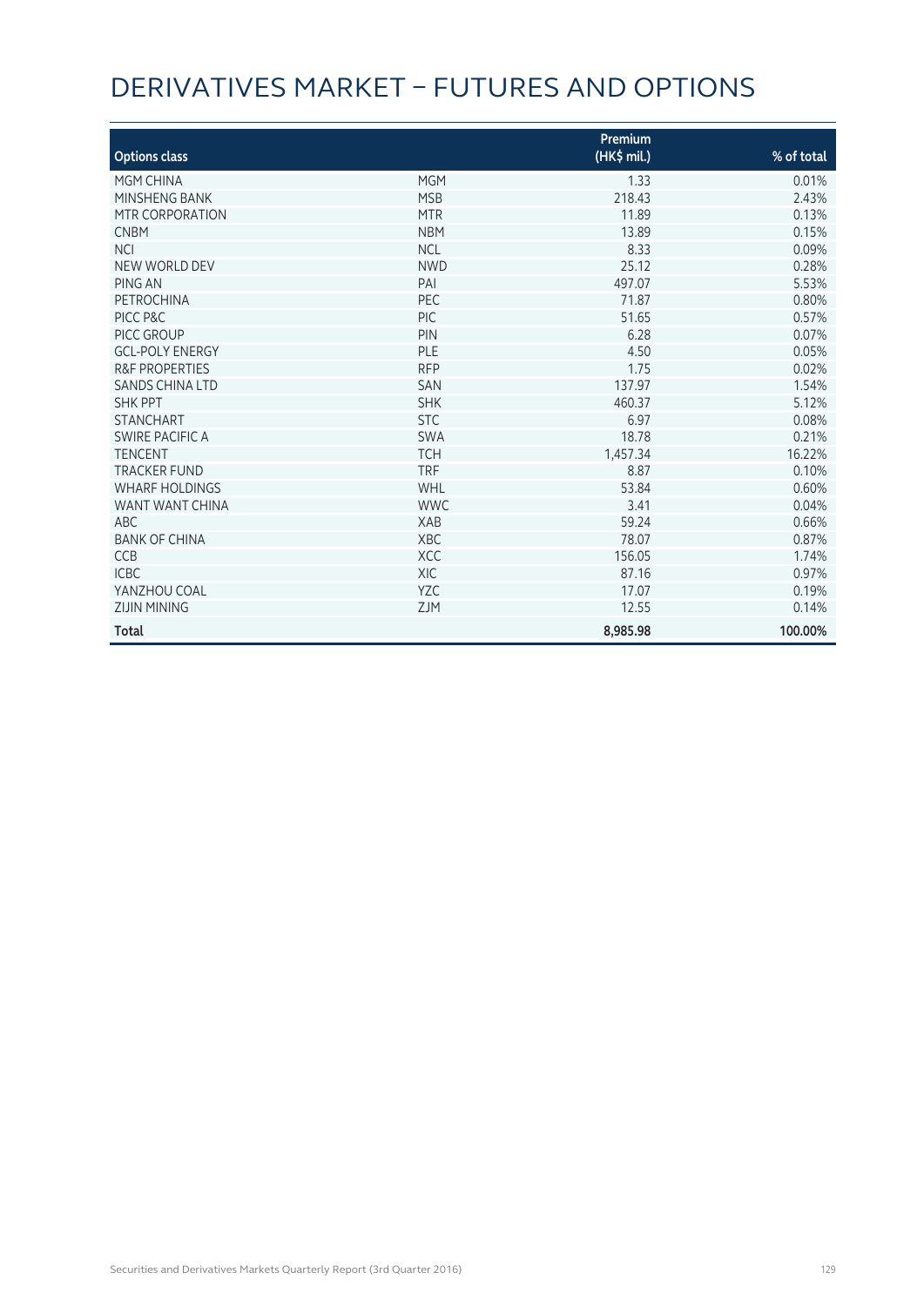# DERIVATIVES MARKET – FUTURES AND OPTIONS

| Options class | | Premium (HK$ mil.) | % of total |
|---|---|---|---|
| MGM CHINA | MGM | 1.33 | 0.01% |
| MINSHENG BANK | MSB | 218.43 | 2.43% |
| MTR CORPORATION | MTR | 11.89 | 0.13% |
| CNBM | NBM | 13.89 | 0.15% |
| NCI | NCL | 8.33 | 0.09% |
| NEW WORLD DEV | NWD | 25.12 | 0.28% |
| PING AN | PAI | 497.07 | 5.53% |
| PETROCHINA | PEC | 71.87 | 0.80% |
| PICC P&C | PIC | 51.65 | 0.57% |
| PICC GROUP | PIN | 6.28 | 0.07% |
| GCL-POLY ENERGY | PLE | 4.50 | 0.05% |
| R&F PROPERTIES | RFP | 1.75 | 0.02% |
| SANDS CHINA LTD | SAN | 137.97 | 1.54% |
| SHK PPT | SHK | 460.37 | 5.12% |
| STANCHART | STC | 6.97 | 0.08% |
| SWIRE PACIFIC A | SWA | 18.78 | 0.21% |
| TENCENT | TCH | 1,457.34 | 16.22% |
| TRACKER FUND | TRF | 8.87 | 0.10% |
| WHARF HOLDINGS | WHL | 53.84 | 0.60% |
| WANT WANT CHINA | WWC | 3.41 | 0.04% |
| ABC | XAB | 59.24 | 0.66% |
| BANK OF CHINA | XBC | 78.07 | 0.87% |
| CCB | XCC | 156.05 | 1.74% |
| ICBC | XIC | 87.16 | 0.97% |
| YANZHOU COAL | YZC | 17.07 | 0.19% |
| ZIJIN MINING | ZJM | 12.55 | 0.14% |
| **Total** | | **8,985.98** | **100.00%** |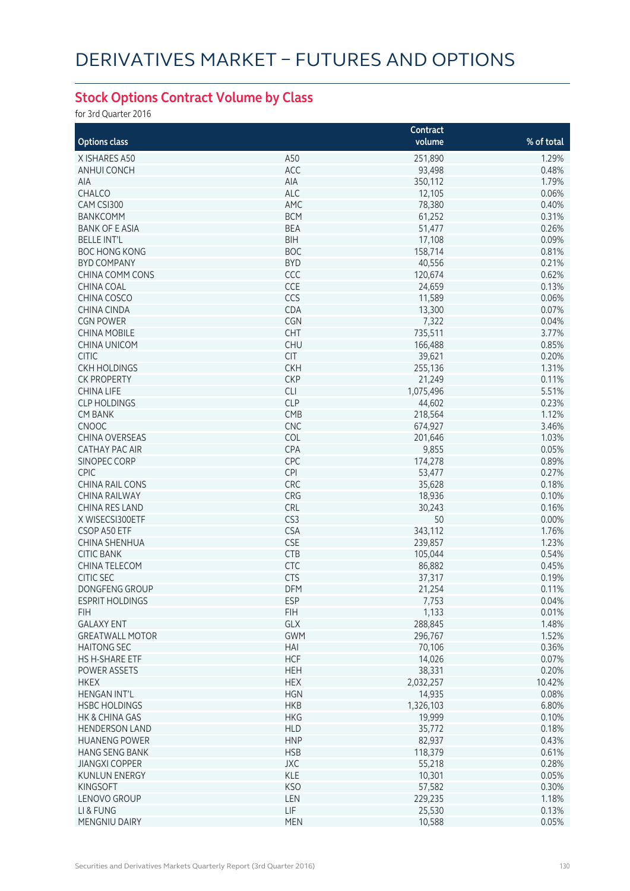# DERIVATIVES MARKET – FUTURES AND OPTIONS

## Stock Options Contract Volume by Class

for 3rd Quarter 2016

| Options class | | Contract volume | % of total |
|---|---|---|---|
| X ISHARES A50 | A50 | 251,890 | 1.29% |
| ANHUI CONCH | ACC | 93,498 | 0.48% |
| AIA | AIA | 350,112 | 1.79% |
| CHALCO | ALC | 12,105 | 0.06% |
| CAM CSI300 | AMC | 78,380 | 0.40% |
| BANKCOMM | BCM | 61,252 | 0.31% |
| BANK OF E ASIA | BEA | 51,477 | 0.26% |
| BELLE INT'L | BIH | 17,108 | 0.09% |
| BOC HONG KONG | BOC | 158,714 | 0.81% |
| BYD COMPANY | BYD | 40,556 | 0.21% |
| CHINA COMM CONS | CCC | 120,674 | 0.62% |
| CHINA COAL | CCE | 24,659 | 0.13% |
| CHINA COSCO | CCS | 11,589 | 0.06% |
| CHINA CINDA | CDA | 13,300 | 0.07% |
| CGN POWER | CGN | 7,322 | 0.04% |
| CHINA MOBILE | CHT | 735,511 | 3.77% |
| CHINA UNICOM | CHU | 166,488 | 0.85% |
| CITIC | CIT | 39,621 | 0.20% |
| CKH HOLDINGS | CKH | 255,136 | 1.31% |
| CK PROPERTY | CKP | 21,249 | 0.11% |
| CHINA LIFE | CLI | 1,075,496 | 5.51% |
| CLP HOLDINGS | CLP | 44,602 | 0.23% |
| CM BANK | CMB | 218,564 | 1.12% |
| CNOOC | CNC | 674,927 | 3.46% |
| CHINA OVERSEAS | COL | 201,646 | 1.03% |
| CATHAY PAC AIR | CPA | 9,855 | 0.05% |
| SINOPEC CORP | CPC | 174,278 | 0.89% |
| CPIC | CPI | 53,477 | 0.27% |
| CHINA RAIL CONS | CRC | 35,628 | 0.18% |
| CHINA RAILWAY | CRG | 18,936 | 0.10% |
| CHINA RES LAND | CRL | 30,243 | 0.16% |
| X WISECSI300ETF | CS3 | 50 | 0.00% |
| CSOP A50 ETF | CSA | 343,112 | 1.76% |
| CHINA SHENHUA | CSE | 239,857 | 1.23% |
| CITIC BANK | CTB | 105,044 | 0.54% |
| CHINA TELECOM | CTC | 86,882 | 0.45% |
| CITIC SEC | CTS | 37,317 | 0.19% |
| DONGFENG GROUP | DFM | 21,254 | 0.11% |
| ESPRIT HOLDINGS | ESP | 7,753 | 0.04% |
| FIH | FIH | 1,133 | 0.01% |
| GALAXY ENT | GLX | 288,845 | 1.48% |
| GREATWALL MOTOR | GWM | 296,767 | 1.52% |
| HAITONG SEC | HAI | 70,106 | 0.36% |
| HS H-SHARE ETF | HCF | 14,026 | 0.07% |
| POWER ASSETS | HEH | 38,331 | 0.20% |
| HKEX | HEX | 2,032,257 | 10.42% |
| HENGAN INT'L | HGN | 14,935 | 0.08% |
| HSBC HOLDINGS | HKB | 1,326,103 | 6.80% |
| HK & CHINA GAS | HKG | 19,999 | 0.10% |
| HENDERSON LAND | HLD | 35,772 | 0.18% |
| HUANENG POWER | HNP | 82,937 | 0.43% |
| HANG SENG BANK | HSB | 118,379 | 0.61% |
| JIANGXI COPPER | JXC | 55,218 | 0.28% |
| KUNLUN ENERGY | KLE | 10,301 | 0.05% |
| KINGSOFT | KSO | 57,582 | 0.30% |
| LENOVO GROUP | LEN | 229,235 | 1.18% |
| LI & FUNG | LIF | 25,530 | 0.13% |
| MENGNIU DAIRY | MEN | 10,588 | 0.05% |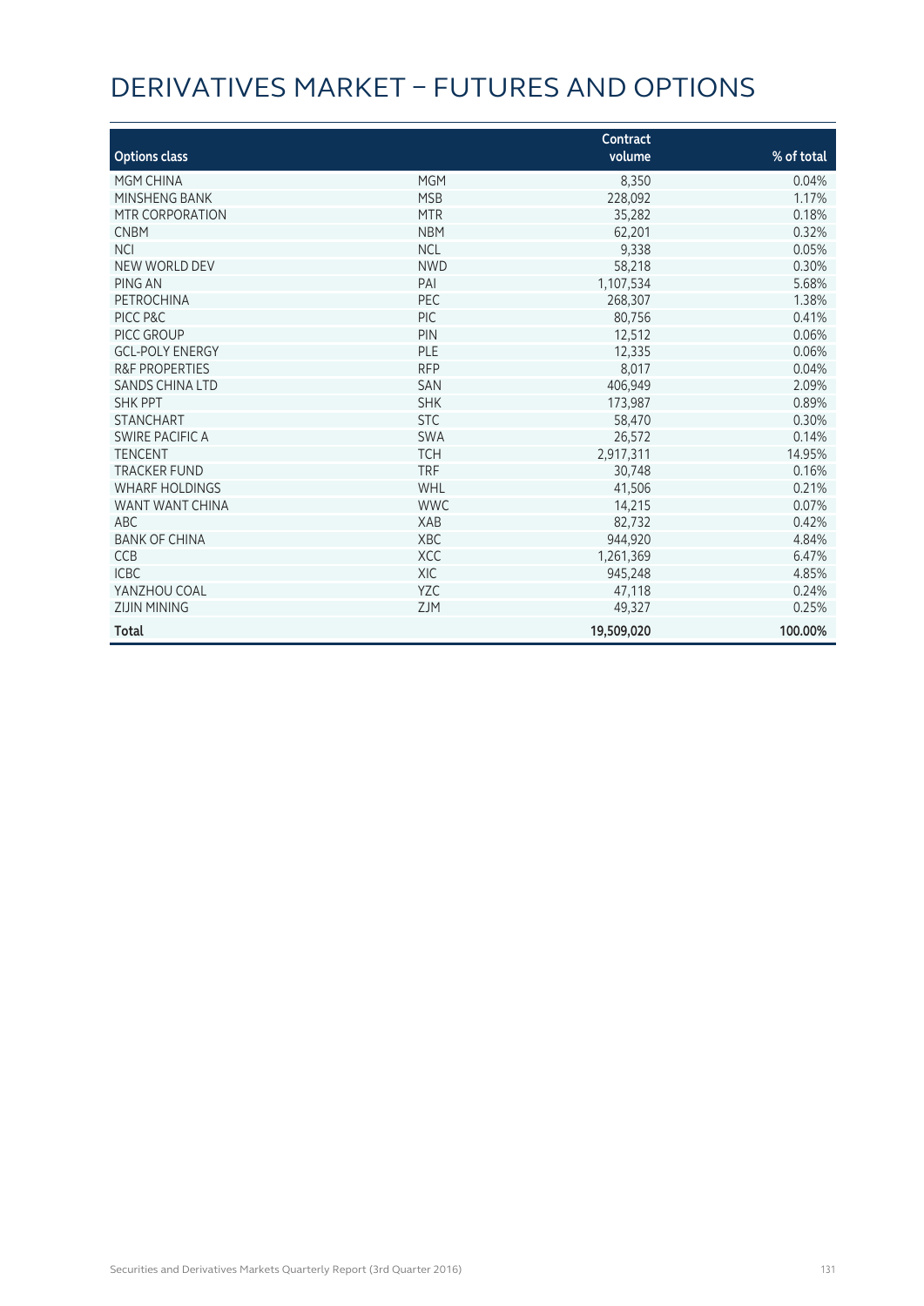# DERIVATIVES MARKET – FUTURES AND OPTIONS

| Options class | | Contract volume | % of total |
|---|---|---|---|
| MGM CHINA | MGM | 8,350 | 0.04% |
| MINSHENG BANK | MSB | 228,092 | 1.17% |
| MTR CORPORATION | MTR | 35,282 | 0.18% |
| CNBM | NBM | 62,201 | 0.32% |
| NCI | NCL | 9,338 | 0.05% |
| NEW WORLD DEV | NWD | 58,218 | 0.30% |
| PING AN | PAI | 1,107,534 | 5.68% |
| PETROCHINA | PEC | 268,307 | 1.38% |
| PICC P&C | PIC | 80,756 | 0.41% |
| PICC GROUP | PIN | 12,512 | 0.06% |
| GCL-POLY ENERGY | PLE | 12,335 | 0.06% |
| R&F PROPERTIES | RFP | 8,017 | 0.04% |
| SANDS CHINA LTD | SAN | 406,949 | 2.09% |
| SHK PPT | SHK | 173,987 | 0.89% |
| STANCHART | STC | 58,470 | 0.30% |
| SWIRE PACIFIC A | SWA | 26,572 | 0.14% |
| TENCENT | TCH | 2,917,311 | 14.95% |
| TRACKER FUND | TRF | 30,748 | 0.16% |
| WHARF HOLDINGS | WHL | 41,506 | 0.21% |
| WANT WANT CHINA | WWC | 14,215 | 0.07% |
| ABC | XAB | 82,732 | 0.42% |
| BANK OF CHINA | XBC | 944,920 | 4.84% |
| CCB | XCC | 1,261,369 | 6.47% |
| ICBC | XIC | 945,248 | 4.85% |
| YANZHOU COAL | YZC | 47,118 | 0.24% |
| ZIJIN MINING | ZJM | 49,327 | 0.25% |
| **Total** | | **19,509,020** | **100.00%** |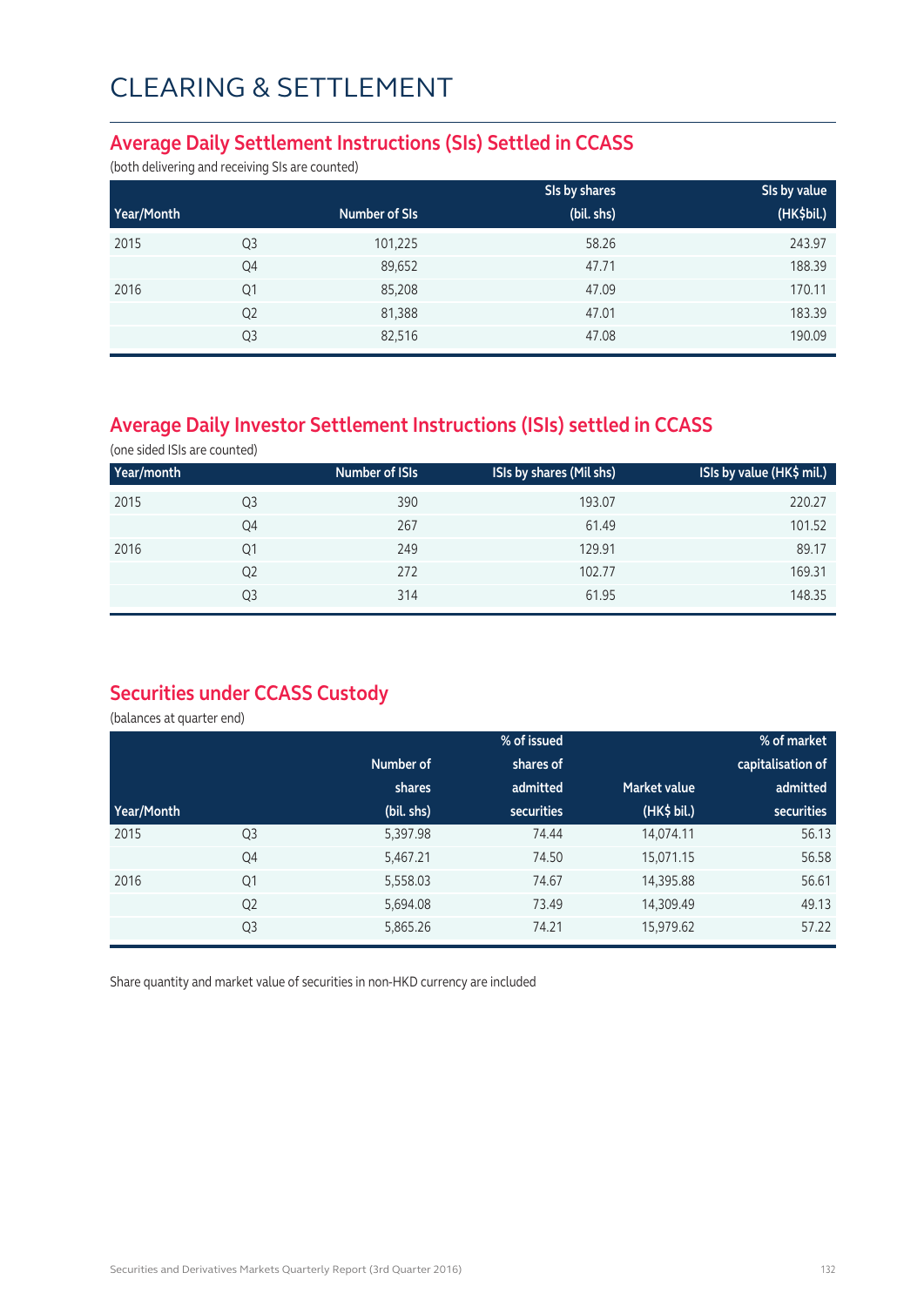# CLEARING & SETTLEMENT

## Average Daily Settlement Instructions (SIs) Settled in CCASS

(both delivering and receiving SIs are counted)

| Year/Month | | Number of SIs | SIs by shares (bil. shs) | SIs by value (HK$bil.) |
|---|---|---|---|---|
| 2015 | Q3 | 101,225 | 58.26 | 243.97 |
| | Q4 | 89,652 | 47.71 | 188.39 |
| 2016 | Q1 | 85,208 | 47.09 | 170.11 |
| | Q2 | 81,388 | 47.01 | 183.39 |
| | Q3 | 82,516 | 47.08 | 190.09 |

## Average Daily Investor Settlement Instructions (ISIs) settled in CCASS

(one sided ISIs are counted)

| Year/month | | Number of ISIs | ISIs by shares (Mil shs) | ISIs by value (HK$ mil.) |
|---|---|---|---|---|
| 2015 | Q3 | 390 | 193.07 | 220.27 |
| | Q4 | 267 | 61.49 | 101.52 |
| 2016 | Q1 | 249 | 129.91 | 89.17 |
| | Q2 | 272 | 102.77 | 169.31 |
| | Q3 | 314 | 61.95 | 148.35 |

## Securities under CCASS Custody

(balances at quarter end)

| Year/Month | | Number of shares (bil. shs) | % of issued shares of admitted securities | Market value (HK$ bil.) | % of market capitalisation of admitted securities |
|---|---|---|---|---|---|
| 2015 | Q3 | 5,397.98 | 74.44 | 14,074.11 | 56.13 |
| | Q4 | 5,467.21 | 74.50 | 15,071.15 | 56.58 |
| 2016 | Q1 | 5,558.03 | 74.67 | 14,395.88 | 56.61 |
| | Q2 | 5,694.08 | 73.49 | 14,309.49 | 49.13 |
| | Q3 | 5,865.26 | 74.21 | 15,979.62 | 57.22 |

Share quantity and market value of securities in non-HKD currency are included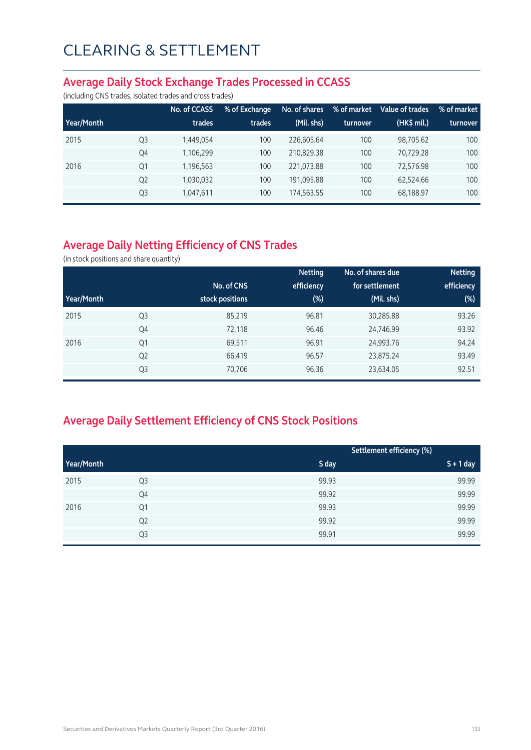# CLEARING & SETTLEMENT

## Average Daily Stock Exchange Trades Processed in CCASS

(including CNS trades, isolated trades and cross trades)

| Year/Month | | No. of CCASS trades | % of Exchange trades | No. of shares (Mil. shs) | % of market turnover | Value of trades (HK$ mil.) | % of market turnover |
|---|---|---|---|---|---|---|---|
| 2015 | Q3 | 1,449,054 | 100 | 226,605.64 | 100 | 98,705.62 | 100 |
| | Q4 | 1,106,299 | 100 | 210,829.38 | 100 | 70,729.28 | 100 |
| 2016 | Q1 | 1,196,563 | 100 | 221,073.88 | 100 | 72,576.98 | 100 |
| | Q2 | 1,030,032 | 100 | 191,095.88 | 100 | 62,524.66 | 100 |
| | Q3 | 1,047,611 | 100 | 174,563.55 | 100 | 68,188.97 | 100 |

## Average Daily Netting Efficiency of CNS Trades

(in stock positions and share quantity)

| Year/Month | | No. of CNS stock positions | Netting efficiency (%) | No. of shares due for settlement (Mil. shs) | Netting efficiency (%) |
|---|---|---|---|---|---|
| 2015 | Q3 | 85,219 | 96.81 | 30,285.88 | 93.26 |
| | Q4 | 72,118 | 96.46 | 24,746.99 | 93.92 |
| 2016 | Q1 | 69,511 | 96.91 | 24,993.76 | 94.24 |
| | Q2 | 66,419 | 96.57 | 23,875.24 | 93.49 |
| | Q3 | 70,706 | 96.36 | 23,634.05 | 92.51 |

## Average Daily Settlement Efficiency of CNS Stock Positions

| Year/Month | | Settlement efficiency (%) | |
|---|---|---|---|
| | | S day | S + 1 day |
| 2015 | Q3 | 99.93 | 99.99 |
| | Q4 | 99.92 | 99.99 |
| 2016 | Q1 | 99.93 | 99.99 |
| | Q2 | 99.92 | 99.99 |
| | Q3 | 99.91 | 99.99 |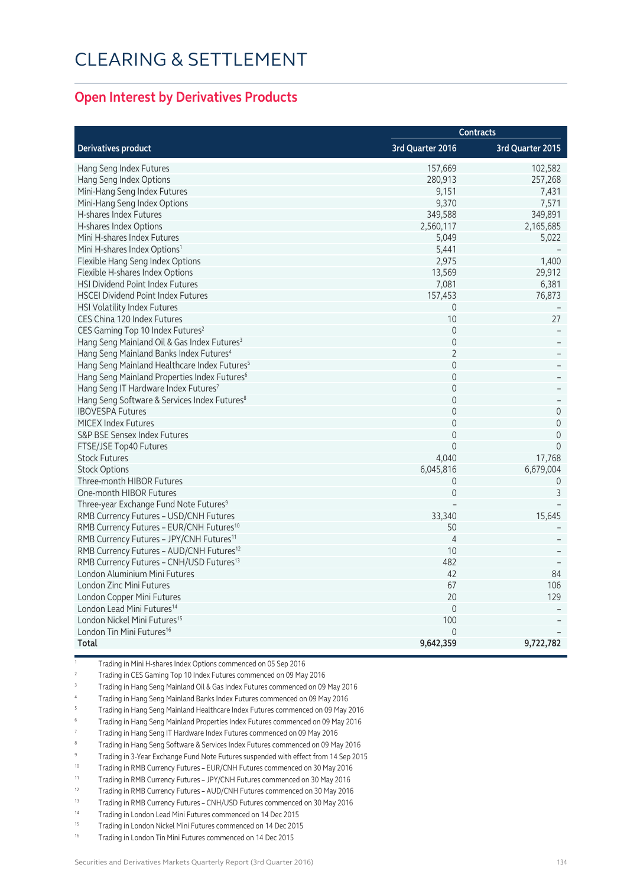# CLEARING & SETTLEMENT

## Open Interest by Derivatives Products

| Derivatives product | Contracts | |
|---|---|---|
| | 3rd Quarter 2016 | 3rd Quarter 2015 |
| Hang Seng Index Futures | 157,669 | 102,582 |
| Hang Seng Index Options | 280,913 | 257,268 |
| Mini-Hang Seng Index Futures | 9,151 | 7,431 |
| Mini-Hang Seng Index Options | 9,370 | 7,571 |
| H-shares Index Futures | 349,588 | 349,891 |
| H-shares Index Options | 2,560,117 | 2,165,685 |
| Mini H-shares Index Futures | 5,049 | 5,022 |
| Mini H-shares Index Options[1] | 5,441 | – |
| Flexible Hang Seng Index Options | 2,975 | 1,400 |
| Flexible H-shares Index Options | 13,569 | 29,912 |
| HSI Dividend Point Index Futures | 7,081 | 6,381 |
| HSCEI Dividend Point Index Futures | 157,453 | 76,873 |
| HSI Volatility Index Futures | 0 | – |
| CES China 120 Index Futures | 10 | 27 |
| CES Gaming Top 10 Index Futures[2] | 0 | – |
| Hang Seng Mainland Oil & Gas Index Futures[3] | 0 | – |
| Hang Seng Mainland Banks Index Futures[4] | 2 | – |
| Hang Seng Mainland Healthcare Index Futures[5] | 0 | – |
| Hang Seng Mainland Properties Index Futures[6] | 0 | – |
| Hang Seng IT Hardware Index Futures[7] | 0 | – |
| Hang Seng Software & Services Index Futures[8] | 0 | – |
| IBOVESPA Futures | 0 | 0 |
| MICEX Index Futures | 0 | 0 |
| S&P BSE Sensex Index Futures | 0 | 0 |
| FTSE/JSE Top40 Futures | 0 | 0 |
| Stock Futures | 4,040 | 17,768 |
| Stock Options | 6,045,816 | 6,679,004 |
| Three-month HIBOR Futures | 0 | 0 |
| One-month HIBOR Futures | 0 | 3 |
| Three-year Exchange Fund Note Futures[9] | – | – |
| RMB Currency Futures – USD/CNH Futures | 33,340 | 15,645 |
| RMB Currency Futures – EUR/CNH Futures[10] | 50 | – |
| RMB Currency Futures – JPY/CNH Futures[11] | 4 | – |
| RMB Currency Futures – AUD/CNH Futures[12] | 10 | – |
| RMB Currency Futures – CNH/USD Futures[13] | 482 | – |
| London Aluminium Mini Futures | 42 | 84 |
| London Zinc Mini Futures | 67 | 106 |
| London Copper Mini Futures | 20 | 129 |
| London Lead Mini Futures[14] | 0 | – |
| London Nickel Mini Futures[15] | 100 | – |
| London Tin Mini Futures[16] | 0 | – |
| **Total** | **9,642,359** | **9,722,782** |

1. Trading in Mini H-shares Index Options commenced on 05 Sep 2016
2. Trading in CES Gaming Top 10 Index Futures commenced on 09 May 2016
3. Trading in Hang Seng Mainland Oil & Gas Index Futures commenced on 09 May 2016
4. Trading in Hang Seng Mainland Banks Index Futures commenced on 09 May 2016
5. Trading in Hang Seng Mainland Healthcare Index Futures commenced on 09 May 2016
6. Trading in Hang Seng Mainland Properties Index Futures commenced on 09 May 2016
7. Trading in Hang Seng IT Hardware Index Futures commenced on 09 May 2016
8. Trading in Hang Seng Software & Services Index Futures commenced on 09 May 2016
9. Trading in 3-Year Exchange Fund Note Futures suspended with effect from 14 Sep 2015
10. Trading in RMB Currency Futures – EUR/CNH Futures commenced on 30 May 2016
11. Trading in RMB Currency Futures – JPY/CNH Futures commenced on 30 May 2016
12. Trading in RMB Currency Futures – AUD/CNH Futures commenced on 30 May 2016
13. Trading in RMB Currency Futures – CNH/USD Futures commenced on 30 May 2016
14. Trading in London Lead Mini Futures commenced on 14 Dec 2015
15. Trading in London Nickel Mini Futures commenced on 14 Dec 2015
16. Trading in London Tin Mini Futures commenced on 14 Dec 2015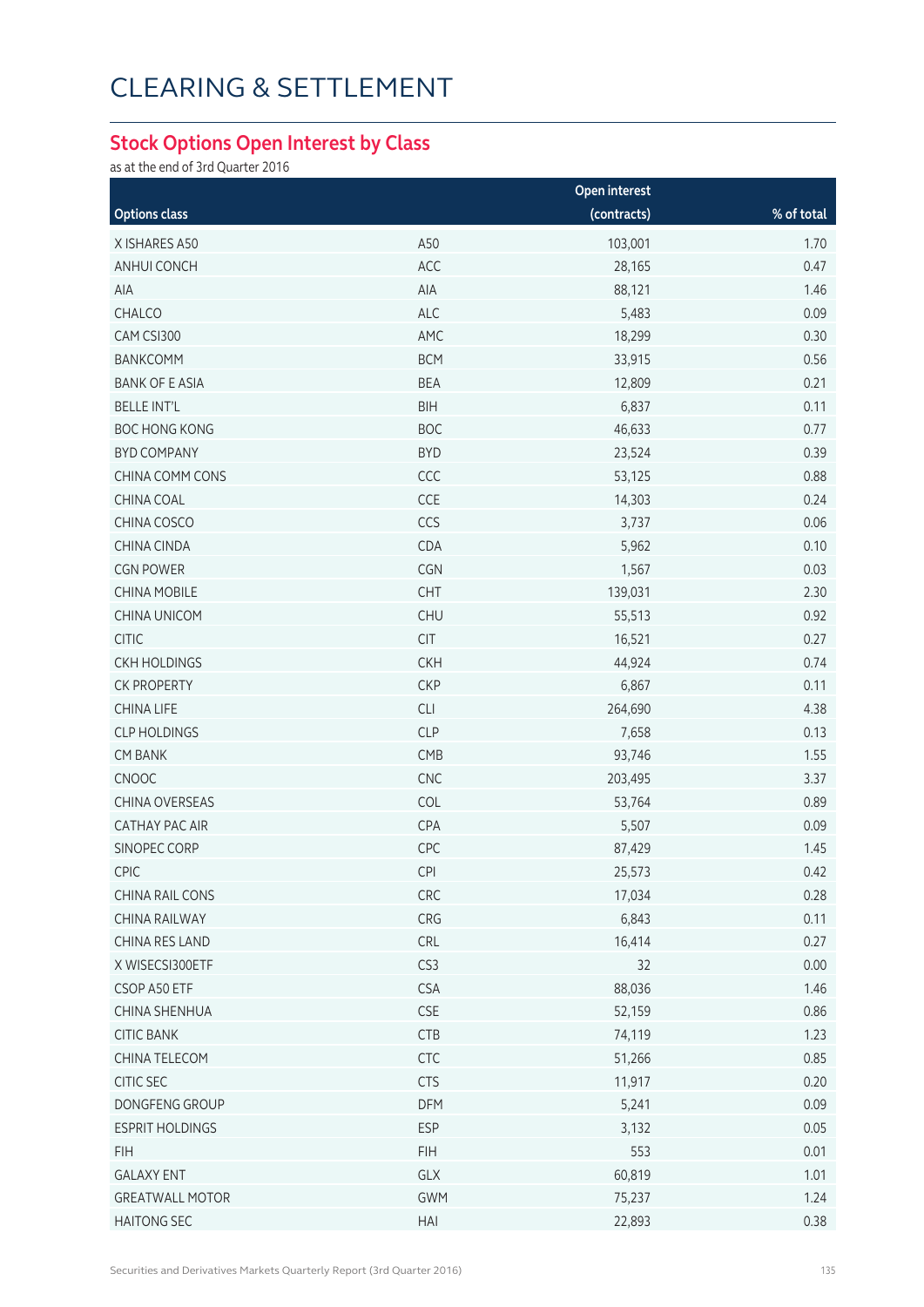# CLEARING & SETTLEMENT

## Stock Options Open Interest by Class

as at the end of 3rd Quarter 2016

| Options class | | Open interest (contracts) | % of total |
|---|---|---|---|
| X ISHARES A50 | A50 | 103,001 | 1.70 |
| ANHUI CONCH | ACC | 28,165 | 0.47 |
| AIA | AIA | 88,121 | 1.46 |
| CHALCO | ALC | 5,483 | 0.09 |
| CAM CSI300 | AMC | 18,299 | 0.30 |
| BANKCOMM | BCM | 33,915 | 0.56 |
| BANK OF E ASIA | BEA | 12,809 | 0.21 |
| BELLE INT'L | BIH | 6,837 | 0.11 |
| BOC HONG KONG | BOC | 46,633 | 0.77 |
| BYD COMPANY | BYD | 23,524 | 0.39 |
| CHINA COMM CONS | CCC | 53,125 | 0.88 |
| CHINA COAL | CCE | 14,303 | 0.24 |
| CHINA COSCO | CCS | 3,737 | 0.06 |
| CHINA CINDA | CDA | 5,962 | 0.10 |
| CGN POWER | CGN | 1,567 | 0.03 |
| CHINA MOBILE | CHT | 139,031 | 2.30 |
| CHINA UNICOM | CHU | 55,513 | 0.92 |
| CITIC | CIT | 16,521 | 0.27 |
| CKH HOLDINGS | CKH | 44,924 | 0.74 |
| CK PROPERTY | CKP | 6,867 | 0.11 |
| CHINA LIFE | CLI | 264,690 | 4.38 |
| CLP HOLDINGS | CLP | 7,658 | 0.13 |
| CM BANK | CMB | 93,746 | 1.55 |
| CNOOC | CNC | 203,495 | 3.37 |
| CHINA OVERSEAS | COL | 53,764 | 0.89 |
| CATHAY PAC AIR | CPA | 5,507 | 0.09 |
| SINOPEC CORP | CPC | 87,429 | 1.45 |
| CPIC | CPI | 25,573 | 0.42 |
| CHINA RAIL CONS | CRC | 17,034 | 0.28 |
| CHINA RAILWAY | CRG | 6,843 | 0.11 |
| CHINA RES LAND | CRL | 16,414 | 0.27 |
| X WISECSI300ETF | CS3 | 32 | 0.00 |
| CSOP A50 ETF | CSA | 88,036 | 1.46 |
| CHINA SHENHUA | CSE | 52,159 | 0.86 |
| CITIC BANK | CTB | 74,119 | 1.23 |
| CHINA TELECOM | CTC | 51,266 | 0.85 |
| CITIC SEC | CTS | 11,917 | 0.20 |
| DONGFENG GROUP | DFM | 5,241 | 0.09 |
| ESPRIT HOLDINGS | ESP | 3,132 | 0.05 |
| FIH | FIH | 553 | 0.01 |
| GALAXY ENT | GLX | 60,819 | 1.01 |
| GREATWALL MOTOR | GWM | 75,237 | 1.24 |
| HAITONG SEC | HAI | 22,893 | 0.38 |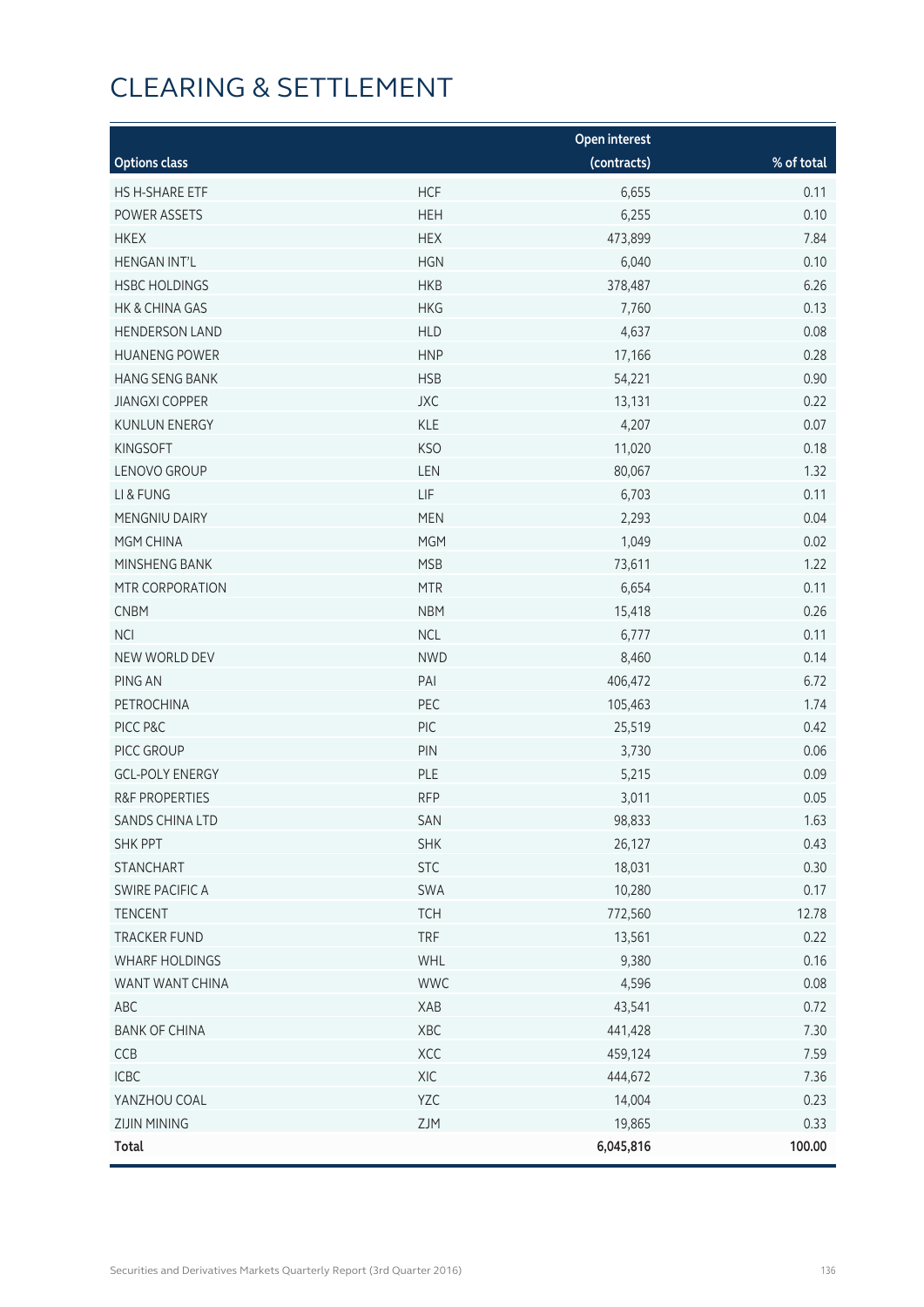# CLEARING & SETTLEMENT

| Options class | | Open interest (contracts) | % of total |
|---|---|---|---|
| HS H-SHARE ETF | HCF | 6,655 | 0.11 |
| POWER ASSETS | HEH | 6,255 | 0.10 |
| HKEX | HEX | 473,899 | 7.84 |
| HENGAN INT'L | HGN | 6,040 | 0.10 |
| HSBC HOLDINGS | HKB | 378,487 | 6.26 |
| HK & CHINA GAS | HKG | 7,760 | 0.13 |
| HENDERSON LAND | HLD | 4,637 | 0.08 |
| HUANENG POWER | HNP | 17,166 | 0.28 |
| HANG SENG BANK | HSB | 54,221 | 0.90 |
| JIANGXI COPPER | JXC | 13,131 | 0.22 |
| KUNLUN ENERGY | KLE | 4,207 | 0.07 |
| KINGSOFT | KSO | 11,020 | 0.18 |
| LENOVO GROUP | LEN | 80,067 | 1.32 |
| LI & FUNG | LIF | 6,703 | 0.11 |
| MENGNIU DAIRY | MEN | 2,293 | 0.04 |
| MGM CHINA | MGM | 1,049 | 0.02 |
| MINSHENG BANK | MSB | 73,611 | 1.22 |
| MTR CORPORATION | MTR | 6,654 | 0.11 |
| CNBM | NBM | 15,418 | 0.26 |
| NCI | NCL | 6,777 | 0.11 |
| NEW WORLD DEV | NWD | 8,460 | 0.14 |
| PING AN | PAI | 406,472 | 6.72 |
| PETROCHINA | PEC | 105,463 | 1.74 |
| PICC P&C | PIC | 25,519 | 0.42 |
| PICC GROUP | PIN | 3,730 | 0.06 |
| GCL-POLY ENERGY | PLE | 5,215 | 0.09 |
| R&F PROPERTIES | RFP | 3,011 | 0.05 |
| SANDS CHINA LTD | SAN | 98,833 | 1.63 |
| SHK PPT | SHK | 26,127 | 0.43 |
| STANCHART | STC | 18,031 | 0.30 |
| SWIRE PACIFIC A | SWA | 10,280 | 0.17 |
| TENCENT | TCH | 772,560 | 12.78 |
| TRACKER FUND | TRF | 13,561 | 0.22 |
| WHARF HOLDINGS | WHL | 9,380 | 0.16 |
| WANT WANT CHINA | WWC | 4,596 | 0.08 |
| ABC | XAB | 43,541 | 0.72 |
| BANK OF CHINA | XBC | 441,428 | 7.30 |
| CCB | XCC | 459,124 | 7.59 |
| ICBC | XIC | 444,672 | 7.36 |
| YANZHOU COAL | YZC | 14,004 | 0.23 |
| ZIJIN MINING | ZJM | 19,865 | 0.33 |
| **Total** | | **6,045,816** | **100.00** |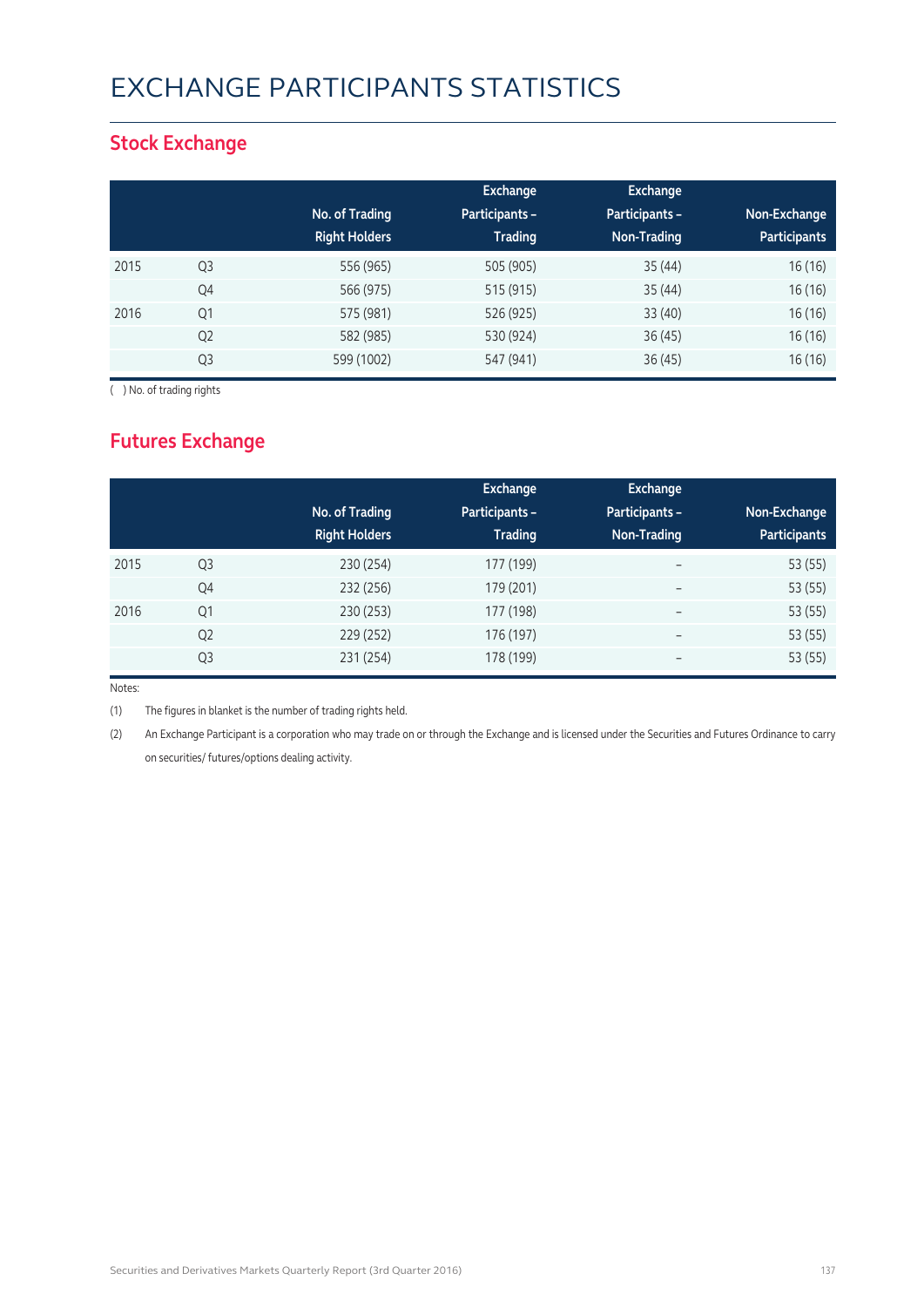# EXCHANGE PARTICIPANTS STATISTICS

## Stock Exchange

| | | No. of Trading Right Holders | Exchange Participants – Trading | Exchange Participants – Non-Trading | Non-Exchange Participants |
|---|---|---|---|---|---|
| 2015 | Q3 | 556 (965) | 505 (905) | 35 (44) | 16 (16) |
| | Q4 | 566 (975) | 515 (915) | 35 (44) | 16 (16) |
| 2016 | Q1 | 575 (981) | 526 (925) | 33 (40) | 16 (16) |
| | Q2 | 582 (985) | 530 (924) | 36 (45) | 16 (16) |
| | Q3 | 599 (1002) | 547 (941) | 36 (45) | 16 (16) |

( ) No. of trading rights

## Futures Exchange

| | | No. of Trading Right Holders | Exchange Participants – Trading | Exchange Participants – Non-Trading | Non-Exchange Participants |
|---|---|---|---|---|---|
| 2015 | Q3 | 230 (254) | 177 (199) | – | 53 (55) |
| | Q4 | 232 (256) | 179 (201) | – | 53 (55) |
| 2016 | Q1 | 230 (253) | 177 (198) | – | 53 (55) |
| | Q2 | 229 (252) | 176 (197) | – | 53 (55) |
| | Q3 | 231 (254) | 178 (199) | – | 53 (55) |

Notes:

(1) The figures in blanket is the number of trading rights held.

(2) An Exchange Participant is a corporation who may trade on or through the Exchange and is licensed under the Securities and Futures Ordinance to carry on securities/ futures/options dealing activity.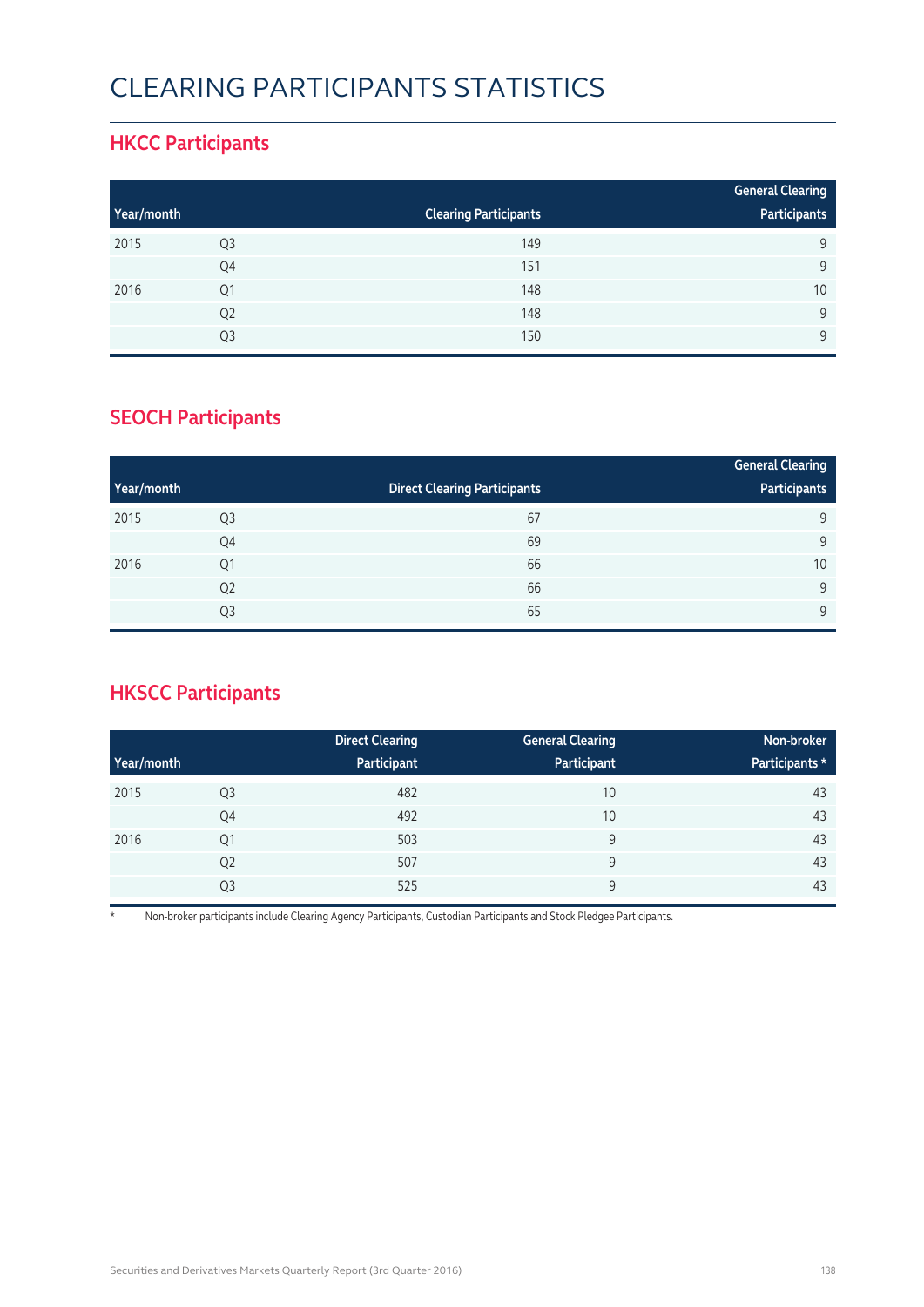# CLEARING PARTICIPANTS STATISTICS

## HKCC Participants

| Year/month | | Clearing Participants | General Clearing Participants |
|---|---|---|---|
| 2015 | Q3 | 149 | 9 |
| | Q4 | 151 | 9 |
| 2016 | Q1 | 148 | 10 |
| | Q2 | 148 | 9 |
| | Q3 | 150 | 9 |

## SEOCH Participants

| Year/month | | Direct Clearing Participants | General Clearing Participants |
|---|---|---|---|
| 2015 | Q3 | 67 | 9 |
| | Q4 | 69 | 9 |
| 2016 | Q1 | 66 | 10 |
| | Q2 | 66 | 9 |
| | Q3 | 65 | 9 |

## HKSCC Participants

| Year/month | | Direct Clearing Participant | General Clearing Participant | Non-broker Participants * |
|---|---|---|---|---|
| 2015 | Q3 | 482 | 10 | 43 |
| | Q4 | 492 | 10 | 43 |
| 2016 | Q1 | 503 | 9 | 43 |
| | Q2 | 507 | 9 | 43 |
| | Q3 | 525 | 9 | 43 |

* Non-broker participants include Clearing Agency Participants, Custodian Participants and Stock Pledgee Participants.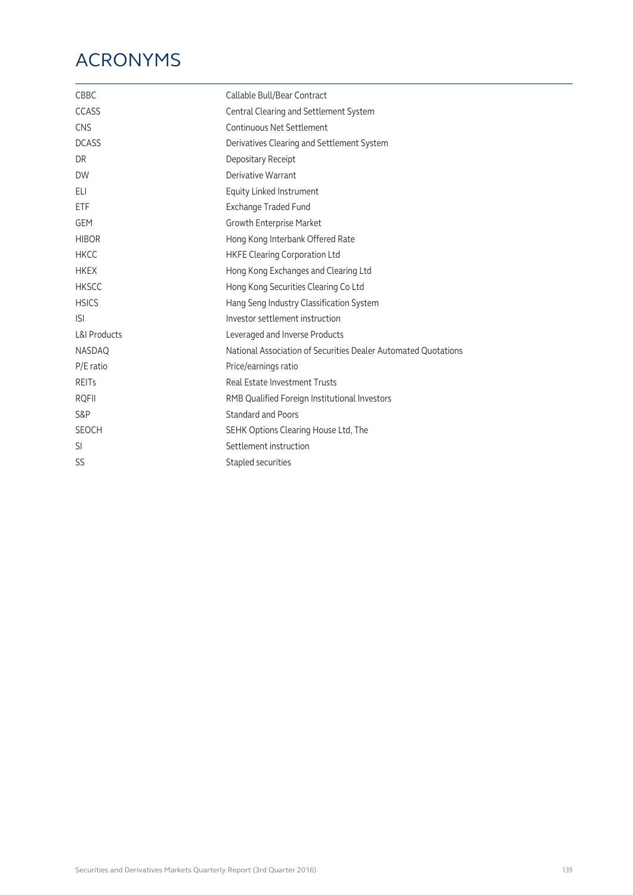# ACRONYMS

| | |
|---|---|
| CBBC | Callable Bull/Bear Contract |
| CCASS | Central Clearing and Settlement System |
| CNS | Continuous Net Settlement |
| DCASS | Derivatives Clearing and Settlement System |
| DR | Depositary Receipt |
| DW | Derivative Warrant |
| ELI | Equity Linked Instrument |
| ETF | Exchange Traded Fund |
| GEM | Growth Enterprise Market |
| HIBOR | Hong Kong Interbank Offered Rate |
| HKCC | HKFE Clearing Corporation Ltd |
| HKEX | Hong Kong Exchanges and Clearing Ltd |
| HKSCC | Hong Kong Securities Clearing Co Ltd |
| HSICS | Hang Seng Industry Classification System |
| ISI | Investor settlement instruction |
| L&I Products | Leveraged and Inverse Products |
| NASDAQ | National Association of Securities Dealer Automated Quotations |
| P/E ratio | Price/earnings ratio |
| REITs | Real Estate Investment Trusts |
| RQFII | RMB Qualified Foreign Institutional Investors |
| S&P | Standard and Poors |
| SEOCH | SEHK Options Clearing House Ltd, The |
| SI | Settlement instruction |
| SS | Stapled securities |